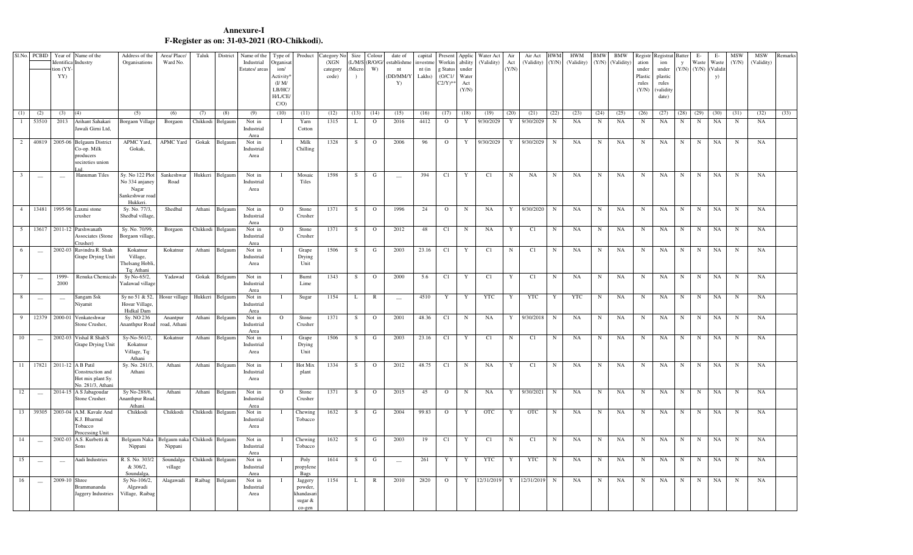# Annexure-I

## F-Register as on: 31-03-2021 (RO-Chikkodi).

| Sl.No. | PCBID | Year of Identification (YY-YY) | Name of the Industry | Address of the Organisations | Area/ Place/ Ward No. | Taluk | District | Name of the Industrial Estates/ areas | Type of Organisation/ Activity* (I/ M/ LB/HC/ H/L/CE/ C/O) | Product | Category No (XGN category code) | Size (L/M/S/Micro) | Colour (R/O/G/W) | date of establishment (DD/MM/YY) | capital investment (in Lakhs) | Present Working Status (O/C1/C2/Y)** | Applicability under Water Act (Y/N) | Water Act (Validity) | Air Act (Y/N) | Air Act (Validity) | HWM (Y/N) | HWM (Validity) | BMW (Y/N) | BMW (Validity) | Registration under Plastic rules (Y/N) | Registration under plastic rules (validity date) | Battery (Y/N) | E-Waste (Y/N) | E-Waste (Validity) | MSW (Y/N) | MSW (Validity) | Remarks |
|---|---|---|---|---|---|---|---|---|---|---|---|---|---|---|---|---|---|---|---|---|---|---|---|---|---|---|---|---|---|---|---|---|
| (1) | (2) | (3) | (4) | (5) | (6) | (7) | (8) | (9) | (10) | (11) | (12) | (13) | (14) | (15) | (16) | (17) | (18) | (19) | (20) | (21) | (22) | (23) | (24) | (25) | (26) | (27) | (28) | (29) | (30) | (31) | (32) | (33) |
| 1 | 53510 | 2013 | Arihant Sahakari Jawali Girni Ltd, | Borgaon Village | Borgaon | Chikkodi | Belgaum | Not in Industrial Area | I | Yarn Cotton | 1315 | L | O | 2016 | 4412 | O | Y | 9/30/2029 | Y | 9/30/2029 | N | NA | N | NA | N | NA | N | N | NA | N | NA | |
| 2 | 40819 | 2005-06 | Belgaum District Co-op. Milk producers socireties union Ltd. | APMC Yard, Gokak, | APMC Yard | Gokak | Belgaum | Not in Industrial Area | I | Milk Chilling | 1328 | S | O | 2006 | 96 | O | Y | 9/30/2029 | Y | 9/30/2029 | N | NA | N | NA | N | NA | N | N | NA | N | NA | |
| 3 | __ | __ | Hanuman Tiles | Sy. No 122 Plot No 334 anjaney Nagar Sankeshwar road Hukkeri. | Sankeshwar Road | Hukkeri | Belgaum | Not in Industrial Area | I | Mosaic Tiles | 1598 | S | G | __ | 394 | C1 | Y | C1 | N | NA | N | NA | N | NA | N | NA | N | N | NA | N | NA | |
| 4 | 13481 | 1995-96 | Laxmi stone crusher | Sy. No. 77/3, Shedbal village, | Shedbal | Athani | Belgaum | Not in Industrial Area | O | Stone Crusher | 1371 | S | O | 1996 | 24 | O | N | NA | Y | 9/30/2020 | N | NA | N | NA | N | NA | N | N | NA | N | NA | |
| 5 | 13617 | 2011-12 | Parshwanath Associates (Stone Crusher) | Sy. No. 70/99, Borgaon village, | Borgaon | Chikkodi | Belgaum | Not in Industrial Area | O | Stone Crusher | 1371 | S | O | 2012 | 48 | C1 | N | NA | Y | C1 | N | NA | N | NA | N | NA | N | N | NA | N | NA | |
| 6 | __ | 2002-03 | Ravindra R. Shah Grape Drying Unit | Kokatnur Village, Thelsang Hobli, Tq: Athani | Kokatnur | Athani | Belgaum | Not in Industrial Area | I | Grape Drying Unit | 1506 | S | G | 2003 | 23.16 | C1 | Y | C1 | N | C1 | N | NA | N | NA | N | NA | N | N | NA | N | NA | |
| 7 | __ | 1999-2000 | Renuka Chemicals | Sy No-65/2, Yadawad village | Yadawad | Gokak | Belgaum | Not in Industrial Area | I | Burnt Lime | 1343 | S | O | 2000 | 5.6 | C1 | Y | C1 | Y | C1 | N | NA | N | NA | N | NA | N | N | NA | N | NA | |
| 8 | __ | __ | Sangam Ssk Niyamit | Sy no 51 & 52, Hosur Village, Hidkal Dam | Hosur village | Hukkeri | Belgaum | Not in Industrial Area | I | Sugar | 1154 | L | R | __ | 4510 | Y | Y | YTC | Y | YTC | Y | YTC | N | NA | N | NA | N | N | NA | N | NA | |
| 9 | 12379 | 2000-01 | Venkateshwar Stone Crusher, | Sy. NO 236 Ananthpur Road | Anantpur road, Athani | Athani | Belgaum | Not in Industrial Area | O | Stone Crusher | 1371 | S | O | 2001 | 48.36 | C1 | N | NA | Y | 9/30/2018 | N | NA | N | NA | N | NA | N | N | NA | N | NA | |
| 10 | __ | 2002-03 | Vishal R Shah'S Grape Drying Unit | Sy-No-561/2, Kokatnur Village, Tq: Athani | Kokatnur | Athani | Belgaum | Not in Industrial Area | I | Grape Drying Unit | 1506 | S | G | 2003 | 23.16 | C1 | Y | C1 | N | C1 | N | NA | N | NA | N | NA | N | N | NA | N | NA | |
| 11 | 17821 | 2011-12 | A B Patil Construction and Hot mix plant Sy. No. 281/3, Athani | Sy. No. 281/3, Athani | Athani | Athani | Belgaum | Not in Industrial Area | I | Hot Mix plant | 1334 | S | O | 2012 | 48.75 | C1 | N | NA | Y | C1 | N | NA | N | NA | N | NA | N | N | NA | N | NA | |
| 12 | __ | 2014-15 | A S Jabagoudar Stone Crusher. | Sy No-288/6, Ananthpur Road, Athani. | Athani | Athani | Belgaum | Not in Industrial Area | O | Stone Crusher | 1371 | S | O | 2015 | 45 | O | N | NA | Y | 9/30/2021 | N | NA | N | NA | N | NA | N | N | NA | N | NA | |
| 13 | 39305 | 2003-04 | A.M. Kavale And K.J. Bharmal Tobacco Processing Unit | Chikkodi | Chikkodi | Chikkodi | Belgaum | Not in Industrial Area | I | Chewing Tobacco | 1632 | S | G | 2004 | 99.83 | O | Y | OTC | Y | OTC | N | NA | N | NA | N | NA | N | N | NA | N | NA | |
| 14 | __ | 2002-03 | A.S. Kurbetti & Sons | Belgaum Naka Nippani | Belgaum naka Nippani | Chikkodi | Belgaum | Not in Industrial Area | I | Chewing Tobacco | 1632 | S | G | 2003 | 19 | C1 | Y | C1 | N | C1 | N | NA | N | NA | N | NA | N | N | NA | N | NA | |
| 15 | __ | __ | Aadi Industries | R. S. No. 303/2 & 306/2, Soundalga, | Soundalga village | Chikkodi | Belgaum | Not in Industrial Area | I | Poly propylene Bags | 1614 | S | G | __ | 261 | Y | Y | YTC | Y | YTC | N | NA | N | NA | N | NA | N | N | NA | N | NA | |
| 16 | __ | 2009-10 | Shree Brammananda Jaggery Industries | Sy No-106/2, Algawadi Village, Raibag | Alagawadi | Raibag | Belgaum | Not in Industrial Area | I | Jaggery powder, khandasari sugar & co-gen | 1154 | L | R | 2010 | 2820 | O | Y | 12/31/2019 | Y | 12/31/2019 | N | NA | N | NA | N | NA | N | N | NA | N | NA | |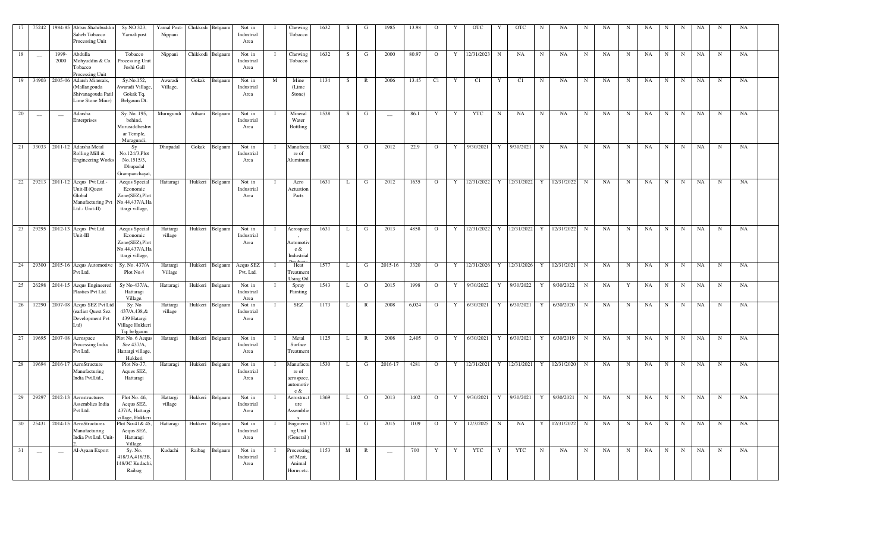| 17 | 75242 | 1984-85 | Abbas Shahibuddin Saheb Tobacco Processing Unit | Sy NO 323, Yarnal-post | Yarnal Post-Nippani | Chikkodi | Belgaum | Not in Industrial Area | I | Chewing Tobacco | 1632 | S | G | 1985 | 13.98 | O | Y | OTC | Y | OTC | N | NA | N | NA | N | NA | N | N | NA | N | NA |
|---|---|---|---|---|---|---|---|---|---|---|---|---|---|---|---|---|---|---|---|---|---|---|---|---|---|---|---|---|---|---|---|
| 18 | __ | 1999-2000 | Abdulla Mohyuddin & Co. Tobacco Processing Unit | Tobacco Processing Unit Joshi Gall | Nippani | Chikkodi | Belgaum | Not in Industrial Area | I | Chewing Tobacco | 1632 | S | G | 2000 | 80.97 | O | Y | 12/31/2023 | N | NA | N | NA | N | NA | N | NA | N | N | NA | N | NA |
| 19 | 34903 | 2005-06 | Adarsh Minerals, (Mallangouda Shivanagouda Patil Lime Stone Mine) | Sy.No.152, Awaradi Village, Gokak Tq, Belgaum Dt. | Awaradi Village, | Gokak | Belgaum | Not in Industrial Area | M | Mine (Lime Stone) | 1134 | S | R | 2006 | 13.45 | C1 | Y | C1 | Y | C1 | N | NA | N | NA | N | NA | N | N | NA | N | NA |
| 20 | __ | __ | Adarsha Enterprises | Sy. No. 195, behind, Murusiddheshwar Temple, Muragundi, | Murugundi | Athani | Belgaum | Not in Industrial Area | I | Mineral Water Bottling | 1538 | S | G | __ | 86.1 | Y | Y | YTC | N | NA | N | NA | N | NA | N | NA | N | N | NA | N | NA |
| 21 | 33033 | 2011-12 | Adarsha Metal Rolling Mill & Engineering Works | Sy No.124/3,Plot No.1515/3, Dhupadal Grampanchayat, | Dhupadal | Gokak | Belgaum | Not in Industrial Area | I | Manufacture of Aluminum | 1302 | S | O | 2012 | 22.9 | O | Y | 9/30/2021 | Y | 9/30/2021 | N | NA | N | NA | N | NA | N | N | NA | N | NA |
| 22 | 29213 | 2011-12 | Aequs Pvt Ltd.-Unit-II (Quest Global Manufacturing Pvt Ltd.- Unit-II) | Aequs Special Economic Zone(SEZ),Plot No.44,437/A,Hattargi village, | Hattaragi | Hukkeri | Belgaum | Not in Industrial Area | I | Aero Actuation Parts | 1631 | L | G | 2012 | 1635 | O | Y | 12/31/2022 | Y | 12/31/2022 | Y | 12/31/2022 | N | NA | N | NA | N | N | NA | N | NA |
| 23 | 29295 | 2012-13 | Aequs Pvt Ltd. Unit-III | Aequs Special Economic Zone(SEZ),Plot No.44,437/A,Hattargi village, | Hattargi village | Hukkeri | Belgaum | Not in Industrial Area | I | Aerospace, Automotive & Industrial | 1631 | L | G | 2013 | 4858 | O | Y | 12/31/2022 | Y | 12/31/2022 | Y | 12/31/2022 | N | NA | N | NA | N | N | NA | N | NA |
| 24 | 29300 | 2015-16 | Aequs Automotive Pvt Ltd. | Sy. No. 437/A Plot No.4 | Hattargi Village | Hukkeri | Belgaum | Aequs SEZ Pvt. Ltd. | I | Heat Treatment Using Oil | 1577 | L | G | 2015-16 | 3320 | O | Y | 12/31/2026 | Y | 12/31/2026 | Y | 12/31/2021 | N | NA | N | NA | N | N | NA | N | NA |
| 25 | 26298 | 2014-15 | Aequs Engineered Plastics Pvt Ltd. | Sy No-437/A, Hattaragi Village. | Hattaragi | Hukkeri | Belgaum | Not in Industrial Area | I | Spray Painting | 1543 | L | O | 2015 | 1998 | O | Y | 9/30/2022 | Y | 9/30/2022 | Y | 9/30/2022 | N | NA | Y | NA | N | N | NA | N | NA |
| 26 | 12290 | 2007-08 | Aequs SEZ Pvt Ltd (earlier Quest Sez Development Pvt Ltd) | Sy. No 437/A,438,& 439 Hatargi Village Hukkeri Tq: belgaum | Hattargi village | Hukkeri | Belgaum | Not in Industrial Area | I | SEZ | 1173 | L | R | 2008 | 6,024 | O | Y | 6/30/2021 | Y | 6/30/2021 | Y | 6/30/2020 | N | NA | N | NA | N | N | NA | N | NA |
| 27 | 19695 | 2007-08 | Aerospace Processing India Pvt Ltd. | Plot No. 6 Aequs Sez 437/A, Hattargi village, Hukkeri | Hattargi | Hukkeri | Belgaum | Not in Industrial Area | I | Metal Surface Treatment | 1125 | L | R | 2008 | 2,405 | O | Y | 6/30/2021 | Y | 6/30/2021 | Y | 6/30/2019 | N | NA | N | NA | N | N | NA | N | NA |
| 28 | 19694 | 2016-17 | AeroStructure Manufacturing India Pvt.Ltd., | Plot No-37, Aques SEZ, Hattaragi | Hattaragi | Hukkeri | Belgaum | Not in Industrial Area | I | Manufacture of aerospace, automotive & | 1530 | L | G | 2016-17 | 4281 | O | Y | 12/31/2021 | Y | 12/31/2021 | Y | 12/31/2020 | N | NA | N | NA | N | N | NA | N | NA |
| 29 | 29297 | 2012-13 | Aerostructures Assemblies India Pvt Ltd. | Plot No. 46, Aequs SEZ, 437/A, Hattargi village, Hukkeri | Hattargi village | Hukkeri | Belgaum | Not in Industrial Area | I | Aerostructure Assemblies | 1369 | L | O | 2013 | 1402 | O | Y | 9/30/2021 | Y | 9/30/2021 | Y | 9/30/2021 | N | NA | N | NA | N | N | NA | N | NA |
| 30 | 25431 | 2014-15 | AeroStructures Manufacturing India Pvt Ltd. Unit-2. | Plot No-41& 45, Aequs SEZ, Hattaragi Village. | Hattaragi | Hukkeri | Belgaum | Not in Industrial Area | I | Engineering Unit (General) | 1577 | L | G | 2015 | 1109 | O | Y | 12/3/2025 | N | NA | Y | 12/31/2022 | N | NA | N | NA | N | N | NA | N | NA |
| 31 | __ | __ | Al-Ayaan Export | Sy. No. 418/3A,418/3B, 148/3C Kudachi, Raibag | Kudachi | Raibag | Belgaum | Not in Industrial Area | I | Processing of Meat, Animal Horns etc. | 1153 | M | R | __ | 700 | Y | Y | YTC | Y | YTC | N | NA | N | NA | N | NA | N | N | NA | N | NA |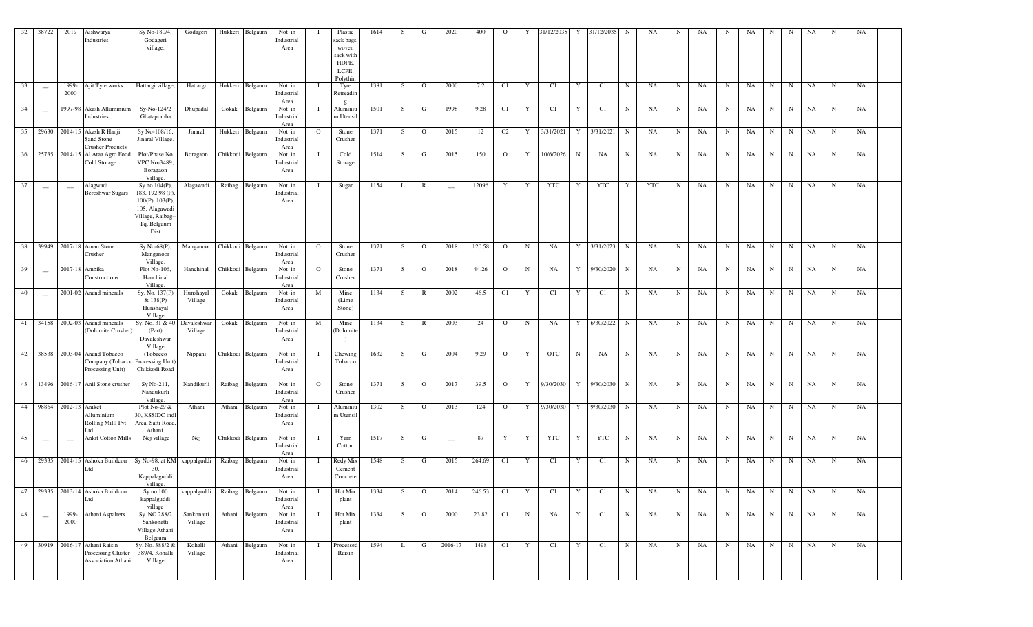| 32 | 38722 | 2019 | Aishwarya Industries | Sy No-180/4, Godageri village. | Godageri | Hukkeri | Belgaum | Not in Industrial Area | I | Plastic sack bags, woven sack with HDPE, LCPE, Polythin | 1614 | S | G | 2020 | 400 | O | Y | 31/12/2035 | Y | 31/12/2035 | N | NA | N | NA | N | NA | N | N | NA | N | NA |
|---|---|---|---|---|---|---|---|---|---|---|---|---|---|---|---|---|---|---|---|---|---|---|---|---|---|---|---|---|---|---|---|
| 33 | — | 1999-2000 | Ajit Tyre works | Hattargi village, | Hattargi | Hukkeri | Belgaum | Not in Industrial Area | I | Tyre Retreading | 1381 | S | O | 2000 | 7.2 | C1 | Y | C1 | Y | C1 | N | NA | N | NA | N | NA | N | N | NA | N | NA |
| 34 | — | 1997-98 | Akash Alluminium Industries | Sy-No-124/2 Ghataprabha | Dhupadal | Gokak | Belgaum | Not in Industrial Area | I | Aluminium Utensil | 1501 | S | G | 1998 | 9.28 | C1 | Y | C1 | Y | C1 | N | NA | N | NA | N | NA | N | N | NA | N | NA |
| 35 | 29630 | 2014-15 | Akash R Hanji Sand Stone Crusher Products | Sy No-108/16, Jinaral Village. | Jinaral | Hukkeri | Belgaum | Not in Industrial Area | O | Stone Crusher | 1371 | S | O | 2015 | 12 | C2 | Y | 3/31/2021 | Y | 3/31/2021 | N | NA | N | NA | N | NA | N | N | NA | N | NA |
| 36 | 25735 | 2014-15 | Al Ataa Agro Food Cold Storage | Plot/Phase No VPC No-3489, Boragaon Village. | Boragaon | Chikkodi | Belgaum | Not in Industrial Area | I | Cold Storage | 1514 | S | G | 2015 | 150 | O | Y | 10/6/2026 | N | NA | N | NA | N | NA | N | NA | N | N | NA | N | NA |
| 37 | — | — | Alagwadi Bereshwar Sugars | Sy no 104(P), 183, 192,98 (P), 100(P), 103(P), 105, Alagawadi Village, Raibag-- Tq, Belgaum Dist | Alagawadi | Raibag | Belgaum | Not in Industrial Area | I | Sugar | 1154 | L | R | — | 12096 | Y | Y | YTC | Y | YTC | Y | YTC | N | NA | N | NA | N | N | NA | N | NA |
| 38 | 39949 | 2017-18 | Aman Stone Crusher | Sy No-68(P), Manganoor Village. | Manganoor | Chikkodi | Belgaum | Not in Industrial Area | O | Stone Crusher | 1371 | S | O | 2018 | 120.58 | O | N | NA | Y | 3/31/2023 | N | NA | N | NA | N | NA | N | N | NA | N | NA |
| 39 | — | 2017-18 | Ambika Constructions | Plot No-106, Hanchinal Village. | Hanchinal | Chikkodi | Belgaum | Not in Industrial Area | O | Stone Crusher | 1371 | S | O | 2018 | 44.26 | O | N | NA | Y | 9/30/2020 | N | NA | N | NA | N | NA | N | N | NA | N | NA |
| 40 | — | 2001-02 | Anand minerals | Sy. No. 137(P) & 138(P) Hunshayal Village | Hunshayal Village | Gokak | Belgaum | Not in Industrial Area | M | Mine (Lime Stone) | 1134 | S | R | 2002 | 46.5 | C1 | Y | C1 | Y | C1 | N | NA | N | NA | N | NA | N | N | NA | N | NA |
| 41 | 34158 | 2002-03 | Anand minerals (Dolomite Crusher) | Sy. No. 31 & 40 (Part) Davaleshwar Village | Davaleshwar Village | Gokak | Belgaum | Not in Industrial Area | M | Mine (Dolomite ) | 1134 | S | R | 2003 | 24 | O | N | NA | Y | 6/30/2022 | N | NA | N | NA | N | NA | N | N | NA | N | NA |
| 42 | 38538 | 2003-04 | Anand Tobacco Company (Tobacco Processing Unit) | (Tobacco Processing Unit) Chikkodi Road | Nippani | Chikkodi | Belgaum | Not in Industrial Area | I | Chewing Tobacco | 1632 | S | G | 2004 | 9.29 | O | Y | OTC | N | NA | N | NA | N | NA | N | NA | N | N | NA | N | NA |
| 43 | 13496 | 2016-17 | Anil Stone crusher | Sy No-211, Nandukurli Village. | Nandikurli | Raibag | Belgaum | Not in Industrial Area | O | Stone Crusher | 1371 | S | O | 2017 | 39.5 | O | Y | 9/30/2030 | Y | 9/30/2030 | N | NA | N | NA | N | NA | N | N | NA | N | NA |
| 44 | 98864 | 2012-13 | Aniket Alluminium Rolling Milll Pvt Ltd. | Plot No-29 & 30, KSSIDC indl Area, Satti Road, Athani. | Athani | Athani | Belgaum | Not in Industrial Area | I | Aluminium Utensil | 1302 | S | O | 2013 | 124 | O | Y | 9/30/2030 | Y | 9/30/2030 | N | NA | N | NA | N | NA | N | N | NA | N | NA |
| 45 | — | — | Ankit Cotton Mills | Nej village | Nej | Chikkodi | Belgaum | Not in Industrial Area | I | Yarn Cotton | 1517 | S | G | — | 87 | Y | Y | YTC | Y | YTC | N | NA | N | NA | N | NA | N | N | NA | N | NA |
| 46 | 29335 | 2014-15 | Ashoka Buildcon Ltd | Sy No-98, at KM 30, Kappalaguddi Village. | kappalguddi | Raibag | Belgaum | Not in Industrial Area | I | Redy Mix Cement Concrete | 1548 | S | G | 2015 | 264.69 | C1 | Y | C1 | Y | C1 | N | NA | N | NA | N | NA | N | N | NA | N | NA |
| 47 | 29335 | 2013-14 | Ashoka Buildcon Ltd | Sy no 100 kappalguddi village | kappalguddi | Raibag | Belgaum | Not in Industrial Area | I | Hot Mix plant | 1334 | S | O | 2014 | 246.53 | C1 | Y | C1 | Y | C1 | N | NA | N | NA | N | NA | N | N | NA | N | NA |
| 48 | — | 1999-2000 | Athani Aspalters | Sy. NO 288/2 Sankonatti Village Athani Belgaum | Sankonatti Village | Athani | Belgaum | Not in Industrial Area | I | Hot Mix plant | 1334 | S | O | 2000 | 23.82 | C1 | N | NA | Y | C1 | N | NA | N | NA | N | NA | N | N | NA | N | NA |
| 49 | 30919 | 2016-17 | Athani Raisin Processing Cluster Association Athani | Sy. No. 388/2 & 389/4, Kohalli Village | Kohalli Village | Athani | Belgaum | Not in Industrial Area | I | Processed Raisin | 1594 | L | G | 2016-17 | 1498 | C1 | Y | C1 | Y | C1 | N | NA | N | NA | N | NA | N | N | NA | N | NA |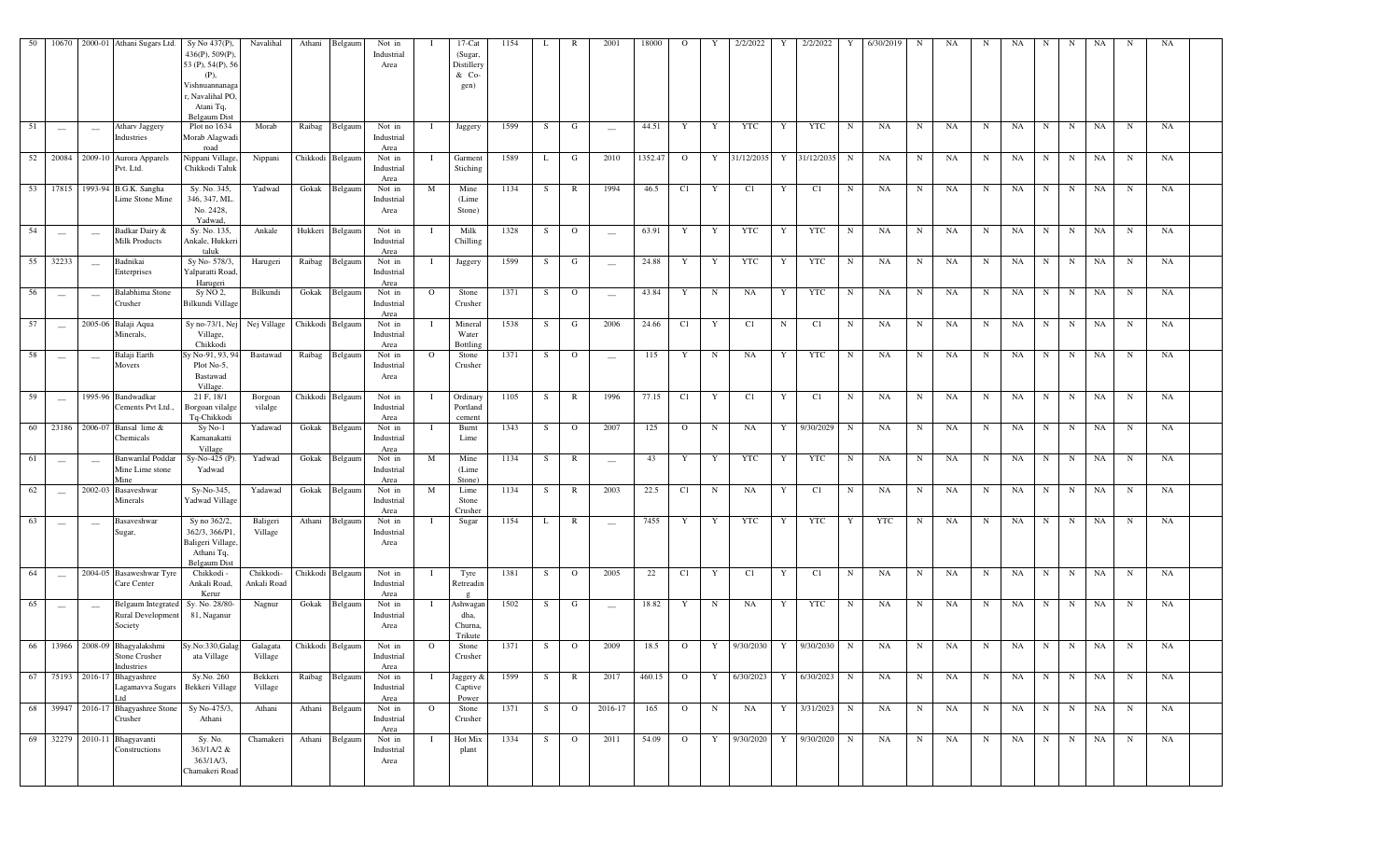| 50 | 10670 | 2000-01 | Athani Sugars Ltd. | Sy No 437(P), 436(P), 509(P), 53 (P), 54(P), 56 (P), Vishnuannanagar, Navalihal PO, Atani Tq, Belgaum Dist | Navalihal | Athani | Belgaum | Not in Industrial Area | I | 17-Cat (Sugar, Distillery & Co-gen) | 1154 | L | R | 2001 | 18000 | O | Y | 2/2/2022 | Y | 2/2/2022 | Y | 6/30/2019 | N | NA | N | NA | N | N | NA | N | NA |
|---|---|---|---|---|---|---|---|---|---|---|---|---|---|---|---|---|---|---|---|---|---|---|---|---|---|---|---|---|---|---|---|
| 51 | __ | __ | Atharv Jaggery Industries | Plot no 1634 Morab Alagwadi road | Morab | Raibag | Belgaum | Not in Industrial Area | I | Jaggery | 1599 | S | G | __ | 44.51 | Y | Y | YTC | Y | YTC | N | NA | N | NA | N | NA | N | N | NA | N | NA |
| 52 | 20084 | 2009-10 | Aurora Apparels Pvt. Ltd. | Nippani Village, Chikkodi Taluk | Nippani | Chikkodi | Belgaum | Not in Industrial Area | I | Garment Stiching | 1589 | L | G | 2010 | 1352.47 | O | Y | 31/12/2035 | Y | 31/12/2035 | N | NA | N | NA | N | NA | N | N | NA | N | NA |
| 53 | 17815 | 1993-94 | B.G.K. Sangha Lime Stone Mine | Sy. No. 345, 346, 347, ML. No. 2428, Yadwad, | Yadwad | Gokak | Belgaum | Not in Industrial Area | M | Mine (Lime Stone) | 1134 | S | R | 1994 | 46.5 | C1 | Y | C1 | Y | C1 | N | NA | N | NA | N | NA | N | N | NA | N | NA |
| 54 | __ | __ | Badkar Dairy & Milk Products | Sy. No. 135, Ankale, Hukkeri taluk | Ankale | Hukkeri | Belgaum | Not in Industrial Area | I | Milk Chilling | 1328 | S | O | __ | 63.91 | Y | Y | YTC | Y | YTC | N | NA | N | NA | N | NA | N | N | NA | N | NA |
| 55 | 32233 | __ | Badnikai Enterprises | Sy No- 578/3, Yalparatti Road, Harugeri | Harugeri | Raibag | Belgaum | Not in Industrial Area | I | Jaggery | 1599 | S | G | __ | 24.88 | Y | Y | YTC | Y | YTC | N | NA | N | NA | N | NA | N | N | NA | N | NA |
| 56 | __ | __ | Balabhima Stone Crusher | Sy NO 2, Bilkundi Village | Bilkundi | Gokak | Belgaum | Not in Industrial Area | O | Stone Crusher | 1371 | S | O | __ | 43.84 | Y | N | NA | Y | YTC | N | NA | N | NA | N | NA | N | N | NA | N | NA |
| 57 | __ | 2005-06 | Balaji Aqua Minerals, | Sy no-73/1, Nej Village, Chikkodi | Nej Village | Chikkodi | Belgaum | Not in Industrial Area | I | Mineral Water Bottling | 1538 | S | G | 2006 | 24.66 | C1 | Y | C1 | N | C1 | N | NA | N | NA | N | NA | N | N | NA | N | NA |
| 58 | __ | __ | Balaji Earth Movers | Sy No-91, 93, 94 Plot No-5, Bastawad Village. | Bastawad | Raibag | Belgaum | Not in Industrial Area | O | Stone Crusher | 1371 | S | O | __ | 115 | Y | N | NA | Y | YTC | N | NA | N | NA | N | NA | N | N | NA | N | NA |
| 59 | __ | 1995-96 | Bandwadkar Cements Pvt Ltd., | 21 F, 18/1 Borgoan vilalge Tq-Chikkodi | Borgoan vilalge | Chikkodi | Belgaum | Not in Industrial Area | I | Ordinary Portland cement | 1105 | S | R | 1996 | 77.15 | C1 | Y | C1 | Y | C1 | N | NA | N | NA | N | NA | N | N | NA | N | NA |
| 60 | 23186 | 2006-07 | Bansal lime & Chemicals | Sy No-1 Kamanakatti Village | Yadawad | Gokak | Belgaum | Not in Industrial Area | I | Burnt Lime | 1343 | S | O | 2007 | 125 | O | N | NA | Y | 9/30/2029 | N | NA | N | NA | N | NA | N | N | NA | N | NA |
| 61 | __ | __ | Banwarilal Poddar Mine Lime stone Mine | Sy-No-425 (P). Yadwad | Yadwad | Gokak | Belgaum | Not in Industrial Area | M | Mine (Lime Stone) | 1134 | S | R | __ | 43 | Y | Y | YTC | Y | YTC | N | NA | N | NA | N | NA | N | N | NA | N | NA |
| 62 | __ | 2002-03 | Basaveshwar Minerals | Sy-No-345, Yadwad Village | Yadawad | Gokak | Belgaum | Not in Industrial Area | M | Lime Stone Crusher | 1134 | S | R | 2003 | 22.5 | C1 | N | NA | Y | C1 | N | NA | N | NA | N | NA | N | N | NA | N | NA |
| 63 | __ | __ | Basaveshwar Sugar, | Sy no 362/2, 362/3, 366/P1, Baligeri Village, Athani Tq, Belgaum Dist | Baligeri Village | Athani | Belgaum | Not in Industrial Area | I | Sugar | 1154 | L | R | __ | 7455 | Y | Y | YTC | Y | YTC | Y | YTC | N | NA | N | NA | N | N | NA | N | NA |
| 64 | __ | 2004-05 | Basaweshwar Tyre Care Center | Chikkodi - Ankali Road, Kerur | Chikkodi-Ankali Road | Chikkodi | Belgaum | Not in Industrial Area | I | Tyre Retreading | 1381 | S | O | 2005 | 22 | C1 | Y | C1 | Y | C1 | N | NA | N | NA | N | NA | N | N | NA | N | NA |
| 65 | __ | __ | Belgaum Integrated Rural Development Society | Sy. No. 28/80-81, Nagarur | Nagnur | Gokak | Belgaum | Not in Industrial Area | I | Ashwagandha, Churna, Trikute | 1502 | S | G | __ | 18.82 | Y | N | NA | Y | YTC | N | NA | N | NA | N | NA | N | N | NA | N | NA |
| 66 | 13966 | 2008-09 | Bhagyalakshmi Stone Crusher Industries | Sy.No:330,Galagata Village | Galagata Village | Chikkodi | Belgaum | Not in Industrial Area | O | Stone Crusher | 1371 | S | O | 2009 | 18.5 | O | Y | 9/30/2030 | Y | 9/30/2030 | N | NA | N | NA | N | NA | N | N | NA | N | NA |
| 67 | 75193 | 2016-17 | Bhagyashree Lagamavva Sugars Ltd | Sy.No. 260 Bekkeri Village | Bekkeri Village | Raibag | Belgaum | Not in Industrial Area | I | Jaggery & Captive Power | 1599 | S | R | 2017 | 460.15 | O | Y | 6/30/2023 | Y | 6/30/2023 | N | NA | N | NA | N | NA | N | N | NA | N | NA |
| 68 | 39947 | 2016-17 | Bhagyashree Stone Crusher | Sy No-475/3, Athani | Athani | Athani | Belgaum | Not in Industrial Area | O | Stone Crusher | 1371 | S | O | 2016-17 | 165 | O | N | NA | Y | 3/31/2023 | N | NA | N | NA | N | NA | N | N | NA | N | NA |
| 69 | 32279 | 2010-11 | Bhagyavanti Constructions | Sy. No. 363/1A/2 & 363/1A/3, Chamakeri Road | Chamakeri | Athani | Belgaum | Not in Industrial Area | I | Hot Mix plant | 1334 | S | O | 2011 | 54.09 | O | Y | 9/30/2020 | Y | 9/30/2020 | N | NA | N | NA | N | NA | N | N | NA | N | NA |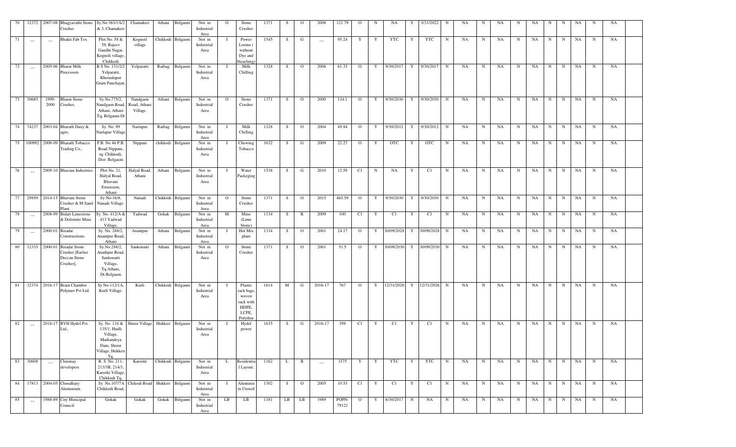| 70 | 12372 | 2007-08 | Bhagyavathi Stone Crusher | Sy.No:363/1A/2 & 3, Chamakeri | Chamakeri | Athani | Belgaum | Not in Industrial Area | O | Stone Crusher | 1371 | S | O | 2008 | 121.79 | O | N | NA | Y | 3/31/2022 | N | NA | N | NA | N | NA | N | N | NA | N | NA |
|---|---|---|---|---|---|---|---|---|---|---|---|---|---|---|---|---|---|---|---|---|---|---|---|---|---|---|---|---|---|---|---|
| 71 | __ | __ | Bhakti Fab Tex | Plot No. 58 & 59, Rajeev Gandhi Nagar, Kognoli village, Chikkodi | Kognoil village | Chikkodi | Belgaum | Not in Industrial Area | I | Power Looms ( without Dye and bleaching) | 1545 | S | G | __ | 95.24 | Y | Y | YTC | Y | YTC | N | NA | N | NA | N | NA | N | N | NA | N | NA |
| 72 | __ | 2005-06 | Bharat Milk Processors | R S No. 131/2/2 Yelparatti, Khemalapur Gram Panchayat, | Yelparatti | Raibag | Belgaum | Not in Industrial Area | I | Milk Chilling | 1328 | S | O | 2006 | 61.33 | O | Y | 9/30/2017 | Y | 9/30/2017 | N | NA | N | NA | N | NA | N | N | NA | N | NA |
| 73 | 30685 | 1999-2000 | Bharat Stone Crusher, | Sy.No.775/2, Nandgaon Road, Athani, Athani Tq, Belgaum Dt | Nandgaon Road, Athani Village. | Athani | Belgaum | Not in Industrial Area | O | Stone Crusher | 1371 | S | O | 2000 | 134.1 | O | Y | 9/30/2030 | Y | 9/30/2030 | N | NA | N | NA | N | NA | N | N | NA | N | NA |
| 74 | 74237 | 2003-04 | Bharath Dairy & agro, | Sy. No. 99 Naslapur Village | Naslapur | Raibag | Belgaum | Not in Industrial Area | I | Milk Chilling | 1328 | S | O | 2004 | 49.84 | O | Y | 9/30/2012 | Y | 9/30/2012 | N | NA | N | NA | N | NA | N | N | NA | N | NA |
| 75 | 100992 | 2008-09 | Bharath Tobacco Trading Co., | P.B. No 46 P.B. Road Nippani, tq: Chikkodi, Dist: Belgaum | Nippani | chikkodi | Belgaum | Not in Industrial Area | I | Chewing Tobacco | 1632 | S | G | 2009 | 22.27 | O | Y | OTC | Y | OTC | N | NA | N | NA | N | NA | N | N | NA | N | NA |
| 76 | __ | 2009-10 | Bhavani Industries | Plot No. 21, Halyal Road, Bhavani Extension, Athani | Halyal Road, Athani | Athani | Belgaum | Not in Industrial Area | I | Water Packeging | 1538 | S | G | 2010 | 12.59 | C1 | N | NA | Y | C1 | N | NA | N | NA | N | NA | N | N | NA | N | NA |
| 77 | 29850 | 2014-15 | Bhavani Stone Crusher & M Sand Plant. | Sy.No-16/8, Nanadi Village. | Nanadi | Chikkodi | Belgaum | Not in Industrial Area | O | Stone Crusher | 1371 | S | O | 2015 | 465.59 | O | Y | 9/30/2030 | Y | 9/30/2030 | N | NA | N | NA | N | NA | N | N | NA | N | NA |
| 78 | __ | 2008-09 | Bidari Limestone & Dolomite Mine | Sy. No. 412/A & 413 Yadwad Village, | Yadwad | Gokak | Belgaum | Not in Industrial Area | M | Mine (Lime Stone) | 1134 | S | R | 2009 | 100 | C1 | Y | C1 | Y | C1 | N | NA | N | NA | N | NA | N | N | NA | N | NA |
| 79 | __ | 2000-01 | Biradar Constructions | Sy. No. 288/2, Anantpur Road, Athani | Anantpur | Athani | Belgaum | Not in Industrial Area | I | Hot Mix plant | 1334 | S | O | 2001 | 24.17 | O | Y | 30/09/2028 | Y | 30/09/2028 | N | NA | N | NA | N | NA | N | N | NA | N | NA |
| 80 | 12335 | 2000-01 | Biradar Stone Crusher [Earlier Deccan Stone Crusher], | Sy.No.288/2, Anathpur Road, Sankonatti Village, Tq.Athani, Dt.Belgaum | Sankonatti | Athani | Belgaum | Not in Industrial Area | O | Stone Crusher | 1371 | S | O | 2001 | 51.5 | O | Y | 30/09/2030 | Y | 30/09/2030 | N | NA | N | NA | N | NA | N | N | NA | N | NA |
| 81 | 32374 | 2016-17 | Brain Chamber Polymer Pvt Ltd. | Sy.No-112/1A, Kurli Village. | Kurli | Chikkodi | Belgaum | Not in Industrial Area | I | Plastic sack bags, woven sack with HDPE, LCPE, Polythin | 1614 | M | G | 2016-17 | 767 | O | Y | 12/31/2026 | Y | 12/31/2026 | N | NA | N | NA | N | NA | N | N | NA | N | NA |
| 82 | __ | 2016-17 | BVH Hydel Pvt. Ltd., | Sy. No. 134 & 135/1, Hudli Village, Markandeya Dam, Shirur Village, Hukkeri Tq. | Shirur Village | Hukkeri | Belgaum | Not in Industrial Area | I | Hydel power | 1635 | S | G | 2016-17 | 399 | C1 | Y | C1 | Y | C1 | N | NA | N | NA | N | NA | N | N | NA | N | NA |
| 83 | 30608 | __ | Chinmay developers | R. S. No. 211, 213/3B, 214/3, Karoshi Village, Chikkodi Tq. | Karoshi | Chikkodi | Belgaum | Not in Industrial Area | L | Residential Layout. | 1162 | L | R | __ | 3375 | Y | Y | YTC | Y | YTC | N | NA | N | NA | N | NA | N | N | NA | N | NA |
| 84 | 17813 | 2004-05 | Choudhary Aluminium | Sy. No.107/7A Chikkodi Road, | Chikodi Road | Hukkeri | Belgaum | Not in Industrial Area | I | Aluminium Utensil | 1302 | S | O | 2005 | 10.53 | C1 | Y | C1 | Y | C1 | N | NA | N | NA | N | NA | N | N | NA | N | NA |
| 85 | __ | 1988-89 | City Minicipal Council | Gokak | Gokak | Gokak | Belgaum | Not in Industrial Area | LB | LB | 1181 | LB | LB | 1989 | POPN-79121 | O | Y | 6/30/2017 | N | NA | N | NA | N | NA | N | NA | N | N | NA | N | NA |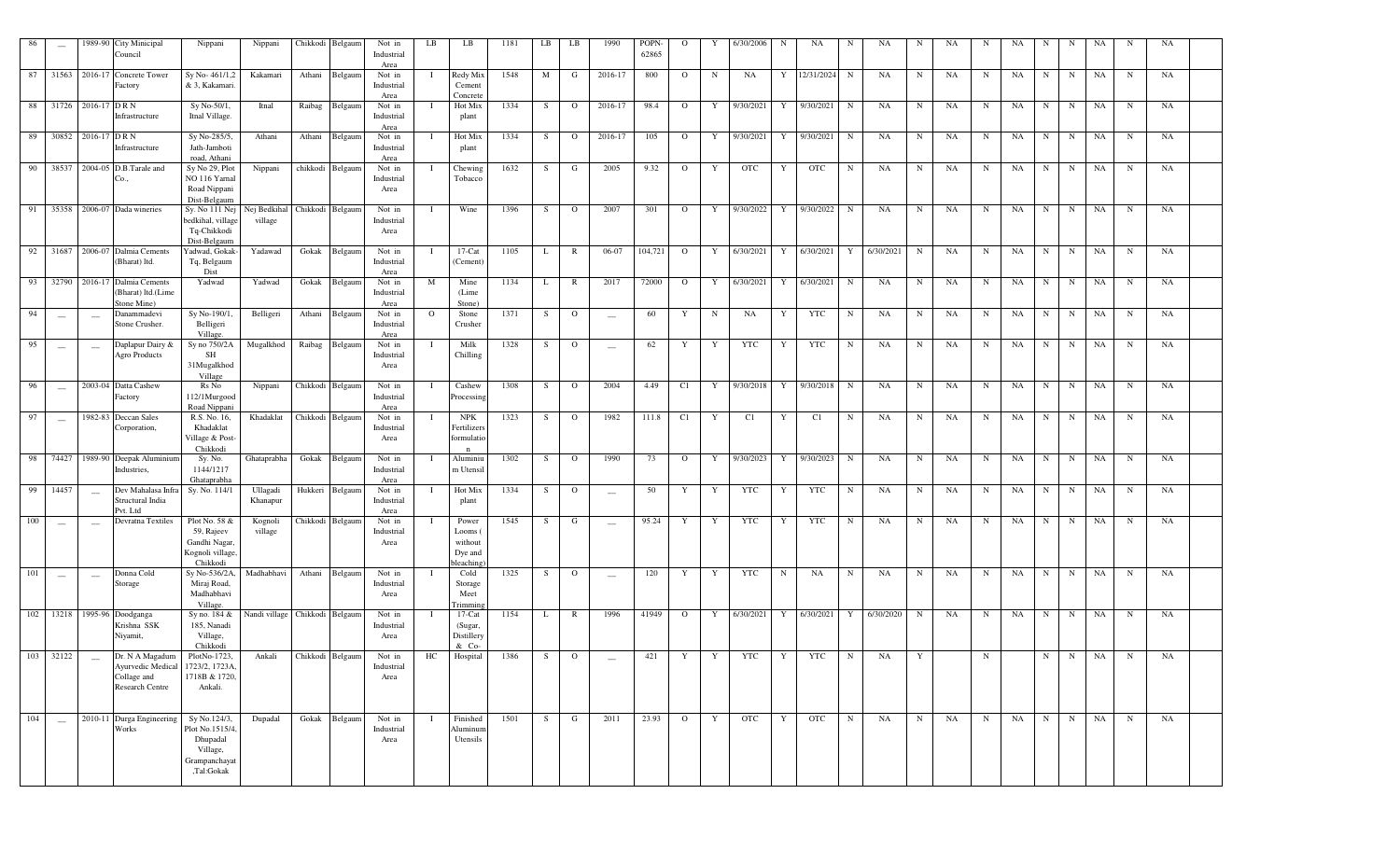| 86 | __ | 1989-90 | City Minicipal Council | Nippani | Nippani | Chikkodi | Belgaum | Not in Industrial Area | LB | LB | 1181 | LB | LB | 1990 | POPN-62865 | O | Y | 6/30/2006 | N | NA | N | NA | N | NA | N | NA | N | N | NA | N | NA |
|---|---|---|---|---|---|---|---|---|---|---|---|---|---|---|---|---|---|---|---|---|---|---|---|---|---|---|---|---|---|---|---|
| 87 | 31563 | 2016-17 | Concrete Tower Factory | Sy No- 461/1,2 & 3, Kakamari. | Kakamari | Athani | Belgaum | Not in Industrial Area | I | Redy Mix Cement Concrete | 1548 | M | G | 2016-17 | 800 | O | N | NA | Y | 12/31/2024 | N | NA | N | NA | N | NA | N | N | NA | N | NA |
| 88 | 31726 | 2016-17 | D R N Infrastructure | Sy No-50/1, Itnal Village. | Itnal | Raibag | Belgaum | Not in Industrial Area | I | Hot Mix plant | 1334 | S | O | 2016-17 | 98.4 | O | Y | 9/30/2021 | Y | 9/30/2021 | N | NA | N | NA | N | NA | N | N | NA | N | NA |
| 89 | 30852 | 2016-17 | D R N Infrastructure | Sy No-285/5, Jath-Jamboti road, Athani | Athani | Athani | Belgaum | Not in Industrial Area | I | Hot Mix plant | 1334 | S | O | 2016-17 | 105 | O | Y | 9/30/2021 | Y | 9/30/2021 | N | NA | N | NA | N | NA | N | N | NA | N | NA |
| 90 | 38537 | 2004-05 | D.B.Tarale and Co., | Sy No 29, Plot NO 116 Yamal Road Nippani Dist-Belgaum | Nippani | chikkodi | Belgaum | Not in Industrial Area | I | Chewing Tobacco | 1632 | S | G | 2005 | 9.32 | O | Y | OTC | Y | OTC | N | NA | N | NA | N | NA | N | N | NA | N | NA |
| 91 | 35358 | 2006-07 | Dada wineries | Sy. No 111 Nej bedkihal, village Tq-Chikkodi Dist-Belgaum | Nej Bedkihal village | Chikkodi | Belgaum | Not in Industrial Area | I | Wine | 1396 | S | O | 2007 | 301 | O | Y | 9/30/2022 | Y | 9/30/2022 | N | NA | N | NA | N | NA | N | N | NA | N | NA |
| 92 | 31687 | 2006-07 | Dalmia Cements (Bharat) ltd. | Yadwad, Gokak-Tq, Belgaum Dist | Yadawad | Gokak | Belgaum | Not in Industrial Area | I | 17-Cat (Cement) | 1105 | L | R | 06-07 | 104,721 | O | Y | 6/30/2021 | Y | 6/30/2021 | Y | 6/30/2021 | N | NA | N | NA | N | N | NA | N | NA |
| 93 | 32790 | 2016-17 | Dalmia Cements (Bharat) ltd.(Lime Stone Mine) | Yadwad | Yadwad | Gokak | Belgaum | Not in Industrial Area | M | Mine (Lime Stone) | 1134 | L | R | 2017 | 72000 | O | Y | 6/30/2021 | Y | 6/30/2021 | N | NA | N | NA | N | NA | N | N | NA | N | NA |
| 94 | __ | __ | Danammadevi Stone Crusher. | Sy No-190/1, Belligeri Village. | Belligeri | Athani | Belgaum | Not in Industrial Area | O | Stone Crusher | 1371 | S | O | __ | 60 | Y | N | NA | Y | YTC | N | NA | N | NA | N | NA | N | N | NA | N | NA |
| 95 | __ | __ | Daplapur Dairy & Agro Products | Sy no 750/2A SH 31Mugalkhod Village | Mugalkhod | Raibag | Belgaum | Not in Industrial Area | I | Milk Chilling | 1328 | S | O | __ | 62 | Y | Y | YTC | Y | YTC | N | NA | N | NA | N | NA | N | N | NA | N | NA |
| 96 | __ | 2003-04 | Datta Cashew Factory | Rs No 112/1Murgood Road Nippani | Nippani | Chikkodi | Belgaum | Not in Industrial Area | I | Cashew Processing | 1308 | S | O | 2004 | 4.49 | C1 | Y | 9/30/2018 | Y | 9/30/2018 | N | NA | N | NA | N | NA | N | N | NA | N | NA |
| 97 | __ | 1982-83 | Deccan Sales Corporation, | R.S. No. 16, Khadaklat Village & Post-Chikkodi | Khadaklat | Chikkodi | Belgaum | Not in Industrial Area | I | NPK Fertilizers formulation | 1323 | S | O | 1982 | 111.8 | C1 | Y | C1 | Y | C1 | N | NA | N | NA | N | NA | N | N | NA | N | NA |
| 98 | 74427 | 1989-90 | Deepak Aluminium Industries, | Sy. No. 1144/1217 Ghataprabha | Ghataprabha | Gokak | Belgaum | Not in Industrial Area | I | Aluminium Utensil | 1302 | S | O | 1990 | 73 | O | Y | 9/30/2023 | Y | 9/30/2023 | N | NA | N | NA | N | NA | N | N | NA | N | NA |
| 99 | 14457 | __ | Dev Mahalasa Infra Structural India Pvt. Ltd | Sy. No. 114/1 | Ullagadi Khanapur | Hukkeri | Belgaum | Not in Industrial Area | I | Hot Mix plant | 1334 | S | O | __ | 50 | Y | Y | YTC | Y | YTC | N | NA | N | NA | N | NA | N | N | NA | N | NA |
| 100 | __ | __ | Devratna Textiles | Plot No. 58 & 59, Rajeev Gandhi Nagar, Kognoli village, Chikkodi | Kognoli village | Chikkodi | Belgaum | Not in Industrial Area | I | Power Looms ( without Dye and bleaching) | 1545 | S | G | __ | 95.24 | Y | Y | YTC | Y | YTC | N | NA | N | NA | N | NA | N | N | NA | N | NA |
| 101 | __ | __ | Donna Cold Storage | Sy No-536/2A, Miraj Road, Madhabhavi Village | Madhabhavi | Athani | Belgaum | Not in Industrial Area | I | Cold Storage Meet Trimming | 1325 | S | O | __ | 120 | Y | Y | YTC | N | NA | N | NA | N | NA | N | NA | N | N | NA | N | NA |
| 102 | 13218 | 1995-96 | Doodganga Krishna SSK Niyamit, | Sy no. 184 & 185, Nanadi Village, Chikkodi | Nandi village | Chikkodi | Belgaum | Not in Industrial Area | I | 17-Cat (Sugar, Distillery & Co- | 1154 | L | R | 1996 | 41949 | O | Y | 6/30/2021 | Y | 6/30/2021 | Y | 6/30/2020 | N | NA | N | NA | N | N | NA | N | NA |
| 103 | 32122 | __ | Dr. N A Magadum Ayurvedic Medical College and Research Centre | PlotNo-1723, 1723/2, 1723A, 1718B & 1720, Ankali. | Ankali | Chikkodi | Belgaum | Not in Industrial Area | HC | Hospital | 1386 | S | O | __ | 421 | Y | Y | YTC | Y | YTC | N | NA | Y | | N | | N | N | NA | N | NA |
| 104 | __ | 2010-11 | Durga Engineering Works | Sy No.124/3, Plot No.1515/4, Dhupadal Village, Grampanchayat ,Tal:Gokak | Dupadal | Gokak | Belgaum | Not in Industrial Area | I | Finished Aluminum Utensils | 1501 | S | G | 2011 | 23.93 | O | Y | OTC | Y | OTC | N | NA | N | NA | N | NA | N | N | NA | N | NA |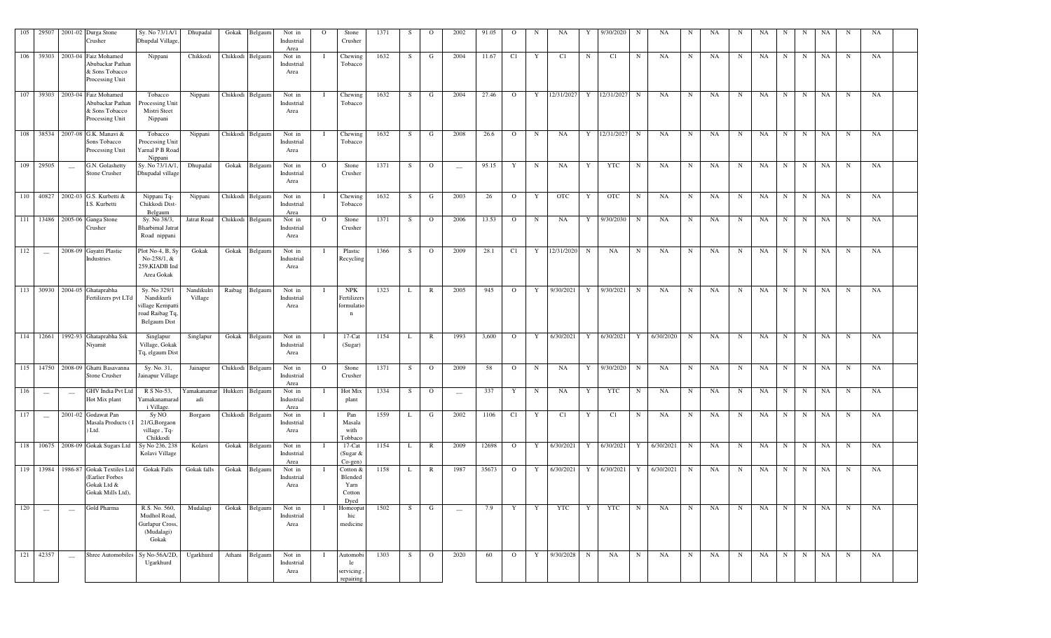| 105 | 29507 | 2001-02 | Durga Stone Crusher | Sy. No 73/1A/1 Dhupdal Village, | Dhupadal | Gokak | Belgaum | Not in Industrial Area | O | Stone Crusher | 1371 | S | O | 2002 | 91.05 | O | N | NA | Y | 9/30/2020 | N | NA | N | NA | N | NA | N | N | NA | N | NA | |
|---|---|---|---|---|---|---|---|---|---|---|---|---|---|---|---|---|---|---|---|---|---|---|---|---|---|---|---|---|---|---|---|---|
| 106 | 39303 | 2003-04 | Faiz Mohamed Abubackar Pathan & Sons Tobacco Processing Unit | Nippani | Chikkodi | Chikkodi | Belgaum | Not in Industrial Area | I | Chewing Tobacco | 1632 | S | G | 2004 | 11.67 | C1 | Y | C1 | N | C1 | N | NA | N | NA | N | NA | N | N | NA | N | NA | |
| 107 | 39303 | 2003-04 | Faiz Mohamed Abubackar Pathan & Sons Tobacco Processing Unit | Tobacco Processing Unit Mistri Steet Nippani | Nippani | Chikkodi | Belgaum | Not in Industrial Area | I | Chewing Tobacco | 1632 | S | G | 2004 | 27.46 | O | Y | 12/31/2027 | Y | 12/31/2027 | N | NA | N | NA | N | NA | N | N | NA | N | NA | |
| 108 | 38534 | 2007-08 | G.K. Manavi & Sons Tobacco Processing Unit | Tobacco Processing Unit Yarnal P B Road Nippani | Nippani | Chikkodi | Belgaum | Not in Industrial Area | I | Chewing Tobacco | 1632 | S | G | 2008 | 26.6 | O | N | NA | Y | 12/31/2027 | N | NA | N | NA | N | NA | N | N | NA | N | NA | |
| 109 | 29505 | __ | G.N. Golashetty Stone Crusher | Sy. No 73/1A/1, Dhupadal village | Dhupadal | Gokak | Belgaum | Not in Industrial Area | O | Stone Crusher | 1371 | S | O | __ | 95.15 | Y | N | NA | Y | YTC | N | NA | N | NA | N | NA | N | N | NA | N | NA | |
| 110 | 40827 | 2002-03 | G.S. Kurbetti & I.S. Kurbetti | Nippani Tq-Chikkodi Dist-Belgaum | Nippani | Chikkodi | Belgaum | Not in Industrial Area | I | Chewing Tobacco | 1632 | S | G | 2003 | 26 | O | Y | OTC | Y | OTC | N | NA | N | NA | N | NA | N | N | NA | N | NA | |
| 111 | 13486 | 2005-06 | Ganga Stone Crusher | Sy. No 38/3, Bharbimal Jatrat Road nippani | Jatrat Road | Chikkodi | Belgaum | Not in Industrial Area | O | Stone Crusher | 1371 | S | O | 2006 | 13.53 | O | N | NA | Y | 9/30/2030 | N | NA | N | NA | N | NA | N | N | NA | N | NA | |
| 112 | __ | 2008-09 | Gayatri Plastic Industries | Plot No-4, B, Sy No-258/1, & 259,KIADB Ind Area Gokak | Gokak | Gokak | Belgaum | Not in Industrial Area | I | Plastic Recycling | 1366 | S | O | 2009 | 28.1 | C1 | Y | 12/31/2020 | N | NA | N | NA | N | NA | N | NA | N | N | NA | N | NA | |
| 113 | 30930 | 2004-05 | Ghataprabha Fertilizers pvt LTd | Sy. No 329/1 Nandikurli village Kempatti road Raibag Tq, Belgaum Dist | Nandikurli Village | Raibag | Belgaum | Not in Industrial Area | I | NPK Fertilizers formulation | 1323 | L | R | 2005 | 945 | O | Y | 9/30/2021 | Y | 9/30/2021 | N | NA | N | NA | N | NA | N | N | NA | N | NA | |
| 114 | 12661 | 1992-93 | Ghataprabha Ssk Niyamit | Singlapur Village, Gokak Tq, elgaum Dist | Singlapur | Gokak | Belgaum | Not in Industrial Area | I | 17-Cat (Sugar) | 1154 | L | R | 1993 | 3,600 | O | Y | 6/30/2021 | Y | 6/30/2021 | Y | 6/30/2020 | N | NA | N | NA | N | N | NA | N | NA | |
| 115 | 14750 | 2008-09 | Ghatti Basavanna Stone Crusher | Sy. No. 31, Jainapur Village | Jainapur | Chikkodi | Belgaum | Not in Industrial Area | O | Stone Crusher | 1371 | S | O | 2009 | 58 | O | N | NA | Y | 9/30/2020 | N | NA | N | NA | N | NA | N | N | NA | N | NA | |
| 116 | __ | __ | GHV India Pvt Ltd Hot Mix plant | R S No-53, Yamakanamaradi Village. | Yamakanamaradi | Hukkeri | Belgaum | Not in Industrial Area | I | Hot Mix plant | 1334 | S | O | __ | 337 | Y | N | NA | Y | YTC | N | NA | N | NA | N | NA | N | N | NA | N | NA | |
| 117 | __ | 2001-02 | Godawat Pan Masala Products ( I ) Ltd. | Sy NO 21/G,Borgaon village , Tq-Chikkodi | Borgaon | Chikkodi | Belgaum | Not in Industrial Area | I | Pan Masala with Tobbaco | 1559 | L | G | 2002 | 1106 | C1 | Y | C1 | Y | C1 | N | NA | N | NA | N | NA | N | N | NA | N | NA | |
| 118 | 10675 | 2008-09 | Gokak Sugars Ltd | Sy No 236, 238 Kolavi Village | Kolavi | Gokak | Belgaum | Not in Industrial Area | I | 17-Cat (Sugar & Co-gen) | 1154 | L | R | 2009 | 12698 | O | Y | 6/30/2021 | Y | 6/30/2021 | Y | 6/30/2021 | N | NA | N | NA | N | N | NA | N | NA | |
| 119 | 13984 | 1986-87 | Gokak Textiles Ltd (Earlier Forbes Gokak Ltd & Gokak Mills Ltd), | Gokak Falls | Gokak falls | Gokak | Belgaum | Not in Industrial Area | I | Cotton & Blended Yarn Cotton Dyed | 1158 | L | R | 1987 | 35673 | O | Y | 6/30/2021 | Y | 6/30/2021 | Y | 6/30/2021 | N | NA | N | NA | N | N | NA | N | NA | |
| 120 | __ | __ | Gold Pharma | R.S. No. 560, Mudhol Road, Gurlapur Cross, (Mudalagi) Gokak | Mudalagi | Gokak | Belgaum | Not in Industrial Area | I | Homeopathic medicine | 1502 | S | G | __ | 7.9 | Y | Y | YTC | Y | YTC | N | NA | N | NA | N | NA | N | N | NA | N | NA | |
| 121 | 42357 | __ | Shree Automobiles | Sy No-56A/2D, Ugarkhurd | Ugarkhurd | Athani | Belgaum | Not in Industrial Area | I | Automobile servicing , repairing | 1303 | S | O | 2020 | 60 | O | Y | 9/30/2028 | N | NA | N | NA | N | NA | N | NA | N | N | NA | N | NA | |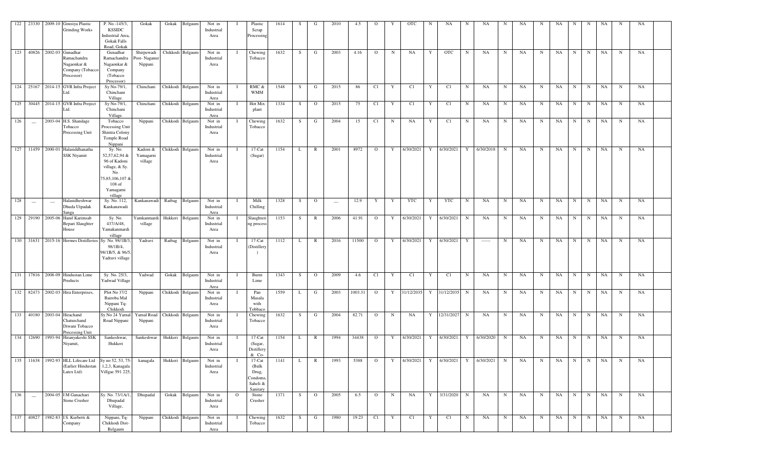| 122 | 23330 | 2009-10 | Gousiya Plastic Grinding Works | P. No.-145/3, KSSIDC Industrial Area, Gokak Falls Road, Gokak | Gokak | Gokak | Belgaum | Not in Industrial Area | I | Plastic Scrap Processing | 1614 | S | G | 2010 | 4.5 | O | Y | OTC | N | NA | N | NA | N | NA | N | NA | N | N | NA | N | NA | |
|---|---|---|---|---|---|---|---|---|---|---|---|---|---|---|---|---|---|---|---|---|---|---|---|---|---|---|---|---|---|---|---|---|
| 123 | 40826 | 2002-03 | Gunadhar Ramachandra Nagaonkar & Company (Tobacco Processor) | Gunadhar Ramachandra Nagaonkar & Company (Tobacco Processor) | Shirpewadi Post- Naganur Nippani | Chikkodi | Belgaum | Not in Industrial Area | I | Chewing Tobacco | 1632 | S | G | 2003 | 4.16 | O | N | NA | Y | OTC | N | NA | N | NA | N | NA | N | N | NA | N | NA | |
| 124 | 25167 | 2014-15 | GVR Infra Project Ltd. | Sy No-79/1, Chinchani Village. | Chinchani | Chikkodi | Belgaum | Not in Industrial Area | I | RMC & WMM | 1548 | S | G | 2015 | 86 | Cl | Y | Cl | Y | Cl | N | NA | N | NA | N | NA | N | N | NA | N | NA | |
| 125 | 30445 | 2014-15 | GVR Infra Project Ltd. | Sy No-79/1, Chinchani Village. | Chinchani | Chikkodi | Belgaum | Not in Industrial Area | I | Hot Mix plant | 1334 | S | O | 2015 | 75 | Cl | Y | Cl | Y | Cl | N | NA | N | NA | N | NA | N | N | NA | N | NA | |
| 126 | — | 2003-04 | H.S. Shandage Tobacco Processing Unit | Tobacco Processing Unit Shintra Colony Temple Road Nippani | Nippani | Chikkodi | Belgaum | Not in Industrial Area | I | Chewing Tobacco | 1632 | S | G | 2004 | 15 | Cl | N | NA | Y | Cl | N | NA | N | NA | N | NA | N | N | NA | N | NA | |
| 127 | 11459 | 2000-01 | Halasiddhanatha SSK Niyamit | Sy. No. 52,57,62,94 & 96 of Kadoni village, & Sy. No. 75,85,106,107 & 108 of Yamagarni village | Kadoni & Yamagarni village | Chikkodi | Belgaum | Not in Industrial Area | I | 17-Cat (Sugar) | 1154 | L | R | 2001 | 8972 | O | Y | 6/30/2021 | Y | 6/30/2021 | Y | 6/30/2018 | N | NA | N | NA | N | N | NA | N | NA | |
| 128 | — | — | Halasidheshwar Dhuda Utpadak Sanga | Sy. No. 112, Kankanawadi | Kankanawadi | Raibag | Belgaum | Not in Industrial Area | I | Milk Chilling | 1328 | S | O | — | 12.9 | Y | Y | YTC | Y | YTC | N | NA | N | NA | N | NA | N | N | NA | N | NA | |
| 129 | 29190 | 2005-06 | Hanif Karimsab Bepari Slaughter House | Sy. No. 437/A/48, Yamakanmardi village | Yamkanmardi village | Hukkeri | Belgaum | Not in Industrial Area | I | Slaughtering process | 1153 | S | R | 2006 | 41.91 | O | Y | 6/30/2021 | Y | 6/30/2021 | N | NA | N | NA | N | NA | N | N | NA | N | NA | |
| 130 | 31631 | 2015-16 | Hermes Distilleries | Sy. No. 98/1B/3, 98/1B/4, 98/1B/5, & 96/5, Yadravi village | Yadravi | Raibag | Belgaum | Not in Industrial Area | I | 17-Cat (Distillery ) | 1112 | L | R | 2016 | 11500 | O | Y | 6/30/2021 | Y | 6/30/2021 | Y | ----- | N | NA | N | NA | N | N | NA | N | NA | |
| 131 | 17816 | 2008-09 | Hindustan Lime Products | Sy. No. 25/3, Yadwad Village | Yadwad | Gokak | Belgaum | Not in Industrial Area | I | Burnt Lime | 1343 | S | O | 2009 | 4.6 | Cl | Y | Cl | Y | Cl | N | NA | N | NA | N | NA | N | N | NA | N | NA | |
| 132 | 82473 | 2002-03 | Hira Enterprises, | Plot No 37/2 Bairoba Mal Nippani Tq-Chikkodi | Nippani | Chikkodi | Belgaum | Not in Industrial Area | I | Pan Masala with Tobbaco | 1559 | L | G | 2003 | 1003.31 | O | Y | 31/12/2035 | Y | 31/12/2035 | N | NA | N | NA | N | NA | N | N | NA | N | NA | |
| 133 | 40180 | 2003-04 | Hirachand Chaturchand Diwani Tobacco Processing Unit | Sy No 24 Yamal Road Nippani | Yamal Road Nippani | Chikkodi | Belgaum | Not in Industrial Area | I | Chewing Tobacco | 1632 | S | G | 2004 | 82.71 | O | N | NA | Y | 12/31/2027 | N | NA | N | NA | N | NA | N | N | NA | N | NA | |
| 134 | 12690 | 1993-94 | Hiranyakeshi SSK Niyamit, | Sankeshwar, Hukkeri | Sankeshwar | Hukkeri | Belgaum | Not in Industrial Area | I | 17-Cat (Sugar, Distillery & Co- | 1154 | L | R | 1994 | 34438 | O | Y | 6/30/2021 | Y | 6/30/2021 | Y | 6/30/2020 | N | NA | N | NA | N | N | NA | N | NA | |
| 135 | 11638 | 1992-93 | HLL Lifecare Ltd (Earlier Hindustan Latex Ltd) | Sy no 52, 53, 75-1,2,3, Kanagala Villgae 591 225, | kanagala | Hukkeri | Belgaum | Not in Industrial Area | I | 17-Cat (Bulk Drug, Condoms, Saheli & Sanitary | 1141 | L | R | 1993 | 5388 | O | Y | 6/30/2021 | Y | 6/30/2021 | Y | 6/30/2021 | N | NA | N | NA | N | N | NA | N | NA | |
| 136 | — | 2004-05 | I M Ganachari Stone Crusher | Sy. No. 73/1A/1, Dhupadal Village, | Dhupadal | Gokak | Belgaum | Not in Industrial Area | O | Stone Crusher | 1371 | S | O | 2005 | 6.5 | O | N | NA | Y | 3/31/2020 | N | NA | N | NA | N | NA | N | N | NA | N | NA | |
| 137 | 40827 | 1982-83 | I.S. Kurbetti & Company | Nippani, Tq-Chikkodi Dist-Belgaum | Nippani | Chikkodi | Belgaum | Not in Industrial Area | I | Chewing Tobacco | 1632 | S | G | 1980 | 19.23 | Cl | Y | Cl | Y | Cl | N | NA | N | NA | N | NA | N | N | NA | N | NA | |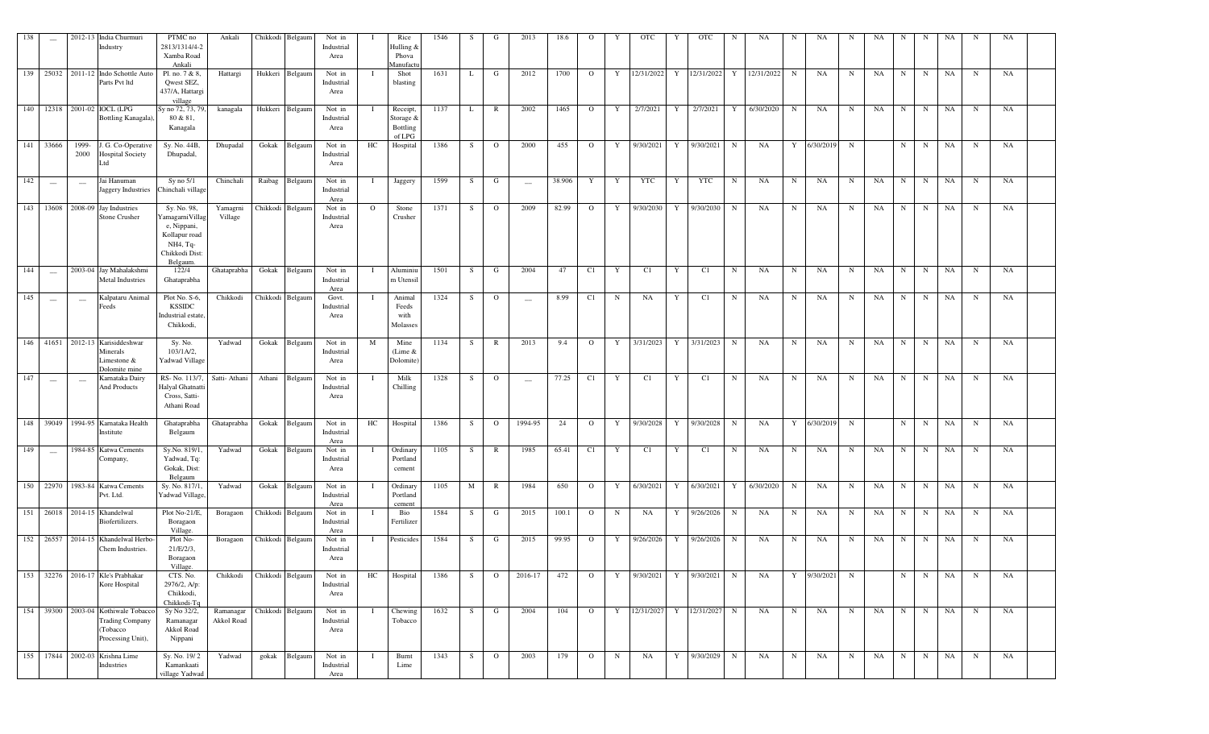| 138 | — | 2012-13 | India Churmuri Industry | PTMC no 2813/1314/4-2 Xamba Road Ankali | Ankali | Chikkodi | Belgaum | Not in Industrial Area | I | Rice Hulling & Phova Manufactu | 1546 | S | G | 2013 | 18.6 | O | Y | OTC | Y | OTC | N | NA | N | NA | N | NA | N | N | NA | N | NA | |
|---|---|---|---|---|---|---|---|---|---|---|---|---|---|---|---|---|---|---|---|---|---|---|---|---|---|---|---|---|---|---|---|---|
| 139 | 25032 | 2011-12 | Indo Schottle Auto Parts Pvt ltd | Pl. no. 7 & 8, Qwest SEZ, 437/A, Hattargi village | Hattargi | Hukkeri | Belgaum | Not in Industrial Area | I | Shot blasting | 1631 | L | G | 2012 | 1700 | O | Y | 12/31/2022 | Y | 12/31/2022 | Y | 12/31/2022 | N | NA | N | NA | N | N | NA | N | NA | |
| 140 | 12318 | 2001-02 | IOCL (LPG Bottling Kanagala), | Sy no 72, 73, 79, 80 & 81, Kanagala | kanagala | Hukkeri | Belgaum | Not in Industrial Area | I | Receipt, Storage & Bottling of LPG | 1137 | L | R | 2002 | 1465 | O | Y | 2/7/2021 | Y | 2/7/2021 | Y | 6/30/2020 | N | NA | N | NA | N | N | NA | N | NA | |
| 141 | 33666 | 1999-2000 | J. G. Co-Operative Hospital Society Ltd | Sy. No. 44B, Dhupadal, | Dhupadal | Gokak | Belgaum | Not in Industrial Area | HC | Hospital | 1386 | S | O | 2000 | 455 | O | Y | 9/30/2021 | Y | 9/30/2021 | N | NA | Y | 6/30/2019 | N | | N | N | NA | N | NA | |
| 142 | — | — | Jai Hanuman Jaggery Industries | Sy no 5/1 Chinchali village | Chinchali | Raibag | Belgaum | Not in Industrial Area | I | Jaggery | 1599 | S | G | — | 38.906 | Y | Y | YTC | Y | YTC | N | NA | N | NA | N | NA | N | N | NA | N | NA | |
| 143 | 13608 | 2008-09 | Jay Industries Stone Crusher | Sy. No. 98, YamagarniVillage, Nippani, Kollapur road NH4, Tq- Chikkodi Dist: Belgaum. | Yamagrni Village | Chikkodi | Belgaum | Not in Industrial Area | O | Stone Crusher | 1371 | S | O | 2009 | 82.99 | O | Y | 9/30/2030 | Y | 9/30/2030 | N | NA | N | NA | N | NA | N | N | NA | N | NA | |
| 144 | — | 2003-04 | Jay Mahalakshmi Metal Industries | 122/4 Ghataprabha | Ghataprabha | Gokak | Belgaum | Not in Industrial Area | I | Aluminium Utensil | 1501 | S | G | 2004 | 47 | Cl | Y | Cl | Y | Cl | N | NA | N | NA | N | NA | N | N | NA | N | NA | |
| 145 | — | — | Kalpataru Animal Feeds | Plot No. S-6, KSSIDC Industrial estate, Chikkodi, | Chikkodi | Chikkodi | Belgaum | Govt. Industrial Area | I | Animal Feeds with Molasses | 1324 | S | O | — | 8.99 | Cl | N | NA | Y | Cl | N | NA | N | NA | N | NA | N | N | NA | N | NA | |
| 146 | 41651 | 2012-13 | Karisiddeshwar Minerals Limestone & Dolomite mine | Sy. No. 103/1A/2, Yadwad Village | Yadwad | Gokak | Belgaum | Not in Industrial Area | M | Mine (Lime & Dolomite) | 1134 | S | R | 2013 | 9.4 | O | Y | 3/31/2023 | Y | 3/31/2023 | N | NA | N | NA | N | NA | N | N | NA | N | NA | |
| 147 | — | — | Karnataka Dairy And Products | RS- No. 113/7, Halyal Ghatnatti Cross, Satti-Athani Road | Satti- Athani | Athani | Belgaum | Not in Industrial Area | I | Milk Chilling | 1328 | S | O | — | 77.25 | Cl | Y | Cl | Y | Cl | N | NA | N | NA | N | NA | N | N | NA | N | NA | |
| 148 | 39049 | 1994-95 | Karnataka Health Institute | Ghataprabha Belgaum | Ghataprabha | Gokak | Belgaum | Not in Industrial Area | HC | Hospital | 1386 | S | O | 1994-95 | 24 | O | Y | 9/30/2028 | Y | 9/30/2028 | N | NA | Y | 6/30/2019 | N | | N | N | NA | N | NA | |
| 149 | — | 1984-85 | Katwa Cements Company, | Sy.No. 819/1, Yadwad, Tq: Gokak, Dist: Belgaum | Yadwad | Gokak | Belgaum | Not in Industrial Area | I | Ordinary Portland cement | 1105 | S | R | 1985 | 65.41 | Cl | Y | Cl | Y | Cl | N | NA | N | NA | N | NA | N | N | NA | N | NA | |
| 150 | 22970 | 1983-84 | Katwa Cements Pvt. Ltd. | Sy. No. 817/1, Yadwad Village, | Yadwad | Gokak | Belgaum | Not in Industrial Area | I | Ordinary Portland cement | 1105 | M | R | 1984 | 650 | O | Y | 6/30/2021 | Y | 6/30/2021 | Y | 6/30/2020 | N | NA | N | NA | N | N | NA | N | NA | |
| 151 | 26018 | 2014-15 | Khandelwal Biofertilizers. | Plot No-21/E, Boragaon Village. | Boragaon | Chikkodi | Belgaum | Not in Industrial Area | I | Bio Fertilizer | 1584 | S | G | 2015 | 100.1 | O | N | NA | Y | 9/26/2026 | N | NA | N | NA | N | NA | N | N | NA | N | NA | |
| 152 | 26557 | 2014-15 | Khandelwal Herbo-Chem Industries. | Plot No-21/E/2/3, Boragaon Village. | Boragaon | Chikkodi | Belgaum | Not in Industrial Area | I | Pesticides | 1584 | S | G | 2015 | 99.95 | O | Y | 9/26/2026 | Y | 9/26/2026 | N | NA | N | NA | N | NA | N | N | NA | N | NA | |
| 153 | 32276 | 2016-17 | Kle's Prabhakar Kore Hospital | CTS. No. 2976/2, A/p: Chikkodi, Chikkodi-Tq | Chikkodi | Chikkodi | Belgaum | Not in Industrial Area | HC | Hospital | 1386 | S | O | 2016-17 | 472 | O | Y | 9/30/2021 | Y | 9/30/2021 | N | NA | Y | 9/30/2021 | N | | N | N | NA | N | NA | |
| 154 | 39300 | 2003-04 | Kothiwale Tobacco Trading Company (Tobacco Processing Unit), | Sy No 32/2, Ramanagar Akkol Road Nippani | Ramanagar Akkol Road | Chikkodi | Belgaum | Not in Industrial Area | I | Chewing Tobacco | 1632 | S | G | 2004 | 104 | O | Y | 12/31/2027 | Y | 12/31/2027 | N | NA | N | NA | N | NA | N | N | NA | N | NA | |
| 155 | 17844 | 2002-03 | Krishna Lime Industries | Sy. No. 19/ 2 Kamankaati village Yadwad | Yadwad | gokak | Belgaum | Not in Industrial Area | I | Burnt Lime | 1343 | S | O | 2003 | 179 | O | N | NA | Y | 9/30/2029 | N | NA | N | NA | N | NA | N | N | NA | N | NA | |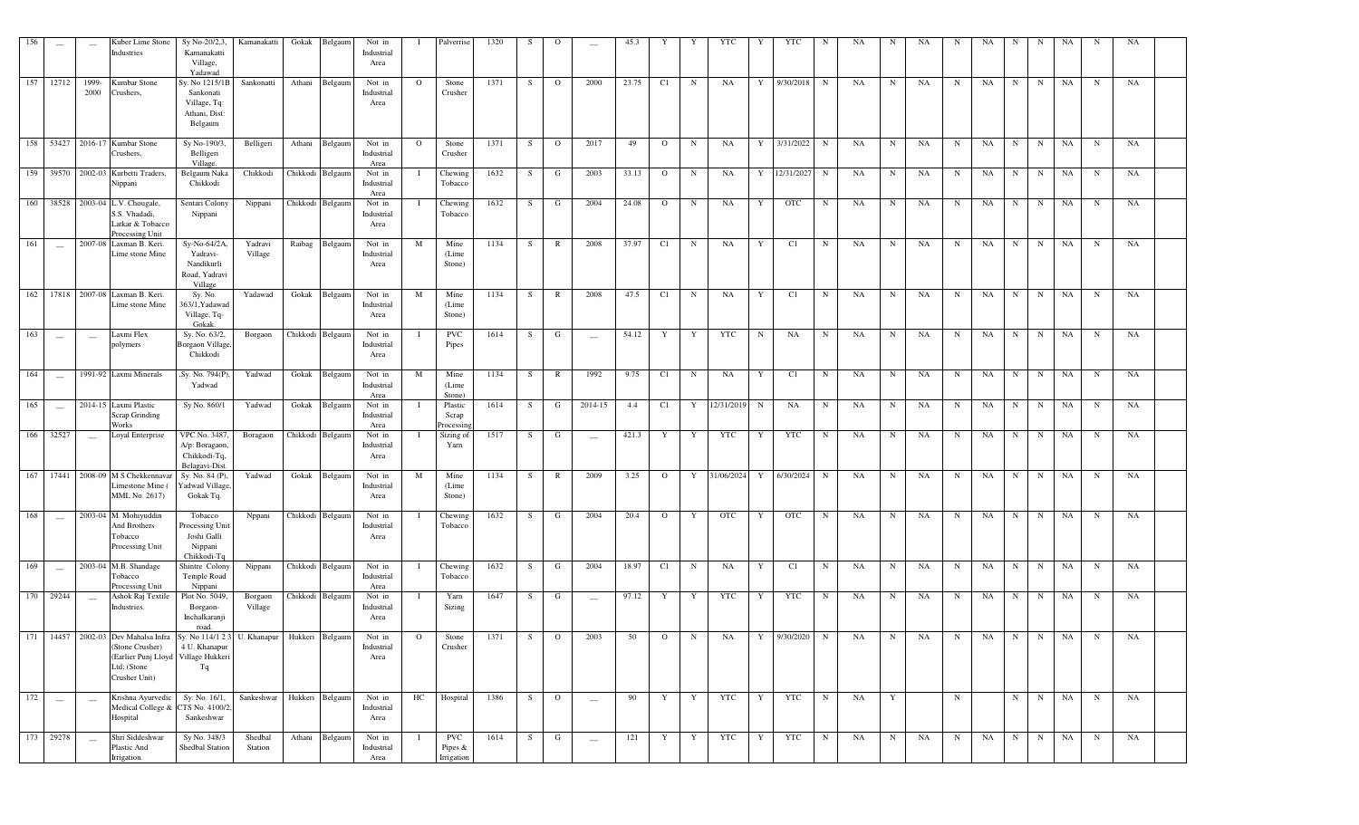| 156 | — | — | Kuber Lime Stone Industries | Sy No-20/2,3, Kamanakatti Village, Yadawad | Kamanakatti | Gokak | Belgaum | Not in Industrial Area | I | Palverrise | 1320 | S | O | — | 45.3 | Y | Y | YTC | Y | YTC | N | NA | N | NA | N | NA | N | N | NA | N | NA | |
|---|---|---|---|---|---|---|---|---|---|---|---|---|---|---|---|---|---|---|---|---|---|---|---|---|---|---|---|---|---|---|---|---|
| 157 | 12712 | 1999-2000 | Kumbar Stone Crushers, | Sy. No 1215/1B Sankonati Village, Tq: Athani, Dist: Belgaum | Sankonatti | Athani | Belgaum | Not in Industrial Area | O | Stone Crusher | 1371 | S | O | 2000 | 23.75 | C1 | N | NA | Y | 9/30/2018 | N | NA | N | NA | N | NA | N | N | NA | N | NA | |
| 158 | 53427 | 2016-17 | Kumbar Stone Crushers, | Sy No-190/3, Belligeri Village. | Belligeri | Athani | Belgaum | Not in Industrial Area | O | Stone Crusher | 1371 | S | O | 2017 | 49 | O | N | NA | Y | 3/31/2022 | N | NA | N | NA | N | NA | N | N | NA | N | NA | |
| 159 | 39570 | 2002-03 | Kurbetti Traders, Nippani | Belgaum Naka Chikkodi | Chikkodi | Chikkodi | Belgaum | Not in Industrial Area | I | Chewing Tobacco | 1632 | S | G | 2003 | 33.13 | O | N | NA | Y | 12/31/2027 | N | NA | N | NA | N | NA | N | N | NA | N | NA | |
| 160 | 38528 | 2003-04 | L.V. Chougale, S.S. Vhadadi, Latkar & Tobacco Processing Unit | Sentari Colony Nippani | Nippani | Chikkodi | Belgaum | Not in Industrial Area | I | Chewing Tobacco | 1632 | S | G | 2004 | 24.08 | O | N | NA | Y | OTC | N | NA | N | NA | N | NA | N | N | NA | N | NA | |
| 161 | — | 2007-08 | Laxman B. Keri. Lime stone Mine | Sy-No-64/2A, Yadravi-Nandikurli Road, Yadravi Village | Yadravi Village | Raibag | Belgaum | Not in Industrial Area | M | Mine (Lime Stone) | 1134 | S | R | 2008 | 37.97 | C1 | N | NA | Y | C1 | N | NA | N | NA | N | NA | N | N | NA | N | NA | |
| 162 | 17818 | 2007-08 | Laxman B. Keri. Lime stone Mine | Sy. No. 363/1,Yadawad Village, Tq-Gokak. | Yadawad | Gokak | Belgaum | Not in Industrial Area | M | Mine (Lime Stone) | 1134 | S | R | 2008 | 47.5 | C1 | N | NA | Y | C1 | N | NA | N | NA | N | NA | N | N | NA | N | NA | |
| 163 | — | — | Laxmi Flex polymers | Sy. No. 63/2, Borgaon Village, Chikkodi | Borgaon | Chikkodi | Belgaum | Not in Industrial Area | I | PVC Pipes | 1614 | S | G | — | 54.12 | Y | Y | YTC | N | NA | N | NA | N | NA | N | NA | N | N | NA | N | NA | |
| 164 | — | 1991-92 | Laxmi Minerals | ,Sy. No. 794(P), Yadwad | Yadwad | Gokak | Belgaum | Not in Industrial Area | M | Mine (Lime Stone) | 1134 | S | R | 1992 | 9.75 | C1 | N | NA | Y | C1 | N | NA | N | NA | N | NA | N | N | NA | N | NA | |
| 165 | — | 2014-15 | Laxmi Plastic Scrap Grinding Works | Sy No. 860/1 | Yadwad | Gokak | Belgaum | Not in Industrial Area | I | Plastic Scrap Processing | 1614 | S | G | 2014-15 | 4.4 | C1 | Y | 12/31/2019 | N | NA | N | NA | N | NA | N | NA | N | N | NA | N | NA | |
| 166 | 32527 | — | Loyal Enterprise | VPC No. 3487, A/p: Boragaon, Chikkodi-Tq, Belagavi-Dist. | Boragaon | Chikkodi | Belgaum | Not in Industrial Area | I | Sizing of Yarn | 1517 | S | G | — | 421.3 | Y | Y | YTC | Y | YTC | N | NA | N | NA | N | NA | N | N | NA | N | NA | |
| 167 | 17441 | 2008-09 | M S Chekkennavar Limestone Mine ( MML No. 2617) | Sy. No. 84 (P), Yadwad Village, Gokak Tq. | Yadwad | Gokak | Belgaum | Not in Industrial Area | M | Mine (Lime Stone) | 1134 | S | R | 2009 | 3.25 | O | Y | 31/06/2024 | Y | 6/30/2024 | N | NA | N | NA | N | NA | N | N | NA | N | NA | |
| 168 | — | 2003-04 | M. Mohiyuddin And Brothers Tobacco Processing Unit | Tobacco Processing Unit Joshi Galli Nippani Chikkodi-Tq | Nppani | Chikkodi | Belgaum | Not in Industrial Area | I | Chewing Tobacco | 1632 | S | G | 2004 | 20.4 | O | Y | OTC | Y | OTC | N | NA | N | NA | N | NA | N | N | NA | N | NA | |
| 169 | — | 2003-04 | M.B. Shandage Tobacco Processing Unit | Shintre Colony Temple Road Nippani | Nippani | Chikkodi | Belgaum | Not in Industrial Area | I | Chewing Tobacco | 1632 | S | G | 2004 | 18.97 | C1 | N | NA | Y | C1 | N | NA | N | NA | N | NA | N | N | NA | N | NA | |
| 170 | 29244 | — | Ashok Raj Textile Industries. | Plot No. 5049, Borgaon-Inchalkaranji road. | Borgaon Village | Chikkodi | Belgaum | Not in Industrial Area | I | Yarn Sizing | 1647 | S | G | — | 97.12 | Y | Y | YTC | Y | YTC | N | NA | N | NA | N | NA | N | N | NA | N | NA | |
| 171 | 14457 | 2002-03 | Dev Mahalsa Infra (Stone Crusher) (Earlier Punj Lloyd Ltd; (Stone Crusher Unit) | Sy. No 114/1 2 3 4 U. Khanapur Village Hukkeri Tq | U. Khanapur | Hukkeri | Belgaum | Not in Industrial Area | O | Stone Crusher | 1371 | S | O | 2003 | 50 | O | N | NA | Y | 9/30/2020 | N | NA | N | NA | N | NA | N | N | NA | N | NA | |
| 172 | — | — | Krishna Ayurvedic Medical College & Hospital | Sy. No. 16/1, CTS No. 4100/2, Sankeshwar | Sankeshwar | Hukkeri | Belgaum | Not in Industrial Area | HC | Hospital | 1386 | S | O | — | 90 | Y | Y | YTC | Y | YTC | N | NA | Y | | N | | N | N | NA | N | NA | |
| 173 | 29278 | — | Shri Siddeshwar Plastic And Irrigation. | Sy No. 348/3 Shedbal Station | Shedbal Station | Athani | Belgaum | Not in Industrial Area | I | PVC Pipes & Irrigation | 1614 | S | G | — | 121 | Y | Y | YTC | Y | YTC | N | NA | N | NA | N | NA | N | N | NA | N | NA | |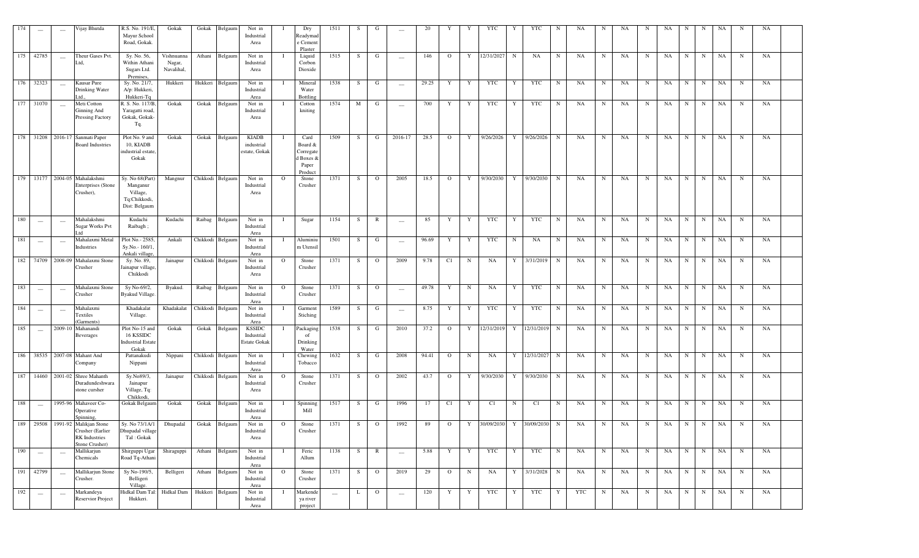| 174 | — | — | Vijay Bhutda | R.S. No. 191/E, Mayur School Road, Gokak. | Gokak | Gokak | Belgaum | Not in Industrial Area | I | Dry Readymade Cement Plaster | 1511 | S | G | — | 20 | Y | Y | YTC | Y | YTC | N | NA | N | NA | N | NA | N | N | NA | N | NA |
|---|---|---|---|---|---|---|---|---|---|---|---|---|---|---|---|---|---|---|---|---|---|---|---|---|---|---|---|---|---|---|---|
| 175 | 42785 | — | Theur Gases Pvt. Ltd, | Sy. No. 56, Within Athani Sugars Ltd. Premises, | Vishnuanna Nagar, Navalihal, | Athani | Belgaum | Not in Industrial Area | I | Liquid Corbon Dioxide | 1515 | S | G | — | 146 | O | Y | 12/31/2027 | N | NA | N | NA | N | NA | N | NA | N | N | NA | N | NA |
| 176 | 32323 | — | Kausar Pure Drinking Water Ltd., | Sy. No. 21/7, A/p: Hukkeri, Hukkeri-Tq | Hukkeri | Hukkeri | Belgaum | Not in Industrial Area | I | Mineral Water Bottling | 1538 | S | G | — | 29.25 | Y | Y | YTC | Y | YTC | N | NA | N | NA | N | NA | N | N | NA | N | NA |
| 177 | 31070 | — | Meti Cotton Ginning And Pressing Factory | R. S. No. 117/B, Yaragatti road, Gokak, Gokak-Tq. | Gokak | Gokak | Belgaum | Not in Industrial Area | I | Cotton kniting | 1574 | M | G | — | 700 | Y | Y | YTC | Y | YTC | N | NA | N | NA | N | NA | N | N | NA | N | NA |
| 178 | 31208 | 2016-17 | Sanmati Paper Board Industries | Plot No. 9 and 10, KIADB industrial estate, Gokak | Gokak | Gokak | Belgaum | KIADB industrial estate, Gokak | I | Card Board & Corregated Boxes & Paper Product | 1509 | S | G | 2016-17 | 28.5 | O | Y | 9/26/2026 | Y | 9/26/2026 | N | NA | N | NA | N | NA | N | N | NA | N | NA |
| 179 | 13177 | 2004-05 | Mahalakshmi Enterprises (Stone Crusher), | Sy. No 68(Part) Manganur Village, Tq:Chikkodi, Dist: Belgaum | Mangnur | Chikkodi | Belgaum | Not in Industrial Area | O | Stone Crusher | 1371 | S | O | 2005 | 18.5 | O | Y | 9/30/2030 | Y | 9/30/2030 | N | NA | N | NA | N | NA | N | N | NA | N | NA |
| 180 | — | — | Mahalakshmi Sugar Works Pvt Ltd | Kudachi Raibagh ; | Kudachi | Raibag | Belgaum | Not in Industrial Area | I | Sugar | 1154 | S | R | — | 85 | Y | Y | YTC | Y | YTC | N | NA | N | NA | N | NA | N | N | NA | N | NA |
| 181 | — | — | Mahalaxmi Metal Industries | Plot No.- 2585, Sy.No.- 160/1, Ankali village, | Ankali | Chikkodi | Belgaum | Not in Industrial Area | I | Aluminium Utensil | 1501 | S | G | — | 96.69 | Y | Y | YTC | N | NA | N | NA | N | NA | N | NA | N | N | NA | N | NA |
| 182 | 74709 | 2008-09 | Mahalaxmi Stone Crusher | Sy. No. 89, Jainapur village, Chikkodi | Jainapur | Chikkodi | Belgaum | Not in Industrial Area | O | Stone Crusher | 1371 | S | O | 2009 | 9.78 | C1 | N | NA | Y | 3/31/2019 | N | NA | N | NA | N | NA | N | N | NA | N | NA |
| 183 | — | — | Mahalaxmi Stone Crusher | Sy No-69/2, Byakud Village. | Byakud. | Raibag | Belgaum | Not in Industrial Area | O | Stone Crusher | 1371 | S | O | — | 49.78 | Y | N | NA | Y | YTC | N | NA | N | NA | N | NA | N | N | NA | N | NA |
| 184 | — | — | Mahalaxmi Textiles (Garments) | Khadakalat Village. | Khadakalat | Chikkodi | Belgaum | Not in Industrial Area | I | Garment Stiching | 1589 | S | G | — | 8.75 | Y | Y | YTC | Y | YTC | N | NA | N | NA | N | NA | N | N | NA | N | NA |
| 185 | — | 2009-10 | Mahanandi Beverages | Plot No-15 and 16 KSSIDC Industrial Estate Gokak | Gokak | Gokak | Belgaum | KSSIDC Industrial Estate Gokak | I | Packaging of Drinking Water | 1538 | S | G | 2010 | 37.2 | O | Y | 12/31/2019 | Y | 12/31/2019 | N | NA | N | NA | N | NA | N | N | NA | N | NA |
| 186 | 38535 | 2007-08 | Mahant And Company | Pattanakudi Nippani | Nippani | Chikkodi | Belgaum | Not in Industrial Area | I | Chewing Tobacco | 1632 | S | G | 2008 | 94.41 | O | N | NA | Y | 12/31/2027 | N | NA | N | NA | N | NA | N | N | NA | N | NA |
| 187 | 14460 | 2001-02 | Shree Mahanth Duradundeshwara stone cursher | Sy.No89/3, Jainapur Village, Tq: Chikkodi, | Jainapur | Chikkodi | Belgaum | Not in Industrial Area | O | Stone Crusher | 1371 | S | O | 2002 | 43.7 | O | Y | 9/30/2030 | Y | 9/30/2030 | N | NA | N | NA | N | NA | N | N | NA | N | NA |
| 188 | — | 1995-96 | Mahaveer Co-Operative Spinning, | Gokak Belgaum | Gokak | Gokak | Belgaum | Not in Industrial Area | I | Spinning Mill | 1517 | S | G | 1996 | 17 | C1 | Y | C1 | N | C1 | N | NA | N | NA | N | NA | N | N | NA | N | NA |
| 189 | 29508 | 1991-92 | Malikjan Stone Crusher (Earlier RK Industries Stone Crusher) | Sy. No 73/1A/1 Dhupadal village Tal : Gokak | Dhupadal | Gokak | Belgaum | Not in Industrial Area | O | Stone Crusher | 1371 | S | O | 1992 | 89 | O | Y | 30/09/2030 | Y | 30/09/2030 | N | NA | N | NA | N | NA | N | N | NA | N | NA |
| 190 | — | — | Mallikarjun Chemicals | Shirguppi Ugar Road Tq-Athani | Shiraguppi | Athani | Belgaum | Not in Industrial Area | I | Feric Allum | 1138 | S | R | — | 5.88 | Y | Y | YTC | Y | YTC | N | NA | N | NA | N | NA | N | N | NA | N | NA |
| 191 | 42799 | — | Mallikarjun Stone Crusher. | Sy No-190/5, Belligeri Village. | Belligeri | Athani | Belgaum | Not in Industrial Area | O | Stone Crusher | 1371 | S | O | 2019 | 29 | O | N | NA | Y | 3/31/2028 | N | NA | N | NA | N | NA | N | N | NA | N | NA |
| 192 | — | — | Markandeya Reservior Project | Hidkal Dam Tal: Hukkeri. | Hidkal Dam | Hukkeri | Belgaum | Not in Industrial Area | I | Markendeya river project | — | L | O | — | 120 | Y | Y | YTC | Y | YTC | Y | YTC | N | NA | N | NA | N | N | NA | N | NA |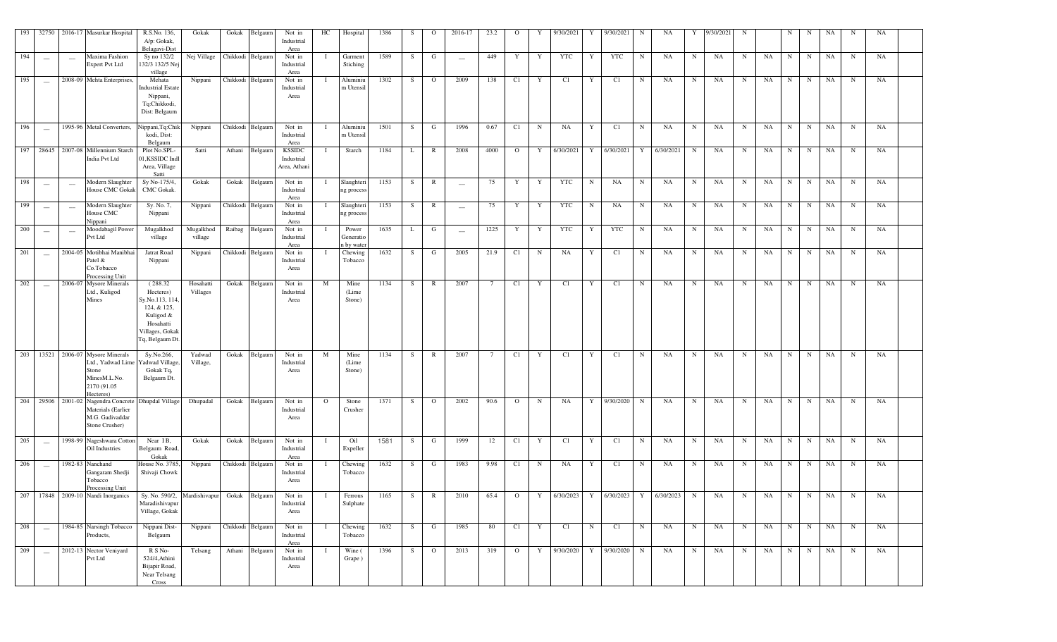| | | | | | | | | | | | | | | | | | | | | | | | | | | | | | | | |
|---|---|---|---|---|---|---|---|---|---|---|---|---|---|---|---|---|---|---|---|---|---|---|---|---|---|---|---|---|---|---|---|
| 193 | 32750 | 2016-17 | Masurkar Hospital | R.S.No. 136, A/p: Gokak, Belagavi-Dist | Gokak | Gokak | Belgaum | Not in Industrial Area | HC | Hospital | 1386 | S | O | 2016-17 | 23.2 | O | Y | 9/30/2021 | Y | 9/30/2021 | N | NA | Y | 9/30/2021 | N | | N | N | NA | N | NA |
| 194 | — | — | Maxima Fashion Expert Pvt Ltd | Sy no 132/2 132/3 132/5 Nej village | Nej Village | Chikkodi | Belgaum | Not in Industrial Area | I | Garment Stiching | 1589 | S | G | — | 449 | Y | Y | YTC | Y | YTC | N | NA | N | NA | N | NA | N | N | NA | N | NA |
| 195 | — | 2008-09 | Mehta Enterprises, | Mehata Industrial Estate Nippani, Tq:Chikkodi, Dist: Belgaum | Nippani | Chikkodi | Belgaum | Not in Industrial Area | I | Aluminium Utensil | 1302 | S | O | 2009 | 138 | C1 | Y | C1 | Y | C1 | N | NA | N | NA | N | NA | N | N | NA | N | NA |
| 196 | — | 1995-96 | Metal Converters, | Nippani,Tq:Chikkodi, Dist: Belgaum | Nippani | Chikkodi | Belgaum | Not in Industrial Area | I | Aluminium Utensil | 1501 | S | G | 1996 | 0.67 | C1 | N | NA | Y | C1 | N | NA | N | NA | N | NA | N | N | NA | N | NA |
| 197 | 28645 | 2007-08 | Millennium Starch India Pvt Ltd | Plot No.SPL-01,KSSIDC Indl Area, Village Satti | Satti | Athani | Belgaum | KSSIDC Industrial Area, Athani | I | Starch | 1184 | L | R | 2008 | 4000 | O | Y | 6/30/2021 | Y | 6/30/2021 | Y | 6/30/2021 | N | NA | N | NA | N | N | NA | N | NA |
| 198 | — | — | Modern Slaughter House CMC Gokak | Sy No-175/4, CMC Gokak. | Gokak | Gokak | Belgaum | Not in Industrial Area | I | Slaughtering process | 1153 | S | R | — | 75 | Y | Y | YTC | N | NA | N | NA | N | NA | N | NA | N | N | NA | N | NA |
| 199 | — | — | Modern Slaughter House CMC Nippani | Sy. No. 7, Nippani | Nippani | Chikkodi | Belgaum | Not in Industrial Area | I | Slaughtering process | 1153 | S | R | — | 75 | Y | Y | YTC | N | NA | N | NA | N | NA | N | NA | N | N | NA | N | NA |
| 200 | — | — | Moodabagil Power Pvt Ltd | Mugalkhod village | Mugalkhod village | Raibag | Belgaum | Not in Industrial Area | I | Power Generation by water | 1635 | L | G | — | 1225 | Y | Y | YTC | Y | YTC | N | NA | N | NA | N | NA | N | N | NA | N | NA |
| 201 | — | 2004-05 | Motibhai Manibhai Patel & Co.Tobacco Processing Unit | Jatrat Road Nippani | Nippani | Chikkodi | Belgaum | Not in Industrial Area | I | Chewing Tobacco | 1632 | S | G | 2005 | 21.9 | C1 | N | NA | Y | C1 | N | NA | N | NA | N | NA | N | N | NA | N | NA |
| 202 | — | 2006-07 | Mysore Minerals Ltd., Kuligod Mines | (288.32 Hecteres) Sy.No.113, 114, 124, & 125, Kuligod & Hosahatti Villages, Gokak Tq, Belgaum Dt. | Hosahatti Villages | Gokak | Belgaum | Not in Industrial Area | M | Mine (Lime Stone) | 1134 | S | R | 2007 | 7 | C1 | Y | C1 | Y | C1 | N | NA | N | NA | N | NA | N | N | NA | N | NA |
| 203 | 13521 | 2006-07 | Mysore Minerals Ltd., Yadwad Lime Stone MinesM.L.No. 2170 (91.05 Hecteres) | Sy.No.266, Yadwad Village, Gokak Tq, Belgaum Dt. | Yadwad Village, | Gokak | Belgaum | Not in Industrial Area | M | Mine (Lime Stone) | 1134 | S | R | 2007 | 7 | C1 | Y | C1 | Y | C1 | N | NA | N | NA | N | NA | N | N | NA | N | NA |
| 204 | 29506 | 2001-02 | Nagendra Concrete Materials (Earlier M.G. Gadivaddar Stone Crusher) | Dhupdal Village | Dhupadal | Gokak | Belgaum | Not in Industrial Area | O | Stone Crusher | 1371 | S | O | 2002 | 90.6 | O | N | NA | Y | 9/30/2020 | N | NA | N | NA | N | NA | N | N | NA | N | NA |
| 205 | — | 1998-99 | Nageshwara Cotton Oil Industries | Near I B, Belgaum Road, Gokak | Gokak | Gokak | Belgaum | Not in Industrial Area | I | Oil Expeller | 1581 | S | G | 1999 | 12 | C1 | Y | C1 | Y | C1 | N | NA | N | NA | N | NA | N | N | NA | N | NA |
| 206 | — | 1982-83 | Nanchand Gangaram Shedji Tobacco Processing Unit | House No. 3785, Shivaji Chowk | Nippani | Chikkodi | Belgaum | Not in Industrial Area | I | Chewing Tobacco | 1632 | S | G | 1983 | 9.98 | C1 | N | NA | Y | C1 | N | NA | N | NA | N | NA | N | N | NA | N | NA |
| 207 | 17848 | 2009-10 | Nandi Inorganics | Sy. No. 590/2, Maradishivapur Village, Gokak | Mardishivapur | Gokak | Belgaum | Not in Industrial Area | I | Ferrous Sulphate | 1165 | S | R | 2010 | 65.4 | O | Y | 6/30/2023 | Y | 6/30/2023 | Y | 6/30/2023 | N | NA | N | NA | N | N | NA | N | NA |
| 208 | — | 1984-85 | Narsingh Tobacco Products, | Nippani Dist-Belgaum | Nippani | Chikkodi | Belgaum | Not in Industrial Area | I | Chewing Tobacco | 1632 | S | G | 1985 | 80 | C1 | Y | C1 | N | C1 | N | NA | N | NA | N | NA | N | N | NA | N | NA |
| 209 | — | 2012-13 | Nector Veniyard Pvt Ltd | R S No-524/4,Athini Bijapir Road, Near Telsang Cross | Telsang | Athani | Belgaum | Not in Industrial Area | I | Wine ( Grape ) | 1396 | S | O | 2013 | 319 | O | Y | 9/30/2020 | Y | 9/30/2020 | N | NA | N | NA | N | NA | N | N | NA | N | NA |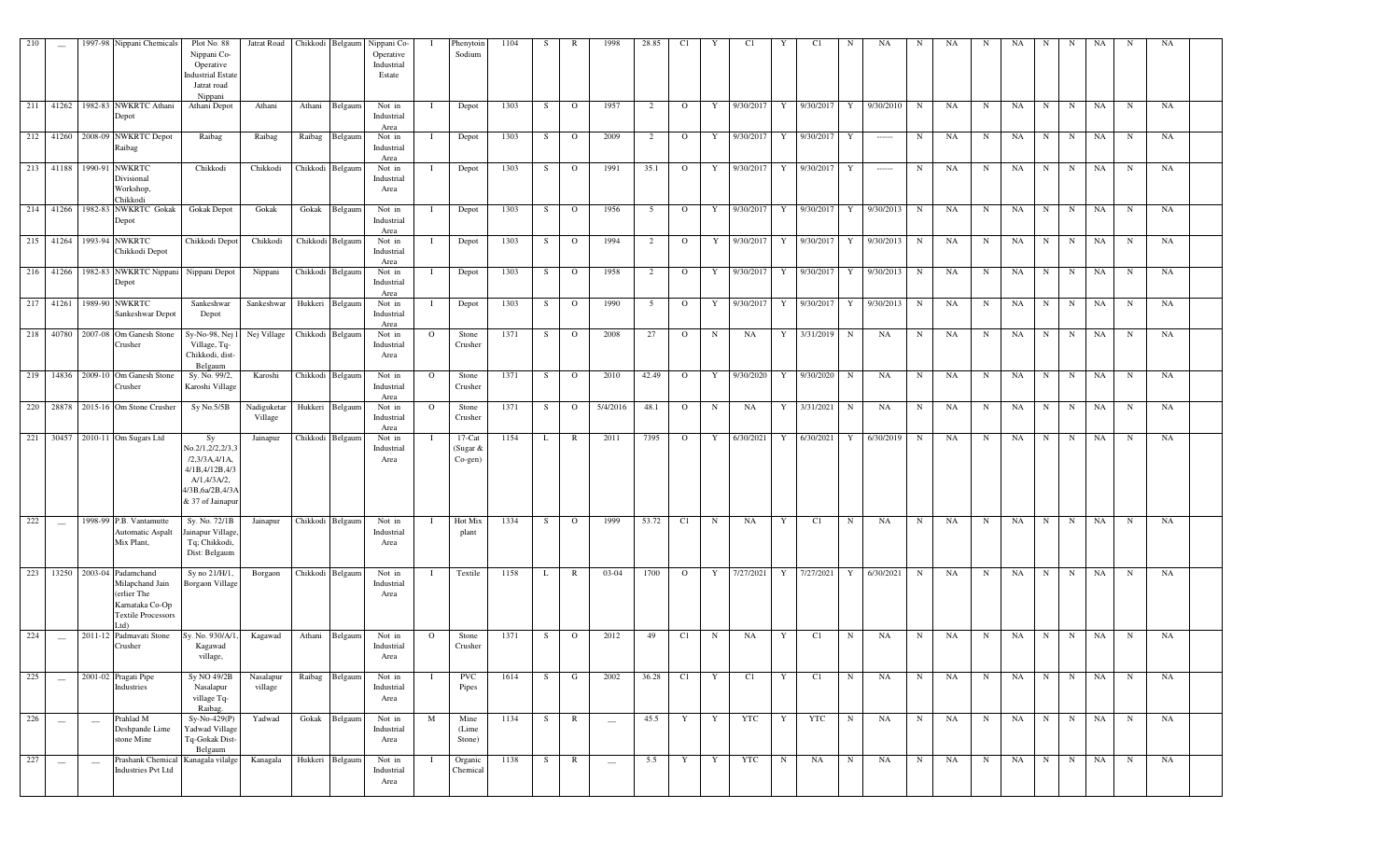| 210 | — | 1997-98 | Nippani Chemicals | Plot No. 88 Nippani Co-Operative Industrial Estate Jatrat road Nippani | Jatrat Road | Chikkodi | Belgaum | Nippani Co-Operative Industrial Estate | I | Phenytoin Sodium | 1104 | S | R | 1998 | 28.85 | C1 | Y | C1 | Y | C1 | N | NA | N | NA | N | NA | N | N | NA | N | NA |
|---|---|---|---|---|---|---|---|---|---|---|---|---|---|---|---|---|---|---|---|---|---|---|---|---|---|---|---|---|---|---|---|
| 211 | 41262 | 1982-83 | NWKRTC Athani Depot | Athani Depot | Athani | Athani | Belgaum | Not in Industrial Area | I | Depot | 1303 | S | O | 1957 | 2 | O | Y | 9/30/2017 | Y | 9/30/2017 | Y | 9/30/2010 | N | NA | N | NA | N | N | NA | N | NA |
| 212 | 41260 | 2008-09 | NWKRTC Depot Raibag | Raibag | Raibag | Raibag | Belgaum | Not in Industrial Area | I | Depot | 1303 | S | O | 2009 | 2 | O | Y | 9/30/2017 | Y | 9/30/2017 | Y | ------ | N | NA | N | NA | N | N | NA | N | NA |
| 213 | 41188 | 1990-91 | NWKRTC Divisional Workshop, Chikkodi | Chikkodi | Chikkodi | Chikkodi | Belgaum | Not in Industrial Area | I | Depot | 1303 | S | O | 1991 | 35.1 | O | Y | 9/30/2017 | Y | 9/30/2017 | Y | ------ | N | NA | N | NA | N | N | NA | N | NA |
| 214 | 41266 | 1982-83 | NWKRTC Gokak Depot | Gokak Depot | Gokak | Gokak | Belgaum | Not in Industrial Area | I | Depot | 1303 | S | O | 1956 | 5 | O | Y | 9/30/2017 | Y | 9/30/2017 | Y | 9/30/2013 | N | NA | N | NA | N | N | NA | N | NA |
| 215 | 41264 | 1993-94 | NWKRTC Chikkodi Depot | Chikkodi Depot | Chikkodi | Chikkodi | Belgaum | Not in Industrial Area | I | Depot | 1303 | S | O | 1994 | 2 | O | Y | 9/30/2017 | Y | 9/30/2017 | Y | 9/30/2013 | N | NA | N | NA | N | N | NA | N | NA |
| 216 | 41266 | 1982-83 | NWKRTC Nippani Depot | Nippani Depot | Nippani | Chikkodi | Belgaum | Not in Industrial Area | I | Depot | 1303 | S | O | 1958 | 2 | O | Y | 9/30/2017 | Y | 9/30/2017 | Y | 9/30/2013 | N | NA | N | NA | N | N | NA | N | NA |
| 217 | 41261 | 1989-90 | NWKRTC Sankeshwar Depot | Sankeshwar Depot | Sankeshwar | Hukkeri | Belgaum | Not in Industrial Area | I | Depot | 1303 | S | O | 1990 | 5 | O | Y | 9/30/2017 | Y | 9/30/2017 | Y | 9/30/2013 | N | NA | N | NA | N | N | NA | N | NA |
| 218 | 40780 | 2007-08 | Om Ganesh Stone Crusher | Sy-No-98, Nej Village, Tq-Chikkodi, dist-Belgaum | Nej Village | Chikkodi | Belgaum | Not in Industrial Area | O | Stone Crusher | 1371 | S | O | 2008 | 27 | O | N | NA | Y | 3/31/2019 | N | NA | N | NA | N | NA | N | N | NA | N | NA |
| 219 | 14836 | 2009-10 | Om Ganesh Stone Crusher | Sy. No. 99/2, Karoshi Village | Karoshi | Chikkodi | Belgaum | Not in Industrial Area | O | Stone Crusher | 1371 | S | O | 2010 | 42.49 | O | Y | 9/30/2020 | Y | 9/30/2020 | N | NA | N | NA | N | NA | N | N | NA | N | NA |
| 220 | 28878 | 2015-16 | Om Stone Crusher | Sy No.5/5B | Nadiguketar Village | Hukkeri | Belgaum | Not in Industrial Area | O | Stone Crusher | 1371 | S | O | 5/4/2016 | 48.1 | O | N | NA | Y | 3/31/2021 | N | NA | N | NA | N | NA | N | N | NA | N | NA |
| 221 | 30457 | 2010-11 | Om Sugars Ltd | Sy No.2/1,2/2,2/3,3/2,3/3A,4/1A, 4/1B,4/12B,4/3A/1,4/3A/2, 4/3B,6a/2B,4/3A & 37 of Jainapur | Jainapur | Chikkodi | Belgaum | Not in Industrial Area | I | 17-Cat (Sugar & Co-gen) | 1154 | L | R | 2011 | 7395 | O | Y | 6/30/2021 | Y | 6/30/2021 | Y | 6/30/2019 | N | NA | N | NA | N | N | NA | N | NA |
| 222 | — | 1998-99 | P.B. Vantamutte Automatic Aspalt Mix Plant, | Sy. No. 72/1B Jainapur Village, Tq; Chikkodi, Dist: Belgaum | Jainapur | Chikkodi | Belgaum | Not in Industrial Area | I | Hot Mix plant | 1334 | S | O | 1999 | 53.72 | C1 | N | NA | Y | C1 | N | NA | N | NA | N | NA | N | N | NA | N | NA |
| 223 | 13250 | 2003-04 | Padamchand Milapchand Jain Deshpande (erlier The Karnataka Co-Op Textile Processors Ltd) | Sy no 21/H/1, Borgaon Village | Borgaon | Chikkodi | Belgaum | Not in Industrial Area | I | Textile | 1158 | L | R | 03-04 | 1700 | O | Y | 7/27/2021 | Y | 7/27/2021 | Y | 6/30/2021 | N | NA | N | NA | N | N | NA | N | NA |
| 224 | — | 2011-12 | Padmavati Stone Crusher | Sy. No. 930/A/1, Kagawad village, | Kagawad | Athani | Belgaum | Not in Industrial Area | O | Stone Crusher | 1371 | S | O | 2012 | 49 | C1 | N | NA | Y | C1 | N | NA | N | NA | N | NA | N | N | NA | N | NA |
| 225 | — | 2001-02 | Pragati Pipe Industries | Sy NO 49/2B Nasalapur village Tq-Raibag | Nasalapur village | Raibag | Belgaum | Not in Industrial Area | I | PVC Pipes | 1614 | S | G | 2002 | 36.28 | C1 | Y | C1 | Y | C1 | N | NA | N | NA | N | NA | N | N | NA | N | NA |
| 226 | — | — | Prahlad M Deshpande Lime stone Mine | Sy-No-429(P) Yadwad Village Tq-Gokak Dist-Belgaum | Yadwad | Gokak | Belgaum | Not in Industrial Area | M | Mine (Lime Stone) | 1134 | S | R | — | 45.5 | Y | Y | YTC | Y | YTC | N | NA | N | NA | N | NA | N | N | NA | N | NA |
| 227 | — | — | Prashank Chemical Industries Pvt Ltd | Kanagala vilalge | Kanagala | Hukkeri | Belgaum | Not in Industrial Area | I | Organic Chemical | 1138 | S | R | — | 5.5 | Y | Y | YTC | N | NA | N | NA | N | NA | N | NA | N | N | NA | N | NA |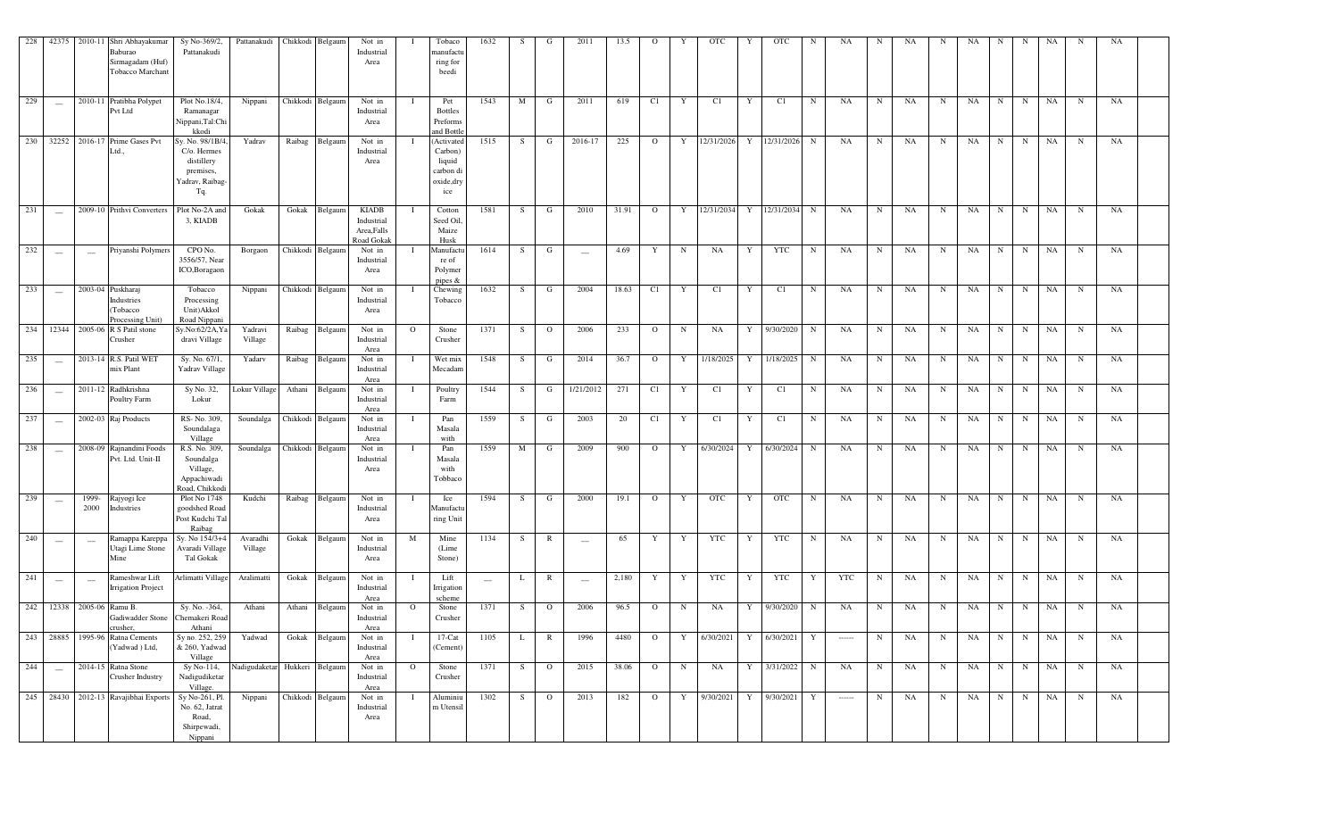| 228 | 42375 | 2010-11 | Shri Abhayakumar Baburao Sirmagadam (Huf) Tobacco Marchant | Sy No-369/2, Pattanakudi | Pattanakudi | Chikkodi | Belgaum | Not in Industrial Area | I | Tobaco manufacturing for beedi | 1632 | S | G | 2011 | 13.5 | O | Y | OTC | Y | OTC | N | NA | N | NA | N | NA | N | N | NA | N | NA |
|---|---|---|---|---|---|---|---|---|---|---|---|---|---|---|---|---|---|---|---|---|---|---|---|---|---|---|---|---|---|---|---|
| 229 | __ | 2010-11 | Pratibha Polypet Pvt Ltd | Plot No.18/4, Ramanagar Nippani,Tal:Chikkodi | Nippani | Chikkodi | Belgaum | Not in Industrial Area | I | Pet Bottles Preforms and Bottle | 1543 | M | G | 2011 | 619 | C1 | Y | C1 | Y | C1 | N | NA | N | NA | N | NA | N | N | NA | N | NA |
| 230 | 32252 | 2016-17 | Prime Gases Pvt Ltd., | Sy. No. 98/1B/4, C/o. Hermes distillery premises, Yadrav, Raibag-Tq. | Yadrav | Raibag | Belgaum | Not in Industrial Area | I | (Activated Carbon) liquid carbon di oxide,dry ice | 1515 | S | G | 2016-17 | 225 | O | Y | 12/31/2026 | Y | 12/31/2026 | N | NA | N | NA | N | NA | N | N | NA | N | NA |
| 231 | __ | 2009-10 | Prithvi Converters | Plot No-2A and 3, KIADB | Gokak | Gokak | Belgaum | KIADB Industrial Area,Falls Road Gokak | I | Cotton Seed Oil, Maize Husk | 1581 | S | G | 2010 | 31.91 | O | Y | 12/31/2034 | Y | 12/31/2034 | N | NA | N | NA | N | NA | N | N | NA | N | NA |
| 232 | __ | __ | Priyanshi Polymers | CPO No. 3556/57, Near ICO,Boragaon | Borgaon | Chikkodi | Belgaum | Not in Industrial Area | I | Manufacture of Polymer pipes & | 1614 | S | G | __ | 4.69 | Y | N | NA | Y | YTC | N | NA | N | NA | N | NA | N | N | NA | N | NA |
| 233 | __ | 2003-04 | Puskharaj Industries (Tobacco Processing Unit) | Tobacco Processing Unit)Akkol Road Nippani | Nippani | Chikkodi | Belgaum | Not in Industrial Area | I | Chewing Tobacco | 1632 | S | G | 2004 | 18.63 | C1 | Y | C1 | Y | C1 | N | NA | N | NA | N | NA | N | N | NA | N | NA |
| 234 | 12344 | 2005-06 | R S Patil stone Crusher | Sy.No:62/2A,Yadravi Village | Yadravi Village | Raibag | Belgaum | Not in Industrial Area | O | Stone Crusher | 1371 | S | O | 2006 | 233 | O | N | NA | Y | 9/30/2020 | N | NA | N | NA | N | NA | N | N | NA | N | NA |
| 235 | __ | 2013-14 | R.S. Patil WET mix Plant | Sy. No. 67/1, Yadrav Village | Yadarv | Raibag | Belgaum | Not in Industrial Area | I | Wet mix Mecadam | 1548 | S | G | 2014 | 36.7 | O | Y | 1/18/2025 | Y | 1/18/2025 | N | NA | N | NA | N | NA | N | N | NA | N | NA |
| 236 | __ | 2011-12 | Radhkrishna Poultry Farm | Sy No. 32, Lokur | Lokur Village | Athani | Belgaum | Not in Industrial Area | I | Poultry Farm | 1544 | S | G | 1/21/2012 | 271 | C1 | Y | C1 | Y | C1 | N | NA | N | NA | N | NA | N | N | NA | N | NA |
| 237 | __ | 2002-03 | Raj Products | RS- No. 309, Soundalaga Village | Soundalga | Chikkodi | Belgaum | Not in Industrial Area | I | Pan Masala with | 1559 | S | G | 2003 | 20 | C1 | Y | C1 | Y | C1 | N | NA | N | NA | N | NA | N | N | NA | N | NA |
| 238 | __ | 2008-09 | Rajnandini Foods Pvt. Ltd. Unit-II | R.S. No. 309, Soundalga Village, Appachiwadi Road, Chikkodi | Soundalga | Chikkodi | Belgaum | Not in Industrial Area | I | Pan Masala with Tobbaco | 1559 | M | G | 2009 | 900 | O | Y | 6/30/2024 | Y | 6/30/2024 | N | NA | N | NA | N | NA | N | N | NA | N | NA |
| 239 | __ | 1999-2000 | Rajyogi Ice Industries | Plot No 1748 goodshed Road Post Kudchi Tal Raibag | Kudchi | Raibag | Belgaum | Not in Industrial Area | I | Ice Manufacturing Unit | 1594 | S | G | 2000 | 19.1 | O | Y | OTC | Y | OTC | N | NA | N | NA | N | NA | N | N | NA | N | NA |
| 240 | __ | __ | Ramappa Kareppa Utagi Lime Stone Mine | Sy. No 154/3+4 Avaradi Village Tal Gokak | Avaradhi Village | Gokak | Belgaum | Not in Industrial Area | M | Mine (Lime Stone) | 1134 | S | R | __ | 65 | Y | Y | YTC | Y | YTC | N | NA | N | NA | N | NA | N | N | NA | N | NA |
| 241 | __ | __ | Rameshwar Lift Irrigation Project | Arlimatti Village | Aralimatti | Gokak | Belgaum | Not in Industrial Area | I | Lift Irrigation scheme | __ | L | R | __ | 2,180 | Y | Y | YTC | Y | YTC | Y | YTC | N | NA | N | NA | N | N | NA | N | NA |
| 242 | 12338 | 2005-06 | Ramu B. Gadiwadder Stone crusher, | Sy. No.-364, Chemakeri Road Athani | Athani | Athani | Belgaum | Not in Industrial Area | O | Stone Crusher | 1371 | S | O | 2006 | 96.5 | O | N | NA | Y | 9/30/2020 | N | NA | N | NA | N | NA | N | N | NA | N | NA |
| 243 | 28885 | 1995-96 | Ratna Cements (Yadwad ) Ltd, | Sy no. 252, 259 & 260, Yadwad Village | Yadwad | Gokak | Belgaum | Not in Industrial Area | I | 17-Cat (Cement) | 1105 | L | R | 1996 | 4480 | O | Y | 6/30/2021 | Y | 6/30/2021 | Y | ------ | N | NA | N | NA | N | N | NA | N | NA |
| 244 | __ | 2014-15 | Ratna Stone Crusher Industry | Sy No-114, Nadigudiketar Village | Nadigudaketar | Hukkeri | Belgaum | Not in Industrial Area | O | Stone Crusher | 1371 | S | O | 2015 | 38.06 | O | N | NA | Y | 3/31/2022 | N | NA | N | NA | N | NA | N | N | NA | N | NA |
| 245 | 28430 | 2012-13 | Ravajibhai Exports | Sy No-261, Pl. No. 62, Jatrat Road, Shirpewadi, Nippani | Nippani | Chikkodi | Belgaum | Not in Industrial Area | I | Aluminium Utensil | 1302 | S | O | 2013 | 182 | O | Y | 9/30/2021 | Y | 9/30/2021 | Y | ------ | N | NA | N | NA | N | N | NA | N | NA |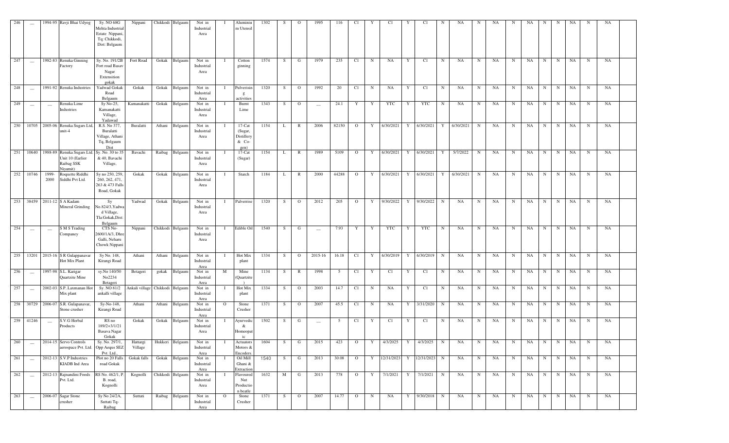| 246 | — | 1994-95 | Ravji Bhai Udyog | Sy. NO 68G Mehta Industrial Estate Nippani, Tq: Chikkodi, Dist: Belgaum | Nippani | Chikkodi | Belgaum | Not in Industrial Area | I | Aluminium Utensil | 1302 | S | O | 1995 | 116 | Cl | Y | Cl | Y | Cl | N | NA | N | NA | N | NA | N | N | NA | N | NA |
|---|---|---|---|---|---|---|---|---|---|---|---|---|---|---|---|---|---|---|---|---|---|---|---|---|---|---|---|---|---|---|---|
| 247 | — | 1982-83 | Renuka Ginning Factory | Sy. No. 191/2B Fort road Basav Nagar Extensition gokak | Fort Road | Gokak | Belgaum | Not in Industrial Area | I | Cotton ginning | 1574 | S | G | 1979 | 235 | Cl | N | NA | Y | Cl | N | NA | N | NA | N | NA | N | N | NA | N | NA |
| 248 | — | 1991-92 | Renuka Industries | Yadwad Gokak Road Belgaum | Gokak | Gokak | Belgaum | Not in Industrial Area | I | Pulverising activities | 1320 | S | O | 1992 | 20 | Cl | N | NA | Y | Cl | N | NA | N | NA | N | NA | N | N | NA | N | NA |
| 249 | — | — | Renuka Lime Industries | Sy No-25, Kamanakatti Village, Yadawad | Kamanakatti | Gokak | Belgaum | Not in Industrial Area | I | Burnt Lime | 1343 | S | O | — | 24.1 | Y | Y | YTC | Y | YTC | N | NA | N | NA | N | NA | N | N | NA | N | NA |
| 250 | 10705 | 2005-06 | Renuka Sugars Ltd, unit-4 | R.S. No 377, Buralatti Village, Athani Tq, Belgaum Dist | Buralatti | Athani | Belgaum | Not in Industrial Area | I | 17-Cat (Sugar, Distillery & Co-gen) | 1154 | L | R | 2006 | 82150 | O | Y | 6/30/2021 | Y | 6/30/2021 | Y | 6/30/2021 | N | NA | N | NA | N | N | NA | N | NA |
| 251 | 10640 | 1988-89 | Renuka Sugars Ltd. Unit 10 (Earlier Raibag SSK Niyamit) | Sy. No. 30 to 35 & 40, Bavachi Village, | Bavachi | Raibag | Belgaum | Not in Industrial Area | I | 17-Cat (Sugar) | 1154 | L | R | 1989 | 5109 | O | Y | 6/30/2021 | Y | 6/30/2021 | Y | 5/7/2022 | N | NA | N | NA | N | N | NA | N | NA |
| 252 | 10746 | 1999-2000 | Roquette Riddhi Siddhi Pvt Ltd. | Sy no 250, 259, 260, 262, 471, 263 & 473 Falls Road, Gokak | Gokak | Gokak | Belgaum | Not in Industrial Area | I | Starch | 1184 | L | R | 2000 | 44288 | O | Y | 6/30/2021 | Y | 6/30/2021 | Y | 6/30/2021 | N | NA | N | NA | N | N | NA | N | NA |
| 253 | 38459 | 2011-12 | S A Kadam Mineral Grinding | Sy No.824/3,Yadwad Village, Tla:Gokak,Dist:Belgaum | Yadwad | Gokak | Belgaum | Not in Industrial Area | I | Palverrise | 1320 | S | O | 2012 | 205 | O | Y | 9/30/2022 | Y | 9/30/2022 | N | NA | N | NA | N | NA | N | N | NA | N | NA |
| 254 | — | — | S M S Trading Companey | CTS No-2600/1A/3, Dhre Galli, Neharu Chowk Nippani | Nippani | Chikkodi | Belgaum | Not in Industrial Area | I | Edible Oil | 1540 | S | G | — | 7.93 | Y | Y | YTC | Y | YTC | N | NA | N | NA | N | NA | N | N | NA | N | NA |
| 255 | 13201 | 2015-16 | S R Gulappanavar Hot Mix Plant | Sy No. 148, Kirangi Road | Athani | Athani | Belgaum | Not in Industrial Area | I | Hot Mix plant | 1334 | S | O | 2015-16 | 16.18 | Cl | Y | 6/30/2019 | Y | 6/30/2019 | N | NA | N | NA | N | NA | N | N | NA | N | NA |
| 256 | — | 1997-98 | S.L. Karigar Quartzite Mine | sy.No 140/50 No2234 Betageri | Betageri | gokak | Belgaum | Not in Industrial Area | M | Mine (Quartzite ) | 1134 | S | R | 1998 | 5 | Cl | Y | Cl | Y | Cl | N | NA | N | NA | N | NA | N | N | NA | N | NA |
| 257 | — | 2002-03 | S.P. Laxmanan Hot Mix plant | Sy. NO 81/2 ankalli village | Ankali village | Chikkodi | Belgaum | Not in Industrial Area | I | Hot Mix plant | 1334 | S | O | 2003 | 14.7 | Cl | N | NA | Y | Cl | N | NA | N | NA | N | NA | N | N | NA | N | NA |
| 258 | 30729 | 2006-07 | S.R. Gulapanavar, Stone crusher | Sy-No-148, Kirangi Road | Athani | Athani | Belgaum | Not in Industrial Area | O | Stone Crusher | 1371 | S | O | 2007 | 45.5 | Cl | N | NA | Y | 3/31/2020 | N | NA | N | NA | N | NA | N | N | NA | N | NA |
| 259 | 41246 | — | S.V.G Herbal Products | RS no 189/2+3/1/21 Basava Nagar Gokak | Gokak | Gokak | Belgaum | Not in Industrial Area | I | Ayurvedic & Homeopatic | 1502 | S | G | — | 5 | Cl | Y | Cl | Y | Cl | N | NA | N | NA | N | NA | N | N | NA | N | NA |
| 260 | — | 2014-15 | Servo Controls aerospace Pvt. Ltd. | Sy. No. 297/1, Opp Aequs SEZ Pvt. Ltd., | Hattargi Village | Hukkeri | Belgaum | Not in Industrial Area | I | Actuators Motors & Encoders | 1604 | S | G | 2015 | 423 | O | Y | 4/3/2025 | Y | 4/3/2025 | N | NA | N | NA | N | NA | N | N | NA | N | NA |
| 261 | — | 2012-13 | S.V.P Industries KIADB Ind Area | Plot no 20 Falls road Gokak | Gokak falls | Gokak | Belgaum | Not in Industrial Area | I | Oil Mill Ghani & Extraction | 1540 | S | G | 2013 | 30.08 | O | Y | 12/31/2023 | Y | 12/31/2023 | N | NA | N | NA | N | NA | N | N | NA | N | NA |
| 262 | — | 2012-13 | Rajnandini Foods Pvt. Ltd. | RS No. 462/1, P. B. road, Kognolli | Kognolli | Chikkodi | Belgaum | Not in Industrial Area | I | Flavoured Nut Production beatle | 1632 | M | G | 2013 | 778 | O | Y | 7/1/2021 | Y | 7/1/2021 | N | NA | N | NA | N | NA | N | N | NA | N | NA |
| 263 | — | 2006-07 | Sagar Stone crusher | Sy No 24/2A, Suttati Tq-Raibag | Suttati | Raibag | Belgaum | Not in Industrial Area | O | Stone Crusher | 1371 | S | O | 2007 | 14.77 | O | N | NA | Y | 9/30/2018 | N | NA | N | NA | N | NA | N | N | NA | N | NA |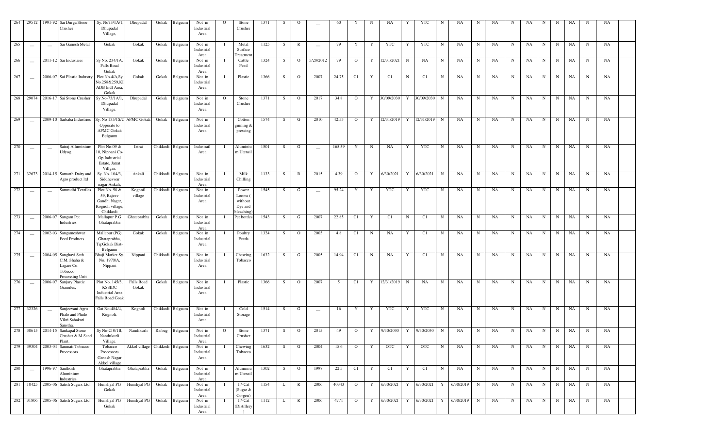| 264 | 29512 | 1991-92 | Sai Durga Stone Crusher | Sy. No73/1A/1, Dhupadal Village, | Dhupadal | Gokak | Belgaum | Not in Industrial Area | O | Stone Crusher | 1371 | S | O | __ | 60 | Y | N | NA | Y | YTC | N | NA | N | NA | N | NA | N | N | NA | N | NA | |
|---|---|---|---|---|---|---|---|---|---|---|---|---|---|---|---|---|---|---|---|---|---|---|---|---|---|---|---|---|---|---|---|---|
| 265 | __ | __ | Sai Ganesh Metal | Gokak | Gokak | Gokak | Belgaum | Not in Industrial Area | I | Metal Surface Treatment | 1125 | S | R | __ | 79 | Y | Y | YTC | Y | YTC | N | NA | N | NA | N | NA | N | N | NA | N | NA | |
| 266 | __ | 2011-12 | Sai Industries | Sy No. 234/1A, Falls Road Gokak | Gokak | Gokak | Belgaum | Not in Industrial Area | I | Cattle Feed | 1324 | S | O | 5/28/2012 | 79 | O | Y | 12/31/2021 | N | NA | N | NA | N | NA | N | NA | N | N | NA | N | NA | |
| 267 | __ | 2006-07 | Sai Plastic Industry | Plot No.4/A,Sy No.258&259,KI ADB Indl Area, Gokak | Gokak | Gokak | Belgaum | Not in Industrial Area | I | Plastic | 1366 | S | O | 2007 | 24.75 | C1 | Y | C1 | N | C1 | N | NA | N | NA | N | NA | N | N | NA | N | NA | |
| 268 | 29074 | 2016-17 | Sai Stone Crusher | Sy No-73/1A/1, Dhupadal Village. | Dhupadal | Gokak | Belgaum | Not in Industrial Area | O | Stone Crusher | 1371 | S | O | 2017 | 34.8 | O | Y | 30/09/2030 | Y | 30/09/2030 | N | NA | N | NA | N | NA | N | N | NA | N | NA | |
| 269 | __ | 2009-10 | Saibaba Industries | Sy. No 135/1S/2 Opposite to APMC Gokak | APMC Gokak | Gokak | Belgaum | Not in Industrial Area | I | Cotton ginning & pressing | 1574 | S | G | 2010 | 42.55 | O | Y | 12/31/2019 | Y | 12/31/2019 | N | NA | N | NA | N | NA | N | N | NA | N | NA | |
| 270 | __ | __ | Sairaj Alluminium Udyog | Plot No-09 & 10, Nippani Co-Op Industrial Estate, Jatrat Villgae, | Jatrat | Chikkodi | Belgaum | Industrail Area | I | Aluminium Utensil | 1501 | S | G | __ | 165.59 | Y | N | NA | Y | YTC | N | NA | N | NA | N | NA | N | N | NA | N | NA | |
| 271 | 32673 | 2014-15 | Samarth Dairy and Agro product ltd | Sy. No. 104/3, Siddheswar nagar Ankali, | Ankali | Chikkodi | Belgaum | Not in Industrial Area | I | Milk Chilling | 1133 | S | R | 2015 | 4.39 | O | Y | 6/30/2021 | Y | 6/30/2021 | N | NA | N | NA | N | NA | N | N | NA | N | NA | |
| 272 | __ | __ | Samrudhi Textiles | Plot No. 58 & 59, Rajeev Gandhi Nagar, Kognoli village, Chikkodi | Kognoil village | Chikkodi | Belgaum | Not in Industrial Area | I | Power Looms ( without Dye and bleaching) | 1545 | S | G | __ | 95.24 | Y | Y | YTC | Y | YTC | N | NA | N | NA | N | NA | N | N | NA | N | NA | |
| 273 | __ | 2006-07 | Sangam Pet Industries | Mallapur P.G Ghataprabha | Ghataprabha | Gokak | Belgaum | Not in Industrial Area | I | Pet bottles | 1543 | S | G | 2007 | 22.85 | C1 | Y | C1 | N | C1 | N | NA | N | NA | N | NA | N | N | NA | N | NA | |
| 274 | __ | 2002-03 | Sangameshwar Feed Products | Mallapur (PG), Ghataprabha, Tq:Gokak Dist-Belgaum | Gokak | Gokak | Belgaum | Not in Industrial Area | I | Poultry Feeds | 1324 | S | O | 2003 | 4.8 | C1 | N | NA | Y | C1 | N | NA | N | NA | N | NA | N | N | NA | N | NA | |
| 275 | __ | 2004-05 | Sanghavi Seth C.M. Shaha & Lagare Co. Tobacco Processing Unit | Bhaji Market Sy. No. 1970/A, Nippani | Nippani | Chikkodi | Belgaum | Not in Industrial Area | I | Chewing Tobacco | 1632 | S | G | 2005 | 14.94 | C1 | N | NA | Y | C1 | N | NA | N | NA | N | NA | N | N | NA | N | NA | |
| 276 | __ | 2006-07 | Sanjary Plastic Granules, | Plot No. 145/3, KSSIDC Industrial Area Falls Road Goak | Falls Road Gokak | Gokak | Belgaum | Not in Industrial Area | I | Plastic | 1366 | S | O | 2007 | 5 | C1 | Y | 12/31/2019 | N | NA | N | NA | N | NA | N | NA | N | N | NA | N | NA | |
| 277 | 32326 | __ | Sanjeevani Agro Phale and Phule Vikri Sahakari Sanstha. | Gat No-484/4, Kognoli. | Kognoli | Chikkodi | Belgaum | Not in Industrial Area | I | Cold Storage | 1514 | S | G | __ | 16 | Y | Y | YTC | Y | YTC | N | NA | N | NA | N | NA | N | N | NA | N | NA | |
| 278 | 30615 | 2014-15 | Sankapal Stone Crusher & M Sand Plant. | Sy No-210/1B, Nandukurli Village. | Nandikurli | Raibag | Belgaum | Not in Industrial Area | O | Stone Crusher | 1371 | S | O | 2015 | 49 | O | Y | 9/30/2030 | Y | 9/30/2030 | N | NA | N | NA | N | NA | N | N | NA | N | NA | |
| 279 | 39304 | 2003-04 | Sanmati Tobacco Processors | Tobacco Processors Ganesh Nagar Akkol village | Akkol village | Chikkodi | Belgaum | Not in Industrial Area | I | Chewing Tobacco | 1632 | S | G | 2004 | 15.6 | O | Y | OTC | Y | OTC | N | NA | N | NA | N | NA | N | N | NA | N | NA | |
| 280 | __ | 1996-97 | Santhosh Aluminium Industries | Ghataprabha | Ghataprabha | Gokak | Belgaum | Not in Industrial Area | I | Aluminium Utensil | 1302 | S | O | 1997 | 22.5 | C1 | Y | C1 | Y | C1 | N | NA | N | NA | N | NA | N | N | NA | N | NA | |
| 281 | 10425 | 2005-06 | Satish Sugars Ltd. | Hunshyal PG Gokak | Hunshyal PG | Gokak | Belgaum | Not in Industrial Area | I | 17-Cat (Sugar & Co-gen) | 1154 | L | R | 2006 | 40343 | O | Y | 6/30/2021 | Y | 6/30/2021 | Y | 6/30/2019 | N | NA | N | NA | N | N | NA | N | NA | |
| 282 | 31806 | 2005-06 | Satish Sugars Ltd. | Hunshyal PG Gokak | Hunshyal PG | Gokak | Belgaum | Not in Industrial Area | I | 17-Cat (Distillery ) | 1112 | L | R | 2006 | 4771 | O | Y | 6/30/2021 | Y | 6/30/2021 | Y | 6/30/2019 | N | NA | N | NA | N | N | NA | N | NA | |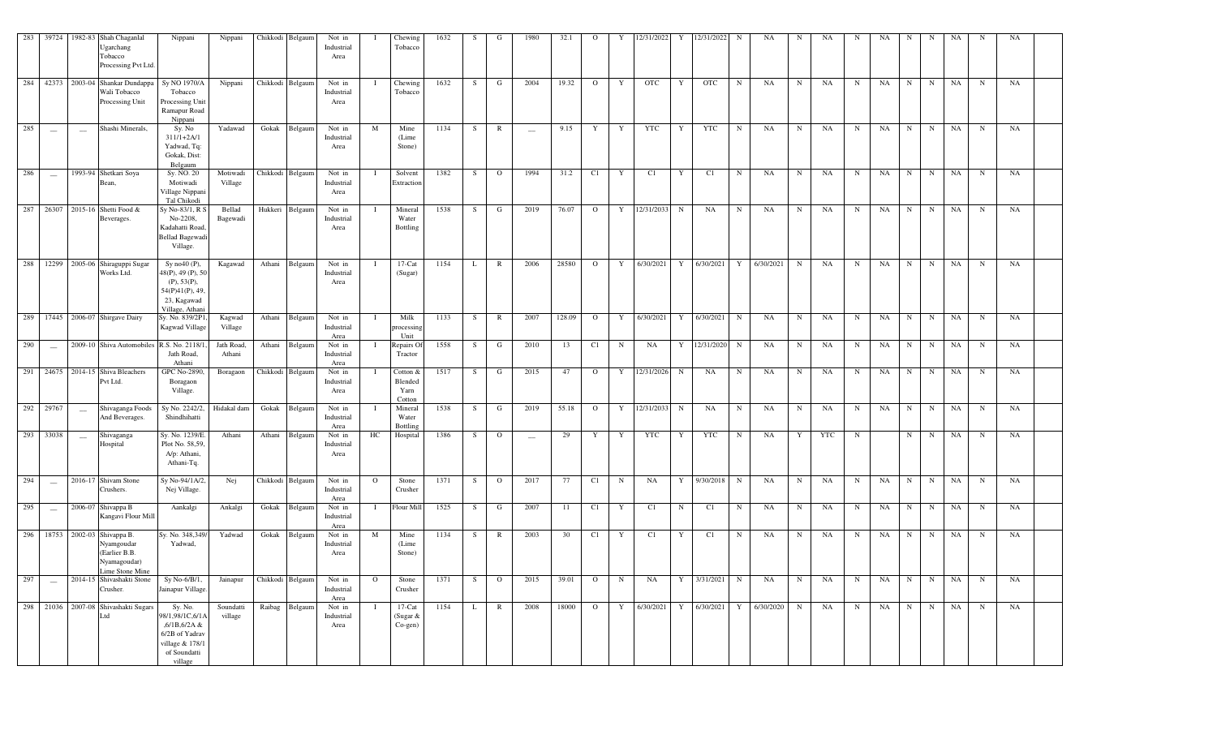| 283 | 39724 | 1982-83 | Shah Chaganlal Ugarchang Tobacco Processing Pvt Ltd. | Nippani | Nippani | Chikkodi | Belgaum | Not in Industrial Area | I | Chewing Tobacco | 1632 | S | G | 1980 | 32.1 | O | Y | 12/31/2022 | Y | 12/31/2022 | N | NA | N | NA | N | NA | N | N | NA | N | NA |  |
|---|---|---|---|---|---|---|---|---|---|---|---|---|---|---|---|---|---|---|---|---|---|---|---|---|---|---|---|---|---|---|---|---|
| 284 | 42373 | 2003-04 | Shankar Dundappa Wali Tobacco Processing Unit | Sy NO 1970/A Tobacco Processing Unit Ramapur Road Nippani | Nippani | Chikkodi | Belgaum | Not in Industrial Area | I | Chewing Tobacco | 1632 | S | G | 2004 | 19.32 | O | Y | OTC | Y | OTC | N | NA | N | NA | N | NA | N | N | NA | N | NA |  |
| 285 | — | — | Shashi Minerals, | Sy. No 311/1+2A/1 Yadwad, Tq: Gokak, Dist: Belgaum | Yadawad | Gokak | Belgaum | Not in Industrial Area | M | Mine (Lime Stone) | 1134 | S | R | — | 9.15 | Y | Y | YTC | Y | YTC | N | NA | N | NA | N | NA | N | N | NA | N | NA |  |
| 286 | — | 1993-94 | Shetkari Soya Bean, | Sy. NO. 20 Motiwadi Village Nippani Tal Chikodi | Motiwadi Village | Chikkodi | Belgaum | Not in Industrial Area | I | Solvent Extraction | 1382 | S | O | 1994 | 31.2 | C1 | Y | C1 | Y | C1 | N | NA | N | NA | N | NA | N | N | NA | N | NA |  |
| 287 | 26307 | 2015-16 | Shetti Food & Beverages. | Sy No-83/1, R S No-2208, Kadahatti Road, Bellad Bagewadi Village. | Bellad Bagewadi | Hukkeri | Belgaum | Not in Industrial Area | I | Mineral Water Bottling | 1538 | S | G | 2019 | 76.07 | O | Y | 12/31/2033 | N | NA | N | NA | N | NA | N | NA | N | N | NA | N | NA |  |
| 288 | 12299 | 2005-06 | Shiraguppi Sugar Works Ltd. | Sy no40 (P), 48(P), 49 (P), 50 (P), 53(P), 54(P)41(P), 49, 23, Kagawad Village, Athani | Kagawad | Athani | Belgaum | Not in Industrial Area | I | 17-Cat (Sugar) | 1154 | L | R | 2006 | 28580 | O | Y | 6/30/2021 | Y | 6/30/2021 | Y | 6/30/2021 | N | NA | N | NA | N | N | NA | N | NA |  |
| 289 | 17445 | 2006-07 | Shirgave Dairy | Sy. No. 839/2P1, Kagwad Village | Kagwad Village | Athani | Belgaum | Not in Industrial Area | I | Milk processing Unit | 1133 | S | R | 2007 | 128.09 | O | Y | 6/30/2021 | Y | 6/30/2021 | N | NA | N | NA | N | NA | N | N | NA | N | NA |  |
| 290 | — | 2009-10 | Shiva Automobiles | R.S. No. 2118/1, Jath Road, Athani | Jath Road, Athani | Athani | Belgaum | Not in Industrial Area | I | Repairs Of Tractor | 1558 | S | G | 2010 | 13 | C1 | N | NA | Y | 12/31/2020 | N | NA | N | NA | N | NA | N | N | NA | N | NA |  |
| 291 | 24675 | 2014-15 | Shiva Bleachers Pvt Ltd. | GPC No-2890, Boragaon Village. | Boragaon | Chikkodi | Belgaum | Not in Industrial Area | I | Cotton & Blended Yarn Cotton | 1517 | S | G | 2015 | 47 | O | Y | 12/31/2026 | N | NA | N | NA | N | NA | N | NA | N | N | NA | N | NA |  |
| 292 | 29767 | — | Shivaganga Foods And Beverages. | Sy No. 2242/2, Shindhihatti | Hidakal dam | Gokak | Belgaum | Not in Industrial Area | I | Mineral Water Bottling | 1538 | S | G | 2019 | 55.18 | O | Y | 12/31/2033 | N | NA | N | NA | N | NA | N | NA | N | N | NA | N | NA |  |
| 293 | 33038 | — | Shivaganga Hospital | Sy. No. 1239/E. Plot No. 58,59, A/p: Athani, Athani-Tq. | Athani | Athani | Belgaum | Not in Industrial Area | HC | Hospital | 1386 | S | O | — | 29 | Y | Y | YTC | Y | YTC | N | NA | Y | YTC | N |  | N | N | NA | N | NA |  |
| 294 | — | 2016-17 | Shivam Stone Crushers. | Sy No-94/1A/2, Nej Village. | Nej | Chikkodi | Belgaum | Not in Industrial Area | O | Stone Crusher | 1371 | S | O | 2017 | 77 | C1 | N | NA | Y | 9/30/2018 | N | NA | N | NA | N | NA | N | N | NA | N | NA |  |
| 295 | — | 2006-07 | Shivappa B Kangavi Flour Mill | Aankalgi | Ankalgi | Gokak | Belgaum | Not in Industrial Area | I | Flour Mill | 1525 | S | G | 2007 | 11 | C1 | Y | C1 | N | C1 | N | NA | N | NA | N | NA | N | N | NA | N | NA |  |
| 296 | 18753 | 2002-03 | Shivappa B. Nyamgoudar (Earlier B.B. Nyamagoudar) Lime Stone Mine | Sy. No. 348,349/ Yadwad, | Yadwad | Gokak | Belgaum | Not in Industrial Area | M | Mine (Lime Stone) | 1134 | S | R | 2003 | 30 | C1 | Y | C1 | Y | C1 | N | NA | N | NA | N | NA | N | N | NA | N | NA |  |
| 297 | — | 2014-15 | Shivashakti Stone Crusher. | Sy No-6/B/1, Jainapur Village. | Jainapur | Chikkodi | Belgaum | Not in Industrial Area | O | Stone Crusher | 1371 | S | O | 2015 | 39.01 | O | N | NA | Y | 3/31/2021 | N | NA | N | NA | N | NA | N | N | NA | N | NA |  |
| 298 | 21036 | 2007-08 | Shivashakti Sugars Ltd | Sy. No. 98/1,98/1C,6/1A ,6/1B,6/2A & 6/2B of Yadrav village & 178/1 of Soundatti village | Soundatti village | Raibag | Belgaum | Not in Industrial Area | I | 17-Cat (Sugar & Co-gen) | 1154 | L | R | 2008 | 18000 | O | Y | 6/30/2021 | Y | 6/30/2021 | Y | 6/30/2020 | N | NA | N | NA | N | N | NA | N | NA |  |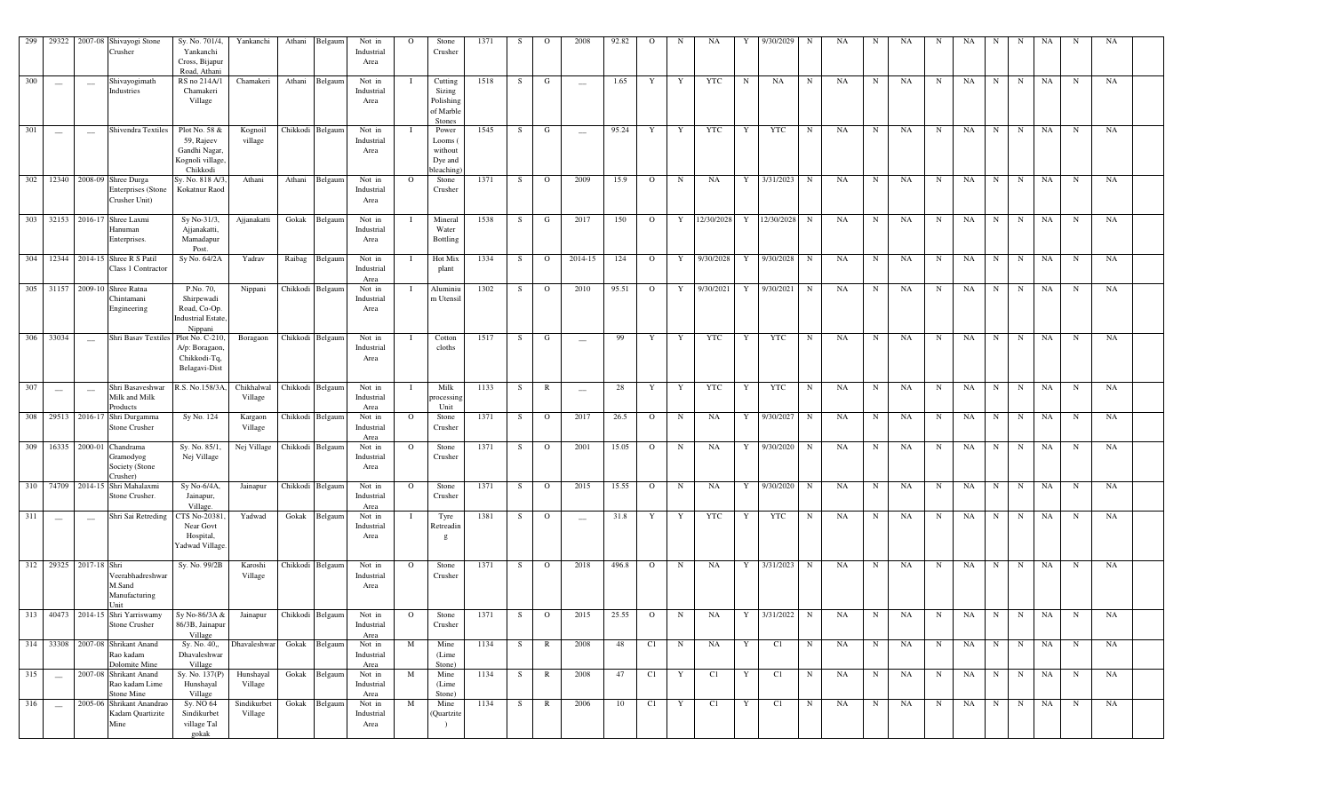| 299 | 29322 | 2007-08 | Shivayogi Stone Crusher | Sy. No. 701/4, Yankanchi Cross, Bijapur Road, Athani | Yankanchi | Athani | Belgaum | Not in Industrial Area | O | Stone Crusher | 1371 | S | O | 2008 | 92.82 | O | N | NA | Y | 9/30/2029 | N | NA | N | NA | N | NA | N | N | NA | N | NA |
|---|---|---|---|---|---|---|---|---|---|---|---|---|---|---|---|---|---|---|---|---|---|---|---|---|---|---|---|---|---|---|---|
| 300 | — | — | Shivayogimath Industries | RS no 214A/1 Chamakeri Village | Chamakeri | Athani | Belgaum | Not in Industrial Area | I | Cutting Sizing Polishing of Marble Stones | 1518 | S | G | — | 1.65 | Y | Y | YTC | N | NA | N | NA | N | NA | N | NA | N | N | NA | N | NA |
| 301 | — | — | Shivendra Textiles | Plot No. 58 & 59, Rajeev Gandhi Nagar, Kognoli village, Chikkodi | Kognoil village | Chikkodi | Belgaum | Not in Industrial Area | I | Power Looms ( without Dye and bleaching) | 1545 | S | G | — | 95.24 | Y | Y | YTC | Y | YTC | N | NA | N | NA | N | NA | N | N | NA | N | NA |
| 302 | 12340 | 2008-09 | Shree Durga Enterprises (Stone Crusher Unit) | Sy. No. 818 A/3, Kokatnur Raod | Athani | Athani | Belgaum | Not in Industrial Area | O | Stone Crusher | 1371 | S | O | 2009 | 15.9 | O | N | NA | Y | 3/31/2023 | N | NA | N | NA | N | NA | N | N | NA | N | NA |
| 303 | 32153 | 2016-17 | Shree Laxmi Hanuman Enterprises. | Sy No-31/3, Ajjanakatti, Mamadapur Post. | Ajjanakatti | Gokak | Belgaum | Not in Industrial Area | I | Mineral Water Bottling | 1538 | S | G | 2017 | 150 | O | Y | 12/30/2028 | Y | 12/30/2028 | N | NA | N | NA | N | NA | N | N | NA | N | NA |
| 304 | 12344 | 2014-15 | Shree R S Patil Class 1 Contractor | Sy No. 64/2A | Yadrav | Raibag | Belgaum | Not in Industrial Area | I | Hot Mix plant | 1334 | S | O | 2014-15 | 124 | O | Y | 9/30/2028 | Y | 9/30/2028 | N | NA | N | NA | N | NA | N | N | NA | N | NA |
| 305 | 31157 | 2009-10 | Shree Ratna Chintamani Engineering | P.No. 70, Shirpewadi Road, Co-Op. Industrial Estate, Nippani | Nippani | Chikkodi | Belgaum | Not in Industrial Area | I | Aluminium Utensil | 1302 | S | O | 2010 | 95.51 | O | Y | 9/30/2021 | Y | 9/30/2021 | N | NA | N | NA | N | NA | N | N | NA | N | NA |
| 306 | 33034 | — | Shri Basav Textiles | Plot No. C-210, A/p: Boragaon, Chikkodi-Tq, Belagavi-Dist | Boragaon | Chikkodi | Belgaum | Not in Industrial Area | I | Cotton cloths | 1517 | S | G | — | 99 | Y | Y | YTC | Y | YTC | N | NA | N | NA | N | NA | N | N | NA | N | NA |
| 307 | — | — | Shri Basaveshwar Milk and Milk Products | R.S. No.158/3A, | Chikhalwal Village | Chikkodi | Belgaum | Not in Industrial Area | I | Milk processing Unit | 1133 | S | R | — | 28 | Y | Y | YTC | Y | YTC | N | NA | N | NA | N | NA | N | N | NA | N | NA |
| 308 | 29513 | 2016-17 | Shri Durgamma Stone Crusher | Sy No. 124 | Kargaon Village | Chikkodi | Belgaum | Not in Industrial Area | O | Stone Crusher | 1371 | S | O | 2017 | 26.5 | O | N | NA | Y | 9/30/2027 | N | NA | N | NA | N | NA | N | N | NA | N | NA |
| 309 | 16335 | 2000-01 | Chandrama Gramodyog Society (Stone Crusher) | Sy. No. 85/1, Nej Village | Nej Village | Chikkodi | Belgaum | Not in Industrial Area | O | Stone Crusher | 1371 | S | O | 2001 | 15.05 | O | N | NA | Y | 9/30/2020 | N | NA | N | NA | N | NA | N | N | NA | N | NA |
| 310 | 74709 | 2014-15 | Shri Mahalaxmi Stone Crusher. | Sy No-6/4A, Jainapur, Village. | Jainapur | Chikkodi | Belgaum | Not in Industrial Area | O | Stone Crusher | 1371 | S | O | 2015 | 15.55 | O | N | NA | Y | 9/30/2020 | N | NA | N | NA | N | NA | N | N | NA | N | NA |
| 311 | — | — | Shri Sai Retreding | CTS No-20381, Near Govt Hospital, Yadwad Village. | Yadwad | Gokak | Belgaum | Not in Industrial Area | I | Tyre Retreading | 1381 | S | O | — | 31.8 | Y | Y | YTC | Y | YTC | N | NA | N | NA | N | NA | N | N | NA | N | NA |
| 312 | 29325 | 2017-18 | Shri Veerabhadreshwar M.Sand Manufacturing Unit | Sy. No. 99/2B | Karoshi Village | Chikkodi | Belgaum | Not in Industrial Area | O | Stone Crusher | 1371 | S | O | 2018 | 496.8 | O | N | NA | Y | 3/31/2023 | N | NA | N | NA | N | NA | N | N | NA | N | NA |
| 313 | 40473 | 2014-15 | Shri Yarriswamy Stone Crusher | Sy No-86/3A & 86/3B, Jainapur Village | Jainapur | Chikkodi | Belgaum | Not in Industrial Area | O | Stone Crusher | 1371 | S | O | 2015 | 25.55 | O | N | NA | Y | 3/31/2022 | N | NA | N | NA | N | NA | N | N | NA | N | NA |
| 314 | 33308 | 2007-08 | Shrikant Anand Rao kadam Dolomite Mine | Sy. No. 40,, Dhavaleshwar Village | Dhavaleshwar | Gokak | Belgaum | Not in Industrial Area | M | Mine (Lime Stone) | 1134 | S | R | 2008 | 48 | C1 | N | NA | Y | C1 | N | NA | N | NA | N | NA | N | N | NA | N | NA |
| 315 | — | 2007-08 | Shrikant Anand Rao kadam Lime Stone Mine | Sy. No. 137(P) Hunshayal Village | Hunshayal Village | Gokak | Belgaum | Not in Industrial Area | M | Mine (Lime Stone) | 1134 | S | R | 2008 | 47 | C1 | Y | C1 | Y | C1 | N | NA | N | NA | N | NA | N | N | NA | N | NA |
| 316 | — | 2005-06 | Shrikant Anandrao Kadam Quartizite Mine | Sy. NO 64 Sindikurbet village Tal gokak | Sindikurbet Village | Gokak | Belgaum | Not in Industrial Area | M | Mine (Quartzite ) | 1134 | S | R | 2006 | 10 | C1 | Y | C1 | Y | C1 | N | NA | N | NA | N | NA | N | N | NA | N | NA |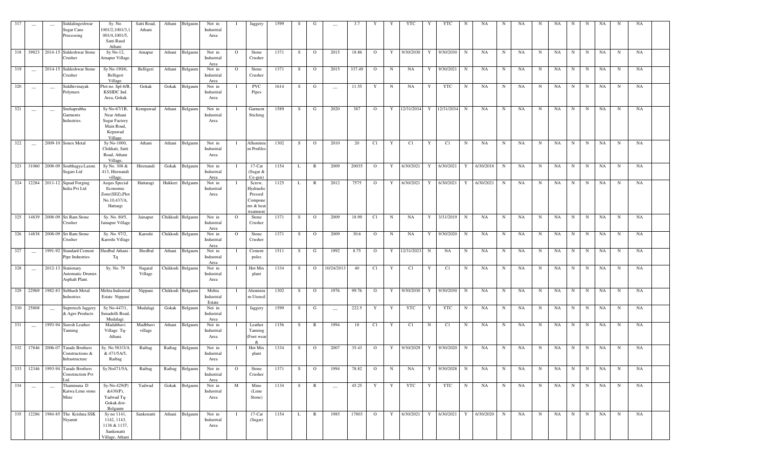| 317 | — | — | Siddalingeshwar Sugar Cane Processing | Sy. No. 1001/2,1001/3,1 001/4,1001/5, Satti Raod Athani | Satti Road, Athani | Athani | Belgaum | Not in Industrial Area | I | Jaggery | 1599 | S | G | — | 3.7 | Y | Y | YTC | Y | YTC | N | NA | N | NA | N | NA | N | N | NA | N | NA | |
|---|---|---|---|---|---|---|---|---|---|---|---|---|---|---|---|---|---|---|---|---|---|---|---|---|---|---|---|---|---|---|---|---|
| 318 | 39823 | 2014-15 | Siddeshwar Stone Crusher | Sy No-12, Ainapur Village. | Ainapur | Athani | Belgaum | Not in Industrial Area | O | Stone Crusher | 1371 | S | O | 2015 | 18.86 | O | Y | 9/30/2030 | Y | 9/30/2030 | N | NA | N | NA | N | NA | N | N | NA | N | NA | |
| 319 | — | 2014-15 | Siddeshwar Stone Crusher | Sy No-190/6, Belligeri Village. | Belligeri | Athani | Belgaum | Not in Industrial Area | O | Stone Crusher | 1371 | S | O | 2015 | 337.49 | O | N | NA | Y | 9/30/2021 | N | NA | N | NA | N | NA | N | N | NA | N | NA | |
| 320 | — | — | Siddhivinayak Polymers | Plot no. Spl-6/B, KSSIDC Ind. Area, Gokak | Gokak | Gokak | Belgaum | Not in Industrial Area | I | PVC Pipes | 1614 | S | G | — | 11.55 | Y | N | NA | Y | YTC | N | NA | N | NA | N | NA | N | N | NA | N | NA | |
| 321 | — | — | Snehaprabha Garments Industries. | Sy No-67/1B, Near Athani Sugar Factory Main Road, Kepawad Village | Kempawad | Athani | Belgaum | Not in Industrial Area | I | Garment Stiching | 1589 | S | G | 2020 | 387 | O | Y | 12/31/2034 | Y | 12/31/2034 | N | NA | N | NA | N | NA | N | N | NA | N | NA | |
| 322 | — | 2009-10 | Sonex Metal | Sy No-1000, Chikkati, Satti Road, Athani Village, | Athani | Athani | Belgaum | Not in Industrial Area | I | Alluminium Profiles | 1302 | S | O | 2010 | 20 | C1 | Y | C1 | Y | C1 | N | NA | N | NA | N | NA | N | N | NA | N | NA | |
| 323 | 31060 | 2008-09 | Soubhagya Laxmi Sugars Ltd | Sy No. 308 & 413, Hirenandi village, | Hirenandi | Gokak | Belgaum | Not in Industrial Area | I | 17-Cat (Sugar & Co-gen) | 1154 | L | R | 2009 | 20035 | O | Y | 6/30/2021 | Y | 6/30/2021 | Y | 6/30/2018 | N | NA | N | NA | N | N | NA | N | NA | |
| 324 | 12284 | 2011-12 | Squad Forging India Pvt Ltd | Aequs Special Economic Zone(SEZ),Plot No.10,437/A, Hattaragi | Hattaragi | Hukkeri | Belgaum | Not in Industrial Area | I | Screw, Hydraulic Pressed Components & heat treatment | 1125 | L | R | 2012 | 7575 | O | Y | 6/30/2021 | Y | 6/30/2021 | Y | 6/30/2021 | N | NA | N | NA | N | N | NA | N | NA | |
| 325 | 14839 | 2008-09 | Sri Ram Stone Crusher | Sy. No. 80/5, Jainapur Village | Jainapur | Chikkodi | Belgaum | Not in Industrial Area | O | Stone Crusher | 1371 | S | O | 2009 | 18.99 | C1 | N | NA | Y | 3/31/2019 | N | NA | N | NA | N | NA | N | N | NA | N | NA | |
| 326 | 14838 | 2008-09 | Sri Ram Stone Crusher | Sy. No. 97/2, Karoshi Village | Karoshi | Chikkodi | Belgaum | Not in Industrial Area | O | Stone Crusher | 1371 | S | O | 2009 | 30.6 | O | N | NA | Y | 9/30/2020 | N | NA | N | NA | N | NA | N | N | NA | N | NA | |
| 327 | — | 1991-92 | Standard Cement Pipe Industries | Shedbal Athani - Tq | Shedbal | Athani | Belgaum | Not in Industrial Area | I | Cement poles | 1511 | S | G | 1992 | 8.75 | O | Y | 12/31/2023 | N | NA | N | NA | N | NA | N | NA | N | N | NA | N | NA | |
| 328 | — | 2012-13 | Stationary Automatic Drumix Asphalt Plant. | Sy. No. 79 | Nagaral Village | Chikkodi | Belgaum | Not in Industrial Area | I | Hot Mix plant | 1334 | S | O | 10/24/2013 | 40 | C1 | Y | C1 | Y | C1 | N | NA | N | NA | N | NA | N | N | NA | N | NA | |
| 329 | 22969 | 1982-83 | Subhash Metal Industries | Mehta Industrial Estate Nippani | Nippani | Chikkodi | Belgaum | Mehta Industrial Estate | I | Aluminium Utensil | 1302 | S | O | 1976 | 99.76 | O | Y | 9/30/2030 | Y | 9/30/2030 | N | NA | N | NA | N | NA | N | N | NA | N | NA | |
| 330 | 25808 | — | Supretech Jaggery & Agro Products | Sy No-447/1, Sunadolli Road, Mudalagi. | Mudalagi | Gokak | Belgaum | Not in Industrial Area | I | Jaggery | 1599 | S | G | — | 222.5 | Y | Y | YTC | Y | YTC | N | NA | N | NA | N | NA | N | N | NA | N | NA | |
| 331 | — | 1993-94 | Suresh Leather Tanning | Madabhavi Village Tq-Athani. | Madbhavi village | Athani | Belgaum | Not in Industrial Area | I | Leather Tanning (Foot wear & | 1156 | S | R | 1994 | 18 | C1 | Y | C1 | N | C1 | N | NA | N | NA | N | NA | N | N | NA | N | NA | |
| 332 | 17846 | 2006-07 | Tarade Brothers Constructions & Infrastructure | Sy. No 583/3/A & 471/5A/5, Raibag | Raibag | Raibag | Belgaum | Not in Industrial Area | I | Hot Mix plant | 1334 | S | O | 2007 | 35.43 | O | Y | 9/30/2029 | Y | 9/30/2020 | N | NA | N | NA | N | NA | N | N | NA | N | NA | |
| 333 | 12346 | 1993-94 | Tarade Brothers Construction Pvt Ltd. | Sy.No471/5A, | Raibag | Raibag | Belgaum | Not in Industrial Area | O | Stone Crusher | 1371 | S | O | 1994 | 78.82 | O | N | NA | Y | 9/30/2028 | N | NA | N | NA | N | NA | N | N | NA | N | NA | |
| 334 | — | — | Thammana D Katwa Lime stone Mine | Sy-No-429(P) &430(P), Yadwad Tq-Gokak dist-Belgaum | Yadwad | Gokak | Belgaum | Not in Industrial Area | M | Mine (Lime Stone) | 1134 | S | R | — | 45.25 | Y | Y | YTC | Y | YTC | N | NA | N | NA | N | NA | N | N | NA | N | NA | |
| 335 | 12286 | 1984-85 | The Krishna SSK Niyamit | Sy no 1141, 1142, 1143, 1136 & 1137, Sankonatti Village, Athani | Sankonatti | Athani | Belgaum | Not in Industrial Area | I | 17-Cat (Sugar) | 1154 | L | R | 1985 | 17803 | O | Y | 6/30/2021 | Y | 6/30/2021 | Y | 6/30/2020 | N | NA | N | NA | N | N | NA | N | NA | |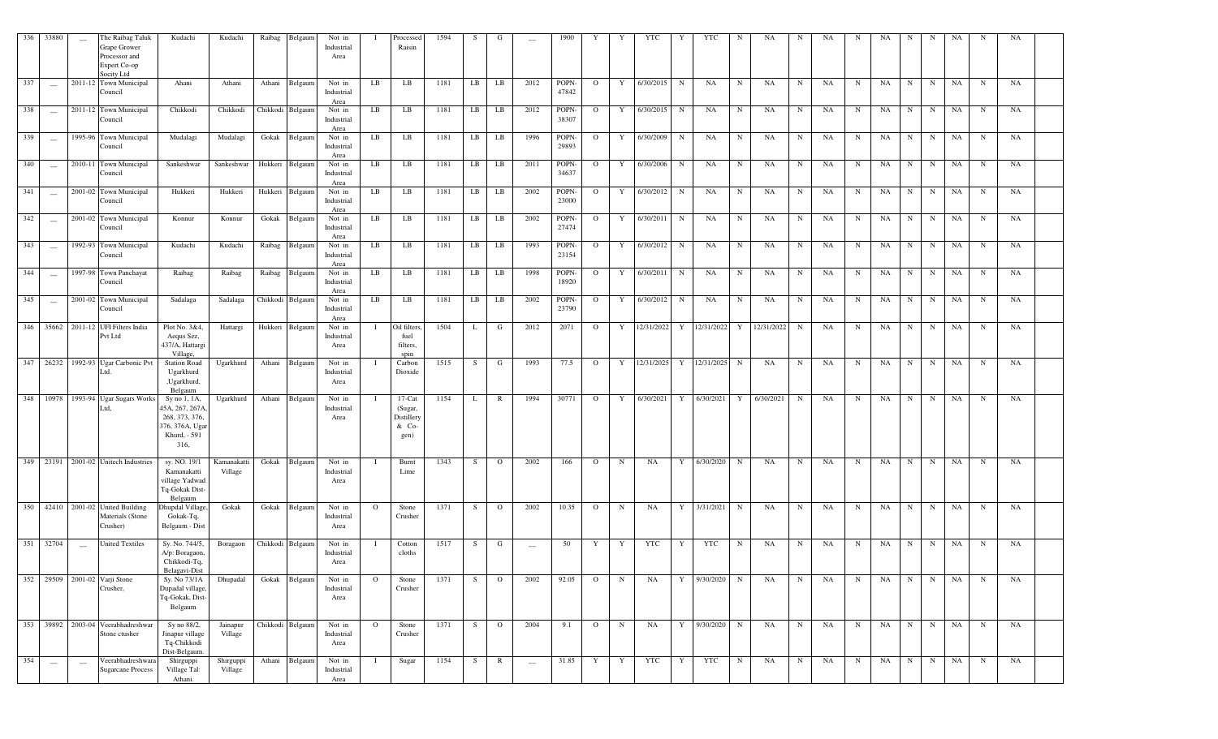| 336 | 33880 | __ | The Raibag Taluk Grape Grower Processor and Expert Co-op Socity Ltd | Kudachi | Kudachi | Raibag | Belgaum | Not in Industrial Area | I | Processed Raisin | 1594 | S | G | __ | 1900 | Y | Y | YTC | Y | YTC | N | NA | N | NA | N | NA | N | N | NA | N | NA |
|---|---|---|---|---|---|---|---|---|---|---|---|---|---|---|---|---|---|---|---|---|---|---|---|---|---|---|---|---|---|---|---|
| 337 | __ | 2011-12 | Town Municipal Council | Ahani | Athani | Athani | Belgaum | Not in Industrial Area | LB | LB | 1181 | LB | LB | 2012 | POPN-47842 | O | Y | 6/30/2015 | N | NA | N | NA | N | NA | N | NA | N | N | NA | N | NA |
| 338 | __ | 2011-12 | Town Municipal Council | Chikkodi | Chikkodi | Chikkodi | Belgaum | Not in Industrial Area | LB | LB | 1181 | LB | LB | 2012 | POPN-38307 | O | Y | 6/30/2015 | N | NA | N | NA | N | NA | N | NA | N | N | NA | N | NA |
| 339 | __ | 1995-96 | Town Municipal Council | Mudalagi | Mudalagi | Gokak | Belgaum | Not in Industrial Area | LB | LB | 1181 | LB | LB | 1996 | POPN-29893 | O | Y | 6/30/2009 | N | NA | N | NA | N | NA | N | NA | N | N | NA | N | NA |
| 340 | __ | 2010-11 | Town Municipal Council | Sankeshwar | Sankeshwar | Hukkeri | Belgaum | Not in Industrial Area | LB | LB | 1181 | LB | LB | 2011 | POPN-34637 | O | Y | 6/30/2006 | N | NA | N | NA | N | NA | N | NA | N | N | NA | N | NA |
| 341 | __ | 2001-02 | Town Municipal Council | Hukkeri | Hukkeri | Hukkeri | Belgaum | Not in Industrial Area | LB | LB | 1181 | LB | LB | 2002 | POPN-23000 | O | Y | 6/30/2012 | N | NA | N | NA | N | NA | N | NA | N | N | NA | N | NA |
| 342 | __ | 2001-02 | Town Municipal Council | Konnur | Konnur | Gokak | Belgaum | Not in Industrial Area | LB | LB | 1181 | LB | LB | 2002 | POPN-27474 | O | Y | 6/30/2011 | N | NA | N | NA | N | NA | N | NA | N | N | NA | N | NA |
| 343 | __ | 1992-93 | Town Municipal Council | Kudachi | Kudachi | Raibag | Belgaum | Not in Industrial Area | LB | LB | 1181 | LB | LB | 1993 | POPN-23154 | O | Y | 6/30/2012 | N | NA | N | NA | N | NA | N | NA | N | N | NA | N | NA |
| 344 | __ | 1997-98 | Town Panchayat Council | Raibag | Raibag | Raibag | Belgaum | Not in Industrial Area | LB | LB | 1181 | LB | LB | 1998 | POPN-18920 | O | Y | 6/30/2011 | N | NA | N | NA | N | NA | N | NA | N | N | NA | N | NA |
| 345 | __ | 2001-02 | Town Municipal Council | Sadalaga | Sadalaga | Chikkodi | Belgaum | Not in Industrial Area | LB | LB | 1181 | LB | LB | 2002 | POPN-23790 | O | Y | 6/30/2012 | N | NA | N | NA | N | NA | N | NA | N | N | NA | N | NA |
| 346 | 35662 | 2011-12 | UFI Filters India Pvt Ltd | Plot No. 3&4, Aequs Sez, 437/A, Hattargi Village, | Hattargi | Hukkeri | Belgaum | Not in Industrial Area | I | Oil filters, fuel filters, spin | 1504 | L | G | 2012 | 2071 | O | Y | 12/31/2022 | Y | 12/31/2022 | Y | 12/31/2022 | N | NA | N | NA | N | N | NA | N | NA |
| 347 | 26232 | 1992-93 | Ugar Carbonic Pvt Ltd. | Station Road Ugarkhurd ,Ugarkhurd, Belgaum | Ugarkhurd | Athani | Belgaum | Not in Industrial Area | I | Carbon Dioxide | 1515 | S | G | 1993 | 77.5 | O | Y | 12/31/2025 | Y | 12/31/2025 | N | NA | N | NA | N | NA | N | N | NA | N | NA |
| 348 | 10978 | 1993-94 | Ugar Sugars Works Ltd, | Sy no 1, 1A, 45A, 267, 267A, 268, 373, 376, 376, 376A, Ugar Khurd, - 591 316, | Ugarkhurd | Athani | Belgaum | Not in Industrial Area | I | 17-Cat (Sugar, Distillery & Co-gen) | 1154 | L | R | 1994 | 30771 | O | Y | 6/30/2021 | Y | 6/30/2021 | Y | 6/30/2021 | N | NA | N | NA | N | N | NA | N | NA |
| 349 | 23191 | 2001-02 | Unitech Industries | sy. NO. 19/1 Kamanakatti village Yadwad Tq-Gokak Dist-Belgaum | Kamanakatti Village | Gokak | Belgaum | Not in Industrial Area | I | Burnt Lime | 1343 | S | O | 2002 | 166 | O | N | NA | Y | 6/30/2020 | N | NA | N | NA | N | NA | N | N | NA | N | NA |
| 350 | 42410 | 2001-02 | United Building Materials (Stone Crusher) | Dhupdal Village, Gokak-Tq, Belgaum - Dist | Gokak | Gokak | Belgaum | Not in Industrial Area | O | Stone Crusher | 1371 | S | O | 2002 | 10.35 | O | N | NA | Y | 3/31/2021 | N | NA | N | NA | N | NA | N | N | NA | N | NA |
| 351 | 32704 | __ | United Textiles | Sy. No. 744/5, A/p: Boragaon, Chikkodi-Tq, Belagavi-Dist | Boragaon | Chikkodi | Belgaum | Not in Industrial Area | I | Cotton cloths | 1517 | S | G | __ | 50 | Y | Y | YTC | Y | YTC | N | NA | N | NA | N | NA | N | N | NA | N | NA |
| 352 | 29509 | 2001-02 | Varji Stone Crusher, | Sy. No 73/1A Dupadal village, Tq-Gokak, Dist-Belgaum | Dhupadal | Gokak | Belgaum | Not in Industrial Area | O | Stone Crusher | 1371 | S | O | 2002 | 92.05 | O | N | NA | Y | 9/30/2020 | N | NA | N | NA | N | NA | N | N | NA | N | NA |
| 353 | 39892 | 2003-04 | Veerabhadreshwar Stone ctusher | Sy no 88/2, Jinapur village Tq-Chikkodi Dist-Belgaum. | Jainapur Village | Chikkodi | Belgaum | Not in Industrial Area | O | Stone Crusher | 1371 | S | O | 2004 | 9.1 | O | N | NA | Y | 9/30/2020 | N | NA | N | NA | N | NA | N | N | NA | N | NA |
| 354 | __ | __ | Veerabhadreshwara Sugarcane Process | Shirguppi Village Tal: Athani. | Shirguppi Village | Athani | Belgaum | Not in Industrial Area | I | Sugar | 1154 | S | R | __ | 31.85 | Y | Y | YTC | Y | YTC | N | NA | N | NA | N | NA | N | N | NA | N | NA |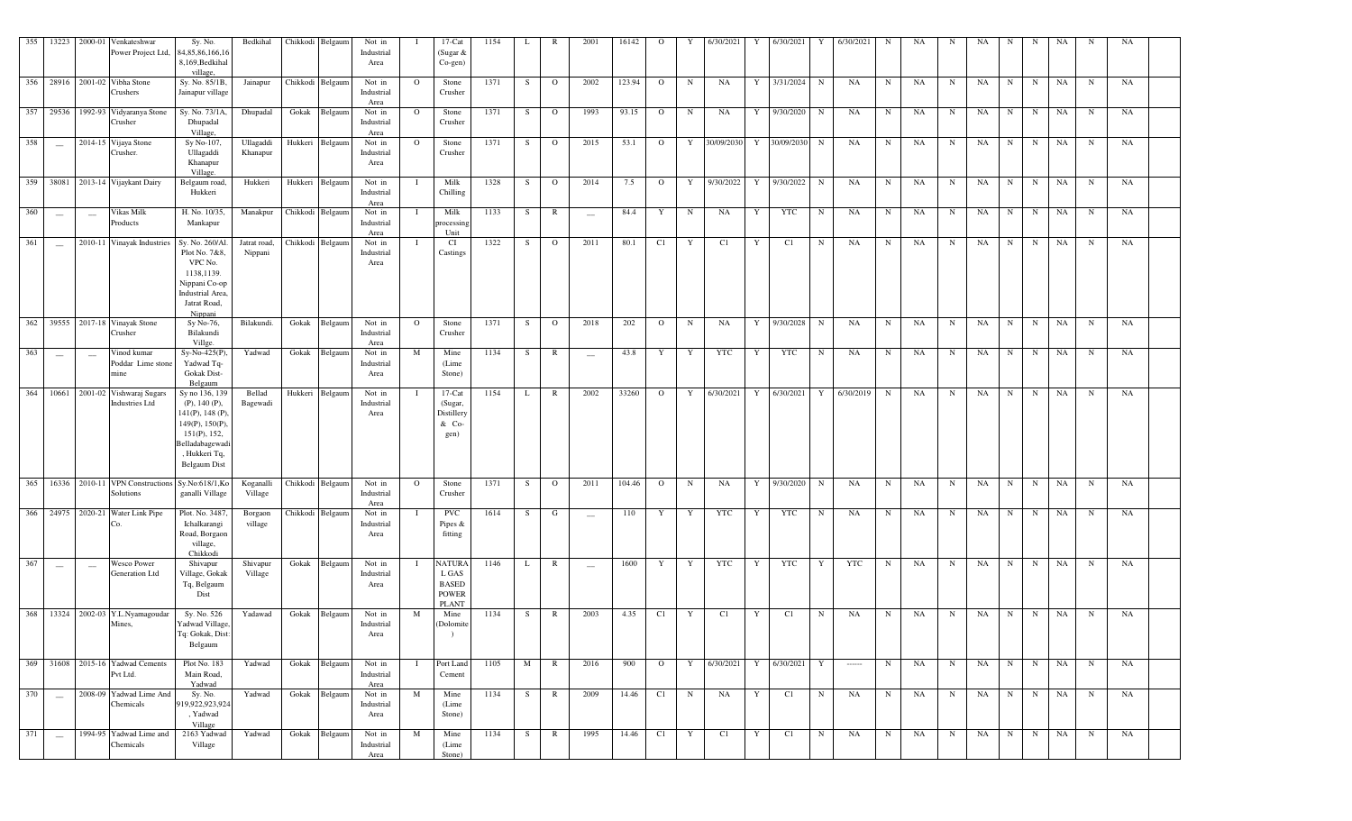| 355 | 13223 | 2000-01 | Venkateshwar Power Project Ltd, | Sy. No. 84,85,86,166,168,169,Bedkihal village, | Bedkihal | Chikkodi | Belgaum | Not in Industrial Area | I | 17-Cat (Sugar & Co-gen) | 1154 | L | R | 2001 | 16142 | O | Y | 6/30/2021 | Y | 6/30/2021 | Y | 6/30/2021 | N | NA | N | NA | N | N | NA | N | NA | |
|---|---|---|---|---|---|---|---|---|---|---|---|---|---|---|---|---|---|---|---|---|---|---|---|---|---|---|---|---|---|---|---|---|
| 356 | 28916 | 2001-02 | Vibha Stone Crushers | Sy. No. 85/1B, Jainapur village | Jainapur | Chikkodi | Belgaum | Not in Industrial Area | O | Stone Crusher | 1371 | S | O | 2002 | 123.94 | O | N | NA | Y | 3/31/2024 | N | NA | N | NA | N | NA | N | N | NA | N | NA | |
| 357 | 29536 | 1992-93 | Vidyaranya Stone Crusher | Sy. No. 73/1A, Dhupadal Village, | Dhupadal | Gokak | Belgaum | Not in Industrial Area | O | Stone Crusher | 1371 | S | O | 1993 | 93.15 | O | N | NA | Y | 9/30/2020 | N | NA | N | NA | N | NA | N | N | NA | N | NA | |
| 358 | __ | 2014-15 | Vijaya Stone Crusher. | Sy No-107, Ullagaddi Khanapur Village. | Ullagaddi Khanapur | Hukkeri | Belgaum | Not in Industrial Area | O | Stone Crusher | 1371 | S | O | 2015 | 53.1 | O | Y | 30/09/2030 | Y | 30/09/2030 | N | NA | N | NA | N | NA | N | N | NA | N | NA | |
| 359 | 38081 | 2013-14 | Vijaykant Dairy | Belgaum road, Hukkeri | Hukkeri | Hukkeri | Belgaum | Not in Industrial Area | I | Milk Chilling | 1328 | S | O | 2014 | 7.5 | O | Y | 9/30/2022 | Y | 9/30/2022 | N | NA | N | NA | N | NA | N | N | NA | N | NA | |
| 360 | __ | __ | Vikas Milk Products | H. No. 10/35, Mankapur | Manakpur | Chikkodi | Belgaum | Not in Industrial Area | I | Milk processing Unit | 1133 | S | R | __ | 84.4 | Y | N | NA | Y | YTC | N | NA | N | NA | N | NA | N | N | NA | N | NA | |
| 361 | __ | 2010-11 | Vinayak Industries | Sy. No. 260/Al. Plot No. 7&8, VPC No. 1138,1139. Nippani Co-op Industrial Area, Jatrat Road, Nippani | Jatrat road, Nippani | Chikkodi | Belgaum | Not in Industrial Area | I | CI Castings | 1322 | S | O | 2011 | 80.1 | C1 | Y | C1 | Y | C1 | N | NA | N | NA | N | NA | N | N | NA | N | NA | |
| 362 | 39555 | 2017-18 | Vinayak Stone Crusher | Sy No-76, Bilakundi Villge. | Bilakundi. | Gokak | Belgaum | Not in Industrial Area | O | Stone Crusher | 1371 | S | O | 2018 | 202 | O | N | NA | Y | 9/30/2028 | N | NA | N | NA | N | NA | N | N | NA | N | NA | |
| 363 | __ | __ | Vinod kumar Poddar Lime stone mine | Sy-No-425(P), Yadwad Tq-Gokak Dist-Belgaum | Yadwad | Gokak | Belgaum | Not in Industrial Area | M | Mine (Lime Stone) | 1134 | S | R | __ | 43.8 | Y | Y | YTC | Y | YTC | N | NA | N | NA | N | NA | N | N | NA | N | NA | |
| 364 | 10661 | 2001-02 | Vishwaraj Sugars Industries Ltd | Sy no 136, 139 (P), 140 (P), 141(P), 148 (P), 149(P), 150(P), 151(P), 152, Belladabagewadi, Hukkeri Tq, Belgaum Dist | Bellad Bagewadi | Hukkeri | Belgaum | Not in Industrial Area | I | 17-Cat (Sugar, Distillery & Co-gen) | 1154 | L | R | 2002 | 33260 | O | Y | 6/30/2021 | Y | 6/30/2021 | Y | 6/30/2019 | N | NA | N | NA | N | N | NA | N | NA | |
| 365 | 16336 | 2010-11 | VPN Constructions Solutions | Sy.No:618/1,Koganalli Village | Koganalli Village | Chikkodi | Belgaum | Not in Industrial Area | O | Stone Crusher | 1371 | S | O | 2011 | 104.46 | O | N | NA | Y | 9/30/2020 | N | NA | N | NA | N | NA | N | N | NA | N | NA | |
| 366 | 24975 | 2020-21 | Water Link Pipe Co. | Plot. No. 3487, Ichalkarangi Road, Borgaon village, Chikkodi | Borgaon village | Chikkodi | Belgaum | Not in Industrial Area | I | PVC Pipes & fitting | 1614 | S | G | __ | 110 | Y | Y | YTC | Y | YTC | N | NA | N | NA | N | NA | N | N | NA | N | NA | |
| 367 | __ | __ | Wesco Power Generation Ltd | Shivapur Village, Gokak Tq, Belgaum Dist | Shivapur Village | Gokak | Belgaum | Not in Industrial Area | I | NATURAL GAS BASED POWER PLANT | 1146 | L | R | __ | 1600 | Y | Y | YTC | Y | YTC | Y | YTC | N | NA | N | NA | N | N | NA | N | NA | |
| 368 | 13324 | 2002-03 | Y.L.Nyamagoudar Mines, | Sy. No. 526 Yadwad Village, Tq: Gokak, Dist: Belgaum | Yadawad | Gokak | Belgaum | Not in Industrial Area | M | Mine (Dolomite ) | 1134 | S | R | 2003 | 4.35 | C1 | Y | C1 | Y | C1 | N | NA | N | NA | N | NA | N | N | NA | N | NA | |
| 369 | 31608 | 2015-16 | Yadwad Cements Pvt Ltd. | Plot No. 183 Main Road, Yadwad | Yadwad | Gokak | Belgaum | Not in Industrial Area | I | Port Land Cement | 1105 | M | R | 2016 | 900 | O | Y | 6/30/2021 | Y | 6/30/2021 | Y | ------ | N | NA | N | NA | N | N | NA | N | NA | |
| 370 | __ | 2008-09 | Yadwad Lime And Chemicals | Sy. No. 919,922,923,924, Yadwad Village | Yadwad | Gokak | Belgaum | Not in Industrial Area | M | Mine (Lime Stone) | 1134 | S | R | 2009 | 14.46 | C1 | N | NA | Y | C1 | N | NA | N | NA | N | NA | N | N | NA | N | NA | |
| 371 | __ | 1994-95 | Yadwad Lime and Chemicals | 2163 Yadwad Village | Yadwad | Gokak | Belgaum | Not in Industrial Area | M | Mine (Lime Stone) | 1134 | S | R | 1995 | 14.46 | C1 | Y | C1 | Y | C1 | N | NA | N | NA | N | NA | N | N | NA | N | NA | |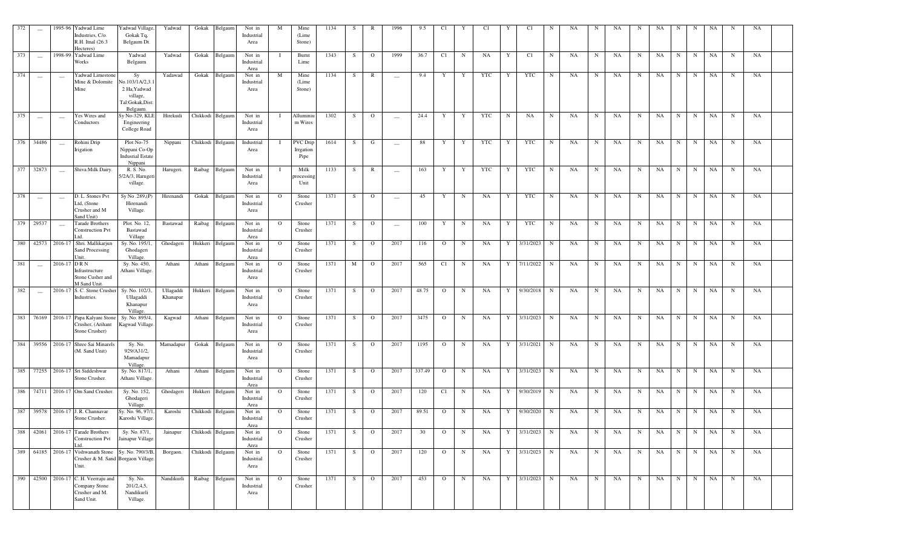| 372 | — | 1995-96 | Yadwad Lime Industries, C/o. R.H. Itnal (26.3 Hecteres) | Yadwad Village, Gokak Tq, Belgaum Dt. | Yadwad | Gokak | Belgaum | Not in Industrial Area | M | Mine (Lime Stone) | 1134 | S | R | 1996 | 9.5 | C1 | Y | C1 | Y | C1 | N | NA | N | NA | N | NA | N | N | NA | N | NA |
|---|---|---|---|---|---|---|---|---|---|---|---|---|---|---|---|---|---|---|---|---|---|---|---|---|---|---|---|---|---|---|---|
| 373 | — | 1998-99 | Yadwad Lime Works | Yadwad Belgaum | Yadwad | Gokak | Belgaum | Not in Industrial Area | I | Burnt Lime | 1343 | S | O | 1999 | 36.7 | C1 | N | NA | Y | C1 | N | NA | N | NA | N | NA | N | N | NA | N | NA |
| 374 | — | — | Yadwad Limestone Mine & Dolomite Mine | Sy No.103/1A/2,3.1 2 Ha,Yadwad village, Tal:Gokak,Dist: Belgaum. | Yadawad | Gokak | Belgaum | Not in Industrial Area | M | Mine (Lime Stone) | 1134 | S | R | — | 9.4 | Y | Y | YTC | Y | YTC | N | NA | N | NA | N | NA | N | N | NA | N | NA |
| 375 | — | — | Yes Wires and Conductors | Sy No-329, KLE Engineering College Road | Hirekudi | Chikkodi | Belgaum | Not in Industrial Area | I | Alluminium Wires | 1302 | S | O | — | 24.4 | Y | Y | YTC | N | NA | N | NA | N | NA | N | NA | N | N | NA | N | NA |
| 376 | 34486 | — | Rohini Drip Irigation | Plot No-75 Nippani Co-Op Indusrial Estate Nippani | Nippani | Chikkodi | Belgaum | Industrial Area | I | PVC Drip Irrgation Pipe | 1614 | S | G | — | 88 | Y | Y | YTC | Y | YTC | N | NA | N | NA | N | NA | N | N | NA | N | NA |
| 377 | 32873 | — | Shiva Milk Dairy. | R. S. No. 5/2A/3, Harugeri village. | Harugeri. | Raibag | Belgaum | Not in Industrial Area | I | Milk processing Unit | 1133 | S | R | — | 163 | Y | Y | YTC | Y | YTC | N | NA | N | NA | N | NA | N | N | NA | N | NA |
| 378 | — | — | D. L. Stones Pvt Ltd, (Stone Crusher and M Sand Unit) | Sy No .289,(P) Hirenandi Village. | Hirenandi | Gokak | Belgaum | Not in Industrial Area | O | Stone Crusher | 1371 | S | O | — | 45 | Y | N | NA | Y | YTC | N | NA | N | NA | N | NA | N | N | NA | N | NA |
| 379 | 29537 | — | Tarade Brothers Construction Pvt Ltd. | Plot. No. 12, Bastawad Village | Bastawad | Raibag | Belgaum | Not in Industrial Area | O | Stone Crusher | 1371 | S | O | — | 100 | Y | N | NA | Y | YTC | N | NA | N | NA | N | NA | N | N | NA | N | NA |
| 380 | 42573 | 2016-17 | Shri. Mallikarjun Sand Processing Unit. | Sy. No. 195/1, Ghodageri Village. | Ghodageri | Hukkeri | Belgaum | Not in Industrial Area | O | Stone Crusher | 1371 | S | O | 2017 | 116 | O | N | NA | Y | 3/31/2023 | N | NA | N | NA | N | NA | N | N | NA | N | NA |
| 381 | — | 2016-17 | D R N Infrastructure Stone Cusher and M Sand Unit. | Sy. No. 450, Athani Village. | Athani | Athani | Belgaum | Not in Industrial Area | O | Stone Crusher | 1371 | M | O | 2017 | 565 | C1 | N | NA | Y | 7/11/2022 | N | NA | N | NA | N | NA | N | N | NA | N | NA |
| 382 | — | 2016-17 | S. C. Stone Crusher Industries. | Sy. No. 102/3, Ullagaddi Khanapur Village. | Ullagaddi Khanapur | Hukkeri | Belgaum | Not in Industrial Area | O | Stone Crusher | 1371 | S | O | 2017 | 48.75 | O | N | NA | Y | 9/30/2018 | N | NA | N | NA | N | NA | N | N | NA | N | NA |
| 383 | 76169 | 2016-17 | Papa Kalyani Stone Crusher, (Arihant Stone Crusher) | Sy. No. 895/4, Kagwad Village. | Kagwad | Athani | Belgaum | Not in Industrial Area | O | Stone Crusher | 1371 | S | O | 2017 | 3475 | O | N | NA | Y | 3/31/2023 | N | NA | N | NA | N | NA | N | N | NA | N | NA |
| 384 | 39556 | 2016-17 | Shree Sai Minarels (M. Sand Unit) | Sy. No. 929/A31/2, Mamadapur Village. | Mamadapur | Gokak | Belgaum | Not in Industrial Area | O | Stone Crusher | 1371 | S | O | 2017 | 1195 | O | N | NA | Y | 3/31/2021 | N | NA | N | NA | N | NA | N | N | NA | N | NA |
| 385 | 77255 | 2016-17 | Sri Siddeshwar Stone Crusher. | Sy. No. 817/1, Athani Village. | Athani | Athani | Belgaum | Not in Industrial Area | O | Stone Crusher | 1371 | S | O | 2017 | 337.49 | O | N | NA | Y | 3/31/2023 | N | NA | N | NA | N | NA | N | N | NA | N | NA |
| 386 | 74711 | 2016-17 | Om Sand Crusher. | Sy. No. 152, Ghodageri Village. | Ghodageri | Hukkeri | Belgaum | Not in Industrial Area | O | Stone Crusher | 1371 | S | O | 2017 | 120 | C1 | N | NA | Y | 9/30/2019 | N | NA | N | NA | N | NA | N | N | NA | N | NA |
| 387 | 39578 | 2016-17 | J. R. Channavar Stone Crusher. | Sy. No. 96, 97/1, Karoshi Village. | Karoshi | Chikkodi | Belgaum | Not in Industrial Area | O | Stone Crusher | 1371 | S | O | 2017 | 89.51 | O | N | NA | Y | 9/30/2020 | N | NA | N | NA | N | NA | N | N | NA | N | NA |
| 388 | 42061 | 2016-17 | Tarade Brothers Construction Pvt Ltd. | Sy. No. 87/1, Jainapur Village. | Jainapur | Chikkodi | Belgaum | Not in Industrial Area | O | Stone Crusher | 1371 | S | O | 2017 | 30 | O | N | NA | Y | 3/31/2023 | N | NA | N | NA | N | NA | N | N | NA | N | NA |
| 389 | 64185 | 2016-17 | Vishwanath Stone Crusher & M. Sand Unit. | Sy. No. 790/3/B, Borgaon Village. | Borgaon. | Chikkodi | Belgaum | Not in Industrial Area | O | Stone Crusher | 1371 | S | O | 2017 | 120 | O | N | NA | Y | 3/31/2023 | N | NA | N | NA | N | NA | N | N | NA | N | NA |
| 390 | 42500 | 2016-17 | C. H. Veerraju and Company Stone Crusher and M. Sand Unit. | Sy. No. 201/2,4,5, Nandikurli Village. | Nandikurli | Raibag | Belgaum | Not in Industrial Area | O | Stone Crusher | 1371 | S | O | 2017 | 453 | O | N | NA | Y | 3/31/2023 | N | NA | N | NA | N | NA | N | N | NA | N | NA |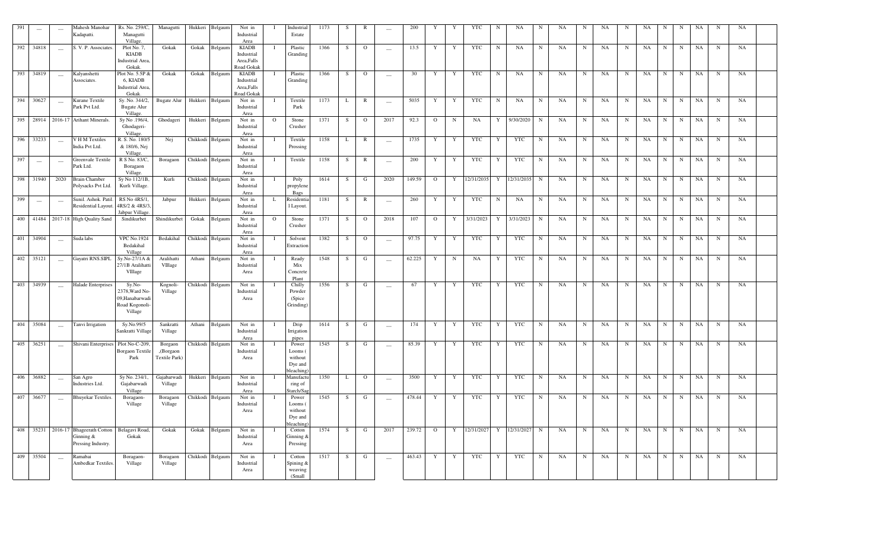| 391 | — | — | Mahesh Manohar Kadapatti. | Rs. No. 259/C, Managutti Village. | Managutti | Hukkeri | Belgaum | Not in Industrial Area | I | Industrial Estate | 1173 | S | R | — | 200 | Y | Y | YTC | N | NA | N | NA | N | NA | N | NA | N | N | NA | N | NA | |
|---|---|---|---|---|---|---|---|---|---|---|---|---|---|---|---|---|---|---|---|---|---|---|---|---|---|---|---|---|---|---|---|---|
| 392 | 34818 | — | S. V. P. Associates. | Plot No. 7, KIADB Industrial Area, Gokak. | Gokak | Gokak | Belgaum | KIADB Industrial Area,Falls Road Gokak | I | Plastic Granding | 1366 | S | O | — | 13.5 | Y | Y | YTC | N | NA | N | NA | N | NA | N | NA | N | N | NA | N | NA | |
| 393 | 34819 | — | Kalyanshetti Associates. | Plot No. 5.5P & 6, KIADB Industrial Area, Gokak. | Gokak | Gokak | Belgaum | KIADB Industrial Area,Falls Road Gokak | I | Plastic Granding | 1366 | S | O | — | 30 | Y | Y | YTC | N | NA | N | NA | N | NA | N | NA | N | N | NA | N | NA | |
| 394 | 30627 | — | Kurane Textile Park Pvt Ltd. | Sy. No. 344/2, Bugate Alur Village. | Bugate Alur | Hukkeri | Belgaum | Not in Industrial Area | I | Textile Park | 1173 | L | R | — | 5035 | Y | Y | YTC | N | NA | N | NA | N | NA | N | NA | N | N | NA | N | NA | |
| 395 | 28914 | 2016-17 | Arihant Minerals. | Sy No .196/4, Ghodageri-Village. | Ghodageri | Hukkeri | Belgaum | Not in Industrial Area | O | Stone Crusher | 1371 | S | O | 2017 | 92.3 | O | N | NA | Y | 9/30/2020 | N | NA | N | NA | N | NA | N | N | NA | N | NA | |
| 396 | 33233 | — | V H M Textiles India Pvt Ltd. | R. S. No. 180/5 & 180/6, Nej Village. | Nej | Chikkodi | Belgaum | Not in Industrial Area | I | Textile Prossing | 1158 | L | R | — | 1735 | Y | Y | YTC | Y | YTC | N | NA | N | NA | N | NA | N | N | NA | N | NA | |
| 397 | — | — | Greenvale Textile Park Ltd. | R S No. 83/C, Boragaon Village. | Boragaon | Chikkodi | Belgaum | Not in Industrial Area | I | Textile | 1158 | S | R | — | 200 | Y | Y | YTC | Y | YTC | N | NA | N | NA | N | NA | N | N | NA | N | NA | |
| 398 | 31940 | 2020 | Brain Chamber Polysacks Pvt Ltd. | Sy No 112/1B, Kurli Village. | Kurli | Chikkodi | Belgaum | Not in Industrial Area | I | Poly propylene Bags | 1614 | S | G | 2020 | 149.59 | O | Y | 12/31/2035 | Y | 12/31/2035 | N | NA | N | NA | N | NA | N | N | NA | N | NA | |
| 399 | — | — | Sunil. Ashok. Patil. Residential Layout. | RS No 4RS/1, 4RS/2 & 4RS/3, Jabpur Village. | Jabpur | Hukkeri | Belgaum | Not in Industrial Area | L | Residential Layout. | 1181 | S | R | — | 260 | Y | Y | YTC | N | NA | N | NA | N | NA | N | NA | N | N | NA | N | NA | |
| 400 | 41484 | 2017-18 | High Quality Sand | Sindikurbet | Shindikurbet | Gokak | Belgaum | Not in Industrial Area | O | Stone Crusher | 1371 | S | O | 2018 | 107 | O | Y | 3/31/2023 | Y | 3/31/2023 | N | NA | N | NA | N | NA | N | N | NA | N | NA | |
| 401 | 34904 | — | Suda labs | VPC No.1924 Bedakihal Village | Bedakihal | Chikkodi | Belgaum | Not in Industrial Area | I | Solvent Extraction | 1382 | S | O | — | 97.75 | Y | Y | YTC | Y | YTC | N | NA | N | NA | N | NA | N | N | NA | N | NA | |
| 402 | 35121 | — | Gayatri RNS.SIPL | Sy.No-27/1A & 27/1B Aralihatti VIllage | Aralihatti VIllage | Athani | Belgaum | Not in Industrial Area | I | Ready Mix Concrete Plant | 1548 | S | G | — | 62.225 | Y | N | NA | Y | YTC | N | NA | N | NA | N | NA | N | N | NA | N | NA | |
| 403 | 34939 | — | Halade Enterprises | Sy.No-2378,Ward No-09,Hanabarwadi Road Kogonoli-Village | Kognoli-Village | Chikkodi | Belgaum | Not in Industrial Area | I | Chilly Powder (Spice Grinding) | 1556 | S | G | — | 67 | Y | Y | YTC | Y | YTC | N | NA | N | NA | N | NA | N | N | NA | N | NA | |
| 404 | 35084 | — | Tanvi Irrigation | Sy.No.99/5 Sankratti Village | Sankratti Village | Athani | Belgaum | Not in Industrial Area | I | Drip Irrigation pipes | 1614 | S | G | — | 174 | Y | Y | YTC | Y | YTC | N | NA | N | NA | N | NA | N | N | NA | N | NA | |
| 405 | 36251 | — | Shivani Enterprises | Plot No-C-209, Borgaon Textile Park | Borgaon ,(Borgaon Textile Park) | Chikkodi | Belgaum | Not in Industrial Area | I | Power Looms ( without Dye and bleaching) | 1545 | S | G | — | 85.39 | Y | Y | YTC | Y | YTC | N | NA | N | NA | N | NA | N | N | NA | N | NA | |
| 406 | 36882 | — | San Agro Industries Ltd. | Sy No. 234/1, Gajabarwadi Village | Gajabarwadi Village | Hukkeri | Belgaum | Not in Industrial Area | I | Manufacturing of Starch/Sag | 1350 | L | O | — | 3500 | Y | Y | YTC | Y | YTC | N | NA | N | NA | N | NA | N | N | NA | N | NA | |
| 407 | 36677 | — | Bhuyekar Textiles. | Boragaon-Village | Boragaon Village | Chikkodi | Belgaum | Not in Industrial Area | I | Power Looms ( without Dye and bleaching) | 1545 | S | G | — | 478.44 | Y | Y | YTC | Y | YTC | N | NA | N | NA | N | NA | N | N | NA | N | NA | |
| 408 | 35231 | 2016-17 | Bhageerath Cotton Ginning & Pressing Industry. | Belagavi Road, Gokak | Gokak | Gokak | Belgaum | Not in Industrial Area | I | Cotton Ginning & Pressing | 1574 | S | G | 2017 | 239.72 | O | Y | 12/31/2027 | Y | 12/31/2027 | N | NA | N | NA | N | NA | N | N | NA | N | NA | |
| 409 | 35504 | — | Ramabai Ambedkar Textiles. | Boragaon-Village | Boragaon Village | Chikkodi | Belgaum | Not in Industrial Area | I | Cotton Spining & weaving (Small | 1517 | S | G | — | 463.43 | Y | Y | YTC | Y | YTC | N | NA | N | NA | N | NA | N | N | NA | N | NA | |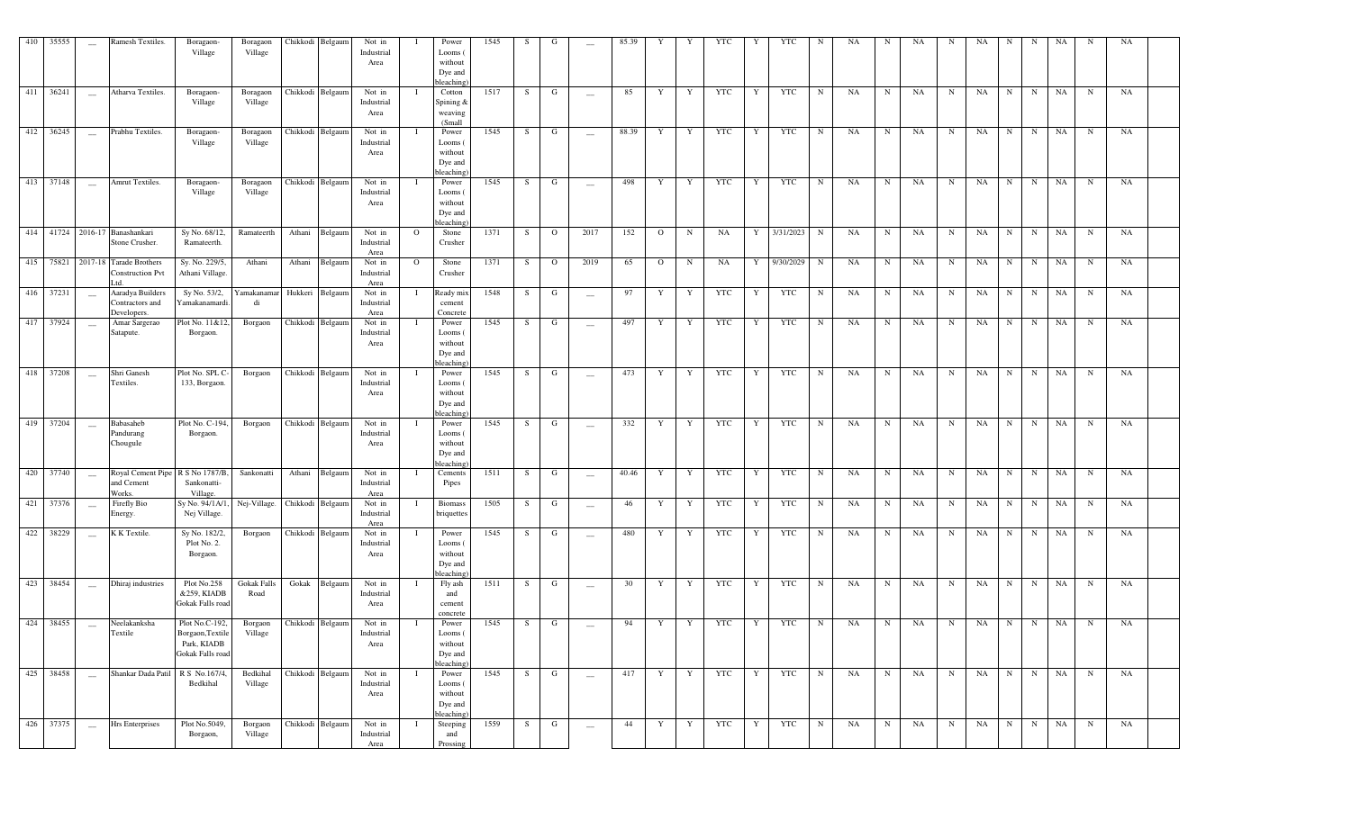| 410 | 35555 | — | Ramesh Textiles. | Boragaon-Village | Boragaon Village | Chikkodi | Belgaum | Not in Industrial Area | I | Power Looms ( without Dye and bleaching) | 1545 | S | G | — | 85.39 | Y | Y | YTC | Y | YTC | N | NA | N | NA | N | NA | N | N | NA | N | NA |
|---|---|---|---|---|---|---|---|---|---|---|---|---|---|---|---|---|---|---|---|---|---|---|---|---|---|---|---|---|---|---|---|
| 411 | 36241 | — | Atharva Textiles. | Boragaon-Village | Boragaon Village | Chikkodi | Belgaum | Not in Industrial Area | I | Cotton Spining & weaving (Small | 1517 | S | G | — | 85 | Y | Y | YTC | Y | YTC | N | NA | N | NA | N | NA | N | N | NA | N | NA |
| 412 | 36245 | — | Prabhu Textiles. | Boragaon-Village | Boragaon Village | Chikkodi | Belgaum | Not in Industrial Area | I | Power Looms ( without Dye and bleaching) | 1545 | S | G | — | 88.39 | Y | Y | YTC | Y | YTC | N | NA | N | NA | N | NA | N | N | NA | N | NA |
| 413 | 37148 | — | Amrut Textiles. | Boragaon-Village | Boragaon Village | Chikkodi | Belgaum | Not in Industrial Area | I | Power Looms ( without Dye and bleaching) | 1545 | S | G | — | 498 | Y | Y | YTC | Y | YTC | N | NA | N | NA | N | NA | N | N | NA | N | NA |
| 414 | 41724 | 2016-17 | Banashankari Stone Crusher. | Sy No. 68/12, Ramateerth. | Ramateerth | Athani | Belgaum | Not in Industrial Area | O | Stone Crusher | 1371 | S | O | 2017 | 152 | O | N | NA | Y | 3/31/2023 | N | NA | N | NA | N | NA | N | N | NA | N | NA |
| 415 | 75821 | 2017-18 | Tarade Brothers Construction Pvt Ltd. | Sy. No. 229/5, Athani Village. | Athani | Athani | Belgaum | Not in Industrial Area | O | Stone Crusher | 1371 | S | O | 2019 | 65 | O | N | NA | Y | 9/30/2029 | N | NA | N | NA | N | NA | N | N | NA | N | NA |
| 416 | 37231 | — | Aaradya Builders Contractors and Developers. | Sy No. 53/2, Yamakanamardi. | Yamakanamardi | Hukkeri | Belgaum | Not in Industrial Area | I | Ready mix cement Concrete | 1548 | S | G | — | 97 | Y | Y | YTC | Y | YTC | N | NA | N | NA | N | NA | N | N | NA | N | NA |
| 417 | 37924 | — | Amar Sargerao Satapute. | Plot No. 11&12, Borgaon. | Borgaon | Chikkodi | Belgaum | Not in Industrial Area | I | Power Looms ( without Dye and bleaching) | 1545 | S | G | — | 497 | Y | Y | YTC | Y | YTC | N | NA | N | NA | N | NA | N | N | NA | N | NA |
| 418 | 37208 | — | Shri Ganesh Textiles. | Plot No. SPL C-133, Borgaon. | Borgaon | Chikkodi | Belgaum | Not in Industrial Area | I | Power Looms ( without Dye and bleaching) | 1545 | S | G | — | 473 | Y | Y | YTC | Y | YTC | N | NA | N | NA | N | NA | N | N | NA | N | NA |
| 419 | 37204 | — | Babasaheb Pandurang Chougule | Plot No. C-194, Borgaon. | Borgaon | Chikkodi | Belgaum | Not in Industrial Area | I | Power Looms ( without Dye and bleaching) | 1545 | S | G | — | 332 | Y | Y | YTC | Y | YTC | N | NA | N | NA | N | NA | N | N | NA | N | NA |
| 420 | 37740 | — | Royal Cement Pipe and Cement Works. | R S No 1787/B, Sankonatti-Village. | Sankonatti | Athani | Belgaum | Not in Industrial Area | I | Cements Pipes | 1511 | S | G | — | 40.46 | Y | Y | YTC | Y | YTC | N | NA | N | NA | N | NA | N | N | NA | N | NA |
| 421 | 37376 | — | Firefly Bio Energy. | Sy No. 94/1A/1, Nej Village. | Nej-Village. | Chikkodi | Belgaum | Not in Industrial Area | I | Biomass briquettes | 1505 | S | G | — | 46 | Y | Y | YTC | Y | YTC | N | NA | N | NA | N | NA | N | N | NA | N | NA |
| 422 | 38229 | — | K K Textile. | Sy No. 182/2, Plot No. 2. Borgaon. | Borgaon | Chikkodi | Belgaum | Not in Industrial Area | I | Power Looms ( without Dye and bleaching) | 1545 | S | G | — | 480 | Y | Y | YTC | Y | YTC | N | NA | N | NA | N | NA | N | N | NA | N | NA |
| 423 | 38454 | — | Dhiraj industries | Plot No.258 &259, KIADB Gokak Falls road | Gokak Falls Road | Gokak | Belgaum | Not in Industrial Area | I | Fly ash and cement concrete | 1511 | S | G | — | 30 | Y | Y | YTC | Y | YTC | N | NA | N | NA | N | NA | N | N | NA | N | NA |
| 424 | 38455 | — | Neelakanksha Textile | Plot No.C-192, Borgaon,Textile Park, KIADB Gokak Falls road | Borgaon Village | Chikkodi | Belgaum | Not in Industrial Area | I | Power Looms ( without Dye and bleaching) | 1545 | S | G | — | 94 | Y | Y | YTC | Y | YTC | N | NA | N | NA | N | NA | N | N | NA | N | NA |
| 425 | 38458 | — | Shankar Dada Patil | R S No.167/4, Bedkihal | Bedkihal Village | Chikkodi | Belgaum | Not in Industrial Area | I | Power Looms ( without Dye and bleaching) | 1545 | S | G | — | 417 | Y | Y | YTC | Y | YTC | N | NA | N | NA | N | NA | N | N | NA | N | NA |
| 426 | 37375 | — | Hrs Enterprises | Plot No.5049, Borgaon, | Borgaon Village | Chikkodi | Belgaum | Not in Industrial Area | I | Steeping and Prossing | 1559 | S | G | — | 44 | Y | Y | YTC | Y | YTC | N | NA | N | NA | N | NA | N | N | NA | N | NA |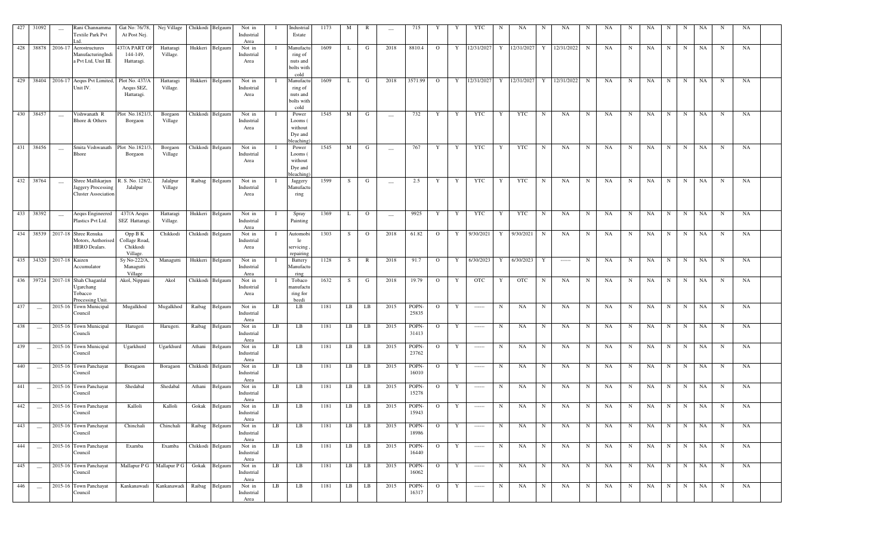| 427 | 31092 | __ | Rani Channamma Textile Park Pvt Ltd. | Gat No: 76/78, At Post Nej. | Nej Village | Chikkodi | Belgaum | Not in Industrial Area | I | Industrial Estate | 1173 | M | R | __ | 715 | Y | Y | YTC | N | NA | N | NA | N | NA | N | NA | N | N | NA | N | NA |
|---|---|---|---|---|---|---|---|---|---|---|---|---|---|---|---|---|---|---|---|---|---|---|---|---|---|---|---|---|---|---|---|
| 428 | 38878 | 2016-17 | Aerostructures ManufacturingIndi a Pvt Ltd, Unit III. | 437/A PART OF 144-149, Hattaragi. | Hattaragi Village. | Hukkeri | Belgaum | Not in Industrial Area | I | Manufacturing of nuts and bolts with cold | 1609 | L | G | 2018 | 8810.4 | O | Y | 12/31/2027 | Y | 12/31/2027 | Y | 12/31/2022 | N | NA | N | NA | N | N | NA | N | NA |
| 429 | 38404 | 2016-17 | Aequs Pvt Limited, Unit IV. | Plot No. 437/A Aequs SEZ, Hattaragi. | Hattaragi Village. | Hukkeri | Belgaum | Not in Industrial Area | I | Manufacturing of nuts and bolts with cold | 1609 | L | G | 2018 | 3571.99 | O | Y | 12/31/2027 | Y | 12/31/2027 | Y | 12/31/2022 | N | NA | N | NA | N | N | NA | N | NA |
| 430 | 38457 | __ | Vishwanath R Bhore & Others | Plot No.1821/3, Borgaon | Borgaon Village | Chikkodi | Belgaum | Not in Industrial Area | I | Power Looms ( without Dye and bleaching) | 1545 | M | G | __ | 732 | Y | Y | YTC | Y | YTC | N | NA | N | NA | N | NA | N | N | NA | N | NA |
| 431 | 38456 | __ | Smita Vishwanath Bhore | Plot No.1821/3, Borgaon | Borgaon Village | Chikkodi | Belgaum | Not in Industrial Area | I | Power Looms ( without Dye and bleaching) | 1545 | M | G | __ | 767 | Y | Y | YTC | Y | YTC | N | NA | N | NA | N | NA | N | N | NA | N | NA |
| 432 | 38764 | __ | Shree Mallikarjun Jaggery Processing Cluster Association | R. S. No. 128/2, Jalalpur | Jalalpur Village | Raibag | Belgaum | Not in Industrial Area | I | Jaggery Manufacturing | 1599 | S | G | __ | 2.5 | Y | Y | YTC | Y | YTC | N | NA | N | NA | N | NA | N | N | NA | N | NA |
| 433 | 38392 | __ | Aequs Engineered Plastics Pvt Ltd. | 437/A Aequs SEZ Hattaragi. | Hattaragi Village. | Hukkeri | Belgaum | Not in Industrial Area | I | Spray Painting | 1369 | L | O | __ | 9925 | Y | Y | YTC | Y | YTC | N | NA | N | NA | N | NA | N | N | NA | N | NA |
| 434 | 38539 | 2017-18 | Shree Renuka Motors, Authorised HERO Dealars. | Opp B K College Road, Chikkodi Village. | Chikkodi | Chikkodi | Belgaum | Not in Industrial Area | I | Automobile servicing , repairing | 1303 | S | O | 2018 | 61.82 | O | Y | 9/30/2021 | Y | 9/30/2021 | N | NA | N | NA | N | NA | N | N | NA | N | NA |
| 435 | 34320 | 2017-18 | Kaizen Accumulator | Sy No-222/A, Managutti Village | Managutti | Hukkeri | Belgaum | Not in Industrial Area | I | Battery Manufacturing | 1128 | S | R | 2018 | 91.7 | O | Y | 6/30/2023 | Y | 6/30/2023 | Y | ------ | N | NA | N | NA | N | N | NA | N | NA |
| 436 | 39724 | 2017-18 | Shah Chaganlal Ugarchang Tobacco Processing Unit. | Akol, Nippani | Akol | Chikkodi | Belgaum | Not in Industrial Area | I | Tobaco manufacturing for beedi | 1632 | S | G | 2018 | 19.79 | O | Y | OTC | Y | OTC | N | NA | N | NA | N | NA | N | N | NA | N | NA |
| 437 | __ | 2015-16 | Town Municipal Council | Mugalkhod | Mugalkhod | Raibag | Belgaum | Not in Industrial Area | LB | LB | 1181 | LB | LB | 2015 | POPN-25835 | O | Y | ------ | N | NA | N | NA | N | NA | N | NA | N | N | NA | N | NA |
| 438 | __ | 2015-16 | Town Municipal Councli | Harugeri | Harugeri. | Raibag | Belgaum | Not in Industrial Area | LB | LB | 1181 | LB | LB | 2015 | POPN-31413 | O | Y | ------ | N | NA | N | NA | N | NA | N | NA | N | N | NA | N | NA |
| 439 | __ | 2015-16 | Town Municipal Council | Ugarkhurd | Ugarkhurd | Athani | Belgaum | Not in Industrial Area | LB | LB | 1181 | LB | LB | 2015 | POPN-23762 | O | Y | ------ | N | NA | N | NA | N | NA | N | NA | N | N | NA | N | NA |
| 440 | __ | 2015-16 | Town Panchayat Council | Boragaon | Boragaon | Chikkodi | Belgaum | Not in Industrial Area | LB | LB | 1181 | LB | LB | 2015 | POPN-16010 | O | Y | ------ | N | NA | N | NA | N | NA | N | NA | N | N | NA | N | NA |
| 441 | __ | 2015-16 | Town Panchayat Council | Shedabal | Shedabal | Athani | Belgaum | Not in Industrial Area | LB | LB | 1181 | LB | LB | 2015 | POPN-15278 | O | Y | ------ | N | NA | N | NA | N | NA | N | NA | N | N | NA | N | NA |
| 442 | __ | 2015-16 | Town Panchayat Council | Kalloli | Kalloli | Gokak | Belgaum | Not in Industrial Area | LB | LB | 1181 | LB | LB | 2015 | POPN-15943 | O | Y | ------ | N | NA | N | NA | N | NA | N | NA | N | N | NA | N | NA |
| 443 | __ | 2015-16 | Town Panchayat Council | Chinchali | Chinchali | Raibag | Belgaum | Not in Industrial Area | LB | LB | 1181 | LB | LB | 2015 | POPN-18986 | O | Y | ------ | N | NA | N | NA | N | NA | N | NA | N | N | NA | N | NA |
| 444 | __ | 2015-16 | Town Panchayat Council | Examba | Examba | Chikkodi | Belgaum | Not in Industrial Area | LB | LB | 1181 | LB | LB | 2015 | POPN-16440 | O | Y | ------ | N | NA | N | NA | N | NA | N | NA | N | N | NA | N | NA |
| 445 | __ | 2015-16 | Town Panchayat Council | Mallapur P G | Mallapur P G | Gokak | Belgaum | Not in Industrial Area | LB | LB | 1181 | LB | LB | 2015 | POPN-16062 | O | Y | ------ | N | NA | N | NA | N | NA | N | NA | N | N | NA | N | NA |
| 446 | __ | 2015-16 | Town Panchayat Council | Kankanawadi | Kankanawadi | Raibag | Belgaum | Not in Industrial Area | LB | LB | 1181 | LB | LB | 2015 | POPN-16317 | O | Y | ------ | N | NA | N | NA | N | NA | N | NA | N | N | NA | N | NA |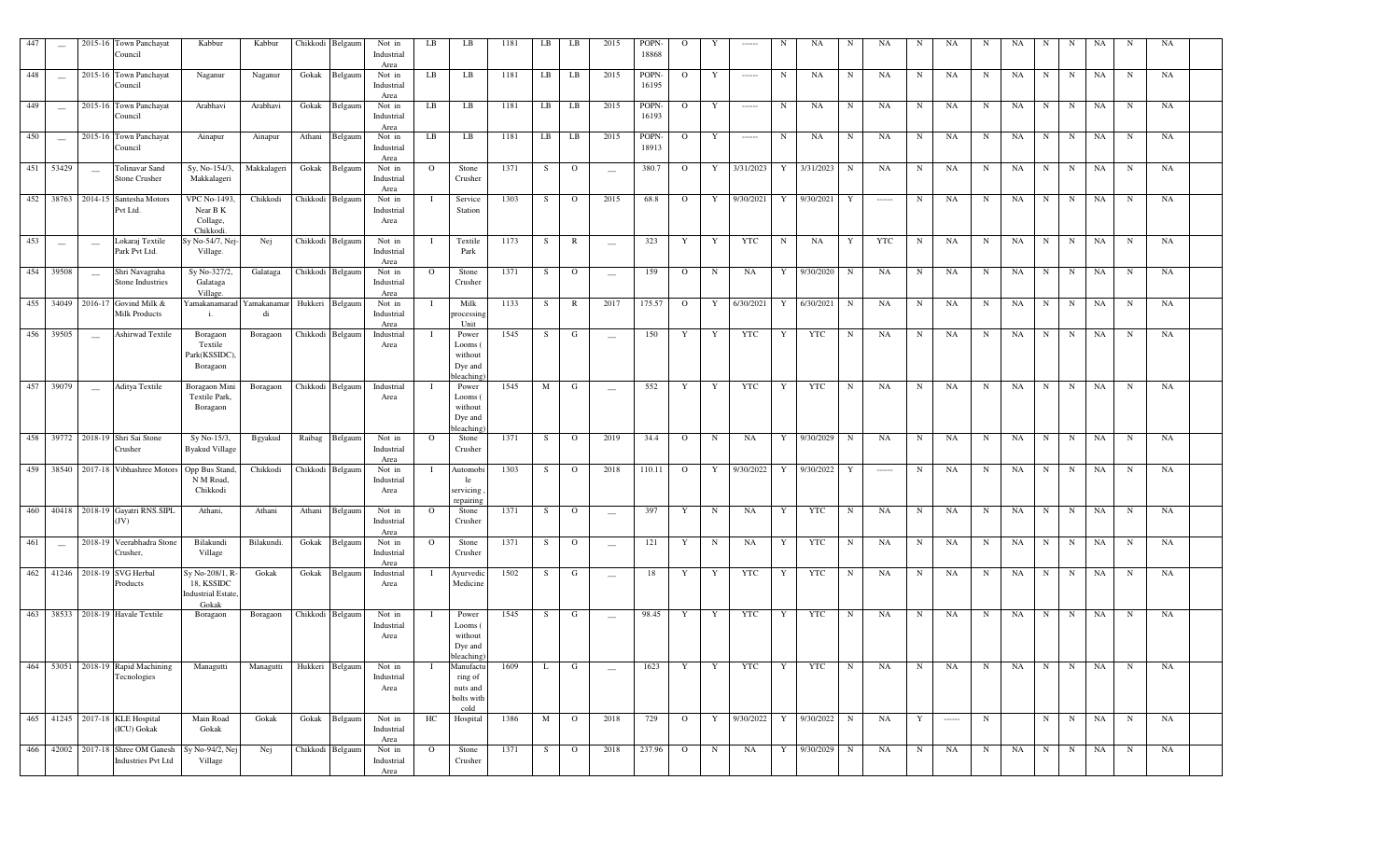| 447 | — | 2015-16 | Town Panchayat Council | Kabbur | Kabbur | Chikkodi | Belgaum | Not in Industrial Area | LB | LB | 1181 | LB | LB | 2015 | POPN-18868 | O | Y | ------ | N | NA | N | NA | N | NA | N | NA | N | N | NA | N | NA |
|---|---|---|---|---|---|---|---|---|---|---|---|---|---|---|---|---|---|---|---|---|---|---|---|---|---|---|---|---|---|---|---|
| 448 | — | 2015-16 | Town Panchayat Council | Naganur | Naganur | Gokak | Belgaum | Not in Industrial Area | LB | LB | 1181 | LB | LB | 2015 | POPN-16195 | O | Y | ------ | N | NA | N | NA | N | NA | N | NA | N | N | NA | N | NA |
| 449 | — | 2015-16 | Town Panchayat Council | Arabhavi | Arabhavi | Gokak | Belgaum | Not in Industrial Area | LB | LB | 1181 | LB | LB | 2015 | POPN-16193 | O | Y | ------ | N | NA | N | NA | N | NA | N | NA | N | N | NA | N | NA |
| 450 | — | 2015-16 | Town Panchayat Council | Ainapur | Ainapur | Athani | Belgaum | Not in Industrial Area | LB | LB | 1181 | LB | LB | 2015 | POPN-18913 | O | Y | ------ | N | NA | N | NA | N | NA | N | NA | N | N | NA | N | NA |
| 451 | 53429 | — | Tolinavar Sand Stone Crusher | Sy, No-154/3, Makkalageri | Makkalageri | Gokak | Belgaum | Not in Industrial Area | O | Stone Crusher | 1371 | S | O | — | 380.7 | O | Y | 3/31/2023 | Y | 3/31/2023 | N | NA | N | NA | N | NA | N | N | NA | N | NA |
| 452 | 38763 | 2014-15 | Santesha Motors Pvt Ltd. | VPC No-1493, Near B K Collage, Chikkodi. | Chikkodi | Chikkodi | Belgaum | Not in Industrial Area | I | Service Station | 1303 | S | O | 2015 | 68.8 | O | Y | 9/30/2021 | Y | 9/30/2021 | Y | ------ | N | NA | N | NA | N | N | NA | N | NA |
| 453 | — | — | Lokaraj Textile Park Pvt Ltd. | Sy No-54/7, Nej-Village. | Nej | Chikkodi | Belgaum | Not in Industrial Area | I | Textile Park | 1173 | S | R | — | 323 | Y | Y | YTC | N | NA | Y | YTC | N | NA | N | NA | N | N | NA | N | NA |
| 454 | 39508 | — | Shri Navagraha Stone Industries | Sy No-327/2, Galataga Village. | Galataga | Chikkodi | Belgaum | Not in Industrial Area | O | Stone Crusher | 1371 | S | O | — | 159 | O | N | NA | Y | 9/30/2020 | N | NA | N | NA | N | NA | N | N | NA | N | NA |
| 455 | 34049 | 2016-17 | Govind Milk & Milk Products | Yamakanamardi. | Yamakanamardi | Hukkeri | Belgaum | Not in Industrial Area | I | Milk processing Unit | 1133 | S | R | 2017 | 175.57 | O | Y | 6/30/2021 | Y | 6/30/2021 | N | NA | N | NA | N | NA | N | N | NA | N | NA |
| 456 | 39505 | — | Ashirwad Textile | Boragaon Textile Park(KSSIDC), Boragaon | Boragaon | Chikkodi | Belgaum | Industrial Area | I | Power Looms ( without Dye and bleaching) | 1545 | S | G | — | 150 | Y | Y | YTC | Y | YTC | N | NA | N | NA | N | NA | N | N | NA | N | NA |
| 457 | 39079 | — | Aditya Textile | Boragaon Mini Textile Park, Boragaon | Boragaon | Chikkodi | Belgaum | Industrial Area | I | Power Looms ( without Dye and bleaching) | 1545 | M | G | — | 552 | Y | Y | YTC | Y | YTC | N | NA | N | NA | N | NA | N | N | NA | N | NA |
| 458 | 39772 | 2018-19 | Shri Sai Stone Crusher | Sy No-15/3, Byakud Village | Bgyakud | Raibag | Belgaum | Not in Industrial Area | O | Stone Crusher | 1371 | S | O | 2019 | 34.4 | O | N | NA | Y | 9/30/2029 | N | NA | N | NA | N | NA | N | N | NA | N | NA |
| 459 | 38540 | 2017-18 | Vibhashree Motors | Opp Bus Stand, N M Road, Chikkodi | Chikkodi | Chikkodi | Belgaum | Not in Industrial Area | I | Automobile servicing , repairing | 1303 | S | O | 2018 | 110.11 | O | Y | 9/30/2022 | Y | 9/30/2022 | Y | ------ | N | NA | N | NA | N | N | NA | N | NA |
| 460 | 40418 | 2018-19 | Gayatri RNS.SIPL (JV) | Athani, | Athani | Athani | Belgaum | Not in Industrial Area | O | Stone Crusher | 1371 | S | O | — | 397 | Y | N | NA | Y | YTC | N | NA | N | NA | N | NA | N | N | NA | N | NA |
| 461 | — | 2018-19 | Veerabhadra Stone Crusher, | Bilakundi Village | Bilakundi. | Gokak | Belgaum | Not in Industrial Area | O | Stone Crusher | 1371 | S | O | — | 121 | Y | N | NA | Y | YTC | N | NA | N | NA | N | NA | N | N | NA | N | NA |
| 462 | 41246 | 2018-19 | SVG Herbal Products | Sy No-208/1, R-18, KSSIDC Industrial Estate, Gokak | Gokak | Gokak | Belgaum | Industrial Area | I | Ayurvedic Medicine | 1502 | S | G | — | 18 | Y | Y | YTC | Y | YTC | N | NA | N | NA | N | NA | N | N | NA | N | NA |
| 463 | 38533 | 2018-19 | Havale Textile | Boragaon | Boragaon | Chikkodi | Belgaum | Not in Industrial Area | I | Power Looms ( without Dye and bleaching) | 1545 | S | G | — | 98.45 | Y | Y | YTC | Y | YTC | N | NA | N | NA | N | NA | N | N | NA | N | NA |
| 464 | 53051 | 2018-19 | Rapid Machining Tecnologies | Managutti | Managutti | Hukkeri | Belgaum | Not in Industrial Area | I | Manufacturing of nuts and bolts with cold | 1609 | L | G | — | 1623 | Y | Y | YTC | Y | YTC | N | NA | N | NA | N | NA | N | N | NA | N | NA |
| 465 | 41245 | 2017-18 | KLE Hospital (ICU) Gokak | Main Road Gokak | Gokak | Gokak | Belgaum | Not in Industrial Area | HC | Hospital | 1386 | M | O | 2018 | 729 | O | Y | 9/30/2022 | Y | 9/30/2022 | N | NA | Y | ------ | N | | N | N | NA | N | NA |
| 466 | 42002 | 2017-18 | Shree OM Ganesh Industries Pvt Ltd | Sy No-94/2, Nej Village | Nej | Chikkodi | Belgaum | Not in Industrial Area | O | Stone Crusher | 1371 | S | O | 2018 | 237.96 | O | N | NA | Y | 9/30/2029 | N | NA | N | NA | N | NA | N | N | NA | N | NA |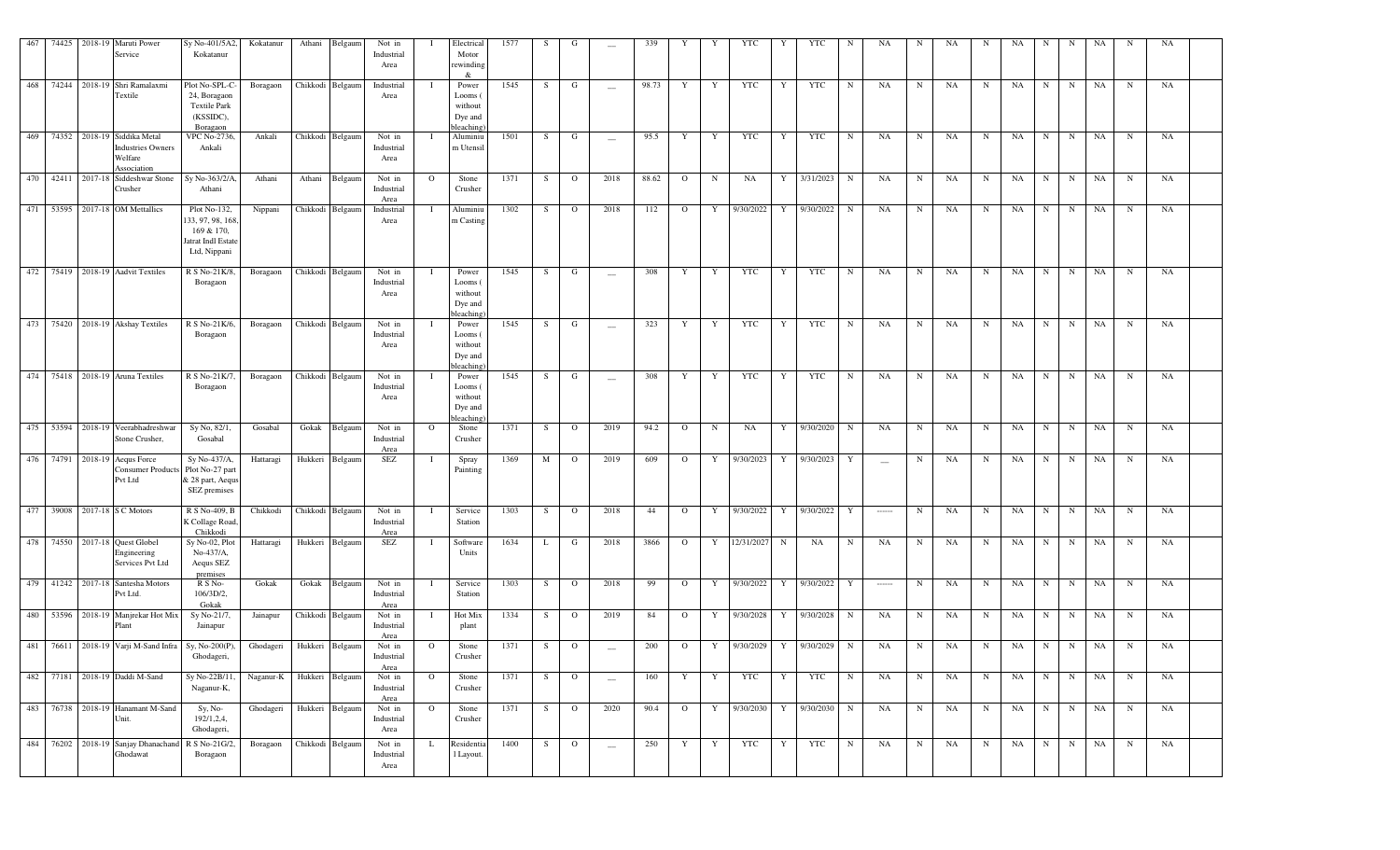| 467 | 74425 | 2018-19 | Maruti Power Service | Sy No-401/5A2, Kokatanur | Kokatanur | Athani | Belgaum | Not in Industrial Area | I | Electrical Motor rewinding & | 1577 | S | G | — | 339 | Y | Y | YTC | Y | YTC | N | NA | N | NA | N | NA | N | N | NA | N | NA |
|---|---|---|---|---|---|---|---|---|---|---|---|---|---|---|---|---|---|---|---|---|---|---|---|---|---|---|---|---|---|---|---|
| 468 | 74244 | 2018-19 | Shri Ramalaxmi Textile | Plot No-SPL-C-24, Boragaon Textile Park (KSSIDC), Boragaon | Boragaon | Chikkodi | Belgaum | Industrial Area | I | Power Looms ( without Dye and bleaching) | 1545 | S | G | — | 98.73 | Y | Y | YTC | Y | YTC | N | NA | N | NA | N | NA | N | N | NA | N | NA |
| 469 | 74352 | 2018-19 | Siddika Metal Industries Owners Welfare Association | VPC No-2736, Ankali | Ankali | Chikkodi | Belgaum | Not in Industrial Area | I | Aluminium Utensil | 1501 | S | G | — | 95.5 | Y | Y | YTC | Y | YTC | N | NA | N | NA | N | NA | N | N | NA | N | NA |
| 470 | 42411 | 2017-18 | Siddeshwar Stone Crusher | Sy No-363/2/A, Athani | Athani | Athani | Belgaum | Not in Industrial Area | O | Stone Crusher | 1371 | S | O | 2018 | 88.62 | O | N | NA | Y | 3/31/2023 | N | NA | N | NA | N | NA | N | N | NA | N | NA |
| 471 | 53595 | 2017-18 | OM Mettallics | Plot No-132, 133, 97, 98, 168, 169 & 170, Jatrat Indl Estate Ltd, Nippani | Nippani | Chikkodi | Belgaum | Industrial Area | I | Aluminium Casting | 1302 | S | O | 2018 | 112 | O | Y | 9/30/2022 | Y | 9/30/2022 | N | NA | N | NA | N | NA | N | N | NA | N | NA |
| 472 | 75419 | 2018-19 | Aadvit Textiles | R S No-21K/8, Boragaon | Boragaon | Chikkodi | Belgaum | Not in Industrial Area | I | Power Looms ( without Dye and bleaching) | 1545 | S | G | — | 308 | Y | Y | YTC | Y | YTC | N | NA | N | NA | N | NA | N | N | NA | N | NA |
| 473 | 75420 | 2018-19 | Akshay Textiles | R S No-21K/6, Boragaon | Boragaon | Chikkodi | Belgaum | Not in Industrial Area | I | Power Looms ( without Dye and bleaching) | 1545 | S | G | — | 323 | Y | Y | YTC | Y | YTC | N | NA | N | NA | N | NA | N | N | NA | N | NA |
| 474 | 75418 | 2018-19 | Aruna Textiles | R S No-21K/7, Boragaon | Boragaon | Chikkodi | Belgaum | Not in Industrial Area | I | Power Looms ( without Dye and bleaching) | 1545 | S | G | — | 308 | Y | Y | YTC | Y | YTC | N | NA | N | NA | N | NA | N | N | NA | N | NA |
| 475 | 53594 | 2018-19 | Veerabhadreshwar Stone Crusher, | Sy No, 82/1, Gosabal | Gosabal | Gokak | Belgaum | Not in Industrial Area | O | Stone Crusher | 1371 | S | O | 2019 | 94.2 | O | N | NA | Y | 9/30/2020 | N | NA | N | NA | N | NA | N | N | NA | N | NA |
| 476 | 74791 | 2018-19 | Aequs Force Consumer Products Pvt Ltd | Sy No-437/A, Plot No-27 part & 28 part, Aequs SEZ premises | Hattaragi | Hukkeri | Belgaum | SEZ | I | Spray Painting | 1369 | M | O | 2019 | 609 | O | Y | 9/30/2023 | Y | 9/30/2023 | Y | — | N | NA | N | NA | N | N | NA | N | NA |
| 477 | 39008 | 2017-18 | S C Motors | R S No-409, B K Collage Road, Chikkodi | Chikkodi | Chikkodi | Belgaum | Not in Industrial Area | I | Service Station | 1303 | S | O | 2018 | 44 | O | Y | 9/30/2022 | Y | 9/30/2022 | Y | ------ | N | NA | N | NA | N | N | NA | N | NA |
| 478 | 74550 | 2017-18 | Quest Global Engineering Services Pvt Ltd | Sy No-02, Plot No-437/A, Aequs SEZ premises | Hattaragi | Hukkeri | Belgaum | SEZ | I | Software Units | 1634 | L | G | 2018 | 3866 | O | Y | 12/31/2027 | N | NA | N | NA | N | NA | N | NA | N | N | NA | N | NA |
| 479 | 41242 | 2017-18 | Santesha Motors Pvt Ltd. | R S No-106/3D/2, Gokak | Gokak | Gokak | Belgaum | Not in Industrial Area | I | Service Station | 1303 | S | O | 2018 | 99 | O | Y | 9/30/2022 | Y | 9/30/2022 | Y | ------ | N | NA | N | NA | N | N | NA | N | NA |
| 480 | 53596 | 2018-19 | Manjrekar Hot Mix Plant | Sy No-21/7, Jainapur | Jainapur | Chikkodi | Belgaum | Not in Industrial Area | I | Hot Mix plant | 1334 | S | O | 2019 | 84 | O | Y | 9/30/2028 | Y | 9/30/2028 | N | NA | N | NA | N | NA | N | N | NA | N | NA |
| 481 | 76611 | 2018-19 | Varji M-Sand Infra | Sy, No-200(P), Ghodageri, | Ghodageri | Hukkeri | Belgaum | Not in Industrial Area | O | Stone Crusher | 1371 | S | O | — | 200 | O | Y | 9/30/2029 | Y | 9/30/2029 | N | NA | N | NA | N | NA | N | N | NA | N | NA |
| 482 | 77181 | 2018-19 | Daddi M-Sand | Sy No-22B/11, Naganur-K, | Naganur-K | Hukkeri | Belgaum | Not in Industrial Area | O | Stone Crusher | 1371 | S | O | — | 160 | Y | Y | YTC | Y | YTC | N | NA | N | NA | N | NA | N | N | NA | N | NA |
| 483 | 76738 | 2018-19 | Hanamant M-Sand Unit. | Sy, No-192/1,2,4, Ghodageri, | Ghodageri | Hukkeri | Belgaum | Not in Industrial Area | O | Stone Crusher | 1371 | S | O | 2020 | 90.4 | O | Y | 9/30/2030 | Y | 9/30/2030 | N | NA | N | NA | N | NA | N | N | NA | N | NA |
| 484 | 76202 | 2018-19 | Sanjay Dhanachand Ghodawat | R S No-21G/2, Boragaon | Boragaon | Chikkodi | Belgaum | Not in Industrial Area | L | Residential Layout. | 1400 | S | O | — | 250 | Y | Y | YTC | Y | YTC | N | NA | N | NA | N | NA | N | N | NA | N | NA |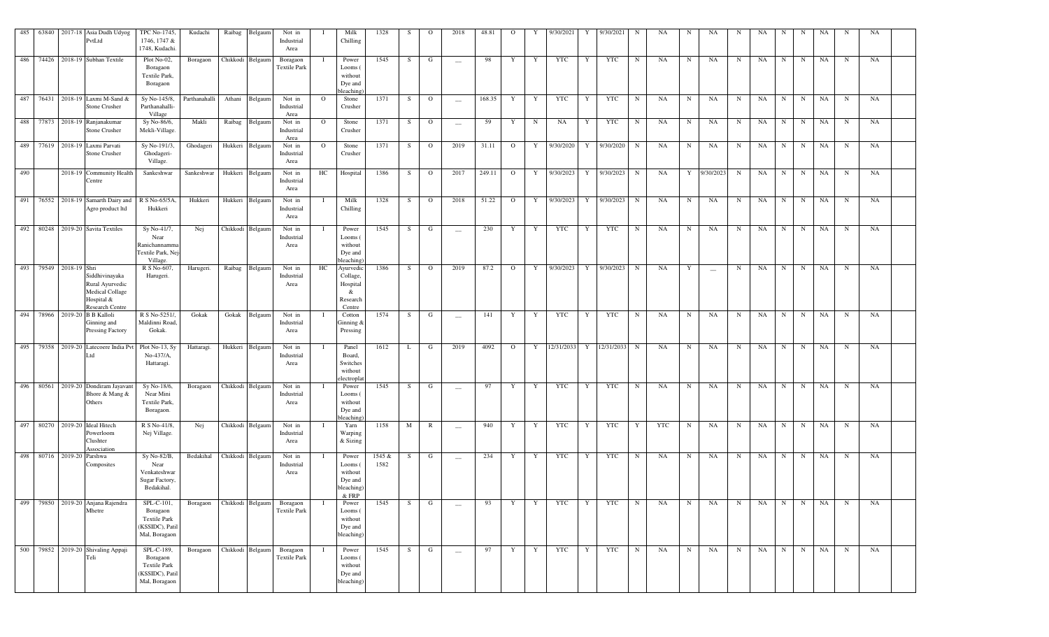| 485 | 63840 | 2017-18 | Asia Dudh Udyog PvtLtd | TPC No-1745, 1746, 1747 & 1748, Kudachi. | Kudachi | Raibag | Belgaum | Not in Industrial Area | I | Milk Chilling | 1328 | S | O | 2018 | 48.81 | O | Y | 9/30/2021 | Y | 9/30/2021 | N | NA | N | NA | N | NA | N | N | NA | N | NA | |
|---|---|---|---|---|---|---|---|---|---|---|---|---|---|---|---|---|---|---|---|---|---|---|---|---|---|---|---|---|---|---|---|---|
| 486 | 74426 | 2018-19 | Subhan Textile | Plot No-02, Boragaon Textile Park, Boragaon | Boragaon | Chikkodi | Belgaum | Boragaon Textile Park | I | Power Looms ( without Dye and bleaching) | 1545 | S | G | — | 98 | Y | Y | YTC | Y | YTC | N | NA | N | NA | N | NA | N | N | NA | N | NA | |
| 487 | 76431 | 2018-19 | Laxmi M-Sand & Stone Crusher | Sy No-145/8, Parthanahalli-Village | Parthanahalli | Athani | Belgaum | Not in Industrial Area | O | Stone Crusher | 1371 | S | O | — | 168.35 | Y | Y | YTC | Y | YTC | N | NA | N | NA | N | NA | N | N | NA | N | NA | |
| 488 | 77873 | 2018-19 | Ranjanakumar Stone Crusher | Sy No-86/6, Mekli-Village. | Makli | Raibag | Belgaum | Not in Industrial Area | O | Stone Crusher | 1371 | S | O | — | 59 | Y | N | NA | Y | YTC | N | NA | N | NA | N | NA | N | N | NA | N | NA | |
| 489 | 77619 | 2018-19 | Laxmi Parvati Stone Crusher | Sy No-191/3, Ghodageri-Village. | Ghodageri | Hukkeri | Belgaum | Not in Industrial Area | O | Stone Crusher | 1371 | S | O | 2019 | 31.11 | O | Y | 9/30/2020 | Y | 9/30/2020 | N | NA | N | NA | N | NA | N | N | NA | N | NA | |
| 490 | | 2018-19 | Community Health Centre | Sankeshwar | Sankeshwar | Hukkeri | Belgaum | Not in Industrial Area | HC | Hospital | 1386 | S | O | 2017 | 249.11 | O | Y | 9/30/2023 | Y | 9/30/2023 | N | NA | Y | 9/30/2023 | N | NA | N | N | NA | N | NA | |
| 491 | 76552 | 2018-19 | Samarth Dairy and Agro product ltd | R S No-65/5A, Hukkeri | Hukkeri | Hukkeri | Belgaum | Not in Industrial Area | I | Milk Chilling | 1328 | S | O | 2018 | 51.22 | O | Y | 9/30/2023 | Y | 9/30/2023 | N | NA | N | NA | N | NA | N | N | NA | N | NA | |
| 492 | 80248 | 2019-20 | Savita Textiles | Sy No-41/7, Near Ranichannamma Textile Park, Nej Village. | Nej | Chikkodi | Belgaum | Not in Industrial Area | I | Power Looms ( without Dye and bleaching) | 1545 | S | G | — | 230 | Y | Y | YTC | Y | YTC | N | NA | N | NA | N | NA | N | N | NA | N | NA | |
| 493 | 79549 | 2018-19 | Shri Siddhivinayaka Rural Ayurvedic Medical Collage Hospital & Research Centre | R S No-607, Harugeri. | Harugeri. | Raibag | Belgaum | Not in Industrial Area | HC | Ayurvedic Collage, Hospital & Research Centre | 1386 | S | O | 2019 | 87.2 | O | Y | 9/30/2023 | Y | 9/30/2023 | N | NA | Y | — | N | NA | N | N | NA | N | NA | |
| 494 | 78966 | 2019-20 | B B Kalloli Ginning and Pressing Factory | R S No-5251/, Maldinni Road, Gokak. | Gokak | Gokak | Belgaum | Not in Industrial Area | I | Cotton Ginning & Pressing | 1574 | S | G | — | 141 | Y | Y | YTC | Y | YTC | N | NA | N | NA | N | NA | N | N | NA | N | NA | |
| 495 | 79358 | 2019-20 | Latecoere India Pvt Ltd | Plot No-13, Sy No-437/A, Hattaragi. | Hattaragi. | Hukkeri | Belgaum | Not in Industrial Area | I | Panel Board, Switches without electroplat | 1612 | L | G | 2019 | 4092 | O | Y | 12/31/2033 | Y | 12/31/2033 | N | NA | N | NA | N | NA | N | N | NA | N | NA | |
| 496 | 80561 | 2019-20 | Dondiram Jayavant Bhore & Mang & Others | Sy No-18/6, Near Mini Textile Park, Boragaon. | Boragaon | Chikkodi | Belgaum | Not in Industrial Area | I | Power Looms ( without Dye and bleaching) | 1545 | S | G | — | 97 | Y | Y | YTC | Y | YTC | N | NA | N | NA | N | NA | N | N | NA | N | NA | |
| 497 | 80270 | 2019-20 | Ideal Hitech Powerloom Clushter Association | R S No-41/8, Nej Village. | Nej | Chikkodi | Belgaum | Not in Industrial Area | I | Yarn Warping & Sizing | 1158 | M | R | — | 940 | Y | Y | YTC | Y | YTC | Y | YTC | N | NA | N | NA | N | N | NA | N | NA | |
| 498 | 80716 | 2019-20 | Parshwa Composites | Sy No-82/B, Near Venkateshwar Sugar Factory, Bedakihal. | Bedakihal | Chikkodi | Belgaum | Not in Industrial Area | I | Power Looms ( without Dye and bleaching) & FRP | 1545 & 1582 | S | G | — | 234 | Y | Y | YTC | Y | YTC | N | NA | N | NA | N | NA | N | N | NA | N | NA | |
| 499 | 79850 | 2019-20 | Anjana Rajendra Mhetre | SPL-C-101, Boragaon Textile Park (KSSIDC), Patil Mal, Boragaon | Boragaon | Chikkodi | Belgaum | Boragaon Textile Park | I | Power Looms ( without Dye and bleaching) | 1545 | S | G | — | 93 | Y | Y | YTC | Y | YTC | N | NA | N | NA | N | NA | N | N | NA | N | NA | |
| 500 | 79852 | 2019-20 | Shivaling Appaji Teli | SPL-C-189, Boragaon Textile Park (KSSIDC), Patil Mal, Boragaon | Boragaon | Chikkodi | Belgaum | Boragaon Textile Park | I | Power Looms ( without Dye and bleaching) | 1545 | S | G | — | 97 | Y | Y | YTC | Y | YTC | N | NA | N | NA | N | NA | N | N | NA | N | NA | |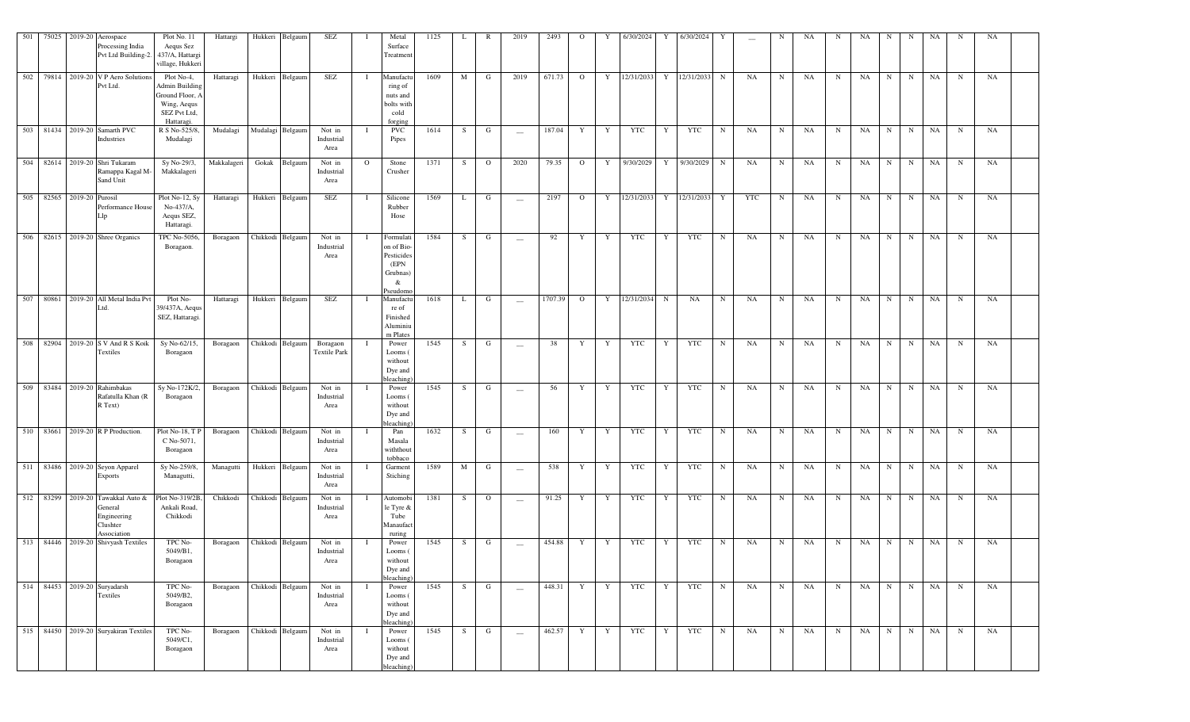| 501 | 75025 | 2019-20 | Aerospace Processing India Pvt Ltd Building-2. | Plot No. 11 Aequs Sez 437/A, Hattargi village, Hukkeri | Hattargi | Hukkeri | Belgaum | SEZ | I | Metal Surface Treatment | 1125 | L | R | 2019 | 2493 | O | Y | 6/30/2024 | Y | 6/30/2024 | Y | — | N | NA | N | NA | N | N | NA | N | NA |
|---|---|---|---|---|---|---|---|---|---|---|---|---|---|---|---|---|---|---|---|---|---|---|---|---|---|---|---|---|---|---|---|
| 502 | 79814 | 2019-20 | V P Aero Solutions Pvt Ltd. | Plot No-4, Admin Building Ground Floor, A Wing, Aequs SEZ Pvt Ltd, Hattaragi. | Hattaragi | Hukkeri | Belgaum | SEZ | I | Manufacturing of nuts and bolts with cold forging | 1609 | M | G | 2019 | 671.73 | O | Y | 12/31/2033 | Y | 12/31/2033 | N | NA | N | NA | N | NA | N | N | NA | N | NA |
| 503 | 81434 | 2019-20 | Samarth PVC Industries | R S No-525/8, Mudalagi | Mudalagi | Mudalagi | Belgaum | Not in Industrial Area | I | PVC Pipes | 1614 | S | G | — | 187.04 | Y | Y | YTC | Y | YTC | N | NA | N | NA | N | NA | N | N | NA | N | NA |
| 504 | 82614 | 2019-20 | Shri Tukaram Ramappa Kagal M-Sand Unit | Sy No-29/3, Makkalageri | Makkalageri | Gokak | Belgaum | Not in Industrial Area | O | Stone Crusher | 1371 | S | O | 2020 | 79.35 | O | Y | 9/30/2029 | Y | 9/30/2029 | N | NA | N | NA | N | NA | N | N | NA | N | NA |
| 505 | 82565 | 2019-20 | Purosil Performance House Llp | Plot No-12, Sy No-437/A, Aequs SEZ, Hattaragi. | Hattaragi | Hukkeri | Belgaum | SEZ | I | Silicone Rubber Hose | 1569 | L | G | — | 2197 | O | Y | 12/31/2033 | Y | 12/31/2033 | Y | YTC | N | NA | N | NA | N | N | NA | N | NA |
| 506 | 82615 | 2019-20 | Shree Organics | TPC No-5056, Boragaon. | Boragaon | Chikkodi | Belgaum | Not in Industrial Area | I | Formulation of Bio-Pesticides (EPN Grubnas) & Pseudomo | 1584 | S | G | — | 92 | Y | Y | YTC | Y | YTC | N | NA | N | NA | N | NA | N | N | NA | N | NA |
| 507 | 80861 | 2019-20 | All Metal India Pvt Ltd. | Plot No-39/437A, Aequs SEZ, Hattaragi. | Hattaragi | Hukkeri | Belgaum | SEZ | I | Manufacture of Finished Aluminium Plates | 1618 | L | G | — | 1707.39 | O | Y | 12/31/2034 | N | NA | N | NA | N | NA | N | NA | N | N | NA | N | NA |
| 508 | 82904 | 2019-20 | S V And R S Koik Textiles | Sy No-62/15, Boragaon | Boragaon | Chikkodi | Belgaum | Boragaon Textile Park | I | Power Looms ( without Dye and bleaching) | 1545 | S | G | — | 38 | Y | Y | YTC | Y | YTC | N | NA | N | NA | N | NA | N | N | NA | N | NA |
| 509 | 83484 | 2019-20 | Rahimbakas Rafatulla Khan (R R Text) | Sy No-172K/2, Boragaon | Boragaon | Chikkodi | Belgaum | Not in Industrial Area | I | Power Looms ( without Dye and bleaching) | 1545 | S | G | — | 56 | Y | Y | YTC | Y | YTC | N | NA | N | NA | N | NA | N | N | NA | N | NA |
| 510 | 83661 | 2019-20 | R P Production. | Plot No-18, T P C No-5071, Boragaon | Boragaon | Chikkodi | Belgaum | Not in Industrial Area | I | Pan Masala withthout tobbaco | 1632 | S | G | — | 160 | Y | Y | YTC | Y | YTC | N | NA | N | NA | N | NA | N | N | NA | N | NA |
| 511 | 83486 | 2019-20 | Seyon Apparel Exports | Sy No-259/8, Managutti, | Managutti | Hukkeri | Belgaum | Not in Industrial Area | I | Garment Stiching | 1589 | M | G | — | 538 | Y | Y | YTC | Y | YTC | N | NA | N | NA | N | NA | N | N | NA | N | NA |
| 512 | 83299 | 2019-20 | Tawakkal Auto & General Engineering Clushter Association | Plot No-319/2B, Ankali Road, Chikkodi | Chikkodi | Chikkodi | Belgaum | Not in Industrial Area | I | Automobile Tyre & Tube Manaufacturing | 1381 | S | O | — | 91.25 | Y | Y | YTC | Y | YTC | N | NA | N | NA | N | NA | N | N | NA | N | NA |
| 513 | 84446 | 2019-20 | Shivyash Textiles | TPC No-5049/B1, Boragaon | Boragaon | Chikkodi | Belgaum | Not in Industrial Area | I | Power Looms ( without Dye and bleaching) | 1545 | S | G | — | 454.88 | Y | Y | YTC | Y | YTC | N | NA | N | NA | N | NA | N | N | NA | N | NA |
| 514 | 84453 | 2019-20 | Suryadarsh Textiles | TPC No-5049/B2, Boragaon | Boragaon | Chikkodi | Belgaum | Not in Industrial Area | I | Power Looms ( without Dye and bleaching) | 1545 | S | G | — | 448.31 | Y | Y | YTC | Y | YTC | N | NA | N | NA | N | NA | N | N | NA | N | NA |
| 515 | 84450 | 2019-20 | Suryakiran Textiles | TPC No-5049/C1, Boragaon | Boragaon | Chikkodi | Belgaum | Not in Industrial Area | I | Power Looms ( without Dye and bleaching) | 1545 | S | G | — | 462.57 | Y | Y | YTC | Y | YTC | N | NA | N | NA | N | NA | N | N | NA | N | NA |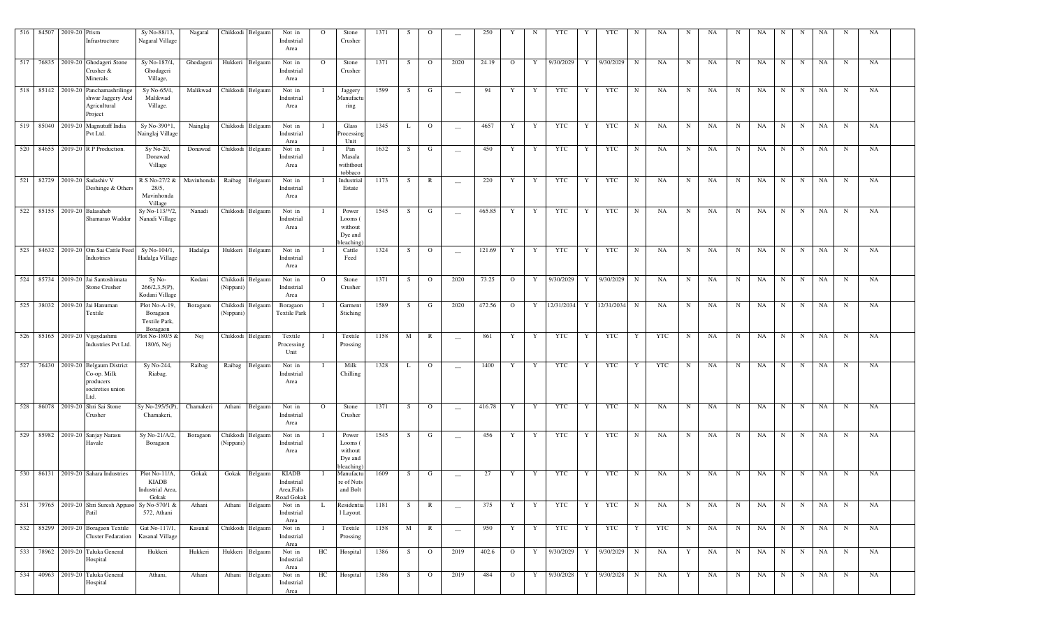| 516 | 84507 | 2019-20 | Prism Infrastructure | Sy No-88/13, Nagaral Village | Nagaral | Chikkodi | Belgaum | Not in Industrial Area | O | Stone Crusher | 1371 | S | O | __ | 250 | Y | N | YTC | Y | YTC | N | NA | N | NA | N | NA | N | N | NA | N | NA |
|---|---|---|---|---|---|---|---|---|---|---|---|---|---|---|---|---|---|---|---|---|---|---|---|---|---|---|---|---|---|---|---|
| 517 | 76835 | 2019-20 | Ghodageri Stone Crusher & Minerals | Sy No-187/4, Ghodageri Village, | Ghodageri | Hukkeri | Belgaum | Not in Industrial Area | O | Stone Crusher | 1371 | S | O | 2020 | 24.19 | O | Y | 9/30/2029 | Y | 9/30/2029 | N | NA | N | NA | N | NA | N | N | NA | N | NA |
| 518 | 85142 | 2019-20 | Panchamashrilinge shwar Jaggery And Agricultural Project | Sy No-65/4, Malikwad Village. | Malikwad | Chikkodi | Belgaum | Not in Industrial Area | I | Jaggery Manufacturing | 1599 | S | G | __ | 94 | Y | Y | YTC | Y | YTC | N | NA | N | NA | N | NA | N | N | NA | N | NA |
| 519 | 85040 | 2019-20 | Magnutuff India Pvt Ltd. | Sy No-390*1, Nainglaj Village | Nainglaj | Chikkodi | Belgaum | Not in Industrial Area | I | Glass Processing Unit | 1345 | L | O | __ | 4657 | Y | Y | YTC | Y | YTC | N | NA | N | NA | N | NA | N | N | NA | N | NA |
| 520 | 84655 | 2019-20 | R P Production. | Sy No-20, Donawad Village | Donawad | Chikkodi | Belgaum | Not in Industrial Area | I | Pan Masala withthout tobbaco | 1632 | S | G | __ | 450 | Y | Y | YTC | Y | YTC | N | NA | N | NA | N | NA | N | N | NA | N | NA |
| 521 | 82729 | 2019-20 | Sadashiv V Deshinge & Others | R S No-27/2 & 28/5, Mavinhonda Village | Mavinhonda | Raibag | Belgaum | Not in Industrial Area | I | Industrial Estate | 1173 | S | R | __ | 220 | Y | Y | YTC | Y | YTC | N | NA | N | NA | N | NA | N | N | NA | N | NA |
| 522 | 85155 | 2019-20 | Balasaheb Shamarao Waddar | Sy No-113/*/2, Nanadi Village | Nanadi | Chikkodi | Belgaum | Not in Industrial Area | I | Power Looms ( without Dye and bleaching) | 1545 | S | G | __ | 465.85 | Y | Y | YTC | Y | YTC | N | NA | N | NA | N | NA | N | N | NA | N | NA |
| 523 | 84632 | 2019-20 | Om Sai Cattle Feed Industries | Sy No-104/1, Hadalga Village | Hadalga | Hukkeri | Belgaum | Not in Industrial Area | I | Cattle Feed | 1324 | S | O | __ | 121.69 | Y | Y | YTC | Y | YTC | N | NA | N | NA | N | NA | N | N | NA | N | NA |
| 524 | 85734 | 2019-20 | Jai Santoshimata Stone Crusher | Sy No-266/2,3,5(P), Kodani Village | Kodani | Chikkodi (Nippani) | Belgaum | Not in Industrial Area | O | Stone Crusher | 1371 | S | O | 2020 | 73.25 | O | Y | 9/30/2029 | Y | 9/30/2029 | N | NA | N | NA | N | NA | N | N | NA | N | NA |
| 525 | 38032 | 2019-20 | Jai Hanuman Textile | Plot No-A-19, Boragaon Textile Park, Boragaon | Boragaon | Chikkodi (Nippani) | Belgaum | Boragaon Textile Park | I | Garment Stiching | 1589 | S | G | 2020 | 472.56 | O | Y | 12/31/2034 | Y | 12/31/2034 | N | NA | N | NA | N | NA | N | N | NA | N | NA |
| 526 | 85165 | 2019-20 | Vijaydashmi Industries Pvt Ltd. | Plot No-180/5 & 180/6, Nej | Nej | Chikkodi | Belgaum | Textile Processing Unit | I | Textile Prossing | 1158 | M | R | __ | 861 | Y | Y | YTC | Y | YTC | Y | YTC | N | NA | N | NA | N | N | NA | N | NA |
| 527 | 76430 | 2019-20 | Belgaum District Co-op. Milk producers socireties union Ltd. | Sy No-244, Riabag. | Raibag | Raibag | Belgaum | Not in Industrial Area | I | Milk Chilling | 1328 | L | O | __ | 1400 | Y | Y | YTC | Y | YTC | Y | YTC | N | NA | N | NA | N | N | NA | N | NA |
| 528 | 86078 | 2019-20 | Shri Sai Stone Crusher | Sy No-295/5(P), Chamakeri, | Chamakeri | Athani | Belgaum | Not in Industrial Area | O | Stone Crusher | 1371 | S | O | __ | 416.78 | Y | Y | YTC | Y | YTC | N | NA | N | NA | N | NA | N | N | NA | N | NA |
| 529 | 85982 | 2019-20 | Sanjay Narasu Havale | Sy No-21/A/2, Boragaon | Boragaon | Chikkodi (Nippani) | Belgaum | Not in Industrial Area | I | Power Looms ( without Dye and bleaching) | 1545 | S | G | __ | 456 | Y | Y | YTC | Y | YTC | N | NA | N | NA | N | NA | N | N | NA | N | NA |
| 530 | 86131 | 2019-20 | Sahara Industries | Plot No-11/A, KIADB Industrial Area, Gokak | Gokak | Gokak | Belgaum | KIADB Industrial Area,Falls Road Gokak | I | Manufacture of Nuts and Bolt | 1609 | S | G | __ | 27 | Y | Y | YTC | Y | YTC | N | NA | N | NA | N | NA | N | N | NA | N | NA |
| 531 | 79765 | 2019-20 | Shri Suresh Appaso Patil | Sy No-570/1 & 572, Athani | Athani | Athani | Belgaum | Not in Industrial Area | L | Residential Layout. | 1181 | S | R | __ | 375 | Y | Y | YTC | Y | YTC | N | NA | N | NA | N | NA | N | N | NA | N | NA |
| 532 | 85299 | 2019-20 | Boragaon Textile Cluster Fedaration | Gat No-117/1, Kasanal Village | Kasanal | Chikkodi | Belgaum | Not in Industrial Area | I | Textile Prossing | 1158 | M | R | __ | 950 | Y | Y | YTC | Y | YTC | Y | YTC | N | NA | N | NA | N | N | NA | N | NA |
| 533 | 78962 | 2019-20 | Taluka General Hospital | Hukkeri | Hukkeri | Hukkeri | Belgaum | Not in Industrial Area | HC | Hospital | 1386 | S | O | 2019 | 402.6 | O | Y | 9/30/2029 | Y | 9/30/2029 | N | NA | Y | NA | N | NA | N | N | NA | N | NA |
| 534 | 40963 | 2019-20 | Taluka General Hospital | Athani, | Athani | Athani | Belgaum | Not in Industrial Area | HC | Hospital | 1386 | S | O | 2019 | 484 | O | Y | 9/30/2028 | Y | 9/30/2028 | N | NA | Y | NA | N | NA | N | N | NA | N | NA |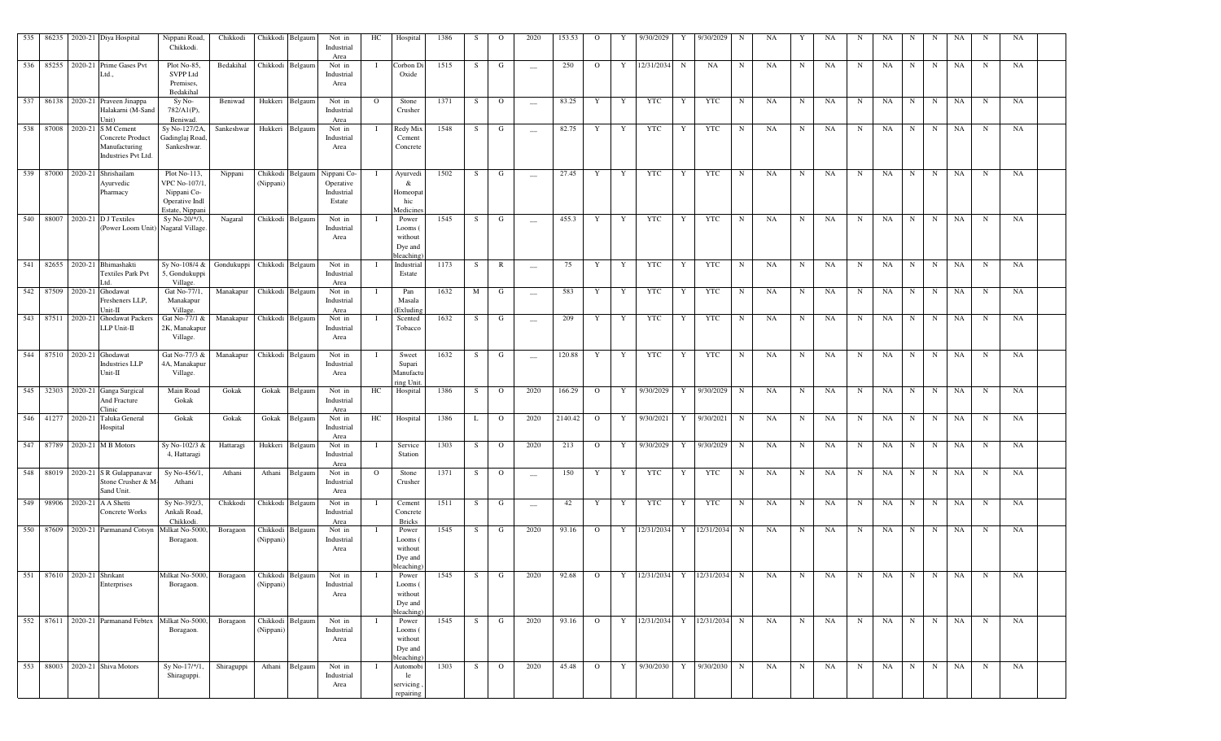| 535 | 86235 | 2020-21 | Diya Hospital | Nippani Road, Chikkodi. | Chikkodi | Chikkodi | Belgaum | Not in Industrial Area | HC | Hospital | 1386 | S | O | 2020 | 153.53 | O | Y | 9/30/2029 | Y | 9/30/2029 | N | NA | Y | NA | N | NA | N | N | NA | N | NA |
|---|---|---|---|---|---|---|---|---|---|---|---|---|---|---|---|---|---|---|---|---|---|---|---|---|---|---|---|---|---|---|---|
| 536 | 85255 | 2020-21 | Prime Gases Pvt Ltd., | Plot No-85, SVPP Ltd Premises, Bedakihal | Bedakihal | Chikkodi | Belgaum | Not in Industrial Area | I | Corbon Di Oxide | 1515 | S | G | — | 250 | O | Y | 12/31/2034 | N | NA | N | NA | N | NA | N | NA | N | N | NA | N | NA |
| 537 | 86138 | 2020-21 | Praveen Jinappa Halakarni (M-Sand Unit) | Sy No-782/A1(P), Beniwad. | Beniwad | Hukkeri | Belgaum | Not in Industrial Area | O | Stone Crusher | 1371 | S | O | — | 83.25 | Y | Y | YTC | Y | YTC | N | NA | N | NA | N | NA | N | N | NA | N | NA |
| 538 | 87008 | 2020-21 | S M Cement Concrete Product Manufacturing Industries Pvt Ltd. | Sy No-127/2A, Gadinglaj Road, Sankeshwar. | Sankeshwar | Hukkeri | Belgaum | Not in Industrial Area | I | Redy Mix Cement Concrete | 1548 | S | G | — | 82.75 | Y | Y | YTC | Y | YTC | N | NA | N | NA | N | NA | N | N | NA | N | NA |
| 539 | 87000 | 2020-21 | Shrishailam Ayurvedic Pharmacy | Plot No-113, VPC No-107/1, Nippani Co-Operative Indl Estate, Nippani | Nippani | Chikkodi (Nippani) | Belgaum | Nippani Co-Operative Industrial Estate | I | Ayurvedi & Homeopat hic Medicines | 1502 | S | G | — | 27.45 | Y | Y | YTC | Y | YTC | N | NA | N | NA | N | NA | N | N | NA | N | NA |
| 540 | 88007 | 2020-21 | D J Textiles (Power Loom Unit) | Sy No-20/*/3, Nagaral Village. | Nagaral | Chikkodi | Belgaum | Not in Industrial Area | I | Power Looms ( without Dye and bleaching) | 1545 | S | G | — | 455.3 | Y | Y | YTC | Y | YTC | N | NA | N | NA | N | NA | N | N | NA | N | NA |
| 541 | 82655 | 2020-21 | Bhimashakti Textiles Park Pvt Ltd. | Sy No-108/4 & 5, Gondukuppi Village. | Gondukuppi | Chikkodi | Belgaum | Not in Industrial Area | I | Industrial Estate | 1173 | S | R | — | 75 | Y | Y | YTC | Y | YTC | N | NA | N | NA | N | NA | N | N | NA | N | NA |
| 542 | 87509 | 2020-21 | Ghodawat Fresheners LLP, Unit-II | Gat No-77/1, Manakapur Village. | Manakapur | Chikkodi | Belgaum | Not in Industrial Area | I | Pan Masala (Exluding | 1632 | M | G | — | 583 | Y | Y | YTC | Y | YTC | N | NA | N | NA | N | NA | N | N | NA | N | NA |
| 543 | 87511 | 2020-21 | Ghodawat Packers LLP Unit-II | Gat No-77/1 & 2K, Manakapur Village. | Manakapur | Chikkodi | Belgaum | Not in Industrial Area | I | Scented Tobacco | 1632 | S | G | — | 209 | Y | Y | YTC | Y | YTC | N | NA | N | NA | N | NA | N | N | NA | N | NA |
| 544 | 87510 | 2020-21 | Ghodawat Industries LLP Unit-II | Gat No-77/3 & 4A, Manakapur Village. | Manakapur | Chikkodi | Belgaum | Not in Industrial Area | I | Sweet Supari Manufactu ring Unit. | 1632 | S | G | — | 120.88 | Y | Y | YTC | Y | YTC | N | NA | N | NA | N | NA | N | N | NA | N | NA |
| 545 | 32303 | 2020-21 | Ganga Surgical And Fracture Clinic | Main Road Gokak | Gokak | Gokak | Belgaum | Not in Industrial Area | HC | Hospital | 1386 | S | O | 2020 | 166.29 | O | Y | 9/30/2029 | Y | 9/30/2029 | N | NA | N | NA | N | NA | N | N | NA | N | NA |
| 546 | 41277 | 2020-21 | Taluka General Hospital | Gokak | Gokak | Gokak | Belgaum | Not in Industrial Area | HC | Hospital | 1386 | L | O | 2020 | 2140.42 | O | Y | 9/30/2021 | Y | 9/30/2021 | N | NA | N | NA | N | NA | N | N | NA | N | NA |
| 547 | 87789 | 2020-21 | M B Motors | Sy No-102/3 & 4, Hattaragi | Hattaragi | Hukkeri | Belgaum | Not in Industrial Area | I | Service Station | 1303 | S | O | 2020 | 213 | O | Y | 9/30/2029 | Y | 9/30/2029 | N | NA | N | NA | N | NA | N | N | NA | N | NA |
| 548 | 88019 | 2020-21 | S R Gulappanavar Stone Crusher & M-Sand Unit. | Sy No-456/1, Athani | Athani | Athani | Belgaum | Not in Industrial Area | O | Stone Crusher | 1371 | S | O | — | 150 | Y | Y | YTC | Y | YTC | N | NA | N | NA | N | NA | N | N | NA | N | NA |
| 549 | 98906 | 2020-21 | A A Shetti Concrete Works | Sy No-392/3, Ankali Road, Chikkodi. | Chikkodi | Chikkodi | Belgaum | Not in Industrial Area | I | Cement Concrete Bricks | 1511 | S | G | — | 42 | Y | Y | YTC | Y | YTC | N | NA | N | NA | N | NA | N | N | NA | N | NA |
| 550 | 87609 | 2020-21 | Parmanand Cotsyn | Milkat No-5000, Boragaon. | Boragaon | Chikkodi (Nippani) | Belgaum | Not in Industrial Area | I | Power Looms ( without Dye and bleaching) | 1545 | S | G | 2020 | 93.16 | O | Y | 12/31/2034 | Y | 12/31/2034 | N | NA | N | NA | N | NA | N | N | NA | N | NA |
| 551 | 87610 | 2020-21 | Shrikant Enterprises | Milkat No-5000, Boragaon. | Boragaon | Chikkodi (Nippani) | Belgaum | Not in Industrial Area | I | Power Looms ( without Dye and bleaching) | 1545 | S | G | 2020 | 92.68 | O | Y | 12/31/2034 | Y | 12/31/2034 | N | NA | N | NA | N | NA | N | N | NA | N | NA |
| 552 | 87611 | 2020-21 | Parmanand Febtex | Milkat No-5000, Boragaon. | Boragaon | Chikkodi (Nippani) | Belgaum | Not in Industrial Area | I | Power Looms ( without Dye and bleaching) | 1545 | S | G | 2020 | 93.16 | O | Y | 12/31/2034 | Y | 12/31/2034 | N | NA | N | NA | N | NA | N | N | NA | N | NA |
| 553 | 88003 | 2020-21 | Shiva Motors | Sy No-17/*/1, Shiraguppi. | Shiraguppi | Athani | Belgaum | Not in Industrial Area | I | Automobi le servicing , repairing | 1303 | S | O | 2020 | 45.48 | O | Y | 9/30/2030 | Y | 9/30/2030 | N | NA | N | NA | N | NA | N | N | NA | N | NA |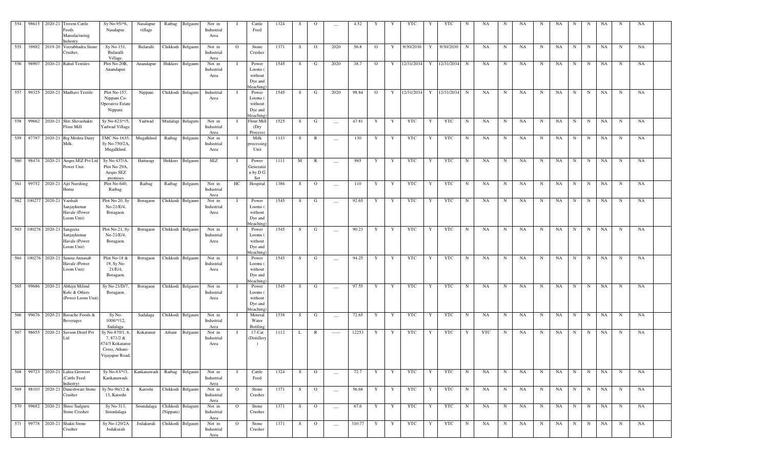| 554 | 98615 | 2020-21 | Triveni Cattle Feeds Manufacturing Industry | Sy No-95/*6, Nasalapur. | Nasalapur village | Raibag | Belgaum | Not in Industrial Area | I | Cattle Feed | 1324 | S | O | __ | 4.52 | Y | Y | YTC | Y | YTC | N | NA | N | NA | N | NA | N | N | NA | N | NA | |
|---|---|---|---|---|---|---|---|---|---|---|---|---|---|---|---|---|---|---|---|---|---|---|---|---|---|---|---|---|---|---|---|---|
| 555 | 39892 | 2019-20 | Veerabhadra Stone Crusher, | Sy No-151, Bidaralli Village. | Bidaralli | Chikkodi | Belgaum | Not in Industrial Area | O | Stone Crusher | 1371 | S | O | 2020 | 56.8 | O | Y | 9/30/2030 | Y | 9/30/2030 | N | NA | N | NA | N | NA | N | N | NA | N | NA | |
| 556 | 98907 | 2020-21 | Rahul Textiles | Plot No-20B, Anandapur. | Anandapur | Hukkeri | Belgaum | Not in Industrial Area | I | Power Looms ( without Dye and bleaching) | 1545 | S | G | 2020 | 38.7 | O | Y | 12/31/2034 | Y | 12/31/2034 | N | NA | N | NA | N | NA | N | N | NA | N | NA | |
| 557 | 99325 | 2020-21 | Madhavi Textile | Plot No-157, Nippani Co-Operative Estate Nippani. | Nippani | Chikkodi | Belgaum | Industrial Area | I | Power Looms ( without Dye and bleaching) | 1545 | S | G | 2020 | 98.84 | O | Y | 12/31/2034 | Y | 12/31/2034 | N | NA | N | NA | N | NA | N | N | NA | N | NA | |
| 558 | 99662 | 2020-21 | Shri Shivashakti Flour Mill | Sy No-823/*/5, Yadwad Village. | Yadwad | Mudalagi | Belgaum | Not in Industrial Area | I | Flour Mill (Dry Process) | 1525 | S | G | __ | 47.81 | Y | Y | YTC | Y | YTC | N | NA | N | NA | N | NA | N | N | NA | N | NA | |
| 559 | 87797 | 2020-21 | Big Mishra Dairy Milk. | TMC No-1635, Sy No-750/2A, Mugalkhod. | Mugalkhod | Raibag | Belgaum | Not in Industrial Area | I | Milk processing Unit | 1133 | S | R | __ | 130 | Y | Y | YTC | Y | YTC | N | NA | N | NA | N | NA | N | N | NA | N | NA | |
| 560 | 98474 | 2020-21 | Aequs SEZ Pvt Ltd Power Unit. | Sy No-437/A, Plot No-29A, Aequs SEZ premises | Hattaragi | Hukkeri | Belgaum | SEZ | I | Power Generation by D G Set | 1111 | M | R | __ | 985 | Y | Y | YTC | Y | YTC | N | NA | N | NA | N | NA | N | N | NA | N | NA | |
| 561 | 99752 | 2020-21 | Ajit Nurshing Home | Plot No-640, Raibag. | Raibag | Raibag | Belgaum | Not in Industrial Area | HC | Hospital | 1386 | S | O | __ | 110 | Y | Y | YTC | Y | YTC | N | NA | N | NA | N | NA | N | N | NA | N | NA | |
| 562 | 100277 | 2020-21 | Vaishali Sanjaykumar Havale (Power Loom Unit) | Plot No-20, Sy No-21/E/4, Boragaon. | Boragaon | Chikkodi | Belgaum | Not in Industrial Area | I | Power Looms ( without Dye and bleaching) | 1545 | S | G | __ | 92.65 | Y | Y | YTC | Y | YTC | N | NA | N | NA | N | NA | N | N | NA | N | NA | |
| 563 | 100278 | 2020-21 | Sangeeta Sanjaykumar Havale (Power Loom Unit) | Plot No-21, Sy No-21/E/4, Boragaon. | Boragaon | Chikkodi | Belgaum | Not in Industrial Area | I | Power Looms ( without Dye and bleaching) | 1545 | S | G | __ | 90.23 | Y | Y | YTC | Y | YTC | N | NA | N | NA | N | NA | N | N | NA | N | NA | |
| 564 | 100276 | 2020-21 | Sunita Annasab Havale (Power Loom Unit) | Plot No-18 & 19, Sy No-21/E/4, Boragaon. | Boragaon | Chikkodi | Belgaum | Not in Industrial Area | I | Power Looms ( without Dye and bleaching) | 1545 | S | G | __ | 94.25 | Y | Y | YTC | Y | YTC | N | NA | N | NA | N | NA | N | N | NA | N | NA | |
| 565 | 99686 | 2020-21 | Abhijit Milind Kole & Others (Power Loom Unit) | Sy No-21/D/7, Boragaon. | Boragaon | Chikkodi | Belgaum | Not in Industrial Area | I | Power Looms ( without Dye and bleaching) | 1545 | S | G | __ | 97.55 | Y | Y | YTC | Y | YTC | N | NA | N | NA | N | NA | N | N | NA | N | NA | |
| 566 | 99676 | 2020-21 | Bavache Foods & Beverages | Sy No-1008/*/12, Sadalaga. | Sadalaga | Chikkodi | Belgaum | Not in Industrial Area | I | Mineral Water Bottling | 1538 | S | G | __ | 72.65 | Y | Y | YTC | Y | YTC | N | NA | N | NA | N | NA | N | N | NA | N | NA | |
| 567 | 98655 | 2020-21 | Savson Distil Pvt Ltd | Sy No-870/1, 6, 7, 871/2 & 874/3 Kokatanur Cross, Athani-Vijayapur Road, | Kokatanur | Athani | Belgaum | Not in Industrial Area | I | 17-Cat (Distillery ) | 1112 | L | R | ------ | 12253 | Y | Y | YTC | Y | YTC | Y | YTC | N | NA | N | NA | N | N | NA | N | NA | |
| 568 | 99723 | 2020-21 | Lalita Growers (Cattle Feed Industry) | Sy No-83/*/3, Kankanawadi. | Kankanawadi | Raibag | Belgaum | Not in Industrial Area | I | Cattle Feed | 1324 | S | O | __ | 72.7 | Y | Y | YTC | Y | YTC | N | NA | N | NA | N | NA | N | N | NA | N | NA | |
| 569 | 88103 | 2020-21 | Daneshwari Stone Crusher | Sy No-96/12 & 13, Karoshi | Karoshi | Chikkodi | Belgaum | Not in Industrial Area | O | Stone Crusher | 1371 | S | O | __ | 56.68 | Y | Y | YTC | Y | YTC | N | NA | N | NA | N | NA | N | N | NA | N | NA | |
| 570 | 99682 | 2020-21 | Shree Sadguru Stone Crusher | Sy No-313, Soundalaga | Soundalaga | Chikkodi (Nippani) | Belgaum | Not in Industrial Area | O | Stone Crusher | 1371 | S | O | __ | 67.6 | Y | Y | YTC | Y | YTC | N | NA | N | NA | N | NA | N | N | NA | N | NA | |
| 571 | 99778 | 2020-21 | Shakti Stone Crusher | Sy No-120/2A Jodakurali | Jodakurali | Chikkodi | Belgaum | Not in Industrial Area | O | Stone Crusher | 1371 | S | O | __ | 310.77 | Y | Y | YTC | Y | YTC | N | NA | N | NA | N | NA | N | N | NA | N | NA | |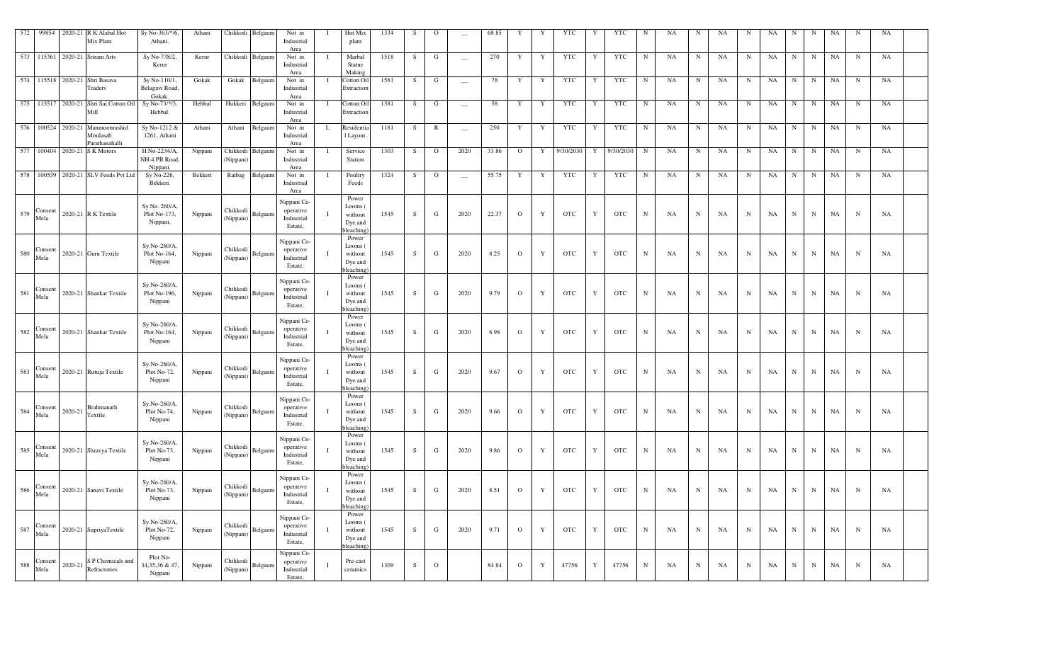| 572 | 99854 | 2020-21 | R K Alabal Hot Mix Plant | Sy No-363/*/6, Athani. | Athani | Chikkodi | Belgaum | Not in Industrial Area | I | Hot Mix plant | 1334 | S | O | — | 68.85 | Y | Y | YTC | Y | YTC | N | NA | N | NA | N | NA | N | N | NA | N | NA | |
|---|---|---|---|---|---|---|---|---|---|---|---|---|---|---|---|---|---|---|---|---|---|---|---|---|---|---|---|---|---|---|---|---|
| 573 | 115361 | 2020-21 | Sriram Arts | Sy No-738/2, Kerur | Kerur | Chikkodi | Belgaum | Not in Industrial Area | I | Marbal Statue Making | 1518 | S | G | — | 270 | Y | Y | YTC | Y | YTC | N | NA | N | NA | N | NA | N | N | NA | N | NA | |
| 574 | 115518 | 2020-21 | Shri Basava Traders | Sy No-110/1, Belagavi Road, Gokak. | Gokak | Gokak | Belgaum | Not in Industrial Area | I | Cotton Oil Extraction | 1581 | S | G | — | 78 | Y | Y | YTC | Y | YTC | N | NA | N | NA | N | NA | N | N | NA | N | NA | |
| 575 | 115517 | 2020-21 | Shri Sai Cotton Oil Mill | Sy No-73/*/3, Hebbal. | Hebbal | Hukkeri | Belgaum | Not in Industrial Area | I | Cotton Oil Extraction | 1581 | S | G | — | 58 | Y | Y | YTC | Y | YTC | N | NA | N | NA | N | NA | N | N | NA | N | NA | |
| 576 | 100524 | 2020-21 | Manmoonrashid Moulasab Parathanahalli | Sy No-1212 & 1261, Athani | Athani | Athani | Belgaum | Not in Industrial Area | L | Residential Layout. | 1181 | S | R | — | 250 | Y | Y | YTC | Y | YTC | N | NA | N | NA | N | NA | N | N | NA | N | NA | |
| 577 | 100404 | 2020-21 | S K Motors | H No-2234/A, NH-4 PB Road, Nippani. | Nippani | Chikkodi (Nippani) | Belgaum | Not in Industrial Area | I | Service Station | 1303 | S | O | 2020 | 33.86 | O | Y | 9/30/2030 | Y | 9/30/2030 | N | NA | N | NA | N | NA | N | N | NA | N | NA | |
| 578 | 100539 | 2020-21 | SLV Feeds Pvt Ltd | Sy No-226, Bekkeri. | Bekkeri | Raibag | Belgaum | Not in Industrial Area | I | Poultry Feeds | 1324 | S | O | — | 55.75 | Y | Y | YTC | Y | YTC | N | NA | N | NA | N | NA | N | N | NA | N | NA | |
| 579 | Consent Mela | 2020-21 | R K Textile | Sy No. 260/A, Plot No-173, Nippani, | Nippani | Chikkodi (Nippani) | Belgaum | Nippani Co-operative Industrial Estate, | I | Power Looms ( without Dye and bleaching) | 1545 | S | G | 2020 | 22.37 | O | Y | OTC | Y | OTC | N | NA | N | NA | N | NA | N | N | NA | N | NA | |
| 580 | Consent Mela | 2020-21 | Guru Textile | Sy.No-260/A, Plot No-164, Nippani | Nippani | Chikkodi (Nippani) | Belgaum | Nippani Co-operative Industrial Estate, | I | Power Looms ( without Dye and bleaching) | 1545 | S | G | 2020 | 8.25 | O | Y | OTC | Y | OTC | N | NA | N | NA | N | NA | N | N | NA | N | NA | |
| 581 | Consent Mela | 2020-21 | Shankar Textile | Sy.No-260/A, Plot No-196, Nippani | Nippani | Chikkodi (Nippani) | Belgaum | Nippani Co-operative Industrial Estate, | I | Power Looms ( without Dye and bleaching) | 1545 | S | G | 2020 | 9.79 | O | Y | OTC | Y | OTC | N | NA | N | NA | N | NA | N | N | NA | N | NA | |
| 582 | Consent Mela | 2020-21 | Shankar Textile | Sy.No-260/A, Plot No-164, Nippani | Nippani | Chikkodi (Nippani) | Belgaum | Nippani Co-operative Industrial Estate, | I | Power Looms ( without Dye and bleaching) | 1545 | S | G | 2020 | 8.98 | O | Y | OTC | Y | OTC | N | NA | N | NA | N | NA | N | N | NA | N | NA | |
| 583 | Consent Mela | 2020-21 | Rutuja Textile | Sy.No-260/A, Plot No-72, Nippani | Nippani | Chikkodi (Nippani) | Belgaum | Nippani Co-operative Industrial Estate, | I | Power Looms ( without Dye and bleaching) | 1545 | S | G | 2020 | 9.67 | O | Y | OTC | Y | OTC | N | NA | N | NA | N | NA | N | N | NA | N | NA | |
| 584 | Consent Mela | 2020-21 | Brahmanath Textile | Sy.No-260/A, Plot No-74, Nippani | Nippani | Chikkodi (Nippani) | Belgaum | Nippani Co-operative Industrial Estate, | I | Power Looms ( without Dye and bleaching) | 1545 | S | G | 2020 | 9.66 | O | Y | OTC | Y | OTC | N | NA | N | NA | N | NA | N | N | NA | N | NA | |
| 585 | Consent Mela | 2020-21 | Shravya Textile | Sy.No-260/A, Plot No-73, Nippani | Nippani | Chikkodi (Nippani) | Belgaum | Nippani Co-operative Industrial Estate, | I | Power Looms ( without Dye and bleaching) | 1545 | S | G | 2020 | 9.86 | O | Y | OTC | Y | OTC | N | NA | N | NA | N | NA | N | N | NA | N | NA | |
| 586 | Consent Mela | 2020-21 | Sanavi Textile | Sy.No-260/A, Plot No-73, Nippani | Nippani | Chikkodi (Nippani) | Belgaum | Nippani Co-operative Industrial Estate, | I | Power Looms ( without Dye and bleaching) | 1545 | S | G | 2020 | 8.51 | O | Y | OTC | Y | OTC | N | NA | N | NA | N | NA | N | N | NA | N | NA | |
| 587 | Consent Mela | 2020-21 | SupriyaTextile | Sy.No-260/A, Plot No-72, Nippani | Nippani | Chikkodi (Nippani) | Belgaum | Nippani Co-operative Industrial Estate, | I | Power Looms ( without Dye and bleaching) | 1545 | S | G | 2020 | 9.71 | O | Y | OTC | Y | OTC | N | NA | N | NA | N | NA | N | N | NA | N | NA | |
| 588 | Consent Mela | 2020-21 | S P Chemicals and Refractories | Plot No-34,35,36 & 47, Nippani | Nippani | Chikkodi (Nippani) | Belgaum | Nippani Co-operative Industrial Estate, | I | Pre-cast ceramics | 1309 | S | O | | 84.84 | O | Y | 47756 | Y | 47756 | N | NA | N | NA | N | NA | N | N | NA | N | NA | |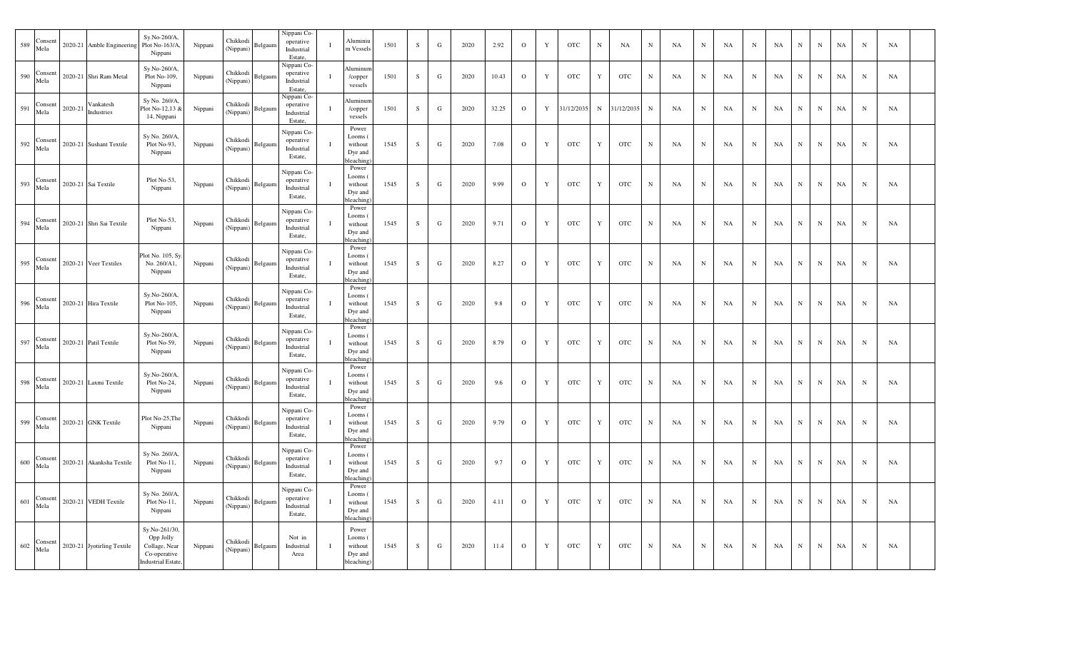| | | | | | | | | | | | | | | | | | | | | | | | | | | | | | | | | |
|---|---|---|---|---|---|---|---|---|---|---|---|---|---|---|---|---|---|---|---|---|---|---|---|---|---|---|---|---|---|---|---|---|
| 589 | Consent Mela | 2020-21 | Amble Engineering | Sy.No-260/A, Plot No-163/A, Nippani | Nippani | Chikkodi (Nippani) | Belgaum | Nippani Co-operative Industrial Estate, | I | Aluminium Vessels | 1501 | S | G | 2020 | 2.92 | O | Y | OTC | N | NA | N | NA | N | NA | N | NA | N | N | NA | N | NA | |
| 590 | Consent Mela | 2020-21 | Shri Ram Metal | Sy.No-260/A, Plot No-109, Nippani | Nippani | Chikkodi (Nippani) | Belgaum | Nippani Co-operative Industrial Estate, | I | Aluminum /copper vessels | 1501 | S | G | 2020 | 10.43 | O | Y | OTC | Y | OTC | N | NA | N | NA | N | NA | N | N | NA | N | NA | |
| 591 | Consent Mela | 2020-21 | Vankatesh Industries | Sy No. 260/A, Plot No-12,13 & 14, Nippani | Nippani | Chikkodi (Nippani) | Belgaum | Nippani Co-operative Industrial Estate, | I | Aluminum /copper vessels | 1501 | S | G | 2020 | 32.25 | O | Y | 31/12/2035 | N | 31/12/2035 | N | NA | N | NA | N | NA | N | N | NA | N | NA | |
| 592 | Consent Mela | 2020-21 | Sushant Textile | Sy No. 260/A, Plot No-93, Nippani | Nippani | Chikkodi (Nippani) | Belgaum | Nippani Co-operative Industrial Estate, | I | Power Looms ( without Dye and bleaching) | 1545 | S | G | 2020 | 7.08 | O | Y | OTC | Y | OTC | N | NA | N | NA | N | NA | N | N | NA | N | NA | |
| 593 | Consent Mela | 2020-21 | Sai Textile | Plot No-53, Nippani | Nippani | Chikkodi (Nippani) | Belgaum | Nippani Co-operative Industrial Estate, | I | Power Looms ( without Dye and bleaching) | 1545 | S | G | 2020 | 9.99 | O | Y | OTC | Y | OTC | N | NA | N | NA | N | NA | N | N | NA | N | NA | |
| 594 | Consent Mela | 2020-21 | Shri Sai Textile | Plot No-53, Nippani | Nippani | Chikkodi (Nippani) | Belgaum | Nippani Co-operative Industrial Estate, | I | Power Looms ( without Dye and bleaching) | 1545 | S | G | 2020 | 9.71 | O | Y | OTC | Y | OTC | N | NA | N | NA | N | NA | N | N | NA | N | NA | |
| 595 | Consent Mela | 2020-21 | Veer Textiles | Plot No. 105, Sy. No. 260/A1, Nippani | Nippani | Chikkodi (Nippani) | Belgaum | Nippani Co-operative Industrial Estate, | I | Power Looms ( without Dye and bleaching) | 1545 | S | G | 2020 | 8.27 | O | Y | OTC | Y | OTC | N | NA | N | NA | N | NA | N | N | NA | N | NA | |
| 596 | Consent Mela | 2020-21 | Hira Textile | Sy.No-260/A, Plot No-105, Nippani | Nippani | Chikkodi (Nippani) | Belgaum | Nippani Co-operative Industrial Estate, | I | Power Looms ( without Dye and bleaching) | 1545 | S | G | 2020 | 9.8 | O | Y | OTC | Y | OTC | N | NA | N | NA | N | NA | N | N | NA | N | NA | |
| 597 | Consent Mela | 2020-21 | Patil Textile | Sy.No-260/A, Plot No-59, Nippani | Nippani | Chikkodi (Nippani) | Belgaum | Nippani Co-operative Industrial Estate, | I | Power Looms ( without Dye and bleaching) | 1545 | S | G | 2020 | 8.79 | O | Y | OTC | Y | OTC | N | NA | N | NA | N | NA | N | N | NA | N | NA | |
| 598 | Consent Mela | 2020-21 | Laxmi Textile | Sy.No-260/A, Plot No-24, Nippani | Nippani | Chikkodi (Nippani) | Belgaum | Nippani Co-operative Industrial Estate, | I | Power Looms ( without Dye and bleaching) | 1545 | S | G | 2020 | 9.6 | O | Y | OTC | Y | OTC | N | NA | N | NA | N | NA | N | N | NA | N | NA | |
| 599 | Consent Mela | 2020-21 | GNK Textile | Plot No-25,The Nippani | Nippani | Chikkodi (Nippani) | Belgaum | Nippani Co-operative Industrial Estate, | I | Power Looms ( without Dye and bleaching) | 1545 | S | G | 2020 | 9.79 | O | Y | OTC | Y | OTC | N | NA | N | NA | N | NA | N | N | NA | N | NA | |
| 600 | Consent Mela | 2020-21 | Akanksha Textile | Sy No. 260/A, Plot No-11, Nippani | Nippani | Chikkodi (Nippani) | Belgaum | Nippani Co-operative Industrial Estate, | I | Power Looms ( without Dye and bleaching) | 1545 | S | G | 2020 | 9.7 | O | Y | OTC | Y | OTC | N | NA | N | NA | N | NA | N | N | NA | N | NA | |
| 601 | Consent Mela | 2020-21 | VEDH Textile | Sy No. 260/A, Plot No-11, Nippani | Nippani | Chikkodi (Nippani) | Belgaum | Nippani Co-operative Industrial Estate, | I | Power Looms ( without Dye and bleaching) | 1545 | S | G | 2020 | 4.11 | O | Y | OTC | Y | OTC | N | NA | N | NA | N | NA | N | N | NA | N | NA | |
| 602 | Consent Mela | 2020-21 | Jyotirling Textile | Sy.No-261/30, Opp Jolly Collage, Near Co-operative Industrial Estate, | Nippani | Chikkodi (Nippani) | Belgaum | Not in Industrial Area | I | Power Looms ( without Dye and bleaching) | 1545 | S | G | 2020 | 11.4 | O | Y | OTC | Y | OTC | N | NA | N | NA | N | NA | N | N | NA | N | NA | |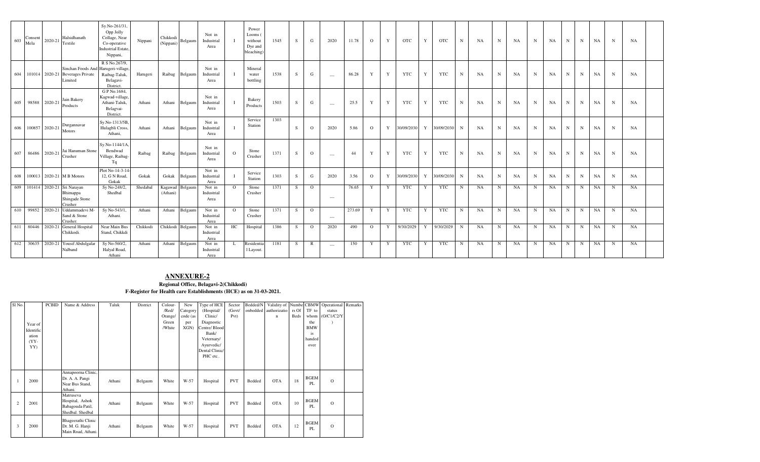| 603 | Consent Mela | 2020-21 | Halsidhanath Textile | Sy.No-261/31, Opp Jolly Collage, Near Co-operative Industrial Estate, Nippani, | Nippani | Chikkodi (Nippani) | Belgaum | Not in Industrial Area | I | Power Looms ( without Dye and bleaching) | 1545 | S | G | 2020 | 11.78 | O | Y | OTC | Y | OTC | N | NA | N | NA | N | NA | N | N | NA | N | NA | |
|---|---|---|---|---|---|---|---|---|---|---|---|---|---|---|---|---|---|---|---|---|---|---|---|---|---|---|---|---|---|---|---|---|
| 604 | 101014 | 2020-21 | Sinchan Foods And Beverages Private Limited | R S No.267/9, Harugeri-village, Raibag-Taluk, Belagavi-District. | Harugeri | Raibag | Belgaum | Not in Industrial Area | I | Mineral water bottling | 1538 | S | G | — | 86.28 | Y | Y | YTC | Y | YTC | N | NA | N | NA | N | NA | N | N | NA | N | NA | |
| 605 | 98588 | 2020-21 | Jain Bakery Products | G P No.1684, Kagwad-village, Athani-Taluk, Belagvai-District. | Athani | Athani | Belgaum | Not in Industrial Area | I | Bakery Products | 1503 | S | G | — | 25.5 | Y | Y | YTC | Y | YTC | N | NA | N | NA | N | NA | N | N | NA | N | NA | |
| 606 | 100857 | 2020-21 | Durgannavar Motors | Sy.No-1313/5B, Hulagbli Cross, Athani, | Athani | Athani | Belgaum | Not in Industrial Area | I | Service Station | 1303 | S | O | 2020 | 5.86 | O | Y | 30/09/2030 | Y | 30/09/2030 | N | NA | N | NA | N | NA | N | N | NA | N | NA | |
| 607 | 86486 | 2020-21 | Jai Hanuman Stone Crusher | Sy.No-1144/1A, Bendwad Village, Raibag-Tq | Raibag | Raibag | Belgaum | Not in Industrial Area | O | Stone Crusher | 1371 | S | O | — | 44 | Y | Y | YTC | Y | YTC | N | NA | N | NA | N | NA | N | N | NA | N | NA | |
| 608 | 100013 | 2020-21 | M B Motors | Plot No-14-3-14-12, G N Road, Gokak | Gokak | Gokak | Belgaum | Not in Industrial Area | I | Service Station | 1303 | S | G | 2020 | 3.56 | O | Y | 30/09/2030 | Y | 30/09/2030 | N | NA | N | NA | N | NA | N | N | NA | N | NA | |
| 609 | 101414 | 2020-21 | Sri Narayan Bhimappa Shingade Stone Crusher | Sy No-248/2, Shedbal | Shedabal | Kagwad (Athani) | Belgaum | Not in Industrial Area | O | Stone Crusher | 1371 | S | O | — | 76.65 | Y | Y | YTC | Y | YTC | N | NA | N | NA | N | NA | N | N | NA | N | NA | |
| 610 | 99852 | 2020-21 | Uddammadevi M-Sand & Stone Crusher. | Sy No-543/1, Athani. | Athani | Athani | Belgaum | Not in Industrial Area | O | Stone Crusher | 1371 | S | O | — | 273.69 | Y | Y | YTC | Y | YTC | N | NA | N | NA | N | NA | N | N | NA | N | NA | |
| 611 | 80446 | 2020-21 | General Hospital Chikkodi. | Near Main Bus Stand, Chikkdi | Chikkodi | Chikkodi | Belgaum | Not in Industrial Area | HC | Hospital | 1386 | S | O | 2020 | 490 | O | Y | 9/30/2029 | Y | 9/30/2029 | N | NA | N | NA | N | NA | N | N | NA | N | NA | |
| 612 | 30635 | 2020-21 | Yousif Abdulgafar Nalband | Sy No-560/2, Halyal Road, Athani | Athani | Athani | Belgaum | Not in Industrial Area | L | Residential Layout. | 1181 | S | R | — | 150 | Y | Y | YTC | Y | YTC | N | NA | N | NA | N | NA | N | N | NA | N | NA | |

## ANNEXURE-2

**Regional Office, Belagavi-2(Chikkodi)**

**F-Register for Health care Establishments (HCE) as on 31-03-2021.**

| Sl No. | Year of Identification (YY-YY) | PCBID | Name & Address | Taluk | District | Colour-/Red/ Orange/ Green /White | New Category code (as per XGN) | Type of HCE (Hospital/ Clinic/ Diagnostic Centre/ Blood Bank/ Veternary/ Ayurvedic/ Dental Clinic/ PHC etc.. | Sector (Govt/ Pvt) | Bedded/Nonbedded | Validity of authorization | Numbers Of Beds | CBMW TF to whom the BMW is handed over | Operational status (O/C1/C2/Y) | Remarks |
|---|---|---|---|---|---|---|---|---|---|---|---|---|---|---|---|
| 1 | 2000 | | Annapoorna Clinic, Dr. A. A. Pangi Near Bus Stand, Athani. | Athani | Belgaum | White | W-57 | Hospital | PVT | Bedded | OTA | 18 | BGEM PL | O | |
| 2 | 2001 | | Matruseva Hospital, Ashok Babagouda Patil, Shedbal. Shedbal | Athani | Belgaum | White | W-57 | Hospital | PVT | Bedded | OTA | 10 | BGEM PL | O | |
| 3 | 2000 | | Bhageerathi Clinic Dr. M. G. Hanji Main Road, Athani. | Athani | Belgaum | White | W-57 | Hospital | PVT | Bedded | OTA | 12 | BGEM PL | O | |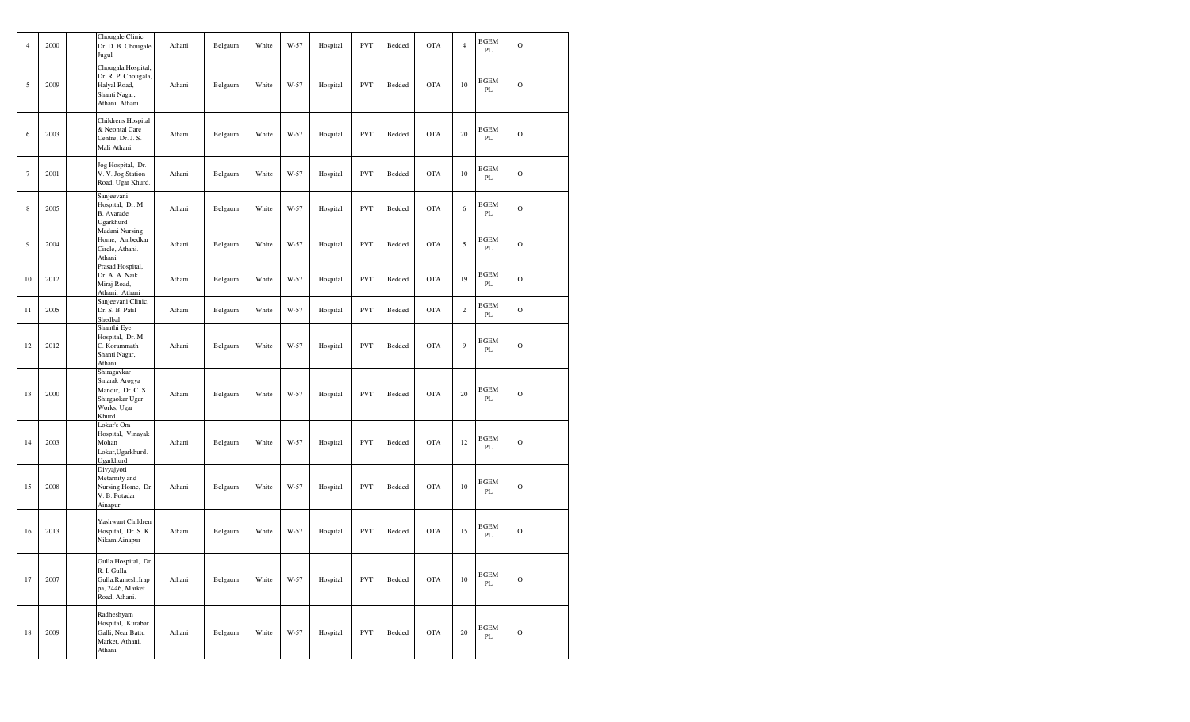| 4 | 2000 | | Chougale Clinic Dr. D. B. Chougale Jugul | Athani | Belgaum | White | W-57 | Hospital | PVT | Bedded | OTA | 4 | BGEM PL | O | |
|---|---|---|---|---|---|---|---|---|---|---|---|---|---|---|---|
| 5 | 2009 | | Chougala Hospital, Dr. R. P. Chougala, Halyal Road, Shanti Nagar, Athani. Athani | Athani | Belgaum | White | W-57 | Hospital | PVT | Bedded | OTA | 10 | BGEM PL | O | |
| 6 | 2003 | | Childrens Hospital & Neontal Care Centre, Dr. J. S. Mali Athani | Athani | Belgaum | White | W-57 | Hospital | PVT | Bedded | OTA | 20 | BGEM PL | O | |
| 7 | 2001 | | Jog Hospital, Dr. V. V. Jog Station Road, Ugar Khurd. | Athani | Belgaum | White | W-57 | Hospital | PVT | Bedded | OTA | 10 | BGEM PL | O | |
| 8 | 2005 | | Sanjeevani Hospital, Dr. M. B. Avarade Ugarkhurd | Athani | Belgaum | White | W-57 | Hospital | PVT | Bedded | OTA | 6 | BGEM PL | O | |
| 9 | 2004 | | Madani Nursing Home, Ambedkar Circle, Athani. Athani | Athani | Belgaum | White | W-57 | Hospital | PVT | Bedded | OTA | 5 | BGEM PL | O | |
| 10 | 2012 | | Prasad Hospital, Dr. A. A. Naik. Miraj Road, Athani. Athani | Athani | Belgaum | White | W-57 | Hospital | PVT | Bedded | OTA | 19 | BGEM PL | O | |
| 11 | 2005 | | Sanjeevani Clinic, Dr. S. B. Patil Shedbal | Athani | Belgaum | White | W-57 | Hospital | PVT | Bedded | OTA | 2 | BGEM PL | O | |
| 12 | 2012 | | Shanthi Eye Hospital, Dr. M. C. Korammath Shanti Nagar, Athani. | Athani | Belgaum | White | W-57 | Hospital | PVT | Bedded | OTA | 9 | BGEM PL | O | |
| 13 | 2000 | | Shiragavkar Smarak Arogya Mandir, Dr. C. S. Shirgaokar Ugar Works, Ugar Khurd. | Athani | Belgaum | White | W-57 | Hospital | PVT | Bedded | OTA | 20 | BGEM PL | O | |
| 14 | 2003 | | Lokur's Om Hospital, Vinayak Mohan Lokur,Ugarkhurd. Ugarkhurd | Athani | Belgaum | White | W-57 | Hospital | PVT | Bedded | OTA | 12 | BGEM PL | O | |
| 15 | 2008 | | Divyajyoti Metarnity and Nursing Home, Dr. V. B. Potadar Ainapur | Athani | Belgaum | White | W-57 | Hospital | PVT | Bedded | OTA | 10 | BGEM PL | O | |
| 16 | 2013 | | Yashwant Children Hospital, Dr. S. K. Nikam Ainapur | Athani | Belgaum | White | W-57 | Hospital | PVT | Bedded | OTA | 15 | BGEM PL | O | |
| 17 | 2007 | | Gulla Hospital, Dr. R. I. Gulla Gulla.Ramesh.Irap pa, 2446, Market Road, Athani. | Athani | Belgaum | White | W-57 | Hospital | PVT | Bedded | OTA | 10 | BGEM PL | O | |
| 18 | 2009 | | Radheshyam Hospital, Kurabar Galli, Near Battu Market, Athani. Athani | Athani | Belgaum | White | W-57 | Hospital | PVT | Bedded | OTA | 20 | BGEM PL | O | |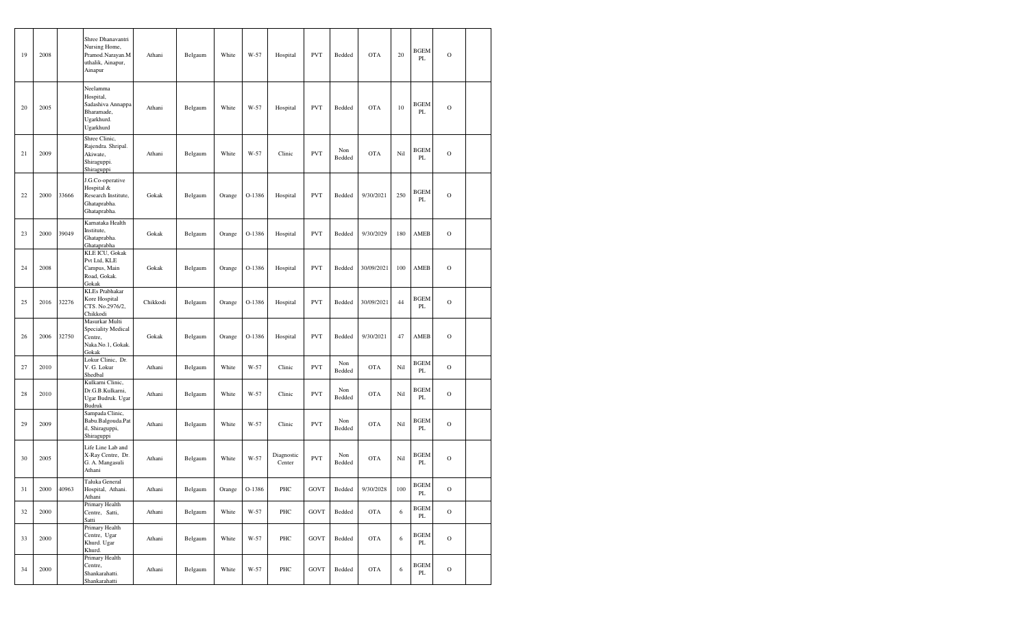| 19 | 2008 | | Shree Dhanavantri Nursing Home, Pramod.Narayan.Muthalik, Ainapur, Ainapur | Athani | Belgaum | White | W-57 | Hospital | PVT | Bedded | OTA | 20 | BGEM PL | O | |
|---|---|---|---|---|---|---|---|---|---|---|---|---|---|---|---|
| 20 | 2005 | | Neelamma Hospital, Sadashiva Annappa Bharamade, Ugarkhurd. Ugarkhurd | Athani | Belgaum | White | W-57 | Hospital | PVT | Bedded | OTA | 10 | BGEM PL | O | |
| 21 | 2009 | | Shree Clinic, Rajendra. Shripal. Akiwate, Shiraguppi. Shiraguppi | Athani | Belgaum | White | W-57 | Clinic | PVT | Non Bedded | OTA | Nil | BGEM PL | O | |
| 22 | 2000 | 33666 | J.G.Co-operative Hospital & Research Institute, Ghataprabha. Ghataprabha. | Gokak | Belgaum | Orange | O-1386 | Hospital | PVT | Bedded | 9/30/2021 | 250 | BGEM PL | O | |
| 23 | 2000 | 39049 | Karnataka Health Institute, Ghataprabha. Ghataprabha | Gokak | Belgaum | Orange | O-1386 | Hospital | PVT | Bedded | 9/30/2029 | 180 | AMEB | O | |
| 24 | 2008 | | KLE ICU, Gokak Pvt Ltd, KLE Campus, Main Road, Gokak. Gokak | Gokak | Belgaum | Orange | O-1386 | Hospital | PVT | Bedded | 30/09/2021 | 100 | AMEB | O | |
| 25 | 2016 | 32276 | KLEs Prabhakar Kore Hospital CTS. No.2976/2, Chikkodi | Chikkodi | Belgaum | Orange | O-1386 | Hospital | PVT | Bedded | 30/09/2021 | 44 | BGEM PL | O | |
| 26 | 2006 | 32750 | Masurkar Multi Speciality Medical Centre, Naka.No.1, Gokak. Gokak | Gokak | Belgaum | Orange | O-1386 | Hospital | PVT | Bedded | 9/30/2021 | 47 | AMEB | O | |
| 27 | 2010 | | Lokur Clinic, Dr. V. G. Lokur Shedbal | Athani | Belgaum | White | W-57 | Clinic | PVT | Non Bedded | OTA | Nil | BGEM PL | O | |
| 28 | 2010 | | Kulkarni Clinic, Dr.G.B.Kulkarni, Ugar Budruk. Ugar Budruk | Athani | Belgaum | White | W-57 | Clinic | PVT | Non Bedded | OTA | Nil | BGEM PL | O | |
| 29 | 2009 | | Sampada Clinic, Babu.Balgouda.Patil, Shiraguppi, Shiraguppi | Athani | Belgaum | White | W-57 | Clinic | PVT | Non Bedded | OTA | Nil | BGEM PL | O | |
| 30 | 2005 | | Life Line Lab and X-Ray Centre, Dr. G. A. Mangasuli Athani | Athani | Belgaum | White | W-57 | Diagnostic Center | PVT | Non Bedded | OTA | Nil | BGEM PL | O | |
| 31 | 2000 | 40963 | Taluka General Hospital, Athani. Athani | Athani | Belgaum | Orange | O-1386 | PHC | GOVT | Bedded | 9/30/2028 | 100 | BGEM PL | O | |
| 32 | 2000 | | Primary Health Centre, Satti, Satti | Athani | Belgaum | White | W-57 | PHC | GOVT | Bedded | OTA | 6 | BGEM PL | O | |
| 33 | 2000 | | Primary Health Centre, Ugar Khurd. Ugar Khurd. | Athani | Belgaum | White | W-57 | PHC | GOVT | Bedded | OTA | 6 | BGEM PL | O | |
| 34 | 2000 | | Primary Health Centre, Shankarahatti. Shankarahatti | Athani | Belgaum | White | W-57 | PHC | GOVT | Bedded | OTA | 6 | BGEM PL | O | |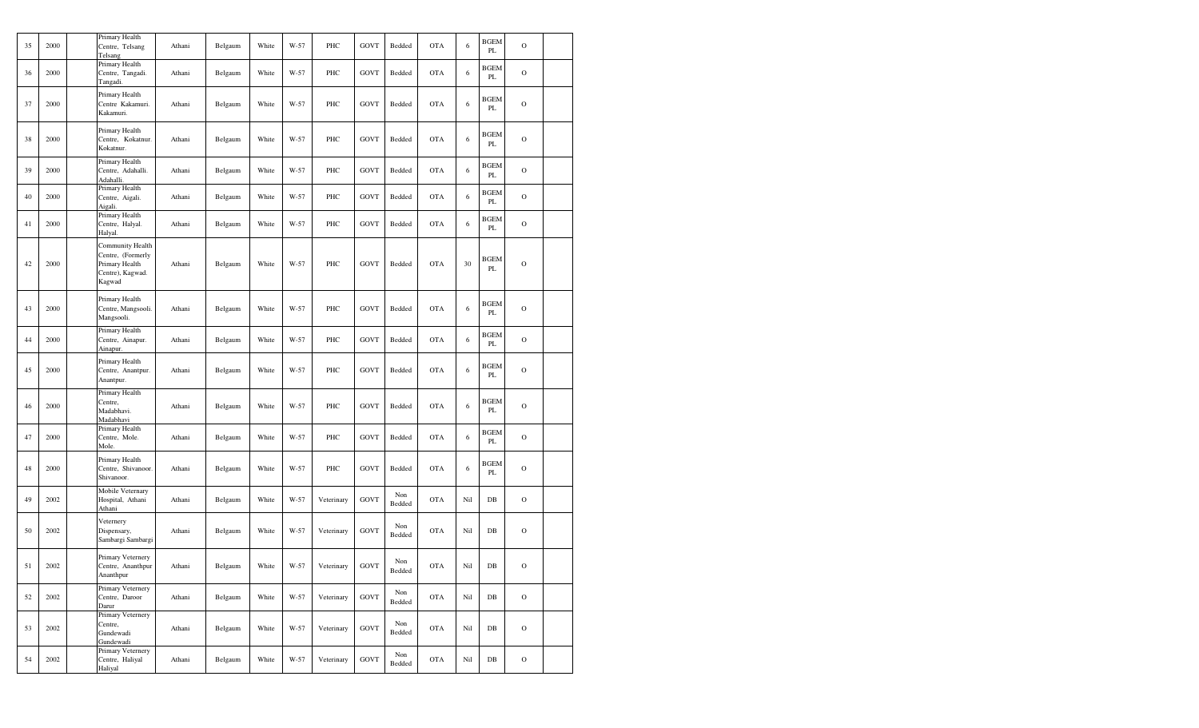| 35 | 2000 | | Primary Health Centre, Telsang Telsang | Athani | Belgaum | White | W-57 | PHC | GOVT | Bedded | OTA | 6 | BGEM PL | O | |
|---|---|---|---|---|---|---|---|---|---|---|---|---|---|---|---|
| 36 | 2000 | | Primary Health Centre, Tangadi. Tangadi. | Athani | Belgaum | White | W-57 | PHC | GOVT | Bedded | OTA | 6 | BGEM PL | O | |
| 37 | 2000 | | Primary Health Centre Kakamuri. Kakamuri. | Athani | Belgaum | White | W-57 | PHC | GOVT | Bedded | OTA | 6 | BGEM PL | O | |
| 38 | 2000 | | Primary Health Centre, Kokatnur. Kokatnur. | Athani | Belgaum | White | W-57 | PHC | GOVT | Bedded | OTA | 6 | BGEM PL | O | |
| 39 | 2000 | | Primary Health Centre, Adahalli. Adahalli. | Athani | Belgaum | White | W-57 | PHC | GOVT | Bedded | OTA | 6 | BGEM PL | O | |
| 40 | 2000 | | Primary Health Centre, Aigali. Aigali. | Athani | Belgaum | White | W-57 | PHC | GOVT | Bedded | OTA | 6 | BGEM PL | O | |
| 41 | 2000 | | Primary Health Centre, Halyal. Halyal. | Athani | Belgaum | White | W-57 | PHC | GOVT | Bedded | OTA | 6 | BGEM PL | O | |
| 42 | 2000 | | Community Health Centre, (Formerly Primary Health Centre), Kagwad. Kagwad | Athani | Belgaum | White | W-57 | PHC | GOVT | Bedded | OTA | 30 | BGEM PL | O | |
| 43 | 2000 | | Primary Health Centre, Mangsooli. Mangsooli. | Athani | Belgaum | White | W-57 | PHC | GOVT | Bedded | OTA | 6 | BGEM PL | O | |
| 44 | 2000 | | Primary Health Centre, Ainapur. Ainapur. | Athani | Belgaum | White | W-57 | PHC | GOVT | Bedded | OTA | 6 | BGEM PL | O | |
| 45 | 2000 | | Primary Health Centre, Anantpur. Anantpur. | Athani | Belgaum | White | W-57 | PHC | GOVT | Bedded | OTA | 6 | BGEM PL | O | |
| 46 | 2000 | | Primary Health Centre, Madabhavi. Madabhavi | Athani | Belgaum | White | W-57 | PHC | GOVT | Bedded | OTA | 6 | BGEM PL | O | |
| 47 | 2000 | | Primary Health Centre, Mole. Mole. | Athani | Belgaum | White | W-57 | PHC | GOVT | Bedded | OTA | 6 | BGEM PL | O | |
| 48 | 2000 | | Primary Health Centre, Shivanoor. Shivanoor. | Athani | Belgaum | White | W-57 | PHC | GOVT | Bedded | OTA | 6 | BGEM PL | O | |
| 49 | 2002 | | Mobile Veternary Hospital, Athani Athani | Athani | Belgaum | White | W-57 | Veterinary | GOVT | Non Bedded | OTA | Nil | DB | O | |
| 50 | 2002 | | Veternery Dispensary, Sambargi Sambargi | Athani | Belgaum | White | W-57 | Veterinary | GOVT | Non Bedded | OTA | Nil | DB | O | |
| 51 | 2002 | | Primary Veternery Centre, Ananthpur Ananthpur | Athani | Belgaum | White | W-57 | Veterinary | GOVT | Non Bedded | OTA | Nil | DB | O | |
| 52 | 2002 | | Primary Veternery Centre, Daroor Darur | Athani | Belgaum | White | W-57 | Veterinary | GOVT | Non Bedded | OTA | Nil | DB | O | |
| 53 | 2002 | | Primary Veternery Centre, Gundewadi Gundewadi | Athani | Belgaum | White | W-57 | Veterinary | GOVT | Non Bedded | OTA | Nil | DB | O | |
| 54 | 2002 | | Primary Veternery Centre, Haliyal Haliyal | Athani | Belgaum | White | W-57 | Veterinary | GOVT | Non Bedded | OTA | Nil | DB | O | |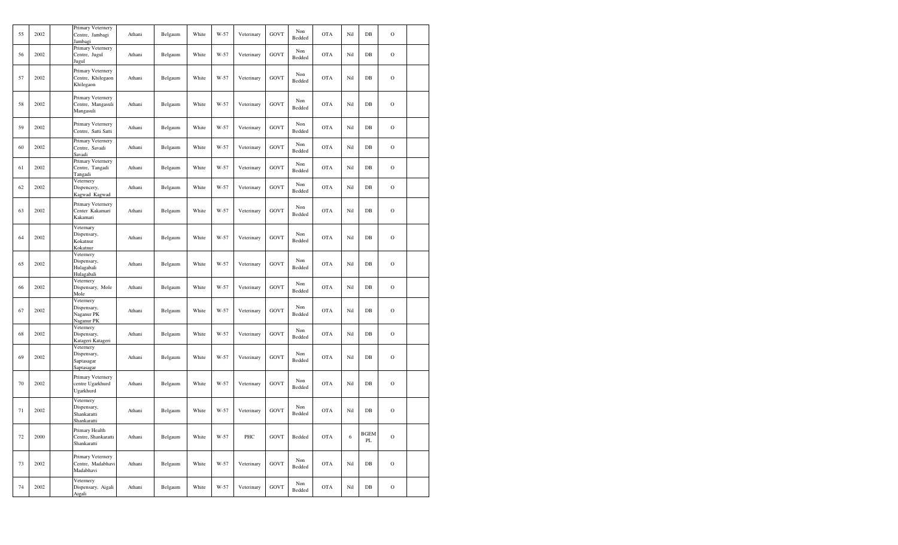| | | | | | | | | | | | | | | | |
|---|---|---|---|---|---|---|---|---|---|---|---|---|---|---|---|
| 55 | 2002 | | Primary Veternery Centre, Jambagi Jambagi | Athani | Belgaum | White | W-57 | Veterinary | GOVT | Non Bedded | OTA | Nil | DB | O | |
| 56 | 2002 | | Primary Veternery Centre, Jugul Jugul | Athani | Belgaum | White | W-57 | Veterinary | GOVT | Non Bedded | OTA | Nil | DB | O | |
| 57 | 2002 | | Primary Veternery Centre, Khilegaon Khilegaon | Athani | Belgaum | White | W-57 | Veterinary | GOVT | Non Bedded | OTA | Nil | DB | O | |
| 58 | 2002 | | Primary Veternery Centre, Mangasuli Mangasuli | Athani | Belgaum | White | W-57 | Veterinary | GOVT | Non Bedded | OTA | Nil | DB | O | |
| 59 | 2002 | | Primary Veternery Centre, Satti Satti | Athani | Belgaum | White | W-57 | Veterinary | GOVT | Non Bedded | OTA | Nil | DB | O | |
| 60 | 2002 | | Primary Veternery Centre, Savadi Savadi | Athani | Belgaum | White | W-57 | Veterinary | GOVT | Non Bedded | OTA | Nil | DB | O | |
| 61 | 2002 | | Primary Veternery Centre, Tangadi Tangadi | Athani | Belgaum | White | W-57 | Veterinary | GOVT | Non Bedded | OTA | Nil | DB | O | |
| 62 | 2002 | | Veternery Dispencery, Kagwad Kagwad | Athani | Belgaum | White | W-57 | Veterinary | GOVT | Non Bedded | OTA | Nil | DB | O | |
| 63 | 2002 | | Primary Veternery Center Kakamari Kakamari | Athani | Belgaum | White | W-57 | Veterinary | GOVT | Non Bedded | OTA | Nil | DB | O | |
| 64 | 2002 | | Veternary Dispensary, Kokatnur Kokatnur | Athani | Belgaum | White | W-57 | Veterinary | GOVT | Non Bedded | OTA | Nil | DB | O | |
| 65 | 2002 | | Veternery Dispensary, Hulagabali Hulagabali | Athani | Belgaum | White | W-57 | Veterinary | GOVT | Non Bedded | OTA | Nil | DB | O | |
| 66 | 2002 | | Veternery Dispensary, Mole Mole | Athani | Belgaum | White | W-57 | Veterinary | GOVT | Non Bedded | OTA | Nil | DB | O | |
| 67 | 2002 | | Veternery Dispensary, Naganur PK Naganur PK | Athani | Belgaum | White | W-57 | Veterinary | GOVT | Non Bedded | OTA | Nil | DB | O | |
| 68 | 2002 | | Veternery Dispensary, Katageri Katageri | Athani | Belgaum | White | W-57 | Veterinary | GOVT | Non Bedded | OTA | Nil | DB | O | |
| 69 | 2002 | | Veternery Dispensary, Saptasagar Saptasagar | Athani | Belgaum | White | W-57 | Veterinary | GOVT | Non Bedded | OTA | Nil | DB | O | |
| 70 | 2002 | | Primary Veternery centre Ugarkhurd Ugarkhurd | Athani | Belgaum | White | W-57 | Veterinary | GOVT | Non Bedded | OTA | Nil | DB | O | |
| 71 | 2002 | | Veternery Dispensary, Shankaratti Shankaratti | Athani | Belgaum | White | W-57 | Veterinary | GOVT | Non Bedded | OTA | Nil | DB | O | |
| 72 | 2000 | | Primary Health Centre, Shankaratti Shankaratti | Athani | Belgaum | White | W-57 | PHC | GOVT | Bedded | OTA | 6 | BGEM PL | O | |
| 73 | 2002 | | Primary Veternery Centre, Madabhavi Madabhavi | Athani | Belgaum | White | W-57 | Veterinary | GOVT | Non Bedded | OTA | Nil | DB | O | |
| 74 | 2002 | | Veternery Dispensary, Aigali Aigali | Athani | Belgaum | White | W-57 | Veterinary | GOVT | Non Bedded | OTA | Nil | DB | O | |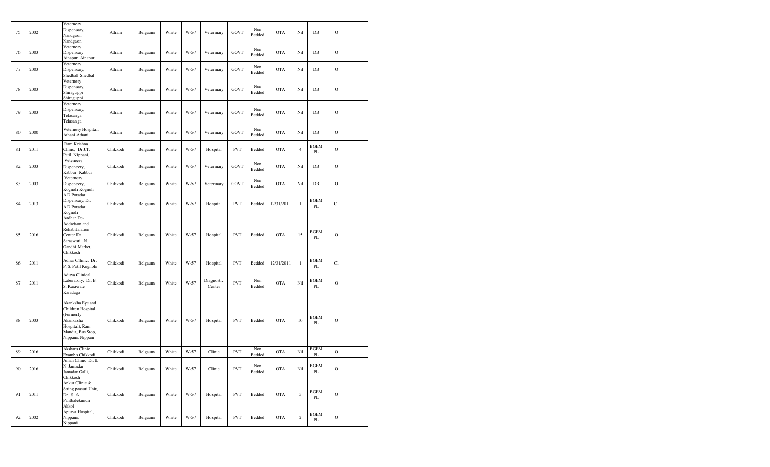| 75 | 2002 | | Veternery Dispensary, Nandgaon Nandgaon | Athani | Belgaum | White | W-57 | Veterinary | GOVT | Non Bedded | OTA | Nil | DB | O | |
|---|---|---|---|---|---|---|---|---|---|---|---|---|---|---|---|
| 76 | 2003 | | Veternery Dispensary Ainapur Ainapur | Athani | Belgaum | White | W-57 | Veterinary | GOVT | Non Bedded | OTA | Nil | DB | O | |
| 77 | 2003 | | Veternery Dispensary, Shedbal Shedbal | Athani | Belgaum | White | W-57 | Veterinary | GOVT | Non Bedded | OTA | Nil | DB | O | |
| 78 | 2003 | | Veternery Dispensary, Shiraguppi Shiraguppi | Athani | Belgaum | White | W-57 | Veterinary | GOVT | Non Bedded | OTA | Nil | DB | O | |
| 79 | 2003 | | Veternery Dispensary, Telasanga Telasanga | Athani | Belgaum | White | W-57 | Veterinary | GOVT | Non Bedded | OTA | Nil | DB | O | |
| 80 | 2000 | | Veternery Hospital, Athani Athani | Athani | Belgaum | White | W-57 | Veterinary | GOVT | Non Bedded | OTA | Nil | DB | O | |
| 81 | 2011 | | Ram Krishna Clinic, Dr J.T. Patil Nippani, | Chikkodi | Belgaum | White | W-57 | Hospital | PVT | Bedded | OTA | 4 | BGEM PL | O | |
| 82 | 2003 | | Veternery Dispencery, Kabbur Kabbur | Chikkodi | Belgaum | White | W-57 | Veterinary | GOVT | Non Bedded | OTA | Nil | DB | O | |
| 83 | 2003 | | Veternery Dispencery, Kognoli Kognoli | Chikkodi | Belgaum | White | W-57 | Veterinary | GOVT | Non Bedded | OTA | Nil | DB | O | |
| 84 | 2013 | | A.D.Potadar Dispensary, Dr. A.D.Potadar Kognoli | Chikkodi | Belgaum | White | W-57 | Hospital | PVT | Bedded | 12/31/2011 | 1 | BGEM PL | C1 | |
| 85 | 2016 | | Aadhar De-Addiction and Rehabitalation Center Dr. Saraswati N. Gandhi Market, Chikkodi | Chikkodi | Belgaum | White | W-57 | Hospital | PVT | Bedded | OTA | 15 | BGEM PL | O | |
| 86 | 2011 | | Adhar Cllinic, Dr. P. S. Patil Kognoli | Chikkodi | Belgaum | White | W-57 | Hospital | PVT | Bedded | 12/31/2011 | 1 | BGEM PL | C1 | |
| 87 | 2011 | | Aditya Clinical Laboratory, Dr. B. S. Karawate Karadaga | Chikkodi | Belgaum | White | W-57 | Diagnostic Center | PVT | Non Bedded | OTA | Nil | BGEM PL | O | |
| 88 | 2003 | | Akanksha Eye and Children Hospital (Formerly Akankasha Hospital), Ram Mandir, Bus Stop, Nippani. Nippani | Chikkodi | Belgaum | White | W-57 | Hospital | PVT | Bedded | OTA | 10 | BGEM PL | O | |
| 89 | 2016 | | Akshara Clinic Examba Chikkodi | Chikkodi | Belgaum | White | W-57 | Clinic | PVT | Non Bedded | OTA | Nil | BGEM PL | O | |
| 90 | 2016 | | Aman Clinic Dr. I. N. Jamadar Jamadar Galli, Chikkodi | Chikkodi | Belgaum | White | W-57 | Clinic | PVT | Non Bedded | OTA | Nil | BGEM PL | O | |
| 91 | 2011 | | Ankur Clinic & String prasuti Unit, Dr. S. A. Pantbalekundri Akkol | Chikkodi | Belgaum | White | W-57 | Hospital | PVT | Bedded | OTA | 5 | BGEM PL | O | |
| 92 | 2002 | | Apurva Hospital, Nippani. Nippani. | Chikkodi | Belgaum | White | W-57 | Hospital | PVT | Bedded | OTA | 2 | BGEM PL | O | |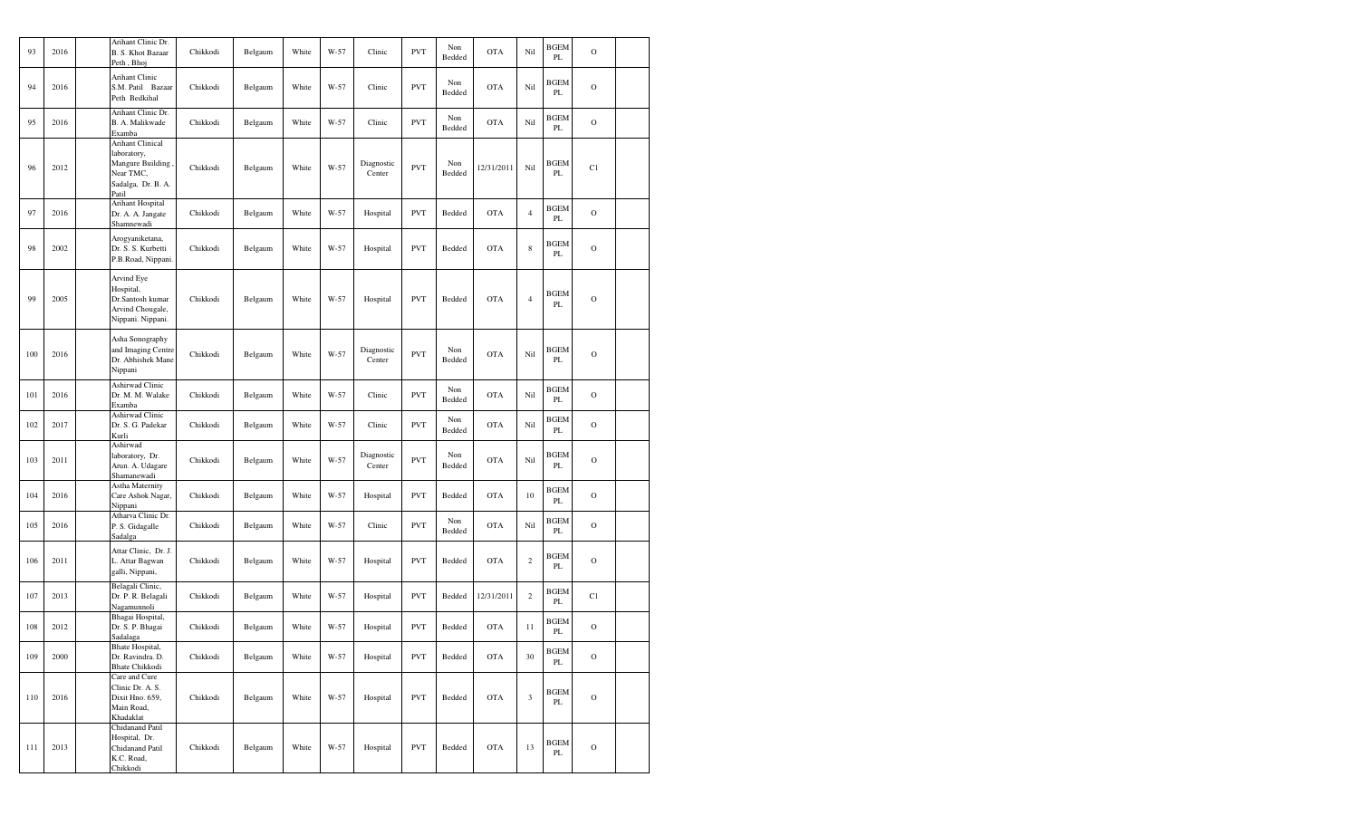| 93 | 2016 | | Arihant Clinic Dr. B. S. Khot Bazaar Peth , Bhoj | Chikkodi | Belgaum | White | W-57 | Clinic | PVT | Non Bedded | OTA | Nil | BGEM PL | O | |
|---|---|---|---|---|---|---|---|---|---|---|---|---|---|---|---|
| 94 | 2016 | | Arihant Clinic S.M. Patil Bazaar Peth Bedkihal | Chikkodi | Belgaum | White | W-57 | Clinic | PVT | Non Bedded | OTA | Nil | BGEM PL | O | |
| 95 | 2016 | | Arihant Clinic Dr. B. A. Malikwade Examba | Chikkodi | Belgaum | White | W-57 | Clinic | PVT | Non Bedded | OTA | Nil | BGEM PL | O | |
| 96 | 2012 | | Arihant Clinical laboratory, Mangure Building , Near TMC, Sadalga, Dr. B. A. Patil | Chikkodi | Belgaum | White | W-57 | Diagnostic Center | PVT | Non Bedded | 12/31/2011 | Nil | BGEM PL | C1 | |
| 97 | 2016 | | Arihant Hospital Dr. A. A. Jangate Shamnewadi | Chikkodi | Belgaum | White | W-57 | Hospital | PVT | Bedded | OTA | 4 | BGEM PL | O | |
| 98 | 2002 | | Arogyaniketana, Dr. S. S. Kurbetti P.B.Road, Nippani. | Chikkodi | Belgaum | White | W-57 | Hospital | PVT | Bedded | OTA | 8 | BGEM PL | O | |
| 99 | 2005 | | Arvind Eye Hospital, Dr.Santosh kumar Arvind Chougale, Nippani. Nippani. | Chikkodi | Belgaum | White | W-57 | Hospital | PVT | Bedded | OTA | 4 | BGEM PL | O | |
| 100 | 2016 | | Asha Sonography and Imaging Centre Dr. Abhishek Mane Nippani | Chikkodi | Belgaum | White | W-57 | Diagnostic Center | PVT | Non Bedded | OTA | Nil | BGEM PL | O | |
| 101 | 2016 | | Ashirwad Clinic Dr. M. M. Walake Examba | Chikkodi | Belgaum | White | W-57 | Clinic | PVT | Non Bedded | OTA | Nil | BGEM PL | O | |
| 102 | 2017 | | Ashirwad Clinic Dr. S. G. Padekar Kurli | Chikkodi | Belgaum | White | W-57 | Clinic | PVT | Non Bedded | OTA | Nil | BGEM PL | O | |
| 103 | 2011 | | Ashirwad laboratory, Dr. Arun. A. Udagare Shamanewadi | Chikkodi | Belgaum | White | W-57 | Diagnostic Center | PVT | Non Bedded | OTA | Nil | BGEM PL | O | |
| 104 | 2016 | | Astha Maternity Care Ashok Nagar, Nippani | Chikkodi | Belgaum | White | W-57 | Hospital | PVT | Bedded | OTA | 10 | BGEM PL | O | |
| 105 | 2016 | | Atharva Clinic Dr. P. S. Gidagalle Sadalga | Chikkodi | Belgaum | White | W-57 | Clinic | PVT | Non Bedded | OTA | Nil | BGEM PL | O | |
| 106 | 2011 | | Attar Clinic, Dr. J. L. Attar Bagwan galli, Nippani, | Chikkodi | Belgaum | White | W-57 | Hospital | PVT | Bedded | OTA | 2 | BGEM PL | O | |
| 107 | 2013 | | Belagali Clinic, Dr. P. R. Belagali Nagamunnoli | Chikkodi | Belgaum | White | W-57 | Hospital | PVT | Bedded | 12/31/2011 | 2 | BGEM PL | C1 | |
| 108 | 2012 | | Bhagai Hospital, Dr. S. P. Bhagai Sadalaga | Chikkodi | Belgaum | White | W-57 | Hospital | PVT | Bedded | OTA | 11 | BGEM PL | O | |
| 109 | 2000 | | Bhate Hospital, Dr. Ravindra. D. Bhate Chikkodi | Chikkodi | Belgaum | White | W-57 | Hospital | PVT | Bedded | OTA | 30 | BGEM PL | O | |
| 110 | 2016 | | Care and Cure Clinic Dr. A. S. Dixit Hno. 659, Main Road, Khadaklat | Chikkodi | Belgaum | White | W-57 | Hospital | PVT | Bedded | OTA | 3 | BGEM PL | O | |
| 111 | 2013 | | Chidanand Patil Hospital, Dr. Chidanand Patil K.C. Road, Chikkodi | Chikkodi | Belgaum | White | W-57 | Hospital | PVT | Bedded | OTA | 13 | BGEM PL | O | |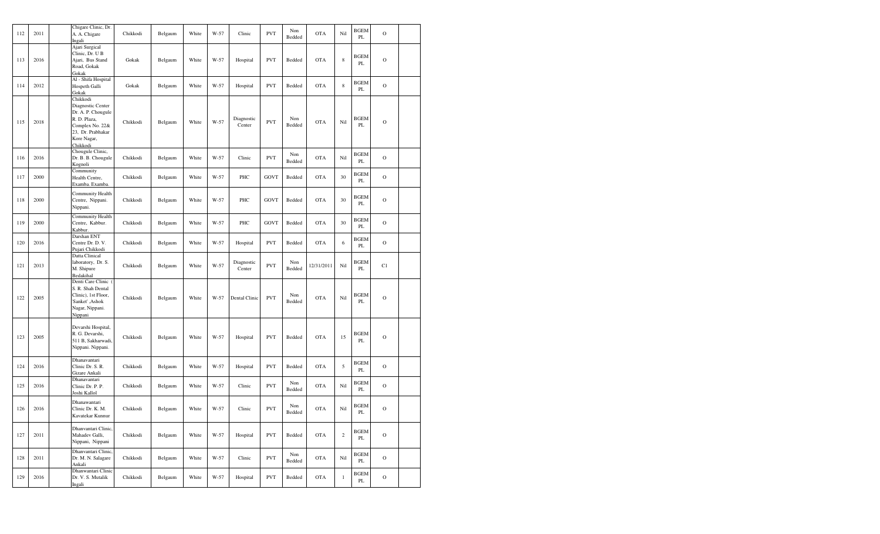| 112 | 2011 | | Chigare Clinic, Dr. A. A. Chigare Ingali | Chikkodi | Belgaum | White | W-57 | Clinic | PVT | Non Bedded | OTA | Nil | BGEM PL | O | |
|---|---|---|---|---|---|---|---|---|---|---|---|---|---|---|---|
| 113 | 2016 | | Ajari Surgical Clinic, Dr. U B Ajari, Bus Stand Road, Gokak Gokak | Gokak | Belgaum | White | W-57 | Hospital | PVT | Bedded | OTA | 8 | BGEM PL | O | |
| 114 | 2012 | | Al - Shifa Hospital Hospeth Galli Gokak | Gokak | Belgaum | White | W-57 | Hospital | PVT | Bedded | OTA | 8 | BGEM PL | O | |
| 115 | 2018 | | Chikkodi Diagnostic Center Dr. A. P. Chougule R. D. Plaza, Complex No. 22& 23, Dr. Prabhakar Kore Nagar, Chikkodi | Chikkodi | Belgaum | White | W-57 | Diagnostic Center | PVT | Non Bedded | OTA | Nil | BGEM PL | O | |
| 116 | 2016 | | Chougule Clinic, Dr. B. B. Chougule Kognoli | Chikkodi | Belgaum | White | W-57 | Clinic | PVT | Non Bedded | OTA | Nil | BGEM PL | O | |
| 117 | 2000 | | Community Health Centre, Examba. Examba. | Chikkodi | Belgaum | White | W-57 | PHC | GOVT | Bedded | OTA | 30 | BGEM PL | O | |
| 118 | 2000 | | Community Health Centre, Nippani. Nippani. | Chikkodi | Belgaum | White | W-57 | PHC | GOVT | Bedded | OTA | 30 | BGEM PL | O | |
| 119 | 2000 | | Community Health Centre, Kabbur. Kabbur. | Chikkodi | Belgaum | White | W-57 | PHC | GOVT | Bedded | OTA | 30 | BGEM PL | O | |
| 120 | 2016 | | Darshan ENT Centre Dr. D. V. Pujari Chikkodi | Chikkodi | Belgaum | White | W-57 | Hospital | PVT | Bedded | OTA | 6 | BGEM PL | O | |
| 121 | 2013 | | Datta Clinical laboratory, Dr. S. M. Shipure Bedakihal | Chikkodi | Belgaum | White | W-57 | Diagnostic Center | PVT | Non Bedded | 12/31/2011 | Nil | BGEM PL | C1 | |
| 122 | 2005 | | Denti Care Clinic ( S. R. Shah Dental Clinic), 1st Floor, 'Sanket' ,Ashok Nagar, Nippani. Nippani | Chikkodi | Belgaum | White | W-57 | Dental Clinic | PVT | Non Bedded | OTA | Nil | BGEM PL | O | |
| 123 | 2005 | | Devarshi Hospital, R. G. Devarshi, 511 B, Sakharwadi, Nippani. Nippani. | Chikkodi | Belgaum | White | W-57 | Hospital | PVT | Bedded | OTA | 15 | BGEM PL | O | |
| 124 | 2016 | | Dhanavantari Clinic Dr. S. R. Gizare Ankali | Chikkodi | Belgaum | White | W-57 | Hospital | PVT | Bedded | OTA | 5 | BGEM PL | O | |
| 125 | 2016 | | Dhanavantari Clinic Dr. P. P. Joshi Kallol | Chikkodi | Belgaum | White | W-57 | Clinic | PVT | Non Bedded | OTA | Nil | BGEM PL | O | |
| 126 | 2016 | | Dhanawantari Clinic Dr. K. M. Kavatekar Kunnur | Chikkodi | Belgaum | White | W-57 | Clinic | PVT | Non Bedded | OTA | Nil | BGEM PL | O | |
| 127 | 2011 | | Dhanvantari Clinic, Mahadev Galli, Nippani, Nippani | Chikkodi | Belgaum | White | W-57 | Hospital | PVT | Bedded | OTA | 2 | BGEM PL | O | |
| 128 | 2011 | | Dhanvantari Clinic, Dr. M. N. Salagare Ankali | Chikkodi | Belgaum | White | W-57 | Clinic | PVT | Non Bedded | OTA | Nil | BGEM PL | O | |
| 129 | 2016 | | Dhanwantari Clinic Dr. V. S. Mutalik Ingali | Chikkodi | Belgaum | White | W-57 | Hospital | PVT | Bedded | OTA | 1 | BGEM PL | O | |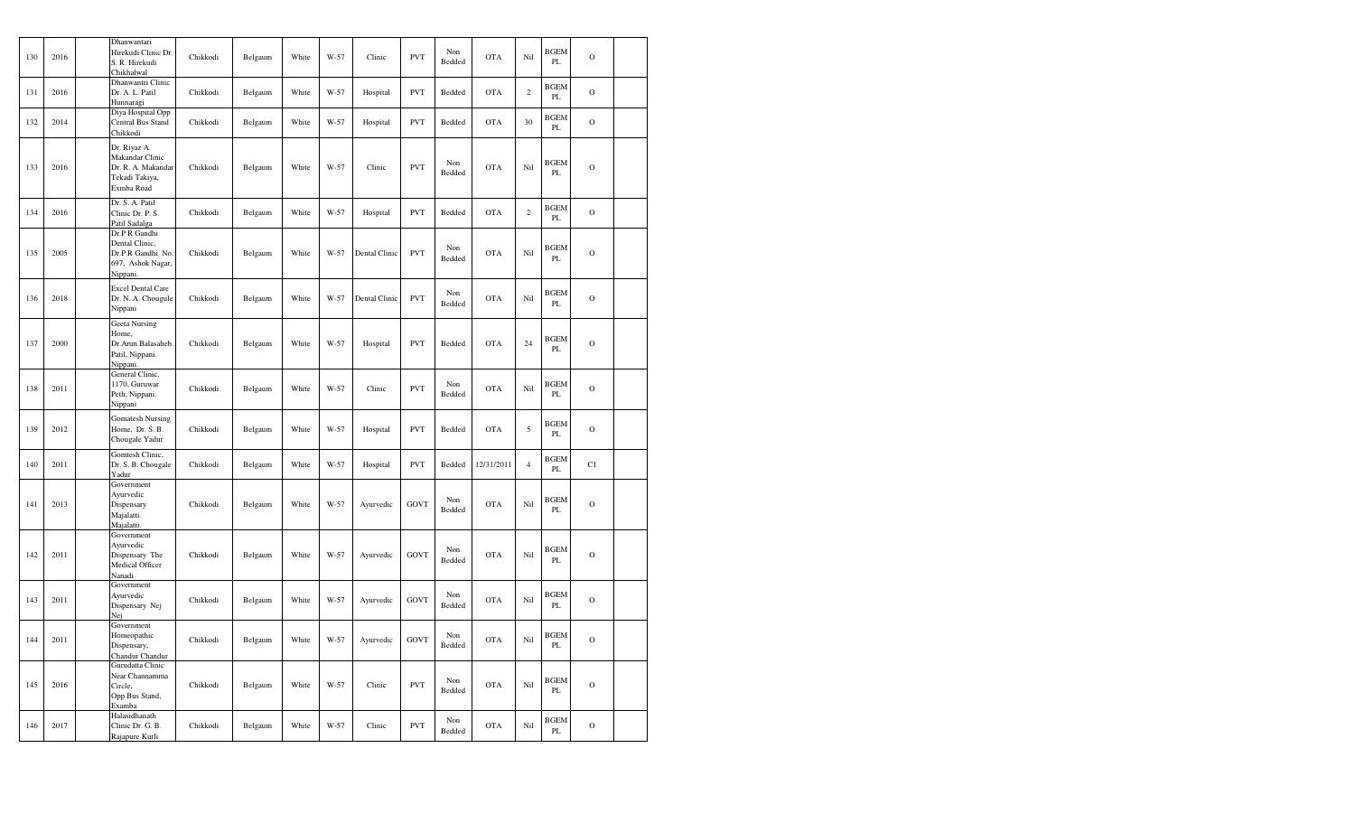| 130 | 2016 | | Dhanwantari Hirekudi Clinic Dr. S. R. Hirekudi Chikhalwal | Chikkodi | Belgaum | White | W-57 | Clinic | PVT | Non Bedded | OTA | Nil | BGEM PL | O | |
|---|---|---|---|---|---|---|---|---|---|---|---|---|---|---|---|
| 131 | 2016 | | Dhanwantri Clinic Dr. A. L. Patil Hunnaragi | Chikkodi | Belgaum | White | W-57 | Hospital | PVT | Bedded | OTA | 2 | BGEM PL | O | |
| 132 | 2014 | | Diya Hospital Opp Central Bus Stand Chikkodi | Chikkodi | Belgaum | White | W-57 | Hospital | PVT | Bedded | OTA | 30 | BGEM PL | O | |
| 133 | 2016 | | Dr. Riyaz A. Makandar Clinic Dr. R. A. Makandar Tekadi Takiya, Exmba Road | Chikkodi | Belgaum | White | W-57 | Clinic | PVT | Non Bedded | OTA | Nil | BGEM PL | O | |
| 134 | 2016 | | Dr. S. A. Patil Clinic Dr. P. S. Patil Sadalga | Chikkodi | Belgaum | White | W-57 | Hospital | PVT | Bedded | OTA | 2 | BGEM PL | O | |
| 135 | 2005 | | Dr.P R Gandhi Dental Clinic, Dr.P R Gandhi No. 697, Ashok Nagar, Nippani. | Chikkodi | Belgaum | White | W-57 | Dental Clinic | PVT | Non Bedded | OTA | Nil | BGEM PL | O | |
| 136 | 2018 | | Excel Dental Care Dr. N. A. Chougule Nippani | Chikkodi | Belgaum | White | W-57 | Dental Clinic | PVT | Non Bedded | OTA | Nil | BGEM PL | O | |
| 137 | 2000 | | Geeta Nursing Home, Dr.Arun.Balasaheb. Patil, Nippani. Nippani. | Chikkodi | Belgaum | White | W-57 | Hospital | PVT | Bedded | OTA | 24 | BGEM PL | O | |
| 138 | 2011 | | General Clinic, 1170, Guruwar Peth, Nippani. Nippani | Chikkodi | Belgaum | White | W-57 | Clinic | PVT | Non Bedded | OTA | Nil | BGEM PL | O | |
| 139 | 2012 | | Gomatesh Nursing Home, Dr. S. B. Chougale Yadur | Chikkodi | Belgaum | White | W-57 | Hospital | PVT | Bedded | OTA | 5 | BGEM PL | O | |
| 140 | 2011 | | Gomtesh Clinic, Dr. S. B. Chougale Yadur | Chikkodi | Belgaum | White | W-57 | Hospital | PVT | Bedded | 12/31/2011 | 4 | BGEM PL | C1 | |
| 141 | 2013 | | Government Ayurvedic Dispensary Majalatti. Majalatti. | Chikkodi | Belgaum | White | W-57 | Ayurvedic | GOVT | Non Bedded | OTA | Nil | BGEM PL | O | |
| 142 | 2011 | | Government Ayurvedic Dispensary The Medical Officer Nanadi | Chikkodi | Belgaum | White | W-57 | Ayurvedic | GOVT | Non Bedded | OTA | Nil | BGEM PL | O | |
| 143 | 2011 | | Government Ayurvedic Dispensary Nej Nej | Chikkodi | Belgaum | White | W-57 | Ayurvedic | GOVT | Non Bedded | OTA | Nil | BGEM PL | O | |
| 144 | 2011 | | Government Homeopathic Dispensary, Chandur Chandur | Chikkodi | Belgaum | White | W-57 | Ayurvedic | GOVT | Non Bedded | OTA | Nil | BGEM PL | O | |
| 145 | 2016 | | Gurudatta Clinic Near Channamma Circle, Opp Bus Stand, Examba | Chikkodi | Belgaum | White | W-57 | Clinic | PVT | Non Bedded | OTA | Nil | BGEM PL | O | |
| 146 | 2017 | | Halasidhanath Clinic Dr. G. B. Rajapure Kurli | Chikkodi | Belgaum | White | W-57 | Clinic | PVT | Non Bedded | OTA | Nil | BGEM PL | O | |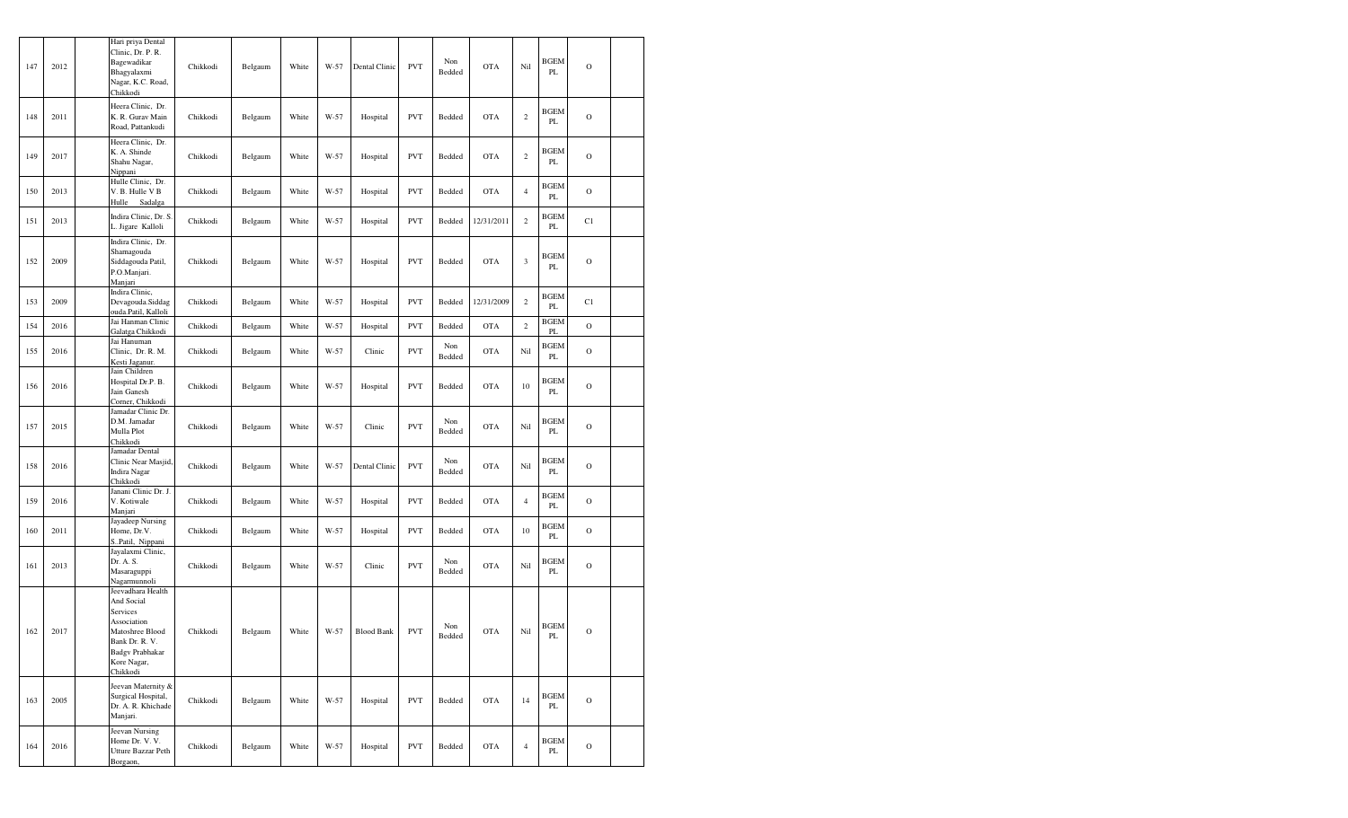| 147 | 2012 | | Hari priya Dental Clinic, Dr. P. R. Bagewadikar Bhagyalaxmi Nagar, K.C. Road, Chikkodi | Chikkodi | Belgaum | White | W-57 | Dental Clinic | PVT | Non Bedded | OTA | Nil | BGEM PL | O | |
|---|---|---|---|---|---|---|---|---|---|---|---|---|---|---|---|
| 148 | 2011 | | Heera Clinic, Dr. K. R. Gurav Main Road, Pattankudi | Chikkodi | Belgaum | White | W-57 | Hospital | PVT | Bedded | OTA | 2 | BGEM PL | O | |
| 149 | 2017 | | Heera Clinic, Dr. K. A. Shinde Shahu Nagar, Nippani | Chikkodi | Belgaum | White | W-57 | Hospital | PVT | Bedded | OTA | 2 | BGEM PL | O | |
| 150 | 2013 | | Hulle Clinic, Dr. V. B. Hulle V B Hulle Sadalga | Chikkodi | Belgaum | White | W-57 | Hospital | PVT | Bedded | OTA | 4 | BGEM PL | O | |
| 151 | 2013 | | Indira Clinic, Dr. S. L. Jigare Kalloli | Chikkodi | Belgaum | White | W-57 | Hospital | PVT | Bedded | 12/31/2011 | 2 | BGEM PL | C1 | |
| 152 | 2009 | | Indira Clinic, Dr. Shamagouda Siddagouda Patil, P.O.Manjari. Manjari | Chikkodi | Belgaum | White | W-57 | Hospital | PVT | Bedded | OTA | 3 | BGEM PL | O | |
| 153 | 2009 | | Indira Clinic, Devagouda.Siddag ouda.Patil, Kalloli | Chikkodi | Belgaum | White | W-57 | Hospital | PVT | Bedded | 12/31/2009 | 2 | BGEM PL | C1 | |
| 154 | 2016 | | Jai Hanman Clinic Galatga Chikkodi | Chikkodi | Belgaum | White | W-57 | Hospital | PVT | Bedded | OTA | 2 | BGEM PL | O | |
| 155 | 2016 | | Jai Hanuman Clinic, Dr. R. M. Kesti Jaganur. | Chikkodi | Belgaum | White | W-57 | Clinic | PVT | Non Bedded | OTA | Nil | BGEM PL | O | |
| 156 | 2016 | | Jain Children Hospital Dr.P. B. Jain Ganesh Corner, Chikkodi | Chikkodi | Belgaum | White | W-57 | Hospital | PVT | Bedded | OTA | 10 | BGEM PL | O | |
| 157 | 2015 | | Jamadar Clinic Dr. D.M. Jamadar Mulla Plot Chikkodi | Chikkodi | Belgaum | White | W-57 | Clinic | PVT | Non Bedded | OTA | Nil | BGEM PL | O | |
| 158 | 2016 | | Jamadar Dental Clinic Near Masjid, Indira Nagar Chikkodi | Chikkodi | Belgaum | White | W-57 | Dental Clinic | PVT | Non Bedded | OTA | Nil | BGEM PL | O | |
| 159 | 2016 | | Janani Clinic Dr. J. V. Kotiwale Manjari | Chikkodi | Belgaum | White | W-57 | Hospital | PVT | Bedded | OTA | 4 | BGEM PL | O | |
| 160 | 2011 | | Jayadeep Nursing Home, Dr.V. S..Patil, Nippani | Chikkodi | Belgaum | White | W-57 | Hospital | PVT | Bedded | OTA | 10 | BGEM PL | O | |
| 161 | 2013 | | Jayalaxmi Clinic, Dr. A. S. Masaraguppi Nagarmunnoli | Chikkodi | Belgaum | White | W-57 | Clinic | PVT | Non Bedded | OTA | Nil | BGEM PL | O | |
| 162 | 2017 | | Jeevadhara Health And Social Services Association Matoshree Blood Bank Dr. R. V. Badgv Prabhakar Kore Nagar, Chikkodi | Chikkodi | Belgaum | White | W-57 | Blood Bank | PVT | Non Bedded | OTA | Nil | BGEM PL | O | |
| 163 | 2005 | | Jeevan Maternity & Surgical Hospital, Dr. A. R. Khichade Manjari. | Chikkodi | Belgaum | White | W-57 | Hospital | PVT | Bedded | OTA | 14 | BGEM PL | O | |
| 164 | 2016 | | Jeevan Nursing Home Dr. V. V. Utture Bazzar Peth Borgaon, | Chikkodi | Belgaum | White | W-57 | Hospital | PVT | Bedded | OTA | 4 | BGEM PL | O | |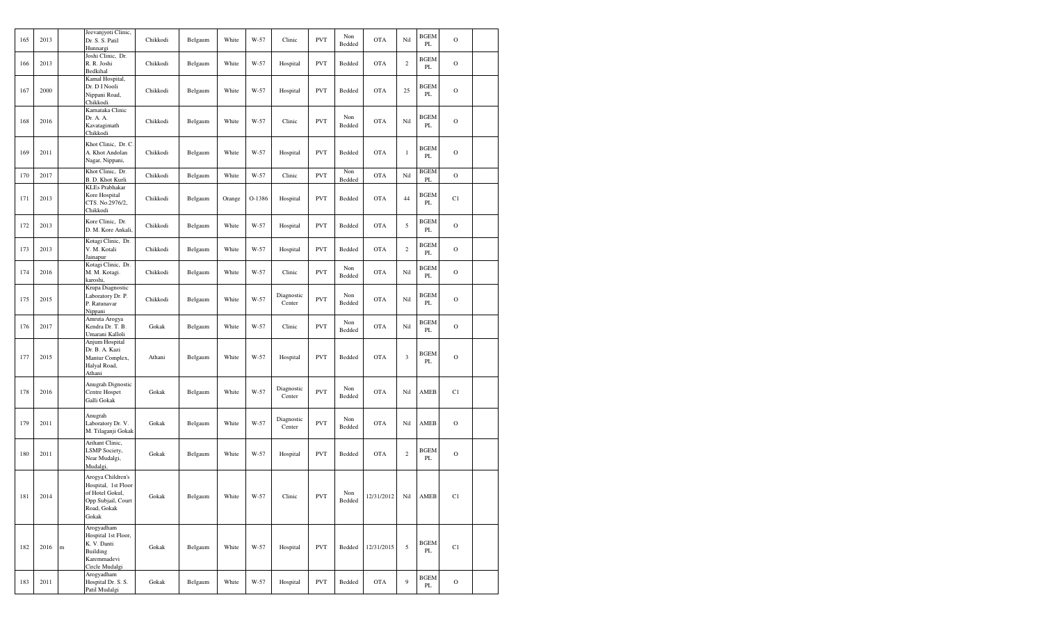| 165 | 2013 | | Jeevanjyoti Clinic, Dr. S. S. Patil Hunnargi | Chikkodi | Belgaum | White | W-57 | Clinic | PVT | Non Bedded | OTA | Nil | BGEM PL | O | |
|---|---|---|---|---|---|---|---|---|---|---|---|---|---|---|---|
| 166 | 2013 | | Joshi Clinic, Dr. R. R. Joshi Bedkihal | Chikkodi | Belgaum | White | W-57 | Hospital | PVT | Bedded | OTA | 2 | BGEM PL | O | |
| 167 | 2000 | | Kamal Hospital, Dr. D I Nooli Nippani Road, Chikkodi. | Chikkodi | Belgaum | White | W-57 | Hospital | PVT | Bedded | OTA | 25 | BGEM PL | O | |
| 168 | 2016 | | Karnataka Clinic Dr. A. A. Kavatagimath Chikkodi | Chikkodi | Belgaum | White | W-57 | Clinic | PVT | Non Bedded | OTA | Nil | BGEM PL | O | |
| 169 | 2011 | | Khot Clinic, Dr. C. A. Khot Andolan Nagar, Nippani, | Chikkodi | Belgaum | White | W-57 | Hospital | PVT | Bedded | OTA | 1 | BGEM PL | O | |
| 170 | 2017 | | Khot Clinic, Dr. B. D. Khot Kurli | Chikkodi | Belgaum | White | W-57 | Clinic | PVT | Non Bedded | OTA | Nil | BGEM PL | O | |
| 171 | 2013 | | KLEs Prabhakar Kore Hospital CTS. No.2976/2, Chikkodi | Chikkodi | Belgaum | Orange | O-1386 | Hospital | PVT | Bedded | OTA | 44 | BGEM PL | C1 | |
| 172 | 2013 | | Kore Clinic, Dr. D. M. Kore Ankali, | Chikkodi | Belgaum | White | W-57 | Hospital | PVT | Bedded | OTA | 5 | BGEM PL | O | |
| 173 | 2013 | | Kotagi Clinic, Dr. V. M. Kotali Jainapur | Chikkodi | Belgaum | White | W-57 | Hospital | PVT | Bedded | OTA | 2 | BGEM PL | O | |
| 174 | 2016 | | Kotagi Clinic, Dr. M. M. Kotagi. karoshi, | Chikkodi | Belgaum | White | W-57 | Clinic | PVT | Non Bedded | OTA | Nil | BGEM PL | O | |
| 175 | 2015 | | Krupa Diagnostic Laboratory Dr. P. P. Ratunavar Nippani | Chikkodi | Belgaum | White | W-57 | Diagnostic Center | PVT | Non Bedded | OTA | Nil | BGEM PL | O | |
| 176 | 2017 | | Amruta Arogya Kendra Dr. T. B. Umarani Kalloli | Gokak | Belgaum | White | W-57 | Clinic | PVT | Non Bedded | OTA | Nil | BGEM PL | O | |
| 177 | 2015 | | Anjum Hospital Dr. B. A. Kazi Mantur Complex, Halyal Road, Athani | Athani | Belgaum | White | W-57 | Hospital | PVT | Bedded | OTA | 3 | BGEM PL | O | |
| 178 | 2016 | | Anugrah Dignostic Centre Hospet Galli Gokak | Gokak | Belgaum | White | W-57 | Diagnostic Center | PVT | Non Bedded | OTA | Nil | AMEB | C1 | |
| 179 | 2011 | | Anugrah Laboratory Dr. V. M. Tilaganji Gokak | Gokak | Belgaum | White | W-57 | Diagnostic Center | PVT | Non Bedded | OTA | Nil | AMEB | O | |
| 180 | 2011 | | Arihant Clinic, LSMP Society, Near Mudalgi, Mudalgi, | Gokak | Belgaum | White | W-57 | Hospital | PVT | Bedded | OTA | 2 | BGEM PL | O | |
| 181 | 2014 | | Arogya Children's Hospital, 1st Floor of Hotel Gokul, Opp Subjail, Court Road, Gokak Gokak | Gokak | Belgaum | White | W-57 | Clinic | PVT | Non Bedded | 12/31/2012 | Nil | AMEB | C1 | |
| 182 | 2016 | m | Arogyadham Hospital 1st Floor, K. V. Danti Building Karemmadevi Circle Mudalgi | Gokak | Belgaum | White | W-57 | Hospital | PVT | Bedded | 12/31/2015 | 5 | BGEM PL | C1 | |
| 183 | 2011 | | Arogyadham Hospital Dr. S. S. Patil Mudalgi | Gokak | Belgaum | White | W-57 | Hospital | PVT | Bedded | OTA | 9 | BGEM PL | O | |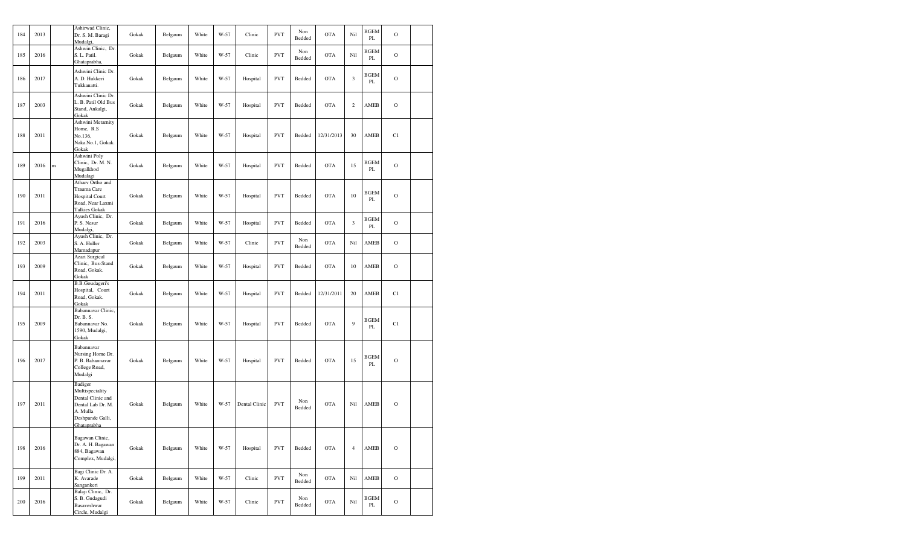| 184 | 2013 | | Ashirwad Clinic, Dr. S. M. Baragi Mudalgi. | Gokak | Belgaum | White | W-57 | Clinic | PVT | Non Bedded | OTA | Nil | BGEM PL | O | |
|---|---|---|---|---|---|---|---|---|---|---|---|---|---|---|---|
| 185 | 2016 | | Ashwin Clinic, Dr. S. L. Patil. Ghataprabha, | Gokak | Belgaum | White | W-57 | Clinic | PVT | Non Bedded | OTA | Nil | BGEM PL | O | |
| 186 | 2017 | | Ashwini Clinic Dr. A. D. Hukkeri Tukkanatti. | Gokak | Belgaum | White | W-57 | Hospital | PVT | Bedded | OTA | 3 | BGEM PL | O | |
| 187 | 2003 | | Ashwini Clinic Dr. L. B. Patil Old Bus Stand, Ankalgi, Gokak | Gokak | Belgaum | White | W-57 | Hospital | PVT | Bedded | OTA | 2 | AMEB | O | |
| 188 | 2011 | | Ashwini Metarnity Home, R.S No.136, Naka.No.1, Gokak. Gokak | Gokak | Belgaum | White | W-57 | Hospital | PVT | Bedded | 12/31/2013 | 30 | AMEB | C1 | |
| 189 | 2016 | m | Ashwini Poly Clinic, Dr. M. N. Mugalkhod Mudalagi | Gokak | Belgaum | White | W-57 | Hospital | PVT | Bedded | OTA | 15 | BGEM PL | O | |
| 190 | 2011 | | Atharv Ortho and Trauma Care Hospital Court Road, Near Laxmi Talkies Gokak | Gokak | Belgaum | White | W-57 | Hospital | PVT | Bedded | OTA | 10 | BGEM PL | O | |
| 191 | 2016 | | Ayush Clinic, Dr. P. S. Nesur Mudalgi, | Gokak | Belgaum | White | W-57 | Hospital | PVT | Bedded | OTA | 3 | BGEM PL | O | |
| 192 | 2003 | | Ayush Clinic, Dr. S. A. Huller Mamadapur | Gokak | Belgaum | White | W-57 | Clinic | PVT | Non Bedded | OTA | Nil | AMEB | O | |
| 193 | 2009 | | Azari Surgical Clinic, Bus-Stand Road, Gokak. Gokak | Gokak | Belgaum | White | W-57 | Hospital | PVT | Bedded | OTA | 10 | AMEB | O | |
| 194 | 2011 | | B.B.Goudageri's Hospital, Court Road, Gokak. Gokak | Gokak | Belgaum | White | W-57 | Hospital | PVT | Bedded | 12/31/2011 | 20 | AMEB | C1 | |
| 195 | 2009 | | Babannavar Clinic, Dr. B. S. Babannavar No. 1590, Mudalgi, Gokak | Gokak | Belgaum | White | W-57 | Hospital | PVT | Bedded | OTA | 9 | BGEM PL | C1 | |
| 196 | 2017 | | Babannavar Nursing Home Dr. P. B. Babannavar College Road, Mudalgi | Gokak | Belgaum | White | W-57 | Hospital | PVT | Bedded | OTA | 15 | BGEM PL | O | |
| 197 | 2011 | | Badiger Multispeciality Dental Clinic and Dental Lab Dr. M. A. Mulla Deshpande Galli, Ghataprabha | Gokak | Belgaum | White | W-57 | Dental Clinic | PVT | Non Bedded | OTA | Nil | AMEB | O | |
| 198 | 2016 | | Bagawan Clinic, Dr. A. H. Bagawan 884, Bagawan Complex, Mudalgi, | Gokak | Belgaum | White | W-57 | Hospital | PVT | Bedded | OTA | 4 | AMEB | O | |
| 199 | 2011 | | Bagi Clinic Dr. A. K. Avarade Sangankeri | Gokak | Belgaum | White | W-57 | Clinic | PVT | Non Bedded | OTA | Nil | AMEB | O | |
| 200 | 2016 | | Balaji Clinic, Dr. S. B. Gudagudi Basaveshwar Circle, Mudalgi | Gokak | Belgaum | White | W-57 | Clinic | PVT | Non Bedded | OTA | Nil | BGEM PL | O | |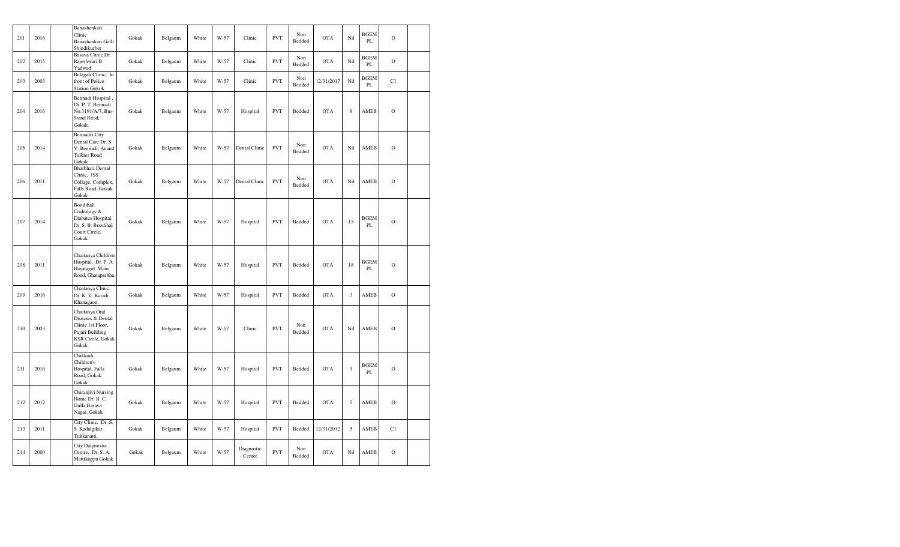| 201 | 2016 | | Banashankari Clinic Banashankari Galli Shindikurbet | Gokak | Belgaum | White | W-57 | Clinic | PVT | Non Bedded | OTA | Nil | BGEM PL | O | |
|---|---|---|---|---|---|---|---|---|---|---|---|---|---|---|---|
| 202 | 2015 | | Basava Clinic Dr. Rajeshwari B. Yadwad | Gokak | Belgaum | White | W-57 | Clinic | PVT | Non Bedded | OTA | Nil | BGEM PL | O | |
| 203 | 2003 | | Belagali Clinic, In front of Police Station Gokok | Gokak | Belgaum | White | W-57 | Clinic | PVT | Non Bedded | 12/31/2017 | Nil | BGEM PL | C1 | |
| 204 | 2016 | | Bennadi Hospital , Dr. P. T. Bennadi No.3191/A/7, Bus-Stand Road, Gokak. | Gokak | Belgaum | White | W-57 | Hospital | PVT | Bedded | OTA | 9 | AMEB | O | |
| 205 | 2014 | | Bennadis City Dental Care Dr. S. V. Bennadi, Anand Talkies Road Gokak | Gokak | Belgaum | White | W-57 | Dental Clinic | PVT | Non Bedded | OTA | Nil | AMEB | O | |
| 206 | 2011 | | Bharbhari Dental Clinic, JSS Collage, Complex, Falls Road, Gokak Gokak | Gokak | Belgaum | White | W-57 | Dental Clinic | PVT | Non Bedded | OTA | Nil | AMEB | O | |
| 207 | 2014 | | Boodihall Cridiology & Diabates Hospital, Dr. S. B. Boodihal Court Circle, Gokak | Gokak | Belgaum | White | W-57 | Hospital | PVT | Bedded | OTA | 15 | BGEM PL | O | |
| 208 | 2011 | | Chaitanya Children Hospital, Dr. P. A. Hayatagol Main Road, Ghataprabha. | Gokak | Belgaum | White | W-57 | Hospital | PVT | Bedded | OTA | 18 | BGEM PL | O | |
| 209 | 2016 | | Chaitanya Clinic, Dr. K. V. Karadi Khanagaon. | Gokak | Belgaum | White | W-57 | Hospital | PVT | Bedded | OTA | 3 | AMEB | O | |
| 210 | 2003 | | Chaitanya Oral Diseases & Dental Clinic 1st Floor, Pujari Building KSR Circle, Gokak Gokak | Gokak | Belgaum | White | W-57 | Clinic | PVT | Non Bedded | OTA | Nil | AMEB | O | |
| 211 | 2016 | | Chikkodi Children's Hospital, Falls Road, Gokak. Gokak | Gokak | Belgaum | White | W-57 | Hospital | PVT | Bedded | OTA | 9 | BGEM PL | O | |
| 212 | 2012 | | Chiranjivi Nursing Home Dr. B. C. Gulla Basava Nagar, Gokak | Gokak | Belgaum | White | W-57 | Hospital | PVT | Bedded | OTA | 5 | AMEB | O | |
| 213 | 2011 | | City Clinic, Dr. S. S. Kadalgikar Tukkanatti. | Gokak | Belgaum | White | W-57 | Hospital | PVT | Bedded | 12/31/2012 | 5 | AMEB | C1 | |
| 214 | 2000 | | City Daignostic Centre, Dr. S. A. Mattikoppa Gokak | Gokak | Belgaum | White | W-57 | Diagnostic Center | PVT | Non Bedded | OTA | Nil | AMEB | O | |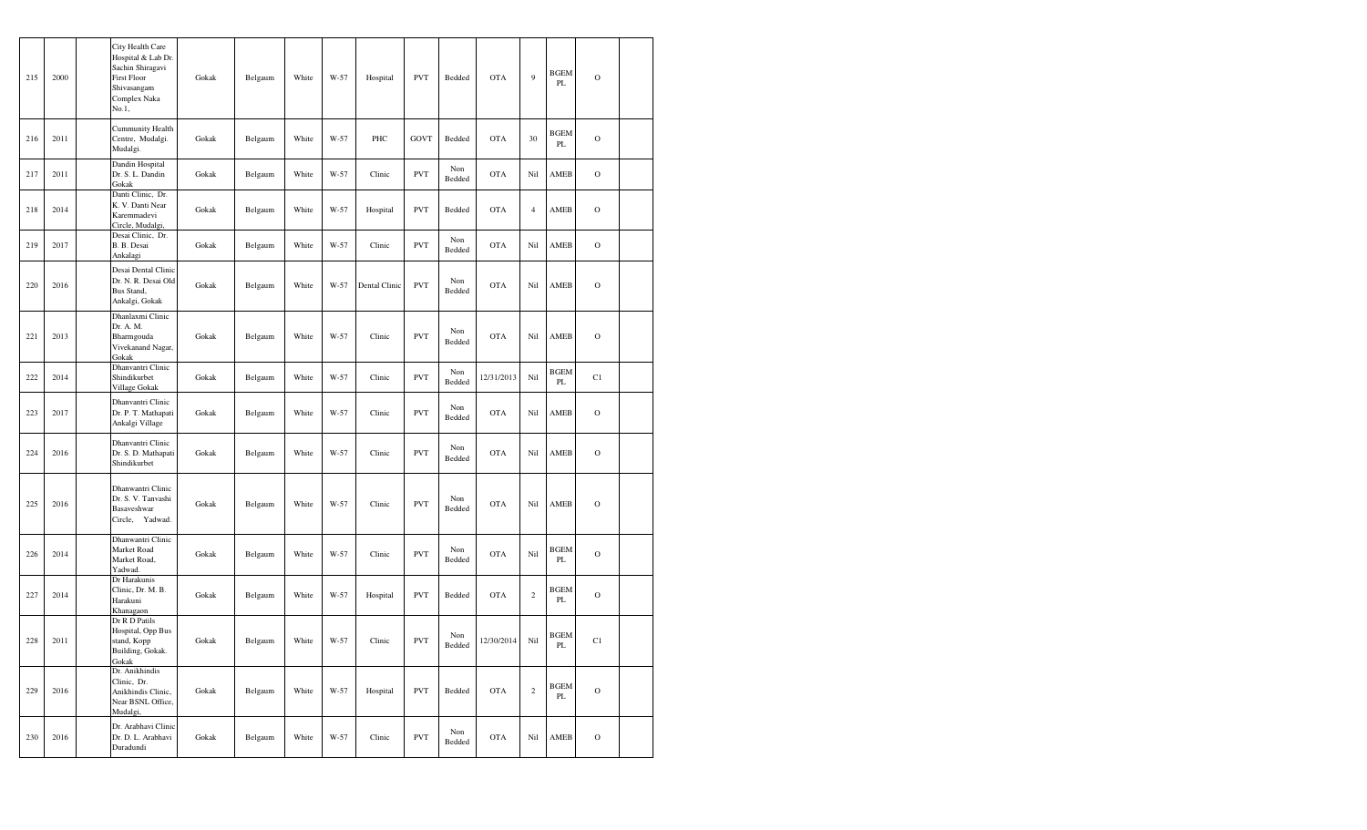| 215 | 2000 | | City Health Care Hospital & Lab Dr. Sachin Shiragavi First Floor Shivasangam Complex Naka No.1, | Gokak | Belgaum | White | W-57 | Hospital | PVT | Bedded | OTA | 9 | BGEM PL | O | |
|---|---|---|---|---|---|---|---|---|---|---|---|---|---|---|---|
| 216 | 2011 | | Cummunity Health Centre, Mudalgi. Mudalgi. | Gokak | Belgaum | White | W-57 | PHC | GOVT | Bedded | OTA | 30 | BGEM PL | O | |
| 217 | 2011 | | Dandin Hospital Dr. S. L. Dandin Gokak | Gokak | Belgaum | White | W-57 | Clinic | PVT | Non Bedded | OTA | Nil | AMEB | O | |
| 218 | 2014 | | Danti Clinic, Dr. K. V. Danti Near Karemmadevi Circle, Mudalgi, | Gokak | Belgaum | White | W-57 | Hospital | PVT | Bedded | OTA | 4 | AMEB | O | |
| 219 | 2017 | | Desai Clinic, Dr. B. B. Desai Ankalagi | Gokak | Belgaum | White | W-57 | Clinic | PVT | Non Bedded | OTA | Nil | AMEB | O | |
| 220 | 2016 | | Desai Dental Clinic Dr. N. R. Desai Old Bus Stand, Ankalgi, Gokak | Gokak | Belgaum | White | W-57 | Dental Clinic | PVT | Non Bedded | OTA | Nil | AMEB | O | |
| 221 | 2013 | | Dhanlaxmi Clinic Dr. A. M. Bharmgouda Vivekanand Nagar, Gokak | Gokak | Belgaum | White | W-57 | Clinic | PVT | Non Bedded | OTA | Nil | AMEB | O | |
| 222 | 2014 | | Dhanvantri Clinic Shindikurbet Village Gokak | Gokak | Belgaum | White | W-57 | Clinic | PVT | Non Bedded | 12/31/2013 | Nil | BGEM PL | C1 | |
| 223 | 2017 | | Dhanvantri Clinic Dr. P. T. Mathapati Ankalgi Village | Gokak | Belgaum | White | W-57 | Clinic | PVT | Non Bedded | OTA | Nil | AMEB | O | |
| 224 | 2016 | | Dhanvantri Clinic Dr. S. D. Mathapati Shindikurbet | Gokak | Belgaum | White | W-57 | Clinic | PVT | Non Bedded | OTA | Nil | AMEB | O | |
| 225 | 2016 | | Dhanwantri Clinic Dr. S. V. Tanvashi Basaveshwar Circle, Yadwad. | Gokak | Belgaum | White | W-57 | Clinic | PVT | Non Bedded | OTA | Nil | AMEB | O | |
| 226 | 2014 | | Dhanwantri Clinic Market Road Market Road, Yadwad. | Gokak | Belgaum | White | W-57 | Clinic | PVT | Non Bedded | OTA | Nil | BGEM PL | O | |
| 227 | 2014 | | Dr Harakunis Clinic, Dr. M. B. Harakuni Khanagaon | Gokak | Belgaum | White | W-57 | Hospital | PVT | Bedded | OTA | 2 | BGEM PL | O | |
| 228 | 2011 | | Dr R D Patils Hospital, Opp Bus stand, Kopp Building, Gokak. Gokak | Gokak | Belgaum | White | W-57 | Clinic | PVT | Non Bedded | 12/30/2014 | Nil | BGEM PL | C1 | |
| 229 | 2016 | | Dr. Anikhindis Clinic, Dr. Anikhindis Clinic, Near BSNL Office, Mudalgi, | Gokak | Belgaum | White | W-57 | Hospital | PVT | Bedded | OTA | 2 | BGEM PL | O | |
| 230 | 2016 | | Dr. Arabhavi Clinic Dr. D. L. Arabhavi Duradundi | Gokak | Belgaum | White | W-57 | Clinic | PVT | Non Bedded | OTA | Nil | AMEB | O | |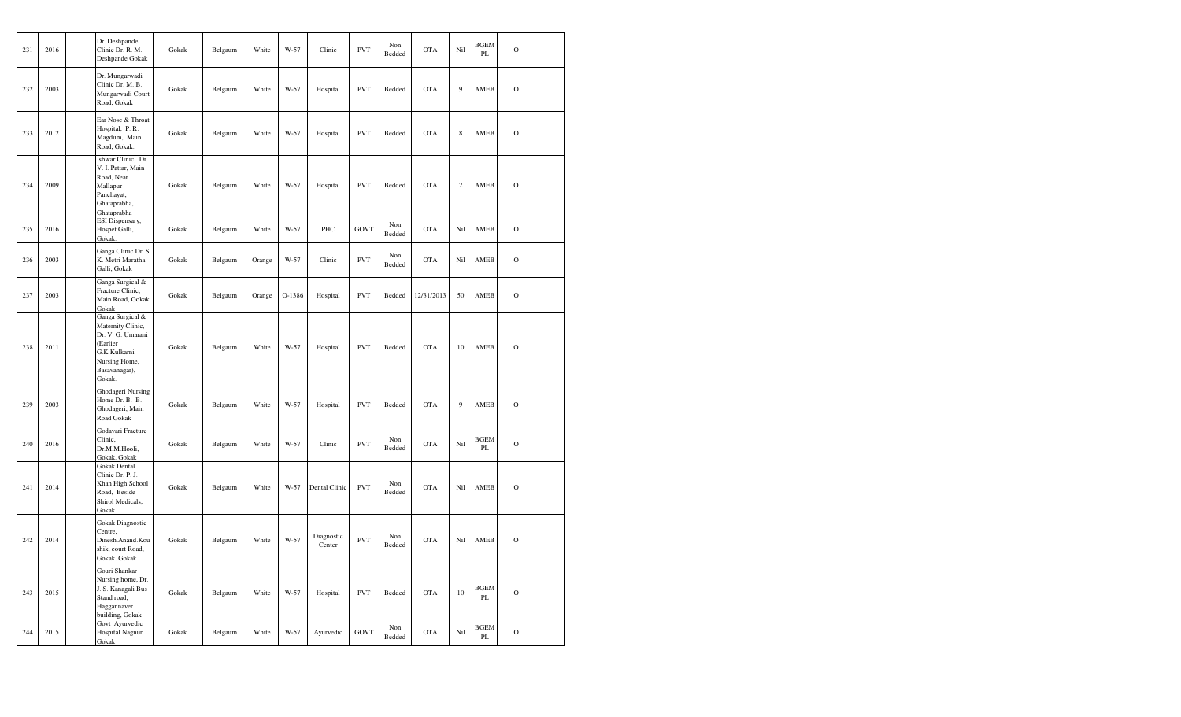| 231 | 2016 | | Dr. Deshpande Clinic Dr. R. M. Deshpande Gokak | Gokak | Belgaum | White | W-57 | Clinic | PVT | Non Bedded | OTA | Nil | BGEM PL | O | |
|---|---|---|---|---|---|---|---|---|---|---|---|---|---|---|---|
| 232 | 2003 | | Dr. Mungarwadi Clinic Dr. M. B. Mungarwadi Court Road, Gokak | Gokak | Belgaum | White | W-57 | Hospital | PVT | Bedded | OTA | 9 | AMEB | O | |
| 233 | 2012 | | Ear Nose & Throat Hospital, P. R. Magdum, Main Road, Gokak. | Gokak | Belgaum | White | W-57 | Hospital | PVT | Bedded | OTA | 8 | AMEB | O | |
| 234 | 2009 | | Ishwar Clinic, Dr. V. I. Pattar, Main Road, Near Mallapur Panchayat, Ghataprabha, Ghataprabha | Gokak | Belgaum | White | W-57 | Hospital | PVT | Bedded | OTA | 2 | AMEB | O | |
| 235 | 2016 | | ESI Dispensary, Hospet Galli, Gokak. | Gokak | Belgaum | White | W-57 | PHC | GOVT | Non Bedded | OTA | Nil | AMEB | O | |
| 236 | 2003 | | Ganga Clinic Dr. S. K. Metri Maratha Galli, Gokak | Gokak | Belgaum | Orange | W-57 | Clinic | PVT | Non Bedded | OTA | Nil | AMEB | O | |
| 237 | 2003 | | Ganga Surgical & Fracture Clinic, Main Road, Gokak. Gokak | Gokak | Belgaum | Orange | O-1386 | Hospital | PVT | Bedded | 12/31/2013 | 50 | AMEB | O | |
| 238 | 2011 | | Ganga Surgical & Maternity Clinic, Dr. V. G. Umarani (Earlier G.K.Kulkarni Nursing Home, Basavanagar), Gokak. | Gokak | Belgaum | White | W-57 | Hospital | PVT | Bedded | OTA | 10 | AMEB | O | |
| 239 | 2003 | | Ghodageri Nursing Home Dr. B. B. Ghodageri, Main Road Gokak | Gokak | Belgaum | White | W-57 | Hospital | PVT | Bedded | OTA | 9 | AMEB | O | |
| 240 | 2016 | | Godavari Fracture Clinic, Dr.M.M.Hooli, Gokak. Gokak | Gokak | Belgaum | White | W-57 | Clinic | PVT | Non Bedded | OTA | Nil | BGEM PL | O | |
| 241 | 2014 | | Gokak Dental Clinic Dr. P. J. Khan High School Road, Beside Shirol Medicals, Gokak | Gokak | Belgaum | White | W-57 | Dental Clinic | PVT | Non Bedded | OTA | Nil | AMEB | O | |
| 242 | 2014 | | Gokak Diagnostic Centre, Dinesh.Anand.Kou shik, court Road, Gokak. Gokak | Gokak | Belgaum | White | W-57 | Diagnostic Center | PVT | Non Bedded | OTA | Nil | AMEB | O | |
| 243 | 2015 | | Gouri Shankar Nursing home, Dr. J. S. Kanagali Bus Stand road, Haggannaver building, Gokak | Gokak | Belgaum | White | W-57 | Hospital | PVT | Bedded | OTA | 10 | BGEM PL | O | |
| 244 | 2015 | | Govt Ayurvedic Hospital Nagnur Gokak | Gokak | Belgaum | White | W-57 | Ayurvedic | GOVT | Non Bedded | OTA | Nil | BGEM PL | O | |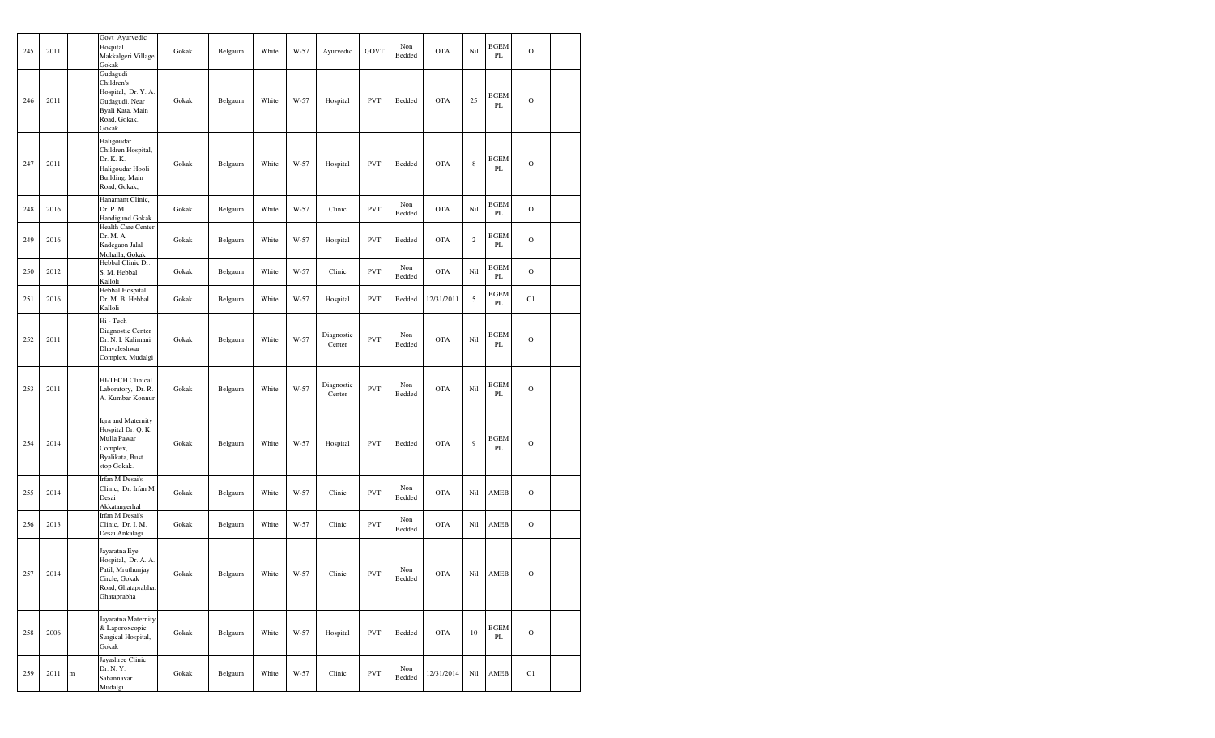| 245 | 2011 | | Govt Ayurvedic Hospital Makkalgeri Village Gokak | Gokak | Belgaum | White | W-57 | Ayurvedic | GOVT | Non Bedded | OTA | Nil | BGEM PL | O | |
|---|---|---|---|---|---|---|---|---|---|---|---|---|---|---|---|
| 246 | 2011 | | Gudagudi Children's Hospital, Dr. Y. A. Gudagudi. Near Byali Kata, Main Road, Gokak. Gokak | Gokak | Belgaum | White | W-57 | Hospital | PVT | Bedded | OTA | 25 | BGEM PL | O | |
| 247 | 2011 | | Haligoudar Children Hospital, Dr. K. K. Haligoudar Hooli Building, Main Road, Gokak, | Gokak | Belgaum | White | W-57 | Hospital | PVT | Bedded | OTA | 8 | BGEM PL | O | |
| 248 | 2016 | | Hanamant Clinic, Dr. P. M Handigund Gokak | Gokak | Belgaum | White | W-57 | Clinic | PVT | Non Bedded | OTA | Nil | BGEM PL | O | |
| 249 | 2016 | | Health Care Center Dr. M. A. Kadegaon Jalal Mohalla, Gokak | Gokak | Belgaum | White | W-57 | Hospital | PVT | Bedded | OTA | 2 | BGEM PL | O | |
| 250 | 2012 | | Hebbal Clinic Dr. S. M. Hebbal Kalloli | Gokak | Belgaum | White | W-57 | Clinic | PVT | Non Bedded | OTA | Nil | BGEM PL | O | |
| 251 | 2016 | | Hebbal Hospital, Dr. M. B. Hebbal Kalloli | Gokak | Belgaum | White | W-57 | Hospital | PVT | Bedded | 12/31/2011 | 5 | BGEM PL | C1 | |
| 252 | 2011 | | Hi - Tech Diagnostic Center Dr. N. I. Kalimani Dhavaleshwar Complex, Mudalgi | Gokak | Belgaum | White | W-57 | Diagnostic Center | PVT | Non Bedded | OTA | Nil | BGEM PL | O | |
| 253 | 2011 | | HI-TECH Clinical Laboratory, Dr. R. A. Kumbar Konnur | Gokak | Belgaum | White | W-57 | Diagnostic Center | PVT | Non Bedded | OTA | Nil | BGEM PL | O | |
| 254 | 2014 | | Iqra and Maternity Hospital Dr. Q. K. Mulla Pawar Complex, Byalikata, Bust stop Gokak. | Gokak | Belgaum | White | W-57 | Hospital | PVT | Bedded | OTA | 9 | BGEM PL | O | |
| 255 | 2014 | | Irfan M Desai's Clinic, Dr. Irfan M Desai Akkatangerhal | Gokak | Belgaum | White | W-57 | Clinic | PVT | Non Bedded | OTA | Nil | AMEB | O | |
| 256 | 2013 | | Irfan M Desai's Clinic, Dr. I. M. Desai Ankalagi | Gokak | Belgaum | White | W-57 | Clinic | PVT | Non Bedded | OTA | Nil | AMEB | O | |
| 257 | 2014 | | Jayaratna Eye Hospital, Dr. A. A. Patil, Mruthunjay Circle, Gokak Road, Ghataprabha. Ghataprabha | Gokak | Belgaum | White | W-57 | Clinic | PVT | Non Bedded | OTA | Nil | AMEB | O | |
| 258 | 2006 | | Jayaratna Maternity & Laporoxcopic Surgical Hospital, Gokak | Gokak | Belgaum | White | W-57 | Hospital | PVT | Bedded | OTA | 10 | BGEM PL | O | |
| 259 | 2011 | m | Jayashree Clinic Dr. N. Y. Sabannavar Mudalgi | Gokak | Belgaum | White | W-57 | Clinic | PVT | Non Bedded | 12/31/2014 | Nil | AMEB | C1 | |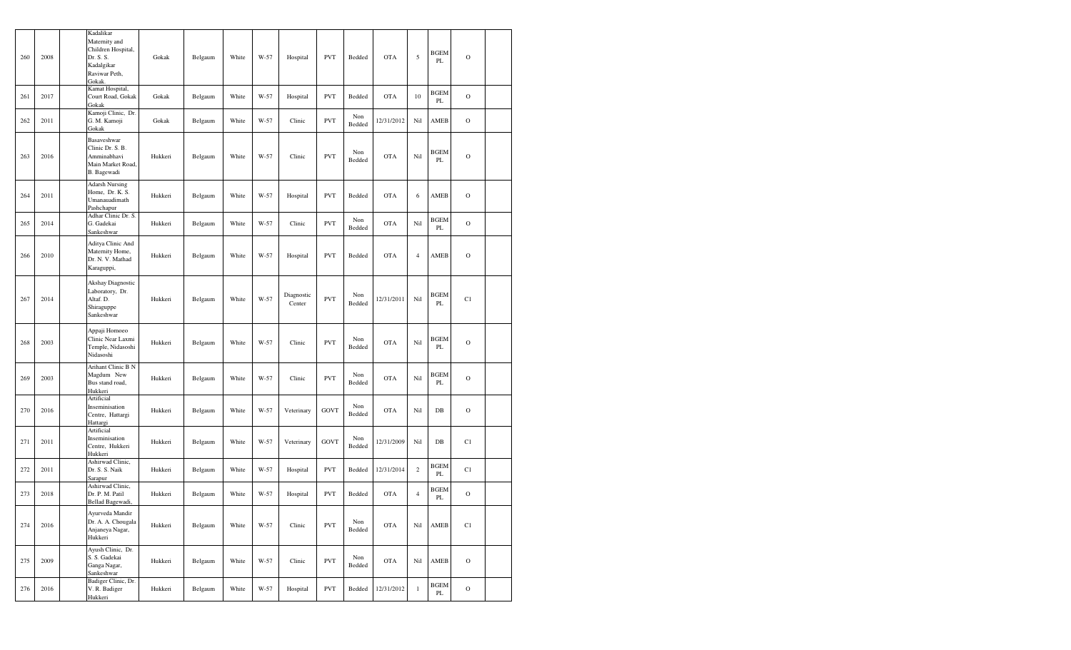| 260 | 2008 | | Kadalikar Maternity and Children Hospital, Dr. S. S. Kadalgikar Raviwar Peth, Gokak. | Gokak | Belgaum | White | W-57 | Hospital | PVT | Bedded | OTA | 5 | BGEM PL | O | |
|---|---|---|---|---|---|---|---|---|---|---|---|---|---|---|---|
| 261 | 2017 | | Kamat Hospital, Court Road, Gokak Gokak | Gokak | Belgaum | White | W-57 | Hospital | PVT | Bedded | OTA | 10 | BGEM PL | O | |
| 262 | 2011 | | Kamoji Clinic, Dr. G. M. Kamoji Gokak | Gokak | Belgaum | White | W-57 | Clinic | PVT | Non Bedded | 12/31/2012 | Nil | AMEB | O | |
| 263 | 2016 | | Basaveshwar Clinic Dr. S. B. Amminabhavi Main Market Road, B. Bagewadi | Hukkeri | Belgaum | White | W-57 | Clinic | PVT | Non Bedded | OTA | Nil | BGEM PL | O | |
| 264 | 2011 | | Adarsh Nursing Home, Dr. K. S. Umanauadimath Pashchapur | Hukkeri | Belgaum | White | W-57 | Hospital | PVT | Bedded | OTA | 6 | AMEB | O | |
| 265 | 2014 | | Adhar Clinic Dr. S. G. Gadekai Sankeshwar | Hukkeri | Belgaum | White | W-57 | Clinic | PVT | Non Bedded | OTA | Nil | BGEM PL | O | |
| 266 | 2010 | | Aditya Clinic And Maternity Home, Dr. N. V. Mathad Karaguppi, | Hukkeri | Belgaum | White | W-57 | Hospital | PVT | Bedded | OTA | 4 | AMEB | O | |
| 267 | 2014 | | Akshay Diagnostic Laboratory, Dr. Altaf. D. Shiraguppe Sankeshwar | Hukkeri | Belgaum | White | W-57 | Diagnostic Center | PVT | Non Bedded | 12/31/2011 | Nil | BGEM PL | C1 | |
| 268 | 2003 | | Appaji Homoeo Clinic Near Laxmi Temple, Nidasoshi Nidasoshi | Hukkeri | Belgaum | White | W-57 | Clinic | PVT | Non Bedded | OTA | Nil | BGEM PL | O | |
| 269 | 2003 | | Arihant Clinic B N Magdum New Bus stand road, Hukkeri | Hukkeri | Belgaum | White | W-57 | Clinic | PVT | Non Bedded | OTA | Nil | BGEM PL | O | |
| 270 | 2016 | | Artificial Inseminisation Centre, Hattargi Hattargi | Hukkeri | Belgaum | White | W-57 | Veterinary | GOVT | Non Bedded | OTA | Nil | DB | O | |
| 271 | 2011 | | Artificial Inseminisation Centre, Hukkeri Hukkeri | Hukkeri | Belgaum | White | W-57 | Veterinary | GOVT | Non Bedded | 12/31/2009 | Nil | DB | C1 | |
| 272 | 2011 | | Ashirwad Clinic, Dr. S. S. Naik Sarapur | Hukkeri | Belgaum | White | W-57 | Hospital | PVT | Bedded | 12/31/2014 | 2 | BGEM PL | C1 | |
| 273 | 2018 | | Ashirwad Clinic, Dr. P. M. Patil Bellad Bagewadi, | Hukkeri | Belgaum | White | W-57 | Hospital | PVT | Bedded | OTA | 4 | BGEM PL | O | |
| 274 | 2016 | | Ayurveda Mandir Dr. A. A. Chougala Anjaneya Nagar, Hukkeri | Hukkeri | Belgaum | White | W-57 | Clinic | PVT | Non Bedded | OTA | Nil | AMEB | C1 | |
| 275 | 2009 | | Ayush Clinic, Dr. S. S. Gadekai Ganga Nagar, Sankeshwar | Hukkeri | Belgaum | White | W-57 | Clinic | PVT | Non Bedded | OTA | Nil | AMEB | O | |
| 276 | 2016 | | Badiger Clinic, Dr. V. R. Badiger Hukkeri | Hukkeri | Belgaum | White | W-57 | Hospital | PVT | Bedded | 12/31/2012 | 1 | BGEM PL | O | |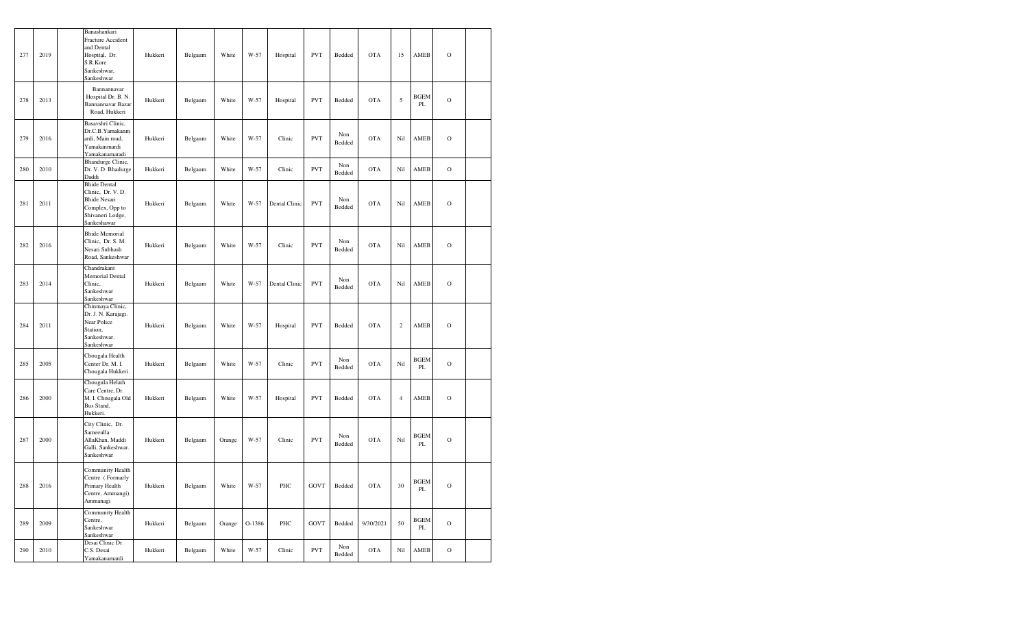| | | | | | | | | | | | | | | | |
|---|---|---|---|---|---|---|---|---|---|---|---|---|---|---|---|
| 277 | 2019 | | Banashankari Fracture Accident and Dental Hospital, Dr. S.R.Kore Sankeshwar, Sankeshwar | Hukkeri | Belgaum | White | W-57 | Hospital | PVT | Bedded | OTA | 15 | AMEB | O | |
| 278 | 2013 | | Bannannavar Hospital Dr. B. N. Bannannavar Bazar Road, Hukkeri | Hukkeri | Belgaum | White | W-57 | Hospital | PVT | Bedded | OTA | 5 | BGEM PL | O | |
| 279 | 2016 | | Basavshri Clinic, Dr.C.B.Yamakanmardi, Main road, Yamakanmardi Yamakanamaradi | Hukkeri | Belgaum | White | W-57 | Clinic | PVT | Non Bedded | OTA | Nil | AMEB | O | |
| 280 | 2010 | | Bhandurge Clinic, Dr. V. D. Bhadurge Daddi | Hukkeri | Belgaum | White | W-57 | Clinic | PVT | Non Bedded | OTA | Nil | AMEB | O | |
| 281 | 2011 | | Bhide Dental Clinic, Dr. V. D. Bhide Nesari Complex, Opp to Shivaneri Lodge, Sankeshawar | Hukkeri | Belgaum | White | W-57 | Dental Clinic | PVT | Non Bedded | OTA | Nil | AMEB | O | |
| 282 | 2016 | | Bhide Memorial Clinic, Dr. S. M. Nesari Subhash Road, Sankeshwar | Hukkeri | Belgaum | White | W-57 | Clinic | PVT | Non Bedded | OTA | Nil | AMEB | O | |
| 283 | 2014 | | Chandrakant Memorial Dental Clinic, Sankeshwar Sankeshwar | Hukkeri | Belgaum | White | W-57 | Dental Clinic | PVT | Non Bedded | OTA | Nil | AMEB | O | |
| 284 | 2011 | | Chinmaya Clinic, Dr. J. N. Karajagi. Near Police Station, Sankeshwar. Sankeshwar | Hukkeri | Belgaum | White | W-57 | Hospital | PVT | Bedded | OTA | 2 | AMEB | O | |
| 285 | 2005 | | Chougala Health Center Dr. M. I. Chougala Hukkeri. | Hukkeri | Belgaum | White | W-57 | Clinic | PVT | Non Bedded | OTA | Nil | BGEM PL | O | |
| 286 | 2000 | | Chougula Helath Care Centre, Dr. M. I. Chougala Old Bus Stand, Hukkeri. | Hukkeri | Belgaum | White | W-57 | Hospital | PVT | Bedded | OTA | 4 | AMEB | O | |
| 287 | 2000 | | City Clinic, Dr. Sameeulla AllaKhan, Maddi Galli, Sankeshwar. Sankeshwar | Hukkeri | Belgaum | Orange | W-57 | Clinic | PVT | Non Bedded | OTA | Nil | BGEM PL | O | |
| 288 | 2016 | | Community Health Centre ( Formarly Primary Health Centre, Ammangi). Ammanagi | Hukkeri | Belgaum | White | W-57 | PHC | GOVT | Bedded | OTA | 30 | BGEM PL | O | |
| 289 | 2009 | | Community Health Centre, Sankeshwar Sankeshwar | Hukkeri | Belgaum | Orange | O-1386 | PHC | GOVT | Bedded | 9/30/2021 | 50 | BGEM PL | O | |
| 290 | 2010 | | Desai Clinic Dr. C.S. Desai Yamakanamardi | Hukkeri | Belgaum | White | W-57 | Clinic | PVT | Non Bedded | OTA | Nil | AMEB | O | |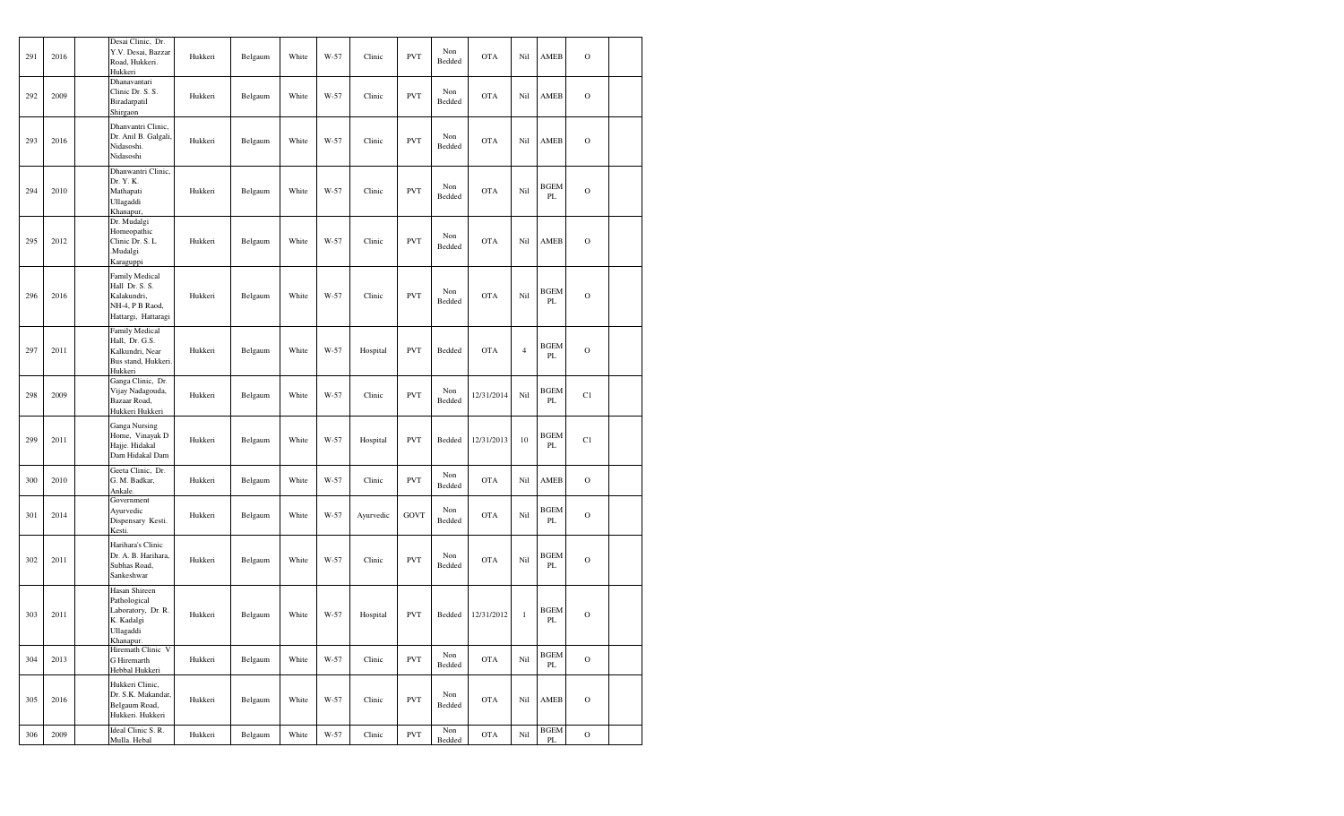| 291 | 2016 | | Desai Clinic, Dr. Y.V. Desai, Bazzar Road, Hukkeri. Hukkeri | Hukkeri | Belgaum | White | W-57 | Clinic | PVT | Non Bedded | OTA | Nil | AMEB | O | |
|---|---|---|---|---|---|---|---|---|---|---|---|---|---|---|---|
| 292 | 2009 | | Dhanavantari Clinic Dr. S. S. Biradarpatil Shirgaon | Hukkeri | Belgaum | White | W-57 | Clinic | PVT | Non Bedded | OTA | Nil | AMEB | O | |
| 293 | 2016 | | Dhanvantri Clinic, Dr. Anil B. Galgali, Nidasoshi. Nidasoshi | Hukkeri | Belgaum | White | W-57 | Clinic | PVT | Non Bedded | OTA | Nil | AMEB | O | |
| 294 | 2010 | | Dhanwantri Clinic, Dr. Y. K. Mathapati Ullagaddi Khanapur, | Hukkeri | Belgaum | White | W-57 | Clinic | PVT | Non Bedded | OTA | Nil | BGEM PL | O | |
| 295 | 2012 | | Dr. Mudalgi Homeopathic Clinic Dr. S. L .Mudalgi Karaguppi | Hukkeri | Belgaum | White | W-57 | Clinic | PVT | Non Bedded | OTA | Nil | AMEB | O | |
| 296 | 2016 | | Family Medical Hall Dr. S. S. Kalakundri, NH-4, P B Raod, Hattargi, Hattaragi | Hukkeri | Belgaum | White | W-57 | Clinic | PVT | Non Bedded | OTA | Nil | BGEM PL | O | |
| 297 | 2011 | | Family Medical Hall, Dr. G.S. Kalkundri, Near Bus stand, Hukkeri. Hukkeri | Hukkeri | Belgaum | White | W-57 | Hospital | PVT | Bedded | OTA | 4 | BGEM PL | O | |
| 298 | 2009 | | Ganga Clinic, Dr. Vijay Nadagouda, Bazaar Road, Hukkeri Hukkeri | Hukkeri | Belgaum | White | W-57 | Clinic | PVT | Non Bedded | 12/31/2014 | Nil | BGEM PL | C1 | |
| 299 | 2011 | | Ganga Nursing Home, Vinayak D Hajje. Hidakal Dam Hidakal Dam | Hukkeri | Belgaum | White | W-57 | Hospital | PVT | Bedded | 12/31/2013 | 10 | BGEM PL | C1 | |
| 300 | 2010 | | Geeta Clinic, Dr. G. M. Badkar, Ankale. | Hukkeri | Belgaum | White | W-57 | Clinic | PVT | Non Bedded | OTA | Nil | AMEB | O | |
| 301 | 2014 | | Government Ayurvedic Dispensary Kesti. Kesti. | Hukkeri | Belgaum | White | W-57 | Ayurvedic | GOVT | Non Bedded | OTA | Nil | BGEM PL | O | |
| 302 | 2011 | | Harihara's Clinic Dr. A. B. Harihara, Subhas Road, Sankeshwar | Hukkeri | Belgaum | White | W-57 | Clinic | PVT | Non Bedded | OTA | Nil | BGEM PL | O | |
| 303 | 2011 | | Hasan Shireen Pathological Laboratory, Dr. R. K. Kadalgi Ullagaddi Khanapur. | Hukkeri | Belgaum | White | W-57 | Hospital | PVT | Bedded | 12/31/2012 | 1 | BGEM PL | O | |
| 304 | 2013 | | Hiremath Clinic V G Hiremarth Hebbal Hukkeri | Hukkeri | Belgaum | White | W-57 | Clinic | PVT | Non Bedded | OTA | Nil | BGEM PL | O | |
| 305 | 2016 | | Hukkeri Clinic, Dr. S.K. Makandar, Belgaum Road, Hukkeri. Hukkeri | Hukkeri | Belgaum | White | W-57 | Clinic | PVT | Non Bedded | OTA | Nil | AMEB | O | |
| 306 | 2009 | | Ideal Clinic S. R. Mulla. Hebal | Hukkeri | Belgaum | White | W-57 | Clinic | PVT | Non Bedded | OTA | Nil | BGEM PL | O | |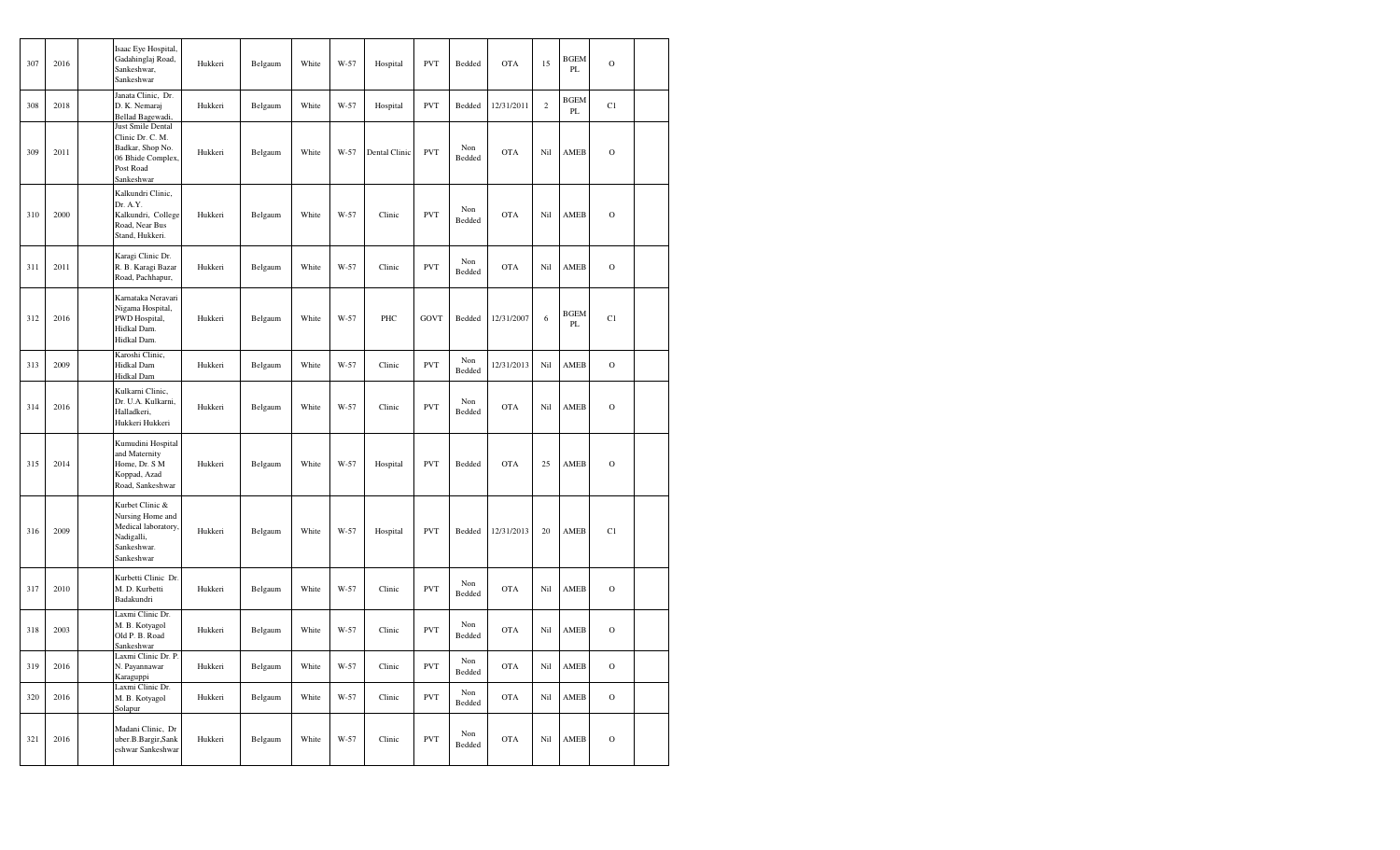| 307 | 2016 | | Isaac Eye Hospital, Gadahinglaj Road, Sankeshwar, Sankeshwar | Hukkeri | Belgaum | White | W-57 | Hospital | PVT | Bedded | OTA | 15 | BGEM PL | O | |
|---|---|---|---|---|---|---|---|---|---|---|---|---|---|---|---|
| 308 | 2018 | | Janata Clinic, Dr. D. K. Nemaraj Bellad Bagewadi, | Hukkeri | Belgaum | White | W-57 | Hospital | PVT | Bedded | 12/31/2011 | 2 | BGEM PL | C1 | |
| 309 | 2011 | | Just Smile Dental Clinic Dr. C. M. Badkar, Shop No. 06 Bhide Complex, Post Road Sankeshwar | Hukkeri | Belgaum | White | W-57 | Dental Clinic | PVT | Non Bedded | OTA | Nil | AMEB | O | |
| 310 | 2000 | | Kalkundri Clinic, Dr. A.Y. Kalkundri, College Road, Near Bus Stand, Hukkeri. | Hukkeri | Belgaum | White | W-57 | Clinic | PVT | Non Bedded | OTA | Nil | AMEB | O | |
| 311 | 2011 | | Karagi Clinic Dr. R. B. Karagi Bazar Road, Pachhapur, | Hukkeri | Belgaum | White | W-57 | Clinic | PVT | Non Bedded | OTA | Nil | AMEB | O | |
| 312 | 2016 | | Karnataka Neravari Nigama Hospital, PWD Hospital, Hidkal Dam. Hidkal Dam. | Hukkeri | Belgaum | White | W-57 | PHC | GOVT | Bedded | 12/31/2007 | 6 | BGEM PL | C1 | |
| 313 | 2009 | | Karoshi Clinic, Hidkal Dam Hidkal Dam | Hukkeri | Belgaum | White | W-57 | Clinic | PVT | Non Bedded | 12/31/2013 | Nil | AMEB | O | |
| 314 | 2016 | | Kulkarni Clinic, Dr. U.A. Kulkarni, Halladkeri, Hukkeri Hukkeri | Hukkeri | Belgaum | White | W-57 | Clinic | PVT | Non Bedded | OTA | Nil | AMEB | O | |
| 315 | 2014 | | Kumudini Hospital and Maternity Home, Dr. S M Koppad, Azad Road, Sankeshwar | Hukkeri | Belgaum | White | W-57 | Hospital | PVT | Bedded | OTA | 25 | AMEB | O | |
| 316 | 2009 | | Kurbet Clinic & Nursing Home and Medical laboratory, Nadigalli, Sankeshwar. Sankeshwar | Hukkeri | Belgaum | White | W-57 | Hospital | PVT | Bedded | 12/31/2013 | 20 | AMEB | C1 | |
| 317 | 2010 | | Kurbetti Clinic Dr. M. D. Kurbetti Badakundri | Hukkeri | Belgaum | White | W-57 | Clinic | PVT | Non Bedded | OTA | Nil | AMEB | O | |
| 318 | 2003 | | Laxmi Clinic Dr. M. B. Kotyagol Old P. B. Road Sankeshwar | Hukkeri | Belgaum | White | W-57 | Clinic | PVT | Non Bedded | OTA | Nil | AMEB | O | |
| 319 | 2016 | | Laxmi Clinic Dr. P. N. Payannawar Karaguppi | Hukkeri | Belgaum | White | W-57 | Clinic | PVT | Non Bedded | OTA | Nil | AMEB | O | |
| 320 | 2016 | | Laxmi Clinic Dr. M. B. Kotyagol Solapur | Hukkeri | Belgaum | White | W-57 | Clinic | PVT | Non Bedded | OTA | Nil | AMEB | O | |
| 321 | 2016 | | Madani Clinic, Dr uber.B.Bargir,Sank eshwar Sankeshwar | Hukkeri | Belgaum | White | W-57 | Clinic | PVT | Non Bedded | OTA | Nil | AMEB | O | |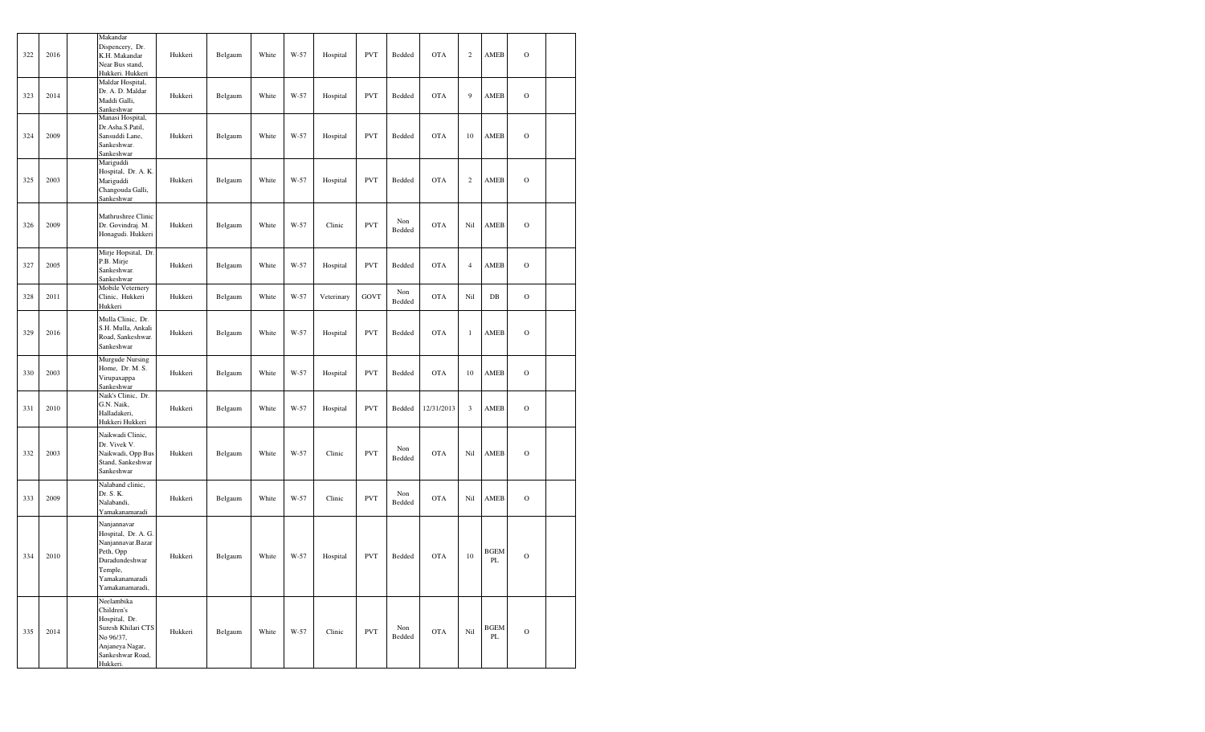| 322 | 2016 | | Makandar Dispencery, Dr. K.H. Makandar Near Bus stand, Hukkeri. Hukkeri | Hukkeri | Belgaum | White | W-57 | Hospital | PVT | Bedded | OTA | 2 | AMEB | O | |
|---|---|---|---|---|---|---|---|---|---|---|---|---|---|---|---|
| 323 | 2014 | | Maldar Hospital, Dr. A. D. Maldar Maddi Galli, Sankeshwar | Hukkeri | Belgaum | White | W-57 | Hospital | PVT | Bedded | OTA | 9 | AMEB | O | |
| 324 | 2009 | | Manasi Hospital, Dr.Asha.S.Patil, Sansuddi Lane, Sankeshwar. Sankeshwar | Hukkeri | Belgaum | White | W-57 | Hospital | PVT | Bedded | OTA | 10 | AMEB | O | |
| 325 | 2003 | | Mariguddi Hospital, Dr. A. K. Mariguddi Changouda Galli, Sankeshwar | Hukkeri | Belgaum | White | W-57 | Hospital | PVT | Bedded | OTA | 2 | AMEB | O | |
| 326 | 2009 | | Mathrushree Clinic Dr. Govindraj. M. Honagudi. Hukkeri | Hukkeri | Belgaum | White | W-57 | Clinic | PVT | Non Bedded | OTA | Nil | AMEB | O | |
| 327 | 2005 | | Mirje Hopsital, Dr. P.B. Mirje Sankeshwar. Sankeshwar | Hukkeri | Belgaum | White | W-57 | Hospital | PVT | Bedded | OTA | 4 | AMEB | O | |
| 328 | 2011 | | Mobile Veternery Clinic, Hukkeri Hukkeri | Hukkeri | Belgaum | White | W-57 | Veterinary | GOVT | Non Bedded | OTA | Nil | DB | O | |
| 329 | 2016 | | Mulla Clinic, Dr. S.H. Mulla, Ankali Road, Sankeshwar. Sankeshwar | Hukkeri | Belgaum | White | W-57 | Hospital | PVT | Bedded | OTA | 1 | AMEB | O | |
| 330 | 2003 | | Murgude Nursing Home, Dr. M. S. Virupaxappa Sankeshwar | Hukkeri | Belgaum | White | W-57 | Hospital | PVT | Bedded | OTA | 10 | AMEB | O | |
| 331 | 2010 | | Naik's Clinic, Dr. G.N. Naik, Halladakeri, Hukkeri Hukkeri | Hukkeri | Belgaum | White | W-57 | Hospital | PVT | Bedded | 12/31/2013 | 3 | AMEB | O | |
| 332 | 2003 | | Naikwadi Clinic, Dr. Vivek V. Naikwadi, Opp Bus Stand, Sankeshwar Sankeshwar | Hukkeri | Belgaum | White | W-57 | Clinic | PVT | Non Bedded | OTA | Nil | AMEB | O | |
| 333 | 2009 | | Nalaband clinic, Dr. S. K. Nalabandi, Yamakanamaradi | Hukkeri | Belgaum | White | W-57 | Clinic | PVT | Non Bedded | OTA | Nil | AMEB | O | |
| 334 | 2010 | | Nanjannavar Hospital, Dr. A. G. Nanjannavar.Bazar Peth, Opp Duradundeshwar Temple, Yamakanamaradi Yamakanamaradi, | Hukkeri | Belgaum | White | W-57 | Hospital | PVT | Bedded | OTA | 10 | BGEM PL | O | |
| 335 | 2014 | | Neelambika Children's Hospital, Dr. Suresh Khilari CTS No 96/37, Anjaneya Nagar, Sankeshwar Road, Hukkeri. | Hukkeri | Belgaum | White | W-57 | Clinic | PVT | Non Bedded | OTA | Nil | BGEM PL | O | |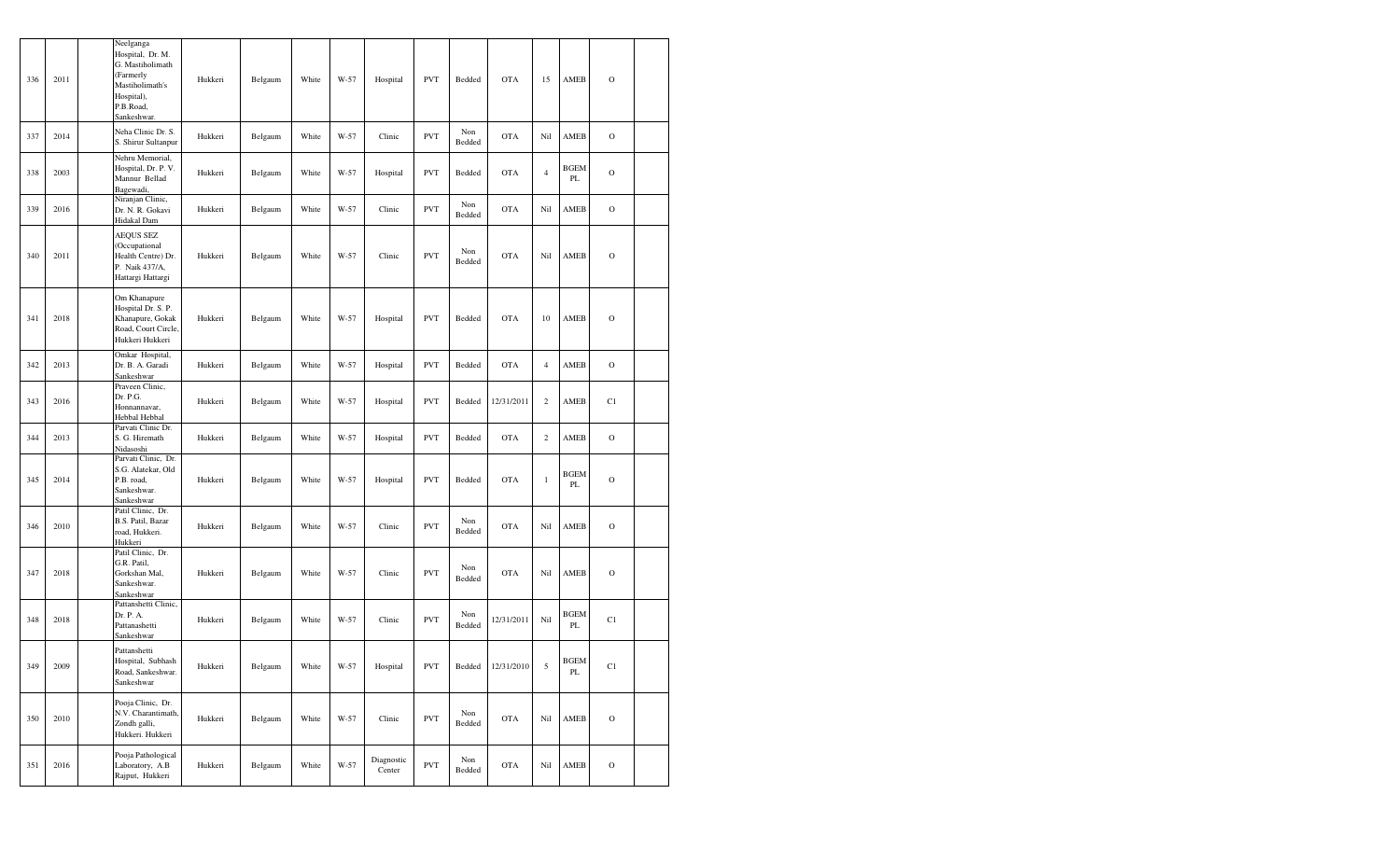| 336 | 2011 | | Neelganga Hospital, Dr. M. G. Mastiholimath (Farmerly Mastiholimath's Hospital), P.B.Road, Sankeshwar. | Hukkeri | Belgaum | White | W-57 | Hospital | PVT | Bedded | OTA | 15 | AMEB | O | |
|---|---|---|---|---|---|---|---|---|---|---|---|---|---|---|---|
| 337 | 2014 | | Neha Clinic Dr. S. S. Shirur Sultanpur | Hukkeri | Belgaum | White | W-57 | Clinic | PVT | Non Bedded | OTA | Nil | AMEB | O | |
| 338 | 2003 | | Nehru Memorial, Hospital, Dr. P. V. Mannur Bellad Bagewadi, | Hukkeri | Belgaum | White | W-57 | Hospital | PVT | Bedded | OTA | 4 | BGEM PL | O | |
| 339 | 2016 | | Niranjan Clinic, Dr. N. R. Gokavi Hidakal Dam | Hukkeri | Belgaum | White | W-57 | Clinic | PVT | Non Bedded | OTA | Nil | AMEB | O | |
| 340 | 2011 | | AEQUS SEZ (Occupational Health Centre) Dr. P. Naik 437/A, Hattargi Hattargi | Hukkeri | Belgaum | White | W-57 | Clinic | PVT | Non Bedded | OTA | Nil | AMEB | O | |
| 341 | 2018 | | Om Khanapure Hospital Dr. S. P. Khanapure, Gokak Road, Court Circle, Hukkeri Hukkeri | Hukkeri | Belgaum | White | W-57 | Hospital | PVT | Bedded | OTA | 10 | AMEB | O | |
| 342 | 2013 | | Omkar Hospital, Dr. B. A. Garadi Sankeshwar | Hukkeri | Belgaum | White | W-57 | Hospital | PVT | Bedded | OTA | 4 | AMEB | O | |
| 343 | 2016 | | Praveen Clinic, Dr. P.G. Honnannavar, Hebbal Hebbal | Hukkeri | Belgaum | White | W-57 | Hospital | PVT | Bedded | 12/31/2011 | 2 | AMEB | C1 | |
| 344 | 2013 | | Parvati Clinic Dr. S. G. Hiremath Nidasoshi | Hukkeri | Belgaum | White | W-57 | Hospital | PVT | Bedded | OTA | 2 | AMEB | O | |
| 345 | 2014 | | Parvati Clinic, Dr. S.G. Alatekar, Old P.B. road, Sankeshwar. Sankeshwar | Hukkeri | Belgaum | White | W-57 | Hospital | PVT | Bedded | OTA | 1 | BGEM PL | O | |
| 346 | 2010 | | Patil Clinic, Dr. B.S. Patil, Bazar road, Hukkeri. Hukkeri | Hukkeri | Belgaum | White | W-57 | Clinic | PVT | Non Bedded | OTA | Nil | AMEB | O | |
| 347 | 2018 | | Patil Clinic, Dr. G.R. Patil, Gorkshan Mal, Sankeshwar. Sankeshwar | Hukkeri | Belgaum | White | W-57 | Clinic | PVT | Non Bedded | OTA | Nil | AMEB | O | |
| 348 | 2018 | | Pattanshetti Clinic, Dr. P. A. Pattanashetti Sankeshwar | Hukkeri | Belgaum | White | W-57 | Clinic | PVT | Non Bedded | 12/31/2011 | Nil | BGEM PL | C1 | |
| 349 | 2009 | | Pattanshetti Hospital, Subhash Road, Sankeshwar. Sankeshwar | Hukkeri | Belgaum | White | W-57 | Hospital | PVT | Bedded | 12/31/2010 | 5 | BGEM PL | C1 | |
| 350 | 2010 | | Pooja Clinic, Dr. N.V. Charantimath, Zondh galli, Hukkeri. Hukkeri | Hukkeri | Belgaum | White | W-57 | Clinic | PVT | Non Bedded | OTA | Nil | AMEB | O | |
| 351 | 2016 | | Pooja Pathological Laboratory, A.B Rajput, Hukkeri | Hukkeri | Belgaum | White | W-57 | Diagnostic Center | PVT | Non Bedded | OTA | Nil | AMEB | O | |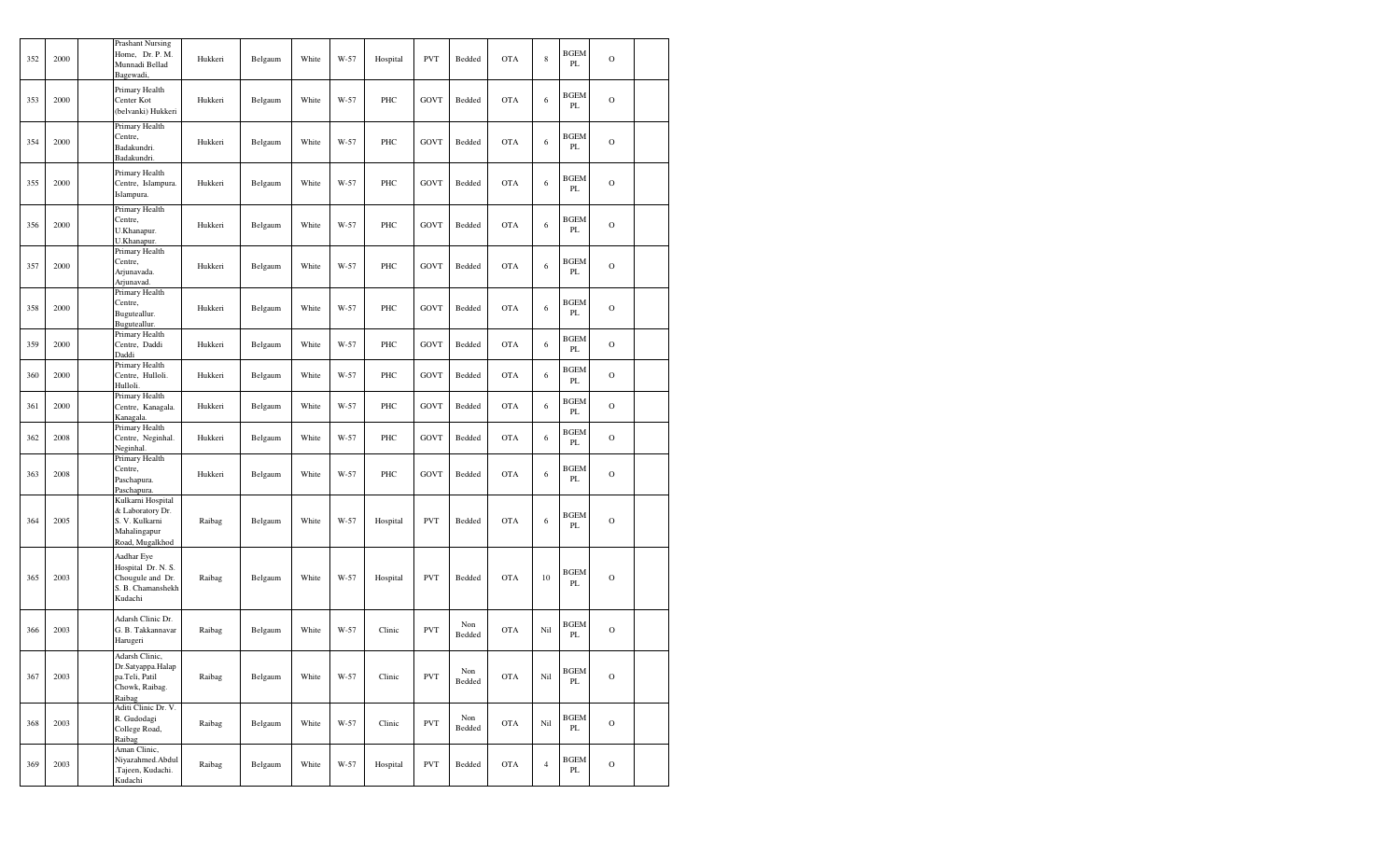| 352 | 2000 | | Prashant Nursing Home, Dr. P. M. Munnadi Bellad Bagewadi, | Hukkeri | Belgaum | White | W-57 | Hospital | PVT | Bedded | OTA | 8 | BGEM PL | O | |
|---|---|---|---|---|---|---|---|---|---|---|---|---|---|---|---|
| 353 | 2000 | | Primary Health Center Kot (belvanki) Hukkeri | Hukkeri | Belgaum | White | W-57 | PHC | GOVT | Bedded | OTA | 6 | BGEM PL | O | |
| 354 | 2000 | | Primary Health Centre, Badakundri. Badakundri. | Hukkeri | Belgaum | White | W-57 | PHC | GOVT | Bedded | OTA | 6 | BGEM PL | O | |
| 355 | 2000 | | Primary Health Centre, Islampura. Islampura. | Hukkeri | Belgaum | White | W-57 | PHC | GOVT | Bedded | OTA | 6 | BGEM PL | O | |
| 356 | 2000 | | Primary Health Centre, U.Khanapur. U.Khanapur. | Hukkeri | Belgaum | White | W-57 | PHC | GOVT | Bedded | OTA | 6 | BGEM PL | O | |
| 357 | 2000 | | Primary Health Centre, Arjunavada. Arjunavad. | Hukkeri | Belgaum | White | W-57 | PHC | GOVT | Bedded | OTA | 6 | BGEM PL | O | |
| 358 | 2000 | | Primary Health Centre, Buguteallur. Buguteallur. | Hukkeri | Belgaum | White | W-57 | PHC | GOVT | Bedded | OTA | 6 | BGEM PL | O | |
| 359 | 2000 | | Primary Health Centre, Daddi Daddi | Hukkeri | Belgaum | White | W-57 | PHC | GOVT | Bedded | OTA | 6 | BGEM PL | O | |
| 360 | 2000 | | Primary Health Centre, Hulloli. Hulloli. | Hukkeri | Belgaum | White | W-57 | PHC | GOVT | Bedded | OTA | 6 | BGEM PL | O | |
| 361 | 2000 | | Primary Health Centre, Kanagala. Kanagala. | Hukkeri | Belgaum | White | W-57 | PHC | GOVT | Bedded | OTA | 6 | BGEM PL | O | |
| 362 | 2008 | | Primary Health Centre, Neginhal. Neginhal. | Hukkeri | Belgaum | White | W-57 | PHC | GOVT | Bedded | OTA | 6 | BGEM PL | O | |
| 363 | 2008 | | Primary Health Centre, Paschapura. Paschapura. | Hukkeri | Belgaum | White | W-57 | PHC | GOVT | Bedded | OTA | 6 | BGEM PL | O | |
| 364 | 2005 | | Kulkarni Hospital & Laboratory Dr. S. V. Kulkarni Mahalingapur Road, Mugalkhod | Raibag | Belgaum | White | W-57 | Hospital | PVT | Bedded | OTA | 6 | BGEM PL | O | |
| 365 | 2003 | | Aadhar Eye Hospital Dr. N. S. Chougule and Dr. S. B. Chamanshekh Kudachi | Raibag | Belgaum | White | W-57 | Hospital | PVT | Bedded | OTA | 10 | BGEM PL | O | |
| 366 | 2003 | | Adarsh Clinic Dr. G. B. Takkannavar Harugeri | Raibag | Belgaum | White | W-57 | Clinic | PVT | Non Bedded | OTA | Nil | BGEM PL | O | |
| 367 | 2003 | | Adarsh Clinic, Dr.Satyappa.Halap pa.Teli, Patil Chowk, Raibag. Raibag | Raibag | Belgaum | White | W-57 | Clinic | PVT | Non Bedded | OTA | Nil | BGEM PL | O | |
| 368 | 2003 | | Aditi Clinic Dr. V. R. Gudodagi College Road, Raibag | Raibag | Belgaum | White | W-57 | Clinic | PVT | Non Bedded | OTA | Nil | BGEM PL | O | |
| 369 | 2003 | | Aman Clinic, Niyazahmed.Abdul .Tajeen, Kudachi. Kudachi | Raibag | Belgaum | White | W-57 | Hospital | PVT | Bedded | OTA | 4 | BGEM PL | O | |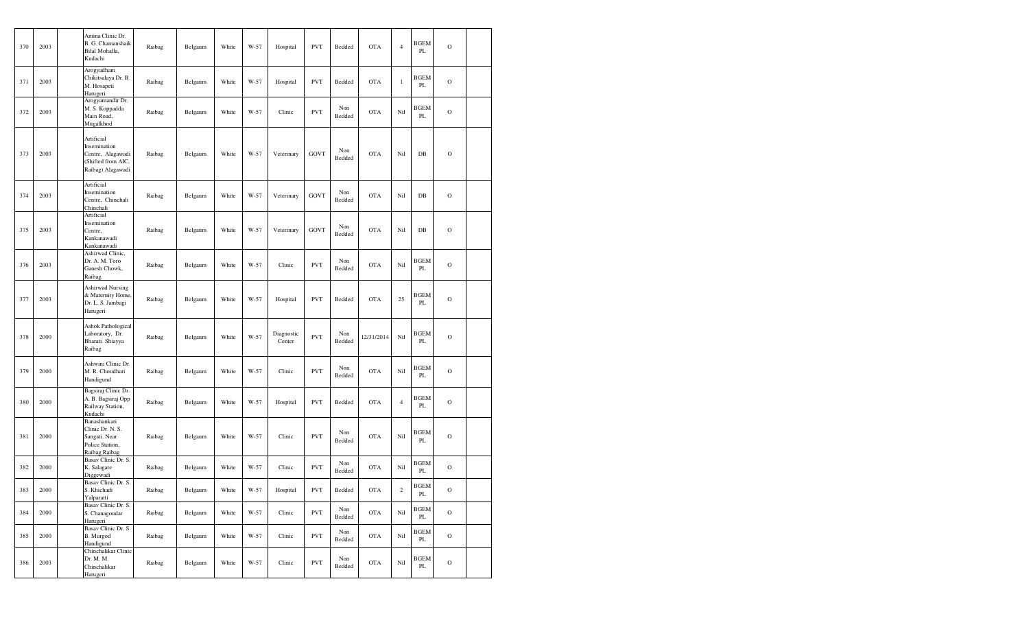| 370 | 2003 | | Amina Clinic Dr. B. G. Chamanshaik Bilal Mohalla, Kudachi | Raibag | Belgaum | White | W-57 | Hospital | PVT | Bedded | OTA | 4 | BGEM PL | O | |
|---|---|---|---|---|---|---|---|---|---|---|---|---|---|---|---|
| 371 | 2003 | | Arogyadham Chikitsalaya Dr. B. M. Hosapeti Harugeri | Raibag | Belgaum | White | W-57 | Hospital | PVT | Bedded | OTA | 1 | BGEM PL | O | |
| 372 | 2003 | | Arogyamandir Dr. M. S. Koppadda Main Road, Mugalkhod | Raibag | Belgaum | White | W-57 | Clinic | PVT | Non Bedded | OTA | Nil | BGEM PL | O | |
| 373 | 2003 | | Artificial Insemination Centre, Alagawadi (Shifted from AIC, Raibag) Alagawadi | Raibag | Belgaum | White | W-57 | Veterinary | GOVT | Non Bedded | OTA | Nil | DB | O | |
| 374 | 2003 | | Artificial Insemination Centre, Chinchali Chinchali | Raibag | Belgaum | White | W-57 | Veterinary | GOVT | Non Bedded | OTA | Nil | DB | O | |
| 375 | 2003 | | Artificial Insemination Centre, Kankanawadi Kankanawadi | Raibag | Belgaum | White | W-57 | Veterinary | GOVT | Non Bedded | OTA | Nil | DB | O | |
| 376 | 2003 | | Ashirwad Clinic, Dr. A. M. Toro Ganesh Chowk, Raibag. | Raibag | Belgaum | White | W-57 | Clinic | PVT | Non Bedded | OTA | Nil | BGEM PL | O | |
| 377 | 2003 | | Ashirwad Nursing & Maternity Home, Dr. L. S. Jambagi Harugeri | Raibag | Belgaum | White | W-57 | Hospital | PVT | Bedded | OTA | 25 | BGEM PL | O | |
| 378 | 2000 | | Ashok Pathological Laboratory, Dr. Bharati. Shiayya Raibag | Raibag | Belgaum | White | W-57 | Diagnostic Center | PVT | Non Bedded | 12/31/2014 | Nil | BGEM PL | O | |
| 379 | 2000 | | Ashwini Clinic Dr. M. R. Choudhari Handigund | Raibag | Belgaum | White | W-57 | Clinic | PVT | Non Bedded | OTA | Nil | BGEM PL | O | |
| 380 | 2000 | | Bagsiraj Clinic Dr. A. B. Bagsiraj Opp Railway Station, Kudachi | Raibag | Belgaum | White | W-57 | Hospital | PVT | Bedded | OTA | 4 | BGEM PL | O | |
| 381 | 2000 | | Banashankari Clinic Dr. N. S. Sangati. Near Police Station, Raibag Raibag | Raibag | Belgaum | White | W-57 | Clinic | PVT | Non Bedded | OTA | Nil | BGEM PL | O | |
| 382 | 2000 | | Basav Clinic Dr. S. K. Salagare Diggewadi | Raibag | Belgaum | White | W-57 | Clinic | PVT | Non Bedded | OTA | Nil | BGEM PL | O | |
| 383 | 2000 | | Basav Clinic Dr. S. S. Khichadi Yalparatti | Raibag | Belgaum | White | W-57 | Hospital | PVT | Bedded | OTA | 2 | BGEM PL | O | |
| 384 | 2000 | | Basav Clinic Dr. S. S. Chanagoudar Harugeri | Raibag | Belgaum | White | W-57 | Clinic | PVT | Non Bedded | OTA | Nil | BGEM PL | O | |
| 385 | 2000 | | Basav Clinic Dr. S. B. Murgod Handigund | Raibag | Belgaum | White | W-57 | Clinic | PVT | Non Bedded | OTA | Nil | BGEM PL | O | |
| 386 | 2003 | | Chinchalikar Clinic Dr. M. M. Chinchalikar Harugeri | Raibag | Belgaum | White | W-57 | Clinic | PVT | Non Bedded | OTA | Nil | BGEM PL | O | |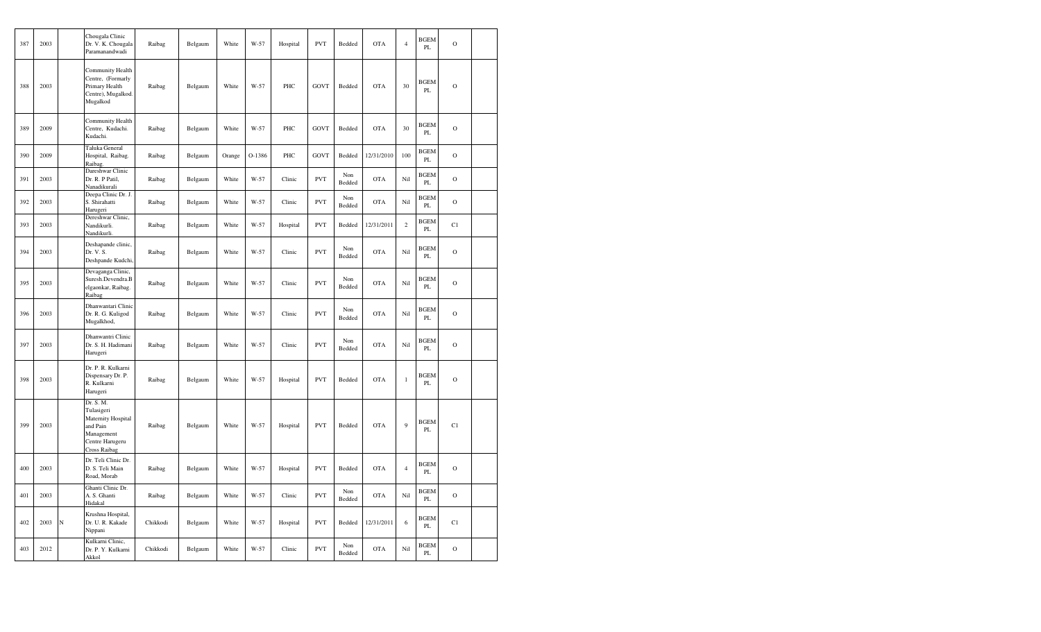| 387 | 2003 | | Chougala Clinic Dr. V. K. Chougala Paramanandwadi | Raibag | Belgaum | White | W-57 | Hospital | PVT | Bedded | OTA | 4 | BGEM PL | O | |
|---|---|---|---|---|---|---|---|---|---|---|---|---|---|---|---|
| 388 | 2003 | | Community Health Centre, (Formarly Primary Health Centre), Mugalkod. Mugalkod | Raibag | Belgaum | White | W-57 | PHC | GOVT | Bedded | OTA | 30 | BGEM PL | O | |
| 389 | 2009 | | Community Health Centre, Kudachi. Kudachi. | Raibag | Belgaum | White | W-57 | PHC | GOVT | Bedded | OTA | 30 | BGEM PL | O | |
| 390 | 2009 | | Taluka General Hospital, Raibag. Raibag. | Raibag | Belgaum | Orange | O-1386 | PHC | GOVT | Bedded | 12/31/2010 | 100 | BGEM PL | O | |
| 391 | 2003 | | Dareshwar Clinic Dr. R. P Patil, Nanadikurali | Raibag | Belgaum | White | W-57 | Clinic | PVT | Non Bedded | OTA | Nil | BGEM PL | O | |
| 392 | 2003 | | Deepa Clinic Dr. J. S. Shirahatti Harugeri | Raibag | Belgaum | White | W-57 | Clinic | PVT | Non Bedded | OTA | Nil | BGEM PL | O | |
| 393 | 2003 | | Dereshwar Clinic, Nandikurli. Nandikurli. | Raibag | Belgaum | White | W-57 | Hospital | PVT | Bedded | 12/31/2011 | 2 | BGEM PL | C1 | |
| 394 | 2003 | | Deshapande clinic, Dr. V. S. Deshpande Kudchi, | Raibag | Belgaum | White | W-57 | Clinic | PVT | Non Bedded | OTA | Nil | BGEM PL | O | |
| 395 | 2003 | | Devaganga Clinic, Suresh.Devendra.B elgaonkar, Raibag. Raibag | Raibag | Belgaum | White | W-57 | Clinic | PVT | Non Bedded | OTA | Nil | BGEM PL | O | |
| 396 | 2003 | | Dhanwantari Clinic Dr. R. G. Kuligod Mugalkhod, | Raibag | Belgaum | White | W-57 | Clinic | PVT | Non Bedded | OTA | Nil | BGEM PL | O | |
| 397 | 2003 | | Dhanwantri Clinic Dr. S. H. Hadimani Harugeri | Raibag | Belgaum | White | W-57 | Clinic | PVT | Non Bedded | OTA | Nil | BGEM PL | O | |
| 398 | 2003 | | Dr. P. R. Kulkarni Dispensary Dr. P. R. Kulkarni Harugeri | Raibag | Belgaum | White | W-57 | Hospital | PVT | Bedded | OTA | 1 | BGEM PL | O | |
| 399 | 2003 | | Dr. S. M. Tulasigeri Maternity Hospital and Pain Management Centre Harugeru Cross Raibag | Raibag | Belgaum | White | W-57 | Hospital | PVT | Bedded | OTA | 9 | BGEM PL | C1 | |
| 400 | 2003 | | Dr. Teli Clinic Dr. D. S. Teli Main Road, Morab | Raibag | Belgaum | White | W-57 | Hospital | PVT | Bedded | OTA | 4 | BGEM PL | O | |
| 401 | 2003 | | Ghanti Clinic Dr. A. S. Ghanti Hidakal | Raibag | Belgaum | White | W-57 | Clinic | PVT | Non Bedded | OTA | Nil | BGEM PL | O | |
| 402 | 2003 | N | Krushna Hospital, Dr. U. R. Kakade Nippani | Chikkodi | Belgaum | White | W-57 | Hospital | PVT | Bedded | 12/31/2011 | 6 | BGEM PL | C1 | |
| 403 | 2012 | | Kulkarni Clinic, Dr. P. Y. Kulkarni Akkol | Chikkodi | Belgaum | White | W-57 | Clinic | PVT | Non Bedded | OTA | Nil | BGEM PL | O | |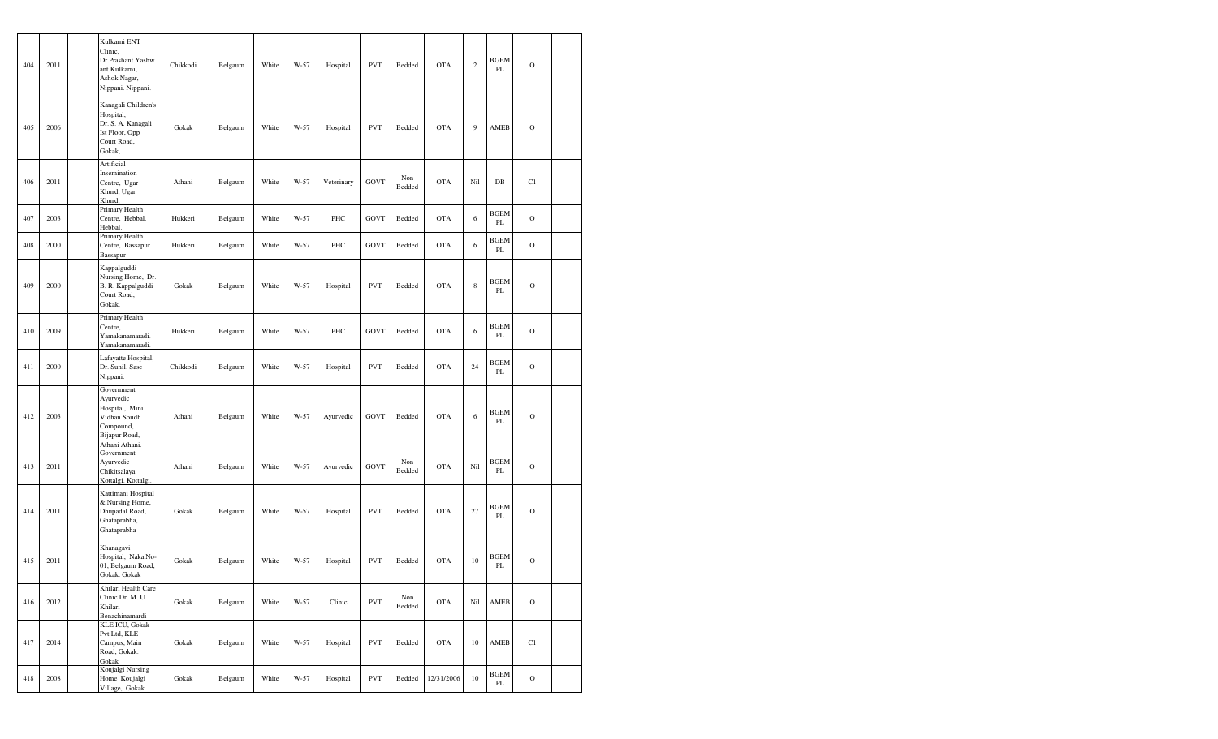| 404 | 2011 | | Kulkarni ENT Clinic, Dr.Prashant.Yashwant.Kulkarni, Ashok Nagar, Nippani. Nippani. | Chikkodi | Belgaum | White | W-57 | Hospital | PVT | Bedded | OTA | 2 | BGEMPL | O | |
|---|---|---|---|---|---|---|---|---|---|---|---|---|---|---|---|
| 405 | 2006 | | Kanagali Children's Hospital, Dr. S. A. Kanagali Ist Floor, Opp Court Road, Gokak, | Gokak | Belgaum | White | W-57 | Hospital | PVT | Bedded | OTA | 9 | AMEB | O | |
| 406 | 2011 | | Artificial Insemination Centre, Ugar Khurd, Ugar Khurd, | Athani | Belgaum | White | W-57 | Veterinary | GOVT | Non Bedded | OTA | Nil | DB | C1 | |
| 407 | 2003 | | Primary Health Centre, Hebbal. Hebbal. | Hukkeri | Belgaum | White | W-57 | PHC | GOVT | Bedded | OTA | 6 | BGEMPL | O | |
| 408 | 2000 | | Primary Health Centre, Bassapur Bassapur | Hukkeri | Belgaum | White | W-57 | PHC | GOVT | Bedded | OTA | 6 | BGEMPL | O | |
| 409 | 2000 | | Kappalguddi Nursing Home, Dr. B. R. Kappalguddi Court Road, Gokak. | Gokak | Belgaum | White | W-57 | Hospital | PVT | Bedded | OTA | 8 | BGEMPL | O | |
| 410 | 2009 | | Primary Health Centre, Yamakanamaradi. Yamakanamaradi. | Hukkeri | Belgaum | White | W-57 | PHC | GOVT | Bedded | OTA | 6 | BGEMPL | O | |
| 411 | 2000 | | Lafayatte Hospital, Dr. Sunil. Sase Nippani. | Chikkodi | Belgaum | White | W-57 | Hospital | PVT | Bedded | OTA | 24 | BGEMPL | O | |
| 412 | 2003 | | Government Ayurvedic Hospital, Mini Vidhan Soudh Compound, Bijapur Road, Athani Athani. | Athani | Belgaum | White | W-57 | Ayurvedic | GOVT | Bedded | OTA | 6 | BGEMPL | O | |
| 413 | 2011 | | Government Ayurvedic Chikitsalaya Kottalgi. Kottalgi. | Athani | Belgaum | White | W-57 | Ayurvedic | GOVT | Non Bedded | OTA | Nil | BGEMPL | O | |
| 414 | 2011 | | Kattimani Hospital & Nursing Home, Dhupadal Road, Ghataprabha, Ghataprabha | Gokak | Belgaum | White | W-57 | Hospital | PVT | Bedded | OTA | 27 | BGEMPL | O | |
| 415 | 2011 | | Khanagavi Hospital, Naka No-01, Belgaum Road, Gokak. Gokak | Gokak | Belgaum | White | W-57 | Hospital | PVT | Bedded | OTA | 10 | BGEMPL | O | |
| 416 | 2012 | | Khilari Health Care Clinic Dr. M. U. Khilari Benachinamardi | Gokak | Belgaum | White | W-57 | Clinic | PVT | Non Bedded | OTA | Nil | AMEB | O | |
| 417 | 2014 | | KLE ICU, Gokak Pvt Ltd, KLE Campus, Main Road, Gokak. Gokak | Gokak | Belgaum | White | W-57 | Hospital | PVT | Bedded | OTA | 10 | AMEB | C1 | |
| 418 | 2008 | | Koujalgi Nursing Home Koujalgi Village, Gokak | Gokak | Belgaum | White | W-57 | Hospital | PVT | Bedded | 12/31/2006 | 10 | BGEMPL | O | |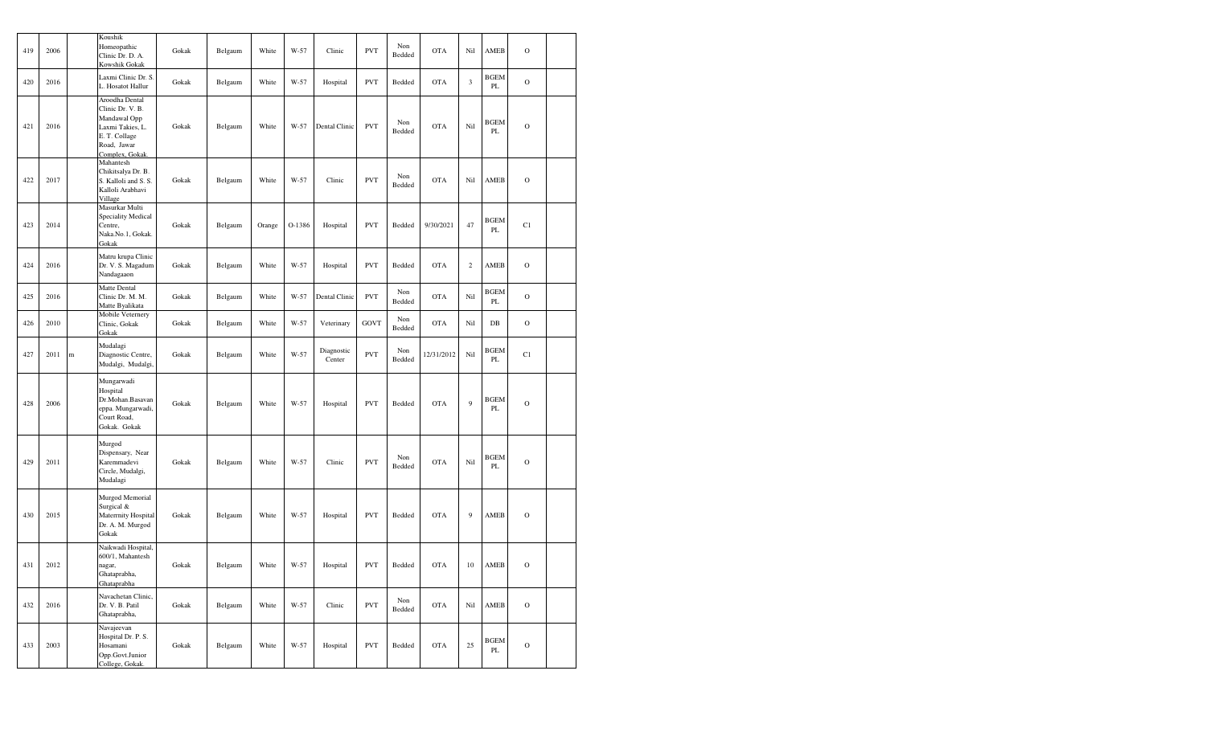| 419 | 2006 | | Koushik Homeopathic Clinic Dr. D. A. Kowshik Gokak | Gokak | Belgaum | White | W-57 | Clinic | PVT | Non Bedded | OTA | Nil | AMEB | O | |
|---|---|---|---|---|---|---|---|---|---|---|---|---|---|---|---|
| 420 | 2016 | | Laxmi Clinic Dr. S. L. Hosatot Hallur | Gokak | Belgaum | White | W-57 | Hospital | PVT | Bedded | OTA | 3 | BGEM PL | O | |
| 421 | 2016 | | Aroodha Dental Clinic Dr. V. B. Mandawal Opp Laxmi Takies, L. E. T. Collage Road, Jawar Complex, Gokak. | Gokak | Belgaum | White | W-57 | Dental Clinic | PVT | Non Bedded | OTA | Nil | BGEM PL | O | |
| 422 | 2017 | | Mahantesh Chikitsalya Dr. B. S. Kalloli and S. S. Kalloli Arabhavi Village | Gokak | Belgaum | White | W-57 | Clinic | PVT | Non Bedded | OTA | Nil | AMEB | O | |
| 423 | 2014 | | Masurkar Multi Speciality Medical Centre, Naka.No.1, Gokak. Gokak | Gokak | Belgaum | Orange | O-1386 | Hospital | PVT | Bedded | 9/30/2021 | 47 | BGEM PL | C1 | |
| 424 | 2016 | | Matru krupa Clinic Dr. V. S. Magadum Nandagaaon | Gokak | Belgaum | White | W-57 | Hospital | PVT | Bedded | OTA | 2 | AMEB | O | |
| 425 | 2016 | | Matte Dental Clinic Dr. M. M. Matte Byalikata | Gokak | Belgaum | White | W-57 | Dental Clinic | PVT | Non Bedded | OTA | Nil | BGEM PL | O | |
| 426 | 2010 | | Mobile Veternery Clinic, Gokak Gokak | Gokak | Belgaum | White | W-57 | Veterinary | GOVT | Non Bedded | OTA | Nil | DB | O | |
| 427 | 2011 | m | Mudalagi Diagnostic Centre, Mudalgi, Mudalgi, | Gokak | Belgaum | White | W-57 | Diagnostic Center | PVT | Non Bedded | 12/31/2012 | Nil | BGEM PL | C1 | |
| 428 | 2006 | | Mungarwadi Hospital Dr.Mohan.Basavan eppa. Mungarwadi, Court Road, Gokak. Gokak | Gokak | Belgaum | White | W-57 | Hospital | PVT | Bedded | OTA | 9 | BGEM PL | O | |
| 429 | 2011 | | Murgod Dispensary, Near Karemmadevi Circle, Mudalgi, Mudalagi | Gokak | Belgaum | White | W-57 | Clinic | PVT | Non Bedded | OTA | Nil | BGEM PL | O | |
| 430 | 2015 | | Murgod Memorial Surgical & Maternity Hospital Dr. A. M. Murgod Gokak | Gokak | Belgaum | White | W-57 | Hospital | PVT | Bedded | OTA | 9 | AMEB | O | |
| 431 | 2012 | | Naikwadi Hospital, 600/1, Mahantesh nagar, Ghataprabha, Ghataprabha | Gokak | Belgaum | White | W-57 | Hospital | PVT | Bedded | OTA | 10 | AMEB | O | |
| 432 | 2016 | | Navachetan Clinic, Dr. V. B. Patil Ghataprabha, | Gokak | Belgaum | White | W-57 | Clinic | PVT | Non Bedded | OTA | Nil | AMEB | O | |
| 433 | 2003 | | Navajeevan Hospital Dr. P. S. Hosamani Opp.Govt.Junior College, Gokak. | Gokak | Belgaum | White | W-57 | Hospital | PVT | Bedded | OTA | 25 | BGEM PL | O | |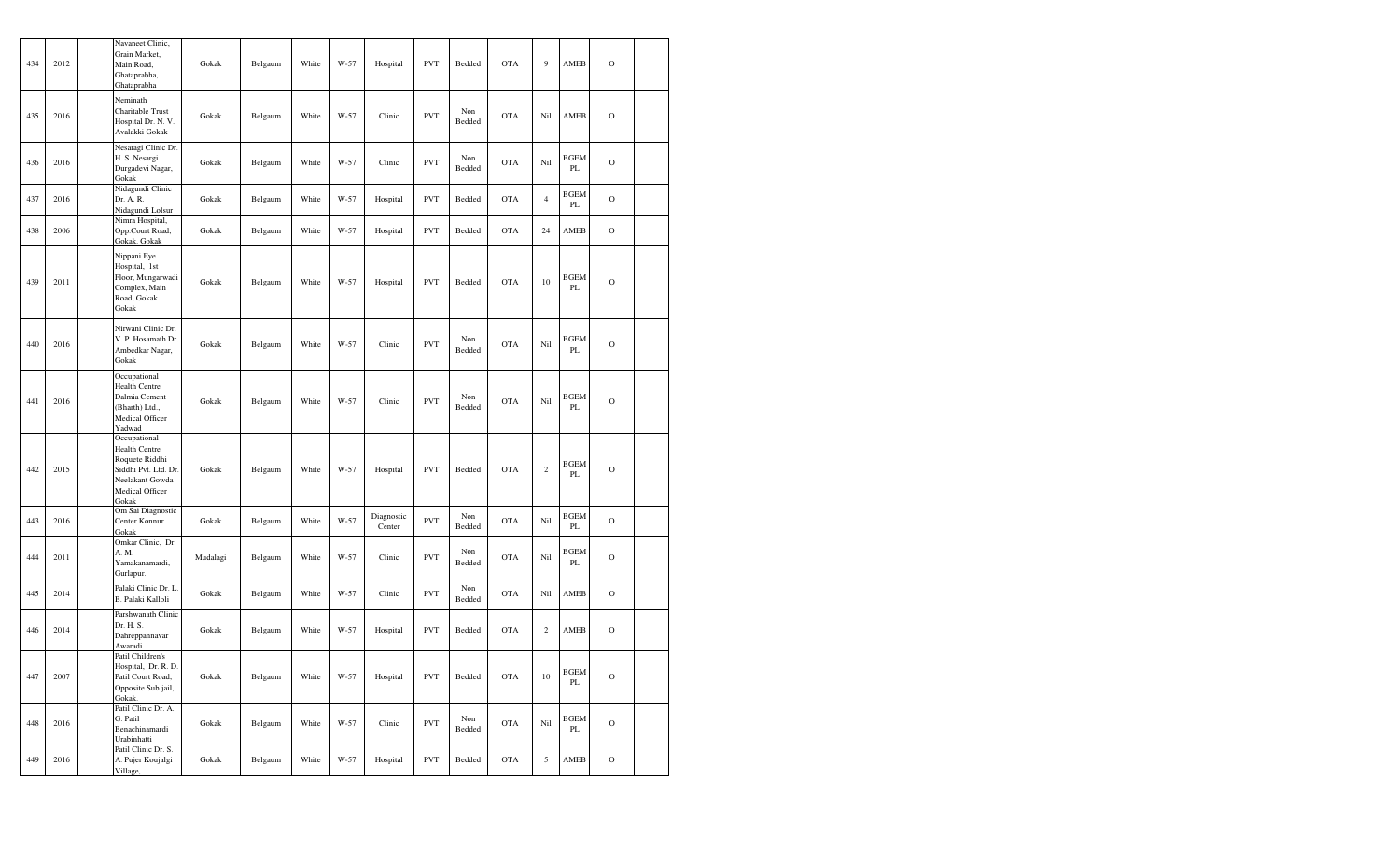| 434 | 2012 | | Navaneet Clinic, Grain Market, Main Road, Ghataprabha, Ghataprabha | Gokak | Belgaum | White | W-57 | Hospital | PVT | Bedded | OTA | 9 | AMEB | O | |
|---|---|---|---|---|---|---|---|---|---|---|---|---|---|---|---|
| 435 | 2016 | | Neminath Charitable Trust Hospital Dr. N. V. Avalakki Gokak | Gokak | Belgaum | White | W-57 | Clinic | PVT | Non Bedded | OTA | Nil | AMEB | O | |
| 436 | 2016 | | Nesaragi Clinic Dr. H. S. Nesargi Durgadevi Nagar, Gokak | Gokak | Belgaum | White | W-57 | Clinic | PVT | Non Bedded | OTA | Nil | BGEM PL | O | |
| 437 | 2016 | | Nidagundi Clinic Dr. A. R. Nidagundi Lolsur | Gokak | Belgaum | White | W-57 | Hospital | PVT | Bedded | OTA | 4 | BGEM PL | O | |
| 438 | 2006 | | Nimra Hospital, Opp.Court Road, Gokak. Gokak | Gokak | Belgaum | White | W-57 | Hospital | PVT | Bedded | OTA | 24 | AMEB | O | |
| 439 | 2011 | | Nippani Eye Hospital, 1st Floor, Mungarwadi Complex, Main Road, Gokak Gokak | Gokak | Belgaum | White | W-57 | Hospital | PVT | Bedded | OTA | 10 | BGEM PL | O | |
| 440 | 2016 | | Nirwani Clinic Dr. V. P. Hosamath Dr. Ambedkar Nagar, Gokak | Gokak | Belgaum | White | W-57 | Clinic | PVT | Non Bedded | OTA | Nil | BGEM PL | O | |
| 441 | 2016 | | Occupational Health Centre Dalmia Cement (Bharth) Ltd., Medical Officer Yadwad | Gokak | Belgaum | White | W-57 | Clinic | PVT | Non Bedded | OTA | Nil | BGEM PL | O | |
| 442 | 2015 | | Occupational Health Centre Roquete Riddhi Siddhi Pvt. Ltd. Dr. Neelakant Gowda Medical Officer Gokak | Gokak | Belgaum | White | W-57 | Hospital | PVT | Bedded | OTA | 2 | BGEM PL | O | |
| 443 | 2016 | | Om Sai Diagnostic Center Konnur Gokak | Gokak | Belgaum | White | W-57 | Diagnostic Center | PVT | Non Bedded | OTA | Nil | BGEM PL | O | |
| 444 | 2011 | | Omkar Clinic, Dr. A. M. Yamakanamardi, Gurlapur. | Mudalagi | Belgaum | White | W-57 | Clinic | PVT | Non Bedded | OTA | Nil | BGEM PL | O | |
| 445 | 2014 | | Palaki Clinic Dr. L. B. Palaki Kalloli | Gokak | Belgaum | White | W-57 | Clinic | PVT | Non Bedded | OTA | Nil | AMEB | O | |
| 446 | 2014 | | Parshwanath Clinic Dr. H. S. Dahreppannavar Awaradi | Gokak | Belgaum | White | W-57 | Hospital | PVT | Bedded | OTA | 2 | AMEB | O | |
| 447 | 2007 | | Patil Children's Hospital, Dr. R. D. Patil Court Road, Opposite Sub jail, Gokak. | Gokak | Belgaum | White | W-57 | Hospital | PVT | Bedded | OTA | 10 | BGEM PL | O | |
| 448 | 2016 | | Patil Clinic Dr. A. G. Patil Benachinamardi Urabinhatti | Gokak | Belgaum | White | W-57 | Clinic | PVT | Non Bedded | OTA | Nil | BGEM PL | O | |
| 449 | 2016 | | Patil Clinic Dr. S. A. Pujer Koujalgi Village, | Gokak | Belgaum | White | W-57 | Hospital | PVT | Bedded | OTA | 5 | AMEB | O | |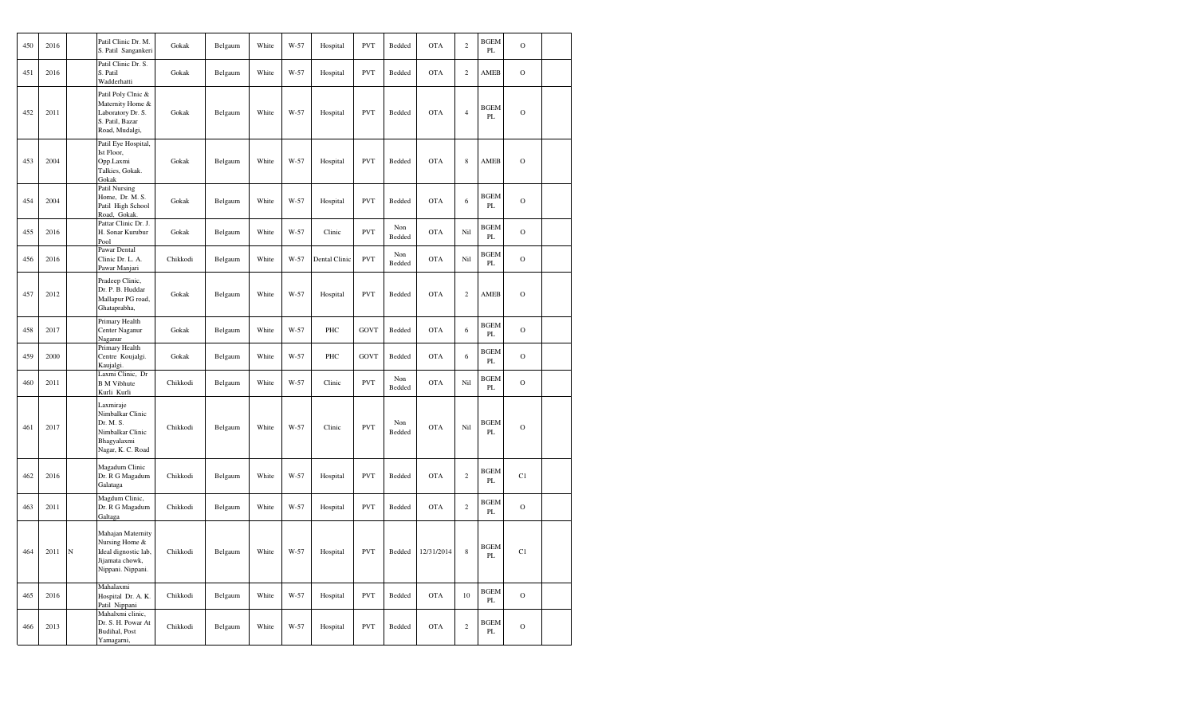| | | | | | | | | | | | | | | | |
|---|---|---|---|---|---|---|---|---|---|---|---|---|---|---|---|
| 450 | 2016 | | Patil Clinic Dr. M. S. Patil Sangankeri | Gokak | Belgaum | White | W-57 | Hospital | PVT | Bedded | OTA | 2 | BGEM PL | O | |
| 451 | 2016 | | Patil Clinic Dr. S. S. Patil Wadderhatti | Gokak | Belgaum | White | W-57 | Hospital | PVT | Bedded | OTA | 2 | AMEB | O | |
| 452 | 2011 | | Patil Poly Clnic & Maternity Home & Laboratory Dr. S. S. Patil, Bazar Road, Mudalgi, | Gokak | Belgaum | White | W-57 | Hospital | PVT | Bedded | OTA | 4 | BGEM PL | O | |
| 453 | 2004 | | Patil Eye Hospital, Ist Floor, Opp.Laxmi Talkies, Gokak. Gokak | Gokak | Belgaum | White | W-57 | Hospital | PVT | Bedded | OTA | 8 | AMEB | O | |
| 454 | 2004 | | Patil Nursing Home, Dr. M. S. Patil High School Road, Gokak. | Gokak | Belgaum | White | W-57 | Hospital | PVT | Bedded | OTA | 6 | BGEM PL | O | |
| 455 | 2016 | | Pattar Clinic Dr. J. H. Sonar Kurubur Pool | Gokak | Belgaum | White | W-57 | Clinic | PVT | Non Bedded | OTA | Nil | BGEM PL | O | |
| 456 | 2016 | | Pawar Dental Clinic Dr. L. A. Pawar Manjari | Chikkodi | Belgaum | White | W-57 | Dental Clinic | PVT | Non Bedded | OTA | Nil | BGEM PL | O | |
| 457 | 2012 | | Pradeep Clinic, Dr. P. B. Huddar Mallapur PG road, Ghataprabha, | Gokak | Belgaum | White | W-57 | Hospital | PVT | Bedded | OTA | 2 | AMEB | O | |
| 458 | 2017 | | Primary Health Center Naganur Naganur | Gokak | Belgaum | White | W-57 | PHC | GOVT | Bedded | OTA | 6 | BGEM PL | O | |
| 459 | 2000 | | Primary Health Centre Koujalgi. Kaujalgi. | Gokak | Belgaum | White | W-57 | PHC | GOVT | Bedded | OTA | 6 | BGEM PL | O | |
| 460 | 2011 | | Laxmi Clinic, Dr B M Vibhute Kurli Kurli | Chikkodi | Belgaum | White | W-57 | Clinic | PVT | Non Bedded | OTA | Nil | BGEM PL | O | |
| 461 | 2017 | | Laxmiraje Nimbalkar Clinic Dr. M. S. Nimbalkar Clinic Bhagyalaxmi Nagar, K. C. Road | Chikkodi | Belgaum | White | W-57 | Clinic | PVT | Non Bedded | OTA | Nil | BGEM PL | O | |
| 462 | 2016 | | Magadum Clinic Dr. R G Magadum Galataga | Chikkodi | Belgaum | White | W-57 | Hospital | PVT | Bedded | OTA | 2 | BGEM PL | C1 | |
| 463 | 2011 | | Magdum Clinic, Dr. R G Magadum Galtaga | Chikkodi | Belgaum | White | W-57 | Hospital | PVT | Bedded | OTA | 2 | BGEM PL | O | |
| 464 | 2011 | N | Mahajan Maternity Nursing Home & Ideal dignostic lab, Jijamata chowk, Nippani. Nippani. | Chikkodi | Belgaum | White | W-57 | Hospital | PVT | Bedded | 12/31/2014 | 8 | BGEM PL | C1 | |
| 465 | 2016 | | Mahalaxmi Hospital Dr. A. K. Patil Nippani | Chikkodi | Belgaum | White | W-57 | Hospital | PVT | Bedded | OTA | 10 | BGEM PL | O | |
| 466 | 2013 | | Mahalxmi clinic, Dr. S. H. Powar At Budihal, Post Yamagarni, | Chikkodi | Belgaum | White | W-57 | Hospital | PVT | Bedded | OTA | 2 | BGEM PL | O | |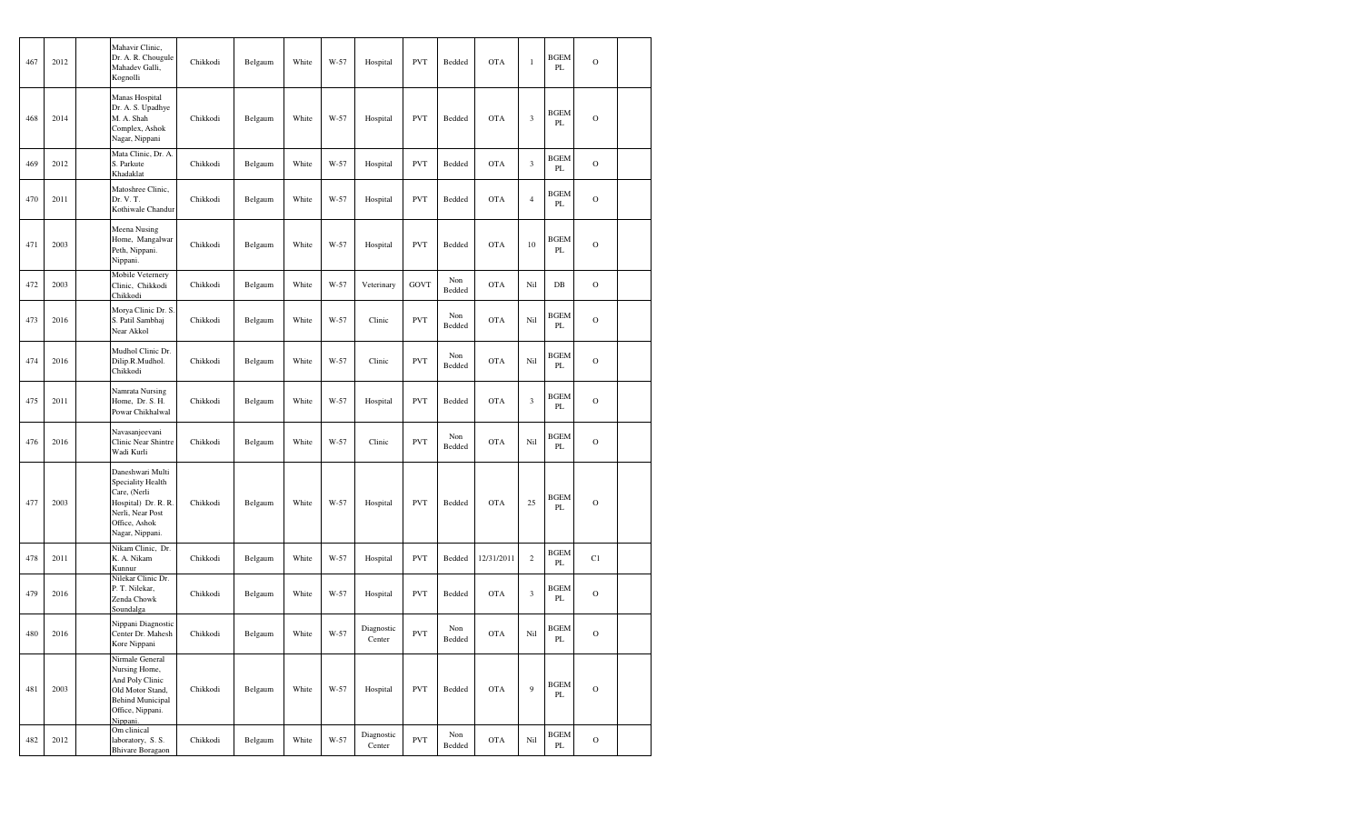| 467 | 2012 | | Mahavir Clinic, Dr. A. R. Chougule Mahadev Galli, Kognolli | Chikkodi | Belgaum | White | W-57 | Hospital | PVT | Bedded | OTA | 1 | BGEM PL | O | |
|---|---|---|---|---|---|---|---|---|---|---|---|---|---|---|---|
| 468 | 2014 | | Manas Hospital Dr. A. S. Upadhye M. A. Shah Complex, Ashok Nagar, Nippani | Chikkodi | Belgaum | White | W-57 | Hospital | PVT | Bedded | OTA | 3 | BGEM PL | O | |
| 469 | 2012 | | Mata Clinic, Dr. A. S. Parkute Khadaklat | Chikkodi | Belgaum | White | W-57 | Hospital | PVT | Bedded | OTA | 3 | BGEM PL | O | |
| 470 | 2011 | | Matoshree Clinic, Dr. V. T. Kothiwale Chandur | Chikkodi | Belgaum | White | W-57 | Hospital | PVT | Bedded | OTA | 4 | BGEM PL | O | |
| 471 | 2003 | | Meena Nusing Home, Mangalwar Peth, Nippani. Nippani. | Chikkodi | Belgaum | White | W-57 | Hospital | PVT | Bedded | OTA | 10 | BGEM PL | O | |
| 472 | 2003 | | Mobile Veternery Clinic, Chikkodi Chikkodi | Chikkodi | Belgaum | White | W-57 | Veterinary | GOVT | Non Bedded | OTA | Nil | DB | O | |
| 473 | 2016 | | Morya Clinic Dr. S. S. Patil Sambhaj Near Akkol | Chikkodi | Belgaum | White | W-57 | Clinic | PVT | Non Bedded | OTA | Nil | BGEM PL | O | |
| 474 | 2016 | | Mudhol Clinic Dr. Dilip.R.Mudhol. Chikkodi | Chikkodi | Belgaum | White | W-57 | Clinic | PVT | Non Bedded | OTA | Nil | BGEM PL | O | |
| 475 | 2011 | | Namrata Nursing Home, Dr. S. H. Powar Chikhalwal | Chikkodi | Belgaum | White | W-57 | Hospital | PVT | Bedded | OTA | 3 | BGEM PL | O | |
| 476 | 2016 | | Navasanjeevani Clinic Near Shintre Wadi Kurli | Chikkodi | Belgaum | White | W-57 | Clinic | PVT | Non Bedded | OTA | Nil | BGEM PL | O | |
| 477 | 2003 | | Daneshwari Multi Speciality Health Care, (Nerli Hospital) Dr. R. R. Nerli, Near Post Office, Ashok Nagar, Nippani. | Chikkodi | Belgaum | White | W-57 | Hospital | PVT | Bedded | OTA | 25 | BGEM PL | O | |
| 478 | 2011 | | Nikam Clinic, Dr. K. A. Nikam Kunnur | Chikkodi | Belgaum | White | W-57 | Hospital | PVT | Bedded | 12/31/2011 | 2 | BGEM PL | C1 | |
| 479 | 2016 | | Nilekar Clinic Dr. P. T. Nilekar, Zenda Chowk Soundalga | Chikkodi | Belgaum | White | W-57 | Hospital | PVT | Bedded | OTA | 3 | BGEM PL | O | |
| 480 | 2016 | | Nippani Diagnostic Center Dr. Mahesh Kore Nippani | Chikkodi | Belgaum | White | W-57 | Diagnostic Center | PVT | Non Bedded | OTA | Nil | BGEM PL | O | |
| 481 | 2003 | | Nirmale General Nursing Home, And Poly Clinic Old Motor Stand, Behind Municipal Office, Nippani. Nippani. | Chikkodi | Belgaum | White | W-57 | Hospital | PVT | Bedded | OTA | 9 | BGEM PL | O | |
| 482 | 2012 | | Om clinical laboratory, S. S. Bhivare Boragaon | Chikkodi | Belgaum | White | W-57 | Diagnostic Center | PVT | Non Bedded | OTA | Nil | BGEM PL | O | |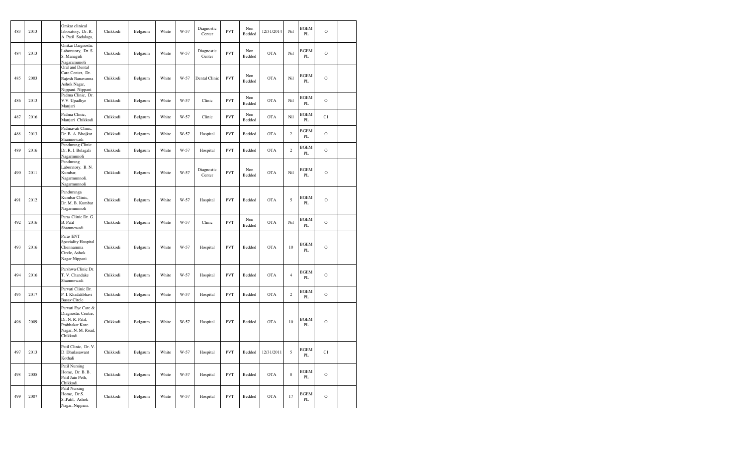| 483 | 2013 | | Omkar clinical laboratory, Dr. R. A. Patil Sadalaga, | Chikkodi | Belgaum | White | W-57 | Diagnostic Center | PVT | Non Bedded | 12/31/2014 | Nil | BGEM PL | O | |
|---|---|---|---|---|---|---|---|---|---|---|---|---|---|---|---|
| 484 | 2013 | | Omkar Daignostic Laboratory, Dr. S. S. Managuli Nagaramunoli | Chikkodi | Belgaum | White | W-57 | Diagnostic Center | PVT | Non Bedded | OTA | Nil | BGEM PL | O | |
| 485 | 2003 | | Oral and Dental Care Center, Dr. Rajesh Banavanna Ashok Nagar, Nippani. Nippani | Chikkodi | Belgaum | White | W-57 | Dental Clinic | PVT | Non Bedded | OTA | Nil | BGEM PL | O | |
| 486 | 2013 | | Padma Clinic, Dr. V.V. Upadhye Manjari | Chikkodi | Belgaum | White | W-57 | Clinic | PVT | Non Bedded | OTA | Nil | BGEM PL | O | |
| 487 | 2016 | | Padma Clinic, Manjari Chikkodi | Chikkodi | Belgaum | White | W-57 | Clinic | PVT | Non Bedded | OTA | Nil | BGEM PL | C1 | |
| 488 | 2013 | | Padmavati Clinic, Dr. B. A. Bhojkar Shamnewadi | Chikkodi | Belgaum | White | W-57 | Hospital | PVT | Bedded | OTA | 2 | BGEM PL | O | |
| 489 | 2016 | | Pandurang Clinic Dr. R. I. Belagali Nagarmunoli | Chikkodi | Belgaum | White | W-57 | Hospital | PVT | Bedded | OTA | 2 | BGEM PL | O | |
| 490 | 2011 | | Pandurang Laboratory, B. N. Kumbar, Nagarmunnoli. Nagarmunnoli | Chikkodi | Belgaum | White | W-57 | Diagnostic Center | PVT | Non Bedded | OTA | Nil | BGEM PL | O | |
| 491 | 2012 | | Panduranga Kumbar Clinic, Dr. M. B. Kumbar Nagarmunnoli | Chikkodi | Belgaum | White | W-57 | Hospital | PVT | Bedded | OTA | 5 | BGEM PL | O | |
| 492 | 2016 | | Paras Clinic Dr. G. B. Patil Shamnewadi | Chikkodi | Belgaum | White | W-57 | Clinic | PVT | Non Bedded | OTA | Nil | BGEM PL | O | |
| 493 | 2016 | | Paras ENT Speciality Hospital Chennamma Circle, Ashok Nagar Nippani | Chikkodi | Belgaum | White | W-57 | Hospital | PVT | Bedded | OTA | 10 | BGEM PL | O | |
| 494 | 2016 | | Parshwa Clinic Dr. T. V. Chandake Shamnewadi | Chikkodi | Belgaum | White | W-57 | Hospital | PVT | Bedded | OTA | 4 | BGEM PL | O | |
| 495 | 2017 | | Parvati Clinic Dr. P. I. Khadakbhavi Basav Circle | Chikkodi | Belgaum | White | W-57 | Hospital | PVT | Bedded | OTA | 2 | BGEM PL | O | |
| 496 | 2009 | | Parvati Eye Care & Diagnostic Centre, Dr. N. R. Patil, Prabhakar Kore Nagar, N. M. Road, Chikkodi | Chikkodi | Belgaum | White | W-57 | Hospital | PVT | Bedded | OTA | 10 | BGEM PL | O | |
| 497 | 2013 | | Patil Clinic, Dr. V. D. Dhulasawant Kothali | Chikkodi | Belgaum | White | W-57 | Hospital | PVT | Bedded | 12/31/2011 | 5 | BGEM PL | C1 | |
| 498 | 2005 | | Patil Nursing Home, Dr. B. B. Patil Jain Peth, Chikkodi. | Chikkodi | Belgaum | White | W-57 | Hospital | PVT | Bedded | OTA | 8 | BGEM PL | O | |
| 499 | 2007 | | Patil Nursing Home, Dr.S. S..Patil, Ashok Nagar, Nippani. | Chikkodi | Belgaum | White | W-57 | Hospital | PVT | Bedded | OTA | 17 | BGEM PL | O | |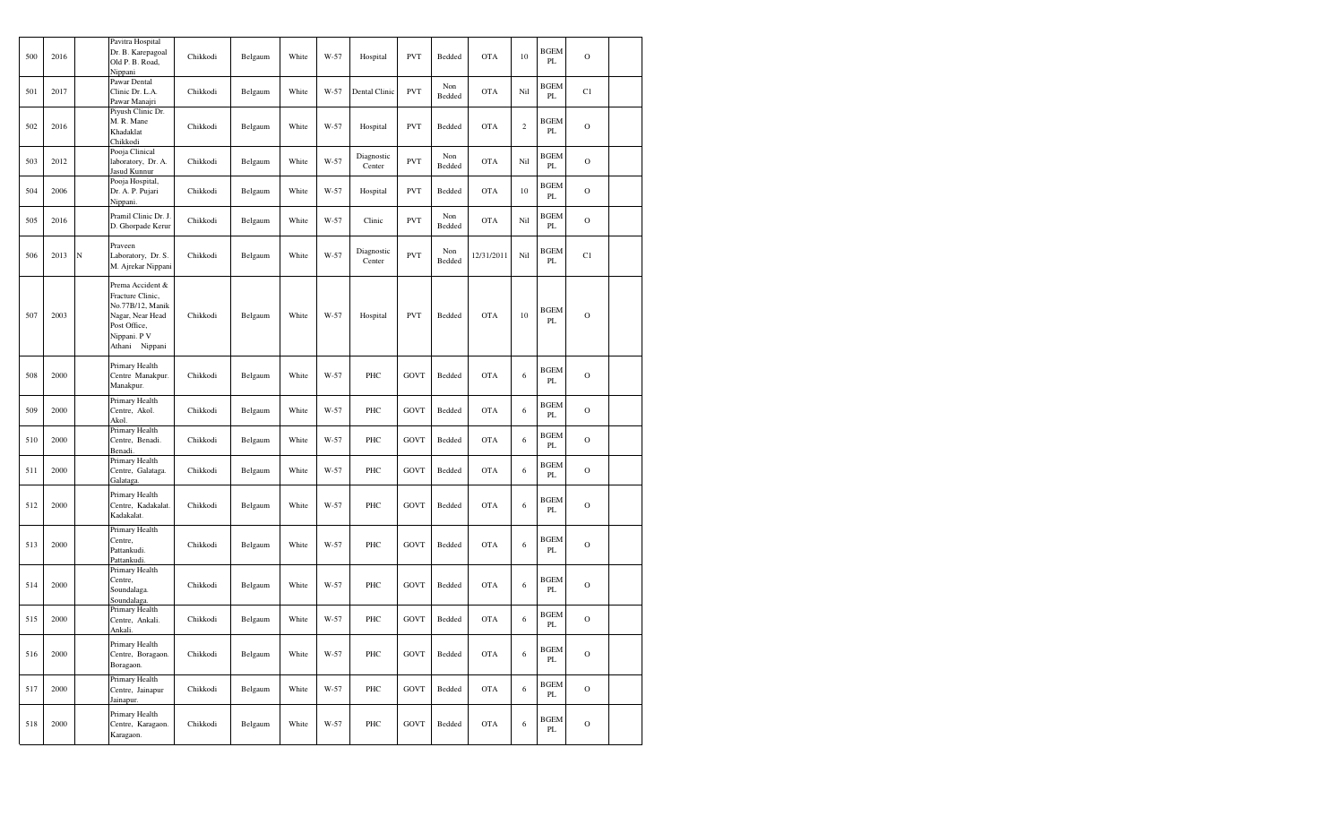| 500 | 2016 | | Pavitra Hospital Dr. B. Karepagoal Old P. B. Road, Nippani | Chikkodi | Belgaum | White | W-57 | Hospital | PVT | Bedded | OTA | 10 | BGEM PL | O | |
|---|---|---|---|---|---|---|---|---|---|---|---|---|---|---|---|
| 501 | 2017 | | Pawar Dental Clinic Dr. L.A. Pawar Manajri | Chikkodi | Belgaum | White | W-57 | Dental Clinic | PVT | Non Bedded | OTA | Nil | BGEM PL | C1 | |
| 502 | 2016 | | Piyush Clinic Dr. M. R. Mane Khadaklat Chikkodi | Chikkodi | Belgaum | White | W-57 | Hospital | PVT | Bedded | OTA | 2 | BGEM PL | O | |
| 503 | 2012 | | Pooja Clinical laboratory, Dr. A. Jasud Kunnur | Chikkodi | Belgaum | White | W-57 | Diagnostic Center | PVT | Non Bedded | OTA | Nil | BGEM PL | O | |
| 504 | 2006 | | Pooja Hospital, Dr. A. P. Pujari Nippani. | Chikkodi | Belgaum | White | W-57 | Hospital | PVT | Bedded | OTA | 10 | BGEM PL | O | |
| 505 | 2016 | | Pramil Clinic Dr. J. D. Ghorpade Kerur | Chikkodi | Belgaum | White | W-57 | Clinic | PVT | Non Bedded | OTA | Nil | BGEM PL | O | |
| 506 | 2013 | N | Praveen Laboratory, Dr. S. M. Ajrekar Nippani | Chikkodi | Belgaum | White | W-57 | Diagnostic Center | PVT | Non Bedded | 12/31/2011 | Nil | BGEM PL | C1 | |
| 507 | 2003 | | Prema Accident & Fracture Clinic, No.77B/12, Manik Nagar, Near Head Post Office, Nippani. P V Athani Nippani | Chikkodi | Belgaum | White | W-57 | Hospital | PVT | Bedded | OTA | 10 | BGEM PL | O | |
| 508 | 2000 | | Primary Health Centre Manakpur. Manakpur. | Chikkodi | Belgaum | White | W-57 | PHC | GOVT | Bedded | OTA | 6 | BGEM PL | O | |
| 509 | 2000 | | Primary Health Centre, Akol. Akol. | Chikkodi | Belgaum | White | W-57 | PHC | GOVT | Bedded | OTA | 6 | BGEM PL | O | |
| 510 | 2000 | | Primary Health Centre, Benadi. Benadi. | Chikkodi | Belgaum | White | W-57 | PHC | GOVT | Bedded | OTA | 6 | BGEM PL | O | |
| 511 | 2000 | | Primary Health Centre, Galataga. Galataga. | Chikkodi | Belgaum | White | W-57 | PHC | GOVT | Bedded | OTA | 6 | BGEM PL | O | |
| 512 | 2000 | | Primary Health Centre, Kadakalat. Kadakalat. | Chikkodi | Belgaum | White | W-57 | PHC | GOVT | Bedded | OTA | 6 | BGEM PL | O | |
| 513 | 2000 | | Primary Health Centre, Pattankudi. Pattankudi. | Chikkodi | Belgaum | White | W-57 | PHC | GOVT | Bedded | OTA | 6 | BGEM PL | O | |
| 514 | 2000 | | Primary Health Centre, Soundalaga. Soundalaga. | Chikkodi | Belgaum | White | W-57 | PHC | GOVT | Bedded | OTA | 6 | BGEM PL | O | |
| 515 | 2000 | | Primary Health Centre, Ankali. Ankali. | Chikkodi | Belgaum | White | W-57 | PHC | GOVT | Bedded | OTA | 6 | BGEM PL | O | |
| 516 | 2000 | | Primary Health Centre, Boragaon. Boragaon. | Chikkodi | Belgaum | White | W-57 | PHC | GOVT | Bedded | OTA | 6 | BGEM PL | O | |
| 517 | 2000 | | Primary Health Centre, Jainapur Jainapur. | Chikkodi | Belgaum | White | W-57 | PHC | GOVT | Bedded | OTA | 6 | BGEM PL | O | |
| 518 | 2000 | | Primary Health Centre, Karagaon. Karagaon. | Chikkodi | Belgaum | White | W-57 | PHC | GOVT | Bedded | OTA | 6 | BGEM PL | O | |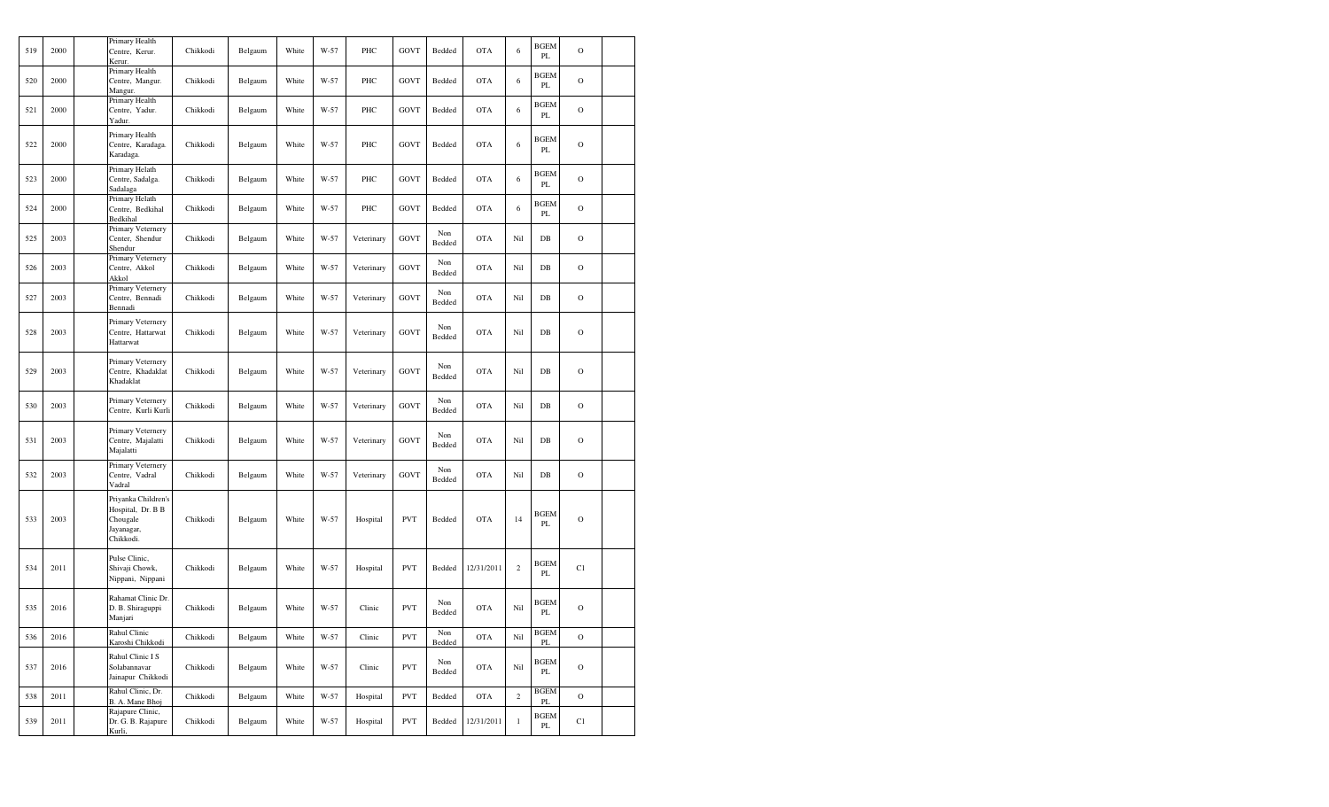| 519 | 2000 | | Primary Health Centre, Kerur. Kerur. | Chikkodi | Belgaum | White | W-57 | PHC | GOVT | Bedded | OTA | 6 | BGEM PL | O | |
|---|---|---|---|---|---|---|---|---|---|---|---|---|---|---|---|
| 520 | 2000 | | Primary Health Centre, Mangur. Mangur. | Chikkodi | Belgaum | White | W-57 | PHC | GOVT | Bedded | OTA | 6 | BGEM PL | O | |
| 521 | 2000 | | Primary Health Centre, Yadur. Yadur. | Chikkodi | Belgaum | White | W-57 | PHC | GOVT | Bedded | OTA | 6 | BGEM PL | O | |
| 522 | 2000 | | Primary Health Centre, Karadaga. Karadaga. | Chikkodi | Belgaum | White | W-57 | PHC | GOVT | Bedded | OTA | 6 | BGEM PL | O | |
| 523 | 2000 | | Primary Helath Centre, Sadalga. Sadalaga | Chikkodi | Belgaum | White | W-57 | PHC | GOVT | Bedded | OTA | 6 | BGEM PL | O | |
| 524 | 2000 | | Primary Helath Centre, Bedkihal Bedkihal | Chikkodi | Belgaum | White | W-57 | PHC | GOVT | Bedded | OTA | 6 | BGEM PL | O | |
| 525 | 2003 | | Primary Veternery Center, Shendur Shendur | Chikkodi | Belgaum | White | W-57 | Veterinary | GOVT | Non Bedded | OTA | Nil | DB | O | |
| 526 | 2003 | | Primary Veternery Centre, Akkol Akkol | Chikkodi | Belgaum | White | W-57 | Veterinary | GOVT | Non Bedded | OTA | Nil | DB | O | |
| 527 | 2003 | | Primary Veternery Centre, Bennadi Bennadi | Chikkodi | Belgaum | White | W-57 | Veterinary | GOVT | Non Bedded | OTA | Nil | DB | O | |
| 528 | 2003 | | Primary Veternery Centre, Hattarwat Hattarwat | Chikkodi | Belgaum | White | W-57 | Veterinary | GOVT | Non Bedded | OTA | Nil | DB | O | |
| 529 | 2003 | | Primary Veternery Centre, Khadaklat Khadaklat | Chikkodi | Belgaum | White | W-57 | Veterinary | GOVT | Non Bedded | OTA | Nil | DB | O | |
| 530 | 2003 | | Primary Veternery Centre, Kurli Kurli | Chikkodi | Belgaum | White | W-57 | Veterinary | GOVT | Non Bedded | OTA | Nil | DB | O | |
| 531 | 2003 | | Primary Veternery Centre, Majalatti Majalatti | Chikkodi | Belgaum | White | W-57 | Veterinary | GOVT | Non Bedded | OTA | Nil | DB | O | |
| 532 | 2003 | | Primary Veternery Centre, Vadral Vadral | Chikkodi | Belgaum | White | W-57 | Veterinary | GOVT | Non Bedded | OTA | Nil | DB | O | |
| 533 | 2003 | | Priyanka Children's Hospital, Dr. B B Chougale Jayanagar, Chikkodi. | Chikkodi | Belgaum | White | W-57 | Hospital | PVT | Bedded | OTA | 14 | BGEM PL | O | |
| 534 | 2011 | | Pulse Clinic, Shivaji Chowk, Nippani, Nippani | Chikkodi | Belgaum | White | W-57 | Hospital | PVT | Bedded | 12/31/2011 | 2 | BGEM PL | C1 | |
| 535 | 2016 | | Rahamat Clinic Dr. D. B. Shiraguppi Manjari | Chikkodi | Belgaum | White | W-57 | Clinic | PVT | Non Bedded | OTA | Nil | BGEM PL | O | |
| 536 | 2016 | | Rahul Clinic Karoshi Chikkodi | Chikkodi | Belgaum | White | W-57 | Clinic | PVT | Non Bedded | OTA | Nil | BGEM PL | O | |
| 537 | 2016 | | Rahul Clinic I S Solabannavar Jainapur Chikkodi | Chikkodi | Belgaum | White | W-57 | Clinic | PVT | Non Bedded | OTA | Nil | BGEM PL | O | |
| 538 | 2011 | | Rahul Clinic, Dr. B. A. Mane Bhoj | Chikkodi | Belgaum | White | W-57 | Hospital | PVT | Bedded | OTA | 2 | BGEM PL | O | |
| 539 | 2011 | | Rajapure Clinic, Dr. G. B. Rajapure Kurli, | Chikkodi | Belgaum | White | W-57 | Hospital | PVT | Bedded | 12/31/2011 | 1 | BGEM PL | C1 | |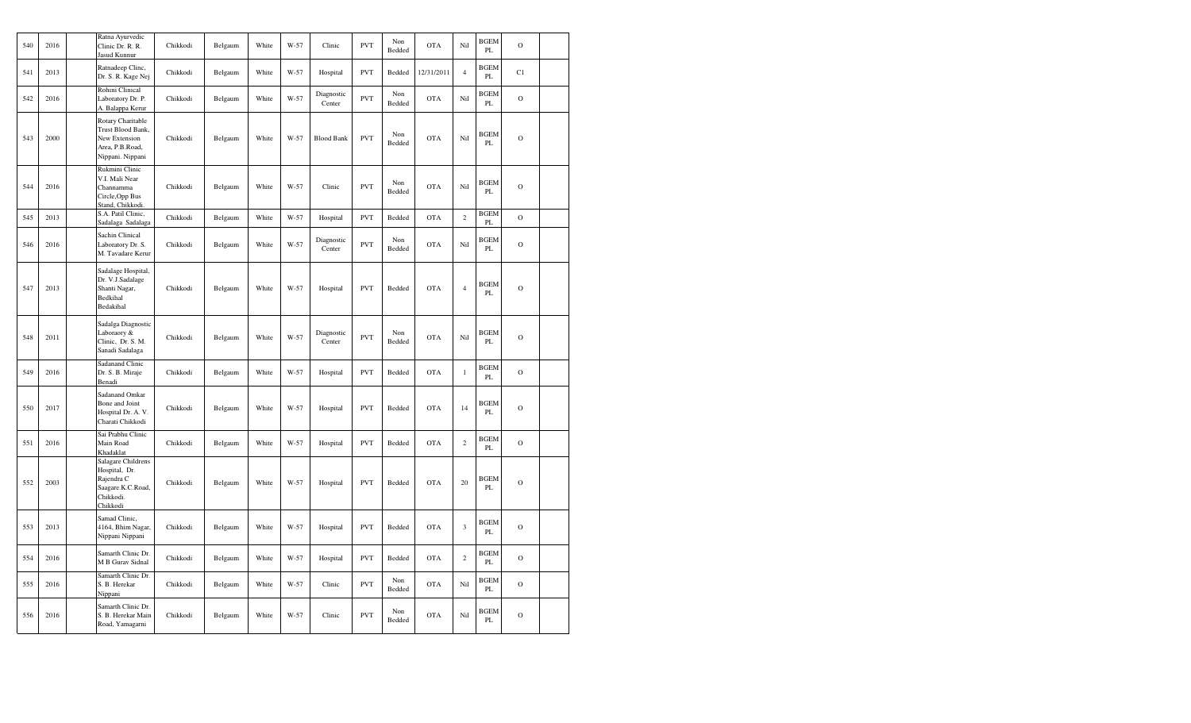| 540 | 2016 | | Ratna Ayurvedic Clinic Dr. R. R. Jasud Kunnur | Chikkodi | Belgaum | White | W-57 | Clinic | PVT | Non Bedded | OTA | Nil | BGEM PL | O | |
|---|---|---|---|---|---|---|---|---|---|---|---|---|---|---|---|
| 541 | 2013 | | Ratnadeep Clinc, Dr. S. R. Kage Nej | Chikkodi | Belgaum | White | W-57 | Hospital | PVT | Bedded | 12/31/2011 | 4 | BGEM PL | C1 | |
| 542 | 2016 | | Rohini Clinical Laboratory Dr. P. A. Balappa Kerur | Chikkodi | Belgaum | White | W-57 | Diagnostic Center | PVT | Non Bedded | OTA | Nil | BGEM PL | O | |
| 543 | 2000 | | Rotary Charitable Trust Blood Bank, New Extension Area, P.B.Road, Nippani. Nippani | Chikkodi | Belgaum | White | W-57 | Blood Bank | PVT | Non Bedded | OTA | Nil | BGEM PL | O | |
| 544 | 2016 | | Rukmini Clinic V.I. Mali Near Channamma Circle,Opp Bus Stand, Chikkodi. | Chikkodi | Belgaum | White | W-57 | Clinic | PVT | Non Bedded | OTA | Nil | BGEM PL | O | |
| 545 | 2013 | | S.A. Patil Clinic, Sadalaga Sadalaga | Chikkodi | Belgaum | White | W-57 | Hospital | PVT | Bedded | OTA | 2 | BGEM PL | O | |
| 546 | 2016 | | Sachin Clinical Laboratory Dr. S. M. Tavadare Kerur | Chikkodi | Belgaum | White | W-57 | Diagnostic Center | PVT | Non Bedded | OTA | Nil | BGEM PL | O | |
| 547 | 2013 | | Sadalage Hospital, Dr. V.J.Sadalage Shanti Nagar, Bedkihal Bedakihal | Chikkodi | Belgaum | White | W-57 | Hospital | PVT | Bedded | OTA | 4 | BGEM PL | O | |
| 548 | 2011 | | Sadalga Diagnostic Laboraory & Clinic, Dr. S. M. Sanadi Sadalaga | Chikkodi | Belgaum | White | W-57 | Diagnostic Center | PVT | Non Bedded | OTA | Nil | BGEM PL | O | |
| 549 | 2016 | | Sadanand Clinic Dr. S. B. Miraje Benadi | Chikkodi | Belgaum | White | W-57 | Hospital | PVT | Bedded | OTA | 1 | BGEM PL | O | |
| 550 | 2017 | | Sadanand Omkar Bone and Joint Hospital Dr. A. V. Charati Chikkodi | Chikkodi | Belgaum | White | W-57 | Hospital | PVT | Bedded | OTA | 14 | BGEM PL | O | |
| 551 | 2016 | | Sai Prabhu Clinic Main Road Khadaklat | Chikkodi | Belgaum | White | W-57 | Hospital | PVT | Bedded | OTA | 2 | BGEM PL | O | |
| 552 | 2003 | | Salagare Childrens Hospital, Dr. Rajendra C Saagare.K.C.Road, Chikkodi. Chikkodi | Chikkodi | Belgaum | White | W-57 | Hospital | PVT | Bedded | OTA | 20 | BGEM PL | O | |
| 553 | 2013 | | Samad Clinic, 4164, Bhim Nagar, Nippani Nippani | Chikkodi | Belgaum | White | W-57 | Hospital | PVT | Bedded | OTA | 3 | BGEM PL | O | |
| 554 | 2016 | | Samarth Clinic Dr. M B Gurav Sidnal | Chikkodi | Belgaum | White | W-57 | Hospital | PVT | Bedded | OTA | 2 | BGEM PL | O | |
| 555 | 2016 | | Samarth Clinic Dr. S. B. Herekar Nippani | Chikkodi | Belgaum | White | W-57 | Clinic | PVT | Non Bedded | OTA | Nil | BGEM PL | O | |
| 556 | 2016 | | Samarth Clinic Dr. S. B. Herekar Main Road, Yamagarni | Chikkodi | Belgaum | White | W-57 | Clinic | PVT | Non Bedded | OTA | Nil | BGEM PL | O | |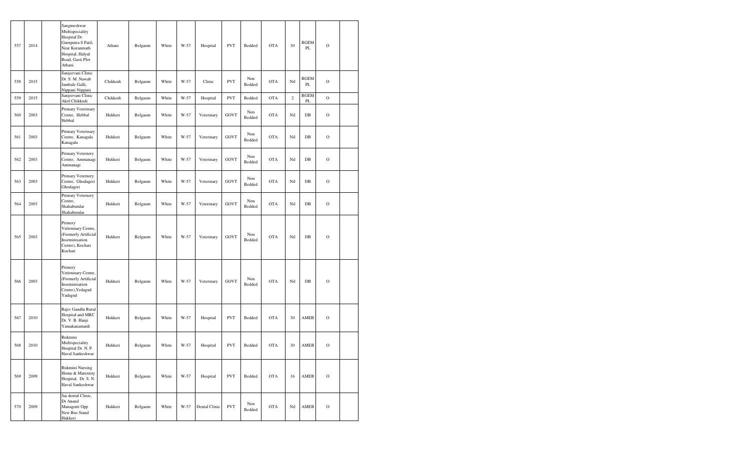| 557 | 2014 | | Sangmeshwar Multispeciality Hospital Dr. Guruputra S Patil, Near Koranmath Hospital, Halyal Road, Gasti Plot Athani. | Athani | Belgaum | White | W-57 | Hospital | PVT | Bedded | OTA | 30 | BGEM PL | O | |
|---|---|---|---|---|---|---|---|---|---|---|---|---|---|---|---|
| 558 | 2015 | | Sanjeevani Clinic Dr. S. M. Nawab Jambale Galli, Nippani Nippani | Chikkodi | Belgaum | White | W-57 | Clinic | PVT | Non Bedded | OTA | Nil | BGEM PL | O | |
| 559 | 2015 | | Sanjeevani Clinic Akol Chikkodi | Chikkodi | Belgaum | White | W-57 | Hospital | PVT | Bedded | OTA | 2 | BGEM PL | O | |
| 560 | 2003 | | Primary Veterinary Centre, Hebbal Hebbal | Hukkeri | Belgaum | White | W-57 | Veterinary | GOVT | Non Bedded | OTA | Nil | DB | O | |
| 561 | 2003 | | Primary Veterinary Centre, Kanagala Kanagala | Hukkeri | Belgaum | White | W-57 | Veterinary | GOVT | Non Bedded | OTA | Nil | DB | O | |
| 562 | 2003 | | Primary Veternery Centre, Ammanagi Ammanagi | Hukkeri | Belgaum | White | W-57 | Veterinary | GOVT | Non Bedded | OTA | Nil | DB | O | |
| 563 | 2003 | | Primary Veternery Centre, Ghodageri Ghodageri | Hukkeri | Belgaum | White | W-57 | Veterinary | GOVT | Non Bedded | OTA | Nil | DB | O | |
| 564 | 2003 | | Primary Veternery Centre, Shahabundar Shahabundar | Hukkeri | Belgaum | White | W-57 | Veterinary | GOVT | Non Bedded | OTA | Nil | DB | O | |
| 565 | 2003 | | Primery Vetirninary Centre, (Formerly Artificial Inseminisation Centre), Kochari Kochari | Hukkeri | Belgaum | White | W-57 | Veterinary | GOVT | Non Bedded | OTA | Nil | DB | O | |
| 566 | 2003 | | Primery Vetirninary Centre, (Formerly Artificial Inseminisation Centre),Yedagud Yadagud | Hukkeri | Belgaum | White | W-57 | Veterinary | GOVT | Non Bedded | OTA | Nil | DB | O | |
| 567 | 2010 | | Rajiv Gandhi Rural Hospital and MRC Dr. V. B. Hanji Yamakanamardi | Hukkeri | Belgaum | White | W-57 | Hospital | PVT | Bedded | OTA | 30 | AMEB | O | |
| 568 | 2010 | | Rukmini Multispeciality Hospital Dr. N. P. Haval Sankeshwar | Hukkeri | Belgaum | White | W-57 | Hospital | PVT | Bedded | OTA | 30 | AMEB | O | |
| 569 | 2009 | | Rukmini Nursing Home & Maternity Hospital, Dr. S. N. Haval Sankeshwar | Hukkeri | Belgaum | White | W-57 | Hospital | PVT | Bedded | OTA | 16 | AMEB | O | |
| 570 | 2009 | | Sai dental Clinic, Dr Anand Managutti Opp New Bus Stand Hukkeri | Hukkeri | Belgaum | White | W-57 | Dental Clinic | PVT | Non Bedded | OTA | Nil | AMEB | O | |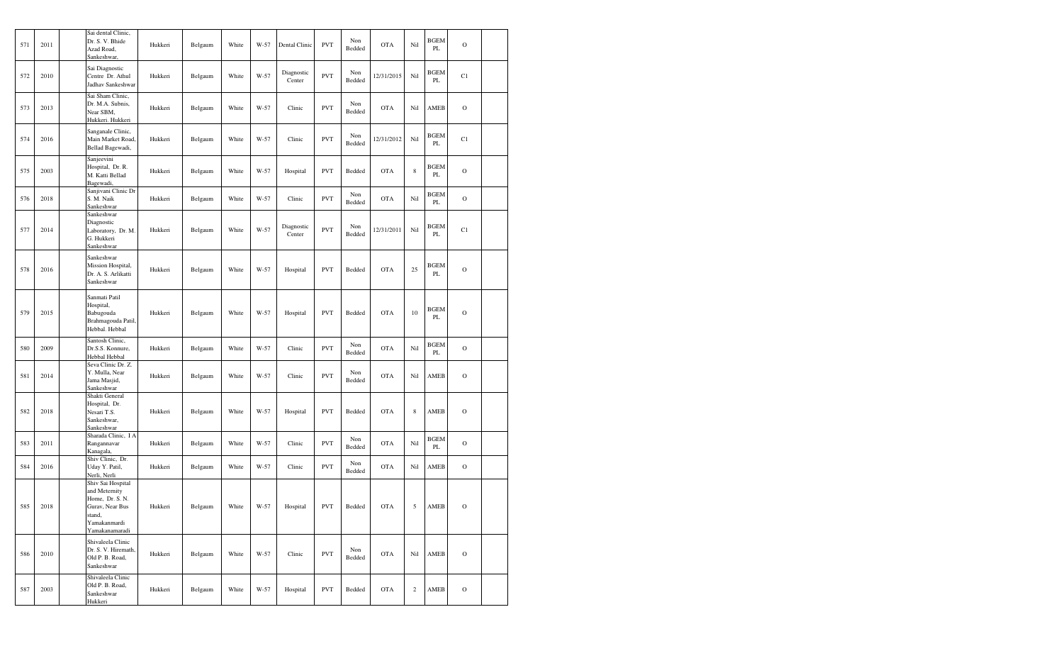| 571 | 2011 | | Sai dental Clinic, Dr. S. V. Bhide Azad Road, Sankeshwar, | Hukkeri | Belgaum | White | W-57 | Dental Clinic | PVT | Non Bedded | OTA | Nil | BGEM PL | O | |
|---|---|---|---|---|---|---|---|---|---|---|---|---|---|---|---|
| 572 | 2010 | | Sai Diagnostic Centre Dr. Athul Jadhav Sankeshwar | Hukkeri | Belgaum | White | W-57 | Diagnostic Center | PVT | Non Bedded | 12/31/2015 | Nil | BGEM PL | C1 | |
| 573 | 2013 | | Sai Sham Clinic, Dr. M.A. Subnis, Near SBM, Hukkeri. Hukkeri | Hukkeri | Belgaum | White | W-57 | Clinic | PVT | Non Bedded | OTA | Nil | AMEB | O | |
| 574 | 2016 | | Sanganale Clinic, Main Market Road, Bellad Bagewadi, | Hukkeri | Belgaum | White | W-57 | Clinic | PVT | Non Bedded | 12/31/2012 | Nil | BGEM PL | C1 | |
| 575 | 2003 | | Sanjeevini Hospital, Dr. R. M. Katti Bellad Bagewadi, | Hukkeri | Belgaum | White | W-57 | Hospital | PVT | Bedded | OTA | 8 | BGEM PL | O | |
| 576 | 2018 | | Sanjivani Clinic Dr S. M. Naik Sankeshwar | Hukkeri | Belgaum | White | W-57 | Clinic | PVT | Non Bedded | OTA | Nil | BGEM PL | O | |
| 577 | 2014 | | Sankeshwar Diagnostic Laboratory, Dr. M. G. Hukkeri Sankeshwar | Hukkeri | Belgaum | White | W-57 | Diagnostic Center | PVT | Non Bedded | 12/31/2011 | Nil | BGEM PL | C1 | |
| 578 | 2016 | | Sankeshwar Mission Hospital, Dr. A. S. Arlikatti Sankeshwar | Hukkeri | Belgaum | White | W-57 | Hospital | PVT | Bedded | OTA | 25 | BGEM PL | O | |
| 579 | 2015 | | Sanmati Patil Hospital, Babugouda Brahmagouda Patil, Hebbal. Hebbal | Hukkeri | Belgaum | White | W-57 | Hospital | PVT | Bedded | OTA | 10 | BGEM PL | O | |
| 580 | 2009 | | Santosh Clinic, Dr.S.S. Konnure, Hebbal Hebbal | Hukkeri | Belgaum | White | W-57 | Clinic | PVT | Non Bedded | OTA | Nil | BGEM PL | O | |
| 581 | 2014 | | Seva Clinic Dr. Z. Y. Mulla, Near Jama Masjid, Sankeshwar | Hukkeri | Belgaum | White | W-57 | Clinic | PVT | Non Bedded | OTA | Nil | AMEB | O | |
| 582 | 2018 | | Shakti General Hospital, Dr. Nesari T.S. Sankeshwar, Sankeshwar | Hukkeri | Belgaum | White | W-57 | Hospital | PVT | Bedded | OTA | 8 | AMEB | O | |
| 583 | 2011 | | Sharada Clinic, I A Rangannavar Kanagala, | Hukkeri | Belgaum | White | W-57 | Clinic | PVT | Non Bedded | OTA | Nil | BGEM PL | O | |
| 584 | 2016 | | Shiv Clinic, Dr. Uday Y. Patil, Nerli, Nerli | Hukkeri | Belgaum | White | W-57 | Clinic | PVT | Non Bedded | OTA | Nil | AMEB | O | |
| 585 | 2018 | | Shiv Sai Hospital and Meternity Home, Dr. S. N. Gurav, Near Bus stand, Yamakanmardi Yamakanamaradi | Hukkeri | Belgaum | White | W-57 | Hospital | PVT | Bedded | OTA | 5 | AMEB | O | |
| 586 | 2010 | | Shivaleela Clinic Dr. S. V. Hiremath, Old P. B. Road, Sankeshwar | Hukkeri | Belgaum | White | W-57 | Clinic | PVT | Non Bedded | OTA | Nil | AMEB | O | |
| 587 | 2003 | | Shivaleela Clinic Old P. B. Road, Sankeshwar Hukkeri | Hukkeri | Belgaum | White | W-57 | Hospital | PVT | Bedded | OTA | 2 | AMEB | O | |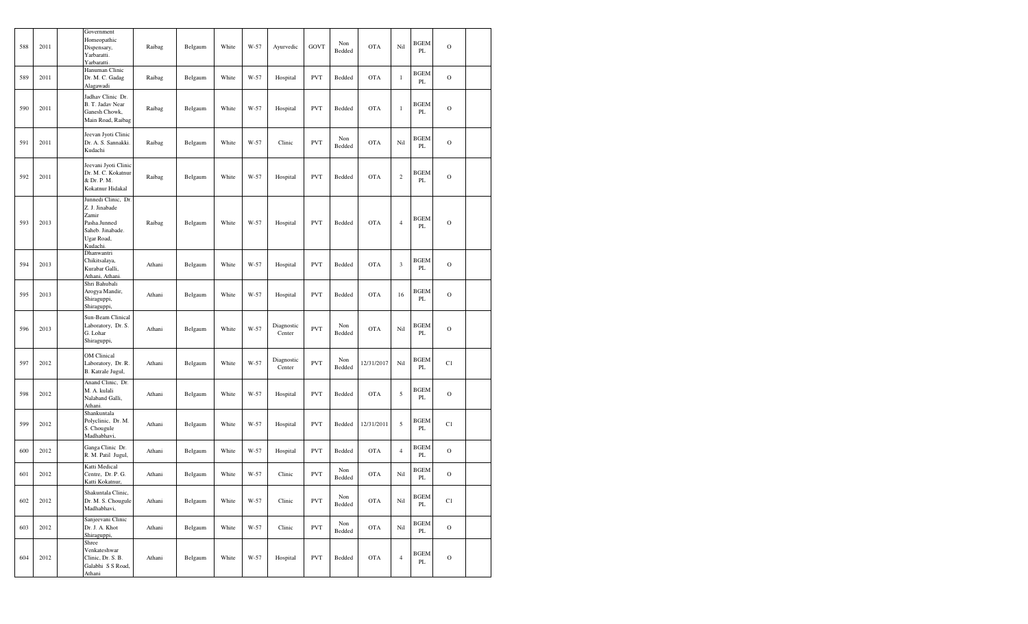| 588 | 2011 | | Government Homeopathic Dispensary, Yarbaratti. Yarbaratti. | Raibag | Belgaum | White | W-57 | Ayurvedic | GOVT | Non Bedded | OTA | Nil | BGEM PL | O | |
|---|---|---|---|---|---|---|---|---|---|---|---|---|---|---|---|
| 589 | 2011 | | Hanuman Clinic Dr. M. C. Gadag Alagawadi | Raibag | Belgaum | White | W-57 | Hospital | PVT | Bedded | OTA | 1 | BGEM PL | O | |
| 590 | 2011 | | Jadhav Clinic Dr. B. T. Jadav Near Ganesh Chowk, Main Road, Raibag | Raibag | Belgaum | White | W-57 | Hospital | PVT | Bedded | OTA | 1 | BGEM PL | O | |
| 591 | 2011 | | Jeevan Jyoti Clinic Dr. A. S. Sannakki. Kudachi | Raibag | Belgaum | White | W-57 | Clinic | PVT | Non Bedded | OTA | Nil | BGEM PL | O | |
| 592 | 2011 | | Jeevani Jyoti Clinic Dr. M. C. Kokatnur & Dr. P. M. Kokatnur Hidakal | Raibag | Belgaum | White | W-57 | Hospital | PVT | Bedded | OTA | 2 | BGEM PL | O | |
| 593 | 2013 | | Junnedi Clinic, Dr. Z. J. Jinabade Zamir Pasha.Junned Saheb. Jinabade. Ugar Road, Kudachi. | Raibag | Belgaum | White | W-57 | Hospital | PVT | Bedded | OTA | 4 | BGEM PL | O | |
| 594 | 2013 | | Dhanwantri Chikitsalaya, Kurabar Galli, Athani, Athani. | Athani | Belgaum | White | W-57 | Hospital | PVT | Bedded | OTA | 3 | BGEM PL | O | |
| 595 | 2013 | | Shri Bahubali Arogya Mandir, Shiraguppi, Shiraguppi, | Athani | Belgaum | White | W-57 | Hospital | PVT | Bedded | OTA | 16 | BGEM PL | O | |
| 596 | 2013 | | Sun-Beam Clinical Laboratory, Dr. S. G. Lohar Shiraguppi, | Athani | Belgaum | White | W-57 | Diagnostic Center | PVT | Non Bedded | OTA | Nil | BGEM PL | O | |
| 597 | 2012 | | OM Clinical Laboratory, Dr. R. B. Katrale Jugul, | Athani | Belgaum | White | W-57 | Diagnostic Center | PVT | Non Bedded | 12/31/2017 | Nil | BGEM PL | C1 | |
| 598 | 2012 | | Anand Clinic, Dr. M. A. kulali Nalaband Galli, Athani. | Athani | Belgaum | White | W-57 | Hospital | PVT | Bedded | OTA | 5 | BGEM PL | O | |
| 599 | 2012 | | Shankuntala Polyclinic, Dr. M. S. Chougule Madhabhavi, | Athani | Belgaum | White | W-57 | Hospital | PVT | Bedded | 12/31/2011 | 5 | BGEM PL | C1 | |
| 600 | 2012 | | Ganga Clinic Dr. R. M. Patil Jugul, | Athani | Belgaum | White | W-57 | Hospital | PVT | Bedded | OTA | 4 | BGEM PL | O | |
| 601 | 2012 | | Katti Medical Centre, Dr. P. G. Katti Kokatnur, | Athani | Belgaum | White | W-57 | Clinic | PVT | Non Bedded | OTA | Nil | BGEM PL | O | |
| 602 | 2012 | | Shakuntala Clinic, Dr. M. S. Chougule Madhabhavi, | Athani | Belgaum | White | W-57 | Clinic | PVT | Non Bedded | OTA | Nil | BGEM PL | C1 | |
| 603 | 2012 | | Sanjeevani Clinic Dr. J. A. Khot Shiraguppi, | Athani | Belgaum | White | W-57 | Clinic | PVT | Non Bedded | OTA | Nil | BGEM PL | O | |
| 604 | 2012 | | Shree Venkateshwar Clinic, Dr. S. B. Galabhi S S Road, Athani | Athani | Belgaum | White | W-57 | Hospital | PVT | Bedded | OTA | 4 | BGEM PL | O | |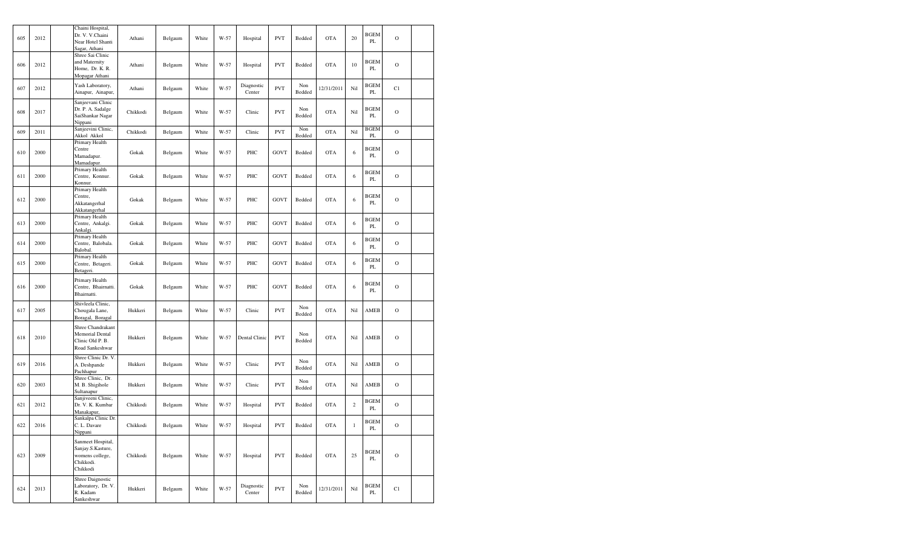| 605 | 2012 | | Chaini Hospital, Dr. V. V.Chaini Near Hotel Shanti Sagar, Athani | Athani | Belgaum | White | W-57 | Hospital | PVT | Bedded | OTA | 20 | BGEM PL | O | |
|---|---|---|---|---|---|---|---|---|---|---|---|---|---|---|---|
| 606 | 2012 | | Shree Sai Clinic and Maternity Home, Dr. K. R. Mopagar Athani | Athani | Belgaum | White | W-57 | Hospital | PVT | Bedded | OTA | 10 | BGEM PL | O | |
| 607 | 2012 | | Yash Laboratory, Ainapur, Ainapur, | Athani | Belgaum | White | W-57 | Diagnostic Center | PVT | Non Bedded | 12/31/2011 | Nil | BGEM PL | C1 | |
| 608 | 2017 | | Sanjeevani Clinic Dr. P. A. Sadalge SaiShankar Nagar Nippani | Chikkodi | Belgaum | White | W-57 | Clinic | PVT | Non Bedded | OTA | Nil | BGEM PL | O | |
| 609 | 2011 | | Sanjeevini Clinic, Akkol Akkol | Chikkodi | Belgaum | White | W-57 | Clinic | PVT | Non Bedded | OTA | Nil | BGEM PL | O | |
| 610 | 2000 | | Primary Health Centre Mamadapur. Mamadapur. | Gokak | Belgaum | White | W-57 | PHC | GOVT | Bedded | OTA | 6 | BGEM PL | O | |
| 611 | 2000 | | Primary Health Centre, Konnur. Konnur. | Gokak | Belgaum | White | W-57 | PHC | GOVT | Bedded | OTA | 6 | BGEM PL | O | |
| 612 | 2000 | | Primary Health Centre, Akkatangerhal Akkatangerhal | Gokak | Belgaum | White | W-57 | PHC | GOVT | Bedded | OTA | 6 | BGEM PL | O | |
| 613 | 2000 | | Primary Health Centre, Ankalgi. Ankalgi. | Gokak | Belgaum | White | W-57 | PHC | GOVT | Bedded | OTA | 6 | BGEM PL | O | |
| 614 | 2000 | | Primary Health Centre, Balobala. Balobal. | Gokak | Belgaum | White | W-57 | PHC | GOVT | Bedded | OTA | 6 | BGEM PL | O | |
| 615 | 2000 | | Primary Health Centre, Betageri. Betageri. | Gokak | Belgaum | White | W-57 | PHC | GOVT | Bedded | OTA | 6 | BGEM PL | O | |
| 616 | 2000 | | Primary Health Centre, Bhairnatti. Bhairnatti. | Gokak | Belgaum | White | W-57 | PHC | GOVT | Bedded | OTA | 6 | BGEM PL | O | |
| 617 | 2005 | | Shivleela Clinic, Chougala Lane, Boragal, Boragal | Hukkeri | Belgaum | White | W-57 | Clinic | PVT | Non Bedded | OTA | Nil | AMEB | O | |
| 618 | 2010 | | Shree Chandrakant Memorial Dental Clinic Old P. B. Road Sankeshwar | Hukkeri | Belgaum | White | W-57 | Dental Clinic | PVT | Non Bedded | OTA | Nil | AMEB | O | |
| 619 | 2016 | | Shree Clinic Dr. V. A. Deshpande Pachhapur | Hukkeri | Belgaum | White | W-57 | Clinic | PVT | Non Bedded | OTA | Nil | AMEB | O | |
| 620 | 2003 | | Shree Clinic, Dr. M. B. Shigihole Sultanapur | Hukkeri | Belgaum | White | W-57 | Clinic | PVT | Non Bedded | OTA | Nil | AMEB | O | |
| 621 | 2012 | | Sanjiveeni Clinic, Dr. V. K. Kumbar Manakapur, | Chikkodi | Belgaum | White | W-57 | Hospital | PVT | Bedded | OTA | 2 | BGEM PL | O | |
| 622 | 2016 | | Sankalpa Clinic Dr. C. L. Davare Nippani | Chikkodi | Belgaum | White | W-57 | Hospital | PVT | Bedded | OTA | 1 | BGEM PL | O | |
| 623 | 2009 | | Sanmeet Hospital, Sanjay.S.Kasture, womens college, Chikkodi. Chikkodi | Chikkodi | Belgaum | White | W-57 | Hospital | PVT | Bedded | OTA | 25 | BGEM PL | O | |
| 624 | 2013 | | Shree Daignostic Laboratory, Dr. V. R. Kadam Sankeshwar | Hukkeri | Belgaum | White | W-57 | Diagnostic Center | PVT | Non Bedded | 12/31/2011 | Nil | BGEM PL | C1 | |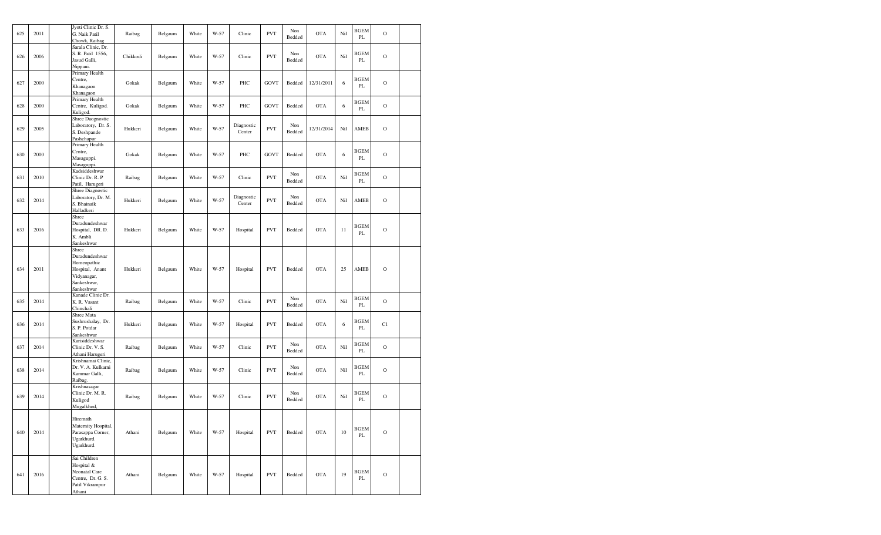| 625 | 2011 | | Jyoti Clinic Dr. S. G. Naik Patil Chowk, Raibag | Raibag | Belgaum | White | W-57 | Clinic | PVT | Non Bedded | OTA | Nil | BGEM PL | O | |
|---|---|---|---|---|---|---|---|---|---|---|---|---|---|---|---|
| 626 | 2006 | | Sarala Clinic, Dr. S. R. Patil 1556, Jasud Galli, Nippani. | Chikkodi | Belgaum | White | W-57 | Clinic | PVT | Non Bedded | OTA | Nil | BGEM PL | O | |
| 627 | 2000 | | Primary Health Centre, Khanagaon Khanagaon | Gokak | Belgaum | White | W-57 | PHC | GOVT | Bedded | 12/31/2011 | 6 | BGEM PL | O | |
| 628 | 2000 | | Primary Health Centre, Kuligod. Kuligod. | Gokak | Belgaum | White | W-57 | PHC | GOVT | Bedded | OTA | 6 | BGEM PL | O | |
| 629 | 2005 | | Shree Daognostic Laboratory, Dr. S. S. Deshpande Pashchapur | Hukkeri | Belgaum | White | W-57 | Diagnostic Center | PVT | Non Bedded | 12/31/2014 | Nil | AMEB | O | |
| 630 | 2000 | | Primary Health Centre, Masaguppi. Masaguppi. | Gokak | Belgaum | White | W-57 | PHC | GOVT | Bedded | OTA | 6 | BGEM PL | O | |
| 631 | 2010 | | Kadsiddeshwar Clinic Dr. R. P Patil, Harugeri | Raibag | Belgaum | White | W-57 | Clinic | PVT | Non Bedded | OTA | Nil | BGEM PL | O | |
| 632 | 2014 | | Shree Diagnostic Laboratory, Dr. M. S. Bhainaik Halladkeri | Hukkeri | Belgaum | White | W-57 | Diagnostic Center | PVT | Non Bedded | OTA | Nil | AMEB | O | |
| 633 | 2016 | | Shree Duradundeshwar Hospital, DR. D. K. Ambli Sankeshwar | Hukkeri | Belgaum | White | W-57 | Hospital | PVT | Bedded | OTA | 11 | BGEM PL | O | |
| 634 | 2011 | | Shree Duradundeshwar Homeopathic Hospital, Anant Vidyanagar, Sankeshwar, Sankeshwar | Hukkeri | Belgaum | White | W-57 | Hospital | PVT | Bedded | OTA | 25 | AMEB | O | |
| 635 | 2014 | | Kanade Clinic Dr. K. R. Vasant Chinchali | Raibag | Belgaum | White | W-57 | Clinic | PVT | Non Bedded | OTA | Nil | BGEM PL | O | |
| 636 | 2014 | | Shree Mata Sushrushalay, Dr. S. P. Potdar Sankeshwar | Hukkeri | Belgaum | White | W-57 | Hospital | PVT | Bedded | OTA | 6 | BGEM PL | C1 | |
| 637 | 2014 | | Karisiddeshwar Clinic Dr. V. S. Athani Harugeri | Raibag | Belgaum | White | W-57 | Clinic | PVT | Non Bedded | OTA | Nil | BGEM PL | O | |
| 638 | 2014 | | Krishnamai Clinic, Dr. V. A. Kulkarni Kammar Galli, Raibag. | Raibag | Belgaum | White | W-57 | Clinic | PVT | Non Bedded | OTA | Nil | BGEM PL | O | |
| 639 | 2014 | | Krishnasagar Clinic Dr. M. R. Kuligod Mugalkhod, | Raibag | Belgaum | White | W-57 | Clinic | PVT | Non Bedded | OTA | Nil | BGEM PL | O | |
| 640 | 2014 | | Hiremath Maternity Hospital, Parasappa Corner, Ugarkhurd. Ugarkhurd. | Athani | Belgaum | White | W-57 | Hospital | PVT | Bedded | OTA | 10 | BGEM PL | O | |
| 641 | 2016 | | Sai Children Hospital & Neonatal Care Centre, Dr. G. S. Patil Vikrampur Athani | Athani | Belgaum | White | W-57 | Hospital | PVT | Bedded | OTA | 19 | BGEM PL | O | |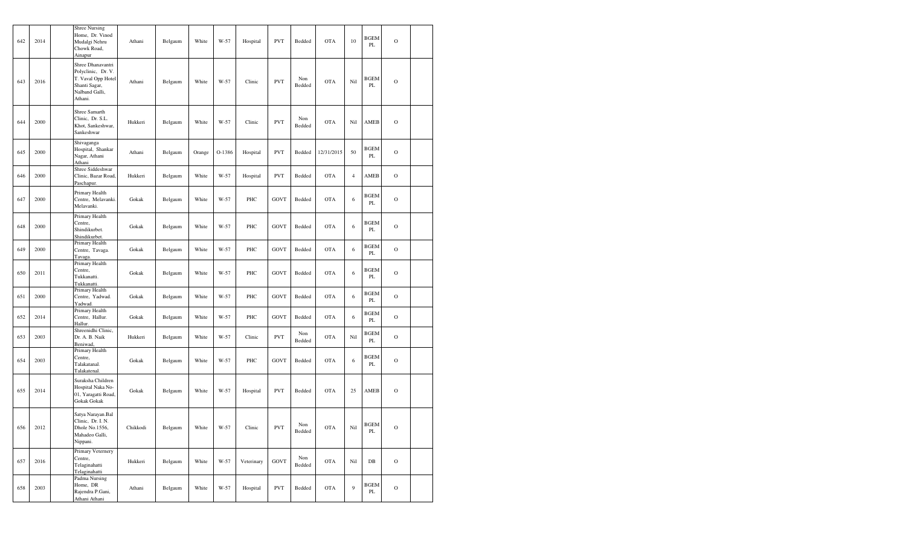| 642 | 2014 | | Shree Nursing Home, Dr. Vinod Mudalgi Nehru Chowk Road, Ainapur | Athani | Belgaum | White | W-57 | Hospital | PVT | Bedded | OTA | 10 | BGEM PL | O | |
|---|---|---|---|---|---|---|---|---|---|---|---|---|---|---|---|
| 643 | 2016 | | Shree Dhanavantri Polyclinic, Dr. V. T. Vaval Opp Hotel Shanti Sagar, Nalband Galli, Athani. | Athani | Belgaum | White | W-57 | Clinic | PVT | Non Bedded | OTA | Nil | BGEM PL | O | |
| 644 | 2000 | | Shree Samarth Clinic, Dr. S.L. Khot, Sankeshwar, Sankeshwar | Hukkeri | Belgaum | White | W-57 | Clinic | PVT | Non Bedded | OTA | Nil | AMEB | O | |
| 645 | 2000 | | Shivaganga Hospital, Shankar Nagar, Athani Athani | Athani | Belgaum | Orange | O-1386 | Hospital | PVT | Bedded | 12/31/2015 | 50 | BGEM PL | O | |
| 646 | 2000 | | Shree Siddeshwar Clinic. Bazar Road, Paschapur. | Hukkeri | Belgaum | White | W-57 | Hospital | PVT | Bedded | OTA | 4 | AMEB | O | |
| 647 | 2000 | | Primary Health Centre, Melavanki. Melavanki. | Gokak | Belgaum | White | W-57 | PHC | GOVT | Bedded | OTA | 6 | BGEM PL | O | |
| 648 | 2000 | | Primary Health Centre, Shindikurbet. Shindikurbet. | Gokak | Belgaum | White | W-57 | PHC | GOVT | Bedded | OTA | 6 | BGEM PL | O | |
| 649 | 2000 | | Primary Health Centre, Tavaga. Tavaga. | Gokak | Belgaum | White | W-57 | PHC | GOVT | Bedded | OTA | 6 | BGEM PL | O | |
| 650 | 2011 | | Primary Health Centre, Tukkanatti. Tukkanatti. | Gokak | Belgaum | White | W-57 | PHC | GOVT | Bedded | OTA | 6 | BGEM PL | O | |
| 651 | 2000 | | Primary Health Centre, Yadwad. Yadwad. | Gokak | Belgaum | White | W-57 | PHC | GOVT | Bedded | OTA | 6 | BGEM PL | O | |
| 652 | 2014 | | Primary Health Centre, Hallur. Hallur. | Gokak | Belgaum | White | W-57 | PHC | GOVT | Bedded | OTA | 6 | BGEM PL | O | |
| 653 | 2003 | | Shreenidhi Clinic, Dr. A. B. Naik Beniwad, | Hukkeri | Belgaum | White | W-57 | Clinic | PVT | Non Bedded | OTA | Nil | BGEM PL | O | |
| 654 | 2003 | | Primary Health Centre, Talakatanal. Talakatenal. | Gokak | Belgaum | White | W-57 | PHC | GOVT | Bedded | OTA | 6 | BGEM PL | O | |
| 655 | 2014 | | Suraksha Children Hospital Naka No-01, Yaragatti Road, Gokak Gokak | Gokak | Belgaum | White | W-57 | Hospital | PVT | Bedded | OTA | 25 | AMEB | O | |
| 656 | 2012 | | Satya Narayan Bal Clinic, Dr. I. N. Dhole No.1556, Mahadeo Galli, Nippani. | Chikkodi | Belgaum | White | W-57 | Clinic | PVT | Non Bedded | OTA | Nil | BGEM PL | O | |
| 657 | 2016 | | Primary Veternery Centre, Telaginahatti Telaginahatti | Hukkeri | Belgaum | White | W-57 | Veterinary | GOVT | Non Bedded | OTA | Nil | DB | O | |
| 658 | 2003 | | Padma Nursing Home, DR Rajendra P.Gani, Athani Athani | Athani | Belgaum | White | W-57 | Hospital | PVT | Bedded | OTA | 9 | BGEM PL | O | |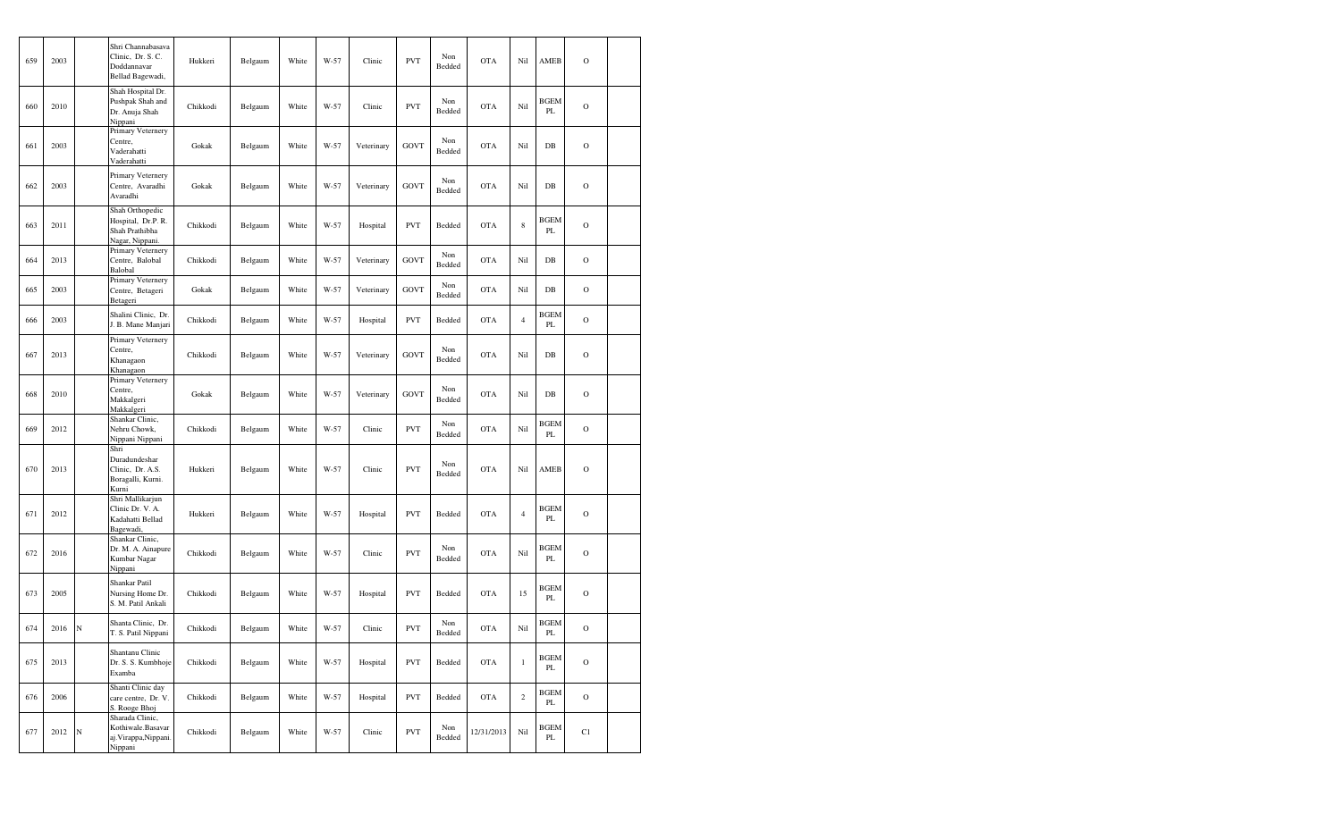| | | | | | | | | | | | | | | | | |
|---|---|---|---|---|---|---|---|---|---|---|---|---|---|---|---|---|
| 659 | 2003 | | Shri Channabasava Clinic, Dr. S. C. Doddannavar Bellad Bagewadi, | Hukkeri | Belgaum | White | W-57 | Clinic | PVT | Non Bedded | OTA | Nil | AMEB | O | |
| 660 | 2010 | | Shah Hospital Dr. Pushpak Shah and Dr. Anuja Shah Nippani | Chikkodi | Belgaum | White | W-57 | Clinic | PVT | Non Bedded | OTA | Nil | BGEM PL | O | |
| 661 | 2003 | | Primary Veternery Centre, Vaderahatti Vaderahatti | Gokak | Belgaum | White | W-57 | Veterinary | GOVT | Non Bedded | OTA | Nil | DB | O | |
| 662 | 2003 | | Primary Veternery Centre, Avaradhi Avaradhi | Gokak | Belgaum | White | W-57 | Veterinary | GOVT | Non Bedded | OTA | Nil | DB | O | |
| 663 | 2011 | | Shah Orthopedic Hospital, Dr.P. R. Shah Prathibha Nagar, Nippani. | Chikkodi | Belgaum | White | W-57 | Hospital | PVT | Bedded | OTA | 8 | BGEM PL | O | |
| 664 | 2013 | | Primary Veternery Centre, Balobal Balobal | Chikkodi | Belgaum | White | W-57 | Veterinary | GOVT | Non Bedded | OTA | Nil | DB | O | |
| 665 | 2003 | | Primary Veternery Centre, Betageri Betageri | Gokak | Belgaum | White | W-57 | Veterinary | GOVT | Non Bedded | OTA | Nil | DB | O | |
| 666 | 2003 | | Shalini Clinic, Dr. J. B. Mane Manjari | Chikkodi | Belgaum | White | W-57 | Hospital | PVT | Bedded | OTA | 4 | BGEM PL | O | |
| 667 | 2013 | | Primary Veternery Centre, Khanagaon Khanagaon | Chikkodi | Belgaum | White | W-57 | Veterinary | GOVT | Non Bedded | OTA | Nil | DB | O | |
| 668 | 2010 | | Primary Veternery Centre, Makkalgeri Makkalgeri | Gokak | Belgaum | White | W-57 | Veterinary | GOVT | Non Bedded | OTA | Nil | DB | O | |
| 669 | 2012 | | Shankar Clinic, Nehru Chowk, Nippani Nippani | Chikkodi | Belgaum | White | W-57 | Clinic | PVT | Non Bedded | OTA | Nil | BGEM PL | O | |
| 670 | 2013 | | Shri Duradundeshar Clinic, Dr. A.S. Boragalli, Kurni. Kurni | Hukkeri | Belgaum | White | W-57 | Clinic | PVT | Non Bedded | OTA | Nil | AMEB | O | |
| 671 | 2012 | | Shri Mallikarjun Clinic Dr. V. A. Kadahatti Bellad Bagewadi, | Hukkeri | Belgaum | White | W-57 | Hospital | PVT | Bedded | OTA | 4 | BGEM PL | O | |
| 672 | 2016 | | Shankar Clinic, Dr. M. A. Ainapure Kumbar Nagar Nippani | Chikkodi | Belgaum | White | W-57 | Clinic | PVT | Non Bedded | OTA | Nil | BGEM PL | O | |
| 673 | 2005 | | Shankar Patil Nursing Home Dr. S. M. Patil Ankali | Chikkodi | Belgaum | White | W-57 | Hospital | PVT | Bedded | OTA | 15 | BGEM PL | O | |
| 674 | 2016 | N | Shanta Clinic, Dr. T. S. Patil Nippani | Chikkodi | Belgaum | White | W-57 | Clinic | PVT | Non Bedded | OTA | Nil | BGEM PL | O | |
| 675 | 2013 | | Shantanu Clinic Dr. S. S. Kumbhoje Examba | Chikkodi | Belgaum | White | W-57 | Hospital | PVT | Bedded | OTA | 1 | BGEM PL | O | |
| 676 | 2006 | | Shanti Clinic day care centre, Dr. V. S. Rooge Bhoj | Chikkodi | Belgaum | White | W-57 | Hospital | PVT | Bedded | OTA | 2 | BGEM PL | O | |
| 677 | 2012 | N | Sharada Clinic, Kothiwale.Basavar aj.Virappa,Nippani. Nippani | Chikkodi | Belgaum | White | W-57 | Clinic | PVT | Non Bedded | 12/31/2013 | Nil | BGEM PL | C1 | |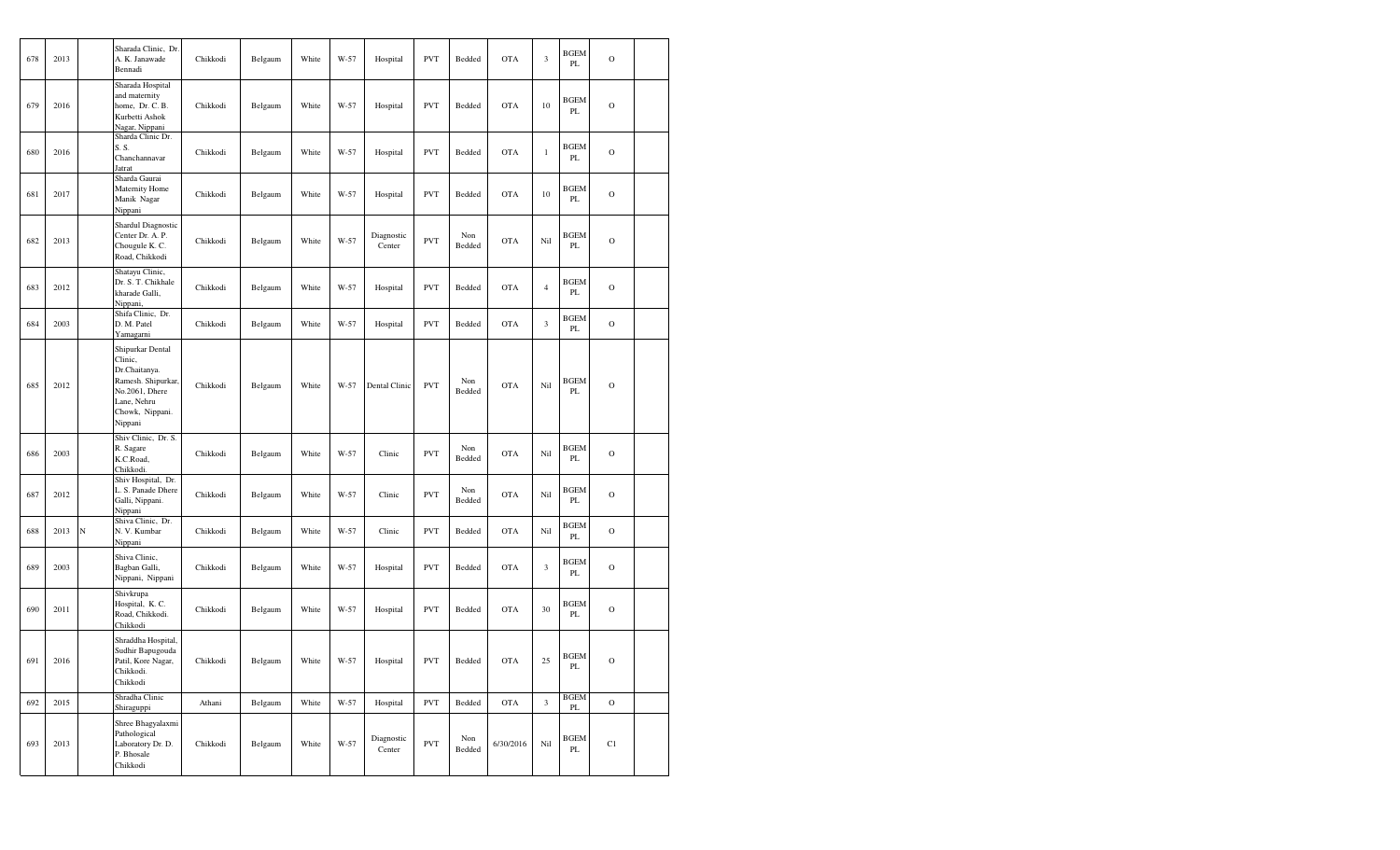| 678 | 2013 | | Sharada Clinic, Dr. A. K. Janawade Bennadi | Chikkodi | Belgaum | White | W-57 | Hospital | PVT | Bedded | OTA | 3 | BGEM PL | O | |
|---|---|---|---|---|---|---|---|---|---|---|---|---|---|---|---|
| 679 | 2016 | | Sharada Hospital and maternity home, Dr. C. B. Kurbetti Ashok Nagar, Nippani | Chikkodi | Belgaum | White | W-57 | Hospital | PVT | Bedded | OTA | 10 | BGEM PL | O | |
| 680 | 2016 | | Sharda Clinic Dr. S. S. Chanchannavar Jatrat | Chikkodi | Belgaum | White | W-57 | Hospital | PVT | Bedded | OTA | 1 | BGEM PL | O | |
| 681 | 2017 | | Sharda Gaurai Maternity Home Manik Nagar Nippani | Chikkodi | Belgaum | White | W-57 | Hospital | PVT | Bedded | OTA | 10 | BGEM PL | O | |
| 682 | 2013 | | Shardul Diagnostic Center Dr. A. P. Chougule K. C. Road, Chikkodi | Chikkodi | Belgaum | White | W-57 | Diagnostic Center | PVT | Non Bedded | OTA | Nil | BGEM PL | O | |
| 683 | 2012 | | Shatayu Clinic, Dr. S. T. Chikhale kharade Galli, Nippani, | Chikkodi | Belgaum | White | W-57 | Hospital | PVT | Bedded | OTA | 4 | BGEM PL | O | |
| 684 | 2003 | | Shifa Clinic, Dr. D. M. Patel Yamagarni | Chikkodi | Belgaum | White | W-57 | Hospital | PVT | Bedded | OTA | 3 | BGEM PL | O | |
| 685 | 2012 | | Shipurkar Dental Clinic, Dr.Chaitanya. Ramesh. Shipurkar, No.2061, Dhere Lane, Nehru Chowk, Nippani. Nippani | Chikkodi | Belgaum | White | W-57 | Dental Clinic | PVT | Non Bedded | OTA | Nil | BGEM PL | O | |
| 686 | 2003 | | Shiv Clinic, Dr. S. R. Sagare K.C.Road, Chikkodi. | Chikkodi | Belgaum | White | W-57 | Clinic | PVT | Non Bedded | OTA | Nil | BGEM PL | O | |
| 687 | 2012 | | Shiv Hospital, Dr. L. S. Panade Dhere Galli, Nippani. Nippani | Chikkodi | Belgaum | White | W-57 | Clinic | PVT | Non Bedded | OTA | Nil | BGEM PL | O | |
| 688 | 2013 | N | Shiva Clinic, Dr. N. V. Kumbar Nippani | Chikkodi | Belgaum | White | W-57 | Clinic | PVT | Bedded | OTA | Nil | BGEM PL | O | |
| 689 | 2003 | | Shiva Clinic, Bagban Galli, Nippani, Nippani | Chikkodi | Belgaum | White | W-57 | Hospital | PVT | Bedded | OTA | 3 | BGEM PL | O | |
| 690 | 2011 | | Shivkrupa Hospital, K. C. Road, Chikkodi. Chikkodi | Chikkodi | Belgaum | White | W-57 | Hospital | PVT | Bedded | OTA | 30 | BGEM PL | O | |
| 691 | 2016 | | Shraddha Hospital, Sudhir Bapugouda Patil, Kore Nagar, Chikkodi. Chikkodi | Chikkodi | Belgaum | White | W-57 | Hospital | PVT | Bedded | OTA | 25 | BGEM PL | O | |
| 692 | 2015 | | Shradha Clinic Shiraguppi | Athani | Belgaum | White | W-57 | Hospital | PVT | Bedded | OTA | 3 | BGEM PL | O | |
| 693 | 2013 | | Shree Bhagyalaxmi Pathological Laboratory Dr. D. P. Bhosale Chikkodi | Chikkodi | Belgaum | White | W-57 | Diagnostic Center | PVT | Non Bedded | 6/30/2016 | Nil | BGEM PL | C1 | |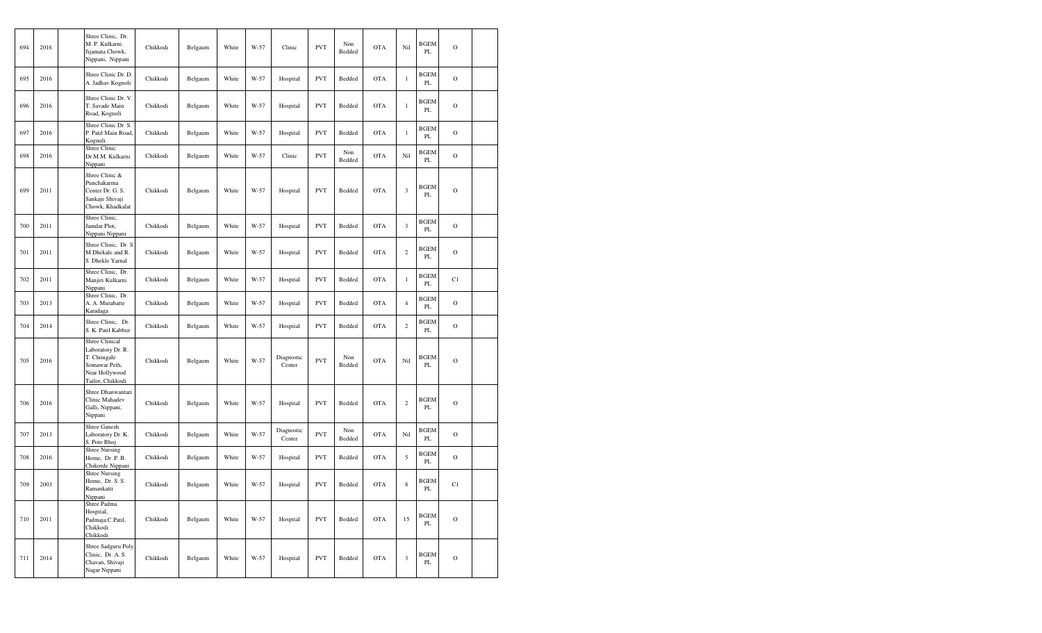| 694 | 2016 | | Shree Clinic, Dr. M. P. Kulkarni. Jijamata Chowk, Nippani, Nippani | Chikkodi | Belgaum | White | W-57 | Clinic | PVT | Non Bedded | OTA | Nil | BGEM PL | O | |
|---|---|---|---|---|---|---|---|---|---|---|---|---|---|---|---|
| 695 | 2016 | | Shree Clinic Dr. D. A. Jadhav Kognoli | Chikkodi | Belgaum | White | W-57 | Hospital | PVT | Bedded | OTA | 1 | BGEM PL | O | |
| 696 | 2016 | | Shree Clinic Dr. V. T. Savade Main Road, Kognoli | Chikkodi | Belgaum | White | W-57 | Hospital | PVT | Bedded | OTA | 1 | BGEM PL | O | |
| 697 | 2016 | | Shree Clinic Dr. S. P. Patil Main Road, Kognoli | Chikkodi | Belgaum | White | W-57 | Hospital | PVT | Bedded | OTA | 1 | BGEM PL | O | |
| 698 | 2016 | | Shree Clinic Dr.M.M. Kulkarni Nippani | Chikkodi | Belgaum | White | W-57 | Clinic | PVT | Non Bedded | OTA | Nil | BGEM PL | O | |
| 699 | 2011 | | Shree Clinic & Punchakarma Center Dr. G. S. Sankaje Shivaji Chowk, Khadkalat | Chikkodi | Belgaum | White | W-57 | Hospital | PVT | Bedded | OTA | 3 | BGEM PL | O | |
| 700 | 2011 | | Shree Clinic, Jamdar Plot, Nippani Nippani | Chikkodi | Belgaum | White | W-57 | Hospital | PVT | Bedded | OTA | 3 | BGEM PL | O | |
| 701 | 2011 | | Shree Clinic, Dr. S M Dhekale and R. S. Dhekle Yarnal | Chikkodi | Belgaum | White | W-57 | Hospital | PVT | Bedded | OTA | 2 | BGEM PL | O | |
| 702 | 2011 | | Shree Clinic, Dr. Manjiri Kulkarni Nippani | Chikkodi | Belgaum | White | W-57 | Hospital | PVT | Bedded | OTA | 1 | BGEM PL | C1 | |
| 703 | 2013 | | Shree Clinic, Dr. A. A. Murabatte Karadaga | Chikkodi | Belgaum | White | W-57 | Hospital | PVT | Bedded | OTA | 4 | BGEM PL | O | |
| 704 | 2014 | | Shree Clinic, Dr. S. K. Patil Kabbur | Chikkodi | Belgaum | White | W-57 | Hospital | PVT | Bedded | OTA | 2 | BGEM PL | O | |
| 705 | 2016 | | Shree Clinical Laboratory Dr. R. T. Chougale Somawar Peth, Near Hollywood Tailor, Chikkodi | Chikkodi | Belgaum | White | W-57 | Diagnostic Center | PVT | Non Bedded | OTA | Nil | BGEM PL | O | |
| 706 | 2016 | | Shree Dhanwantari Clinic Mahadev Galli, Nippani, Nippani | Chikkodi | Belgaum | White | W-57 | Hospital | PVT | Bedded | OTA | 2 | BGEM PL | O | |
| 707 | 2013 | | Shree Ganesh Laboratory Dr. K. S. Pote Bhoj | Chikkodi | Belgaum | White | W-57 | Diagnostic Center | PVT | Non Bedded | OTA | Nil | BGEM PL | O | |
| 708 | 2016 | | Shree Nursing Home, Dr. P. B. Chikorde Nippani | Chikkodi | Belgaum | White | W-57 | Hospital | PVT | Bedded | OTA | 5 | BGEM PL | O | |
| 709 | 2003 | | Shree Nursing Home, Dr. S. S. Ramankatti Nippani | Chikkodi | Belgaum | White | W-57 | Hospital | PVT | Bedded | OTA | 8 | BGEM PL | C1 | |
| 710 | 2011 | | Shree Padma Hospital, Padmaja.C.Patil, Chikkodi. Chikkodi | Chikkodi | Belgaum | White | W-57 | Hospital | PVT | Bedded | OTA | 15 | BGEM PL | O | |
| 711 | 2014 | | Shree Sadguru Poly Clinic, Dr. A. S. Chavan, Shivaji Nagar Nippani | Chikkodi | Belgaum | White | W-57 | Hospital | PVT | Bedded | OTA | 3 | BGEM PL | O | |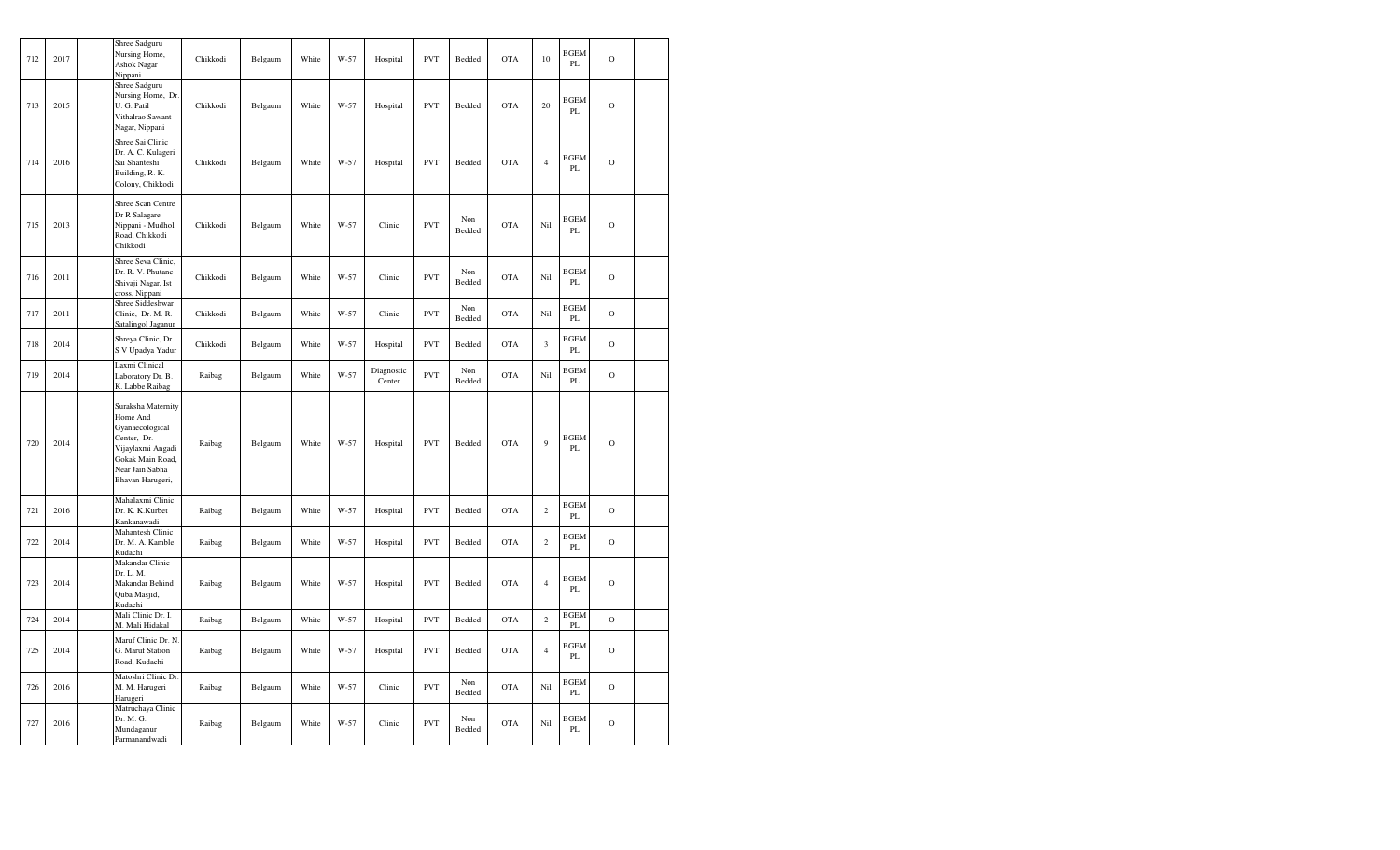| 712 | 2017 | | Shree Sadguru Nursing Home, Ashok Nagar Nippani | Chikkodi | Belgaum | White | W-57 | Hospital | PVT | Bedded | OTA | 10 | BGEM PL | O | |
|---|---|---|---|---|---|---|---|---|---|---|---|---|---|---|---|
| 713 | 2015 | | Shree Sadguru Nursing Home, Dr. U. G. Patil Vithalrao Sawant Nagar, Nippani | Chikkodi | Belgaum | White | W-57 | Hospital | PVT | Bedded | OTA | 20 | BGEM PL | O | |
| 714 | 2016 | | Shree Sai Clinic Dr. A. C. Kulageri Sai Shanteshi Building, R. K. Colony, Chikkodi | Chikkodi | Belgaum | White | W-57 | Hospital | PVT | Bedded | OTA | 4 | BGEM PL | O | |
| 715 | 2013 | | Shree Scan Centre Dr R Salagare Nippani - Mudhol Road, Chikkodi Chikkodi | Chikkodi | Belgaum | White | W-57 | Clinic | PVT | Non Bedded | OTA | Nil | BGEM PL | O | |
| 716 | 2011 | | Shree Seva Clinic, Dr. R. V. Phutane Shivaji Nagar, Ist cross, Nippani | Chikkodi | Belgaum | White | W-57 | Clinic | PVT | Non Bedded | OTA | Nil | BGEM PL | O | |
| 717 | 2011 | | Shree Siddeshwar Clinic, Dr. M. R. Satalingol Jaganur | Chikkodi | Belgaum | White | W-57 | Clinic | PVT | Non Bedded | OTA | Nil | BGEM PL | O | |
| 718 | 2014 | | Shreya Clinic, Dr. S V Upadya Yadur | Chikkodi | Belgaum | White | W-57 | Hospital | PVT | Bedded | OTA | 3 | BGEM PL | O | |
| 719 | 2014 | | Laxmi Clinical Laboratory Dr. B. K. Labbe Raibag | Raibag | Belgaum | White | W-57 | Diagnostic Center | PVT | Non Bedded | OTA | Nil | BGEM PL | O | |
| 720 | 2014 | | Suraksha Maternity Home And Gyanaecological Center, Dr. Vijaylaxmi Angadi Gokak Main Road, Near Jain Sabha Bhavan Harugeri, | Raibag | Belgaum | White | W-57 | Hospital | PVT | Bedded | OTA | 9 | BGEM PL | O | |
| 721 | 2016 | | Mahalaxmi Clinic Dr. K. K.Kurbet Kankanawadi | Raibag | Belgaum | White | W-57 | Hospital | PVT | Bedded | OTA | 2 | BGEM PL | O | |
| 722 | 2014 | | Mahantesh Clinic Dr. M. A. Kamble Kudachi | Raibag | Belgaum | White | W-57 | Hospital | PVT | Bedded | OTA | 2 | BGEM PL | O | |
| 723 | 2014 | | Makandar Clinic Dr. L. M. Makandar Behind Quba Masjid, Kudachi | Raibag | Belgaum | White | W-57 | Hospital | PVT | Bedded | OTA | 4 | BGEM PL | O | |
| 724 | 2014 | | Mali Clinic Dr. I. M. Mali Hidakal | Raibag | Belgaum | White | W-57 | Hospital | PVT | Bedded | OTA | 2 | BGEM PL | O | |
| 725 | 2014 | | Maruf Clinic Dr. N. G. Maruf Station Road, Kudachi | Raibag | Belgaum | White | W-57 | Hospital | PVT | Bedded | OTA | 4 | BGEM PL | O | |
| 726 | 2016 | | Matoshri Clinic Dr. M. M. Harugeri Harugeri | Raibag | Belgaum | White | W-57 | Clinic | PVT | Non Bedded | OTA | Nil | BGEM PL | O | |
| 727 | 2016 | | Matruchaya Clinic Dr. M. G. Mundaganur Parmanandwadi | Raibag | Belgaum | White | W-57 | Clinic | PVT | Non Bedded | OTA | Nil | BGEM PL | O | |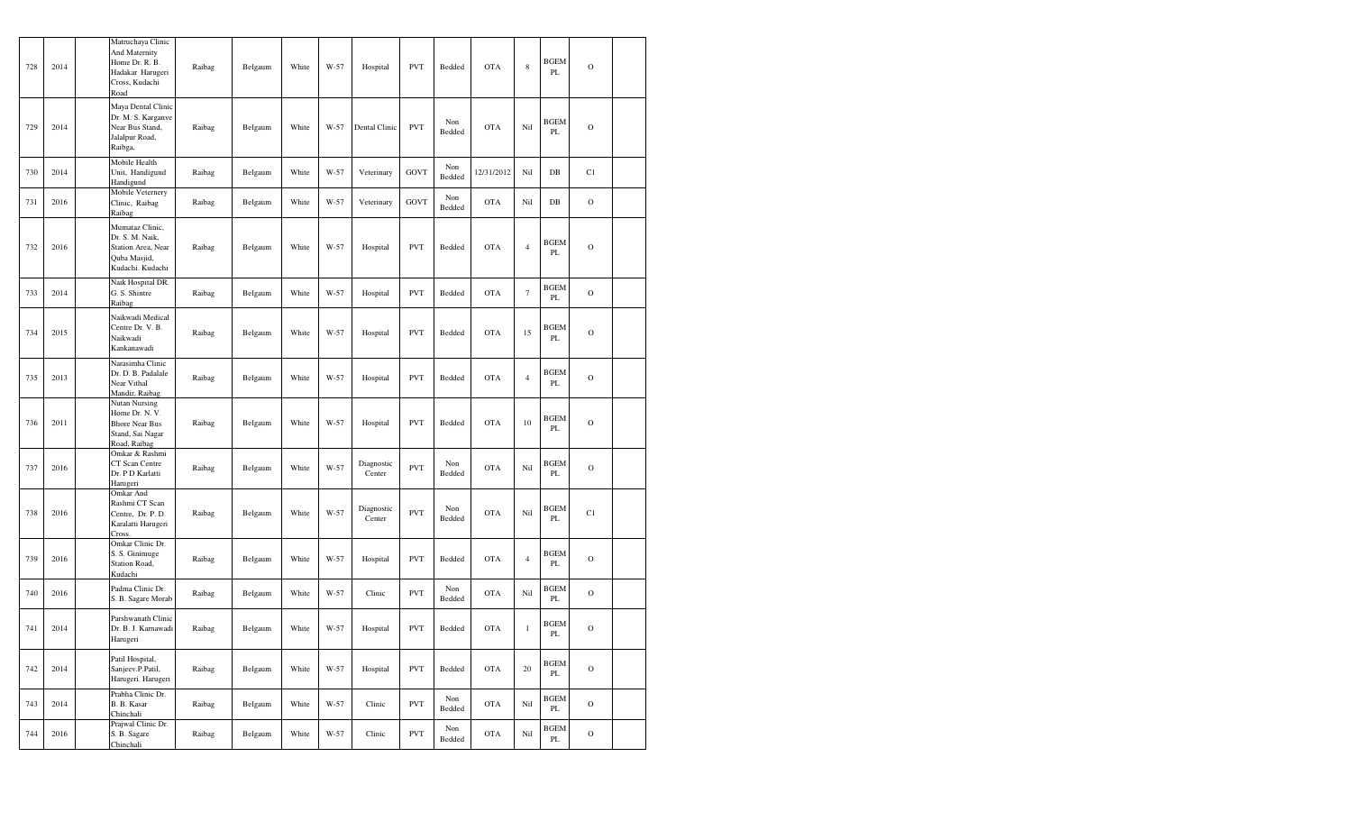| | | | | | | | | | | | | | | | |
|---|---|---|---|---|---|---|---|---|---|---|---|---|---|---|---|
| 728 | 2014 | | Matruchaya Clinic And Maternity Home Dr. R. B. Hadakar Harugeri Cross, Kudachi Road | Raibag | Belgaum | White | W-57 | Hospital | PVT | Bedded | OTA | 8 | BGEM PL | O | |
| 729 | 2014 | | Maya Dental Clinic Dr. M. S. Karganve Near Bus Stand, Jalalpur Road, Raibga, | Raibag | Belgaum | White | W-57 | Dental Clinic | PVT | Non Bedded | OTA | Nil | BGEM PL | O | |
| 730 | 2014 | | Mobile Health Unit, Handigund Handigund | Raibag | Belgaum | White | W-57 | Veterinary | GOVT | Non Bedded | 12/31/2012 | Nil | DB | C1 | |
| 731 | 2016 | | Mobile Veternery Clinic, Raibag Raibag | Raibag | Belgaum | White | W-57 | Veterinary | GOVT | Non Bedded | OTA | Nil | DB | O | |
| 732 | 2016 | | Mumataz Clinic, Dr. S. M. Naik, Station Area, Near Quba Masjid, Kudachi. Kudachi | Raibag | Belgaum | White | W-57 | Hospital | PVT | Bedded | OTA | 4 | BGEM PL | O | |
| 733 | 2014 | | Naik Hospital DR. G. S. Shintre Raibag | Raibag | Belgaum | White | W-57 | Hospital | PVT | Bedded | OTA | 7 | BGEM PL | O | |
| 734 | 2015 | | Naikwadi Medical Centre Dr. V. B. Naikwadi Kankanawadi | Raibag | Belgaum | White | W-57 | Hospital | PVT | Bedded | OTA | 15 | BGEM PL | O | |
| 735 | 2013 | | Narasimha Clinic Dr. D. B. Padalale Near Vithal Mandir, Raibag | Raibag | Belgaum | White | W-57 | Hospital | PVT | Bedded | OTA | 4 | BGEM PL | O | |
| 736 | 2011 | | Nutan Nursing Home Dr. N. V. Bhore Near Bus Stand, Sai Nagar Road, Raibag | Raibag | Belgaum | White | W-57 | Hospital | PVT | Bedded | OTA | 10 | BGEM PL | O | |
| 737 | 2016 | | Omkar & Rashmi CT Scan Centre Dr. P D Karlatti Harugeri | Raibag | Belgaum | White | W-57 | Diagnostic Center | PVT | Non Bedded | OTA | Nil | BGEM PL | O | |
| 738 | 2016 | | Omkar And Rashmi CT Scan Centre, Dr. P. D. Karalatti Harugeri Cross. | Raibag | Belgaum | White | W-57 | Diagnostic Center | PVT | Non Bedded | OTA | Nil | BGEM PL | C1 | |
| 739 | 2016 | | Omkar Clinic Dr. S. S. Ginimuge Station Road, Kudachi | Raibag | Belgaum | White | W-57 | Hospital | PVT | Bedded | OTA | 4 | BGEM PL | O | |
| 740 | 2016 | | Padma Clinic Dr. S. B. Sagare Morab | Raibag | Belgaum | White | W-57 | Clinic | PVT | Non Bedded | OTA | Nil | BGEM PL | O | |
| 741 | 2014 | | Parshwanath Clinic Dr. B. J. Karnawadi Harugeri | Raibag | Belgaum | White | W-57 | Hospital | PVT | Bedded | OTA | 1 | BGEM PL | O | |
| 742 | 2014 | | Patil Hospital, Sanjeev.P.Patil, Harugeri. Harugeri | Raibag | Belgaum | White | W-57 | Hospital | PVT | Bedded | OTA | 20 | BGEM PL | O | |
| 743 | 2014 | | Prabha Clinic Dr. B. B. Kasar Chinchali | Raibag | Belgaum | White | W-57 | Clinic | PVT | Non Bedded | OTA | Nil | BGEM PL | O | |
| 744 | 2016 | | Prajwal Clinic Dr. S. B. Sagare Chinchali | Raibag | Belgaum | White | W-57 | Clinic | PVT | Non Bedded | OTA | Nil | BGEM PL | O | |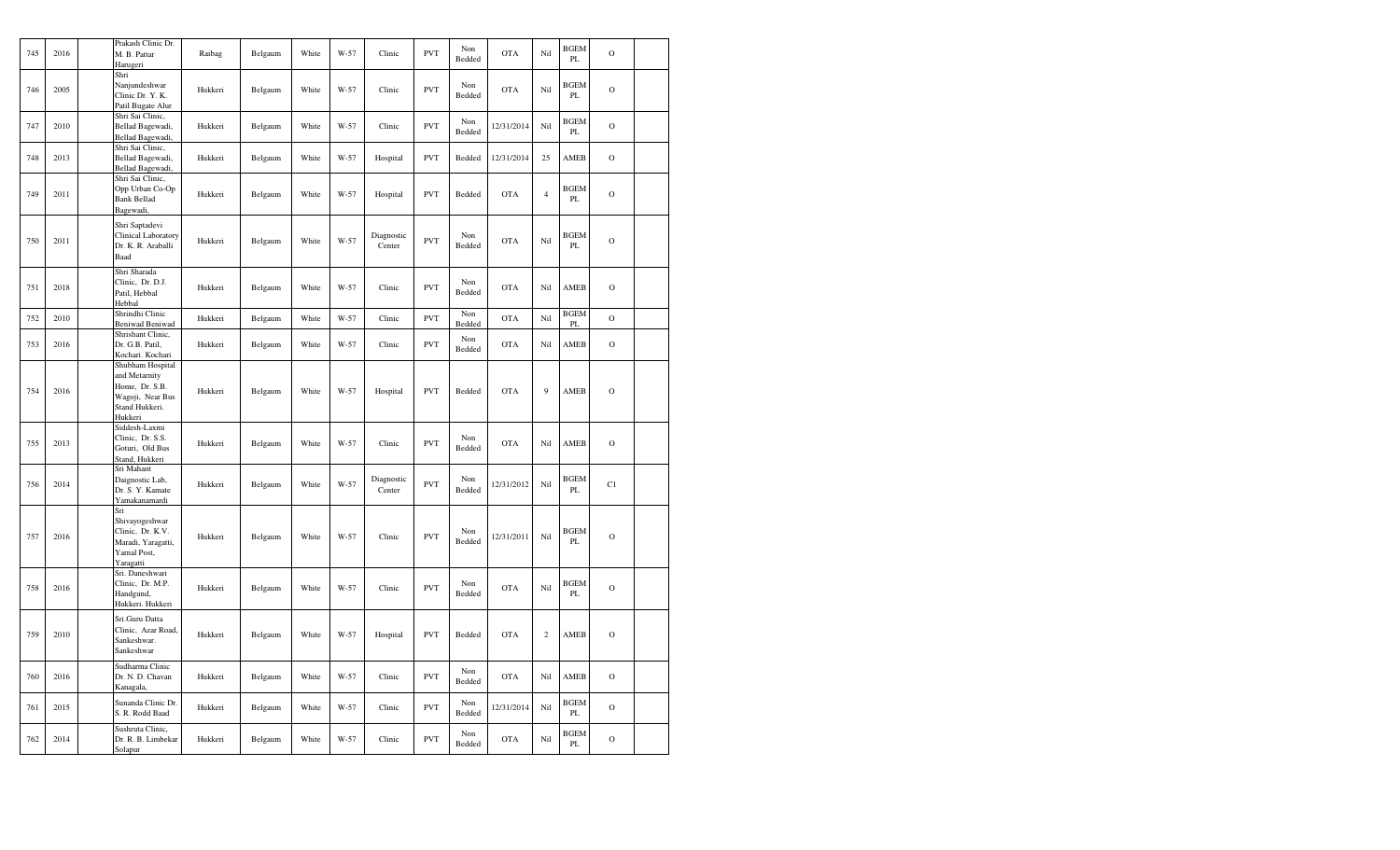| 745 | 2016 | | Prakash Clinic Dr. M. B. Pattar Harugeri | Raibag | Belgaum | White | W-57 | Clinic | PVT | Non Bedded | OTA | Nil | BGEM PL | O | |
|---|---|---|---|---|---|---|---|---|---|---|---|---|---|---|---|
| 746 | 2005 | | Shri Nanjundeshwar Clinic Dr. Y. K. Patil Bugate Alur | Hukkeri | Belgaum | White | W-57 | Clinic | PVT | Non Bedded | OTA | Nil | BGEM PL | O | |
| 747 | 2010 | | Shri Sai Clinic, Bellad Bagewadi, Bellad Bagewadi, | Hukkeri | Belgaum | White | W-57 | Clinic | PVT | Non Bedded | 12/31/2014 | Nil | BGEM PL | O | |
| 748 | 2013 | | Shri Sai Clinic, Bellad Bagewadi, Bellad Bagewadi, | Hukkeri | Belgaum | White | W-57 | Hospital | PVT | Bedded | 12/31/2014 | 25 | AMEB | O | |
| 749 | 2011 | | Shri Sai Clinic, Opp Urban Co-Op Bank Bellad Bagewadi, | Hukkeri | Belgaum | White | W-57 | Hospital | PVT | Bedded | OTA | 4 | BGEM PL | O | |
| 750 | 2011 | | Shri Saptadevi Clinical Laboratory Dr. K. R. Araballi Baad | Hukkeri | Belgaum | White | W-57 | Diagnostic Center | PVT | Non Bedded | OTA | Nil | BGEM PL | O | |
| 751 | 2018 | | Shri Sharada Clinic, Dr. D.J. Patil, Hebbal Hebbal | Hukkeri | Belgaum | White | W-57 | Clinic | PVT | Non Bedded | OTA | Nil | AMEB | O | |
| 752 | 2010 | | Shrindhi Clinic Beniwad Beniwad | Hukkeri | Belgaum | White | W-57 | Clinic | PVT | Non Bedded | OTA | Nil | BGEM PL | O | |
| 753 | 2016 | | Shrishant Clinic, Dr. G.B. Patil, Kochari. Kochari | Hukkeri | Belgaum | White | W-57 | Clinic | PVT | Non Bedded | OTA | Nil | AMEB | O | |
| 754 | 2016 | | Shubham Hospital and Metarnity Home, Dr. S.B. Wagoji, Near Bus Stand Hukkeri. Hukkeri | Hukkeri | Belgaum | White | W-57 | Hospital | PVT | Bedded | OTA | 9 | AMEB | O | |
| 755 | 2013 | | Siddesh-Laxmi Clinic, Dr. S.S. Goturi, Old Bus Stand, Hukkeri | Hukkeri | Belgaum | White | W-57 | Clinic | PVT | Non Bedded | OTA | Nil | AMEB | O | |
| 756 | 2014 | | Sri Mahant Daignostic Lab, Dr. S. Y. Kamate Yamakanamardi | Hukkeri | Belgaum | White | W-57 | Diagnostic Center | PVT | Non Bedded | 12/31/2012 | Nil | BGEM PL | C1 | |
| 757 | 2016 | | Sri Shivayogeshwar Clinic, Dr. K.V. Maradi, Yaragatti, Yarnal Post, Yaragatti | Hukkeri | Belgaum | White | W-57 | Clinic | PVT | Non Bedded | 12/31/2011 | Nil | BGEM PL | O | |
| 758 | 2016 | | Sri. Daneshwari Clinic, Dr. M.P. Handgund, Hukkeri. Hukkeri | Hukkeri | Belgaum | White | W-57 | Clinic | PVT | Non Bedded | OTA | Nil | BGEM PL | O | |
| 759 | 2010 | | Sri.Guru Datta Clinic, Azar Road, Sankeshwar. Sankeshwar | Hukkeri | Belgaum | White | W-57 | Hospital | PVT | Bedded | OTA | 2 | AMEB | O | |
| 760 | 2016 | | Sudharma Clinic Dr. N. D. Chavan Kanagala, | Hukkeri | Belgaum | White | W-57 | Clinic | PVT | Non Bedded | OTA | Nil | AMEB | O | |
| 761 | 2015 | | Sunanda Clinic Dr. S. R. Rodd Baad | Hukkeri | Belgaum | White | W-57 | Clinic | PVT | Non Bedded | 12/31/2014 | Nil | BGEM PL | O | |
| 762 | 2014 | | Sushruta Clinic, Dr. R. B. Limbekar Solapur | Hukkeri | Belgaum | White | W-57 | Clinic | PVT | Non Bedded | OTA | Nil | BGEM PL | O | |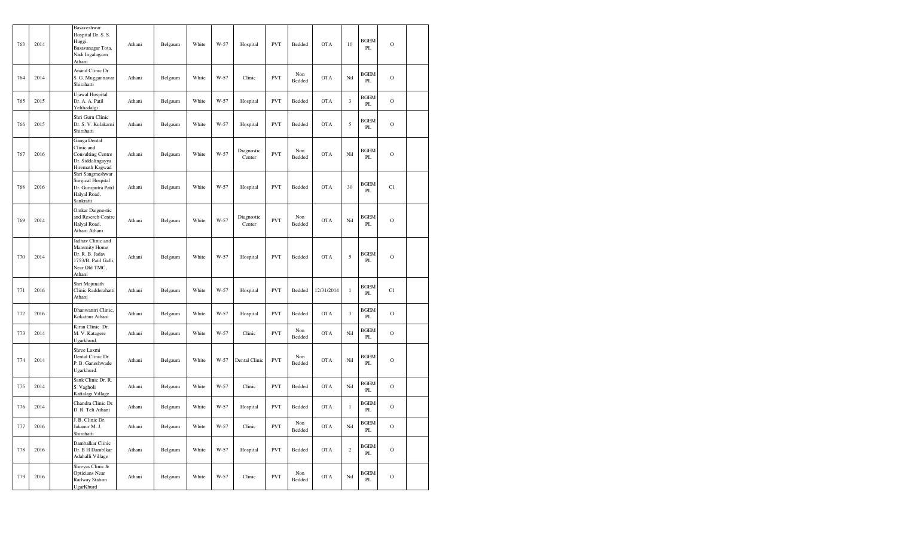| 763 | 2014 | | Basaveshwar Hospital Dr. S. S. Huggi. Basavanagar Tota, Nadi Ingalagaon Athani | Athani | Belgaum | White | W-57 | Hospital | PVT | Bedded | OTA | 10 | BGEM PL | O | |
|---|---|---|---|---|---|---|---|---|---|---|---|---|---|---|---|
| 764 | 2014 | | Anand Clinic Dr. S. G. Muggannavar Shirahatti | Athani | Belgaum | White | W-57 | Clinic | PVT | Non Bedded | OTA | Nil | BGEM PL | O | |
| 765 | 2015 | | Ujawal Hospital Dr. A. A. Patil Yelihadalgi | Athani | Belgaum | White | W-57 | Hospital | PVT | Bedded | OTA | 3 | BGEM PL | O | |
| 766 | 2015 | | Shri Guru Clinic Dr. S. V. Kulakarni Shirahatti | Athani | Belgaum | White | W-57 | Hospital | PVT | Bedded | OTA | 5 | BGEM PL | O | |
| 767 | 2016 | | Ganga Dental Clinic and Consulting Centre Dr. Siddalingayya Hiremath Kagwad | Athani | Belgaum | White | W-57 | Diagnostic Center | PVT | Non Bedded | OTA | Nil | BGEM PL | O | |
| 768 | 2016 | | Shri Sangmeshwar Surgical Hospital Dr. Guruputra Patil Halyal Road, Sankratti | Athani | Belgaum | White | W-57 | Hospital | PVT | Bedded | OTA | 30 | BGEM PL | C1 | |
| 769 | 2014 | | Omkar Daignostic and Reserch Centre Halyal Road, Athani Athani | Athani | Belgaum | White | W-57 | Diagnostic Center | PVT | Non Bedded | OTA | Nil | BGEM PL | O | |
| 770 | 2014 | | Jadhav Clinic and Maternity Home Dr. R. B. Jadav 1753/B, Patil Galli, Near Old TMC, Athani | Athani | Belgaum | White | W-57 | Hospital | PVT | Bedded | OTA | 5 | BGEM PL | O | |
| 771 | 2016 | | Shri Majunath Clinic Radderahatti Athani | Athani | Belgaum | White | W-57 | Hospital | PVT | Bedded | 12/31/2014 | 1 | BGEM PL | C1 | |
| 772 | 2016 | | Dhanwantri Clinic, Kokatnur Athani | Athani | Belgaum | White | W-57 | Hospital | PVT | Bedded | OTA | 3 | BGEM PL | O | |
| 773 | 2014 | | Kiran Clinic Dr. M. V. Katagere Ugarkhurd. | Athani | Belgaum | White | W-57 | Clinic | PVT | Non Bedded | OTA | Nil | BGEM PL | O | |
| 774 | 2014 | | Shree Laxmi Dental Clinic Dr. P. B. Ganeshwade Ugarkhurd. | Athani | Belgaum | White | W-57 | Dental Clinic | PVT | Non Bedded | OTA | Nil | BGEM PL | O | |
| 775 | 2014 | | Sank Clinic Dr. R. S. Vagholi Kattalagi Village | Athani | Belgaum | White | W-57 | Clinic | PVT | Bedded | OTA | Nil | BGEM PL | O | |
| 776 | 2014 | | Chandra Clinic Dr. D. R. Teli Athani | Athani | Belgaum | White | W-57 | Hospital | PVT | Bedded | OTA | 1 | BGEM PL | O | |
| 777 | 2016 | | J. B. Clinic Dr. Jakanur M. J. Shirahatti | Athani | Belgaum | White | W-57 | Clinic | PVT | Non Bedded | OTA | Nil | BGEM PL | O | |
| 778 | 2016 | | Dambalkar Clinic Dr. B H Damblkar Adahalli Village | Athani | Belgaum | White | W-57 | Hospital | PVT | Bedded | OTA | 2 | BGEM PL | O | |
| 779 | 2016 | | Shreyas Clinic & Opticians Near Railway Station UgarKhurd | Athani | Belgaum | White | W-57 | Clinic | PVT | Non Bedded | OTA | Nil | BGEM PL | O | |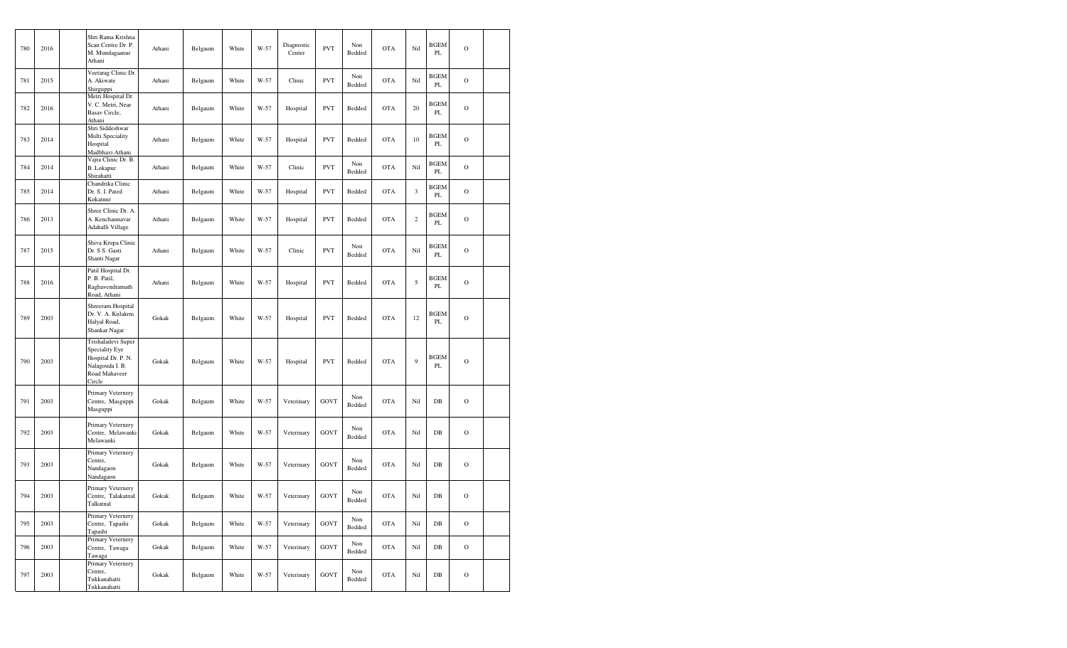| 780 | 2016 | | Shri Rama Krishna Scan Centre Dr. P. M. Mundagaanur Athani | Athani | Belgaum | White | W-57 | Diagnostic Center | PVT | Non Bedded | OTA | Nil | BGEM PL | O | |
|---|---|---|---|---|---|---|---|---|---|---|---|---|---|---|---|
| 781 | 2015 | | Veetarag Clinic Dr. A. Akiwate Shirguppi | Athani | Belgaum | White | W-57 | Clinic | PVT | Non Bedded | OTA | Nil | BGEM PL | O | |
| 782 | 2016 | | Metri Hospital Dr. V. C. Metri, Near Basav Circle, Athani | Athani | Belgaum | White | W-57 | Hospital | PVT | Bedded | OTA | 20 | BGEM PL | O | |
| 783 | 2014 | | Shri Siddeshwar Multi Speciality Hospital Madbhavi Athani | Athani | Belgaum | White | W-57 | Hospital | PVT | Bedded | OTA | 10 | BGEM PL | O | |
| 784 | 2014 | | Vajra Clinic Dr. B. B. Lokapur Shirahatti | Athani | Belgaum | White | W-57 | Clinic | PVT | Non Bedded | OTA | Nil | BGEM PL | O | |
| 785 | 2014 | | Chandrika Clinic Dr. S. I. Pated Kokatnur | Athani | Belgaum | White | W-57 | Hospital | PVT | Bedded | OTA | 3 | BGEM PL | O | |
| 786 | 2013 | | Shree Clinic Dr. A. A. Kenchannavar Adahalli Village | Athani | Belgaum | White | W-57 | Hospital | PVT | Bedded | OTA | 2 | BGEM PL | O | |
| 787 | 2015 | | Shiva Krupa Clinic Dr. S S. Gasti Shanti Nagar | Athani | Belgaum | White | W-57 | Clinic | PVT | Non Bedded | OTA | Nil | BGEM PL | O | |
| 788 | 2016 | | Patil Hospital Dr. P. B. Patil, Raghavendramath Road, Athani | Athani | Belgaum | White | W-57 | Hospital | PVT | Bedded | OTA | 5 | BGEM PL | O | |
| 789 | 2003 | | Shreeram Hospital Dr. V. A. Kulakrni Halyal Road, Shankar Nagar | Gokak | Belgaum | White | W-57 | Hospital | PVT | Bedded | OTA | 12 | BGEM PL | O | |
| 790 | 2003 | | Trishaladevi Super Speciality Eye Hospital Dr. P. N. Nalagouda I. B. Road Mahaveer Circle | Gokak | Belgaum | White | W-57 | Hospital | PVT | Bedded | OTA | 9 | BGEM PL | O | |
| 791 | 2003 | | Primary Veternery Centre, Masguppi Masguppi | Gokak | Belgaum | White | W-57 | Veterinary | GOVT | Non Bedded | OTA | Nil | DB | O | |
| 792 | 2003 | | Primary Veternery Centre, Melawanki Melawanki | Gokak | Belgaum | White | W-57 | Veterinary | GOVT | Non Bedded | OTA | Nil | DB | O | |
| 793 | 2003 | | Primary Veternery Centre, Nandagaon Nandagaon | Gokak | Belgaum | White | W-57 | Veterinary | GOVT | Non Bedded | OTA | Nil | DB | O | |
| 794 | 2003 | | Primary Veternery Centre, Talakatnal Talkatnal | Gokak | Belgaum | White | W-57 | Veterinary | GOVT | Non Bedded | OTA | Nil | DB | O | |
| 795 | 2003 | | Primary Veternery Centre, Tapashi Tapashi | Gokak | Belgaum | White | W-57 | Veterinary | GOVT | Non Bedded | OTA | Nil | DB | O | |
| 796 | 2003 | | Primary Veternery Centre, Tawaga Tawaga | Gokak | Belgaum | White | W-57 | Veterinary | GOVT | Non Bedded | OTA | Nil | DB | O | |
| 797 | 2003 | | Primary Veternery Centre, Tukkanahatti Tukkanahatti | Gokak | Belgaum | White | W-57 | Veterinary | GOVT | Non Bedded | OTA | Nil | DB | O | |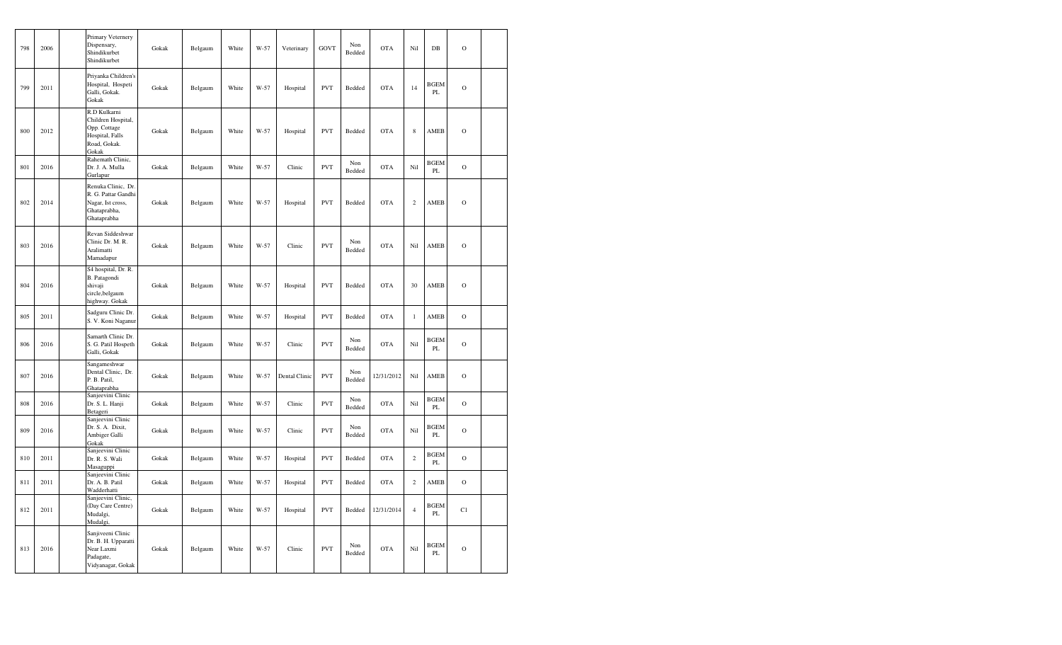| 798 | 2006 | | Primary Veternery Dispensary, Shindikurbet Shindikurbet | Gokak | Belgaum | White | W-57 | Veterinary | GOVT | Non Bedded | OTA | Nil | DB | O | |
|---|---|---|---|---|---|---|---|---|---|---|---|---|---|---|---|
| 799 | 2011 | | Priyanka Children's Hospital, Hospeti Galli, Gokak. Gokak | Gokak | Belgaum | White | W-57 | Hospital | PVT | Bedded | OTA | 14 | BGEM PL | O | |
| 800 | 2012 | | R.D Kulkarni Children Hospital, Opp. Cottage Hospital, Falls Road, Gokak. Gokak | Gokak | Belgaum | White | W-57 | Hospital | PVT | Bedded | OTA | 8 | AMEB | O | |
| 801 | 2016 | | Rahemath Clinic, Dr. J. A. Mulla Gurlapur | Gokak | Belgaum | White | W-57 | Clinic | PVT | Non Bedded | OTA | Nil | BGEM PL | O | |
| 802 | 2014 | | Renuka Clinic, Dr. R. G. Pattar Gandhi Nagar, Ist cross, Ghataprabha, Ghataprabha | Gokak | Belgaum | White | W-57 | Hospital | PVT | Bedded | OTA | 2 | AMEB | O | |
| 803 | 2016 | | Revan Siddeshwar Clinic Dr. M. R. Aralimatti Mamadapur | Gokak | Belgaum | White | W-57 | Clinic | PVT | Non Bedded | OTA | Nil | AMEB | O | |
| 804 | 2016 | | S4 hospital, Dr. R. B. Patagondi shivaji circle,belgaum highway. Gokak | Gokak | Belgaum | White | W-57 | Hospital | PVT | Bedded | OTA | 30 | AMEB | O | |
| 805 | 2011 | | Sadguru Clinic Dr. S. V. Koni Naganur | Gokak | Belgaum | White | W-57 | Hospital | PVT | Bedded | OTA | 1 | AMEB | O | |
| 806 | 2016 | | Samarth Clinic Dr. S. G. Patil Hospeth Galli, Gokak | Gokak | Belgaum | White | W-57 | Clinic | PVT | Non Bedded | OTA | Nil | BGEM PL | O | |
| 807 | 2016 | | Sangameshwar Dental Clinic, Dr. P. B. Patil, Ghataprabha | Gokak | Belgaum | White | W-57 | Dental Clinic | PVT | Non Bedded | 12/31/2012 | Nil | AMEB | O | |
| 808 | 2016 | | Sanjeevini Clinic Dr. S. L. Hanji Betageri | Gokak | Belgaum | White | W-57 | Clinic | PVT | Non Bedded | OTA | Nil | BGEM PL | O | |
| 809 | 2016 | | Sanjeevini Clinic Dr. S. A. Dixit, Ambiger Galli Gokak | Gokak | Belgaum | White | W-57 | Clinic | PVT | Non Bedded | OTA | Nil | BGEM PL | O | |
| 810 | 2011 | | Sanjeevini Clinic Dr. R. S. Wali Masaguppi | Gokak | Belgaum | White | W-57 | Hospital | PVT | Bedded | OTA | 2 | BGEM PL | O | |
| 811 | 2011 | | Sanjeevini Clinic Dr. A. B. Patil Wadderhatti | Gokak | Belgaum | White | W-57 | Hospital | PVT | Bedded | OTA | 2 | AMEB | O | |
| 812 | 2011 | | Sanjeevini Clinic, (Day Care Centre) Mudalgi, Mudalgi, | Gokak | Belgaum | White | W-57 | Hospital | PVT | Bedded | 12/31/2014 | 4 | BGEM PL | C1 | |
| 813 | 2016 | | Sanjiveeni Clinic Dr. B. H. Upparatti Near Laxmi Padagate, Vidyanagar, Gokak | Gokak | Belgaum | White | W-57 | Clinic | PVT | Non Bedded | OTA | Nil | BGEM PL | O | |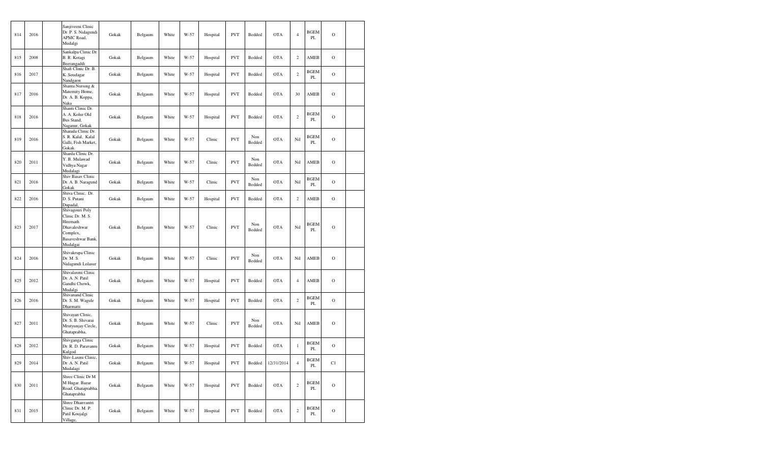| 814 | 2016 | | Sanjiveeni Clinic Dr. P. S. Nidagundi APMC Road, Mudalgi | Gokak | Belgaum | White | W-57 | Hospital | PVT | Bedded | OTA | 4 | BGEM PL | O | |
|---|---|---|---|---|---|---|---|---|---|---|---|---|---|---|---|
| 815 | 2008 | | Sankalpa Clinic Dr. B. R. Kotagi Beerangaddi | Gokak | Belgaum | White | W-57 | Hospital | PVT | Bedded | OTA | 2 | AMEB | O | |
| 816 | 2017 | | Shafi Clinic Dr. B. K. Soudagar Nandgaon | Gokak | Belgaum | White | W-57 | Hospital | PVT | Bedded | OTA | 2 | BGEM PL | O | |
| 817 | 2016 | | Shanta Nursing & Maternity Home, Dr. A. B. Koppa, Naka | Gokak | Belgaum | White | W-57 | Hospital | PVT | Bedded | OTA | 30 | AMEB | O | |
| 818 | 2016 | | Shanti Clinic Dr. A. A. Kolur Old Bus Stand, Naganur, Gokak | Gokak | Belgaum | White | W-57 | Hospital | PVT | Bedded | OTA | 2 | BGEM PL | O | |
| 819 | 2016 | | Sharada Clinic Dr. S. R. Kalal, Kalal Galli, Fish Market, Gokak | Gokak | Belgaum | White | W-57 | Clinic | PVT | Non Bedded | OTA | Nil | BGEM PL | O | |
| 820 | 2011 | | Sharda Clinic Dr. Y. B. Mulawad Vidhya Nagar Mudalagi | Gokak | Belgaum | White | W-57 | Clinic | PVT | Non Bedded | OTA | Nil | AMEB | O | |
| 821 | 2016 | | Shiv Basav Clinic Dr. A. B. Naragund Gokak | Gokak | Belgaum | White | W-57 | Clinic | PVT | Non Bedded | OTA | Nil | BGEM PL | O | |
| 822 | 2016 | | Shiva Clinic, Dr. D. S. Putani Dupadal, | Gokak | Belgaum | White | W-57 | Hospital | PVT | Bedded | OTA | 2 | AMEB | O | |
| 823 | 2017 | | Shivagouri Poly Clinic Dr. M. S. Hiremath Dhavaleshwar Complex, Basaveshwar Bank, Mudalgai | Gokak | Belgaum | White | W-57 | Clinic | PVT | Non Bedded | OTA | Nil | BGEM PL | O | |
| 824 | 2016 | | Shivakrupa Clinic Dr. M. S. Nidagundi Lolasur | Gokak | Belgaum | White | W-57 | Clinic | PVT | Non Bedded | OTA | Nil | AMEB | O | |
| 825 | 2012 | | Shivalaxmi Clinic Dr. A. N. Patil Gandhi Chowk, Mudalgi | Gokak | Belgaum | White | W-57 | Hospital | PVT | Bedded | OTA | 4 | AMEB | O | |
| 826 | 2016 | | Shivanand Clinic Dr. S. M. Wagule Dharmatti | Gokak | Belgaum | White | W-57 | Hospital | PVT | Bedded | OTA | 2 | BGEM PL | O | |
| 827 | 2011 | | Shivayan Clinic, Dr. S. B. Shivarai Mrutyunjay Circle, Ghataprabha, | Gokak | Belgaum | White | W-57 | Clinic | PVT | Non Bedded | OTA | Nil | AMEB | O | |
| 828 | 2012 | | Shivganga Clinic Dr. R. D. Paravanni Kulgod | Gokak | Belgaum | White | W-57 | Hospital | PVT | Bedded | OTA | 1 | BGEM PL | O | |
| 829 | 2014 | | Shiv-Laxmi Clinic, Dr. A. N. Patil Mudalagi | Gokak | Belgaum | White | W-57 | Hospital | PVT | Bedded | 12/31/2014 | 4 | BGEM PL | C1 | |
| 830 | 2011 | | Shree Clinic Dr M M Hugar. Bazar Road, Ghataprabha, Ghataprabha | Gokak | Belgaum | White | W-57 | Hospital | PVT | Bedded | OTA | 2 | BGEM PL | O | |
| 831 | 2015 | | Shree Dhanvantri Clinic Dr. M. P. Patil Koujalgi Village, | Gokak | Belgaum | White | W-57 | Hospital | PVT | Bedded | OTA | 2 | BGEM PL | O | |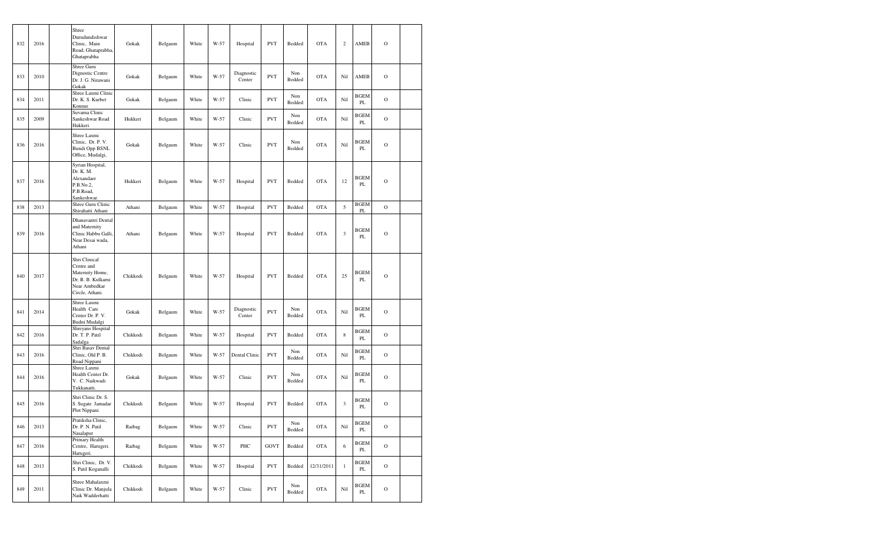| 832 | 2016 | | Shree Durudundishwar Clinic, Main Road, Ghataprabha, Ghataprabha | Gokak | Belgaum | White | W-57 | Hospital | PVT | Bedded | OTA | 2 | AMEB | O | |
|---|---|---|---|---|---|---|---|---|---|---|---|---|---|---|---|
| 833 | 2010 | | Shree Guru Dignostic Centre Dr. J. G. Nirawani Gokak | Gokak | Belgaum | White | W-57 | Diagnostic Center | PVT | Non Bedded | OTA | Nil | AMEB | O | |
| 834 | 2011 | | Shree Laxmi Clinic Dr. K. S. Kurbet Konnur | Gokak | Belgaum | White | W-57 | Clinic | PVT | Non Bedded | OTA | Nil | BGEM PL | O | |
| 835 | 2009 | | Suvarna Clinic Sankeshwar Road Hukkeri | Hukkeri | Belgaum | White | W-57 | Clinic | PVT | Non Bedded | OTA | Nil | BGEM PL | O | |
| 836 | 2016 | | Shree Laxmi Clinic, Dr. P. V. Bundi Opp BSNL Office, Mudalgi, | Gokak | Belgaum | White | W-57 | Clinic | PVT | Non Bedded | OTA | Nil | BGEM PL | O | |
| 837 | 2016 | | Syrian Hospital, Dr. K. M. Alexandaer P.B.No.2, P.B.Road, Sankeshwar. | Hukkeri | Belgaum | White | W-57 | Hospital | PVT | Bedded | OTA | 12 | BGEM PL | O | |
| 838 | 2013 | | Shree Guru Clinic Shirahatti Athani | Athani | Belgaum | White | W-57 | Hospital | PVT | Bedded | OTA | 5 | BGEM PL | O | |
| 839 | 2016 | | Dhanavantri Dental and Maternity Clinic Habbu Galli, Near Desai wada, Athani | Athani | Belgaum | White | W-57 | Hospital | PVT | Bedded | OTA | 3 | BGEM PL | O | |
| 840 | 2017 | | Shri Clinical Centre and Maternity Home, Dr. R. B. Kulkarni Near Ambedkar Circle, Athani. | Chikkodi | Belgaum | White | W-57 | Hospital | PVT | Bedded | OTA | 25 | BGEM PL | O | |
| 841 | 2014 | | Shree Laxmi Health Care Center Dr. P. V. Budni Mudalgi | Gokak | Belgaum | White | W-57 | Diagnostic Center | PVT | Non Bedded | OTA | Nil | BGEM PL | O | |
| 842 | 2016 | | Shreyans Hospital Dr. T. P. Patil Sadalga | Chikkodi | Belgaum | White | W-57 | Hospital | PVT | Bedded | OTA | 8 | BGEM PL | O | |
| 843 | 2016 | | Shri Basav Dental Clinic, Old P. B. Road Nippani | Chikkodi | Belgaum | White | W-57 | Dental Clinic | PVT | Non Bedded | OTA | Nil | BGEM PL | O | |
| 844 | 2016 | | Shree Laxmi Health Center Dr. V. C. Naikwadi Tukkanatti. | Gokak | Belgaum | White | W-57 | Clinic | PVT | Non Bedded | OTA | Nil | BGEM PL | O | |
| 845 | 2016 | | Shri Clinic Dr. S. S. Sugate Jamadar Plot Nippani | Chikkodi | Belgaum | White | W-57 | Hospital | PVT | Bedded | OTA | 3 | BGEM PL | O | |
| 846 | 2013 | | Pratiksha Clinic, Dr. P. N. Patil Nasalapur | Raibag | Belgaum | White | W-57 | Clinic | PVT | Non Bedded | OTA | Nil | BGEM PL | O | |
| 847 | 2016 | | Primary Health Centre, Harugeri. Harugeri. | Raibag | Belgaum | White | W-57 | PHC | GOVT | Bedded | OTA | 6 | BGEM PL | O | |
| 848 | 2013 | | Shri Clinic, Dr. V. S. Patil Koganalli | Chikkodi | Belgaum | White | W-57 | Hospital | PVT | Bedded | 12/31/2011 | 1 | BGEM PL | O | |
| 849 | 2011 | | Shree Mahalaxmi Clinic Dr. Manjula Naik Wadderhatti | Chikkodi | Belgaum | White | W-57 | Clinic | PVT | Non Bedded | OTA | Nil | BGEM PL | O | |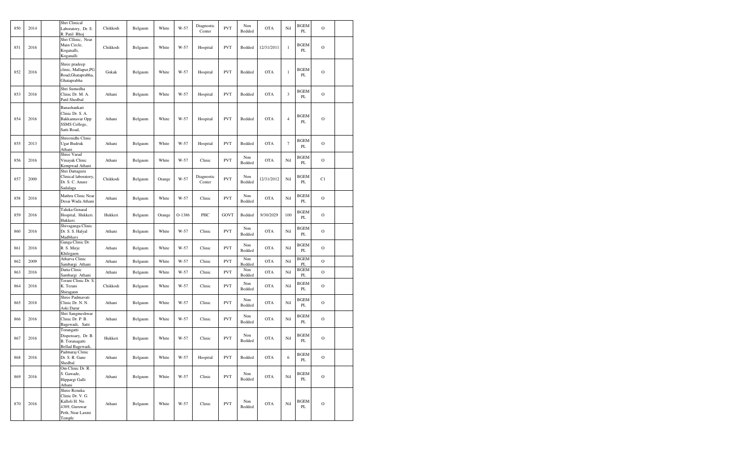| | | | | | | | | | | | | | | | |
|---|---|---|---|---|---|---|---|---|---|---|---|---|---|---|---|
| 850 | 2014 | | Shri Clinical Laboratory, Dr. S. R. Patil Bhoj | Chikkodi | Belgaum | White | W-57 | Diagnostic Center | PVT | Non Bedded | OTA | Nil | BGEM PL | O | |
| 851 | 2016 | | Shri Cllinic, Near Main Circle, Koganalli, Koganalli | Chikkodi | Belgaum | White | W-57 | Hospital | PVT | Bedded | 12/31/2011 | 1 | BGEM PL | O | |
| 852 | 2016 | | Shree pradeep clinic, Mallapur,PG Road,Ghataprabha, Ghataprabha | Gokak | Belgaum | White | W-57 | Hospital | PVT | Bedded | OTA | 1 | BGEM PL | O | |
| 853 | 2016 | | Shri Sumedha Clinic Dr. M. A. Patil Shedbal | Athani | Belgaum | White | W-57 | Hospital | PVT | Bedded | OTA | 3 | BGEM PL | O | |
| 854 | 2016 | | Banashankari Clinic Dr. S. A. Bakkannavar Opp SSMS College, Satti Road, | Athani | Belgaum | White | W-57 | Hospital | PVT | Bedded | OTA | 4 | BGEM PL | O | |
| 855 | 2013 | | Shreenidhi Clinic Ugar Budruk Athani | Athani | Belgaum | White | W-57 | Hospital | PVT | Bedded | OTA | 7 | BGEM PL | O | |
| 856 | 2016 | | Shree Varad Vinayak Clinic Kempwad Athani | Athani | Belgaum | White | W-57 | Clinic | PVT | Non Bedded | OTA | Nil | BGEM PL | O | |
| 857 | 2000 | | Shri Dattaguru Clinical laboratory, Dr. S. C. Anure Sadalaga | Chikkodi | Belgaum | Orange | W-57 | Diagnostic Center | PVT | Non Bedded | 12/31/2012 | Nil | BGEM PL | C1 | |
| 858 | 2016 | | Mathru Clinic Near Desai Wada Athani | Athani | Belgaum | White | W-57 | Clinic | PVT | Non Bedded | OTA | Nil | BGEM PL | O | |
| 859 | 2016 | | Taluka Genaral Hospital, Hukkeri. Hukkeri. | Hukkeri | Belgaum | Orange | O-1386 | PHC | GOVT | Bedded | 9/30/2029 | 100 | BGEM PL | O | |
| 860 | 2016 | | Shivaganga Clinic Dr. S. S. Halyal Madbhavi | Athani | Belgaum | White | W-57 | Clinic | PVT | Non Bedded | OTA | Nil | BGEM PL | O | |
| 861 | 2016 | | Ganga Clinic Dr. R. S. Mirje Khilegaon | Athani | Belgaum | White | W-57 | Clinic | PVT | Non Bedded | OTA | Nil | BGEM PL | O | |
| 862 | 2009 | | Atharva Clinic Sambargi Athani | Athani | Belgaum | White | W-57 | Clinic | PVT | Non Bedded | OTA | Nil | BGEM PL | O | |
| 863 | 2016 | | Datta Clinic Sambargi Athani | Athani | Belgaum | White | W-57 | Clinic | PVT | Non Bedded | OTA | Nil | BGEM PL | O | |
| 864 | 2016 | | Terani Clinic Dr. S. K. Terani Shiragaon | Chikkodi | Belgaum | White | W-57 | Clinic | PVT | Non Bedded | OTA | Nil | BGEM PL | O | |
| 865 | 2018 | | Shree Padmavati Clinic Dr. N. N. Aski Darur | Athani | Belgaum | White | W-57 | Clinic | PVT | Non Bedded | OTA | Nil | BGEM PL | O | |
| 866 | 2016 | | Shri Sangmeshwar Clinic Dr. P. B. Bagewadi, Satti | Athani | Belgaum | White | W-57 | Clinic | PVT | Non Bedded | OTA | Nil | BGEM PL | O | |
| 867 | 2016 | | Torangatti Dispensary, Dr. B. B. Toranagatti Bellad Bagewadi, | Hukkeri | Belgaum | White | W-57 | Clinic | PVT | Non Bedded | OTA | Nil | BGEM PL | O | |
| 868 | 2016 | | Padmaraj Clinic Dr. S. R. Gane Shedbal | Athani | Belgaum | White | W-57 | Hospital | PVT | Bedded | OTA | 6 | BGEM PL | O | |
| 869 | 2016 | | Om Clinic Dr. R. S. Gawade, Hippargi Galli Athani | Athani | Belgaum | White | W-57 | Clinic | PVT | Non Bedded | OTA | Nil | BGEM PL | O | |
| 870 | 2016 | | Shree Renuka Clinic Dr. V. G. Kalloli H. No. 4389, Guruwar Peth, Near Laxmi Temple | Athani | Belgaum | White | W-57 | Clinic | PVT | Non Bedded | OTA | Nil | BGEM PL | O | |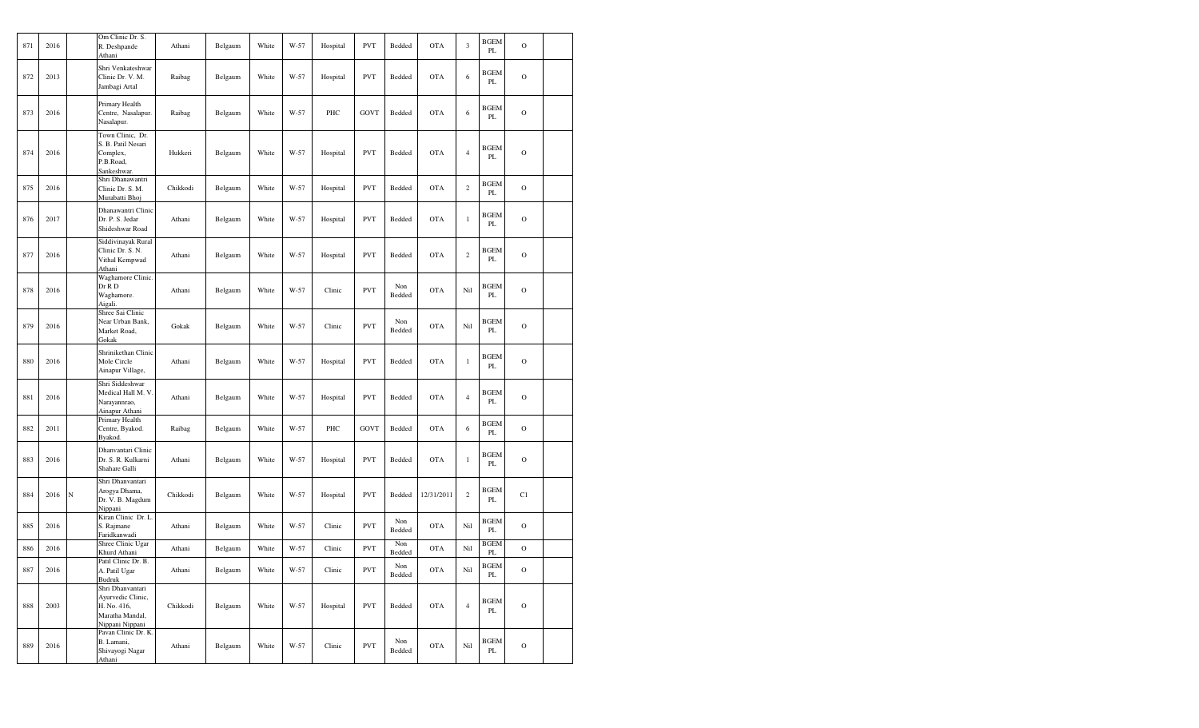| 871 | 2016 | | Om Clinic Dr. S. R. Deshpande Athani | Athani | Belgaum | White | W-57 | Hospital | PVT | Bedded | OTA | 3 | BGEM PL | O | |
|---|---|---|---|---|---|---|---|---|---|---|---|---|---|---|---|
| 872 | 2013 | | Shri Venkateshwar Clinic Dr. V. M. Jambagi Artal | Raibag | Belgaum | White | W-57 | Hospital | PVT | Bedded | OTA | 6 | BGEM PL | O | |
| 873 | 2016 | | Primary Health Centre, Nasalapur. Nasalapur. | Raibag | Belgaum | White | W-57 | PHC | GOVT | Bedded | OTA | 6 | BGEM PL | O | |
| 874 | 2016 | | Town Clinic, Dr. S. B. Patil Nesari Complex, P.B.Road, Sankeshwar. | Hukkeri | Belgaum | White | W-57 | Hospital | PVT | Bedded | OTA | 4 | BGEM PL | O | |
| 875 | 2016 | | Shri Dhanawantri Clinic Dr. S. M. Murabatti Bhoj | Chikkodi | Belgaum | White | W-57 | Hospital | PVT | Bedded | OTA | 2 | BGEM PL | O | |
| 876 | 2017 | | Dhanawantri Clinic Dr. P. S. Jedar Shideshwar Road | Athani | Belgaum | White | W-57 | Hospital | PVT | Bedded | OTA | 1 | BGEM PL | O | |
| 877 | 2016 | | Siddivinayak Rural Clinic Dr. S. N. Vithal Kempwad Athani | Athani | Belgaum | White | W-57 | Hospital | PVT | Bedded | OTA | 2 | BGEM PL | O | |
| 878 | 2016 | | Waghamore Clinic. Dr R D Waghamore. Aigali. | Athani | Belgaum | White | W-57 | Clinic | PVT | Non Bedded | OTA | Nil | BGEM PL | O | |
| 879 | 2016 | | Shree Sai Clinic Near Urban Bank, Market Road, Gokak | Gokak | Belgaum | White | W-57 | Clinic | PVT | Non Bedded | OTA | Nil | BGEM PL | O | |
| 880 | 2016 | | Shrinikethan Clinic Mole Circle Ainapur Village, | Athani | Belgaum | White | W-57 | Hospital | PVT | Bedded | OTA | 1 | BGEM PL | O | |
| 881 | 2016 | | Shri Siddeshwar Medical Hall M. V. Narayannrao, Ainapur Athani | Athani | Belgaum | White | W-57 | Hospital | PVT | Bedded | OTA | 4 | BGEM PL | O | |
| 882 | 2011 | | Primary Health Centre, Byakod. Byakod. | Raibag | Belgaum | White | W-57 | PHC | GOVT | Bedded | OTA | 6 | BGEM PL | O | |
| 883 | 2016 | | Dhanvantari Clinic Dr. S. R. Kulkarni Shahare Galli | Athani | Belgaum | White | W-57 | Hospital | PVT | Bedded | OTA | 1 | BGEM PL | O | |
| 884 | 2016 | N | Shri Dhanvantari Arogya Dhama, Dr. V. B. Magdum Nippani | Chikkodi | Belgaum | White | W-57 | Hospital | PVT | Bedded | 12/31/2011 | 2 | BGEM PL | C1 | |
| 885 | 2016 | | Kiran Clinic Dr. L. S. Rajmane Faridkanwadi | Athani | Belgaum | White | W-57 | Clinic | PVT | Non Bedded | OTA | Nil | BGEM PL | O | |
| 886 | 2016 | | Shree Clinic Ugar Khurd Athani | Athani | Belgaum | White | W-57 | Clinic | PVT | Non Bedded | OTA | Nil | BGEM PL | O | |
| 887 | 2016 | | Patil Clinic Dr. B. A. Patil Ugar Budruk | Athani | Belgaum | White | W-57 | Clinic | PVT | Non Bedded | OTA | Nil | BGEM PL | O | |
| 888 | 2003 | | Shri Dhanvantari Ayurvedic Clinic, H. No. 416, Maratha Mandal, Nippani Nippani | Chikkodi | Belgaum | White | W-57 | Hospital | PVT | Bedded | OTA | 4 | BGEM PL | O | |
| 889 | 2016 | | Pavan Clinic Dr. K. B. Lamani, Shivayogi Nagar Athani | Athani | Belgaum | White | W-57 | Clinic | PVT | Non Bedded | OTA | Nil | BGEM PL | O | |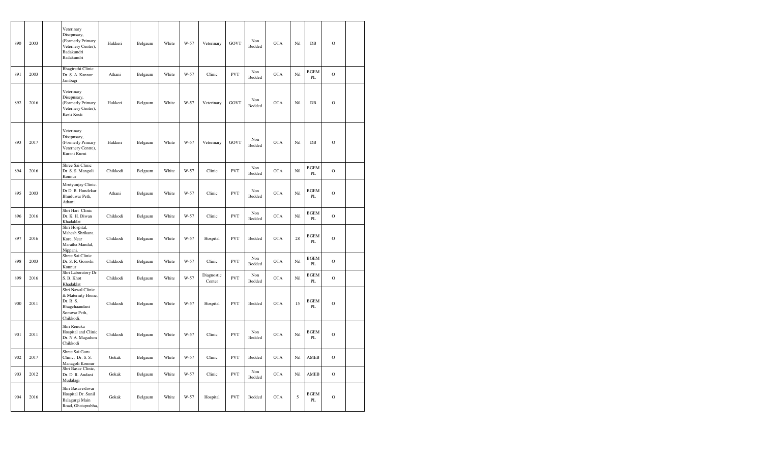| | | | | | | | | | | | | | | | |
|---|---|---|---|---|---|---|---|---|---|---|---|---|---|---|---|
| 890 | 2003 | | Veterinary Disepnsary, (Formerly Primary Veternery Centre), Badakundri Badakundri | Hukkeri | Belgaum | White | W-57 | Veterinary | GOVT | Non Bedded | OTA | Nil | DB | O | |
| 891 | 2003 | | Bhagirathi Clinic Dr. S. A. Kannur Jambagi | Athani | Belgaum | White | W-57 | Clinic | PVT | Non Bedded | OTA | Nil | BGEM PL | O | |
| 892 | 2016 | | Veterinary Disepnsary, (Formerly Primary Veternery Centre), Kesti Kesti | Hukkeri | Belgaum | White | W-57 | Veterinary | GOVT | Non Bedded | OTA | Nil | DB | O | |
| 893 | 2017 | | Veterinary Disepnsary, (Formerly Primary Veternery Centre), Kurani Kurni | Hukkeri | Belgaum | White | W-57 | Veterinary | GOVT | Non Bedded | OTA | Nil | DB | O | |
| 894 | 2016 | | Shree Sai Clinic Dr. S. S. Mangoli Konnur | Chikkodi | Belgaum | White | W-57 | Clinic | PVT | Non Bedded | OTA | Nil | BGEM PL | O | |
| 895 | 2003 | | Mrutyunjay Clinic. Dr D. B. Hundekar. Bhuduwar Peth, Athani. | Athani | Belgaum | White | W-57 | Clinic | PVT | Non Bedded | OTA | Nil | BGEM PL | O | |
| 896 | 2016 | | Shri Hari Clinic Dr. K. H. Diwan Khadaklat | Chikkodi | Belgaum | White | W-57 | Clinic | PVT | Non Bedded | OTA | Nil | BGEM PL | O | |
| 897 | 2016 | | Shri Hospital, Mahesh.Shrikant. Kore, Near Maratha Mandal, Nippani. | Chikkodi | Belgaum | White | W-57 | Hospital | PVT | Bedded | OTA | 28 | BGEM PL | O | |
| 898 | 2003 | | Shree Sai Clinic Dr. S. R. Goroshi Konnur | Chikkodi | Belgaum | White | W-57 | Clinic | PVT | Non Bedded | OTA | Nil | BGEM PL | O | |
| 899 | 2016 | | Shri Laboratory Dr. S. B. Khot Khadaklat | Chikkodi | Belgaum | White | W-57 | Diagnostic Center | PVT | Non Bedded | OTA | Nil | BGEM PL | O | |
| 900 | 2011 | | Shri Nawal Clinic & Maternity Home, Dr. R. S. Bhagchaandani Somwar Peth, Chikkodi. | Chikkodi | Belgaum | White | W-57 | Hospital | PVT | Bedded | OTA | 15 | BGEM PL | O | |
| 901 | 2011 | | Shri Renuka Hospital and Clinic Dr. N A. Magadum Chikkodi | Chikkodi | Belgaum | White | W-57 | Clinic | PVT | Non Bedded | OTA | Nil | BGEM PL | O | |
| 902 | 2017 | | Shree Sai Guru Clinic, Dr. S. S. Managoli Konnur | Gokak | Belgaum | White | W-57 | Clinic | PVT | Bedded | OTA | Nil | AMEB | O | |
| 903 | 2012 | | Shri Basav Clinic, Dr. D. R. Andani Mudalagi | Gokak | Belgaum | White | W-57 | Clinic | PVT | Non Bedded | OTA | Nil | AMEB | O | |
| 904 | 2016 | | Shri Basaveshwar Hospital Dr. Sunil Balagurgi Main Road, Ghataprabha, | Gokak | Belgaum | White | W-57 | Hospital | PVT | Bedded | OTA | 5 | BGEM PL | O | |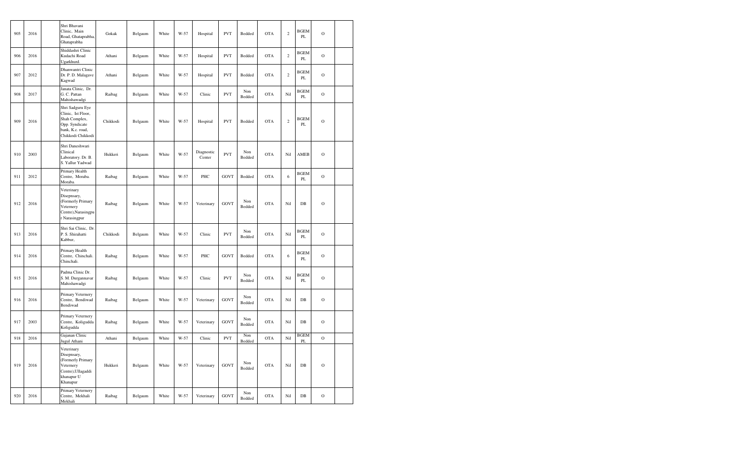| 905 | 2016 | | Shri Bhavani Clinic, Main Road, Ghataprabha, Ghataprabha | Gokak | Belgaum | White | W-57 | Hospital | PVT | Bedded | OTA | 2 | BGEM PL | O | |
|---|---|---|---|---|---|---|---|---|---|---|---|---|---|---|---|
| 906 | 2016 | | Shiddashri Clinic Kudachi Road Ugarkhurd. | Athani | Belgaum | White | W-57 | Hospital | PVT | Bedded | OTA | 2 | BGEM PL | O | |
| 907 | 2012 | | Dhanwantri Clinic Dr. P. D. Malagave Kagwad | Athani | Belgaum | White | W-57 | Hospital | PVT | Bedded | OTA | 2 | BGEM PL | O | |
| 908 | 2017 | | Janata Clinic, Dr. G. C. Pattan Mahishawadgi | Raibag | Belgaum | White | W-57 | Clinic | PVT | Non Bedded | OTA | Nil | BGEM PL | O | |
| 909 | 2016 | | Shri Sadguru Eye Clinic, Ist Floor, Shah Complex, Opp. Syndicate bank, K.c. road, Chikkodi Chikkodi | Chikkodi | Belgaum | White | W-57 | Hospital | PVT | Bedded | OTA | 2 | BGEM PL | O | |
| 910 | 2003 | | Shri Daneshwari Clinical Laboratory. Dr. B. S. Yallur Yadwad | Hukkeri | Belgaum | White | W-57 | Diagnostic Center | PVT | Non Bedded | OTA | Nil | AMEB | O | |
| 911 | 2012 | | Primary Health Centre, Moraba. Moraba. | Raibag | Belgaum | White | W-57 | PHC | GOVT | Bedded | OTA | 6 | BGEM PL | O | |
| 912 | 2016 | | Veterinary Disepnsary, (Formerly Primary Veternery Centre),Narasingpur Narasingpur | Raibag | Belgaum | White | W-57 | Veterinary | GOVT | Non Bedded | OTA | Nil | DB | O | |
| 913 | 2016 | | Shri Sai Clinic, Dr. P. S. Shirahatti Kabbur, | Chikkodi | Belgaum | White | W-57 | Clinic | PVT | Non Bedded | OTA | Nil | BGEM PL | O | |
| 914 | 2016 | | Primary Health Centre, Chinchali. Chinchali. | Raibag | Belgaum | White | W-57 | PHC | GOVT | Bedded | OTA | 6 | BGEM PL | O | |
| 915 | 2016 | | Padma Clinic Dr. S. M. Durgannavar Mahishawadgi | Raibag | Belgaum | White | W-57 | Clinic | PVT | Non Bedded | OTA | Nil | BGEM PL | O | |
| 916 | 2016 | | Primary Veternery Centre, Bendiwad Bendiwad | Raibag | Belgaum | White | W-57 | Veterinary | GOVT | Non Bedded | OTA | Nil | DB | O | |
| 917 | 2003 | | Primary Veternery Centre, Koligudda Koligudda | Raibag | Belgaum | White | W-57 | Veterinary | GOVT | Non Bedded | OTA | Nil | DB | O | |
| 918 | 2016 | | Gajanan Clinic Jugul Athani | Athani | Belgaum | White | W-57 | Clinic | PVT | Non Bedded | OTA | Nil | BGEM PL | O | |
| 919 | 2016 | | Veterinary Disepnsary, (Formerly Primary Veternery Centre),Ullagaddi khanapur U Khanapur | Hukkeri | Belgaum | White | W-57 | Veterinary | GOVT | Non Bedded | OTA | Nil | DB | O | |
| 920 | 2016 | | Primary Veternery Centre, Mekhali Mekhali | Raibag | Belgaum | White | W-57 | Veterinary | GOVT | Non Bedded | OTA | Nil | DB | O | |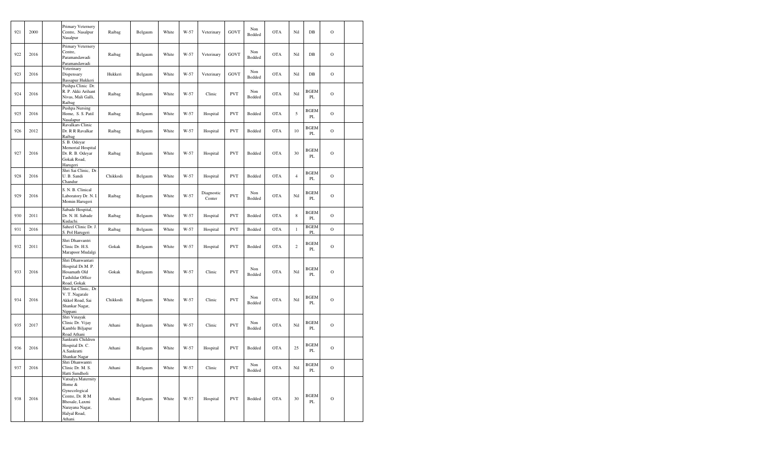| 921 | 2000 | | Primary Veternery Centre, Nasalpur Nasalpur | Raibag | Belgaum | White | W-57 | Veterinary | GOVT | Non Bedded | OTA | Nil | DB | O | |
|---|---|---|---|---|---|---|---|---|---|---|---|---|---|---|---|
| 922 | 2016 | | Primary Veternery Centre, Paramandawadi Paramandawadi | Raibag | Belgaum | White | W-57 | Veterinary | GOVT | Non Bedded | OTA | Nil | DB | O | |
| 923 | 2016 | | Veterinary Dispensary Bassapur Hukkeri | Hukkeri | Belgaum | White | W-57 | Veterinary | GOVT | Non Bedded | OTA | Nil | DB | O | |
| 924 | 2016 | | Pushpa Clinic Dr. R. P. Akki Arihant Nivas, Mali Galli, Raibag | Raibag | Belgaum | White | W-57 | Clinic | PVT | Non Bedded | OTA | Nil | BGEM PL | O | |
| 925 | 2016 | | Pushpa Nursing Home, S. S. Patil Nasalapur | Raibag | Belgaum | White | W-57 | Hospital | PVT | Bedded | OTA | 5 | BGEM PL | O | |
| 926 | 2012 | | Ravalkars Clinic Dr. R R Ravalkar Raibag | Raibag | Belgaum | White | W-57 | Hospital | PVT | Bedded | OTA | 10 | BGEM PL | O | |
| 927 | 2016 | | S. B. Odeyar Memorial Hospital Dr. R. B. Odeyar Gokak Road, Harugeri | Raibag | Belgaum | White | W-57 | Hospital | PVT | Bedded | OTA | 30 | BGEM PL | O | |
| 928 | 2016 | | Shri Sai Clinic, Dr. U. B. Sandi Chandur | Chikkodi | Belgaum | White | W-57 | Hospital | PVT | Bedded | OTA | 4 | BGEM PL | O | |
| 929 | 2016 | | S. N. B. Clinical Laboratory Dr. N. I. Momin Harugeri | Raibag | Belgaum | White | W-57 | Diagnostic Center | PVT | Non Bedded | OTA | Nil | BGEM PL | O | |
| 930 | 2011 | | Sabade Hospital, Dr. N. H. Sabade Kudachi | Raibag | Belgaum | White | W-57 | Hospital | PVT | Bedded | OTA | 8 | BGEM PL | O | |
| 931 | 2016 | | Sabeel Clinic Dr. J. S. Pol Harugeri | Raibag | Belgaum | White | W-57 | Hospital | PVT | Bedded | OTA | 1 | BGEM PL | O | |
| 932 | 2011 | | Shri Dhanvantri Clinic Dr. H.S. Marapoor Mudalgi | Gokak | Belgaum | White | W-57 | Hospital | PVT | Bedded | OTA | 2 | BGEM PL | O | |
| 933 | 2016 | | Shri Dhanwantari Hospital Dr.M. P. Hosamath Old Tashildar Office Road, Gokak | Gokak | Belgaum | White | W-57 | Clinic | PVT | Non Bedded | OTA | Nil | BGEM PL | O | |
| 934 | 2016 | | Shri Sai Clinic, Dr. V. T. Nagarale Akkol Road, Sai Shankar Nagar, Nippani | Chikkodi | Belgaum | White | W-57 | Clinic | PVT | Non Bedded | OTA | Nil | BGEM PL | O | |
| 935 | 2017 | | Shri Vinayak Clinic Dr. Vijay Kamble Biljapur Road Athani | Athani | Belgaum | White | W-57 | Clinic | PVT | Non Bedded | OTA | Nil | BGEM PL | O | |
| 936 | 2016 | | Sankratti Children Hospital Dr. C. A.Sankratti Shankar Nagar | Athani | Belgaum | White | W-57 | Hospital | PVT | Bedded | OTA | 25 | BGEM PL | O | |
| 937 | 2016 | | Shri Dhanwantri Clinic Dr. M. S. Hatti Sundholi | Athani | Belgaum | White | W-57 | Clinic | PVT | Non Bedded | OTA | Nil | BGEM PL | O | |
| 938 | 2016 | | Vatsalya Maternity Home & Gynecological Centre, Dr. R M Bhosale, Laxmi Narayana Nagar, Halyal Road, Athani. | Athani | Belgaum | White | W-57 | Hospital | PVT | Bedded | OTA | 30 | BGEM PL | O | |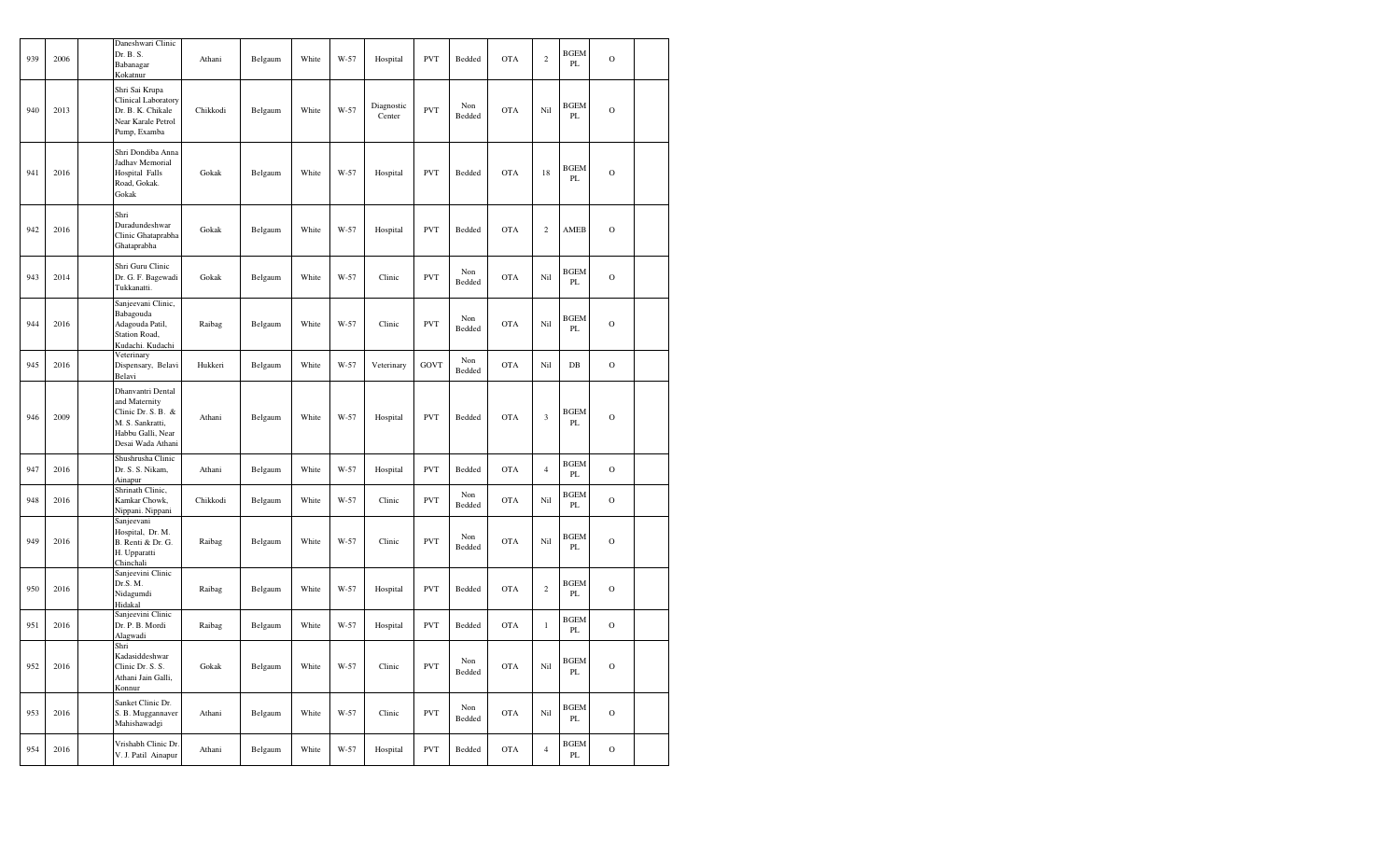| 939 | 2006 | | Daneshwari Clinic Dr. B. S. Babanagar Kokatnur | Athani | Belgaum | White | W-57 | Hospital | PVT | Bedded | OTA | 2 | BGEM PL | O | |
|---|---|---|---|---|---|---|---|---|---|---|---|---|---|---|---|
| 940 | 2013 | | Shri Sai Krupa Clinical Laboratory Dr. B. K. Chikale Near Karale Petrol Pump, Examba | Chikkodi | Belgaum | White | W-57 | Diagnostic Center | PVT | Non Bedded | OTA | Nil | BGEM PL | O | |
| 941 | 2016 | | Shri Dondiba Anna Jadhav Memorial Hospital Falls Road, Gokak. Gokak | Gokak | Belgaum | White | W-57 | Hospital | PVT | Bedded | OTA | 18 | BGEM PL | O | |
| 942 | 2016 | | Shri Duradundeshwar Clinic Ghataprabha Ghataprabha | Gokak | Belgaum | White | W-57 | Hospital | PVT | Bedded | OTA | 2 | AMEB | O | |
| 943 | 2014 | | Shri Guru Clinic Dr. G. F. Bagewadi Tukkanatti. | Gokak | Belgaum | White | W-57 | Clinic | PVT | Non Bedded | OTA | Nil | BGEM PL | O | |
| 944 | 2016 | | Sanjeevani Clinic, Babagouda Adagouda Patil, Station Road, Kudachi. Kudachi | Raibag | Belgaum | White | W-57 | Clinic | PVT | Non Bedded | OTA | Nil | BGEM PL | O | |
| 945 | 2016 | | Veterinary Dispensary, Belavi Belavi | Hukkeri | Belgaum | White | W-57 | Veterinary | GOVT | Non Bedded | OTA | Nil | DB | O | |
| 946 | 2009 | | Dhanvantri Dental and Maternity Clinic Dr. S. B. & M. S. Sankratti, Habbu Galli, Near Desai Wada Athani | Athani | Belgaum | White | W-57 | Hospital | PVT | Bedded | OTA | 3 | BGEM PL | O | |
| 947 | 2016 | | Shushrusha Clinic Dr. S. S. Nikam, Ainapur | Athani | Belgaum | White | W-57 | Hospital | PVT | Bedded | OTA | 4 | BGEM PL | O | |
| 948 | 2016 | | Shrinath Clinic, Kamkar Chowk, Nippani. Nippani | Chikkodi | Belgaum | White | W-57 | Clinic | PVT | Non Bedded | OTA | Nil | BGEM PL | O | |
| 949 | 2016 | | Sanjeevani Hospital, Dr. M. B. Renti & Dr. G. H. Upparatti Chinchali | Raibag | Belgaum | White | W-57 | Clinic | PVT | Non Bedded | OTA | Nil | BGEM PL | O | |
| 950 | 2016 | | Sanjeevini Clinic Dr.S. M. Nidagumdi Hidakal | Raibag | Belgaum | White | W-57 | Hospital | PVT | Bedded | OTA | 2 | BGEM PL | O | |
| 951 | 2016 | | Sanjeevini Clinic Dr. P. B. Mordi Alagwadi | Raibag | Belgaum | White | W-57 | Hospital | PVT | Bedded | OTA | 1 | BGEM PL | O | |
| 952 | 2016 | | Shri Kadasiddeshwar Clinic Dr. S. S. Athani Jain Galli, Konnur | Gokak | Belgaum | White | W-57 | Clinic | PVT | Non Bedded | OTA | Nil | BGEM PL | O | |
| 953 | 2016 | | Sanket Clinic Dr. S. B. Muggannaver Mahishawadgi | Athani | Belgaum | White | W-57 | Clinic | PVT | Non Bedded | OTA | Nil | BGEM PL | O | |
| 954 | 2016 | | Vrishabh Clinic Dr. V. J. Patil Ainapur | Athani | Belgaum | White | W-57 | Hospital | PVT | Bedded | OTA | 4 | BGEM PL | O | |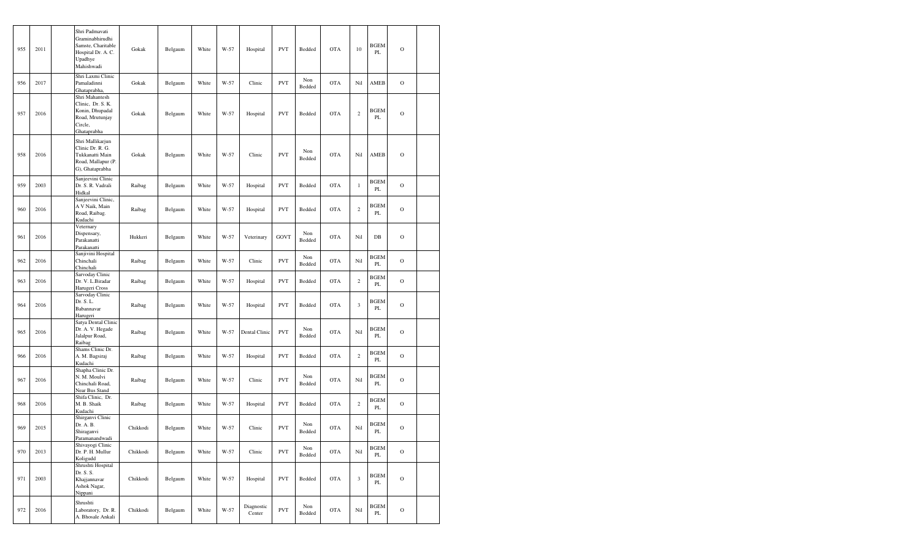| | | | | | | | | | | | | | | |
|---|---|---|---|---|---|---|---|---|---|---|---|---|---|---|
| 955 | 2011 | | Shri Padmavati Graminabhirudhi Samste, Charitable Hospital Dr. A. C. Upadhye Mahishwadi | Gokak | Belgaum | White | W-57 | Hospital | PVT | Bedded | OTA | 10 | BGEM PL | O | |
| 956 | 2017 | | Shri Laxmi Clinic Pamaladinni Ghataprabha, | Gokak | Belgaum | White | W-57 | Clinic | PVT | Non Bedded | OTA | Nil | AMEB | O | |
| 957 | 2016 | | Shri Mahantesh Clinic, Dr. S. K. Konin, Dhupadal Road, Mrutunjay Circle, Ghataprabha | Gokak | Belgaum | White | W-57 | Hospital | PVT | Bedded | OTA | 2 | BGEM PL | O | |
| 958 | 2016 | | Shri Mallikarjun Clinic Dr. R. G. Tukkanatti Main Road, Mallapur (P. G), Ghataprabha | Gokak | Belgaum | White | W-57 | Clinic | PVT | Non Bedded | OTA | Nil | AMEB | O | |
| 959 | 2003 | | Sanjeevini Clinic Dr. S. R. Vadrali Hidkal | Raibag | Belgaum | White | W-57 | Hospital | PVT | Bedded | OTA | 1 | BGEM PL | O | |
| 960 | 2016 | | Sanjeevini Clinic, A V Naik, Main Road, Raibag. Kudachi | Raibag | Belgaum | White | W-57 | Hospital | PVT | Bedded | OTA | 2 | BGEM PL | O | |
| 961 | 2016 | | Veternary Dispensary, Parakanatti Parakanatti | Hukkeri | Belgaum | White | W-57 | Veterinary | GOVT | Non Bedded | OTA | Nil | DB | O | |
| 962 | 2016 | | Sanjivini Hospital Chinchali Chinchali | Raibag | Belgaum | White | W-57 | Clinic | PVT | Non Bedded | OTA | Nil | BGEM PL | O | |
| 963 | 2016 | | Sarvoday Clinic Dr. V. L.Biradar Harugeri Cross | Raibag | Belgaum | White | W-57 | Hospital | PVT | Bedded | OTA | 2 | BGEM PL | O | |
| 964 | 2016 | | Sarvoday Clinic Dr. S. L. Babannavar Harugeri | Raibag | Belgaum | White | W-57 | Hospital | PVT | Bedded | OTA | 3 | BGEM PL | O | |
| 965 | 2016 | | Satya Dental Clinic Dr. A. V. Hegade Jalalpur Road, Raibag | Raibag | Belgaum | White | W-57 | Dental Clinic | PVT | Non Bedded | OTA | Nil | BGEM PL | O | |
| 966 | 2016 | | Shams Clinic Dr. A. M. Bagsiraj Kudachi | Raibag | Belgaum | White | W-57 | Hospital | PVT | Bedded | OTA | 2 | BGEM PL | O | |
| 967 | 2016 | | Shapha Clinic Dr. N. M. Moulvi Chinchali Road, Near Bus Stand | Raibag | Belgaum | White | W-57 | Clinic | PVT | Non Bedded | OTA | Nil | BGEM PL | O | |
| 968 | 2016 | | Shifa Clinic, Dr. M. B. Shaik Kudachi | Raibag | Belgaum | White | W-57 | Hospital | PVT | Bedded | OTA | 2 | BGEM PL | O | |
| 969 | 2015 | | Shirganvi Clinic Dr. A. B. Shiraganvi Paramanandwadi | Chikkodi | Belgaum | White | W-57 | Clinic | PVT | Non Bedded | OTA | Nil | BGEM PL | O | |
| 970 | 2013 | | Shivayogi Clinic Dr. P. H. Mullur Koligudd | Chikkodi | Belgaum | White | W-57 | Clinic | PVT | Non Bedded | OTA | Nil | BGEM PL | O | |
| 971 | 2003 | | Shrushti Hospital Dr. S. S. Khajjannavar Ashok Nagar, Nippani | Chikkodi | Belgaum | White | W-57 | Hospital | PVT | Bedded | OTA | 3 | BGEM PL | O | |
| 972 | 2016 | | Shrushti Laboratory, Dr. R. A. Bhosale Ankali | Chikkodi | Belgaum | White | W-57 | Diagnostic Center | PVT | Non Bedded | OTA | Nil | BGEM PL | O | |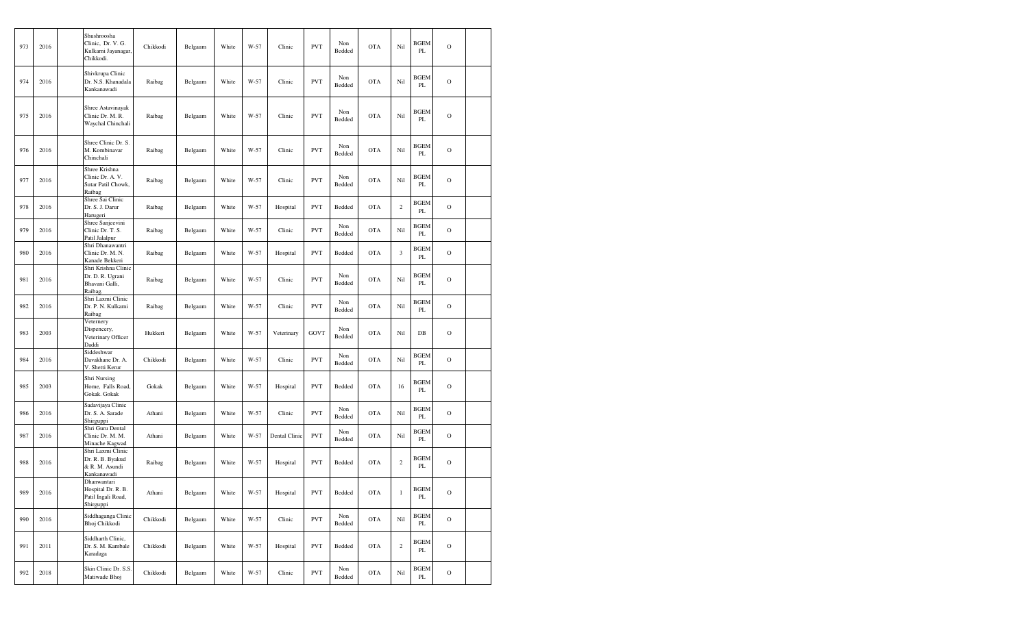| 973 | 2016 | | Shushroosha Clinic, Dr. V. G. Kulkarni Jayanagar, Chikkodi. | Chikkodi | Belgaum | White | W-57 | Clinic | PVT | Non Bedded | OTA | Nil | BGEM PL | O | |
|---|---|---|---|---|---|---|---|---|---|---|---|---|---|---|---|
| 974 | 2016 | | Shivkrupa Clinic Dr. N.S. Khanadala Kankanawadi | Raibag | Belgaum | White | W-57 | Clinic | PVT | Non Bedded | OTA | Nil | BGEM PL | O | |
| 975 | 2016 | | Shree Astavinayak Clinic Dr. M. R. Waychal Chinchali | Raibag | Belgaum | White | W-57 | Clinic | PVT | Non Bedded | OTA | Nil | BGEM PL | O | |
| 976 | 2016 | | Shree Clinic Dr. S. M. Kombinavar Chinchali | Raibag | Belgaum | White | W-57 | Clinic | PVT | Non Bedded | OTA | Nil | BGEM PL | O | |
| 977 | 2016 | | Shree Krishna Clinic Dr. A. V. Sutar Patil Chowk, Raibag | Raibag | Belgaum | White | W-57 | Clinic | PVT | Non Bedded | OTA | Nil | BGEM PL | O | |
| 978 | 2016 | | Shree Sai Clinic Dr. S. J. Darur Harugeri | Raibag | Belgaum | White | W-57 | Hospital | PVT | Bedded | OTA | 2 | BGEM PL | O | |
| 979 | 2016 | | Shree Sanjeevini Clinic Dr. T. S. Patil Jalalpur | Raibag | Belgaum | White | W-57 | Clinic | PVT | Non Bedded | OTA | Nil | BGEM PL | O | |
| 980 | 2016 | | Shri Dhanawantri Clinic Dr. M. N. Kanade Bekkeri | Raibag | Belgaum | White | W-57 | Hospital | PVT | Bedded | OTA | 3 | BGEM PL | O | |
| 981 | 2016 | | Shri Krishna Clinic Dr. D. R. Ugrani Bhavani Galli, Raibag. | Raibag | Belgaum | White | W-57 | Clinic | PVT | Non Bedded | OTA | Nil | BGEM PL | O | |
| 982 | 2016 | | Shri Laxmi Clinic Dr. P. N. Kulkarni Raibag | Raibag | Belgaum | White | W-57 | Clinic | PVT | Non Bedded | OTA | Nil | BGEM PL | O | |
| 983 | 2003 | | Veternery Dispencery, Veterinary Officer Daddi | Hukkeri | Belgaum | White | W-57 | Veterinary | GOVT | Non Bedded | OTA | Nil | DB | O | |
| 984 | 2016 | | Siddeshwar Davakhane Dr. A. V. Shetti Kerur | Chikkodi | Belgaum | White | W-57 | Clinic | PVT | Non Bedded | OTA | Nil | BGEM PL | O | |
| 985 | 2003 | | Shri Nursing Home, Falls Road, Gokak. Gokak | Gokak | Belgaum | White | W-57 | Hospital | PVT | Bedded | OTA | 16 | BGEM PL | O | |
| 986 | 2016 | | Sadavijaya Clinic Dr. S. A. Sarade Shirguppi | Athani | Belgaum | White | W-57 | Clinic | PVT | Non Bedded | OTA | Nil | BGEM PL | O | |
| 987 | 2016 | | Shri Guru Dental Clinic Dr. M. M. Minache Kagwad | Athani | Belgaum | White | W-57 | Dental Clinic | PVT | Non Bedded | OTA | Nil | BGEM PL | O | |
| 988 | 2016 | | Shri Laxmi Clinic Dr. R. B. Byakud & R. M. Asundi Kankanawadi | Raibag | Belgaum | White | W-57 | Hospital | PVT | Bedded | OTA | 2 | BGEM PL | O | |
| 989 | 2016 | | Dhanwantari Hospital Dr. R. B. Patil Ingali Road, Shirguppi | Athani | Belgaum | White | W-57 | Hospital | PVT | Bedded | OTA | 1 | BGEM PL | O | |
| 990 | 2016 | | Siddhaganga Clinic Bhoj Chikkodi | Chikkodi | Belgaum | White | W-57 | Clinic | PVT | Non Bedded | OTA | Nil | BGEM PL | O | |
| 991 | 2011 | | Siddharth Clinic, Dr. S. M. Kambale Karadaga | Chikkodi | Belgaum | White | W-57 | Hospital | PVT | Bedded | OTA | 2 | BGEM PL | O | |
| 992 | 2018 | | Skin Clinic Dr. S.S. Matiwade Bhoj | Chikkodi | Belgaum | White | W-57 | Clinic | PVT | Non Bedded | OTA | Nil | BGEM PL | O | |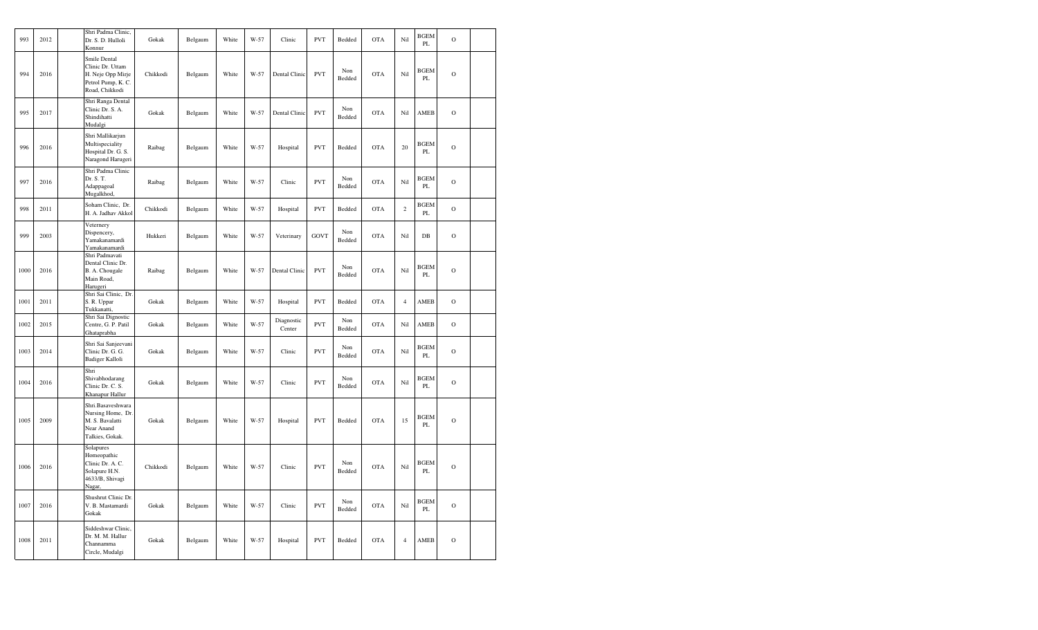| 993 | 2012 | | Shri Padma Clinic, Dr. S. D. Hulloli Konnur | Gokak | Belgaum | White | W-57 | Clinic | PVT | Bedded | OTA | Nil | BGEM PL | O | |
|---|---|---|---|---|---|---|---|---|---|---|---|---|---|---|---|
| 994 | 2016 | | Smile Dental Clinic Dr. Uttam H. Neje Opp Mirje Petrol Pump, K. C. Road, Chikkodi | Chikkodi | Belgaum | White | W-57 | Dental Clinic | PVT | Non Bedded | OTA | Nil | BGEM PL | O | |
| 995 | 2017 | | Shri Ranga Dental Clinic Dr. S. A. Shindihatti Mudalgi | Gokak | Belgaum | White | W-57 | Dental Clinic | PVT | Non Bedded | OTA | Nil | AMEB | O | |
| 996 | 2016 | | Shri Mallikarjun Multispeciality Hospital Dr. G. S. Naragond Harugeri | Raibag | Belgaum | White | W-57 | Hospital | PVT | Bedded | OTA | 20 | BGEM PL | O | |
| 997 | 2016 | | Shri Padma Clinic Dr. S. T. Adappagoal Mugalkhod | Raibag | Belgaum | White | W-57 | Clinic | PVT | Non Bedded | OTA | Nil | BGEM PL | O | |
| 998 | 2011 | | Soham Clinic, Dr. H. A. Jadhav Akkol | Chikkodi | Belgaum | White | W-57 | Hospital | PVT | Bedded | OTA | 2 | BGEM PL | O | |
| 999 | 2003 | | Veternery Dispencery, Yamakanamardi Yamakanamardi | Hukkeri | Belgaum | White | W-57 | Veterinary | GOVT | Non Bedded | OTA | Nil | DB | O | |
| 1000 | 2016 | | Shri Padmavati Dental Clinic Dr. B. A. Chougale Main Road, Harugeri | Raibag | Belgaum | White | W-57 | Dental Clinic | PVT | Non Bedded | OTA | Nil | BGEM PL | O | |
| 1001 | 2011 | | Shri Sai Clinic, Dr. S. R. Uppar Tukkanatti, | Gokak | Belgaum | White | W-57 | Hospital | PVT | Bedded | OTA | 4 | AMEB | O | |
| 1002 | 2015 | | Shri Sai Dignostic Centre, G. P. Patil Ghataprabha | Gokak | Belgaum | White | W-57 | Diagnostic Center | PVT | Non Bedded | OTA | Nil | AMEB | O | |
| 1003 | 2014 | | Shri Sai Sanjeevani Clinic Dr. G. G. Badiger Kalloli | Gokak | Belgaum | White | W-57 | Clinic | PVT | Non Bedded | OTA | Nil | BGEM PL | O | |
| 1004 | 2016 | | Shri Shivabhodarang Clinic Dr. C. S. Khanapur Hallur | Gokak | Belgaum | White | W-57 | Clinic | PVT | Non Bedded | OTA | Nil | BGEM PL | O | |
| 1005 | 2009 | | Shri.Basaveshwara Nursing Home, Dr. M. S. Bavalatti Near Anand Talkies, Gokak. | Gokak | Belgaum | White | W-57 | Hospital | PVT | Bedded | OTA | 15 | BGEM PL | O | |
| 1006 | 2016 | | Solapures Homeopathic Clinic Dr. A. C. Solapure H.N. 4633/B, Shivagi Nagar, | Chikkodi | Belgaum | White | W-57 | Clinic | PVT | Non Bedded | OTA | Nil | BGEM PL | O | |
| 1007 | 2016 | | Shushrut Clinic Dr. V. B. Mastamardi Gokak | Gokak | Belgaum | White | W-57 | Clinic | PVT | Non Bedded | OTA | Nil | BGEM PL | O | |
| 1008 | 2011 | | Siddeshwar Clinic, Dr. M. M. Hallur Channamma Circle, Mudalgi | Gokak | Belgaum | White | W-57 | Hospital | PVT | Bedded | OTA | 4 | AMEB | O | |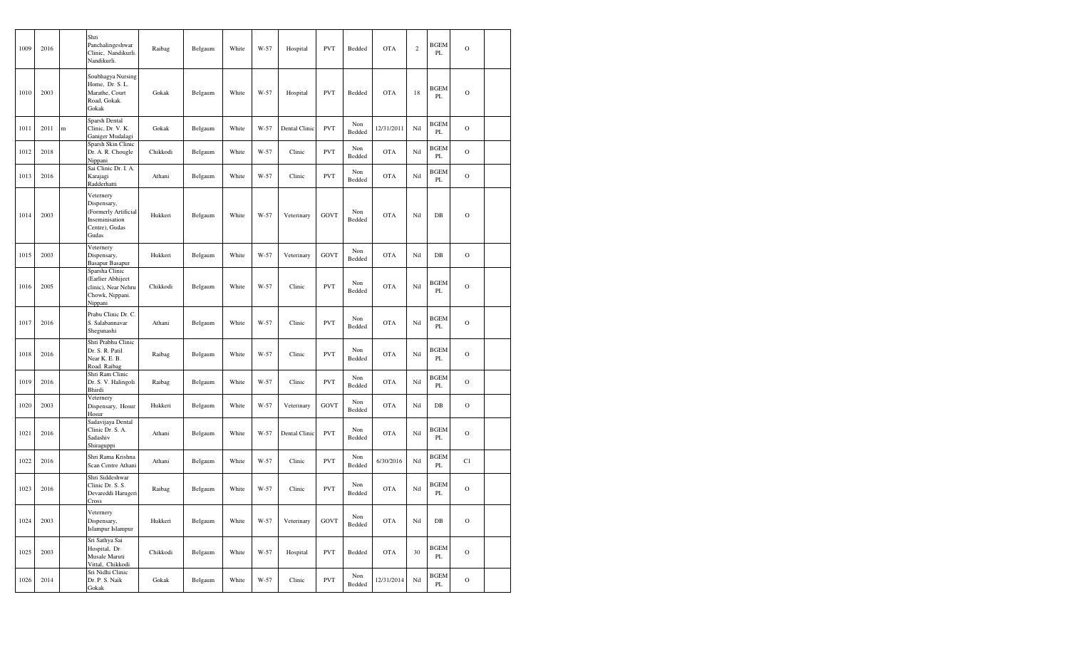| 1009 | 2016 | | Shri Panchalingeshwar Clinic, Nandikurli. Nandikurli. | Raibag | Belgaum | White | W-57 | Hospital | PVT | Bedded | OTA | 2 | BGEM PL | O | |
|---|---|---|---|---|---|---|---|---|---|---|---|---|---|---|---|
| 1010 | 2003 | | Soubhagya Nursing Home, Dr. S. L. Marathe, Court Road, Gokak. Gokak | Gokak | Belgaum | White | W-57 | Hospital | PVT | Bedded | OTA | 18 | BGEM PL | O | |
| 1011 | 2011 | m | Sparsh Dental Clinic, Dr. V. K. Ganiger Mudalagi | Gokak | Belgaum | White | W-57 | Dental Clinic | PVT | Non Bedded | 12/31/2011 | Nil | BGEM PL | O | |
| 1012 | 2018 | | Sparsh Skin Clinic Dr. A. R. Chougle Nippani | Chikkodi | Belgaum | White | W-57 | Clinic | PVT | Non Bedded | OTA | Nil | BGEM PL | O | |
| 1013 | 2016 | | Sai Clinic Dr. I. A. Karajagi Radderhatti | Athani | Belgaum | White | W-57 | Clinic | PVT | Non Bedded | OTA | Nil | BGEM PL | O | |
| 1014 | 2003 | | Veternery Dispensary, (Formerly Artificial Inseminisation Centre), Gudas Gudas | Hukkeri | Belgaum | White | W-57 | Veterinary | GOVT | Non Bedded | OTA | Nil | DB | O | |
| 1015 | 2003 | | Veternery Dispensary, Basapur Basapur | Hukkeri | Belgaum | White | W-57 | Veterinary | GOVT | Non Bedded | OTA | Nil | DB | O | |
| 1016 | 2005 | | Sparsha Clinic (Earlier Abhijeet clinic), Near Nehru Chowk, Nippani. Nippani | Chikkodi | Belgaum | White | W-57 | Clinic | PVT | Non Bedded | OTA | Nil | BGEM PL | O | |
| 1017 | 2016 | | Prabu Clinic Dr. C. S. Salabannavar Shegunashi | Athani | Belgaum | White | W-57 | Clinic | PVT | Non Bedded | OTA | Nil | BGEM PL | O | |
| 1018 | 2016 | | Shri Prabhu Clinic Dr. S. R. Patil Near K. E. B. Road. Raibag | Raibag | Belgaum | White | W-57 | Clinic | PVT | Non Bedded | OTA | Nil | BGEM PL | O | |
| 1019 | 2016 | | Shri Ram Clinic Dr. S. V. Halingoli Bhirdi | Raibag | Belgaum | White | W-57 | Clinic | PVT | Non Bedded | OTA | Nil | BGEM PL | O | |
| 1020 | 2003 | | Veternery Dispensary, Hosur Hosur | Hukkeri | Belgaum | White | W-57 | Veterinary | GOVT | Non Bedded | OTA | Nil | DB | O | |
| 1021 | 2016 | | Sadavijaya Dental Clinic Dr. S. A. Sadashiv Shiraguppi | Athani | Belgaum | White | W-57 | Dental Clinic | PVT | Non Bedded | OTA | Nil | BGEM PL | O | |
| 1022 | 2016 | | Shri Rama Krishna Scan Centre Athani | Athani | Belgaum | White | W-57 | Clinic | PVT | Non Bedded | 6/30/2016 | Nil | BGEM PL | C1 | |
| 1023 | 2016 | | Shri Siddeshwar Clinic Dr. S. S. Devareddi Harugeri Cross | Raibag | Belgaum | White | W-57 | Clinic | PVT | Non Bedded | OTA | Nil | BGEM PL | O | |
| 1024 | 2003 | | Veternery Dispensary, Islampur Islampur | Hukkeri | Belgaum | White | W-57 | Veterinary | GOVT | Non Bedded | OTA | Nil | DB | O | |
| 1025 | 2003 | | Sri Sathya Sai Hospital, Dr. Musale Maruti Vittal, Chikkodi | Chikkodi | Belgaum | White | W-57 | Hospital | PVT | Bedded | OTA | 30 | BGEM PL | O | |
| 1026 | 2014 | | Sri Nidhi Clinic Dr. P. S. Naik Gokak | Gokak | Belgaum | White | W-57 | Clinic | PVT | Non Bedded | 12/31/2014 | Nil | BGEM PL | O | |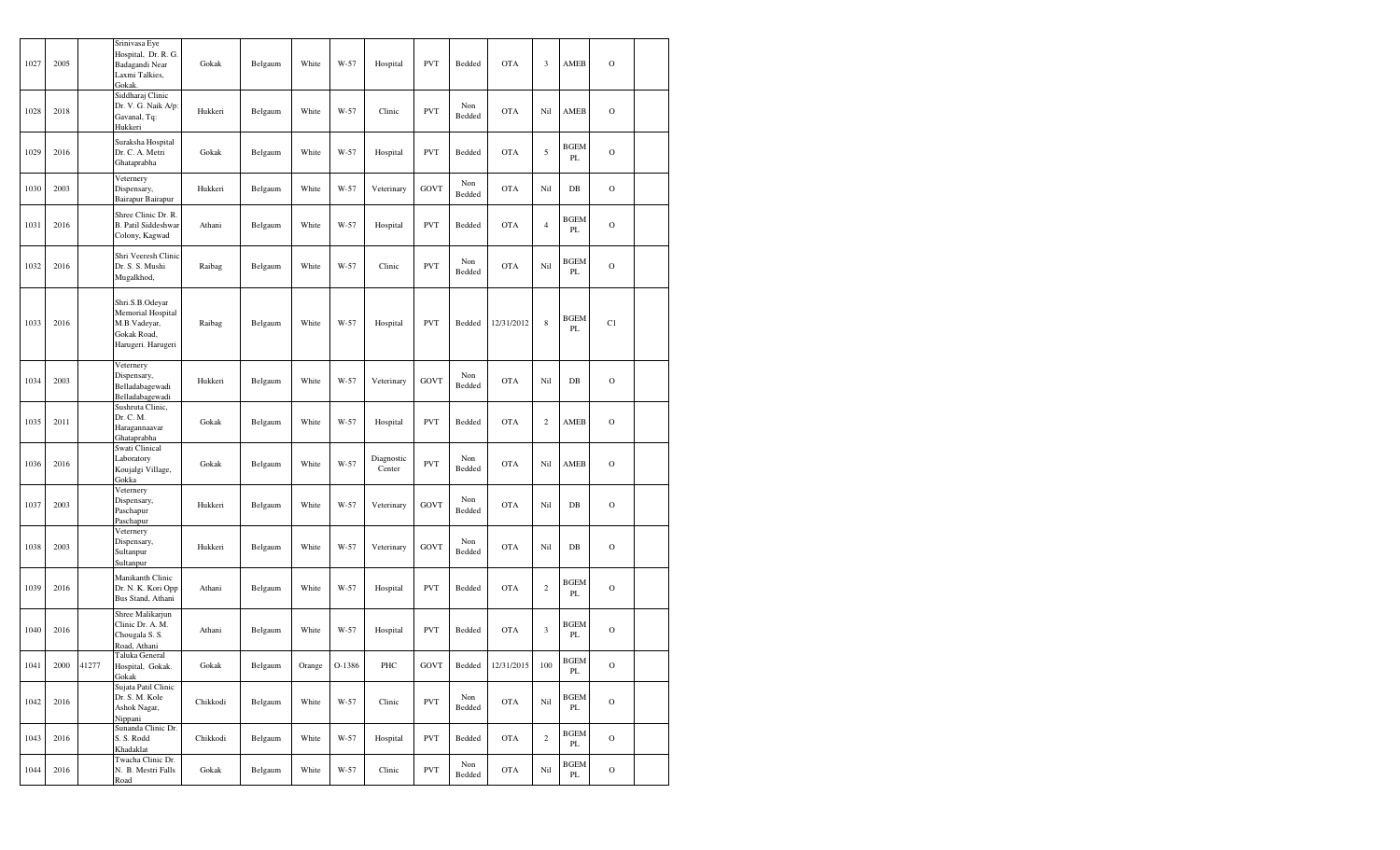| 1027 | 2005 | | Srinivasa Eye Hospital, Dr. R. G. Badagandi Near Laxmi Talkies, Gokak. | Gokak | Belgaum | White | W-57 | Hospital | PVT | Bedded | OTA | 3 | AMEB | O | |
|---|---|---|---|---|---|---|---|---|---|---|---|---|---|---|---|
| 1028 | 2018 | | Siddharaj Clinic Dr. V. G. Naik A/p: Gavanal, Tq: Hukkeri | Hukkeri | Belgaum | White | W-57 | Clinic | PVT | Non Bedded | OTA | Nil | AMEB | O | |
| 1029 | 2016 | | Suraksha Hospital Dr. C. A. Metri Ghataprabha | Gokak | Belgaum | White | W-57 | Hospital | PVT | Bedded | OTA | 5 | BGEM PL | O | |
| 1030 | 2003 | | Veternery Dispensary, Bairapur Bairapur | Hukkeri | Belgaum | White | W-57 | Veterinary | GOVT | Non Bedded | OTA | Nil | DB | O | |
| 1031 | 2016 | | Shree Clinic Dr. R. B. Patil Siddeshwar Colony, Kagwad | Athani | Belgaum | White | W-57 | Hospital | PVT | Bedded | OTA | 4 | BGEM PL | O | |
| 1032 | 2016 | | Shri Veeresh Clinic Dr. S. S. Mushi Mugalkhod, | Raibag | Belgaum | White | W-57 | Clinic | PVT | Non Bedded | OTA | Nil | BGEM PL | O | |
| 1033 | 2016 | | Shri.S.B.Odeyar Memorial Hospital M.B.Vadeyar, Gokak Road, Harugeri. Harugeri | Raibag | Belgaum | White | W-57 | Hospital | PVT | Bedded | 12/31/2012 | 8 | BGEM PL | C1 | |
| 1034 | 2003 | | Veternery Dispensary, Belladabagewadi Belladabagewadi | Hukkeri | Belgaum | White | W-57 | Veterinary | GOVT | Non Bedded | OTA | Nil | DB | O | |
| 1035 | 2011 | | Sushruta Clinic, Dr. C. M. Haragannaavar Ghataprabha | Gokak | Belgaum | White | W-57 | Hospital | PVT | Bedded | OTA | 2 | AMEB | O | |
| 1036 | 2016 | | Swati Clinical Laboratory Koujalgi Village, Gokka | Gokak | Belgaum | White | W-57 | Diagnostic Center | PVT | Non Bedded | OTA | Nil | AMEB | O | |
| 1037 | 2003 | | Veternery Dispensary, Paschapur Paschapur | Hukkeri | Belgaum | White | W-57 | Veterinary | GOVT | Non Bedded | OTA | Nil | DB | O | |
| 1038 | 2003 | | Veternery Dispensary, Sultanpur Sultanpur | Hukkeri | Belgaum | White | W-57 | Veterinary | GOVT | Non Bedded | OTA | Nil | DB | O | |
| 1039 | 2016 | | Manikanth Clinic Dr. N. K. Kori Opp Bus Stand, Athani | Athani | Belgaum | White | W-57 | Hospital | PVT | Bedded | OTA | 2 | BGEM PL | O | |
| 1040 | 2016 | | Shree Malikarjun Clinic Dr. A. M. Chougala S. S. Road, Athani | Athani | Belgaum | White | W-57 | Hospital | PVT | Bedded | OTA | 3 | BGEM PL | O | |
| 1041 | 2000 | 41277 | Taluka General Hospital, Gokak. Gokak | Gokak | Belgaum | Orange | O-1386 | PHC | GOVT | Bedded | 12/31/2015 | 100 | BGEM PL | O | |
| 1042 | 2016 | | Sujata Patil Clinic Dr. S. M. Kole Ashok Nagar, Nippani | Chikkodi | Belgaum | White | W-57 | Clinic | PVT | Non Bedded | OTA | Nil | BGEM PL | O | |
| 1043 | 2016 | | Sunanda Clinic Dr. S. S. Rodd Khadaklat | Chikkodi | Belgaum | White | W-57 | Hospital | PVT | Bedded | OTA | 2 | BGEM PL | O | |
| 1044 | 2016 | | Twacha Clinic Dr. N. B. Mestri Falls Road | Gokak | Belgaum | White | W-57 | Clinic | PVT | Non Bedded | OTA | Nil | BGEM PL | O | |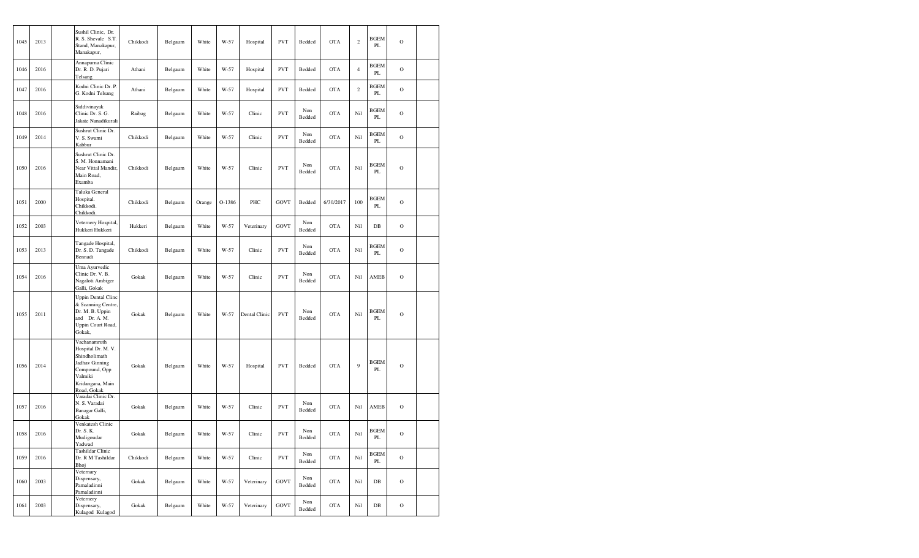| | | | | | | | | | | | | | | | | |
|---|---|---|---|---|---|---|---|---|---|---|---|---|---|---|---|---|
| 1045 | 2013 | | Sushil Clinic, Dr. R. S. Shevale S.T. Stand, Manakapur, Manakapur, | Chikkodi | Belgaum | White | W-57 | Hospital | PVT | Bedded | OTA | 2 | BGEM PL | O | |
| 1046 | 2016 | | Annapurna Clinic Dr. R. D. Pujari Telsang | Athani | Belgaum | White | W-57 | Hospital | PVT | Bedded | OTA | 4 | BGEM PL | O | |
| 1047 | 2016 | | Kodni Clinic Dr. P. G. Kodni Telsang | Athani | Belgaum | White | W-57 | Hospital | PVT | Bedded | OTA | 2 | BGEM PL | O | |
| 1048 | 2016 | | Siddivinayak Clinic Dr. S. G. Jakate Nanadikurali | Raibag | Belgaum | White | W-57 | Clinic | PVT | Non Bedded | OTA | Nil | BGEM PL | O | |
| 1049 | 2014 | | Sushrut Clinic Dr. V. S. Swami Kabbur | Chikkodi | Belgaum | White | W-57 | Clinic | PVT | Non Bedded | OTA | Nil | BGEM PL | O | |
| 1050 | 2016 | | Sushrut Clinic Dr. S. M. Honnamani Near Vittal Mandir, Main Road, Examba | Chikkodi | Belgaum | White | W-57 | Clinic | PVT | Non Bedded | OTA | Nil | BGEM PL | O | |
| 1051 | 2000 | | Taluka General Hospital. Chikkodi. Chikkodi. | Chikkodi | Belgaum | Orange | O-1386 | PHC | GOVT | Bedded | 6/30/2017 | 100 | BGEM PL | O | |
| 1052 | 2003 | | Veternery Hospital, Hukkeri Hukkeri | Hukkeri | Belgaum | White | W-57 | Veterinary | GOVT | Non Bedded | OTA | Nil | DB | O | |
| 1053 | 2013 | | Tangade Hospital, Dr. S. D. Tangade Bennadi | Chikkodi | Belgaum | White | W-57 | Clinic | PVT | Non Bedded | OTA | Nil | BGEM PL | O | |
| 1054 | 2016 | | Uma Ayurvedic Clinic Dr. V. B. Nagaloti Ambiger Galli, Gokak | Gokak | Belgaum | White | W-57 | Clinic | PVT | Non Bedded | OTA | Nil | AMEB | O | |
| 1055 | 2011 | | Uppin Dental Clinc & Scanning Centre, Dr. M. B. Uppin and Dr. A. M. Uppin Court Road, Gokak, | Gokak | Belgaum | White | W-57 | Dental Clinic | PVT | Non Bedded | OTA | Nil | BGEM PL | O | |
| 1056 | 2014 | | Vachanamruth Hospital Dr. M. V. Shindholimath Jadhav Ginning Compound, Opp Valmiki Kridangana, Main Road, Gokak | Gokak | Belgaum | White | W-57 | Hospital | PVT | Bedded | OTA | 9 | BGEM PL | O | |
| 1057 | 2016 | | Varadai Clinic Dr. N. S. Varadai Banagar Galli, Gokak | Gokak | Belgaum | White | W-57 | Clinic | PVT | Non Bedded | OTA | Nil | AMEB | O | |
| 1058 | 2016 | | Venkatesh Clinic Dr. S. K. Mudigoudar Yadwad | Gokak | Belgaum | White | W-57 | Clinic | PVT | Non Bedded | OTA | Nil | BGEM PL | O | |
| 1059 | 2016 | | Tashildar Clinic Dr. R M Tashildar Bhoj | Chikkodi | Belgaum | White | W-57 | Clinic | PVT | Non Bedded | OTA | Nil | BGEM PL | O | |
| 1060 | 2003 | | Veternary Dispensary, Pamaladinni Pamaladinni | Gokak | Belgaum | White | W-57 | Veterinary | GOVT | Non Bedded | OTA | Nil | DB | O | |
| 1061 | 2003 | | Veternery Dispensary, Kulagod Kulagod | Gokak | Belgaum | White | W-57 | Veterinary | GOVT | Non Bedded | OTA | Nil | DB | O | |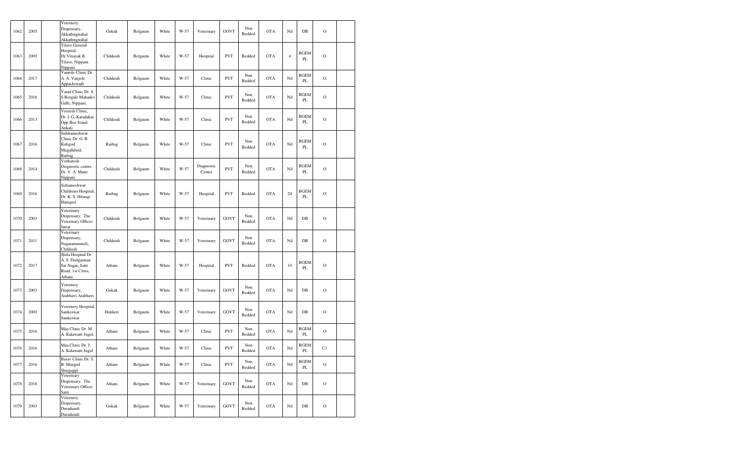| 1062 | 2003 | | Veternery Dispensary, Akkathngirahal Akkathngirahal | Gokak | Belgaum | White | W-57 | Veterinary | GOVT | Non Bedded | OTA | Nil | DB | O | |
|---|---|---|---|---|---|---|---|---|---|---|---|---|---|---|---|
| 1063 | 2003 | | Tilave General Hospital, Dr.Vinayak B. Tilave, Nippani. Nippani | Chikkodi | Belgaum | White | W-57 | Hospital | PVT | Bedded | OTA | 4 | BGEM PL | O | |
| 1064 | 2017 | | Vanjole Clinic Dr. A. A. Vanjole Appachiwadi | Chikkodi | Belgaum | White | W-57 | Clinic | PVT | Non Bedded | OTA | Nil | BGEM PL | O | |
| 1065 | 2016 | | Varad Clinic Dr. S S Borgale Mahadev Galli, Nippani, | Chikkodi | Belgaum | White | W-57 | Clinic | PVT | Non Bedded | OTA | Nil | BGEM PL | O | |
| 1066 | 2013 | | Veeresh Clinic, Dr. I. G. Karadakar Opp Bus Stand, Ankali | Chikkodi | Belgaum | White | W-57 | Clinic | PVT | Non Bedded | OTA | Nil | BGEM PL | O | |
| 1067 | 2016 | | Siddrameshwar Clinic Dr. G. B Kuligod Mugalkhod, Raibag | Raibag | Belgaum | White | W-57 | Clinic | PVT | Non Bedded | OTA | Nil | BGEM PL | O | |
| 1068 | 2014 | | Venkatesh Disgnostic centre, Dr. V. A. Mane Nippani | Chikkodi | Belgaum | White | W-57 | Diagnostic Center | PVT | Non Bedded | OTA | Nil | BGEM PL | O | |
| 1069 | 2016 | | Sidrameshwar Childrens Hospital, Dr. K. S. Hitangi Harugeri | Raibag | Belgaum | White | W-57 | Hospital | PVT | Bedded | OTA | 20 | BGEM PL | O | |
| 1070 | 2003 | | Veterinary Dispensary, The Veterinary Officer Jatrat | Chikkodi | Belgaum | White | W-57 | Veterinary | GOVT | Non Bedded | OTA | Nil | DB | O | |
| 1071 | 2011 | | Veterinary Dispensary, Nagaramunnoli, Chikkodi | Chikkodi | Belgaum | White | W-57 | Veterinary | GOVT | Non Bedded | OTA | Nil | DB | O | |
| 1072 | 2017 | | Shifa Hospital Dr A. S. Dongaonan Sai Nagar, Satti Road, 1st Cross, Athani | Athani | Belgaum | White | W-57 | Hospital | PVT | Bedded | OTA | 10 | BGEM PL | O | |
| 1073 | 2003 | | Veternery Dispensary, Arabhavi Arabhavi | Gokak | Belgaum | White | W-57 | Veterinary | GOVT | Non Bedded | OTA | Nil | DB | O | |
| 1074 | 2003 | | Veternery Hospital, Sankeswar Sankeswar | Hukkeri | Belgaum | White | W-57 | Veterinary | GOVT | Non Bedded | OTA | Nil | DB | O | |
| 1075 | 2016 | | Maa Clinic Dr. M. A. Kalawant Jugul, | Athani | Belgaum | White | W-57 | Clinic | PVT | Non Bedded | OTA | Nil | BGEM PL | O | |
| 1076 | 2016 | | Maa Clinic Dr. J. A. Kalawant Jugul | Athani | Belgaum | White | W-57 | Clinic | PVT | Non Bedded | OTA | Nil | BGEM PL | C1 | |
| 1077 | 2016 | | Basav Clinic Dr. S. B. Murgod Shirguppi | Athani | Belgaum | White | W-57 | Clinic | PVT | Non Bedded | OTA | Nil | BGEM PL | O | |
| 1078 | 2016 | | Veterinary Dispensary, The Veterinary Officer Satti | Athani | Belgaum | White | W-57 | Veterinary | GOVT | Non Bedded | OTA | Nil | DB | O | |
| 1079 | 2003 | | Veternery Dispensary, Duradundi Duradundi | Gokak | Belgaum | White | W-57 | Veterinary | GOVT | Non Bedded | OTA | Nil | DB | O | |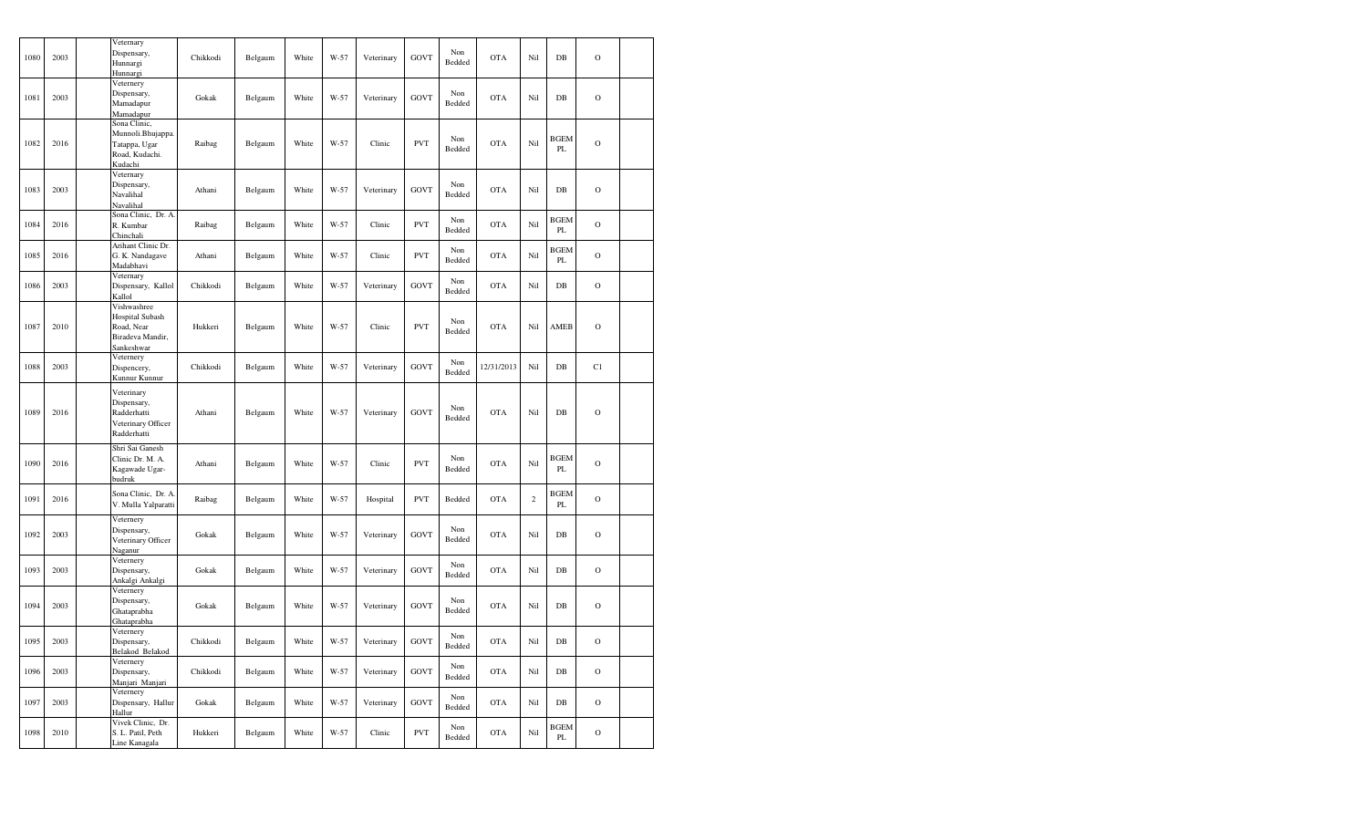| 1080 | 2003 | | Veternary Dispensary, Hunnargi Hunnargi | Chikkodi | Belgaum | White | W-57 | Veterinary | GOVT | Non Bedded | OTA | Nil | DB | O | |
|---|---|---|---|---|---|---|---|---|---|---|---|---|---|---|---|
| 1081 | 2003 | | Veternery Dispensary, Mamadapur Mamadapur | Gokak | Belgaum | White | W-57 | Veterinary | GOVT | Non Bedded | OTA | Nil | DB | O | |
| 1082 | 2016 | | Sona Clinic, Munnoli.Bhujappa. Tatappa, Ugar Road, Kudachi. Kudachi | Raibag | Belgaum | White | W-57 | Clinic | PVT | Non Bedded | OTA | Nil | BGEM PL | O | |
| 1083 | 2003 | | Veternary Dispensary, Navalihal Navalihal | Athani | Belgaum | White | W-57 | Veterinary | GOVT | Non Bedded | OTA | Nil | DB | O | |
| 1084 | 2016 | | Sona Clinic, Dr. A. R. Kumbar Chinchali | Raibag | Belgaum | White | W-57 | Clinic | PVT | Non Bedded | OTA | Nil | BGEM PL | O | |
| 1085 | 2016 | | Arihant Clinic Dr. G. K. Nandagave Madabhavi | Athani | Belgaum | White | W-57 | Clinic | PVT | Non Bedded | OTA | Nil | BGEM PL | O | |
| 1086 | 2003 | | Veternary Dispensary, Kallol Kallol | Chikkodi | Belgaum | White | W-57 | Veterinary | GOVT | Non Bedded | OTA | Nil | DB | O | |
| 1087 | 2010 | | Vishwashree Hospital Subash Road, Near Biradeva Mandir, Sankeshwar | Hukkeri | Belgaum | White | W-57 | Clinic | PVT | Non Bedded | OTA | Nil | AMEB | O | |
| 1088 | 2003 | | Veternery Dispencery, Kunnur Kunnur | Chikkodi | Belgaum | White | W-57 | Veterinary | GOVT | Non Bedded | 12/31/2013 | Nil | DB | C1 | |
| 1089 | 2016 | | Veterinary Dispensary, Radderhatti Veterinary Officer Radderhatti | Athani | Belgaum | White | W-57 | Veterinary | GOVT | Non Bedded | OTA | Nil | DB | O | |
| 1090 | 2016 | | Shri Sai Ganesh Clinic Dr. M. A. Kagawade Ugar-budruk | Athani | Belgaum | White | W-57 | Clinic | PVT | Non Bedded | OTA | Nil | BGEM PL | O | |
| 1091 | 2016 | | Sona Clinic, Dr. A. V. Mulla Yalparatti | Raibag | Belgaum | White | W-57 | Hospital | PVT | Bedded | OTA | 2 | BGEM PL | O | |
| 1092 | 2003 | | Veternery Dispensary, Veterinary Officer Naganur | Gokak | Belgaum | White | W-57 | Veterinary | GOVT | Non Bedded | OTA | Nil | DB | O | |
| 1093 | 2003 | | Veternery Dispensary, Ankalgi Ankalgi | Gokak | Belgaum | White | W-57 | Veterinary | GOVT | Non Bedded | OTA | Nil | DB | O | |
| 1094 | 2003 | | Veternery Dispensary, Ghataprabha Ghataprabha | Gokak | Belgaum | White | W-57 | Veterinary | GOVT | Non Bedded | OTA | Nil | DB | O | |
| 1095 | 2003 | | Veternery Dispensary, Belakod Belakod | Chikkodi | Belgaum | White | W-57 | Veterinary | GOVT | Non Bedded | OTA | Nil | DB | O | |
| 1096 | 2003 | | Veternery Dispensary, Manjari Manjari | Chikkodi | Belgaum | White | W-57 | Veterinary | GOVT | Non Bedded | OTA | Nil | DB | O | |
| 1097 | 2003 | | Veternery Dispensary, Hallur Hallur | Gokak | Belgaum | White | W-57 | Veterinary | GOVT | Non Bedded | OTA | Nil | DB | O | |
| 1098 | 2010 | | Vivek Clinic, Dr. S. L. Patil, Peth Line Kanagala | Hukkeri | Belgaum | White | W-57 | Clinic | PVT | Non Bedded | OTA | Nil | BGEM PL | O | |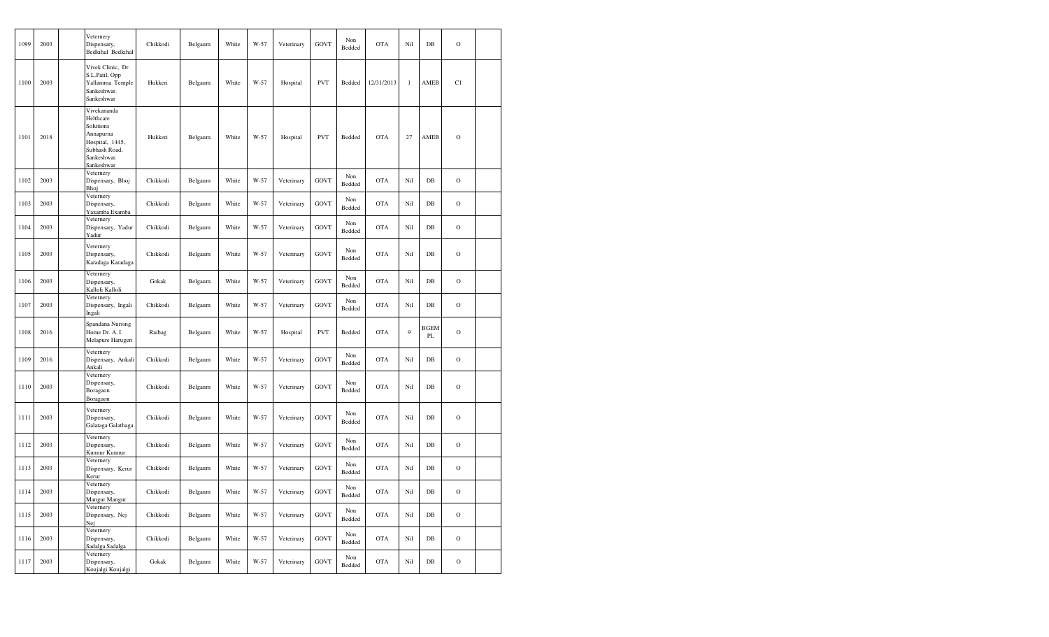| 1099 | 2003 | | Veternery Dispensary, Bedkihal Bedkihal | Chikkodi | Belgaum | White | W-57 | Veterinary | GOVT | Non Bedded | OTA | Nil | DB | O | |
|---|---|---|---|---|---|---|---|---|---|---|---|---|---|---|---|
| 1100 | 2003 | | Vivek Clinic, Dr. S.L.Patil, Opp Yallamma Temple Sankeshwar. Sankeshwar | Hukkeri | Belgaum | White | W-57 | Hospital | PVT | Bedded | 12/31/2013 | 1 | AMEB | C1 | |
| 1101 | 2018 | | Vivekananda Helthcare Solutions Annapurna Hospital, 1445, Subhash Road, Sankeshwar. Sankeshwar | Hukkeri | Belgaum | White | W-57 | Hospital | PVT | Bedded | OTA | 27 | AMEB | O | |
| 1102 | 2003 | | Veternery Dispensary, Bhoj Bhoj | Chikkodi | Belgaum | White | W-57 | Veterinary | GOVT | Non Bedded | OTA | Nil | DB | O | |
| 1103 | 2003 | | Veternery Dispensary, Yaxamba Examba | Chikkodi | Belgaum | White | W-57 | Veterinary | GOVT | Non Bedded | OTA | Nil | DB | O | |
| 1104 | 2003 | | Veternery Dispensary, Yadur Yadur | Chikkodi | Belgaum | White | W-57 | Veterinary | GOVT | Non Bedded | OTA | Nil | DB | O | |
| 1105 | 2003 | | Veternery Dispensary, Karadaga Karadaga | Chikkodi | Belgaum | White | W-57 | Veterinary | GOVT | Non Bedded | OTA | Nil | DB | O | |
| 1106 | 2003 | | Veternery Dispensary, Kalloli Kalloli | Gokak | Belgaum | White | W-57 | Veterinary | GOVT | Non Bedded | OTA | Nil | DB | O | |
| 1107 | 2003 | | Veternery Dispensary, Ingali Ingali | Chikkodi | Belgaum | White | W-57 | Veterinary | GOVT | Non Bedded | OTA | Nil | DB | O | |
| 1108 | 2016 | | Spandana Nursing Home Dr. A. I. Melapure Harugeri | Raibag | Belgaum | White | W-57 | Hospital | PVT | Bedded | OTA | 9 | BGEM PL | O | |
| 1109 | 2016 | | Veternery Dispensary, Ankali Ankali | Chikkodi | Belgaum | White | W-57 | Veterinary | GOVT | Non Bedded | OTA | Nil | DB | O | |
| 1110 | 2003 | | Veternery Dispensary, Boragaon Boragaon | Chikkodi | Belgaum | White | W-57 | Veterinary | GOVT | Non Bedded | OTA | Nil | DB | O | |
| 1111 | 2003 | | Veternery Dispensary, Galataga Galathaga | Chikkodi | Belgaum | White | W-57 | Veterinary | GOVT | Non Bedded | OTA | Nil | DB | O | |
| 1112 | 2003 | | Veternery Dispensary, Kunnur Kunnur | Chikkodi | Belgaum | White | W-57 | Veterinary | GOVT | Non Bedded | OTA | Nil | DB | O | |
| 1113 | 2003 | | Veternery Dispensary, Kerur Kerur | Chikkodi | Belgaum | White | W-57 | Veterinary | GOVT | Non Bedded | OTA | Nil | DB | O | |
| 1114 | 2003 | | Veternery Dispensary, Mangur Mangur | Chikkodi | Belgaum | White | W-57 | Veterinary | GOVT | Non Bedded | OTA | Nil | DB | O | |
| 1115 | 2003 | | Veternery Dispensary, Nej Nej | Chikkodi | Belgaum | White | W-57 | Veterinary | GOVT | Non Bedded | OTA | Nil | DB | O | |
| 1116 | 2003 | | Veternery Dispensary, Sadalga Sadalga | Chikkodi | Belgaum | White | W-57 | Veterinary | GOVT | Non Bedded | OTA | Nil | DB | O | |
| 1117 | 2003 | | Veternery Dispensary, Koujalgi Koujalgi | Gokak | Belgaum | White | W-57 | Veterinary | GOVT | Non Bedded | OTA | Nil | DB | O | |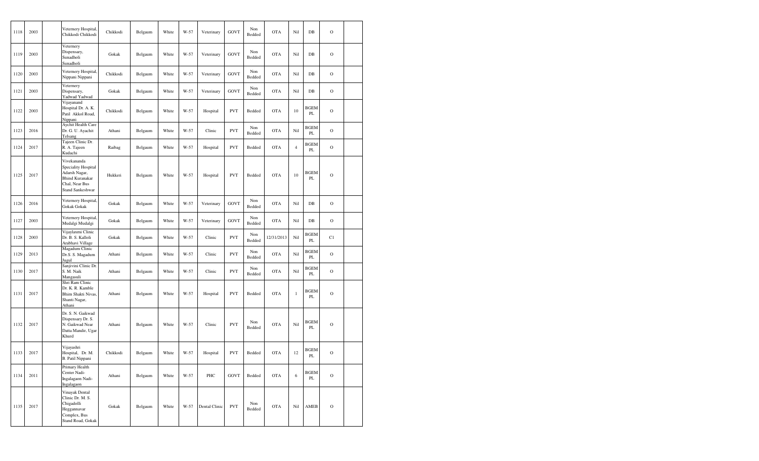| 1118 | 2003 | | Veternery Hospital, Chikkodi Chikkodi | Chikkodi | Belgaum | White | W-57 | Veterinary | GOVT | Non Bedded | OTA | Nil | DB | O | |
|---|---|---|---|---|---|---|---|---|---|---|---|---|---|---|---|
| 1119 | 2003 | | Veternery Dispensary, Sunadholi Sunadholi | Gokak | Belgaum | White | W-57 | Veterinary | GOVT | Non Bedded | OTA | Nil | DB | O | |
| 1120 | 2003 | | Veternery Hospital, Nippani Nippani | Chikkodi | Belgaum | White | W-57 | Veterinary | GOVT | Non Bedded | OTA | Nil | DB | O | |
| 1121 | 2003 | | Veternery Dispensary, Yadwad Yadwad | Gokak | Belgaum | White | W-57 | Veterinary | GOVT | Non Bedded | OTA | Nil | DB | O | |
| 1122 | 2003 | | Vijayanand Hospital Dr. A. K. Patil Akkol Road, Nippani | Chikkodi | Belgaum | White | W-57 | Hospital | PVT | Bedded | OTA | 10 | BGEM PL | O | |
| 1123 | 2016 | | Aychit Health Care Dr. G. U. Ayachit Telsang | Athani | Belgaum | White | W-57 | Clinic | PVT | Non Bedded | OTA | Nil | BGEM PL | O | |
| 1124 | 2017 | | Tajeen Clinic Dr. R. A. Tajeen Kudachi | Raibag | Belgaum | White | W-57 | Hospital | PVT | Bedded | OTA | 4 | BGEM PL | O | |
| 1125 | 2017 | | Vivekananda Speciality Hospital Adarsh Nagar, Bhind Kuranakar Chal, Near Bus Stand Sankeshwar | Hukkeri | Belgaum | White | W-57 | Hospital | PVT | Bedded | OTA | 10 | BGEM PL | O | |
| 1126 | 2016 | | Veternery Hospital, Gokak Gokak | Gokak | Belgaum | White | W-57 | Veterinary | GOVT | Non Bedded | OTA | Nil | DB | O | |
| 1127 | 2003 | | Veternery Hospital, Mudalgi Mudalgi | Gokak | Belgaum | White | W-57 | Veterinary | GOVT | Non Bedded | OTA | Nil | DB | O | |
| 1128 | 2003 | | Vijaylaxmi Clinic Dr. B. S. Kalloli Arabhavi Village | Gokak | Belgaum | White | W-57 | Clinic | PVT | Non Bedded | 12/31/2013 | Nil | BGEM PL | C1 | |
| 1129 | 2013 | | Magadum Clinic Dr.S. S. Magadum Jugul | Athani | Belgaum | White | W-57 | Clinic | PVT | Non Bedded | OTA | Nil | BGEM PL | O | |
| 1130 | 2017 | | Sanjivini Clinic Dr. S. M. Naik Mangasuli | Athani | Belgaum | White | W-57 | Clinic | PVT | Non Bedded | OTA | Nil | BGEM PL | O | |
| 1131 | 2017 | | Shri Ram Clinic Dr. K. R. Kamble Bhim Shakti Nivas, Shanti Nagar, Athani | Athani | Belgaum | White | W-57 | Hospital | PVT | Bedded | OTA | 1 | BGEM PL | O | |
| 1132 | 2017 | | Dr. S. N. Gaikwad Dispensary Dr. S. N. Gaikwad Near Datta Mandir, Ugar Khurd | Athani | Belgaum | White | W-57 | Clinic | PVT | Non Bedded | OTA | Nil | BGEM PL | O | |
| 1133 | 2017 | | Vijayashri Hospital, Dr. M. B. Patil Nippani | Chikkodi | Belgaum | White | W-57 | Hospital | PVT | Bedded | OTA | 12 | BGEM PL | O | |
| 1134 | 2011 | | Primary Health Center Nadi-Ingalagaon Nadi-Ingalagaon | Athani | Belgaum | White | W-57 | PHC | GOVT | Bedded | OTA | 6 | BGEM PL | O | |
| 1135 | 2017 | | Vinayak Dental Clinic Dr. M. S. Chigadolli Heggannavar Complex, Bus Stand Road, Gokak | Gokak | Belgaum | White | W-57 | Dental Clinic | PVT | Non Bedded | OTA | Nil | AMEB | O | |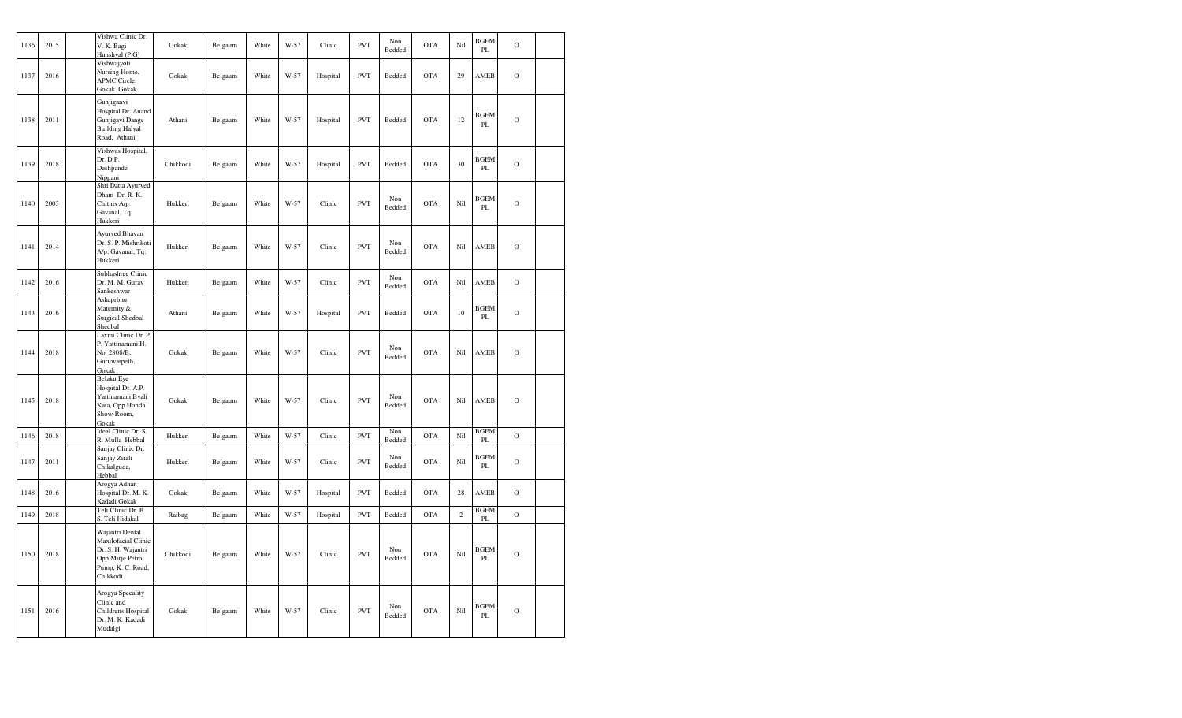| 1136 | 2015 | | Vishwa Clinic Dr. V. K. Bagi Hunshyal (P.G) | Gokak | Belgaum | White | W-57 | Clinic | PVT | Non Bedded | OTA | Nil | BGEM PL | O | |
|---|---|---|---|---|---|---|---|---|---|---|---|---|---|---|---|
| 1137 | 2016 | | Vishwajyoti Nursing Home, APMC Circle, Gokak. Gokak | Gokak | Belgaum | White | W-57 | Hospital | PVT | Bedded | OTA | 29 | AMEB | O | |
| 1138 | 2011 | | Gunjiganvi Hospital Dr. Anand Gunjigavi Dange Building Halyal Road, Athani | Athani | Belgaum | White | W-57 | Hospital | PVT | Bedded | OTA | 12 | BGEM PL | O | |
| 1139 | 2018 | | Vishwas Hospital, Dr. D.P. Deshpande Nippani | Chikkodi | Belgaum | White | W-57 | Hospital | PVT | Bedded | OTA | 30 | BGEM PL | O | |
| 1140 | 2003 | | Shri Datta Ayurved Dham Dr. R. K. Chitnis A/p: Gavanal, Tq: Hukkeri | Hukkeri | Belgaum | White | W-57 | Clinic | PVT | Non Bedded | OTA | Nil | BGEM PL | O | |
| 1141 | 2014 | | Ayurved Bhavan Dr. S. P. Mishrikoti A/p: Gavanal, Tq: Hukkeri | Hukkeri | Belgaum | White | W-57 | Clinic | PVT | Non Bedded | OTA | Nil | AMEB | O | |
| 1142 | 2016 | | Subhashree Clinic Dr. M. M. Gurav Sankeshwar | Hukkeri | Belgaum | White | W-57 | Clinic | PVT | Non Bedded | OTA | Nil | AMEB | O | |
| 1143 | 2016 | | Ashaprbhu Maternity & Surgical Shedbal Shedbal | Athani | Belgaum | White | W-57 | Hospital | PVT | Bedded | OTA | 10 | BGEM PL | O | |
| 1144 | 2018 | | Laxmi Clinic Dr. P. P. Yattinamani H. No. 2808/B, Guruwarpeth, Gokak | Gokak | Belgaum | White | W-57 | Clinic | PVT | Non Bedded | OTA | Nil | AMEB | O | |
| 1145 | 2018 | | Belaku Eye Hospital Dr. A.P. Yattinamani Byali Kata, Opp Honda Show-Room, Gokak | Gokak | Belgaum | White | W-57 | Clinic | PVT | Non Bedded | OTA | Nil | AMEB | O | |
| 1146 | 2018 | | Ideal Clinic Dr. S. R. Mulla Hebbal | Hukkeri | Belgaum | White | W-57 | Clinic | PVT | Non Bedded | OTA | Nil | BGEM PL | O | |
| 1147 | 2011 | | Sanjay Clinic Dr. Sanjay Zirali Chikalguda, Hebbal | Hukkeri | Belgaum | White | W-57 | Clinic | PVT | Non Bedded | OTA | Nil | BGEM PL | O | |
| 1148 | 2016 | | Arogya Adhar Hospital Dr. M. K. Kadadi Gokak | Gokak | Belgaum | White | W-57 | Hospital | PVT | Bedded | OTA | 28 | AMEB | O | |
| 1149 | 2018 | | Teli Clinic Dr. B. S. Teli Hidakal | Raibag | Belgaum | White | W-57 | Hospital | PVT | Bedded | OTA | 2 | BGEM PL | O | |
| 1150 | 2018 | | Wajantri Dental Maxilofacial Clinic Dr. S. H. Wajantri Opp Mirje Petrol Pump, K. C. Road, Chikkodi | Chikkodi | Belgaum | White | W-57 | Clinic | PVT | Non Bedded | OTA | Nil | BGEM PL | O | |
| 1151 | 2016 | | Arogya Specality Clinic and Childrens Hospital Dr. M. K. Kadadi Mudalgi | Gokak | Belgaum | White | W-57 | Clinic | PVT | Non Bedded | OTA | Nil | BGEM PL | O | |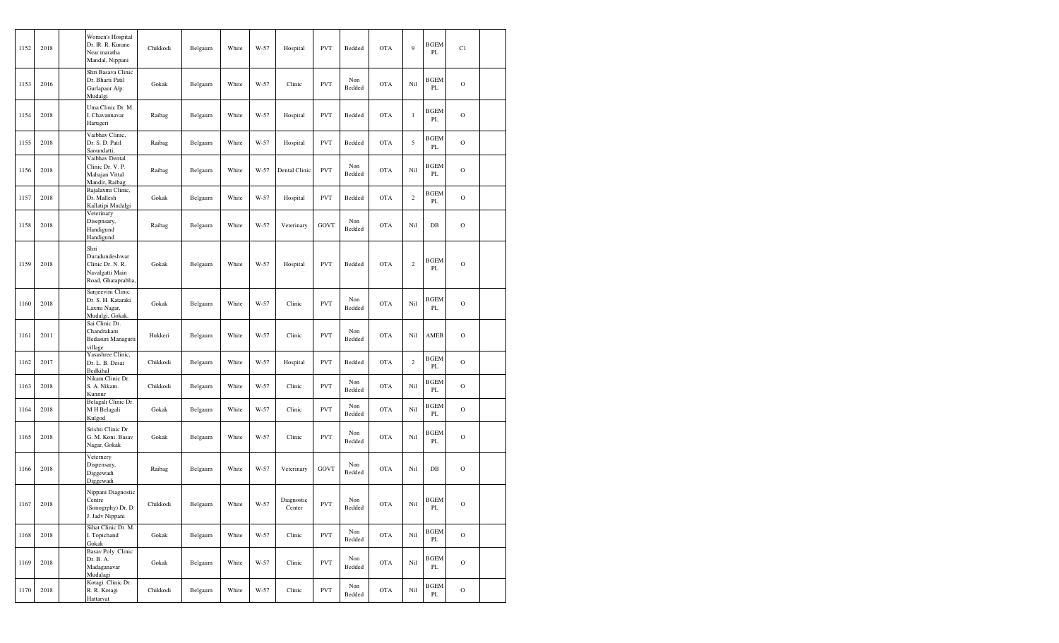| 1152 | 2018 | | Women's Hospital Dr. R. R. Kurane Near maratha Mandal, Nippani | Chikkodi | Belgaum | White | W-57 | Hospital | PVT | Bedded | OTA | 9 | BGEM PL | C1 | |
|---|---|---|---|---|---|---|---|---|---|---|---|---|---|---|---|
| 1153 | 2016 | | Shri Basava Clinic Dr. Bharti Patil Gurlapaur A/p: Mudalgi | Gokak | Belgaum | White | W-57 | Clinic | PVT | Non Bedded | OTA | Nil | BGEM PL | O | |
| 1154 | 2018 | | Uma Clinic Dr. M. I. Chavannavar Harugeri | Raibag | Belgaum | White | W-57 | Hospital | PVT | Bedded | OTA | 1 | BGEM PL | O | |
| 1155 | 2018 | | Vaibhav Clinic, Dr. S. D. Patil Saoundatti, | Raibag | Belgaum | White | W-57 | Hospital | PVT | Bedded | OTA | 5 | BGEM PL | O | |
| 1156 | 2018 | | Vaibhav Dental Clinic Dr. V. P. Mahajan Vittal Mandir, Raibag | Raibag | Belgaum | White | W-57 | Dental Clinic | PVT | Non Bedded | OTA | Nil | BGEM PL | O | |
| 1157 | 2018 | | Rajalaxmi Clinic, Dr. Mallesh Kallatipi Mudalgi | Gokak | Belgaum | White | W-57 | Hospital | PVT | Bedded | OTA | 2 | BGEM PL | O | |
| 1158 | 2018 | | Veterinary Disepnsary, Handigund Handigund | Raibag | Belgaum | White | W-57 | Veterinary | GOVT | Non Bedded | OTA | Nil | DB | O | |
| 1159 | 2018 | | Shri Duradundeshwar Clinic Dr. N. R. Navalgatti Main Road, Ghataprabha, | Gokak | Belgaum | White | W-57 | Hospital | PVT | Bedded | OTA | 2 | BGEM PL | O | |
| 1160 | 2018 | | Sanjeevini Clinic Dr. S. H. Kataraki Laxmi Nagar, Mudalgi, Gokak, | Gokak | Belgaum | White | W-57 | Clinic | PVT | Non Bedded | OTA | Nil | BGEM PL | O | |
| 1161 | 2011 | | Sai Clinic Dr. Chandrakant Bedasuri Managutti village | Hukkeri | Belgaum | White | W-57 | Clinic | PVT | Non Bedded | OTA | Nil | AMEB | O | |
| 1162 | 2017 | | Yasashree Clinic, Dr. L. B. Desai Bedkihal | Chikkodi | Belgaum | White | W-57 | Hospital | PVT | Bedded | OTA | 2 | BGEM PL | O | |
| 1163 | 2018 | | Nikam Clinic Dr. S. A. Nikam. Kunnur | Chikkodi | Belgaum | White | W-57 | Clinic | PVT | Non Bedded | OTA | Nil | BGEM PL | O | |
| 1164 | 2018 | | Belagali Clinic Dr. M H Belagali Kulgod | Gokak | Belgaum | White | W-57 | Clinic | PVT | Non Bedded | OTA | Nil | BGEM PL | O | |
| 1165 | 2018 | | Srishti Clinic Dr. G. M. Koni. Basav Nagar, Gokak | Gokak | Belgaum | White | W-57 | Clinic | PVT | Non Bedded | OTA | Nil | BGEM PL | O | |
| 1166 | 2018 | | Veternery Dispensary, Diggewadi Diggewadi | Raibag | Belgaum | White | W-57 | Veterinary | GOVT | Non Bedded | OTA | Nil | DB | O | |
| 1167 | 2018 | | Nippani Diagnostic Centre (Sonogrphy) Dr. D. J. Jadv Nippani | Chikkodi | Belgaum | White | W-57 | Diagnostic Center | PVT | Non Bedded | OTA | Nil | BGEM PL | O | |
| 1168 | 2018 | | Sihat Clinic Dr. M. I. Topichand Gokak | Gokak | Belgaum | White | W-57 | Clinic | PVT | Non Bedded | OTA | Nil | BGEM PL | O | |
| 1169 | 2018 | | Basav Poly Clinic Dr. B. A. Madaganavar Mudalagi | Gokak | Belgaum | White | W-57 | Clinic | PVT | Non Bedded | OTA | Nil | BGEM PL | O | |
| 1170 | 2018 | | Kotagi Clinic Dr. R. R. Kotagi Hattaryat | Chikkodi | Belgaum | White | W-57 | Clinic | PVT | Non Bedded | OTA | Nil | BGEM PL | O | |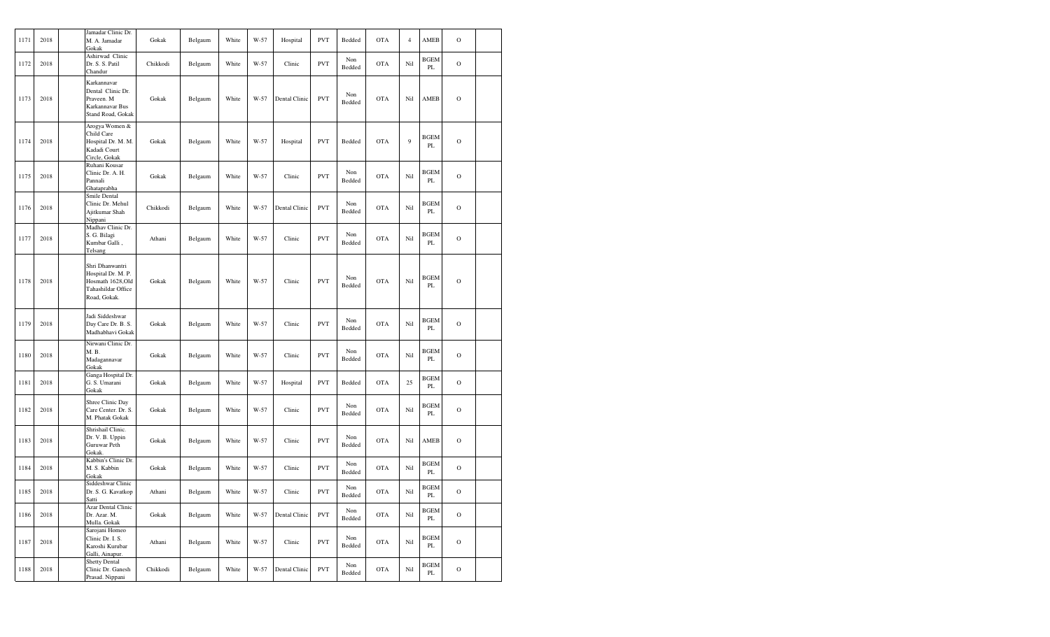| 1171 | 2018 | | Jamadar Clinic Dr. M. A. Jamadar Gokak | Gokak | Belgaum | White | W-57 | Hospital | PVT | Bedded | OTA | 4 | AMEB | O | |
|---|---|---|---|---|---|---|---|---|---|---|---|---|---|---|---|
| 1172 | 2018 | | Ashirwad Clinic Dr. S. S. Patil Chandur | Chikkodi | Belgaum | White | W-57 | Clinic | PVT | Non Bedded | OTA | Nil | BGEM PL | O | |
| 1173 | 2018 | | Karkannavar Dental Clinic Dr. Praveen. M Karkannavar Bus Stand Road, Gokak | Gokak | Belgaum | White | W-57 | Dental Clinic | PVT | Non Bedded | OTA | Nil | AMEB | O | |
| 1174 | 2018 | | Arogya Women & Child Care Hospital Dr. M. M. Kadadi Court Circle, Gokak | Gokak | Belgaum | White | W-57 | Hospital | PVT | Bedded | OTA | 9 | BGEM PL | O | |
| 1175 | 2018 | | Ruhani Kousar Clinic Dr. A. H. Pannali Ghataprabha | Gokak | Belgaum | White | W-57 | Clinic | PVT | Non Bedded | OTA | Nil | BGEM PL | O | |
| 1176 | 2018 | | Smile Dental Clinic Dr. Mehul Ajitkumar Shah Nippani | Chikkodi | Belgaum | White | W-57 | Dental Clinic | PVT | Non Bedded | OTA | Nil | BGEM PL | O | |
| 1177 | 2018 | | Madhav Clinic Dr. S. G. Bilagi Kumbar Galli , Telsang | Athani | Belgaum | White | W-57 | Clinic | PVT | Non Bedded | OTA | Nil | BGEM PL | O | |
| 1178 | 2018 | | Shri Dhanwantri Hospital Dr. M. P. Hosmath 1628,Old Tahashildar Office Road, Gokak. | Gokak | Belgaum | White | W-57 | Clinic | PVT | Non Bedded | OTA | Nil | BGEM PL | O | |
| 1179 | 2018 | | Jadi Siddeshwar Day Care Dr. B. S. Madhabhavi Gokak | Gokak | Belgaum | White | W-57 | Clinic | PVT | Non Bedded | OTA | Nil | BGEM PL | O | |
| 1180 | 2018 | | Nirwani Clinic Dr. M. B. Madagannavar Gokak | Gokak | Belgaum | White | W-57 | Clinic | PVT | Non Bedded | OTA | Nil | BGEM PL | O | |
| 1181 | 2018 | | Ganga Hospital Dr. G. S. Umarani Gokak | Gokak | Belgaum | White | W-57 | Hospital | PVT | Bedded | OTA | 25 | BGEM PL | O | |
| 1182 | 2018 | | Shree Clinic Day Care Center. Dr. S. M. Phatak Gokak | Gokak | Belgaum | White | W-57 | Clinic | PVT | Non Bedded | OTA | Nil | BGEM PL | O | |
| 1183 | 2018 | | Shrishail Clinic Dr. V. B. Uppin Guruwar Peth Gokak. | Gokak | Belgaum | White | W-57 | Clinic | PVT | Non Bedded | OTA | Nil | AMEB | O | |
| 1184 | 2018 | | Kabbin's Clinic Dr. M. S. Kabbin Gokak | Gokak | Belgaum | White | W-57 | Clinic | PVT | Non Bedded | OTA | Nil | BGEM PL | O | |
| 1185 | 2018 | | Siddeshwar Clinic Dr. S. G. Kavatkop Satti | Athani | Belgaum | White | W-57 | Clinic | PVT | Non Bedded | OTA | Nil | BGEM PL | O | |
| 1186 | 2018 | | Azar Dental Clinic Dr. Azar. M. Mulla. Gokak | Gokak | Belgaum | White | W-57 | Dental Clinic | PVT | Non Bedded | OTA | Nil | BGEM PL | O | |
| 1187 | 2018 | | Sarojani Homeo Clinic Dr. I. S. Karoshi Kurubar Galli, Ainapur. | Athani | Belgaum | White | W-57 | Clinic | PVT | Non Bedded | OTA | Nil | BGEM PL | O | |
| 1188 | 2018 | | Shetty Dental Clinic Dr. Ganesh Prasad. Nippani | Chikkodi | Belgaum | White | W-57 | Dental Clinic | PVT | Non Bedded | OTA | Nil | BGEM PL | O | |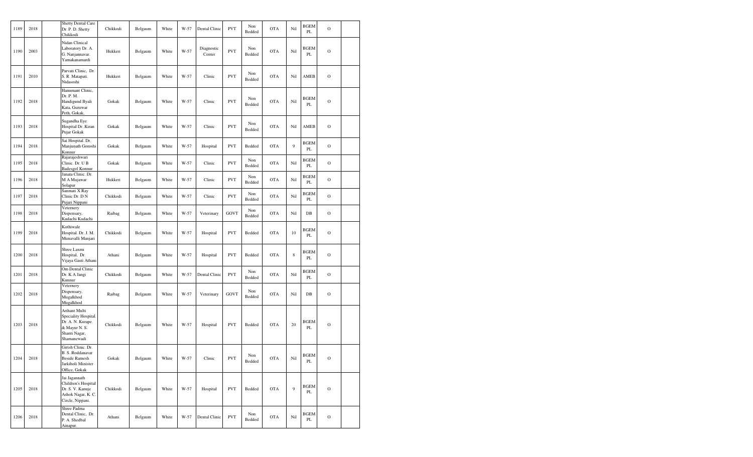| 1189 | 2018 | | Shetty Dental Care Dr. P. D. Shetty Chikkodi | Chikkodi | Belgaum | White | W-57 | Dental Clinic | PVT | Non Bedded | OTA | Nil | BGEM PL | O | |
|---|---|---|---|---|---|---|---|---|---|---|---|---|---|---|---|
| 1190 | 2003 | | Nidan Clinical Laboratory Dr. A. G. Nanjannavar. Yamakanamardi | Hukkeri | Belgaum | White | W-57 | Diagnostic Center | PVT | Non Bedded | OTA | Nil | BGEM PL | O | |
| 1191 | 2010 | | Parvati Clinic, Dr. S. R. Matapati. Nidasoshi | Hukkeri | Belgaum | White | W-57 | Clinic | PVT | Non Bedded | OTA | Nil | AMEB | O | |
| 1192 | 2018 | | Hanumant Clinic, Dr. P. M. Handigund Byali Kata, Guruwar Peth, Gokak, | Gokak | Belgaum | White | W-57 | Clinic | PVT | Non Bedded | OTA | Nil | BGEM PL | O | |
| 1193 | 2018 | | Sugandha Eye Hospital Dr. Kiran Pujar Gokak | Gokak | Belgaum | White | W-57 | Clinic | PVT | Non Bedded | OTA | Nil | AMEB | O | |
| 1194 | 2018 | | Sai Hospital. Dr. Manjunath Goroshi Konnur | Gokak | Belgaum | White | W-57 | Hospital | PVT | Bedded | OTA | 9 | BGEM PL | O | |
| 1195 | 2018 | | Rajarajeshwari Clinic. Dr. U B Badesgol Konnur | Gokak | Belgaum | White | W-57 | Clinic | PVT | Non Bedded | OTA | Nil | BGEM PL | O | |
| 1196 | 2018 | | Janata Clinic. Dr. M A Mujawar Solapur | Hukkeri | Belgaum | White | W-57 | Clinic | PVT | Non Bedded | OTA | Nil | BGEM PL | O | |
| 1197 | 2018 | | Sanmati X Ray Clinic Dr. D N Pujari Nippani | Chikkodi | Belgaum | White | W-57 | Clinic | PVT | Non Bedded | OTA | Nil | BGEM PL | O | |
| 1198 | 2018 | | Veternery Dispensary, Kudachi Kudachi | Raibag | Belgaum | White | W-57 | Veterinary | GOVT | Non Bedded | OTA | Nil | DB | O | |
| 1199 | 2018 | | Kothiwale Hospital. Dr. J. M. Munavalli Manjari | Chikkodi | Belgaum | White | W-57 | Hospital | PVT | Bedded | OTA | 10 | BGEM PL | O | |
| 1200 | 2018 | | Shree Laxmi Hospital, Dr. Vijaya Gasti Athani | Athani | Belgaum | White | W-57 | Hospital | PVT | Bedded | OTA | 8 | BGEM PL | O | |
| 1201 | 2018 | | Om Dental Clinic Dr. K A Jangi Kunnur | Chikkodi | Belgaum | White | W-57 | Dental Clinic | PVT | Non Bedded | OTA | Nil | BGEM PL | O | |
| 1202 | 2018 | | Veternery Dispensary, Mugalkhod Mugalkhod | Raibag | Belgaum | White | W-57 | Veterinary | GOVT | Non Bedded | OTA | Nil | DB | O | |
| 1203 | 2018 | | Arihant Multi Speciality Hospital. Dr. A. N. Kurape. & Mayur N. S. Shanti Nagar, Shamanewadi | Chikkodi | Belgaum | White | W-57 | Hospital | PVT | Bedded | OTA | 20 | BGEM PL | O | |
| 1204 | 2018 | | Girish Clinic. Dr. B. S. Roddanavar Beside Ramesh Jarkiholi Minister Office, Gokak | Gokak | Belgaum | White | W-57 | Clinic | PVT | Non Bedded | OTA | Nil | BGEM PL | O | |
| 1205 | 2018 | | Jai Jagannath Children's Hospital Dr. S. V. Kanuje Ashok Nagar, K. C. Circle, Nippani. | Chikkodi | Belgaum | White | W-57 | Hospital | PVT | Bedded | OTA | 9 | BGEM PL | O | |
| 1206 | 2018 | | Shree Padma Dental Clinic, Dr. P. A. Shedbal Ainapur. | Athani | Belgaum | White | W-57 | Dental Clinic | PVT | Non Bedded | OTA | Nil | BGEM PL | O | |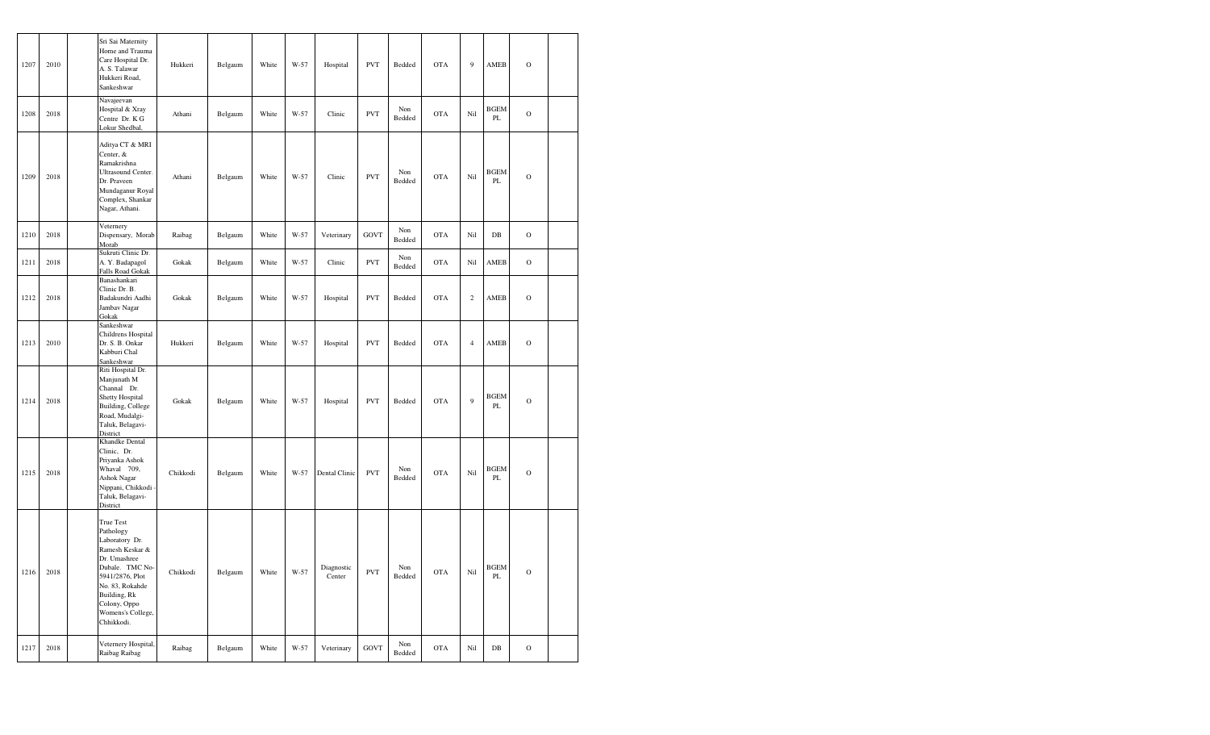| 1207 | 2010 | | Sri Sai Maternity Home and Trauma Care Hospital Dr. A. S. Talawar Hukkeri Road, Sankeshwar | Hukkeri | Belgaum | White | W-57 | Hospital | PVT | Bedded | OTA | 9 | AMEB | O | |
|---|---|---|---|---|---|---|---|---|---|---|---|---|---|---|---|
| 1208 | 2018 | | Navajeevan Hospital & Xray Centre Dr. K G Lokur Shedbal, | Athani | Belgaum | White | W-57 | Clinic | PVT | Non Bedded | OTA | Nil | BGEM PL | O | |
| 1209 | 2018 | | Aditya CT & MRI Center, & Ramakrishna Ultrasound Center. Dr. Praveen Mundaganur Royal Complex, Shankar Nagar, Athani. | Athani | Belgaum | White | W-57 | Clinic | PVT | Non Bedded | OTA | Nil | BGEM PL | O | |
| 1210 | 2018 | | Veternery Dispensary, Morab Morab | Raibag | Belgaum | White | W-57 | Veterinary | GOVT | Non Bedded | OTA | Nil | DB | O | |
| 1211 | 2018 | | Sukruti Clinic Dr. A. Y. Badapagol Falls Road Gokak | Gokak | Belgaum | White | W-57 | Clinic | PVT | Non Bedded | OTA | Nil | AMEB | O | |
| 1212 | 2018 | | Banashankari Clinic Dr. B. Badakundri Aadhi Jambav Nagar Gokak | Gokak | Belgaum | White | W-57 | Hospital | PVT | Bedded | OTA | 2 | AMEB | O | |
| 1213 | 2010 | | Sankeshwar Childrens Hospital Dr. S. B. Onkar Kabburi Chal Sankeshwar | Hukkeri | Belgaum | White | W-57 | Hospital | PVT | Bedded | OTA | 4 | AMEB | O | |
| 1214 | 2018 | | Riti Hospital Dr. Manjunath M Channal Dr. Shetty Hospital Building, College Road, Mudalgi-Taluk, Belagavi-District | Gokak | Belgaum | White | W-57 | Hospital | PVT | Bedded | OTA | 9 | BGEM PL | O | |
| 1215 | 2018 | | Khandke Dental Clinic, Dr. Priyanka Ashok Whaval 709, Ashok Nagar Nippani, Chikkodi - Taluk, Belagavi-District | Chikkodi | Belgaum | White | W-57 | Dental Clinic | PVT | Non Bedded | OTA | Nil | BGEM PL | O | |
| 1216 | 2018 | | True Test Pathology Laboratory Dr. Ramesh Keskar & Dr. Umashree Dubale. TMC No-5941/2876, Plot No. 83, Rokahde Building, Rk Colony, Oppo Womens's College, Chhikkodi. | Chikkodi | Belgaum | White | W-57 | Diagnostic Center | PVT | Non Bedded | OTA | Nil | BGEM PL | O | |
| 1217 | 2018 | | Veternery Hospital, Raibag Raibag | Raibag | Belgaum | White | W-57 | Veterinary | GOVT | Non Bedded | OTA | Nil | DB | O | |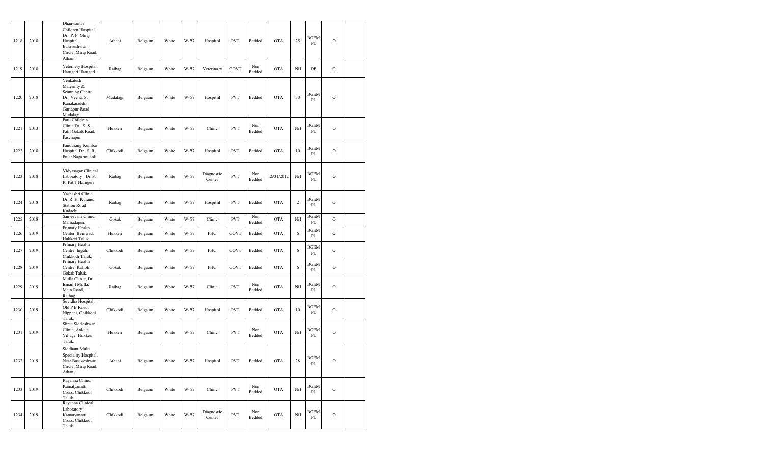| 1218 | 2018 | | Dhanwantri Children Hospital Dr. P. P. Miraj Hospital, Basaveshwar Circle, Miraj Road, Athani. | Athani | Belgaum | White | W-57 | Hospital | PVT | Bedded | OTA | 25 | BGEM PL | O | |
|---|---|---|---|---|---|---|---|---|---|---|---|---|---|---|---|
| 1219 | 2018 | | Veternery Hospital, Harugeri Harugeri | Raibag | Belgaum | White | W-57 | Veterinary | GOVT | Non Bedded | OTA | Nil | DB | O | |
| 1220 | 2018 | | Venkatesh Maternity & Scanning Centre, Dr. Veena. S. Kanakaraddi, Gurlapur Road Mudalagi | Mudalagi | Belgaum | White | W-57 | Hospital | PVT | Bedded | OTA | 30 | BGEM PL | O | |
| 1221 | 2013 | | Patil Children Clinic Dr. S. S. Patil Gokak Road, Paschapur | Hukkeri | Belgaum | White | W-57 | Clinic | PVT | Non Bedded | OTA | Nil | BGEM PL | O | |
| 1222 | 2018 | | Pandurang Kumbar Hospital Dr. S. R. Pujar Nagarmunoli | Chikkodi | Belgaum | White | W-57 | Hospital | PVT | Bedded | OTA | 10 | BGEM PL | O | |
| 1223 | 2018 | | Vidyasagar Clinical Laboratory, Dr. S. R. Patil Harugeri | Raibag | Belgaum | White | W-57 | Diagnostic Center | PVT | Non Bedded | 12/31/2012 | Nil | BGEM PL | O | |
| 1224 | 2018 | | Yashashri Clinic Dr. R. H. Kurane, Station Road Kudachi | Raibag | Belgaum | White | W-57 | Hospital | PVT | Bedded | OTA | 2 | BGEM PL | O | |
| 1225 | 2018 | | Sanjeevani Clinic, Mamadapur, | Gokak | Belgaum | White | W-57 | Clinic | PVT | Non Bedded | OTA | Nil | BGEM PL | O | |
| 1226 | 2019 | | Primary Health Center, Beniwad, Hukkeri Taluk. | Hukkeri | Belgaum | White | W-57 | PHC | GOVT | Bedded | OTA | 6 | BGEM PL | O | |
| 1227 | 2019 | | Primary Health Centre, Ingali, Chikkodi Taluk. | Chikkodi | Belgaum | White | W-57 | PHC | GOVT | Bedded | OTA | 6 | BGEM PL | O | |
| 1228 | 2019 | | Primary Health Centre, Kalloli, Gokak Taluk. | Gokak | Belgaum | White | W-57 | PHC | GOVT | Bedded | OTA | 6 | BGEM PL | O | |
| 1229 | 2019 | | Mulla Clinic, Dr, Ismail I Mulla, Main Road, Raibag. | Raibag | Belgaum | White | W-57 | Clinic | PVT | Non Bedded | OTA | Nil | BGEM PL | O | |
| 1230 | 2019 | | Suvidha Hospital, Old P B Road, Nippani, Chikkodi Taluk. | Chikkodi | Belgaum | White | W-57 | Hospital | PVT | Bedded | OTA | 10 | BGEM PL | O | |
| 1231 | 2019 | | Shree Siddeshwar Clinic, Ankale Village, Hukkeri Taluk. | Hukkeri | Belgaum | White | W-57 | Clinic | PVT | Non Bedded | OTA | Nil | BGEM PL | O | |
| 1232 | 2019 | | Siddhant Multi Speciality Hospital, Near Basaveshwar Circle, Miraj Road, Athani. | Athani | Belgaum | White | W-57 | Hospital | PVT | Bedded | OTA | 28 | BGEM PL | O | |
| 1233 | 2019 | | Rayanna Clinic, Kamatyanatti Cross, Chikkodi Taluk. | Chikkodi | Belgaum | White | W-57 | Clinic | PVT | Non Bedded | OTA | Nil | BGEM PL | O | |
| 1234 | 2019 | | Rayanna Clinical Laboratory, Kamatyanatti Cross, Chikkodi Taluk. | Chikkodi | Belgaum | White | W-57 | Diagnostic Center | PVT | Non Bedded | OTA | Nil | BGEM PL | O | |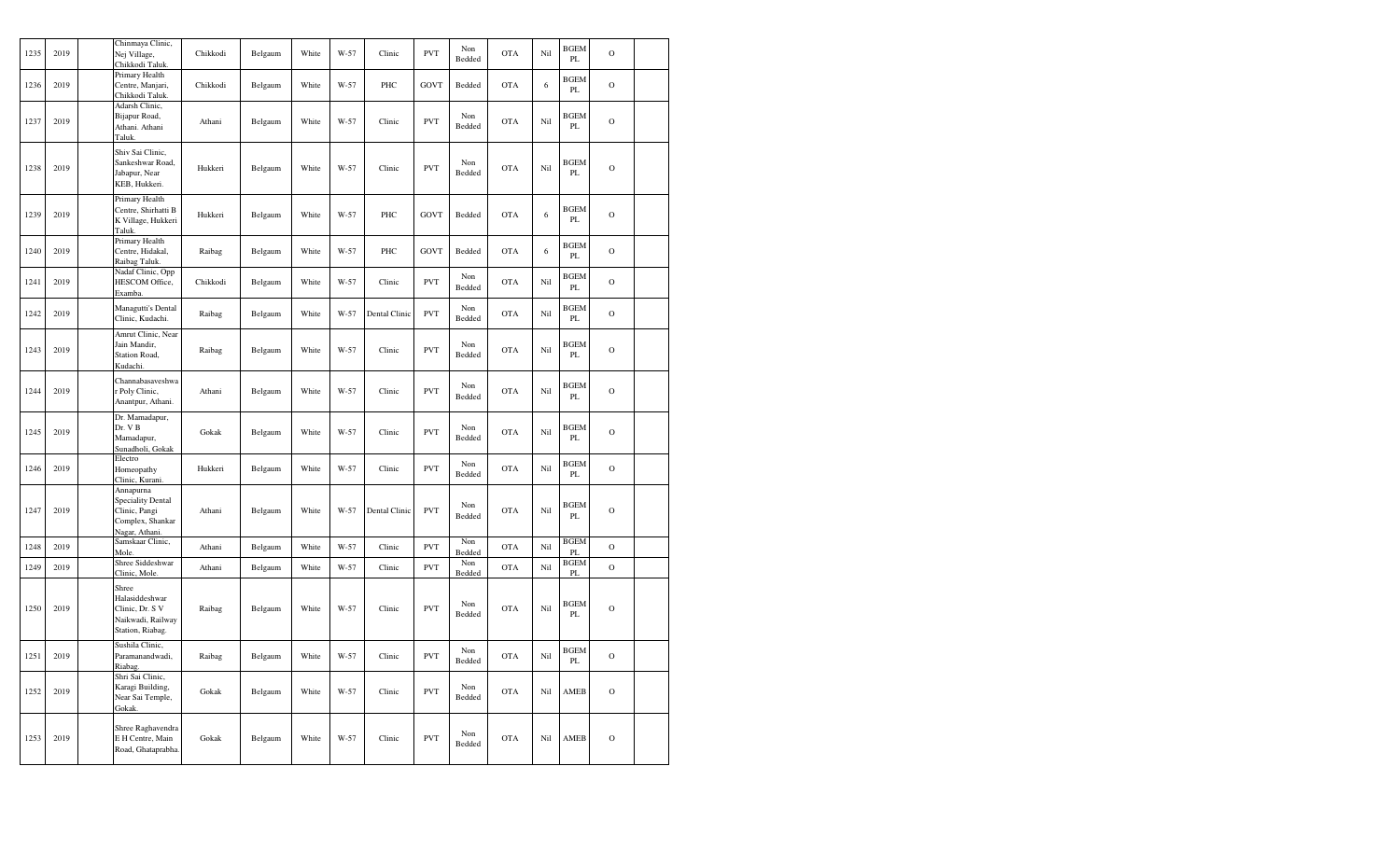| 1235 | 2019 | | Chinmaya Clinic, Nej Village, Chikkodi Taluk. | Chikkodi | Belgaum | White | W-57 | Clinic | PVT | Non Bedded | OTA | Nil | BGEM PL | O | |
|---|---|---|---|---|---|---|---|---|---|---|---|---|---|---|---|
| 1236 | 2019 | | Primary Health Centre, Manjari, Chikkodi Taluk. | Chikkodi | Belgaum | White | W-57 | PHC | GOVT | Bedded | OTA | 6 | BGEM PL | O | |
| 1237 | 2019 | | Adarsh Clinic, Bijapur Road, Athani. Athani Taluk. | Athani | Belgaum | White | W-57 | Clinic | PVT | Non Bedded | OTA | Nil | BGEM PL | O | |
| 1238 | 2019 | | Shiv Sai Clinic, Sankeshwar Road, Jabapur, Near KEB, Hukkeri. | Hukkeri | Belgaum | White | W-57 | Clinic | PVT | Non Bedded | OTA | Nil | BGEM PL | O | |
| 1239 | 2019 | | Primary Health Centre, Shirhatti B K Village, Hukkeri Taluk. | Hukkeri | Belgaum | White | W-57 | PHC | GOVT | Bedded | OTA | 6 | BGEM PL | O | |
| 1240 | 2019 | | Primary Health Centre, Hidakal, Raibag Taluk. | Raibag | Belgaum | White | W-57 | PHC | GOVT | Bedded | OTA | 6 | BGEM PL | O | |
| 1241 | 2019 | | Nadaf Clinic, Opp HESCOM Office, Examba. | Chikkodi | Belgaum | White | W-57 | Clinic | PVT | Non Bedded | OTA | Nil | BGEM PL | O | |
| 1242 | 2019 | | Managutti's Dental Clinic, Kudachi. | Raibag | Belgaum | White | W-57 | Dental Clinic | PVT | Non Bedded | OTA | Nil | BGEM PL | O | |
| 1243 | 2019 | | Amrut Clinic, Near Jain Mandir, Station Road, Kudachi. | Raibag | Belgaum | White | W-57 | Clinic | PVT | Non Bedded | OTA | Nil | BGEM PL | O | |
| 1244 | 2019 | | Channabasaveshwar Poly Clinic, Anantpur, Athani. | Athani | Belgaum | White | W-57 | Clinic | PVT | Non Bedded | OTA | Nil | BGEM PL | O | |
| 1245 | 2019 | | Dr. Mamadapur, Dr. V B Mamadapur, Sunadholi, Gokak | Gokak | Belgaum | White | W-57 | Clinic | PVT | Non Bedded | OTA | Nil | BGEM PL | O | |
| 1246 | 2019 | | Electro Homeopathy Clinic, Kurani. | Hukkeri | Belgaum | White | W-57 | Clinic | PVT | Non Bedded | OTA | Nil | BGEM PL | O | |
| 1247 | 2019 | | Annapurna Speciality Dental Clinic, Pangi Complex, Shankar Nagar, Athani. | Athani | Belgaum | White | W-57 | Dental Clinic | PVT | Non Bedded | OTA | Nil | BGEM PL | O | |
| 1248 | 2019 | | Samskaar Clinic, Mole. | Athani | Belgaum | White | W-57 | Clinic | PVT | Non Bedded | OTA | Nil | BGEM PL | O | |
| 1249 | 2019 | | Shree Siddeshwar Clinic, Mole. | Athani | Belgaum | White | W-57 | Clinic | PVT | Non Bedded | OTA | Nil | BGEM PL | O | |
| 1250 | 2019 | | Shree Halasiddeshwar Clinic, Dr. S V Naikwadi, Railway Station, Riabag. | Raibag | Belgaum | White | W-57 | Clinic | PVT | Non Bedded | OTA | Nil | BGEM PL | O | |
| 1251 | 2019 | | Sushila Clinic, Paramanandwadi, Riabag. | Raibag | Belgaum | White | W-57 | Clinic | PVT | Non Bedded | OTA | Nil | BGEM PL | O | |
| 1252 | 2019 | | Shri Sai Clinic, Karagi Building, Near Sai Temple, Gokak. | Gokak | Belgaum | White | W-57 | Clinic | PVT | Non Bedded | OTA | Nil | AMEB | O | |
| 1253 | 2019 | | Shree Raghavendra E H Centre, Main Road, Ghataprabha. | Gokak | Belgaum | White | W-57 | Clinic | PVT | Non Bedded | OTA | Nil | AMEB | O | |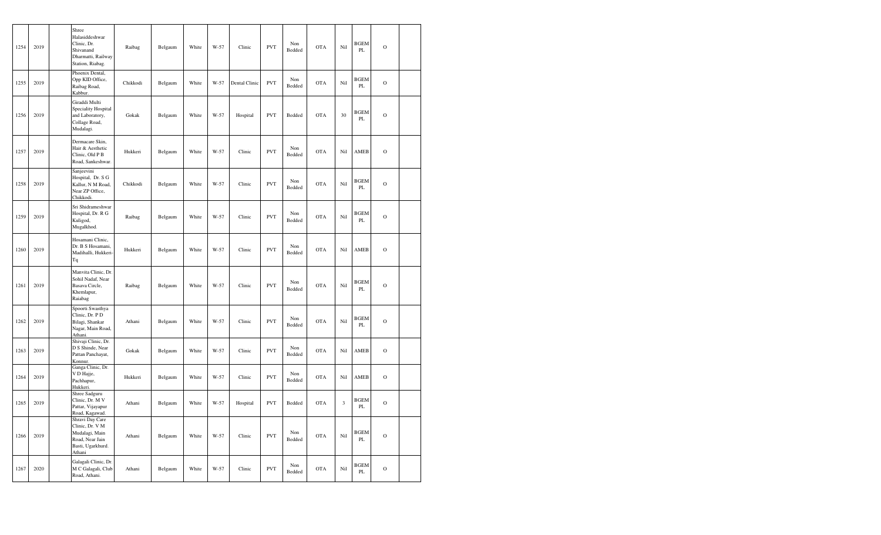| 1254 | 2019 | | Shree Halasiddeshwar Clinic, Dr. Shivanand Dharmatti, Railway Station, Riabag. | Raibag | Belgaum | White | W-57 | Clinic | PVT | Non Bedded | OTA | Nil | BGEM PL | O | |
|---|---|---|---|---|---|---|---|---|---|---|---|---|---|---|---|
| 1255 | 2019 | | Phoenix Dental, Opp KID Office, Raibag Road, Kabbur. | Chikkodi | Belgaum | White | W-57 | Dental Clinic | PVT | Non Bedded | OTA | Nil | BGEM PL | O | |
| 1256 | 2019 | | Giraddi Multi Speciality Hospital and Laboratory, Collage Road, Mudalagi. | Gokak | Belgaum | White | W-57 | Hospital | PVT | Bedded | OTA | 30 | BGEM PL | O | |
| 1257 | 2019 | | Dermacare Skin, Hair & Aesthetic Clinic, Old P B Road, Sankeshwar. | Hukkeri | Belgaum | White | W-57 | Clinic | PVT | Non Bedded | OTA | Nil | AMEB | O | |
| 1258 | 2019 | | Sanjeevini Hospital, Dr. S G Kallur, N M Road, Near ZP Office, Chikkodi. | Chikkodi | Belgaum | White | W-57 | Clinic | PVT | Non Bedded | OTA | Nil | BGEM PL | O | |
| 1259 | 2019 | | Sri Shidrameshwar Hospital, Dr. R G Kuligod, Mugalkhod. | Raibag | Belgaum | White | W-57 | Clinic | PVT | Non Bedded | OTA | Nil | BGEM PL | O | |
| 1260 | 2019 | | Hosamani Clinic, Dr. B S Hosamani, Madihalli, Hukkeri-Tq | Hukkeri | Belgaum | White | W-57 | Clinic | PVT | Non Bedded | OTA | Nil | AMEB | O | |
| 1261 | 2019 | | Manvita Clinic, Dr. Sohil Nadaf, Near Basava Circle, Khemlapur, Raiabag | Raibag | Belgaum | White | W-57 | Clinic | PVT | Non Bedded | OTA | Nil | BGEM PL | O | |
| 1262 | 2019 | | Spoorti Swasthya Clinic, Dr. P D Bilagi, Shankar Nagar, Main Road, Athani. | Athani | Belgaum | White | W-57 | Clinic | PVT | Non Bedded | OTA | Nil | BGEM PL | O | |
| 1263 | 2019 | | Shivaji Clinic, Dr. D S Shinde, Near Pattan Panchayat, Konnur. | Gokak | Belgaum | White | W-57 | Clinic | PVT | Non Bedded | OTA | Nil | AMEB | O | |
| 1264 | 2019 | | Ganga Clinic, Dr. V D Hajje, Pachhapur, Hukkeri. | Hukkeri | Belgaum | White | W-57 | Clinic | PVT | Non Bedded | OTA | Nil | AMEB | O | |
| 1265 | 2019 | | Shree Sadguru Clinic, Dr. M V Pattar, Vijayapur Road, Kagawad. | Athani | Belgaum | White | W-57 | Hospital | PVT | Bedded | OTA | 3 | BGEM PL | O | |
| 1266 | 2019 | | Shravi Day Care Clinic, Dr. V M Mudalagi, Main Road, Near Jain Basti, Ugarkhurd. Athani | Athani | Belgaum | White | W-57 | Clinic | PVT | Non Bedded | OTA | Nil | BGEM PL | O | |
| 1267 | 2020 | | Galagali Clinic, Dr. M C Galagali, Club Road, Athani. | Athani | Belgaum | White | W-57 | Clinic | PVT | Non Bedded | OTA | Nil | BGEM PL | O | |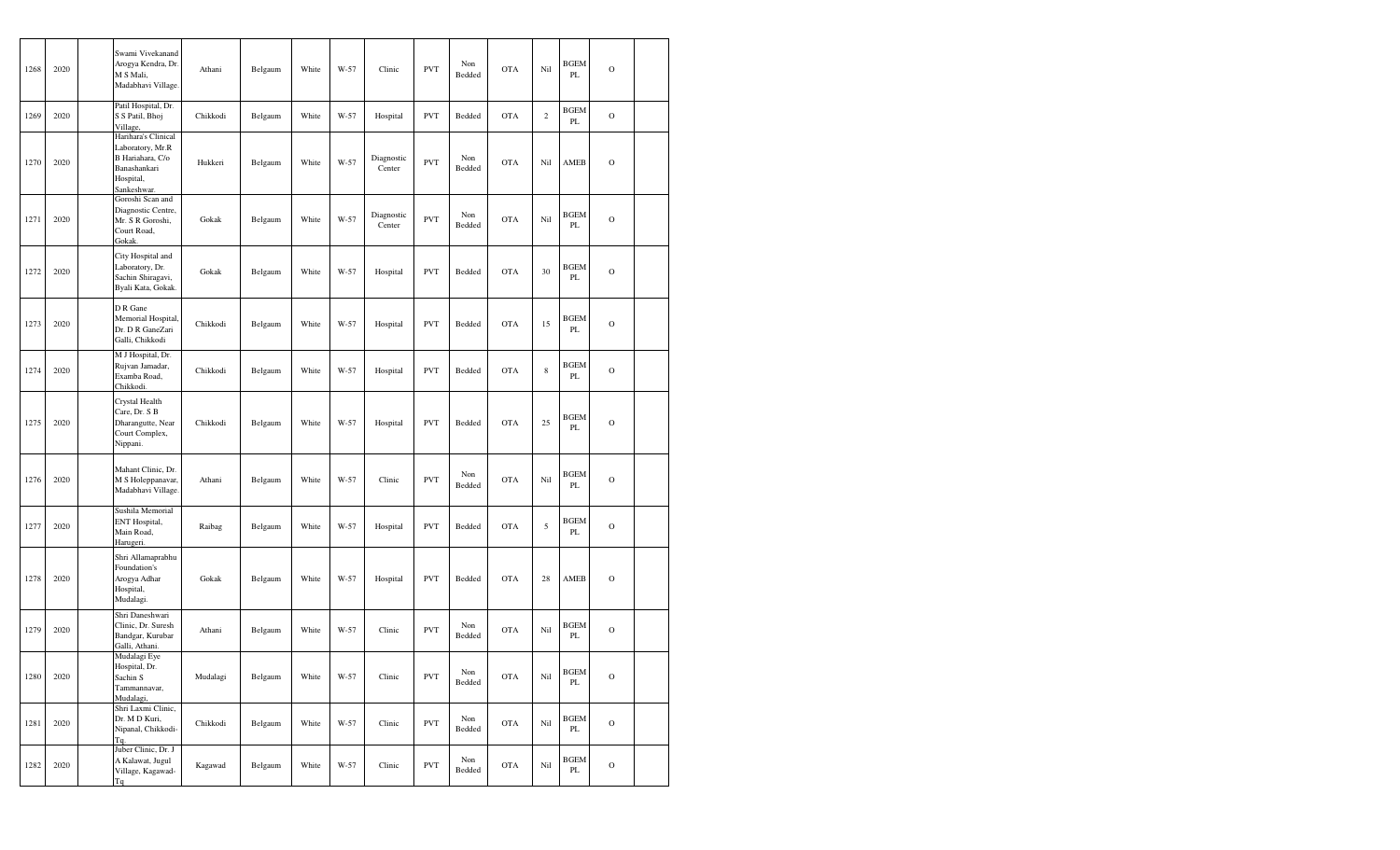| 1268 | 2020 | | Swami Vivekanand Arogya Kendra, Dr. M S Mali, Madabhavi Village. | Athani | Belgaum | White | W-57 | Clinic | PVT | Non Bedded | OTA | Nil | BGEM PL | O | |
|---|---|---|---|---|---|---|---|---|---|---|---|---|---|---|---|
| 1269 | 2020 | | Patil Hospital, Dr. S S Patil, Bhoj Village, | Chikkodi | Belgaum | White | W-57 | Hospital | PVT | Bedded | OTA | 2 | BGEM PL | O | |
| 1270 | 2020 | | Harihara's Clinical Laboratory, Mr.R B Hariahara, C/o Banashankari Hospital, Sankeshwar. | Hukkeri | Belgaum | White | W-57 | Diagnostic Center | PVT | Non Bedded | OTA | Nil | AMEB | O | |
| 1271 | 2020 | | Goroshi Scan and Diagnostic Centre, Mr. S R Goroshi, Court Road, Gokak. | Gokak | Belgaum | White | W-57 | Diagnostic Center | PVT | Non Bedded | OTA | Nil | BGEM PL | O | |
| 1272 | 2020 | | City Hospital and Laboratory, Dr. Sachin Shiragavi, Byali Kata, Gokak. | Gokak | Belgaum | White | W-57 | Hospital | PVT | Bedded | OTA | 30 | BGEM PL | O | |
| 1273 | 2020 | | D R Gane Memorial Hospital, Dr. D R GaneZari Galli, Chikkodi | Chikkodi | Belgaum | White | W-57 | Hospital | PVT | Bedded | OTA | 15 | BGEM PL | O | |
| 1274 | 2020 | | M J Hospital, Dr. Rujvan Jamadar, Examba Road, Chikkodi. | Chikkodi | Belgaum | White | W-57 | Hospital | PVT | Bedded | OTA | 8 | BGEM PL | O | |
| 1275 | 2020 | | Crystal Health Care, Dr. S B Dharangutte, Near Court Complex, Nippani. | Chikkodi | Belgaum | White | W-57 | Hospital | PVT | Bedded | OTA | 25 | BGEM PL | O | |
| 1276 | 2020 | | Mahant Clinic, Dr. M S Holeppanavar, Madabhavi Village. | Athani | Belgaum | White | W-57 | Clinic | PVT | Non Bedded | OTA | Nil | BGEM PL | O | |
| 1277 | 2020 | | Sushila Memorial ENT Hospital, Main Road, Harugeri. | Raibag | Belgaum | White | W-57 | Hospital | PVT | Bedded | OTA | 5 | BGEM PL | O | |
| 1278 | 2020 | | Shri Allamaprabhu Foundation's Arogya Adhar Hospital, Mudalagi. | Gokak | Belgaum | White | W-57 | Hospital | PVT | Bedded | OTA | 28 | AMEB | O | |
| 1279 | 2020 | | Shri Daneshwari Clinic, Dr. Suresh Bandgar, Kurubar Galli, Athani. | Athani | Belgaum | White | W-57 | Clinic | PVT | Non Bedded | OTA | Nil | BGEM PL | O | |
| 1280 | 2020 | | Mudalagi Eye Hospital, Dr. Sachin S Tammannavar, Mudalagi, | Mudalagi | Belgaum | White | W-57 | Clinic | PVT | Non Bedded | OTA | Nil | BGEM PL | O | |
| 1281 | 2020 | | Shri Laxmi Clinic, Dr. M D Kuri, Nipanal, Chikkodi-Tq. | Chikkodi | Belgaum | White | W-57 | Clinic | PVT | Non Bedded | OTA | Nil | BGEM PL | O | |
| 1282 | 2020 | | Juber Clinic, Dr. J A Kalawat, Jugul Village, Kagawad-Tq | Kagawad | Belgaum | White | W-57 | Clinic | PVT | Non Bedded | OTA | Nil | BGEM PL | O | |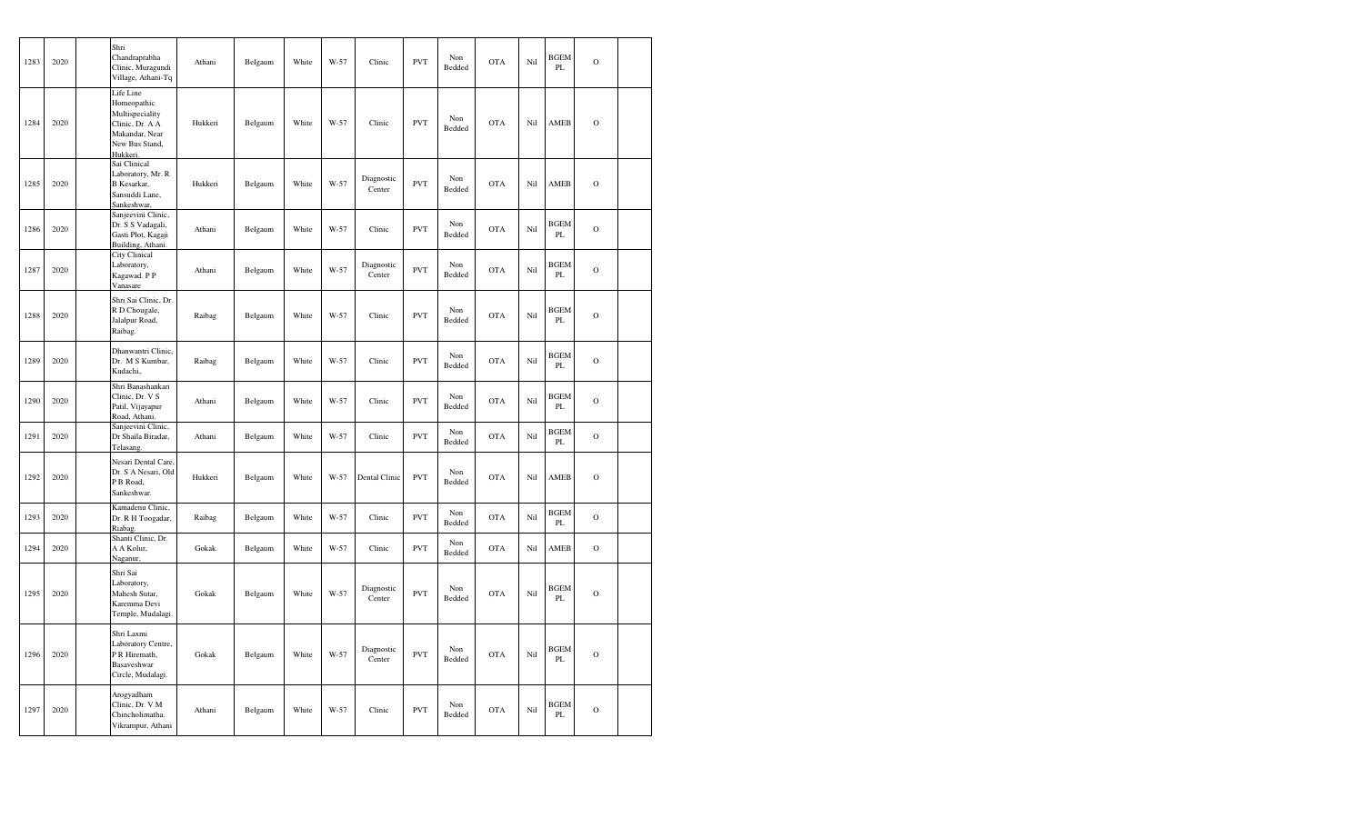| | | | | | | | | | | | | | | | | |
|---|---|---|---|---|---|---|---|---|---|---|---|---|---|---|---|---|
| 1283 | 2020 | | Shri Chandraprabha Clinic, Muragundi Village, Athani-Tq | Athani | Belgaum | White | W-57 | Clinic | PVT | Non Bedded | OTA | Nil | BGEM PL | O | |
| 1284 | 2020 | | Life Line Homeopathic Multispeciality Clinic, Dr. A A Makandar, Near New Bus Stand, Hukkeri. | Hukkeri | Belgaum | White | W-57 | Clinic | PVT | Non Bedded | OTA | Nil | AMEB | O | |
| 1285 | 2020 | | Sai Clinical Laboratory, Mr. R B Kesarkar, Sansuddi Lane, Sankeshwar, | Hukkeri | Belgaum | White | W-57 | Diagnostic Center | PVT | Non Bedded | OTA | Nil | AMEB | O | |
| 1286 | 2020 | | Sanjeevini Clinic, Dr. S S Vadagali, Gasti Plot, Kagaji Building, Athani. | Athani | Belgaum | White | W-57 | Clinic | PVT | Non Bedded | OTA | Nil | BGEM PL | O | |
| 1287 | 2020 | | City Clinical Laboratory, Kagawad. P P Vanasare | Athani | Belgaum | White | W-57 | Diagnostic Center | PVT | Non Bedded | OTA | Nil | BGEM PL | O | |
| 1288 | 2020 | | Shri Sai Clinic, Dr. R D Chougale, Jalalpur Road, Raibag. | Raibag | Belgaum | White | W-57 | Clinic | PVT | Non Bedded | OTA | Nil | BGEM PL | O | |
| 1289 | 2020 | | Dhanwantri Clinic, Dr. M S Kumbar, Kudachi,. | Raibag | Belgaum | White | W-57 | Clinic | PVT | Non Bedded | OTA | Nil | BGEM PL | O | |
| 1290 | 2020 | | Shri Banashankari Clinic, Dr. V S Patil, Vijayapur Road, Athani. | Athani | Belgaum | White | W-57 | Clinic | PVT | Non Bedded | OTA | Nil | BGEM PL | O | |
| 1291 | 2020 | | Sanjeevini Clinic, Dr Shaila Biradar, Telasang. | Athani | Belgaum | White | W-57 | Clinic | PVT | Non Bedded | OTA | Nil | BGEM PL | O | |
| 1292 | 2020 | | Nesari Dental Care, Dr. S A Nesari, Old P B Road, Sankeshwar. | Hukkeri | Belgaum | White | W-57 | Dental Clinic | PVT | Non Bedded | OTA | Nil | AMEB | O | |
| 1293 | 2020 | | Kamadenu Clinic, Dr. R H Toogadar, Riabag. | Raibag | Belgaum | White | W-57 | Clinic | PVT | Non Bedded | OTA | Nil | BGEM PL | O | |
| 1294 | 2020 | | Shanti Clinic, Dr. A A Kolur, Naganur, | Gokak | Belgaum | White | W-57 | Clinic | PVT | Non Bedded | OTA | Nil | AMEB | O | |
| 1295 | 2020 | | Shri Sai Laboratory, Mahesh Sutar, Karemma Devi Temple, Mudalagi. | Gokak | Belgaum | White | W-57 | Diagnostic Center | PVT | Non Bedded | OTA | Nil | BGEM PL | O | |
| 1296 | 2020 | | Shri Laxmi Laboratory Centre, P R Hiremath, Basaveshwar Circle, Mudalagi. | Gokak | Belgaum | White | W-57 | Diagnostic Center | PVT | Non Bedded | OTA | Nil | BGEM PL | O | |
| 1297 | 2020 | | Arogyadham Clinic, Dr. V M Chincholimatha. Vikrampur, Athani | Athani | Belgaum | White | W-57 | Clinic | PVT | Non Bedded | OTA | Nil | BGEM PL | O | |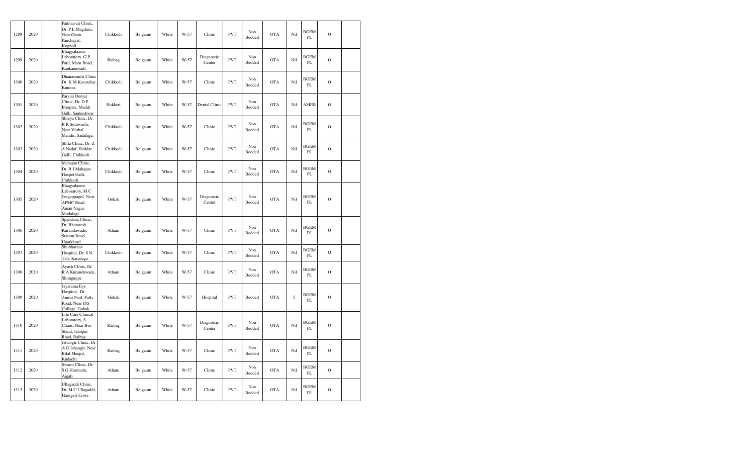| | | | | | | | | | | | | | | |
|---|---|---|---|---|---|---|---|---|---|---|---|---|---|---|
| 1298 | 2020 | | Padmavati Clinic, Dr. P L Magdum, Near Gram Panchayat, Kognoli. | Chikkodi | Belgaum | White | W-57 | Clinic | PVT | Non Bedded | OTA | Nil | BGEM PL | O | |
| 1299 | 2020 | | Bhagyalaxmi Laboratory, G P Patil, Main Road, Kankanawadi. | Raibag | Belgaum | White | W-57 | Diagnostic Center | PVT | Non Bedded | OTA | Nil | BGEM PL | O | |
| 1300 | 2020 | | Dhanawantri Clinic Dr. K M Kavatekar, Kunnur. | Chikkodi | Belgaum | White | W-57 | Clinic | PVT | Non Bedded | OTA | Nil | BGEM PL | O | |
| 1301 | 2020 | | Parvati Dental Clinic, Dr. D P Bhopale, Maddi Galli, Sankeshwar | Hukkeri | Belgaum | White | W-57 | Dental Clinic | PVT | Non Bedded | OTA | Nil | AMEB | O | |
| 1302 | 2020 | | Shreya Clinic, Dr. R R Surawashi, Near Vitthal Mandir, Sadalaga. | Chikkodi | Belgaum | White | W-57 | Clinic | PVT | Non Bedded | OTA | Nil | BGEM PL | O | |
| 1303 | 2020 | | Shifa Clinic, Dr. Z A Nadaf, Huddar Galli, Chikkodi. | Chikkodi | Belgaum | White | W-57 | Clinic | PVT | Non Bedded | OTA | Nil | BGEM PL | O | |
| 1304 | 2020 | | Mahajan Clinic, Dr. B J Mahajan. Hospet Galli, Chikkodi. | Chikkodi | Belgaum | White | W-57 | Clinic | PVT | Non Bedded | OTA | Nil | BGEM PL | O | |
| 1305 | 2020 | | Bhagyalaxmi Laboratory, M C Jangappagol, Near APMC Road, Aman Nagar, Mudalagi. | Gokak | Belgaum | White | W-57 | Diagnostic Center | PVT | Non Bedded | OTA | Nil | BGEM PL | O | |
| 1306 | 2020 | | Spandana Clinic, Dr. Bharatesh Kurandawade, Station Road, Ugarkhurd. | Athani | Belgaum | White | W-57 | Clinic | PVT | Non Bedded | OTA | Nil | BGEM PL | O | |
| 1307 | 2020 | | Shubharnav Hospital, Dr. S N Teli, Karadaga. | Chikkodi | Belgaum | White | W-57 | Clinic | PVT | Non Bedded | OTA | Nil | BGEM PL | O | |
| 1308 | 2020 | | Ayush Clinic, Dr. R A Kurundawade, Shiraguppi. | Athani | Belgaum | White | W-57 | Clinic | PVT | Non Bedded | OTA | Nil | BGEM PL | O | |
| 1309 | 2020 | | Jayaratna Eye Hospital, Dr. Amrut Patil, Falls Road, Near JSS Collage, Gokak. | Gokak | Belgaum | White | W-57 | Hospital | PVT | Bedded | OTA | 5 | BGEM PL | O | |
| 1310 | 2020 | | Life Care Clinical Laboratory, S Chaus, Near Bus Stand, Jalalpur Road, Raibag. | Raibag | Belgaum | White | W-57 | Diagnostic Center | PVT | Non Bedded | OTA | Nil | BGEM PL | O | |
| 1311 | 2020 | | Jahangir Clinic, Dr. A G Jahangir, Near Bilal Masjid, Kudachi. | Raibag | Belgaum | White | W-57 | Clinic | PVT | Non Bedded | OTA | Nil | BGEM PL | O | |
| 1312 | 2020 | | Swami Clinic, Dr. S G Hiremath, Aigali. | Athani | Belgaum | White | W-57 | Clinic | PVT | Non Bedded | OTA | Nil | BGEM PL | O | |
| 1313 | 2020 | | Ullagaddi Clinic, Dr. M C Ullagaddi, Harugeri Cross. | Athani | Belgaum | White | W-57 | Clinic | PVT | Non Bedded | OTA | Nil | BGEM PL | O | |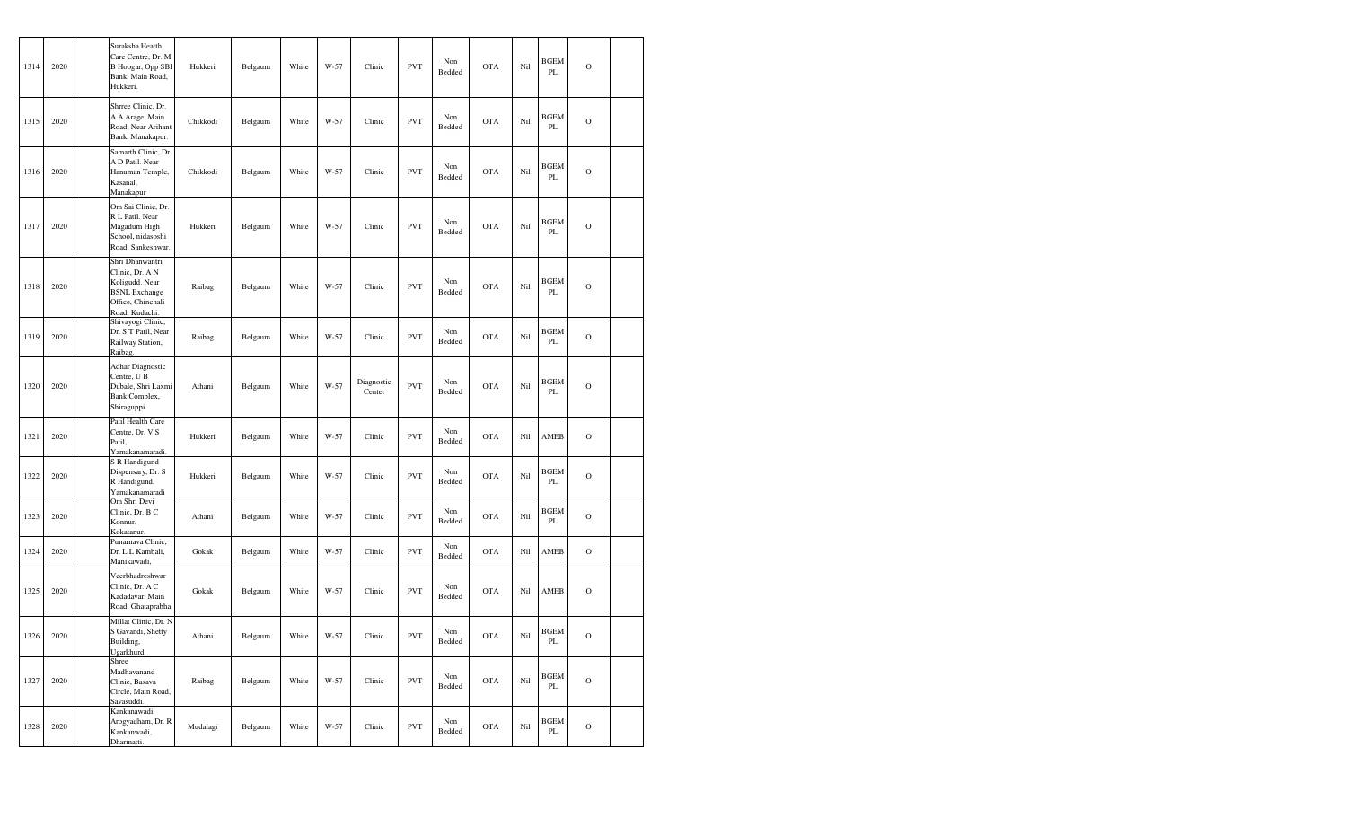| 1314 | 2020 | | Suraksha Heatth Care Centre, Dr. M B Hoogar, Opp SBI Bank, Main Road, Hukkeri. | Hukkeri | Belgaum | White | W-57 | Clinic | PVT | Non Bedded | OTA | Nil | BGEM PL | O | |
|---|---|---|---|---|---|---|---|---|---|---|---|---|---|---|---|
| 1315 | 2020 | | Shrree Clinic, Dr. A A Arage, Main Road, Near Arihant Bank, Manakapur. | Chikkodi | Belgaum | White | W-57 | Clinic | PVT | Non Bedded | OTA | Nil | BGEM PL | O | |
| 1316 | 2020 | | Samarth Clinic, Dr. A D Patil. Near Hanuman Temple, Kasanal, Manakapur | Chikkodi | Belgaum | White | W-57 | Clinic | PVT | Non Bedded | OTA | Nil | BGEM PL | O | |
| 1317 | 2020 | | Om Sai Clinic, Dr. R L Patil. Near Magadum High School, nidasoshi Road, Sankeshwar. | Hukkeri | Belgaum | White | W-57 | Clinic | PVT | Non Bedded | OTA | Nil | BGEM PL | O | |
| 1318 | 2020 | | Shri Dhanwantri Clinic, Dr. A N Koligudd. Near BSNL Exchange Office, Chinchali Road, Kudachi. | Raibag | Belgaum | White | W-57 | Clinic | PVT | Non Bedded | OTA | Nil | BGEM PL | O | |
| 1319 | 2020 | | Shivayogi Clinic, Dr. S T Patil, Near Railway Station, Raibag. | Raibag | Belgaum | White | W-57 | Clinic | PVT | Non Bedded | OTA | Nil | BGEM PL | O | |
| 1320 | 2020 | | Adhar Diagnostic Centre, U B Dubale, Shri Laxmi Bank Complex, Shiraguppi. | Athani | Belgaum | White | W-57 | Diagnostic Center | PVT | Non Bedded | OTA | Nil | BGEM PL | O | |
| 1321 | 2020 | | Patil Health Care Centre, Dr. V S Patil, Yamakanamaradi. | Hukkeri | Belgaum | White | W-57 | Clinic | PVT | Non Bedded | OTA | Nil | AMEB | O | |
| 1322 | 2020 | | S R Handigund Dispensary, Dr. S R Handigund, Yamakanamaradi | Hukkeri | Belgaum | White | W-57 | Clinic | PVT | Non Bedded | OTA | Nil | BGEM PL | O | |
| 1323 | 2020 | | Om Shri Devi Clinic, Dr. B C Konnur, Kokatanur. | Athani | Belgaum | White | W-57 | Clinic | PVT | Non Bedded | OTA | Nil | BGEM PL | O | |
| 1324 | 2020 | | Punarnava Clinic, Dr. L L Kambali, Manikawadi, | Gokak | Belgaum | White | W-57 | Clinic | PVT | Non Bedded | OTA | Nil | AMEB | O | |
| 1325 | 2020 | | Veerbhadreshwar Clinic, Dr. A C Kadadavar, Main Road, Ghataprabha. | Gokak | Belgaum | White | W-57 | Clinic | PVT | Non Bedded | OTA | Nil | AMEB | O | |
| 1326 | 2020 | | Millat Clinic, Dr. N S Gavandi, Shetty Building, Ugarkhurd. | Athani | Belgaum | White | W-57 | Clinic | PVT | Non Bedded | OTA | Nil | BGEM PL | O | |
| 1327 | 2020 | | Shree Madhavanand Clinic, Basava Circle, Main Road, Savasuddi. | Raibag | Belgaum | White | W-57 | Clinic | PVT | Non Bedded | OTA | Nil | BGEM PL | O | |
| 1328 | 2020 | | Kankanawadi Arogyadham, Dr. R Kankanwadi, Dharmatti. | Mudalagi | Belgaum | White | W-57 | Clinic | PVT | Non Bedded | OTA | Nil | BGEM PL | O | |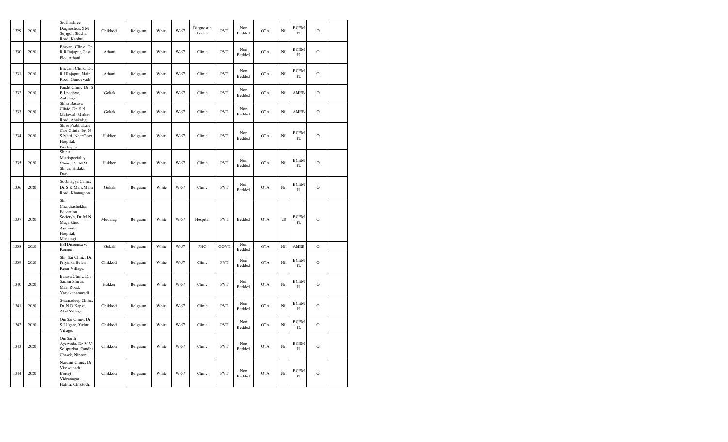| 1329 | 2020 | | Siddhashree Daignostics, S M Sujagol, Siddha Road, Kabbur. | Chikkodi | Belgaum | White | W-57 | Diagnostic Center | PVT | Non Bedded | OTA | Nil | BGEM PL | O | |
|---|---|---|---|---|---|---|---|---|---|---|---|---|---|---|---|
| 1330 | 2020 | | Bhavani Clinic, Dr. R R Rajaput, Gasti Plot, Athani. | Athani | Belgaum | White | W-57 | Clinic | PVT | Non Bedded | OTA | Nil | BGEM PL | O | |
| 1331 | 2020 | | Bhavani Clinic, Dr. R J Rajaput, Main Road, Gundewadi. | Athani | Belgaum | White | W-57 | Clinic | PVT | Non Bedded | OTA | Nil | BGEM PL | O | |
| 1332 | 2020 | | Pandit Clinic, Dr. S B Upadhye, Ankalagi. | Gokak | Belgaum | White | W-57 | Clinic | PVT | Non Bedded | OTA | Nil | AMEB | O | |
| 1333 | 2020 | | Shiva Basava Clinic, Dr. S N Madawal, Market Road, Anakalagi | Gokak | Belgaum | White | W-57 | Clinic | PVT | Non Bedded | OTA | Nil | AMEB | O | |
| 1334 | 2020 | | Shree Prabhu Life Care Clinic, Dr. N S Matti, Near Govt Hospital, Paschapur. | Hukkeri | Belgaum | White | W-57 | Clinic | PVT | Non Bedded | OTA | Nil | BGEM PL | O | |
| 1335 | 2020 | | Shirur Multispeciality Clinic, Dr. M M Shirur, Hidakal Dam. | Hukkeri | Belgaum | White | W-57 | Clinic | PVT | Non Bedded | OTA | Nil | BGEM PL | O | |
| 1336 | 2020 | | Soubhagya Clinic, Dr. S K Mali, Main Road, Khanagaon. | Gokak | Belgaum | White | W-57 | Clinic | PVT | Non Bedded | OTA | Nil | BGEM PL | O | |
| 1337 | 2020 | | Shri Chandrashekhar Education Society's, Dr. M N Mugalkhod Ayurvedic Hospital, Mudalagi. | Mudalagi | Belgaum | White | W-57 | Hospital | PVT | Bedded | OTA | 28 | BGEM PL | O | |
| 1338 | 2020 | | ESI Dispensary, Konnur. | Gokak | Belgaum | White | W-57 | PHC | GOVT | Non Bedded | OTA | Nil | AMEB | O | |
| 1339 | 2020 | | Shri Sai Clinic, Dr. Priyanka Belavi, Kerur Village. | Chikkodi | Belgaum | White | W-57 | Clinic | PVT | Non Bedded | OTA | Nil | BGEM PL | O | |
| 1340 | 2020 | | Basava Clinic, Dr. Sachin Shirur, Main Road, Yamakanamaradi. | Hukkeri | Belgaum | White | W-57 | Clinic | PVT | Non Bedded | OTA | Nil | BGEM PL | O | |
| 1341 | 2020 | | Swarnadeep Clinic, Dr. N D Kapse, Akol Village. | Chikkodi | Belgaum | White | W-57 | Clinic | PVT | Non Bedded | OTA | Nil | BGEM PL | O | |
| 1342 | 2020 | | Om Sai Clinic, Dr. S J Ugare, Yadur Village. | Chikkodi | Belgaum | White | W-57 | Clinic | PVT | Non Bedded | OTA | Nil | BGEM PL | O | |
| 1343 | 2020 | | Om Sarth Ayurveda, Dr. V V Solapurkar, Gandhi Chowk, Nippani. | Chikkodi | Belgaum | White | W-57 | Clinic | PVT | Non Bedded | OTA | Nil | BGEM PL | O | |
| 1344 | 2020 | | Nandini Clinic, Dr. Vishwanath Kotagi, Vidyanagar, Halatti, Chikkodi. | Chikkodi | Belgaum | White | W-57 | Clinic | PVT | Non Bedded | OTA | Nil | BGEM PL | O | |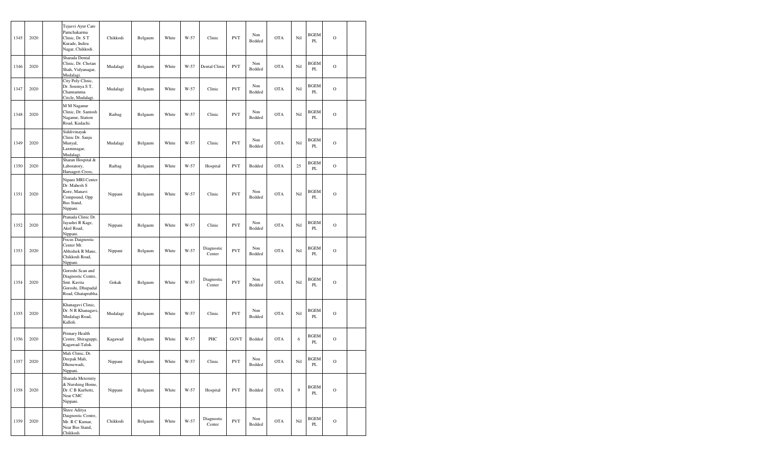| 1345 | 2020 | | Tejasvi Ayur Care Pamchakarma Clinic, Dr. S T Kurade, Indira Nagar, Chikkodi. | Chikkodi | Belgaum | White | W-57 | Clinic | PVT | Non Bedded | OTA | Nil | BGEM PL | O | |
|---|---|---|---|---|---|---|---|---|---|---|---|---|---|---|---|
| 1346 | 2020 | | Sharada Dental Clinic, Dr. Chetan Shah, Vidyanagar, Mudalagi. | Mudalagi | Belgaum | White | W-57 | Dental Clinic | PVT | Non Bedded | OTA | Nil | BGEM PL | O | |
| 1347 | 2020 | | City Poly Clinic, Dr. Soumya S T, Channamma Circle, Mudalagi. | Mudalagi | Belgaum | White | W-57 | Clinic | PVT | Non Bedded | OTA | Nil | BGEM PL | O | |
| 1348 | 2020 | | M M Naganur Clinic, Dr. Santosh Naganur, Station Road, Kudachi. | Raibag | Belgaum | White | W-57 | Clinic | PVT | Non Bedded | OTA | Nil | BGEM PL | O | |
| 1349 | 2020 | | Siddivinayak Clinic Dr. Sanju Munyal, Laxminagar, Mudalagi. | Mudalagi | Belgaum | White | W-57 | Clinic | PVT | Non Bedded | OTA | Nil | BGEM PL | O | |
| 1350 | 2020 | | Sharan Hospital & Laboratory, Haruageri Cross, | Raibag | Belgaum | White | W-57 | Hospital | PVT | Bedded | OTA | 25 | BGEM PL | O | |
| 1351 | 2020 | | Nipani MRI Center Dr. Mahesh S Kore, Manavi Compound, Opp Bus Stand, Nippani. | Nippani | Belgaum | White | W-57 | Clinic | PVT | Non Bedded | OTA | Nil | BGEM PL | O | |
| 1352 | 2020 | | Pranada Clinic Dr. Jayashri R Kage, Akol Road, Nippani. | Nippani | Belgaum | White | W-57 | Clinic | PVT | Non Bedded | OTA | Nil | BGEM PL | O | |
| 1353 | 2020 | | Focus Daignostic Center Mr. Abhishek R Mane, Chikkodi Road, Nippani. | Nippani | Belgaum | White | W-57 | Diagnostic Center | PVT | Non Bedded | OTA | Nil | BGEM PL | O | |
| 1354 | 2020 | | Goroshi Scan and Diagnostic Centre, Smt. Kavita Goroshi, Dhupadal Road, Ghataprabha. | Gokak | Belgaum | White | W-57 | Diagnostic Center | PVT | Non Bedded | OTA | Nil | BGEM PL | O | |
| 1355 | 2020 | | Khanagavi Clinic, Dr. N R Khanagavi, Mudalagi Road, Kalloli. | Mudalagi | Belgaum | White | W-57 | Clinic | PVT | Non Bedded | OTA | Nil | BGEM PL | O | |
| 1356 | 2020 | | Primary Health Centre, Shiraguppi, Kagawad-Taluk. | Kagawad | Belgaum | White | W-57 | PHC | GOVT | Bedded | OTA | 6 | BGEM PL | O | |
| 1357 | 2020 | | Mali Clinic, Dr. Deepak Mali, Dhonewadi, Nippani. | Nippani | Belgaum | White | W-57 | Clinic | PVT | Non Bedded | OTA | Nil | BGEM PL | O | |
| 1358 | 2020 | | Sharada Meternity & Nurshing Home, Dr. C B Kurbetti, Near CMC Nippani. | Nippani | Belgaum | White | W-57 | Hospital | PVT | Bedded | OTA | 9 | BGEM PL | O | |
| 1359 | 2020 | | Shree Aditya Daignostic Centre, Mr. R C Kumar, Near Bus Stand, Chikkodi. | Chikkodi | Belgaum | White | W-57 | Diagnostic Center | PVT | Non Bedded | OTA | Nil | BGEM PL | O | |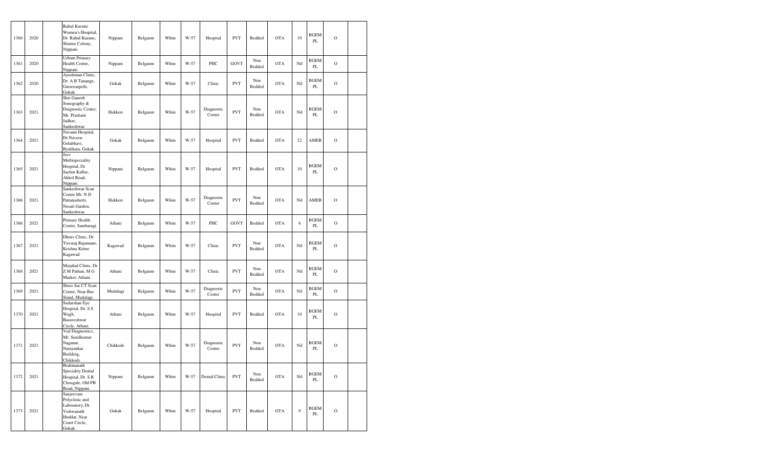| 1360 | 2020 | | Rahul Kurane Women's Hospital, Dr. Rahul Kurane, Shintre Colony, Nippani. | Nippani | Belgaum | White | W-57 | Hospital | PVT | Bedded | OTA | 10 | BGEM PL | O | |
|---|---|---|---|---|---|---|---|---|---|---|---|---|---|---|---|
| 1361 | 2020 | | Urbam Primary Health Centre, Nippani. | Nippani | Belgaum | White | W-57 | PHC | GOVT | Non Bedded | OTA | Nil | BGEM PL | O | |
| 1362 | 2020 | | Ayushman Clinic, Dr. A B Tanange, Guruwarpeth, Gokak. | Gokak | Belgaum | White | W-57 | Clinic | PVT | Non Bedded | OTA | Nil | BGEM PL | O | |
| 1363 | 2021 | | Shri Ganesh Sonography & Daignostic Centre, Mr. Prashant Jadhav, Sankeshwar. | Hukkeri | Belgaum | White | W-57 | Diagnostic Center | PVT | Non Bedded | OTA | Nil | BGEM PL | O | |
| 1364 | 2021 | | Navami Hospital, Dr.Naveen Golabhavi, Byalikata, Gokak. | Gokak | Belgaum | White | W-57 | Hospital | PVT | Bedded | OTA | 22 | AMEB | O | |
| 1365 | 2021 | | Jeev Multispeciality Hospital, Dr. Sachin Kallur, Akkol Road, Nippani. | Nippani | Belgaum | White | W-57 | Hospital | PVT | Bedded | OTA | 10 | BGEM PL | O | |
| 1366 | 2021 | | Sankeshwar Scan Centre Mr. N D Pattanashetti, Nesari Garden, Sankeshwar. | Hukkeri | Belgaum | White | W-57 | Diagnostic Center | PVT | Non Bedded | OTA | Nil | AMEB | O | |
| 1366 | 2021 | | Primary Health Centre, Sambaragi. | Athani | Belgaum | White | W-57 | PHC | GOVT | Bedded | OTA | 6 | BGEM PL | O | |
| 1367 | 2021 | | Dhruv Clinic, Dr. Yuvaraj Rajamane, Krishna Kittur. Kagawad | Kagawad | Belgaum | White | W-57 | Clinic | PVT | Non Bedded | OTA | Nil | BGEM PL | O | |
| 1368 | 2021 | | Mujahid Clinic, Dr. Z M Pathan, M G Market, Athani. | Athani | Belgaum | White | W-57 | Clinic | PVT | Non Bedded | OTA | Nil | BGEM PL | O | |
| 1369 | 2021 | | Shree Sai CT Scan Centre, Near Bus Stand, Mudalagi. | Mudalagi | Belgaum | White | W-57 | Diagnostic Center | PVT | Non Bedded | OTA | Nil | BGEM PL | O | |
| 1370 | 2021 | | Sudarshan Eye Hospital, Dr. S S Wagh, Basaveshwar Circle, Athani. | Athani | Belgaum | White | W-57 | Hospital | PVT | Bedded | OTA | 10 | BGEM PL | O | |
| 1371 | 2021 | | Ved Diagnostics, Mr. Sunilkumar Naganur, Narayankar Building, Chikkodi. | Chikkodi | Belgaum | White | W-57 | Diagnostic Center | PVT | Non Bedded | OTA | Nil | BGEM PL | O | |
| 1372 | 2021 | | Brahmanath Speciality Dental Hospital, Dr. S R Chougale, Old PB Road, Nippani. | Nippani | Belgaum | White | W-57 | Dental Clinic | PVT | Non Bedded | OTA | Nil | BGEM PL | O | |
| 1373 | 2021 | | Sanjeevani Polyclinic and Laboratory, Dr. Vishwanath Huddar, Near Court Circle, Gokak. | Gokak | Belgaum | White | W-57 | Hospital | PVT | Bedded | OTA | 9 | BGEM PL | O | |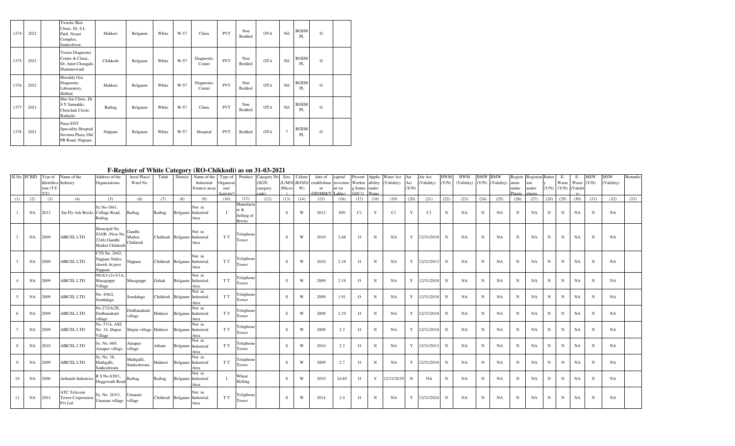| 1374 | 2021 | | Twacha Skin Clinic, Dr. S L Patil, Nesari Complex, Sankeshwar. | Hukkeri | Belgaum | White | W-57 | Clinic | PVT | Non Bedded | OTA | Nil | BGEM PL | O | |
|---|---|---|---|---|---|---|---|---|---|---|---|---|---|---|---|
| 1375 | 2021 | | Vision Diagnostic Centre & Clinic, Dr, Amit Chougale, Shamanewadi. | Chikkodi | Belgaum | White | W-57 | Diagnostic Center | PVT | Non Bedded | OTA | Nil | BGEM PL | O | |
| 1376 | 2021 | | Blooddy Giri Diagnostic Laboaratory, Hebbal. | Hukkeri | Belgaum | White | W-57 | Diagnostic Center | PVT | Non Bedded | OTA | Nil | BGEM PL | O | |
| 1377 | 2021 | | Shri Sai Clinic, Dr. S Y Sannakki, Chinchali Circle, Kudachi. | Raibag | Belgaum | White | W-57 | Clinic | PVT | Non Bedded | OTA | Nil | BGEM PL | O | |
| 1378 | 2021 | | Paras ENT Speciality Hospital Suvarna Plaza, Old PB Road, Nippani. | Nippani | Belgaum | White | W-57 | Hospital | PVT | Bedded | OTA | 7 | BGEM PL | O | |

## F-Register of White Category (RO-Chikkodi) as on 31-03-2021

| Sl.No. | PCBID | Year of Identification (YY-YY) | Name of the Industry | Address of the Organisations | Area/ Place/ Ward No. | Taluk | District | Name of the Industrial Estates/ areas | Type of Organisation/ Activity* | Product | Category No (XGN category code) | Size (L/M/S/Micro) | Colour (R/O/G/W) | date of establishment (DD/MM/YY) | capital investment (in Lakhs) | Present Working Status (O/C1/ | Applicability under Water | Water Act (Validity) | Air Act (Y/N) | Air Act (Validity) | HWM (Y/N) | HWM (Validity) | BMW (Y/N) | BMW (Validity) | Registration under Plastic | Registration under plastic | Battery (Y/N) | E-Waste (Y/N) | E-Waste (Validity) | MSW (Y/N) | MSW (Validity) | Remarks |
|---|---|---|---|---|---|---|---|---|---|---|---|---|---|---|---|---|---|---|---|---|---|---|---|---|---|---|---|---|---|---|---|---|
| (1) | (2) | (3) | (4) | (5) | (6) | (7) | (8) | (9) | (10) | (11) | (12) | (13) | (14) | (15) | (16) | (17) | (18) | (19) | (20) | (21) | (22) | (23) | (24) | (25) | (26) | (27) | (28) | (29) | (30) | (31) | (32) | (33) |
| 1 | NA | 2012 | Sai Fly Ash Bricks | Sy No-1861, Collage Road, Raibag | Raibag | Raibag | Belgaum | Not in Industrial Area | I | Manufacture & Selling of Bricks | | S | W | 2012 | 850 | C1 | Y | C1 | Y | C1 | N | NA | N | NA | N | NA | N | N | NA | N | NA | |
| 2 | NA | 2009 | AIRCEL LTD | Muncipal No. 924/B. (New No. 2246) Gandhi Market Chikkodi | Gandhi Market, Chikkodi | Chikkodi | Belgaum | Not in Industrial Area | T T | Telephone Tower | | S | W | 2010 | 2.48 | O | N | NA | Y | 12/31/2018 | N | NA | N | NA | N | NA | N | N | NA | N | NA | |
| 3 | NA | 2009 | AIRCEL LTD | CTS No. 2042, Nippani Nehru chowk At post Nippani | Nippani | Chikkodi | Belgaum | Not in Industrial Area | T T | Telephone Tower | | S | W | 2010 | 2.19 | O | N | NA | Y | 12/31/2013 | N | NA | N | NA | N | NA | N | N | NA | N | NA | |
| 4 | NA | 2009 | AIRCEL LTD | 98/A/1+2+3/1A, Masaguppi Village | Masaguppi | Gokak | Belgaum | Not in Industrial Area | T T | Telephone Tower | | S | W | 2009 | 2.19 | O | N | NA | Y | 12/31/2018 | N | NA | N | NA | N | NA | N | N | NA | N | NA | |
| 5 | NA | 2009 | AIRCEL LTD | No. 456/2, Sondalaga | Sondalaga | Chikkodi | Belgaum | Not in Industrial Area | T T | Telephone Tower | | S | W | 2009 | 1.91 | O | N | NA | Y | 12/31/2018 | N | NA | N | NA | N | NA | N | N | NA | N | NA | |
| 6 | NA | 2009 | AIRCEL LTD | No.272/A/2E, Dodbanahatti village | Dodbanahatti village | Hukkeri | Belgaum | Not in Industrial Area | T T | Telephone Tower | | S | W | 2009 | 2.19 | O | N | NA | Y | 12/31/2018 | N | NA | N | NA | N | NA | N | N | NA | N | NA | |
| 7 | NA | 2009 | AIRCEL LTD | No. 57/A, ASS No. 34, Shipur Village | Shipur village | Hukkeri | Belgaum | Not in Industrial Area | T T | Telephone Tower | | S | W | 2009 | 2.3 | O | N | NA | Y | 12/31/2018 | N | NA | N | NA | N | NA | N | N | NA | N | NA | |
| 8 | NA | 2010 | AIRCEL LTD | Sy. No. 669, Ainapur village | Ainapur village | Athani | Belgaum | Not in Industrial Area | T T | Telephone Tower | | S | W | 2010 | 2.3 | O | N | NA | Y | 12/31/2013 | N | NA | N | NA | N | NA | N | N | NA | N | NA | |
| 9 | NA | 2009 | AIRCEL LTD | Sy. No. 38, Mathgalli, Sankeshwara | Mathgalli, Sankeshwara | Hukkeri | Belgaum | Not in Industrial Area | T T | Telephone Tower | | S | W | 2009 | 2.7 | O | N | NA | Y | 12/31/2018 | N | NA | N | NA | N | NA | N | N | NA | N | NA | |
| 10 | NA | 2006 | Arihanth Industries | R S No-639/1, Deggewadi Road | Raibag | Raibag | Belgaum | Not in Industrial Area | I | Wheat Helling | | S | W | 2010 | 24.65 | O | Y | 12/31/2019 | N | NA | N | NA | N | NA | N | NA | N | N | NA | N | NA | |
| 11 | NA | 2014 | ATC Telecom Tower Corporation Pvt Ltd | Sy. No. 263/3, Umarani village | Umarani village | Chikkodi | Belgaum | Not in Industrial Area | T T | Telephone Tower | | S | W | 2014 | 2.4 | O | N | NA | Y | 12/31/2024 | N | NA | N | NA | N | NA | N | N | NA | N | NA | |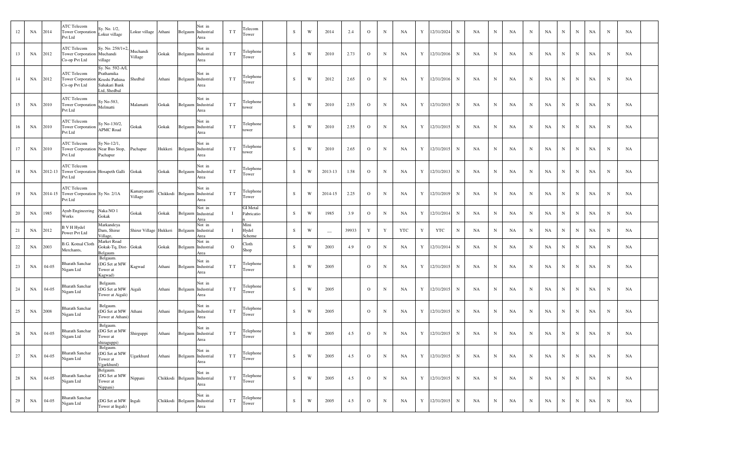| 12 | NA | 2014 | ATC Telecom Tower Corporation Pvt Ltd | Sy. No. 1/2, Lokur village | Lokur village | Athani | Belgaum | Not in Industrial Area | T T | Telecom Tower | | S | W | 2014 | 2.4 | O | N | NA | Y | 12/31/2024 | N | NA | N | NA | N | NA | N | N | NA | N | NA | |
|---|---|---|---|---|---|---|---|---|---|---|---|---|---|---|---|---|---|---|---|---|---|---|---|---|---|---|---|---|---|---|---|---|
| 13 | NA | 2012 | ATC Telecom Tower Corporation Co-op Pvt Ltd | Sy. No. 258/1+2, Muchandi village | Muchandi Village | Gokak | Belgaum | Not in Industrial Area | T T | Telephone Tower | | S | W | 2010 | 2.73 | O | N | NA | Y | 12/31/2016 | N | NA | N | NA | N | NA | N | N | NA | N | NA | |
| 14 | NA | 2012 | ATC Telecom Tower Corporation Co-op Pvt Ltd | Sy. No. 592-A/I, Prathamika Krushi Pathina Sahakari Bank Ltd, Shedbal | Shedbal | Athani | Belgaum | Not in Industrial Area | T T | Telephone Tower | | S | W | 2012 | 2.65 | O | N | NA | Y | 12/31/2016 | N | NA | N | NA | N | NA | N | N | NA | N | NA | |
| 15 | NA | 2010 | ATC Telecom Tower Corporation Pvt Ltd | Sy No-583, Melmatti | Malamatti | Gokak | Belgaum | Not in Industrial Area | T T | Telephone tower | | S | W | 2010 | 2.55 | O | N | NA | Y | 12/31/2015 | N | NA | N | NA | N | NA | N | N | NA | N | NA | |
| 16 | NA | 2010 | ATC Telecom Tower Corporation Pvt Ltd | Sy No-130/2, APMC Road | Gokak | Gokak | Belgaum | Not in Industrial Area | T T | Telephone tower | | S | W | 2010 | 2.55 | O | N | NA | Y | 12/31/2015 | N | NA | N | NA | N | NA | N | N | NA | N | NA | |
| 17 | NA | 2010 | ATC Telecom Tower Corporation Pvt Ltd | Sy No-12/1, Near Bus Stop, Pachapur | Pachapur | Hukkeri | Belgaum | Not in Industrial Area | T T | Telephone tower | | S | W | 2010 | 2.65 | O | N | NA | Y | 12/31/2015 | N | NA | N | NA | N | NA | N | N | NA | N | NA | |
| 18 | NA | 2012-13 | ATC Telecom Tower Corporation Pvt Ltd | Hosapeth Galli | Gokak | Gokak | Belgaum | Not in Industrial Area | T T | Telephone Tower | | S | W | 2013-13 | 1.58 | O | N | NA | Y | 12/31/2013 | N | NA | N | NA | N | NA | N | N | NA | N | NA | |
| 19 | NA | 2014-15 | ATC Telecom Tower Corporation Pvt Ltd | Sy No. 2/1A | Kamatyanatti Village | Chikkodi | Belgaum | Not in Industrial Area | T T | Telephone Tower | | S | W | 2014-15 | 2.25 | O | N | NA | Y | 12/31/2019 | N | NA | N | NA | N | NA | N | N | NA | N | NA | |
| 20 | NA | 1985 | Ayub Engineering Works | Naka NO 1 Gokak | Gokak | Gokak | Belgaum | Not in Industrial Area | I | GI Metal Fabricatio n | | S | W | 1985 | 3.9 | O | N | NA | Y | 12/31/2014 | N | NA | N | NA | N | NA | N | N | NA | N | NA | |
| 21 | NA | 2012 | B V H Hydel Power Pvt Ltd | Markandeya Dam, Shirur Village, | Shirur Village | Hukkeri | Belgaum | Not in Industrial Area | I | Mini Hydel Scheme | | S | W | __ | 39933 | Y | Y | YTC | Y | YTC | N | NA | N | NA | N | NA | N | N | NA | N | NA | |
| 22 | NA | 2003 | B.G. Kotnal Cloth Merchants, | Market Road Gokak-Tq, Dist-Belgaum | Gokak | Gokak | Belgaum | Not in Industrial Area | O | Cloth Shop | | S | W | 2003 | 4.9 | O | N | NA | Y | 12/31/2014 | N | NA | N | NA | N | NA | N | N | NA | N | NA | |
| 23 | NA | 04-05 | Bharath Sanchar Nigam Ltd | Belgaum. (DG Set at MW Tower at Kagwad) | Kagwad | Athani | Belgaum | Not in Industrial Area | T T | Telephone Tower | | S | W | 2005 | | O | N | NA | Y | 12/31/2015 | N | NA | N | NA | N | NA | N | N | NA | N | NA | |
| 24 | NA | 04-05 | Bharath Sanchar Nigam Ltd | Belgaum. (DG Set at MW Tower at Aigali) | Aigali | Athani | Belgaum | Not in Industrial Area | T T | Telephone Tower | | S | W | 2005 | | O | N | NA | Y | 12/31/2015 | N | NA | N | NA | N | NA | N | N | NA | N | NA | |
| 25 | NA | 2008 | Bharath Sanchar Nigam Ltd | Belgaum. (DG Set at MW Tower at Athani) | Athani | Athani | Belgaum | Not in Industrial Area | T T | Telephone Tower | | S | W | 2005 | | O | N | NA | Y | 12/31/2015 | N | NA | N | NA | N | NA | N | N | NA | N | NA | |
| 26 | NA | 04-05 | Bharath Sanchar Nigam Ltd | Belgaum. (DG Set at MW Tower at shiraguppi) | Shirguppi | Athani | Belgaum | Not in Industrial Area | T T | Telephone Tower | | S | W | 2005 | 4.5 | O | N | NA | Y | 12/31/2015 | N | NA | N | NA | N | NA | N | N | NA | N | NA | |
| 27 | NA | 04-05 | Bharath Sanchar Nigam Ltd | Belgaum. (DG Set at MW Tower at Ugarkhurd) | Ugarkhurd | Athani | Belgaum | Not in Industrial Area | T T | Telephone Tower | | S | W | 2005 | 4.5 | O | N | NA | Y | 12/31/2015 | N | NA | N | NA | N | NA | N | N | NA | N | NA | |
| 28 | NA | 04-05 | Bharath Sanchar Nigam Ltd | Belgaum. (DG Set at MW Tower at Nippani) | Nippani | Chikkodi | Belgaum | Not in Industrial Area | T T | Telephone Tower | | S | W | 2005 | 4.5 | O | N | NA | Y | 12/31/2015 | N | NA | N | NA | N | NA | N | N | NA | N | NA | |
| 29 | NA | 04-05 | Bharath Sanchar Nigam Ltd | (DG Set at MW Tower at Ingali) | Ingali | Chikkodi | Belgaum | Not in Industrial Area | T T | Telephone Tower | | S | W | 2005 | 4.5 | O | N | NA | Y | 12/31/2015 | N | NA | N | NA | N | NA | N | N | NA | N | NA | |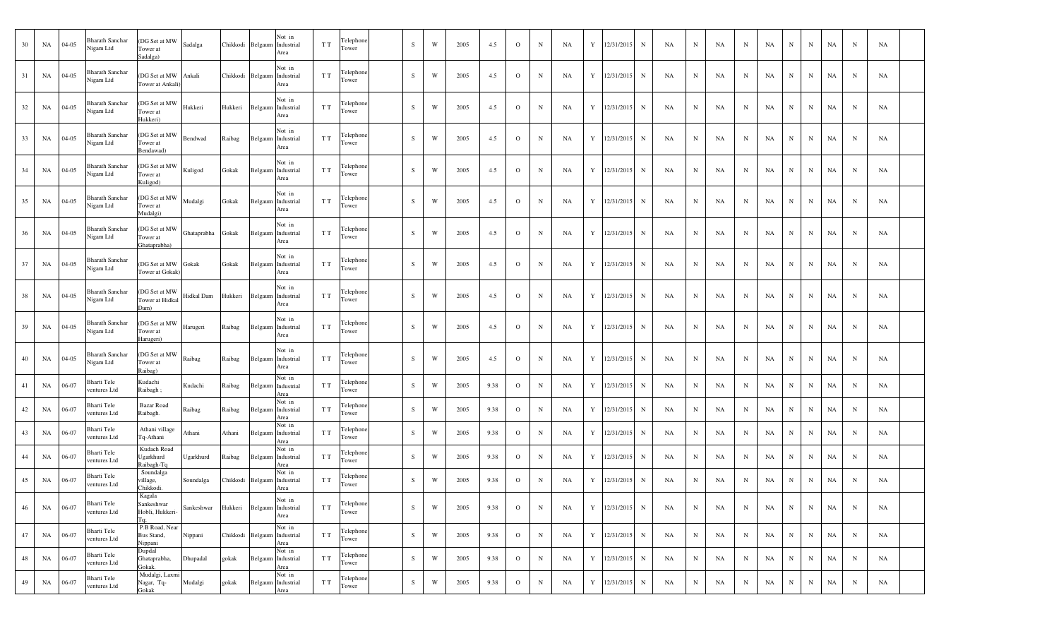| 30 | NA | 04-05 | Bharath Sanchar Nigam Ltd | (DG Set at MW Tower at Sadalga) | Sadalga | Chikkodi | Belgaum | Not in Industrial Area | T T | Telephone Tower | | S | W | 2005 | 4.5 | O | N | NA | Y | 12/31/2015 | N | NA | N | NA | N | NA | N | N | NA | N | NA | |
|---|---|---|---|---|---|---|---|---|---|---|---|---|---|---|---|---|---|---|---|---|---|---|---|---|---|---|---|---|---|---|---|---|
| 31 | NA | 04-05 | Bharath Sanchar Nigam Ltd | (DG Set at MW Tower at Ankali) | Ankali | Chikkodi | Belgaum | Not in Industrial Area | T T | Telephone Tower | | S | W | 2005 | 4.5 | O | N | NA | Y | 12/31/2015 | N | NA | N | NA | N | NA | N | N | NA | N | NA | |
| 32 | NA | 04-05 | Bharath Sanchar Nigam Ltd | (DG Set at MW Tower at Hukkeri) | Hukkeri | Hukkeri | Belgaum | Not in Industrial Area | T T | Telephone Tower | | S | W | 2005 | 4.5 | O | N | NA | Y | 12/31/2015 | N | NA | N | NA | N | NA | N | N | NA | N | NA | |
| 33 | NA | 04-05 | Bharath Sanchar Nigam Ltd | (DG Set at MW Tower at Bendawad) | Bendwad | Raibag | Belgaum | Not in Industrial Area | T T | Telephone Tower | | S | W | 2005 | 4.5 | O | N | NA | Y | 12/31/2015 | N | NA | N | NA | N | NA | N | N | NA | N | NA | |
| 34 | NA | 04-05 | Bharath Sanchar Nigam Ltd | (DG Set at MW Tower at Kuligod) | Kuligod | Gokak | Belgaum | Not in Industrial Area | T T | Telephone Tower | | S | W | 2005 | 4.5 | O | N | NA | Y | 12/31/2015 | N | NA | N | NA | N | NA | N | N | NA | N | NA | |
| 35 | NA | 04-05 | Bharath Sanchar Nigam Ltd | (DG Set at MW Tower at Mudalgi) | Mudalgi | Gokak | Belgaum | Not in Industrial Area | T T | Telephone Tower | | S | W | 2005 | 4.5 | O | N | NA | Y | 12/31/2015 | N | NA | N | NA | N | NA | N | N | NA | N | NA | |
| 36 | NA | 04-05 | Bharath Sanchar Nigam Ltd | (DG Set at MW Tower at Ghataprabha) | Ghataprabha | Gokak | Belgaum | Not in Industrial Area | T T | Telephone Tower | | S | W | 2005 | 4.5 | O | N | NA | Y | 12/31/2015 | N | NA | N | NA | N | NA | N | N | NA | N | NA | |
| 37 | NA | 04-05 | Bharath Sanchar Nigam Ltd | (DG Set at MW Tower at Gokak) | Gokak | Gokak | Belgaum | Not in Industrial Area | T T | Telephone Tower | | S | W | 2005 | 4.5 | O | N | NA | Y | 12/31/2015 | N | NA | N | NA | N | NA | N | N | NA | N | NA | |
| 38 | NA | 04-05 | Bharath Sanchar Nigam Ltd | (DG Set at MW Tower at Hidkal Dam) | Hidkal Dam | Hukkeri | Belgaum | Not in Industrial Area | T T | Telephone Tower | | S | W | 2005 | 4.5 | O | N | NA | Y | 12/31/2015 | N | NA | N | NA | N | NA | N | N | NA | N | NA | |
| 39 | NA | 04-05 | Bharath Sanchar Nigam Ltd | (DG Set at MW Tower at Harugeri) | Harugeri | Raibag | Belgaum | Not in Industrial Area | T T | Telephone Tower | | S | W | 2005 | 4.5 | O | N | NA | Y | 12/31/2015 | N | NA | N | NA | N | NA | N | N | NA | N | NA | |
| 40 | NA | 04-05 | Bharath Sanchar Nigam Ltd | (DG Set at MW Tower at Raibag) | Raibag | Raibag | Belgaum | Not in Industrial Area | T T | Telephone Tower | | S | W | 2005 | 4.5 | O | N | NA | Y | 12/31/2015 | N | NA | N | NA | N | NA | N | N | NA | N | NA | |
| 41 | NA | 06-07 | Bharti Tele ventures Ltd | Kudachi Raibagh ; | Kudachi | Raibag | Belgaum | Not in Industrial Area | T T | Telephone Tower | | S | W | 2005 | 9.38 | O | N | NA | Y | 12/31/2015 | N | NA | N | NA | N | NA | N | N | NA | N | NA | |
| 42 | NA | 06-07 | Bharti Tele ventures Ltd | Bazar Road Raibagh. | Raibag | Raibag | Belgaum | Not in Industrial Area | T T | Telephone Tower | | S | W | 2005 | 9.38 | O | N | NA | Y | 12/31/2015 | N | NA | N | NA | N | NA | N | N | NA | N | NA | |
| 43 | NA | 06-07 | Bharti Tele ventures Ltd | Athani village Tq-Athani | Athani | Athani | Belgaum | Not in Industrial Area | T T | Telephone Tower | | S | W | 2005 | 9.38 | O | N | NA | Y | 12/31/2015 | N | NA | N | NA | N | NA | N | N | NA | N | NA | |
| 44 | NA | 06-07 | Bharti Tele ventures Ltd | Kudach Road Ugarkhurd Raibagh-Tq | Ugarkhurd | Raibag | Belgaum | Not in Industrial Area | T T | Telephone Tower | | S | W | 2005 | 9.38 | O | N | NA | Y | 12/31/2015 | N | NA | N | NA | N | NA | N | N | NA | N | NA | |
| 45 | NA | 06-07 | Bharti Tele ventures Ltd | Soundalga village, Chikkodi. | Soundalga | Chikkodi | Belgaum | Not in Industrial Area | T T | Telephone Tower | | S | W | 2005 | 9.38 | O | N | NA | Y | 12/31/2015 | N | NA | N | NA | N | NA | N | N | NA | N | NA | |
| 46 | NA | 06-07 | Bharti Tele ventures Ltd | Kagala Sankeshwar Hobli, Hukkeri-Tq; | Sankeshwar | Hukkeri | Belgaum | Not in Industrial Area | T T | Telephone Tower | | S | W | 2005 | 9.38 | O | N | NA | Y | 12/31/2015 | N | NA | N | NA | N | NA | N | N | NA | N | NA | |
| 47 | NA | 06-07 | Bharti Tele ventures Ltd | P.B Road, Near Bus Stand, Nippani | Nippani | Chikkodi | Belgaum | Not in Industrial Area | T T | Telephone Tower | | S | W | 2005 | 9.38 | O | N | NA | Y | 12/31/2015 | N | NA | N | NA | N | NA | N | N | NA | N | NA | |
| 48 | NA | 06-07 | Bharti Tele ventures Ltd | Dupdal Ghataprabha, Gokak. | Dhupadal | gokak | Belgaum | Not in Industrial Area | T T | Telephone Tower | | S | W | 2005 | 9.38 | O | N | NA | Y | 12/31/2015 | N | NA | N | NA | N | NA | N | N | NA | N | NA | |
| 49 | NA | 06-07 | Bharti Tele ventures Ltd | Mudalgi, Laxmi Nagar, Tq-Gokak | Mudalgi | gokak | Belgaum | Not in Industrial Area | T T | Telephone Tower | | S | W | 2005 | 9.38 | O | N | NA | Y | 12/31/2015 | N | NA | N | NA | N | NA | N | N | NA | N | NA | |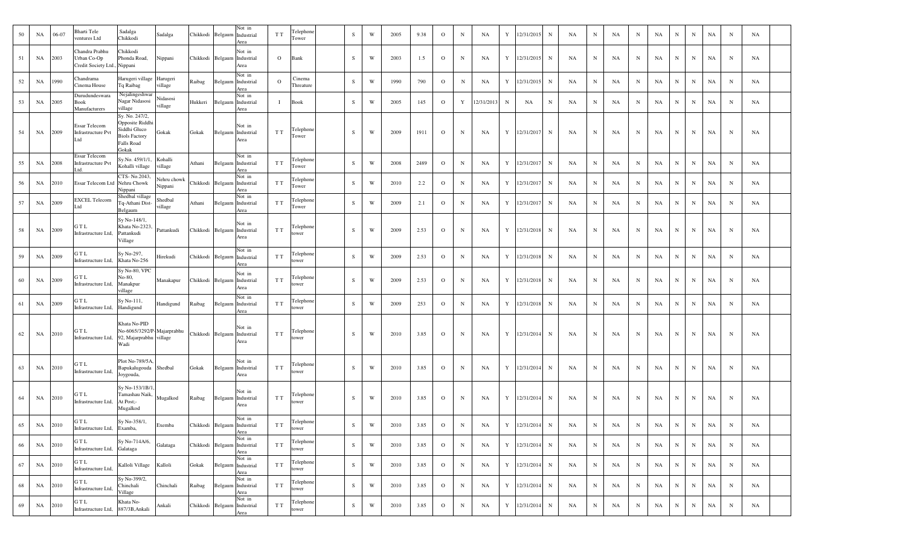| 50 | NA | 06-07 | Bharti Tele ventures Ltd | Sadalga Chikkodi | Sadalga | Chikkodi | Belgaum | Not in Industrial Area | T T | Telephone Tower | | S | W | 2005 | 9.38 | O | N | NA | Y | 12/31/2015 | N | NA | N | NA | N | NA | N | N | NA | N | NA | |
|---|---|---|---|---|---|---|---|---|---|---|---|---|---|---|---|---|---|---|---|---|---|---|---|---|---|---|---|---|---|---|---|---|
| 51 | NA | 2003 | Chandra Prabhu Urban Co-Op Credit Society Ltd., | Chikkodi Phonda Road, Nippani | Nippani | Chikkodi | Belgaum | Not in Industrial Area | O | Bank | | S | W | 2003 | 1.5 | O | N | NA | Y | 12/31/2015 | N | NA | N | NA | N | NA | N | N | NA | N | NA | |
| 52 | NA | 1990 | Chandrama Cinema House | Harugeri village Tq Raibag | Harugeri village | Raibag | Belgaum | Not in Industrial Area | O | Cinema Threature | | S | W | 1990 | 790 | O | N | NA | Y | 12/31/2015 | N | NA | N | NA | N | NA | N | N | NA | N | NA | |
| 53 | NA | 2005 | Durudundeswara Book Manufacturers | Nejalingeshwar Nagar Nidasosi village | Nidasosi village | Hukkeri | Belgaum | Not in Industrial Area | I | Book | | S | W | 2005 | 145 | O | Y | 12/31/2013 | N | NA | N | NA | N | NA | N | NA | N | N | NA | N | NA | |
| 54 | NA | 2009 | Essar Telecom Infrastructure Pvt Ltd | Sy. No. 247/2, Opposite Riddhi Siddhi Gluco Biols Factory Falls Road Gokak | Gokak | Gokak | Belgaum | Not in Industrial Area | T T | Telephone Tower | | S | W | 2009 | 1911 | O | N | NA | Y | 12/31/2017 | N | NA | N | NA | N | NA | N | N | NA | N | NA | |
| 55 | NA | 2008 | Essar Telecom Infrastructure Pvt Ltd. | Sy.No. 459/1/1, Kohalli village | Kohalli village | Athani | Belgaum | Not in Industrial Area | T T | Telephone Tower | | S | W | 2008 | 2489 | O | N | NA | Y | 12/31/2017 | N | NA | N | NA | N | NA | N | N | NA | N | NA | |
| 56 | NA | 2010 | Essar Telecom Ltd | CTS- No.2043, Nehru Chowk Nippani | Nehru chowk Nippani | Chikkodi | Belgaum | Not in Industrial Area | T T | Telephone Tower | | S | W | 2010 | 2.2 | O | N | NA | Y | 12/31/2017 | N | NA | N | NA | N | NA | N | N | NA | N | NA | |
| 57 | NA | 2009 | EXCEL Telecom Ltd | Shedbal village Tq-Athani Dist-Belgaum | Shedbal village | Athani | Belgaum | Not in Industrial Area | T T | Telephone Tower | | S | W | 2009 | 2.1 | O | N | NA | Y | 12/31/2017 | N | NA | N | NA | N | NA | N | N | NA | N | NA | |
| 58 | NA | 2009 | G T L Infrastructure Ltd, | Sy No-148/1, Khata No-2323, Pattankudi Village | Pattankudi | Chikkodi | Belgaum | Not in Industrial Area | T T | Telephone tower | | S | W | 2009 | 2.53 | O | N | NA | Y | 12/31/2018 | N | NA | N | NA | N | NA | N | N | NA | N | NA | |
| 59 | NA | 2009 | G T L Infrastructure Ltd, | Sy No-297, Khata No-256 | Hirekudi | Chikkodi | Belgaum | Not in Industrial Area | T T | Telephone tower | | S | W | 2009 | 2.53 | O | N | NA | Y | 12/31/2018 | N | NA | N | NA | N | NA | N | N | NA | N | NA | |
| 60 | NA | 2009 | G T L Infrastructure Ltd, | Sy No-80, VPC No-80, Manakpur village | Manakapur | Chikkodi | Belgaum | Not in Industrial Area | T T | Telephone tower | | S | W | 2009 | 2.53 | O | N | NA | Y | 12/31/2018 | N | NA | N | NA | N | NA | N | N | NA | N | NA | |
| 61 | NA | 2009 | G T L Infrastructure Ltd, | Sy No-111, Handigund | Handigund | Raibag | Belgaum | Not in Industrial Area | T T | Telephone tower | | S | W | 2009 | 253 | O | N | NA | Y | 12/31/2018 | N | NA | N | NA | N | NA | N | N | NA | N | NA | |
| 62 | NA | 2010 | G T L Infrastructure Ltd, | Khata No-PID No-6065/3292/P-92, Majarprabhu Wadi | Majarprabhu village | Chikkodi | Belgaum | Not in Industrial Area | T T | Telephone tower | | S | W | 2010 | 3.85 | O | N | NA | Y | 12/31/2014 | N | NA | N | NA | N | NA | N | N | NA | N | NA | |
| 63 | NA | 2010 | G T L Infrastructure Ltd, | Plot No-789/5A, Bapukalugouda Joygouda, | Shedbal | Gokak | Belgaum | Not in Industrial Area | T T | Telephone tower | | S | W | 2010 | 3.85 | O | N | NA | Y | 12/31/2014 | N | NA | N | NA | N | NA | N | N | NA | N | NA | |
| 64 | NA | 2010 | G T L Infrastructure Ltd, | Sy No-153/1B/1, Tamashau Naik, At Post:- Mugalkod | Mugalkod | Raibag | Belgaum | Not in Industrial Area | T T | Telephone tower | | S | W | 2010 | 3.85 | O | N | NA | Y | 12/31/2014 | N | NA | N | NA | N | NA | N | N | NA | N | NA | |
| 65 | NA | 2010 | G T L Infrastructure Ltd, | Sy No-358/1, Examba, | Exemba | Chikkodi | Belgaum | Not in Industrial Area | T T | Telephone tower | | S | W | 2010 | 3.85 | O | N | NA | Y | 12/31/2014 | N | NA | N | NA | N | NA | N | N | NA | N | NA | |
| 66 | NA | 2010 | G T L Infrastructure Ltd, | Sy No-714A/6, Galataga | Galataga | Chikkodi | Belgaum | Not in Industrial Area | T T | Telephone tower | | S | W | 2010 | 3.85 | O | N | NA | Y | 12/31/2014 | N | NA | N | NA | N | NA | N | N | NA | N | NA | |
| 67 | NA | 2010 | G T L Infrastructure Ltd, | Kalloli Village | Kalloli | Gokak | Belgaum | Not in Industrial Area | T T | Telephone tower | | S | W | 2010 | 3.85 | O | N | NA | Y | 12/31/2014 | N | NA | N | NA | N | NA | N | N | NA | N | NA | |
| 68 | NA | 2010 | G T L Infrastructure Ltd, | Sy No-399/2, Chinchali Village | Chinchali | Raibag | Belgaum | Not in Industrial Area | T T | Telephone tower | | S | W | 2010 | 3.85 | O | N | NA | Y | 12/31/2014 | N | NA | N | NA | N | NA | N | N | NA | N | NA | |
| 69 | NA | 2010 | G T L Infrastructure Ltd, | Khata No-887/3B,Ankali | Ankali | Chikkodi | Belgaum | Not in Industrial Area | T T | Telephone tower | | S | W | 2010 | 3.85 | O | N | NA | Y | 12/31/2014 | N | NA | N | NA | N | NA | N | N | NA | N | NA | |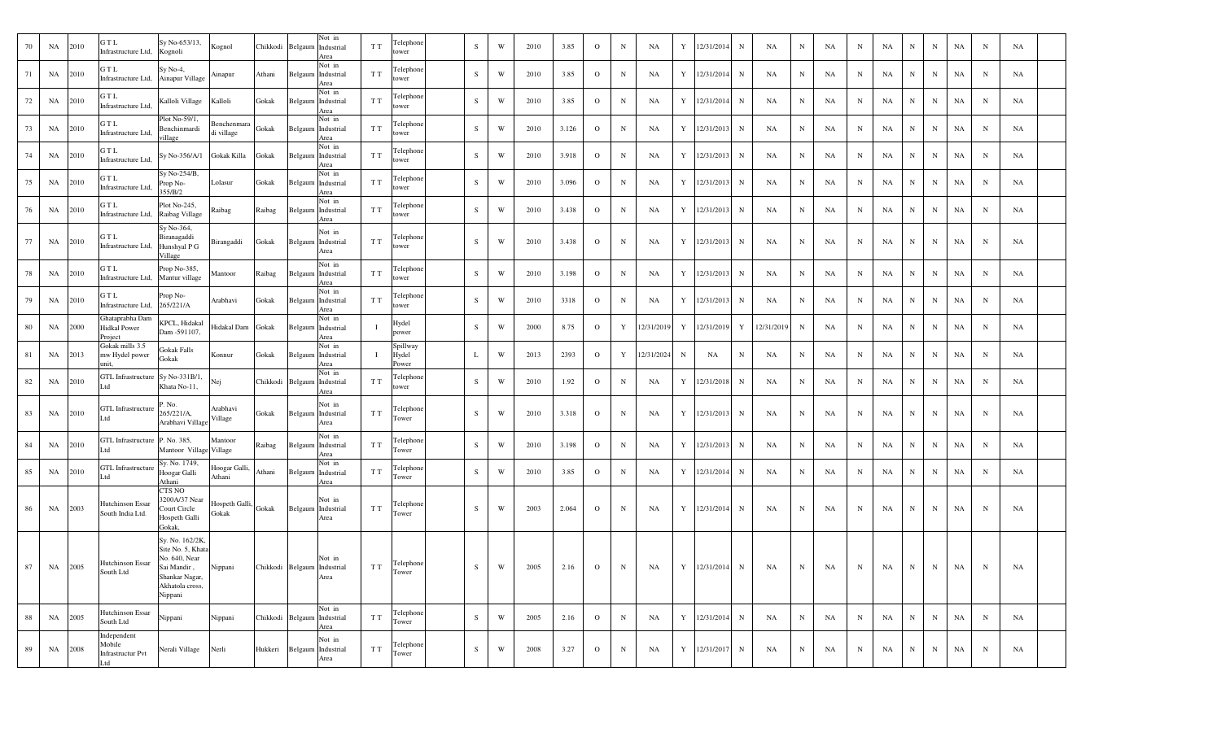| | | | | | | | | | | | | | | | | | | | | | | | | | | | | | | | | |
|---|---|---|---|---|---|---|---|---|---|---|---|---|---|---|---|---|---|---|---|---|---|---|---|---|---|---|---|---|---|---|---|---|
| 70 | NA | 2010 | G T L Infrastructure Ltd, | Sy No-653/13, Kognoli | Kognol | Chikkodi | Belgaum | Not in Industrial Area | T T | Telephone tower | | S | W | 2010 | 3.85 | O | N | NA | Y | 12/31/2014 | N | NA | N | NA | N | NA | N | N | NA | N | NA | |
| 71 | NA | 2010 | G T L Infrastructure Ltd, | Sy No-4, Ainapur Village | Ainapur | Athani | Belgaum | Not in Industrial Area | T T | Telephone tower | | S | W | 2010 | 3.85 | O | N | NA | Y | 12/31/2014 | N | NA | N | NA | N | NA | N | N | NA | N | NA | |
| 72 | NA | 2010 | G T L Infrastructure Ltd, | Kalloli Village | Kalloli | Gokak | Belgaum | Not in Industrial Area | T T | Telephone tower | | S | W | 2010 | 3.85 | O | N | NA | Y | 12/31/2014 | N | NA | N | NA | N | NA | N | N | NA | N | NA | |
| 73 | NA | 2010 | G T L Infrastructure Ltd, | Plot No-59/1, Benchinmardi village | Benchenmaradi village | Gokak | Belgaum | Not in Industrial Area | T T | Telephone tower | | S | W | 2010 | 3.126 | O | N | NA | Y | 12/31/2013 | N | NA | N | NA | N | NA | N | N | NA | N | NA | |
| 74 | NA | 2010 | G T L Infrastructure Ltd, | Sy No-356/A/1 | Gokak Killa | Gokak | Belgaum | Not in Industrial Area | T T | Telephone tower | | S | W | 2010 | 3.918 | O | N | NA | Y | 12/31/2013 | N | NA | N | NA | N | NA | N | N | NA | N | NA | |
| 75 | NA | 2010 | G T L Infrastructure Ltd, | Sy No-254/B, Prop No-355/B/2 | Lolasur | Gokak | Belgaum | Not in Industrial Area | T T | Telephone tower | | S | W | 2010 | 3.096 | O | N | NA | Y | 12/31/2013 | N | NA | N | NA | N | NA | N | N | NA | N | NA | |
| 76 | NA | 2010 | G T L Infrastructure Ltd, | Plot No-245, Raibag Village | Raibag | Raibag | Belgaum | Not in Industrial Area | T T | Telephone tower | | S | W | 2010 | 3.438 | O | N | NA | Y | 12/31/2013 | N | NA | N | NA | N | NA | N | N | NA | N | NA | |
| 77 | NA | 2010 | G T L Infrastructure Ltd, | Sy No-364, Biranagaddi Hunshyal P G Village | Birangaddi | Gokak | Belgaum | Not in Industrial Area | T T | Telephone tower | | S | W | 2010 | 3.438 | O | N | NA | Y | 12/31/2013 | N | NA | N | NA | N | NA | N | N | NA | N | NA | |
| 78 | NA | 2010 | G T L Infrastructure Ltd, | Prop No-385, Mantur village | Mantoor | Raibag | Belgaum | Not in Industrial Area | T T | Telephone tower | | S | W | 2010 | 3.198 | O | N | NA | Y | 12/31/2013 | N | NA | N | NA | N | NA | N | N | NA | N | NA | |
| 79 | NA | 2010 | G T L Infrastructure Ltd, | Prop No-265/221/A | Arabhavi | Gokak | Belgaum | Not in Industrial Area | T T | Telephone tower | | S | W | 2010 | 3318 | O | N | NA | Y | 12/31/2013 | N | NA | N | NA | N | NA | N | N | NA | N | NA | |
| 80 | NA | 2000 | Ghataprabha Dam Hidkal Power Project | KPCL, Hidakal Dam -591107, | Hidakal Dam | Gokak | Belgaum | Not in Industrial Area | I | Hydel power | | S | W | 2000 | 8.75 | O | Y | 12/31/2019 | Y | 12/31/2019 | Y | 12/31/2019 | N | NA | N | NA | N | N | NA | N | NA | |
| 81 | NA | 2013 | Gokak mills 3.5 mw Hydel power unit, | Gokak Falls Gokak | Konnur | Gokak | Belgaum | Not in Industrial Area | I | Spillway Hydel Power | | L | W | 2013 | 2393 | O | Y | 12/31/2024 | N | NA | N | NA | N | NA | N | NA | N | N | NA | N | NA | |
| 82 | NA | 2010 | GTL Infrastructure Ltd | Sy No-331B/1, Khata No-11, | Nej | Chikkodi | Belgaum | Not in Industrial Area | T T | Telephone tower | | S | W | 2010 | 1.92 | O | N | NA | Y | 12/31/2018 | N | NA | N | NA | N | NA | N | N | NA | N | NA | |
| 83 | NA | 2010 | GTL Infrastructure Ltd | P. No. 265/221/A, Arabhavi Village | Arabhavi Village | Gokak | Belgaum | Not in Industrial Area | T T | Telephone Tower | | S | W | 2010 | 3.318 | O | N | NA | Y | 12/31/2013 | N | NA | N | NA | N | NA | N | N | NA | N | NA | |
| 84 | NA | 2010 | GTL Infrastructure Ltd | P. No. 385, Mantoor Village | Mantoor Village | Raibag | Belgaum | Not in Industrial Area | T T | Telephone Tower | | S | W | 2010 | 3.198 | O | N | NA | Y | 12/31/2013 | N | NA | N | NA | N | NA | N | N | NA | N | NA | |
| 85 | NA | 2010 | GTL Infrastructure Ltd | Sy. No. 1749, Hoogar Galli Athani | Hoogar Galli, Athani | Athani | Belgaum | Not in Industrial Area | T T | Telephone Tower | | S | W | 2010 | 3.85 | O | N | NA | Y | 12/31/2014 | N | NA | N | NA | N | NA | N | N | NA | N | NA | |
| 86 | NA | 2003 | Hutchinson Essar South India Ltd. | CTS NO 3200A/37 Near Court Circle Hospeth Galli Gokak, | Hospeth Galli, Gokak | Gokak | Belgaum | Not in Industrial Area | T T | Telephone Tower | | S | W | 2003 | 2.064 | O | N | NA | Y | 12/31/2014 | N | NA | N | NA | N | NA | N | N | NA | N | NA | |
| 87 | NA | 2005 | Hutchinson Essar South Ltd | Sy. No. 162/2K, Site No. 5, Khata No. 640, Near Sai Mandir , Shankar Nagar, Akhatola cross, Nippani | Nippani | Chikkodi | Belgaum | Not in Industrial Area | T T | Telephone Tower | | S | W | 2005 | 2.16 | O | N | NA | Y | 12/31/2014 | N | NA | N | NA | N | NA | N | N | NA | N | NA | |
| 88 | NA | 2005 | Hutchinson Essar South Ltd | Nippani | Nippani | Chikkodi | Belgaum | Not in Industrial Area | T T | Telephone Tower | | S | W | 2005 | 2.16 | O | N | NA | Y | 12/31/2014 | N | NA | N | NA | N | NA | N | N | NA | N | NA | |
| 89 | NA | 2008 | Independent Mobile Infrastructur Pvt Ltd | Nerali Village | Nerli | Hukkeri | Belgaum | Not in Industrial Area | T T | Telephone Tower | | S | W | 2008 | 3.27 | O | N | NA | Y | 12/31/2017 | N | NA | N | NA | N | NA | N | N | NA | N | NA | |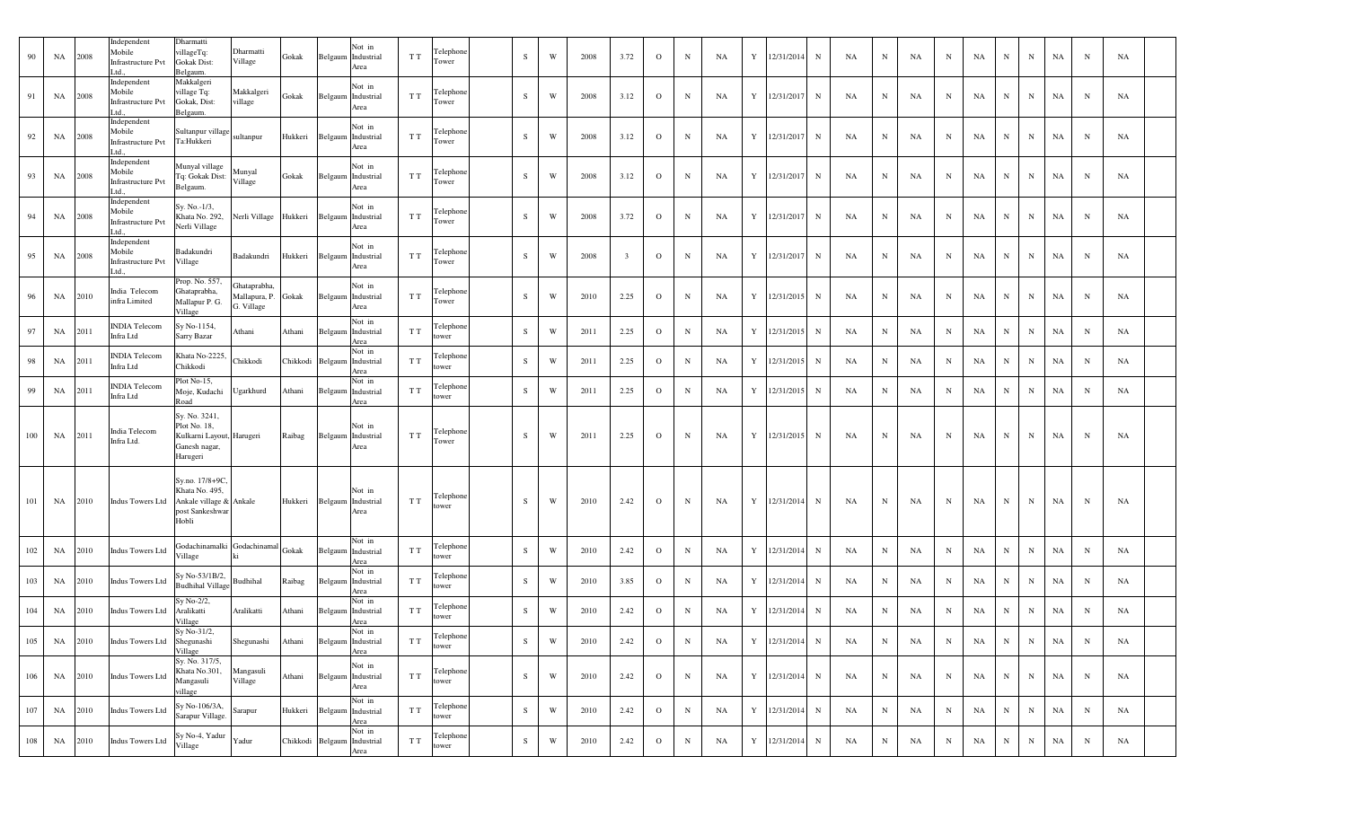| 90 | NA | 2008 | Independent Mobile Infrastructure Pvt Ltd., | Dharmatti villageTq: Gokak Dist: Belgaum. | Dharmatti Village | Gokak | Belgaum | Not in Industrial Area | T T | Telephone Tower | | S | W | 2008 | 3.72 | O | N | NA | Y | 12/31/2014 | N | NA | N | NA | N | NA | N | N | NA | N | NA | |
|---|---|---|---|---|---|---|---|---|---|---|---|---|---|---|---|---|---|---|---|---|---|---|---|---|---|---|---|---|---|---|---|---|
| 91 | NA | 2008 | Independent Mobile Infrastructure Pvt Ltd., | Makkalgeri village Tq: Gokak, Dist: Belgaum. | Makkalgeri village | Gokak | Belgaum | Not in Industrial Area | T T | Telephone Tower | | S | W | 2008 | 3.12 | O | N | NA | Y | 12/31/2017 | N | NA | N | NA | N | NA | N | N | NA | N | NA | |
| 92 | NA | 2008 | Independent Mobile Infrastructure Pvt Ltd., | Sultanpur village Ta:Hukkeri | sultanpur | Hukkeri | Belgaum | Not in Industrial Area | T T | Telephone Tower | | S | W | 2008 | 3.12 | O | N | NA | Y | 12/31/2017 | N | NA | N | NA | N | NA | N | N | NA | N | NA | |
| 93 | NA | 2008 | Independent Mobile Infrastructure Pvt Ltd., | Munyal village Tq: Gokak Dist: Belgaum. | Munyal Village | Gokak | Belgaum | Not in Industrial Area | T T | Telephone Tower | | S | W | 2008 | 3.12 | O | N | NA | Y | 12/31/2017 | N | NA | N | NA | N | NA | N | N | NA | N | NA | |
| 94 | NA | 2008 | Independent Mobile Infrastructure Pvt Ltd., | Sy. No.-1/3, Khata No. 292, Nerli Village | Nerli Village | Hukkeri | Belgaum | Not in Industrial Area | T T | Telephone Tower | | S | W | 2008 | 3.72 | O | N | NA | Y | 12/31/2017 | N | NA | N | NA | N | NA | N | N | NA | N | NA | |
| 95 | NA | 2008 | Independent Mobile Infrastructure Pvt Ltd., | Badakundri Village | Badakundri | Hukkeri | Belgaum | Not in Industrial Area | T T | Telephone Tower | | S | W | 2008 | 3 | O | N | NA | Y | 12/31/2017 | N | NA | N | NA | N | NA | N | N | NA | N | NA | |
| 96 | NA | 2010 | India Telecom infra Limited | Prop. No. 557, Ghataprabha, Mallapur P. G. Village | Ghataprabha, Mallapura, P. G. Village | Gokak | Belgaum | Not in Industrial Area | T T | Telephone Tower | | S | W | 2010 | 2.25 | O | N | NA | Y | 12/31/2015 | N | NA | N | NA | N | NA | N | N | NA | N | NA | |
| 97 | NA | 2011 | INDIA Telecom Infra Ltd | Sy No-1154, Sarry Bazar | Athani | Athani | Belgaum | Not in Industrial Area | T T | Telephone tower | | S | W | 2011 | 2.25 | O | N | NA | Y | 12/31/2015 | N | NA | N | NA | N | NA | N | N | NA | N | NA | |
| 98 | NA | 2011 | INDIA Telecom Infra Ltd | Khata No-2225, Chikkodi | Chikkodi | Chikkodi | Belgaum | Not in Industrial Area | T T | Telephone tower | | S | W | 2011 | 2.25 | O | N | NA | Y | 12/31/2015 | N | NA | N | NA | N | NA | N | N | NA | N | NA | |
| 99 | NA | 2011 | INDIA Telecom Infra Ltd | Plot No-15, Moje, Kudachi Road | Ugarkhurd | Athani | Belgaum | Not in Industrial Area | T T | Telephone tower | | S | W | 2011 | 2.25 | O | N | NA | Y | 12/31/2015 | N | NA | N | NA | N | NA | N | N | NA | N | NA | |
| 100 | NA | 2011 | India Telecom Infra Ltd. | Sy. No. 3241, Plot No. 18, Kulkarni Layout, Ganesh nagar, Harugeri | Harugeri | Raibag | Belgaum | Not in Industrial Area | T T | Telephone Tower | | S | W | 2011 | 2.25 | O | N | NA | Y | 12/31/2015 | N | NA | N | NA | N | NA | N | N | NA | N | NA | |
| 101 | NA | 2010 | Indus Towers Ltd | Sy.no. 17/8+9C, Khata No. 495, Ankale village & post Sankeshwar Hobli | Ankale | Hukkeri | Belgaum | Not in Industrial Area | T T | Telephone tower | | S | W | 2010 | 2.42 | O | N | NA | Y | 12/31/2014 | N | NA | N | NA | N | NA | N | N | NA | N | NA | |
| 102 | NA | 2010 | Indus Towers Ltd | Godachinamalki Village | Godachinamalki | Gokak | Belgaum | Not in Industrial Area | T T | Telephone tower | | S | W | 2010 | 2.42 | O | N | NA | Y | 12/31/2014 | N | NA | N | NA | N | NA | N | N | NA | N | NA | |
| 103 | NA | 2010 | Indus Towers Ltd | Sy No-53/1B/2, Budhihal Village | Budhihal | Raibag | Belgaum | Not in Industrial Area | T T | Telephone tower | | S | W | 2010 | 3.85 | O | N | NA | Y | 12/31/2014 | N | NA | N | NA | N | NA | N | N | NA | N | NA | |
| 104 | NA | 2010 | Indus Towers Ltd | Sy No-2/2, Aralikatti Village | Aralikatti | Athani | Belgaum | Not in Industrial Area | T T | Telephone tower | | S | W | 2010 | 2.42 | O | N | NA | Y | 12/31/2014 | N | NA | N | NA | N | NA | N | N | NA | N | NA | |
| 105 | NA | 2010 | Indus Towers Ltd | Sy No-31/2, Shegunashi Village | Shegunashi | Athani | Belgaum | Not in Industrial Area | T T | Telephone tower | | S | W | 2010 | 2.42 | O | N | NA | Y | 12/31/2014 | N | NA | N | NA | N | NA | N | N | NA | N | NA | |
| 106 | NA | 2010 | Indus Towers Ltd | Sy. No. 317/5, Khata No.301, Mangasuli village | Mangasuli Village | Athani | Belgaum | Not in Industrial Area | T T | Telephone tower | | S | W | 2010 | 2.42 | O | N | NA | Y | 12/31/2014 | N | NA | N | NA | N | NA | N | N | NA | N | NA | |
| 107 | NA | 2010 | Indus Towers Ltd | Sy No-106/3A, Sarapur Village. | Sarapur | Hukkeri | Belgaum | Not in Industrial Area | T T | Telephone tower | | S | W | 2010 | 2.42 | O | N | NA | Y | 12/31/2014 | N | NA | N | NA | N | NA | N | N | NA | N | NA | |
| 108 | NA | 2010 | Indus Towers Ltd | Sy No-4, Yadur Village | Yadur | Chikkodi | Belgaum | Not in Industrial Area | T T | Telephone tower | | S | W | 2010 | 2.42 | O | N | NA | Y | 12/31/2014 | N | NA | N | NA | N | NA | N | N | NA | N | NA | |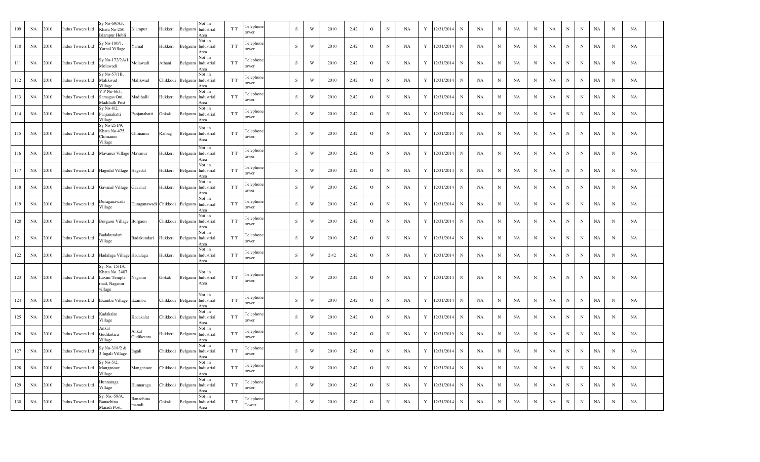| 109 | NA | 2010 | Indus Towers Ltd | Sy No-69/A3, Khata No-250, Islampur Hobli | Islampur | Hukkeri | Belgaum | Not in Industrial Area | T T | Telephone tower | | S | W | 2010 | 2.42 | O | N | NA | Y | 12/31/2014 | N | NA | N | NA | N | NA | N | N | NA | N | NA | |
|---|---|---|---|---|---|---|---|---|---|---|---|---|---|---|---|---|---|---|---|---|---|---|---|---|---|---|---|---|---|---|---|---|
| 110 | NA | 2010 | Indus Towers Ltd | Sy No-180/1, Yarnal Village | Yarnal | Hukkeri | Belgaum | Not in Industrial Area | T T | Telephone tower | | S | W | 2010 | 2.42 | O | N | NA | Y | 12/31/2014 | N | NA | N | NA | N | NA | N | N | NA | N | NA | |
| 111 | NA | 2010 | Indus Towers Ltd | Sy No-172/2A/1, Molawadi | Molawadi | Athani | Belgaum | Not in Industrial Area | T T | Telephone tower | | S | W | 2010 | 2.42 | O | N | NA | Y | 12/31/2014 | N | NA | N | NA | N | NA | N | N | NA | N | NA | |
| 112 | NA | 2010 | Indus Towers Ltd | Sy No-57/1B, Malikwad Village | Malikwad | Chikkodi | Belgaum | Not in Industrial Area | T T | Telephone tower | | S | W | 2010 | 2.42 | O | N | NA | Y | 12/31/2014 | N | NA | N | NA | N | NA | N | N | NA | N | NA | |
| 113 | NA | 2010 | Indus Towers Ltd | V P No-663, Samagas Oni, Madihalli Post | Madihalli | Hukkeri | Belgaum | Not in Industrial Area | T T | Telephone tower | | S | W | 2010 | 2.42 | O | N | NA | Y | 12/31/2014 | N | NA | N | NA | N | NA | N | N | NA | N | NA | |
| 114 | NA | 2010 | Indus Towers Ltd | Sy No-8/2, Panjanahatti Village | Panjanahatti | Gokak | Belgaum | Not in Industrial Area | T T | Telephone tower | | S | W | 2010 | 2.42 | O | N | NA | Y | 12/31/2014 | N | NA | N | NA | N | NA | N | N | NA | N | NA | |
| 115 | NA | 2010 | Indus Towers Ltd | Sy No-251/9, Khata No-475, Chimanur Village | Chimanur | Raibag | Belgaum | Not in Industrial Area | T T | Telephone tower | | S | W | 2010 | 2.42 | O | N | NA | Y | 12/31/2014 | N | NA | N | NA | N | NA | N | N | NA | N | NA | |
| 116 | NA | 2010 | Indus Towers Ltd | Mavanur Village | Mavanur | Hukkeri | Belgaum | Not in Industrial Area | T T | Telephone tower | | S | W | 2010 | 2.42 | O | N | NA | Y | 12/31/2014 | N | NA | N | NA | N | NA | N | N | NA | N | NA | |
| 117 | NA | 2010 | Indus Towers Ltd | Hagedal Village | Hagedal | Hukkeri | Belgaum | Not in Industrial Area | T T | Telephone tower | | S | W | 2010 | 2.42 | O | N | NA | Y | 12/31/2014 | N | NA | N | NA | N | NA | N | N | NA | N | NA | |
| 118 | NA | 2010 | Indus Towers Ltd | Gavanal Village | Gavanal | Hukkeri | Belgaum | Not in Industrial Area | T T | Telephone tower | | S | W | 2010 | 2.42 | O | N | NA | Y | 12/31/2014 | N | NA | N | NA | N | NA | N | N | NA | N | NA | |
| 119 | NA | 2010 | Indus Towers Ltd | Duraganawadi Village | Duraganawadi | Chikkodi | Belgaum | Not in Industrial Area | T T | Telephone tower | | S | W | 2010 | 2.42 | O | N | NA | Y | 12/31/2014 | N | NA | N | NA | N | NA | N | N | NA | N | NA | |
| 120 | NA | 2010 | Indus Towers Ltd | Borgaon Village | Borgaon | Chikkodi | Belgaum | Not in Industrial Area | T T | Telephone tower | | S | W | 2010 | 2.42 | O | N | NA | Y | 12/31/2014 | N | NA | N | NA | N | NA | N | N | NA | N | NA | |
| 121 | NA | 2010 | Indus Towers Ltd | Badakundari Village | Badakundari | Hukkeri | Belgaum | Not in Industrial Area | T T | Telephone tower | | S | W | 2010 | 2.42 | O | N | NA | Y | 12/31/2014 | N | NA | N | NA | N | NA | N | N | NA | N | NA | |
| 122 | NA | 2010 | Indus Towers Ltd | Hadalaga Village | Hadalaga | Hukkeri | Belgaum | Not in Industrial Area | T T | Telephone tower | | S | W | 2.42 | 2.42 | O | N | NA | Y | 12/31/2014 | N | NA | N | NA | N | NA | N | N | NA | N | NA | |
| 123 | NA | 2010 | Indus Towers Ltd | Sy. No. 15/1A, Khata No. 2407, Laxmi Temple road, Naganur village | Naganur | Gokak | Belgaum | Not in Industrial Area | T T | Telephone tower | | S | W | 2010 | 2.42 | O | N | NA | Y | 12/31/2014 | N | NA | N | NA | N | NA | N | N | NA | N | NA | |
| 124 | NA | 2010 | Indus Towers Ltd | Examba Village | Examba | Chikkodi | Belgaum | Not in Industrial Area | T T | Telephone tower | | S | W | 2010 | 2.42 | O | N | NA | Y | 12/31/2014 | N | NA | N | NA | N | NA | N | N | NA | N | NA | |
| 125 | NA | 2010 | Indus Towers Ltd | Kadakalat Village | Kadakalat | Chikkodi | Belgaum | Not in Industrial Area | T T | Telephone tower | | S | W | 2010 | 2.42 | O | N | NA | Y | 12/31/2014 | N | NA | N | NA | N | NA | N | N | NA | N | NA | |
| 126 | NA | 2010 | Indus Towers Ltd | Ankal Gudiketara Village | Ankal Gudiketara | Hukkeri | Belgaum | Not in Industrial Area | T T | Telephone tower | | S | W | 2010 | 2.42 | O | N | NA | Y | 12/31/2019 | N | NA | N | NA | N | NA | N | N | NA | N | NA | |
| 127 | NA | 2010 | Indus Towers Ltd | Sy No-318/2 & 3 Ingali Village | Ingali | Chikkodi | Belgaum | Not in Industrial Area | T T | Telephone tower | | S | W | 2010 | 2.42 | O | N | NA | Y | 12/31/2014 | N | NA | N | NA | N | NA | N | N | NA | N | NA | |
| 128 | NA | 2010 | Indus Towers Ltd | Sy No-5/2, Manganoor Village | Manganoor | Chikkodi | Belgaum | Not in Industrial Area | T T | Telephone tower | | S | W | 2010 | 2.42 | O | N | NA | Y | 12/31/2014 | N | NA | N | NA | N | NA | N | N | NA | N | NA | |
| 129 | NA | 2010 | Indus Towers Ltd | Hunnaraga Village | Hunnaraga | Chikkodi | Belgaum | Not in Industrial Area | T T | Telephone tower | | S | W | 2010 | 2.42 | O | N | NA | Y | 12/31/2014 | N | NA | N | NA | N | NA | N | N | NA | N | NA | |
| 130 | NA | 2010 | Indus Towers Ltd | Sy. No.-59/A, Banachina Maradi Post, | Banachina maradi | Gokak | Belgaum | Not in Industrial Area | T T | Telephone Tower | | S | W | 2010 | 2.42 | O | N | NA | Y | 12/31/2014 | N | NA | N | NA | N | NA | N | N | NA | N | NA | |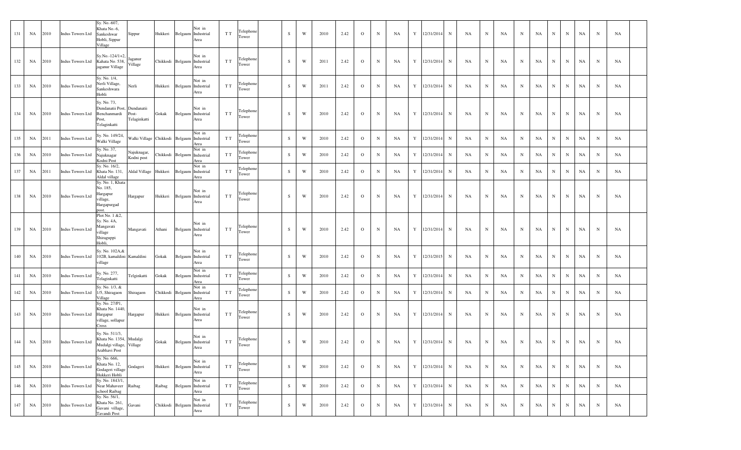| 131 | NA | 2010 | Indus Towers Ltd | Sy. No.-607, Khata No.-6, Sankeshwar Hobli, Sippur Village | Sippur | Hukkeri | Belgaum | Not in Industrial Area | T T | Telephone Tower | | S | W | 2010 | 2.42 | O | N | NA | Y | 12/31/2014 | N | NA | N | NA | N | NA | N | N | NA | N | NA | |
|---|---|---|---|---|---|---|---|---|---|---|---|---|---|---|---|---|---|---|---|---|---|---|---|---|---|---|---|---|---|---|---|---|
| 132 | NA | 2010 | Indus Towers Ltd | Sy.No.-124/1+2, Kahata No. 538, jaganur Village | Jaganur Village | Chikkodi | Belgaum | Not in Industrial Area | T T | Telephone Tower | | S | W | 2011 | 2.42 | O | N | NA | Y | 12/31/2014 | N | NA | N | NA | N | NA | N | N | NA | N | NA | |
| 133 | NA | 2010 | Indus Towers Ltd | Sy. No. 1/4, Nerli Village, Sankeshwara Hobli | Nerli | Hukkeri | Belgaum | Not in Industrial Area | T T | Telephone Tower | | S | W | 2011 | 2.42 | O | N | NA | Y | 12/31/2014 | N | NA | N | NA | N | NA | N | N | NA | N | NA | |
| 134 | NA | 2010 | Indus Towers Ltd | Sy. No. 73, Dundanatii Post, Benchanmardi Post, Telaginkatti | Dundanatii Post-Telaginkatti | Gokak | Belgaum | Not in Industrial Area | T T | Telephone Tower | | S | W | 2010 | 2.42 | O | N | NA | Y | 12/31/2014 | N | NA | N | NA | N | NA | N | N | NA | N | NA | |
| 135 | NA | 2011 | Indus Towers Ltd | Sy. No. 149/24, Walki Village | Walki Village | Chikkodi | Belgaum | Not in Industrial Area | T T | Telephone Tower | | S | W | 2010 | 2.42 | O | N | NA | Y | 12/31/2014 | N | NA | N | NA | N | NA | N | N | NA | N | NA | |
| 136 | NA | 2010 | Indus Towers Ltd | Sy. No. 37, Najuknagar Kodni Post | Najuknagar, Kodni post | Chikkodi | Belgaum | Not in Industrial Area | T T | Telephone Tower | | S | W | 2010 | 2.42 | O | N | NA | Y | 12/31/2014 | N | NA | N | NA | N | NA | N | N | NA | N | NA | |
| 137 | NA | 2011 | Indus Towers Ltd | Sy. No. 16/2, Khata No. 131, Aldal village | Aldal Village | Hukkeri | Belgaum | Not in Industrial Area | T T | Telephone Tower | | S | W | 2010 | 2.42 | O | N | NA | Y | 12/31/2014 | N | NA | N | NA | N | NA | N | N | NA | N | NA | |
| 138 | NA | 2010 | Indus Towers Ltd | Sy. No. 1, Khata No. 185, Hargapur village, Hargapurgad post. | Hargapur | Hukkeri | Belgaum | Not in Industrial Area | T T | Telephone Tower | | S | W | 2010 | 2.42 | O | N | NA | Y | 12/31/2014 | N | NA | N | NA | N | NA | N | N | NA | N | NA | |
| 139 | NA | 2010 | Indus Towers Ltd | Plot No. 1 &2, Sy. No. 4A, Mangavati village Shiraguppi Hobli, | Mangavati | Athani | Belgaum | Not in Industrial Area | T T | Telephone Tower | | S | W | 2010 | 2.42 | O | N | NA | Y | 12/31/2014 | N | NA | N | NA | N | NA | N | N | NA | N | NA | |
| 140 | NA | 2010 | Indus Towers Ltd | Sy. No. 102A,& 102B, kamaldini village | Kamaldini | Gokak | Belgaum | Not in Industrial Area | T T | Telephone Tower | | S | W | 2010 | 2.42 | O | N | NA | Y | 12/31/2015 | N | NA | N | NA | N | NA | N | N | NA | N | NA | |
| 141 | NA | 2010 | Indus Towers Ltd | Sy. No. 277, Telaginkatti | Telginkatti | Gokak | Belgaum | Not in Industrial Area | T T | Telephone Tower | | S | W | 2010 | 2.42 | O | N | NA | Y | 12/31/2014 | N | NA | N | NA | N | NA | N | N | NA | N | NA | |
| 142 | NA | 2010 | Indus Towers Ltd | Sy. No. 1/3, & 1/5, Shiragaon Village | Shiragaon | Chikkodi | Belgaum | Not in Industrial Area | T T | Telephone Tower | | S | W | 2010 | 2.42 | O | N | NA | Y | 12/31/2014 | N | NA | N | NA | N | NA | N | N | NA | N | NA | |
| 143 | NA | 2010 | Indus Towers Ltd | Sy. No. 27/P1, Khata No. 1440, Hargapur village, sollapur Cross | Hargapur | Hukkeri | Belgaum | Not in Industrial Area | T T | Telephone Tower | | S | W | 2010 | 2.42 | O | N | NA | Y | 12/31/2014 | N | NA | N | NA | N | NA | N | N | NA | N | NA | |
| 144 | NA | 2010 | Indus Towers Ltd | Sy. No. 511/3, Khata No. 1354, Mudalgi village, Arabhavi Post | Mudalgi Village | Gokak | Belgaum | Not in Industrial Area | T T | Telephone Tower | | S | W | 2010 | 2.42 | O | N | NA | Y | 12/31/2014 | N | NA | N | NA | N | NA | N | N | NA | N | NA | |
| 145 | NA | 2010 | Indus Towers Ltd | Sy. No. 666, Khata No. 12, Godageri village Hukkeri Hobli | Godageri | Hukkeri | Belgaum | Not in Industrial Area | T T | Telephone Tower | | S | W | 2010 | 2.42 | O | N | NA | Y | 12/31/2014 | N | NA | N | NA | N | NA | N | N | NA | N | NA | |
| 146 | NA | 2010 | Indus Towers Ltd | Sy. No. 1843/1, Near Mahaveer school Raibag | Raibag | Raibag | Belgaum | Not in Industrial Area | T T | Telephone Tower | | S | W | 2010 | 2.42 | O | N | NA | Y | 12/31/2014 | N | NA | N | NA | N | NA | N | N | NA | N | NA | |
| 147 | NA | 2010 | Indus Towers Ltd | Sy. No. 56/1, Khata No. 261, Gavani village, Tavandi Post | Gavani | Chikkodi | Belgaum | Not in Industrial Area | T T | Telephone Tower | | S | W | 2010 | 2.42 | O | N | NA | Y | 12/31/2014 | N | NA | N | NA | N | NA | N | N | NA | N | NA | |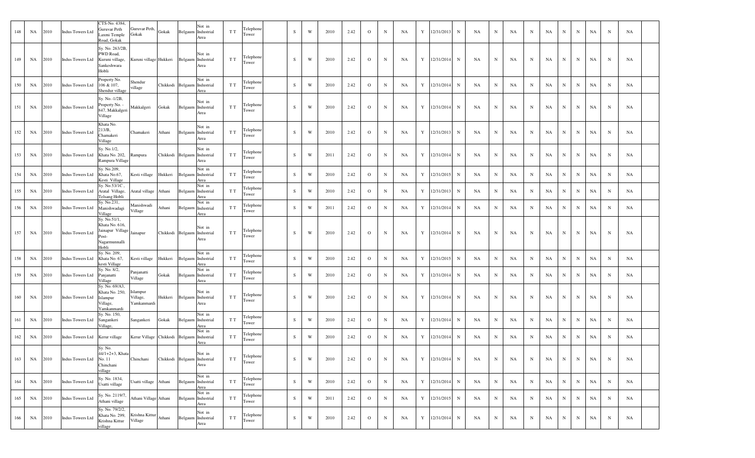| 148 | NA | 2010 | Indus Towers Ltd | CTS-No. 4384, Guruvar Peth Laxmi Temple Road, Gokak | Guruvar Peth, Gokak | Gokak | Belgaum | Not in Industrial Area | T T | Telephone Tower | | S | W | 2010 | 2.42 | O | N | NA | Y | 12/31/2013 | N | NA | N | NA | N | NA | N | N | NA | N | NA | |
|---|---|---|---|---|---|---|---|---|---|---|---|---|---|---|---|---|---|---|---|---|---|---|---|---|---|---|---|---|---|---|---|---|
| 149 | NA | 2010 | Indus Towers Ltd | Sy. No. 263/2B, PWD Road, Kuruni village, Sankeshwara Hobli | Kuruni village | Hukkeri | Belgaum | Not in Industrial Area | T T | Telephone Tower | | S | W | 2010 | 2.42 | O | N | NA | Y | 12/31/2014 | N | NA | N | NA | N | NA | N | N | NA | N | NA | |
| 150 | NA | 2010 | Indus Towers Ltd | Property No. 106 & 107, Shendur village | Shendur village | Chikkodi | Belgaum | Not in Industrial Area | T T | Telephone Tower | | S | W | 2010 | 2.42 | O | N | NA | Y | 12/31/2014 | N | NA | N | NA | N | NA | N | N | NA | N | NA | |
| 151 | NA | 2010 | Indus Towers Ltd | Sy. No.-1/2B, Property No. - 847, Makkalgeri Village | Makkalgeri | Gokak | Belgaum | Not in Industrial Area | T T | Telephone Tower | | S | W | 2010 | 2.42 | O | N | NA | Y | 12/31/2014 | N | NA | N | NA | N | NA | N | N | NA | N | NA | |
| 152 | NA | 2010 | Indus Towers Ltd | Khata No. 213/B, Chamakeri Village | Chamakeri | Athani | Belgaum | Not in Industrial Area | T T | Telephone Tower | | S | W | 2010 | 2.42 | O | N | NA | Y | 12/31/2013 | N | NA | N | NA | N | NA | N | N | NA | N | NA | |
| 153 | NA | 2010 | Indus Towers Ltd | Sy. No.1/2, Khata No. 202, Rampura Village | Rampura | Chikkodi | Belgaum | Not in Industrial Area | T T | Telephone Tower | | S | W | 2011 | 2.42 | O | N | NA | Y | 12/31/2014 | N | NA | N | NA | N | NA | N | N | NA | N | NA | |
| 154 | NA | 2010 | Indus Towers Ltd | Sy. No.209, Khata No.67, Kesti Village | Kesti village | Hukkeri | Belgaum | Not in Industrial Area | T T | Telephone Tower | | S | W | 2010 | 2.42 | O | N | NA | Y | 12/31/2015 | N | NA | N | NA | N | NA | N | N | NA | N | NA | |
| 155 | NA | 2010 | Indus Towers Ltd | Sy. No.53/1C , Aratal Village, Telsang Hobli | Aratal village | Athani | Belgaum | Not in Industrial Area | T T | Telephone Tower | | S | W | 2010 | 2.42 | O | N | NA | Y | 12/31/2013 | N | NA | N | NA | N | NA | N | N | NA | N | NA | |
| 156 | NA | 2010 | Indus Towers Ltd | Sy. No.231, Manishwadagi Village | Manishwadi Village | Athani | Belgaum | Not in Industrial Area | T T | Telephone Tower | | S | W | 2011 | 2.42 | O | N | NA | Y | 12/31/2014 | N | NA | N | NA | N | NA | N | N | NA | N | NA | |
| 157 | NA | 2010 | Indus Towers Ltd | Sy. No.51/1, Khata No. 616, Jainapur Village Post-Nagarmunnalli Hobli | Jainapur | Chikkodi | Belgaum | Not in Industrial Area | T T | Telephone Tower | | S | W | 2010 | 2.42 | O | N | NA | Y | 12/31/2014 | N | NA | N | NA | N | NA | N | N | NA | N | NA | |
| 158 | NA | 2010 | Indus Towers Ltd | Sy. No. 209, Khata No. 67, kesti Village | Kesti village | Hukkeri | Belgaum | Not in Industrial Area | T T | Telephone Tower | | S | W | 2010 | 2.42 | O | N | NA | Y | 12/31/2015 | N | NA | N | NA | N | NA | N | N | NA | N | NA | |
| 159 | NA | 2010 | Indus Towers Ltd | Sy. No. 8/2, Panjanatti Village | Panjanatti Village | Gokak | Belgaum | Not in Industrial Area | T T | Telephone Tower | | S | W | 2010 | 2.42 | O | N | NA | Y | 12/31/2014 | N | NA | N | NA | N | NA | N | N | NA | N | NA | |
| 160 | NA | 2010 | Indus Towers Ltd | Sy. No. 69/A3, Khata No. 250, Islampur Village, Yamkanmardi | Islampur Village, Yamkanmardi | Hukkeri | Belgaum | Not in Industrial Area | T T | Telephone Tower | | S | W | 2010 | 2.42 | O | N | NA | Y | 12/31/2014 | N | NA | N | NA | N | NA | N | N | NA | N | NA | |
| 161 | NA | 2010 | Indus Towers Ltd | Sy. No. 150, Sangankeri Village, | Sangankeri | Gokak | Belgaum | Not in Industrial Area | T T | Telephone Tower | | S | W | 2010 | 2.42 | O | N | NA | Y | 12/31/2014 | N | NA | N | NA | N | NA | N | N | NA | N | NA | |
| 162 | NA | 2010 | Indus Towers Ltd | Kerur village | Kerur Village | Chikkodi | Belgaum | Not in Industrial Area | T T | Telephone Tower | | S | W | 2010 | 2.42 | O | N | NA | Y | 12/31/2014 | N | NA | N | NA | N | NA | N | N | NA | N | NA | |
| 163 | NA | 2010 | Indus Towers Ltd | Sy. No. 44/1+2+3, Khata No. 11 Chinchani village | Chinchani | Chikkodi | Belgaum | Not in Industrial Area | T T | Telephone Tower | | S | W | 2010 | 2.42 | O | N | NA | Y | 12/31/2014 | N | NA | N | NA | N | NA | N | N | NA | N | NA | |
| 164 | NA | 2010 | Indus Towers Ltd | Sy. No. 1834, Usatti village | Usatti village | Athani | Belgaum | Not in Industrial Area | T T | Telephone Tower | | S | W | 2010 | 2.42 | O | N | NA | Y | 12/31/2014 | N | NA | N | NA | N | NA | N | N | NA | N | NA | |
| 165 | NA | 2010 | Indus Towers Ltd | Sy. No. 2119/7, Athani village | Athani Village | Athani | Belgaum | Not in Industrial Area | T T | Telephone Tower | | S | W | 2011 | 2.42 | O | N | NA | Y | 12/31/2015 | N | NA | N | NA | N | NA | N | N | NA | N | NA | |
| 166 | NA | 2010 | Indus Towers Ltd | Sy. No. 79/2/2, Khata No. 299, Krishna Kittur village | Krishna Kittur Village | Athani | Belgaum | Not in Industrial Area | T T | Telephone Tower | | S | W | 2010 | 2.42 | O | N | NA | Y | 12/31/2014 | N | NA | N | NA | N | NA | N | N | NA | N | NA | |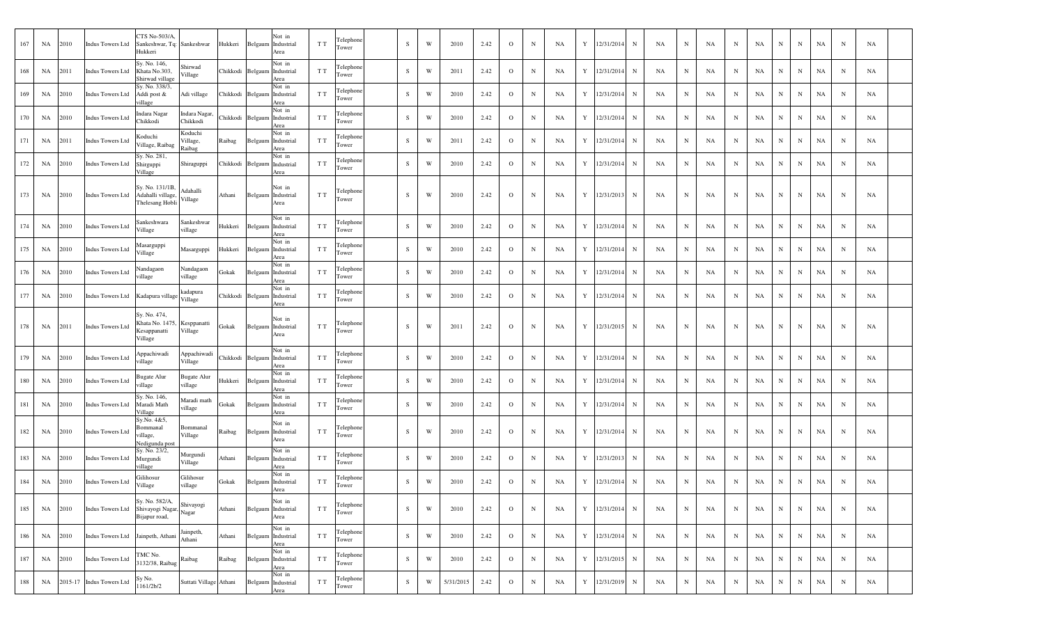| 167 | NA | 2010 | Indus Towers Ltd | CTS No-503/A, Sankeshwar, Tq: Hukkeri | Sankeshwar | Hukkeri | Belgaum | Not in Industrial Area | T T | Telephone Tower | | S | W | 2010 | 2.42 | O | N | NA | Y | 12/31/2014 | N | NA | N | NA | N | NA | N | N | NA | N | NA | |
|---|---|---|---|---|---|---|---|---|---|---|---|---|---|---|---|---|---|---|---|---|---|---|---|---|---|---|---|---|---|---|---|---|
| 168 | NA | 2011 | Indus Towers Ltd | Sy. No. 146, Khata No.303, Shirwad village | Shirwad Village | Chikkodi | Belgaum | Not in Industrial Area | T T | Telephone Tower | | S | W | 2011 | 2.42 | O | N | NA | Y | 12/31/2014 | N | NA | N | NA | N | NA | N | N | NA | N | NA | |
| 169 | NA | 2010 | Indus Towers Ltd | Sy. No. 338/3, Addi post & village | Adi village | Chikkodi | Belgaum | Not in Industrial Area | T T | Telephone Tower | | S | W | 2010 | 2.42 | O | N | NA | Y | 12/31/2014 | N | NA | N | NA | N | NA | N | N | NA | N | NA | |
| 170 | NA | 2010 | Indus Towers Ltd | Indara Nagar Chikkodi | Indara Nagar, Chikkodi | Chikkodi | Belgaum | Not in Industrial Area | T T | Telephone Tower | | S | W | 2010 | 2.42 | O | N | NA | Y | 12/31/2014 | N | NA | N | NA | N | NA | N | N | NA | N | NA | |
| 171 | NA | 2011 | Indus Towers Ltd | Koduchi Village, Raibag | Koduchi Village, Raibag | Raibag | Belgaum | Not in Industrial Area | T T | Telephone Tower | | S | W | 2011 | 2.42 | O | N | NA | Y | 12/31/2014 | N | NA | N | NA | N | NA | N | N | NA | N | NA | |
| 172 | NA | 2010 | Indus Towers Ltd | Sy. No. 281, Shirguppi Village | Shiraguppi | Chikkodi | Belgaum | Not in Industrial Area | T T | Telephone Tower | | S | W | 2010 | 2.42 | O | N | NA | Y | 12/31/2014 | N | NA | N | NA | N | NA | N | N | NA | N | NA | |
| 173 | NA | 2010 | Indus Towers Ltd | Sy. No. 131/1B, Adahalli village, Thelesang Hobli | Adahalli Village | Athani | Belgaum | Not in Industrial Area | T T | Telephone Tower | | S | W | 2010 | 2.42 | O | N | NA | Y | 12/31/2013 | N | NA | N | NA | N | NA | N | N | NA | N | NA | |
| 174 | NA | 2010 | Indus Towers Ltd | Sankeshwara Village | Sankeshwar village | Hukkeri | Belgaum | Not in Industrial Area | T T | Telephone Tower | | S | W | 2010 | 2.42 | O | N | NA | Y | 12/31/2014 | N | NA | N | NA | N | NA | N | N | NA | N | NA | |
| 175 | NA | 2010 | Indus Towers Ltd | Masarguppi Village | Masarguppi | Hukkeri | Belgaum | Not in Industrial Area | T T | Telephone Tower | | S | W | 2010 | 2.42 | O | N | NA | Y | 12/31/2014 | N | NA | N | NA | N | NA | N | N | NA | N | NA | |
| 176 | NA | 2010 | Indus Towers Ltd | Nandagaon village | Nandagaon village | Gokak | Belgaum | Not in Industrial Area | T T | Telephone Tower | | S | W | 2010 | 2.42 | O | N | NA | Y | 12/31/2014 | N | NA | N | NA | N | NA | N | N | NA | N | NA | |
| 177 | NA | 2010 | Indus Towers Ltd | Kadapura village | kadapura Village | Chikkodi | Belgaum | Not in Industrial Area | T T | Telephone Tower | | S | W | 2010 | 2.42 | O | N | NA | Y | 12/31/2014 | N | NA | N | NA | N | NA | N | N | NA | N | NA | |
| 178 | NA | 2011 | Indus Towers Ltd | Sy. No. 474, Khata No. 1475, Kesappanatti Village | Kesppanatti Village | Gokak | Belgaum | Not in Industrial Area | T T | Telephone Tower | | S | W | 2011 | 2.42 | O | N | NA | Y | 12/31/2015 | N | NA | N | NA | N | NA | N | N | NA | N | NA | |
| 179 | NA | 2010 | Indus Towers Ltd | Appachiwadi village | Appachiwadi Village | Chikkodi | Belgaum | Not in Industrial Area | T T | Telephone Tower | | S | W | 2010 | 2.42 | O | N | NA | Y | 12/31/2014 | N | NA | N | NA | N | NA | N | N | NA | N | NA | |
| 180 | NA | 2010 | Indus Towers Ltd | Bugate Alur village | Bugate Alur village | Hukkeri | Belgaum | Not in Industrial Area | T T | Telephone Tower | | S | W | 2010 | 2.42 | O | N | NA | Y | 12/31/2014 | N | NA | N | NA | N | NA | N | N | NA | N | NA | |
| 181 | NA | 2010 | Indus Towers Ltd | Sy. No. 146, Maradi Math Village | Maradi math village | Gokak | Belgaum | Not in Industrial Area | T T | Telephone Tower | | S | W | 2010 | 2.42 | O | N | NA | Y | 12/31/2014 | N | NA | N | NA | N | NA | N | N | NA | N | NA | |
| 182 | NA | 2010 | Indus Towers Ltd | Sy.No. 4&5, Bommanal village, Nedigunda post | Bommanal Village | Raibag | Belgaum | Not in Industrial Area | T T | Telephone Tower | | S | W | 2010 | 2.42 | O | N | NA | Y | 12/31/2014 | N | NA | N | NA | N | NA | N | N | NA | N | NA | |
| 183 | NA | 2010 | Indus Towers Ltd | Sy. No. 23/2, Murgundi village | Murgundi Village | Athani | Belgaum | Not in Industrial Area | T T | Telephone Tower | | S | W | 2010 | 2.42 | O | N | NA | Y | 12/31/2013 | N | NA | N | NA | N | NA | N | N | NA | N | NA | |
| 184 | NA | 2010 | Indus Towers Ltd | Gilihosur Village | Gilihosur village | Gokak | Belgaum | Not in Industrial Area | T T | Telephone Tower | | S | W | 2010 | 2.42 | O | N | NA | Y | 12/31/2014 | N | NA | N | NA | N | NA | N | N | NA | N | NA | |
| 185 | NA | 2010 | Indus Towers Ltd | Sy. No. 582/A, Shivayogi Nagar, Bijapur road, | Shivayogi Nagar | Athani | Belgaum | Not in Industrial Area | T T | Telephone Tower | | S | W | 2010 | 2.42 | O | N | NA | Y | 12/31/2014 | N | NA | N | NA | N | NA | N | N | NA | N | NA | |
| 186 | NA | 2010 | Indus Towers Ltd | Jainpeth, Athani | Jainpeth, Athani | Athani | Belgaum | Not in Industrial Area | T T | Telephone Tower | | S | W | 2010 | 2.42 | O | N | NA | Y | 12/31/2014 | N | NA | N | NA | N | NA | N | N | NA | N | NA | |
| 187 | NA | 2010 | Indus Towers Ltd | TMC No. 3132/38, Raibag | Raibag | Raibag | Belgaum | Not in Industrial Area | T T | Telephone Tower | | S | W | 2010 | 2.42 | O | N | NA | Y | 12/31/2015 | N | NA | N | NA | N | NA | N | N | NA | N | NA | |
| 188 | NA | 2015-17 | Indus Towers Ltd | Sy No. 1161/2b/2 | Suttati Village | Athani | Belgaum | Not in Industrial Area | T T | Telephone Tower | | S | W | 5/31/2015 | 2.42 | O | N | NA | Y | 12/31/2019 | N | NA | N | NA | N | NA | N | N | NA | N | NA | |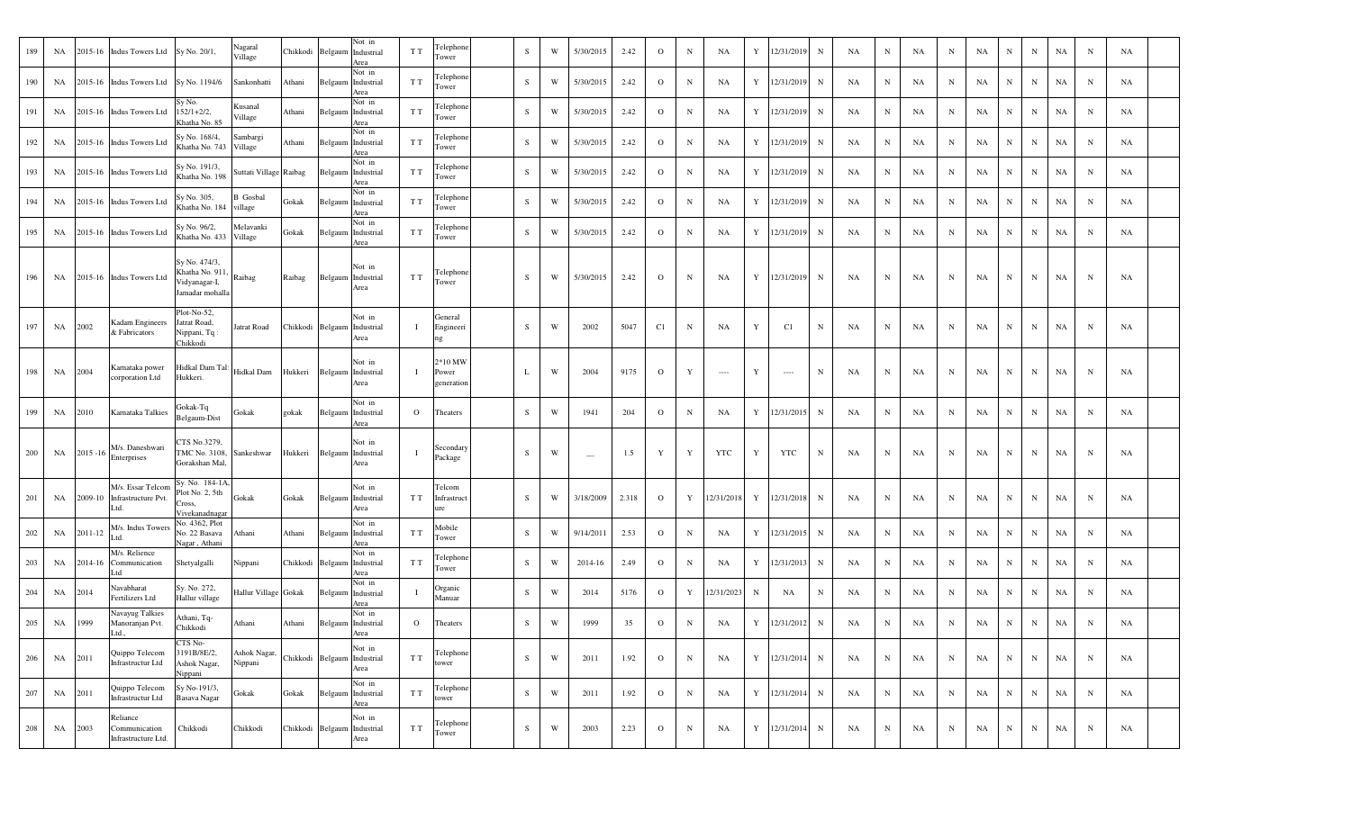| 189 | NA | 2015-16 | Indus Towers Ltd | Sy No. 20/1, | Nagaral Village | Chikkodi | Belgaum | Not in Industrial Area | T T | Telephone Tower | | S | W | 5/30/2015 | 2.42 | O | N | NA | Y | 12/31/2019 | N | NA | N | NA | N | NA | N | N | NA | N | NA | |
|---|---|---|---|---|---|---|---|---|---|---|---|---|---|---|---|---|---|---|---|---|---|---|---|---|---|---|---|---|---|---|---|---|
| 190 | NA | 2015-16 | Indus Towers Ltd | Sy No. 1194/6 | Sankonhatti | Athani | Belgaum | Not in Industrial Area | T T | Telephone Tower | | S | W | 5/30/2015 | 2.42 | O | N | NA | Y | 12/31/2019 | N | NA | N | NA | N | NA | N | N | NA | N | NA | |
| 191 | NA | 2015-16 | Indus Towers Ltd | Sy No. 152/1+2/2, Khatha No. 85 | Kusanal Village | Athani | Belgaum | Not in Industrial Area | T T | Telephone Tower | | S | W | 5/30/2015 | 2.42 | O | N | NA | Y | 12/31/2019 | N | NA | N | NA | N | NA | N | N | NA | N | NA | |
| 192 | NA | 2015-16 | Indus Towers Ltd | Sy No. 168/4, Khatha No. 743 | Sambargi Village | Athani | Belgaum | Not in Industrial Area | T T | Telephone Tower | | S | W | 5/30/2015 | 2.42 | O | N | NA | Y | 12/31/2019 | N | NA | N | NA | N | NA | N | N | NA | N | NA | |
| 193 | NA | 2015-16 | Indus Towers Ltd | Sy No. 191/3, Khatha No. 198 | Suttati Village | Raibag | Belgaum | Not in Industrial Area | T T | Telephone Tower | | S | W | 5/30/2015 | 2.42 | O | N | NA | Y | 12/31/2019 | N | NA | N | NA | N | NA | N | N | NA | N | NA | |
| 194 | NA | 2015-16 | Indus Towers Ltd | Sy No. 305, Khatha No. 184 | B Gosbal village | Gokak | Belgaum | Not in Industrial Area | T T | Telephone Tower | | S | W | 5/30/2015 | 2.42 | O | N | NA | Y | 12/31/2019 | N | NA | N | NA | N | NA | N | N | NA | N | NA | |
| 195 | NA | 2015-16 | Indus Towers Ltd | Sy No. 96/2, Khatha No. 433 | Melavanki Village | Gokak | Belgaum | Not in Industrial Area | T T | Telephone Tower | | S | W | 5/30/2015 | 2.42 | O | N | NA | Y | 12/31/2019 | N | NA | N | NA | N | NA | N | N | NA | N | NA | |
| 196 | NA | 2015-16 | Indus Towers Ltd | Sy No. 474/3, Khatha No. 911, Vidyanagar-I, Jamadar mohalla | Raibag | Raibag | Belgaum | Not in Industrial Area | T T | Telephone Tower | | S | W | 5/30/2015 | 2.42 | O | N | NA | Y | 12/31/2019 | N | NA | N | NA | N | NA | N | N | NA | N | NA | |
| 197 | NA | 2002 | Kadam Engineers & Fabricators | Plot-No-52, Jatrat Road, Nippani, Tq : Chikkodi | Jatrat Road | Chikkodi | Belgaum | Not in Industrial Area | I | General Engineering | | S | W | 2002 | 5047 | C1 | N | NA | Y | C1 | N | NA | N | NA | N | NA | N | N | NA | N | NA | |
| 198 | NA | 2004 | Karnataka power corporation Ltd | Hidkal Dam Tal: Hukkeri. | Hidkal Dam | Hukkeri | Belgaum | Not in Industrial Area | I | 2*10 MW Power generation | | L | W | 2004 | 9175 | O | Y | ---- | Y | ---- | N | NA | N | NA | N | NA | N | N | NA | N | NA | |
| 199 | NA | 2010 | Karnataka Talkies | Gokak-Tq Belgaum-Dist | Gokak | gokak | Belgaum | Not in Industrial Area | O | Theaters | | S | W | 1941 | 204 | O | N | NA | Y | 12/31/2015 | N | NA | N | NA | N | NA | N | N | NA | N | NA | |
| 200 | NA | 2015 -16 | M/s. Daneshwari Enterprises | CTS No.3279, TMC No. 3108, Gorakshan Mal, | Sankeshwar | Hukkeri | Belgaum | Not in Industrial Area | I | Secondary Package | | S | W | __ | 1.5 | Y | Y | YTC | Y | YTC | N | NA | N | NA | N | NA | N | N | NA | N | NA | |
| 201 | NA | 2009-10 | M/s. Essar Telcom Infrastructure Pvt. Ltd. | Sy. No. 184-1A, Plot No. 2, 5th Cross, Vivekanadnagar | Gokak | Gokak | Belgaum | Not in Industrial Area | T T | Telcom Infrastructure | | S | W | 3/18/2009 | 2.318 | O | Y | 12/31/2018 | Y | 12/31/2018 | N | NA | N | NA | N | NA | N | N | NA | N | NA | |
| 202 | NA | 2011-12 | M/s. Indus Towers Ltd. | No. 4362, Plot No. 22 Basava Nagar , Athani | Athani | Athani | Belgaum | Not in Industrial Area | T T | Mobile Tower | | S | W | 9/14/2011 | 2.53 | O | N | NA | Y | 12/31/2015 | N | NA | N | NA | N | NA | N | N | NA | N | NA | |
| 203 | NA | 2014-16 | M/s. Relience Communication Ltd | Shetyalgalli | Nippani | Chikkodi | Belgaum | Not in Industrial Area | T T | Telephone Tower | | S | W | 2014-16 | 2.49 | O | N | NA | Y | 12/31/2013 | N | NA | N | NA | N | NA | N | N | NA | N | NA | |
| 204 | NA | 2014 | Navabharat Fertilizers Ltd | Sy. No. 272, Hallur village | Hallur Village | Gokak | Belgaum | Not in Industrial Area | I | Organic Manuar | | S | W | 2014 | 5176 | O | Y | 12/31/2023 | N | NA | N | NA | N | NA | N | NA | N | N | NA | N | NA | |
| 205 | NA | 1999 | Navayug Talkies Manoranjan Pvt. Ltd., | Athani, Tq-Chikkodi | Athani | Athani | Belgaum | Not in Industrial Area | O | Theaters | | S | W | 1999 | 35 | O | N | NA | Y | 12/31/2012 | N | NA | N | NA | N | NA | N | N | NA | N | NA | |
| 206 | NA | 2011 | Quippo Telecom Infrastructur Ltd | CTS No-3191B/8E/2, Ashok Nagar, Nippani | Ashok Nagar, Nippani | Chikkodi | Belgaum | Not in Industrial Area | T T | Telephone tower | | S | W | 2011 | 1.92 | O | N | NA | Y | 12/31/2014 | N | NA | N | NA | N | NA | N | N | NA | N | NA | |
| 207 | NA | 2011 | Quippo Telecom Infrastructur Ltd | Sy No-191/3, Basava Nagar | Gokak | Gokak | Belgaum | Not in Industrial Area | T T | Telephone tower | | S | W | 2011 | 1.92 | O | N | NA | Y | 12/31/2014 | N | NA | N | NA | N | NA | N | N | NA | N | NA | |
| 208 | NA | 2003 | Reliance Communication Infrastructure Ltd. | Chikkodi | Chikkodi | Chikkodi | Belgaum | Not in Industrial Area | T T | Telephone Tower | | S | W | 2003 | 2.23 | O | N | NA | Y | 12/31/2014 | N | NA | N | NA | N | NA | N | N | NA | N | NA | |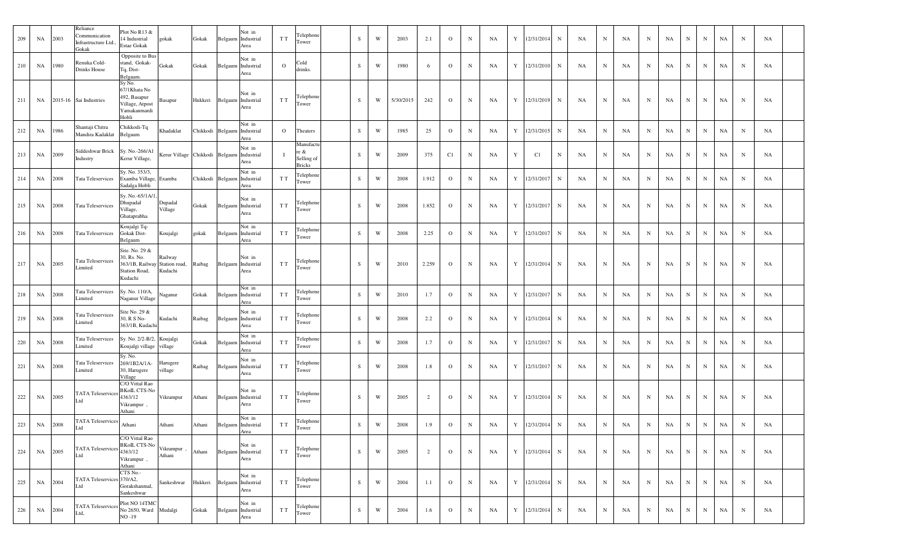| 209 | NA | 2003 | Reliance Communication Infrastructure Ltd., Gokak | Plot No R13 & 14 Industrial Estae Gokak | gokak | Gokak | Belgaum | Not in Industrial Area | T T | Telephone Tower | | S | W | 2003 | 2.1 | O | N | NA | Y | 12/31/2014 | N | NA | N | NA | N | NA | N | N | NA | N | NA | |
|---|---|---|---|---|---|---|---|---|---|---|---|---|---|---|---|---|---|---|---|---|---|---|---|---|---|---|---|---|---|---|---|---|
| 210 | NA | 1980 | Renuka Cold-Drinks House | Opposite to Bus stand, Gokak-Tq, Dist-Belgaum. | Gokak | Gokak | Belgaum | Not in Industrial Area | O | Cold drinks. | | S | W | 1980 | 6 | O | N | NA | Y | 12/31/2010 | N | NA | N | NA | N | NA | N | N | NA | N | NA | |
| 211 | NA | 2015-16 | Sai Industries | Sy No. 67/1Khata No 492, Basapur Village, Atpost Yamakanmardi Hobli | Basapur | Hukkeri | Belgaum | Not in Industrial Area | T T | Telephone Tower | | S | W | 5/30/2015 | 242 | O | N | NA | Y | 12/31/2019 | N | NA | N | NA | N | NA | N | N | NA | N | NA | |
| 212 | NA | 1986 | Shantaji Chitra Mandira Kadaklat | Chikkodi-Tq Belgaum | Khadaklat | Chikkodi | Belgaum | Not in Industrial Area | O | Theaters | | S | W | 1985 | 25 | O | N | NA | Y | 12/31/2015 | N | NA | N | NA | N | NA | N | N | NA | N | NA | |
| 213 | NA | 2009 | Siddeshwar Brick Industry | Sy. No.-266/A1 Kerur Village, | Kerur Village | Chikkodi | Belgaum | Not in Industrial Area | I | Manufacture & Selling of Bricks | | S | W | 2009 | 375 | C1 | N | NA | Y | C1 | N | NA | N | NA | N | NA | N | N | NA | N | NA | |
| 214 | NA | 2008 | Tata Teleservices | Sy. No. 353/3, Examba Village, Sadalga Hobli | Examba | Chikkodi | Belgaum | Not in Industrial Area | T T | Telephone Tower | | S | W | 2008 | 1.912 | O | N | NA | Y | 12/31/2017 | N | NA | N | NA | N | NA | N | N | NA | N | NA | |
| 215 | NA | 2008 | Tata Teleservices | Sy. No.-65/1A/1, Dhupadal Village, Ghataprabha | Dupadal Village | Gokak | Belgaum | Not in Industrial Area | T T | Telephone Tower | | S | W | 2008 | 1.852 | O | N | NA | Y | 12/31/2017 | N | NA | N | NA | N | NA | N | N | NA | N | NA | |
| 216 | NA | 2008 | Tata Teleservices | Koujalgi Tq-Gokak Dist-Belgaum | Koujalgi | gokak | Belgaum | Not in Industrial Area | T T | Telephone Tower | | S | W | 2008 | 2.25 | O | N | NA | Y | 12/31/2017 | N | NA | N | NA | N | NA | N | N | NA | N | NA | |
| 217 | NA | 2005 | Tata Teleservices Limited | Site. No. 29 & 30, Rs. No. 363/1B, Railway Station Road, Kudachi | Railway Station road, Kudachi | Raibag | Belgaum | Not in Industrial Area | T T | Telephone Tower | | S | W | 2010 | 2.259 | O | N | NA | Y | 12/31/2014 | N | NA | N | NA | N | NA | N | N | NA | N | NA | |
| 218 | NA | 2008 | Tata Teleservices Limited | Sy. No. 110/A, Naganur Village | Naganur | Gokak | Belgaum | Not in Industrial Area | T T | Telephone Tower | | S | W | 2010 | 1.7 | O | N | NA | Y | 12/31/2017 | N | NA | N | NA | N | NA | N | N | NA | N | NA | |
| 219 | NA | 2008 | Tata Teleservices Limited | Site No. 29 & 30, R S No-363/1B, Kudachi | Kudachi | Raibag | Belgaum | Not in Industrial Area | T T | Telephone Tower | | S | W | 2008 | 2.2 | O | N | NA | Y | 12/31/2014 | N | NA | N | NA | N | NA | N | N | NA | N | NA | |
| 220 | NA | 2008 | Tata Teleservices Limited | Sy. No. 2/2-B/2, Koujalgi village | Koujalgi village | Gokak | Belgaum | Not in Industrial Area | T T | Telephone Tower | | S | W | 2008 | 1.7 | O | N | NA | Y | 12/31/2017 | N | NA | N | NA | N | NA | N | N | NA | N | NA | |
| 221 | NA | 2008 | Tata Teleservices Limited | Sy. No. 269/1B2A/1A-30, Harugere Village | Harugere village | Raibag | Belgaum | Not in Industrial Area | T T | Telephone Tower | | S | W | 2008 | 1.8 | O | N | NA | Y | 12/31/2017 | N | NA | N | NA | N | NA | N | N | NA | N | NA | |
| 222 | NA | 2005 | TATA Teleservices Ltd | C/O Vittal Rao BKolL CTS-No 4363/12 Vikrampur , Athani | Vikrampur | Athani | Belgaum | Not in Industrial Area | T T | Telephone Tower | | S | W | 2005 | 2 | O | N | NA | Y | 12/31/2014 | N | NA | N | NA | N | NA | N | N | NA | N | NA | |
| 223 | NA | 2008 | TATA Teleservices Ltd | Athani | Athani | Athani | Belgaum | Not in Industrial Area | T T | Telephone Tower | | S | W | 2008 | 1.9 | O | N | NA | Y | 12/31/2014 | N | NA | N | NA | N | NA | N | N | NA | N | NA | |
| 224 | NA | 2005 | TATA Teleservices Ltd | C/O Vittal Rao BKolL CTS-No 4363/12 Vikrampur , Athani | Vikrampur , Athani | Athani | Belgaum | Not in Industrial Area | T T | Telephone Tower | | S | W | 2005 | 2 | O | N | NA | Y | 12/31/2014 | N | NA | N | NA | N | NA | N | N | NA | N | NA | |
| 225 | NA | 2004 | TATA Teleservices Ltd | CTS No.-370/A2, Gorakshanmal, Sankeshwar | Sankeshwar | Hukkeri | Belgaum | Not in Industrial Area | T T | Telephone Tower | | S | W | 2004 | 1.1 | O | N | NA | Y | 12/31/2014 | N | NA | N | NA | N | NA | N | N | NA | N | NA | |
| 226 | NA | 2004 | TATA Teleservices Ltd, | Plot NO 14TMC No 2650, Ward NO -19 | Mudalgi | Gokak | Belgaum | Not in Industrial Area | T T | Telephone Tower | | S | W | 2004 | 1.6 | O | N | NA | Y | 12/31/2014 | N | NA | N | NA | N | NA | N | N | NA | N | NA | |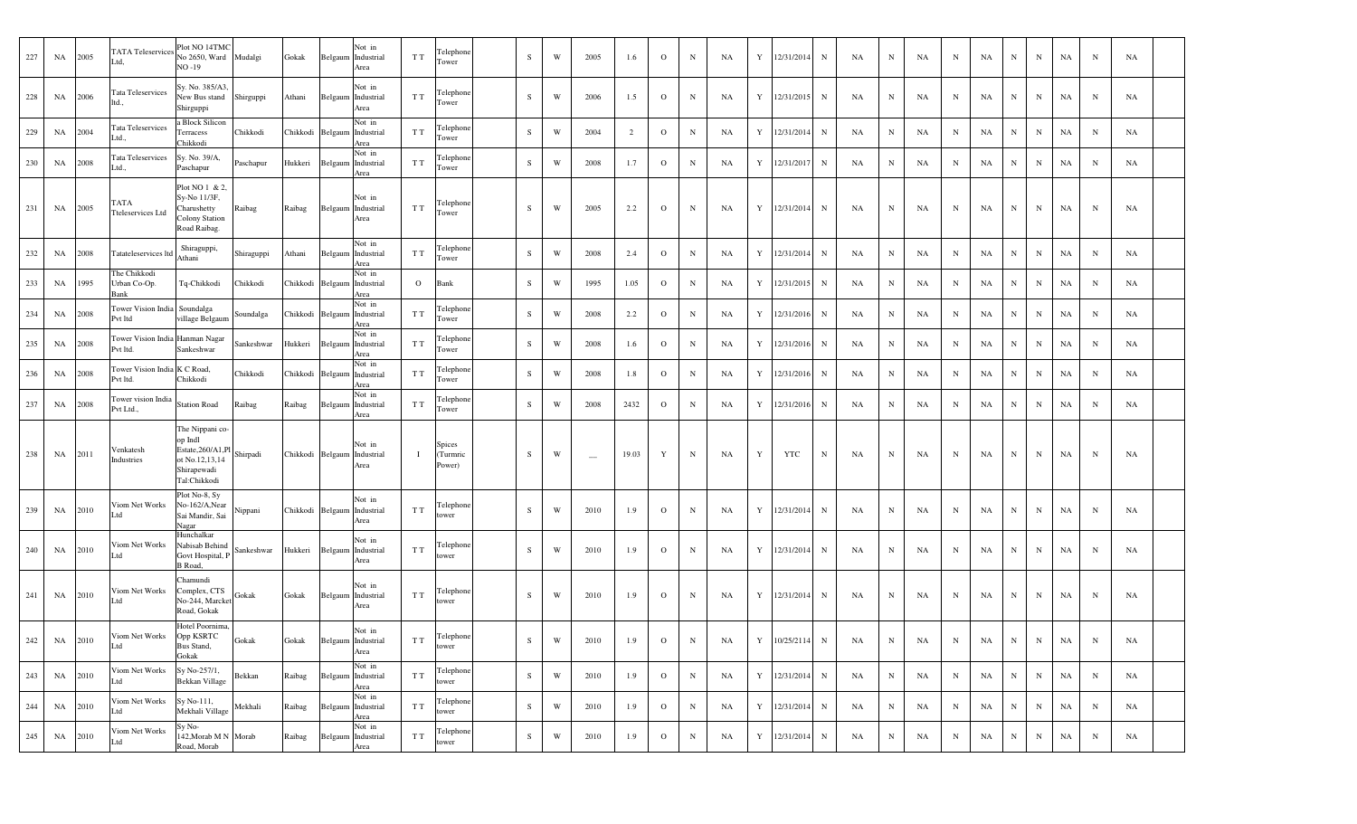| 227 | NA | 2005 | TATA Teleservices Ltd, | Plot NO 14TMC No 2650, Ward NO -19 | Mudalgi | Gokak | Belgaum | Not in Industrial Area | T T | Telephone Tower | | S | W | 2005 | 1.6 | O | N | NA | Y | 12/31/2014 | N | NA | N | NA | N | NA | N | N | NA | N | NA | |
|---|---|---|---|---|---|---|---|---|---|---|---|---|---|---|---|---|---|---|---|---|---|---|---|---|---|---|---|---|---|---|---|---|
| 228 | NA | 2006 | Tata Teleservices ltd., | Sy. No. 385/A3, New Bus stand Shirguppi | Shirguppi | Athani | Belgaum | Not in Industrial Area | T T | Telephone Tower | | S | W | 2006 | 1.5 | O | N | NA | Y | 12/31/2015 | N | NA | N | NA | N | NA | N | N | NA | N | NA | |
| 229 | NA | 2004 | Tata Teleservices Ltd., | a Block Silicon Terracess Chikkodi | Chikkodi | Chikkodi | Belgaum | Not in Industrial Area | T T | Telephone Tower | | S | W | 2004 | 2 | O | N | NA | Y | 12/31/2014 | N | NA | N | NA | N | NA | N | N | NA | N | NA | |
| 230 | NA | 2008 | Tata Teleservices Ltd., | Sy. No. 39/A, Paschapur | Paschapur | Hukkeri | Belgaum | Not in Industrial Area | T T | Telephone Tower | | S | W | 2008 | 1.7 | O | N | NA | Y | 12/31/2017 | N | NA | N | NA | N | NA | N | N | NA | N | NA | |
| 231 | NA | 2005 | TATA Tteleservices Ltd | Plot NO 1 & 2, Sy-No 11/3F, Charushetty Colony Station Road Raibag. | Raibag | Raibag | Belgaum | Not in Industrial Area | T T | Telephone Tower | | S | W | 2005 | 2.2 | O | N | NA | Y | 12/31/2014 | N | NA | N | NA | N | NA | N | N | NA | N | NA | |
| 232 | NA | 2008 | Tatateleservices ltd | Shiraguppi, Athani | Shiraguppi | Athani | Belgaum | Not in Industrial Area | T T | Telephone Tower | | S | W | 2008 | 2.4 | O | N | NA | Y | 12/31/2014 | N | NA | N | NA | N | NA | N | N | NA | N | NA | |
| 233 | NA | 1995 | The Chikkodi Urban Co-Op. Bank | Tq-Chikkodi | Chikkodi | Chikkodi | Belgaum | Not in Industrial Area | O | Bank | | S | W | 1995 | 1.05 | O | N | NA | Y | 12/31/2015 | N | NA | N | NA | N | NA | N | N | NA | N | NA | |
| 234 | NA | 2008 | Tower Vision India Pvt ltd | Soundalga village Belgaum | Soundalga | Chikkodi | Belgaum | Not in Industrial Area | T T | Telephone Tower | | S | W | 2008 | 2.2 | O | N | NA | Y | 12/31/2016 | N | NA | N | NA | N | NA | N | N | NA | N | NA | |
| 235 | NA | 2008 | Tower Vision India Pvt ltd. | Hanman Nagar Sankeshwar | Sankeshwar | Hukkeri | Belgaum | Not in Industrial Area | T T | Telephone Tower | | S | W | 2008 | 1.6 | O | N | NA | Y | 12/31/2016 | N | NA | N | NA | N | NA | N | N | NA | N | NA | |
| 236 | NA | 2008 | Tower Vision India Pvt ltd. | K C Road, Chikkodi | Chikkodi | Chikkodi | Belgaum | Not in Industrial Area | T T | Telephone Tower | | S | W | 2008 | 1.8 | O | N | NA | Y | 12/31/2016 | N | NA | N | NA | N | NA | N | N | NA | N | NA | |
| 237 | NA | 2008 | Tower vision India Pvt Ltd., | Station Road | Raibag | Raibag | Belgaum | Not in Industrial Area | T T | Telephone Tower | | S | W | 2008 | 2432 | O | N | NA | Y | 12/31/2016 | N | NA | N | NA | N | NA | N | N | NA | N | NA | |
| 238 | NA | 2011 | Venkatesh Industries | The Nippani co-op Indl Estate,260/A1,Plot No.12,13,14 Shirapewadi Tal:Chikkodi | Shirpadi | Chikkodi | Belgaum | Not in Industrial Area | I | Spices (Turmric Power) | | S | W | — | 19.03 | Y | N | NA | Y | YTC | N | NA | N | NA | N | NA | N | N | NA | N | NA | |
| 239 | NA | 2010 | Viom Net Works Ltd | Plot No-8, Sy No-162/A,Near Sai Mandir, Sai Nagar | Nippani | Chikkodi | Belgaum | Not in Industrial Area | T T | Telephone tower | | S | W | 2010 | 1.9 | O | N | NA | Y | 12/31/2014 | N | NA | N | NA | N | NA | N | N | NA | N | NA | |
| 240 | NA | 2010 | Viom Net Works Ltd | Hunchalkar Nabisab Behind Govt Hospital, P B Road, | Sankeshwar | Hukkeri | Belgaum | Not in Industrial Area | T T | Telephone tower | | S | W | 2010 | 1.9 | O | N | NA | Y | 12/31/2014 | N | NA | N | NA | N | NA | N | N | NA | N | NA | |
| 241 | NA | 2010 | Viom Net Works Ltd | Chamundi Complex, CTS No-244, Marcket Road, Gokak | Gokak | Gokak | Belgaum | Not in Industrial Area | T T | Telephone tower | | S | W | 2010 | 1.9 | O | N | NA | Y | 12/31/2014 | N | NA | N | NA | N | NA | N | N | NA | N | NA | |
| 242 | NA | 2010 | Viom Net Works Ltd | Hotel Poornima, Opp KSRTC Bus Stand, Gokak | Gokak | Gokak | Belgaum | Not in Industrial Area | T T | Telephone tower | | S | W | 2010 | 1.9 | O | N | NA | Y | 10/25/2114 | N | NA | N | NA | N | NA | N | N | NA | N | NA | |
| 243 | NA | 2010 | Viom Net Works Ltd | Sy No-257/1, Bekkan Village | Bekkan | Raibag | Belgaum | Not in Industrial Area | T T | Telephone tower | | S | W | 2010 | 1.9 | O | N | NA | Y | 12/31/2014 | N | NA | N | NA | N | NA | N | N | NA | N | NA | |
| 244 | NA | 2010 | Viom Net Works Ltd | Sy No-111, Mekhali Village | Mekhali | Raibag | Belgaum | Not in Industrial Area | T T | Telephone tower | | S | W | 2010 | 1.9 | O | N | NA | Y | 12/31/2014 | N | NA | N | NA | N | NA | N | N | NA | N | NA | |
| 245 | NA | 2010 | Viom Net Works Ltd | Sy No-142,Morab M N Road, Morab | Morab | Raibag | Belgaum | Not in Industrial Area | T T | Telephone tower | | S | W | 2010 | 1.9 | O | N | NA | Y | 12/31/2014 | N | NA | N | NA | N | NA | N | N | NA | N | NA | |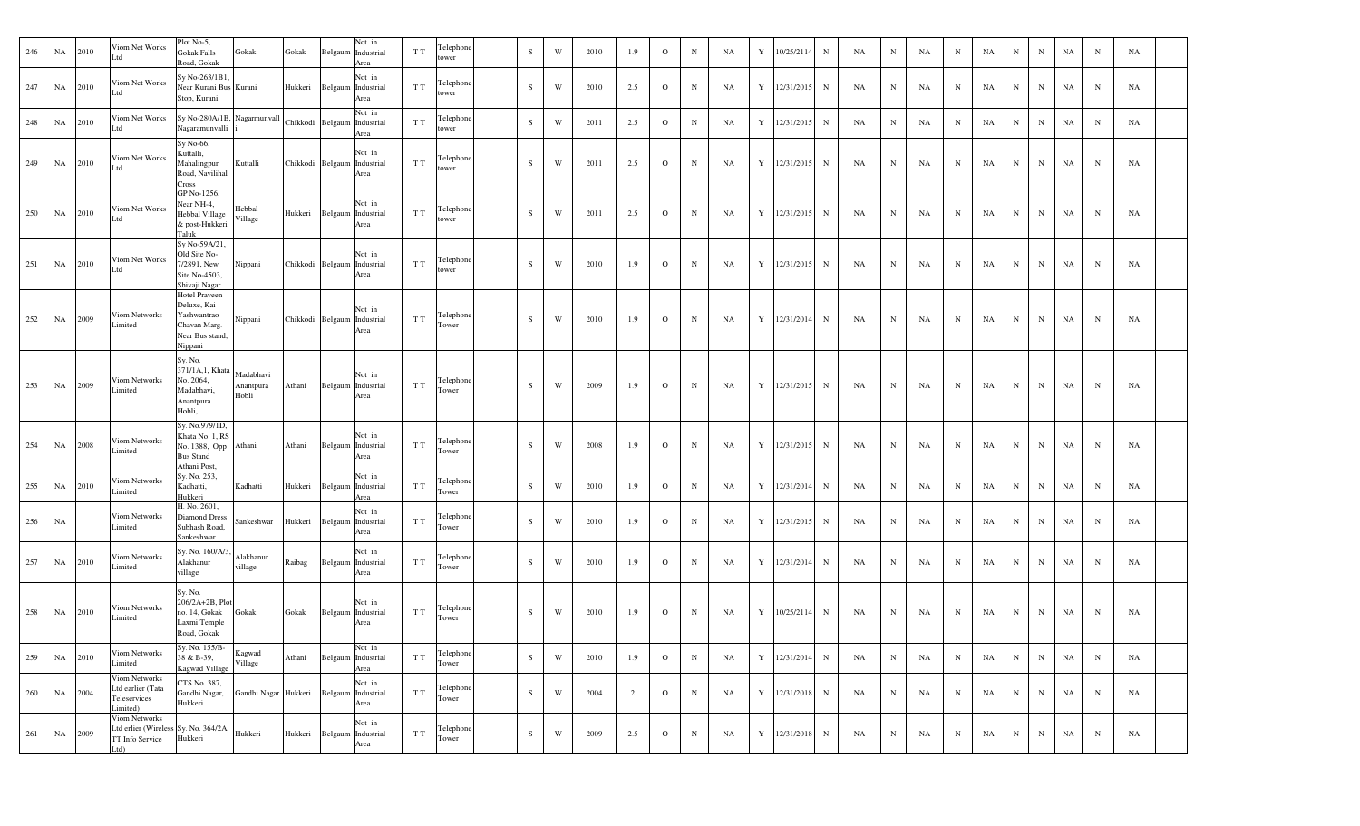| 246 | NA | 2010 | Viom Net Works Ltd | Plot No-5, Gokak Falls Road, Gokak | Gokak | Gokak | Belgaum | Not in Industrial Area | T T | Telephone tower | | S | W | 2010 | 1.9 | O | N | NA | Y | 10/25/2114 | N | NA | N | NA | N | NA | N | N | NA | N | NA | |
|---|---|---|---|---|---|---|---|---|---|---|---|---|---|---|---|---|---|---|---|---|---|---|---|---|---|---|---|---|---|---|---|---|
| 247 | NA | 2010 | Viom Net Works Ltd | Sy No-263/1B1, Near Kurani Bus Stop, Kurani | Kurani | Hukkeri | Belgaum | Not in Industrial Area | T T | Telephone tower | | S | W | 2010 | 2.5 | O | N | NA | Y | 12/31/2015 | N | NA | N | NA | N | NA | N | N | NA | N | NA | |
| 248 | NA | 2010 | Viom Net Works Ltd | Sy No-280A/1B, Nagaramunvalli | Nagarmunvalli | Chikkodi | Belgaum | Not in Industrial Area | T T | Telephone tower | | S | W | 2011 | 2.5 | O | N | NA | Y | 12/31/2015 | N | NA | N | NA | N | NA | N | N | NA | N | NA | |
| 249 | NA | 2010 | Viom Net Works Ltd | Sy No-66, Kuttalli, Mahalingpur Road, Navilihal Cross | Kuttalli | Chikkodi | Belgaum | Not in Industrial Area | T T | Telephone tower | | S | W | 2011 | 2.5 | O | N | NA | Y | 12/31/2015 | N | NA | N | NA | N | NA | N | N | NA | N | NA | |
| 250 | NA | 2010 | Viom Net Works Ltd | GP No-1256, Near NH-4, Hebbal Village & post-Hukkeri Taluk | Hebbal Village | Hukkeri | Belgaum | Not in Industrial Area | T T | Telephone tower | | S | W | 2011 | 2.5 | O | N | NA | Y | 12/31/2015 | N | NA | N | NA | N | NA | N | N | NA | N | NA | |
| 251 | NA | 2010 | Viom Net Works Ltd | Sy No-59A/21, Old Site No-7/2891, New Site No-4503, Shivaji Nagar | Nippani | Chikkodi | Belgaum | Not in Industrial Area | T T | Telephone tower | | S | W | 2010 | 1.9 | O | N | NA | Y | 12/31/2015 | N | NA | N | NA | N | NA | N | N | NA | N | NA | |
| 252 | NA | 2009 | Viom Networks Limited | Hotel Praveen Deluxe, Kai Yashwantrao Chavan Marg. Near Bus stand, Nippani | Nippani | Chikkodi | Belgaum | Not in Industrial Area | T T | Telephone Tower | | S | W | 2010 | 1.9 | O | N | NA | Y | 12/31/2014 | N | NA | N | NA | N | NA | N | N | NA | N | NA | |
| 253 | NA | 2009 | Viom Networks Limited | Sy. No. 371/1A,1, Khata No. 2064, Madabhavi, Anantpura Hobli, | Madabhavi Anantpura Hobli | Athani | Belgaum | Not in Industrial Area | T T | Telephone Tower | | S | W | 2009 | 1.9 | O | N | NA | Y | 12/31/2015 | N | NA | N | NA | N | NA | N | N | NA | N | NA | |
| 254 | NA | 2008 | Viom Networks Limited | Sy. No.979/1D, Khata No. 1, RS No. 1388, Opp Bus Stand Athani Post, | Athani | Athani | Belgaum | Not in Industrial Area | T T | Telephone Tower | | S | W | 2008 | 1.9 | O | N | NA | Y | 12/31/2015 | N | NA | N | NA | N | NA | N | N | NA | N | NA | |
| 255 | NA | 2010 | Viom Networks Limited | Sy. No. 253, Kadhatti, Hukkeri | Kadhatti | Hukkeri | Belgaum | Not in Industrial Area | T T | Telephone Tower | | S | W | 2010 | 1.9 | O | N | NA | Y | 12/31/2014 | N | NA | N | NA | N | NA | N | N | NA | N | NA | |
| 256 | NA | | Viom Networks Limited | H. No. 2601, Diamond Dress Subhash Road, Sankeshwar | Sankeshwar | Hukkeri | Belgaum | Not in Industrial Area | T T | Telephone Tower | | S | W | 2010 | 1.9 | O | N | NA | Y | 12/31/2015 | N | NA | N | NA | N | NA | N | N | NA | N | NA | |
| 257 | NA | 2010 | Viom Networks Limited | Sy. No. 160/A/3, Alakhanur village | Alakhanur village | Raibag | Belgaum | Not in Industrial Area | T T | Telephone Tower | | S | W | 2010 | 1.9 | O | N | NA | Y | 12/31/2014 | N | NA | N | NA | N | NA | N | N | NA | N | NA | |
| 258 | NA | 2010 | Viom Networks Limited | Sy. No. 206/2A+2B, Plot no. 14, Gokak Laxmi Temple Road, Gokak | Gokak | Gokak | Belgaum | Not in Industrial Area | T T | Telephone Tower | | S | W | 2010 | 1.9 | O | N | NA | Y | 10/25/2114 | N | NA | N | NA | N | NA | N | N | NA | N | NA | |
| 259 | NA | 2010 | Viom Networks Limited | Sy. No. 155/B-38 & B-39, Kagwad Village | Kagwad Village | Athani | Belgaum | Not in Industrial Area | T T | Telephone Tower | | S | W | 2010 | 1.9 | O | N | NA | Y | 12/31/2014 | N | NA | N | NA | N | NA | N | N | NA | N | NA | |
| 260 | NA | 2004 | Viom Networks Ltd earlier (Tata Teleservices Limited) | CTS No. 387, Gandhi Nagar, Hukkeri | Gandhi Nagar | Hukkeri | Belgaum | Not in Industrial Area | T T | Telephone Tower | | S | W | 2004 | 2 | O | N | NA | Y | 12/31/2018 | N | NA | N | NA | N | NA | N | N | NA | N | NA | |
| 261 | NA | 2009 | Viom Networks Ltd erlier (Wireless TT Info Service Ltd) | Sy. No. 364/2A, Hukkeri | Hukkeri | Hukkeri | Belgaum | Not in Industrial Area | T T | Telephone Tower | | S | W | 2009 | 2.5 | O | N | NA | Y | 12/31/2018 | N | NA | N | NA | N | NA | N | N | NA | N | NA | |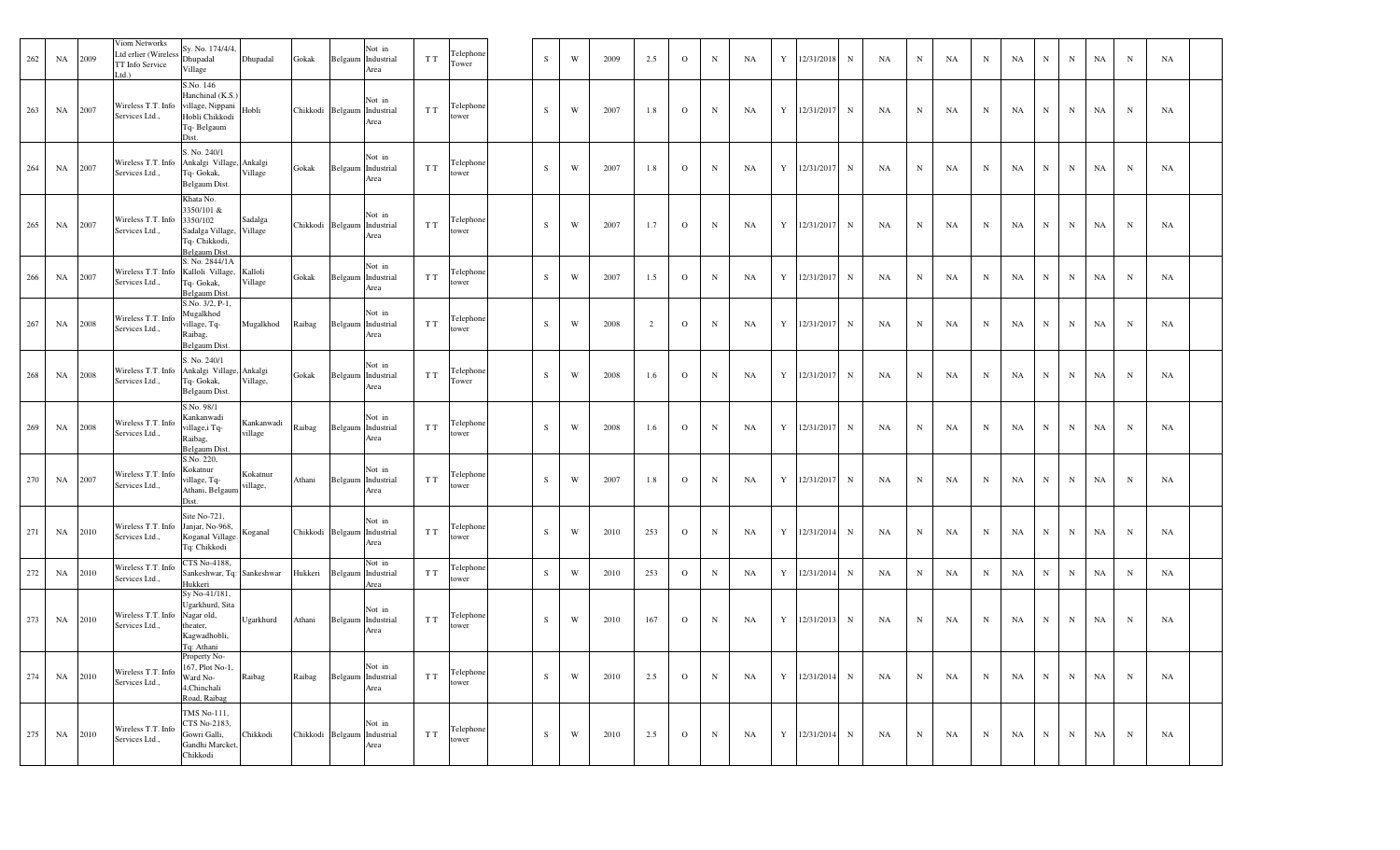| 262 | NA | 2009 | Viom Networks Ltd erlier (Wireless TT Info Service Ltd.) | Sy. No. 174/4/4, Dhupadal Village | Dhupadal | Gokak | Belgaum | Not in Industrial Area | T T | Telephone Tower | | S | W | 2009 | 2.5 | O | N | NA | Y | 12/31/2018 | N | NA | N | NA | N | NA | N | N | NA | N | NA | |
|---|---|---|---|---|---|---|---|---|---|---|---|---|---|---|---|---|---|---|---|---|---|---|---|---|---|---|---|---|---|---|---|---|
| 263 | NA | 2007 | Wireless T.T. Info Services Ltd., | S.No. 146 Hanchinal (K.S.) village, Nippani Hobli Chikkodi Tq- Belgaum Dist. | Hobli | Chikkodi | Belgaum | Not in Industrial Area | T T | Telephone tower | | S | W | 2007 | 1.8 | O | N | NA | Y | 12/31/2017 | N | NA | N | NA | N | NA | N | N | NA | N | NA | |
| 264 | NA | 2007 | Wireless T.T. Info Services Ltd., | S. No. 240/1 Ankalgi Village, Tq- Gokak, Belgaum Dist. | Ankalgi Village | Gokak | Belgaum | Not in Industrial Area | T T | Telephone tower | | S | W | 2007 | 1.8 | O | N | NA | Y | 12/31/2017 | N | NA | N | NA | N | NA | N | N | NA | N | NA | |
| 265 | NA | 2007 | Wireless T.T. Info Services Ltd., | Khata No. 3350/101 & 3350/102 Sadalga Village, Tq- Chikkodi, Belgaum Dist. | Sadalga Village | Chikkodi | Belgaum | Not in Industrial Area | T T | Telephone tower | | S | W | 2007 | 1.7 | O | N | NA | Y | 12/31/2017 | N | NA | N | NA | N | NA | N | N | NA | N | NA | |
| 266 | NA | 2007 | Wireless T.T. Info Services Ltd., | S. No. 2844/1A Kalloli Village, Tq- Gokak, Belgaum Dist. | Kalloli Village | Gokak | Belgaum | Not in Industrial Area | T T | Telephone tower | | S | W | 2007 | 1.5 | O | N | NA | Y | 12/31/2017 | N | NA | N | NA | N | NA | N | N | NA | N | NA | |
| 267 | NA | 2008 | Wireless T.T. Info Services Ltd., | S.No. 3/2, P-1, Mugalkhod village, Tq- Raibag, Belgaum Dist. | Mugalkhod | Raibag | Belgaum | Not in Industrial Area | T T | Telephone tower | | S | W | 2008 | 2 | O | N | NA | Y | 12/31/2017 | N | NA | N | NA | N | NA | N | N | NA | N | NA | |
| 268 | NA | 2008 | Wireless T.T. Info Services Ltd., | S. No. 240/1 Ankalgi Village, Tq- Gokak, Belgaum Dist. | Ankalgi Village, | Gokak | Belgaum | Not in Industrial Area | T T | Telephone Tower | | S | W | 2008 | 1.6 | O | N | NA | Y | 12/31/2017 | N | NA | N | NA | N | NA | N | N | NA | N | NA | |
| 269 | NA | 2008 | Wireless T.T. Info Services Ltd., | S.No. 98/1 Kankanwadi village,i Tq- Raibag, Belgaum Dist. | Kankanwadi village | Raibag | Belgaum | Not in Industrial Area | T T | Telephone tower | | S | W | 2008 | 1.6 | O | N | NA | Y | 12/31/2017 | N | NA | N | NA | N | NA | N | N | NA | N | NA | |
| 270 | NA | 2007 | Wireless T.T. Info Services Ltd., | S.No. 220, Kokatnur village, Tq- Athani, Belgaum Dist. | Kokatnur village, | Athani | Belgaum | Not in Industrial Area | T T | Telephone tower | | S | W | 2007 | 1.8 | O | N | NA | Y | 12/31/2017 | N | NA | N | NA | N | NA | N | N | NA | N | NA | |
| 271 | NA | 2010 | Wireless T.T. Info Services Ltd., | Site No-721, Janjar, No-968, Koganal Village. Tq: Chikkodi | Koganal | Chikkodi | Belgaum | Not in Industrial Area | T T | Telephone tower | | S | W | 2010 | 253 | O | N | NA | Y | 12/31/2014 | N | NA | N | NA | N | NA | N | N | NA | N | NA | |
| 272 | NA | 2010 | Wireless T.T. Info Services Ltd., | CTS No-4188, Sankeshwar, Tq: Hukkeri | Sankeshwar | Hukkeri | Belgaum | Not in Industrial Area | T T | Telephone tower | | S | W | 2010 | 253 | O | N | NA | Y | 12/31/2014 | N | NA | N | NA | N | NA | N | N | NA | N | NA | |
| 273 | NA | 2010 | Wireless T.T. Info Services Ltd., | Sy No-41/181, Ugarkhurd, Sita Nagar old, theater, Kagwadhobli, Tq: Athani | Ugarkhurd | Athani | Belgaum | Not in Industrial Area | T T | Telephone tower | | S | W | 2010 | 167 | O | N | NA | Y | 12/31/2013 | N | NA | N | NA | N | NA | N | N | NA | N | NA | |
| 274 | NA | 2010 | Wireless T.T. Info Services Ltd., | Property No-167, Plot No-1, Ward No-4,Chinchali Road, Raibag | Raibag | Raibag | Belgaum | Not in Industrial Area | T T | Telephone tower | | S | W | 2010 | 2.5 | O | N | NA | Y | 12/31/2014 | N | NA | N | NA | N | NA | N | N | NA | N | NA | |
| 275 | NA | 2010 | Wireless T.T. Info Services Ltd., | TMS No-111, CTS No-2183, Gowri Galli, Gandhi Marcket, Chikkodi | Chikkodi | Chikkodi | Belgaum | Not in Industrial Area | T T | Telephone tower | | S | W | 2010 | 2.5 | O | N | NA | Y | 12/31/2014 | N | NA | N | NA | N | NA | N | N | NA | N | NA | |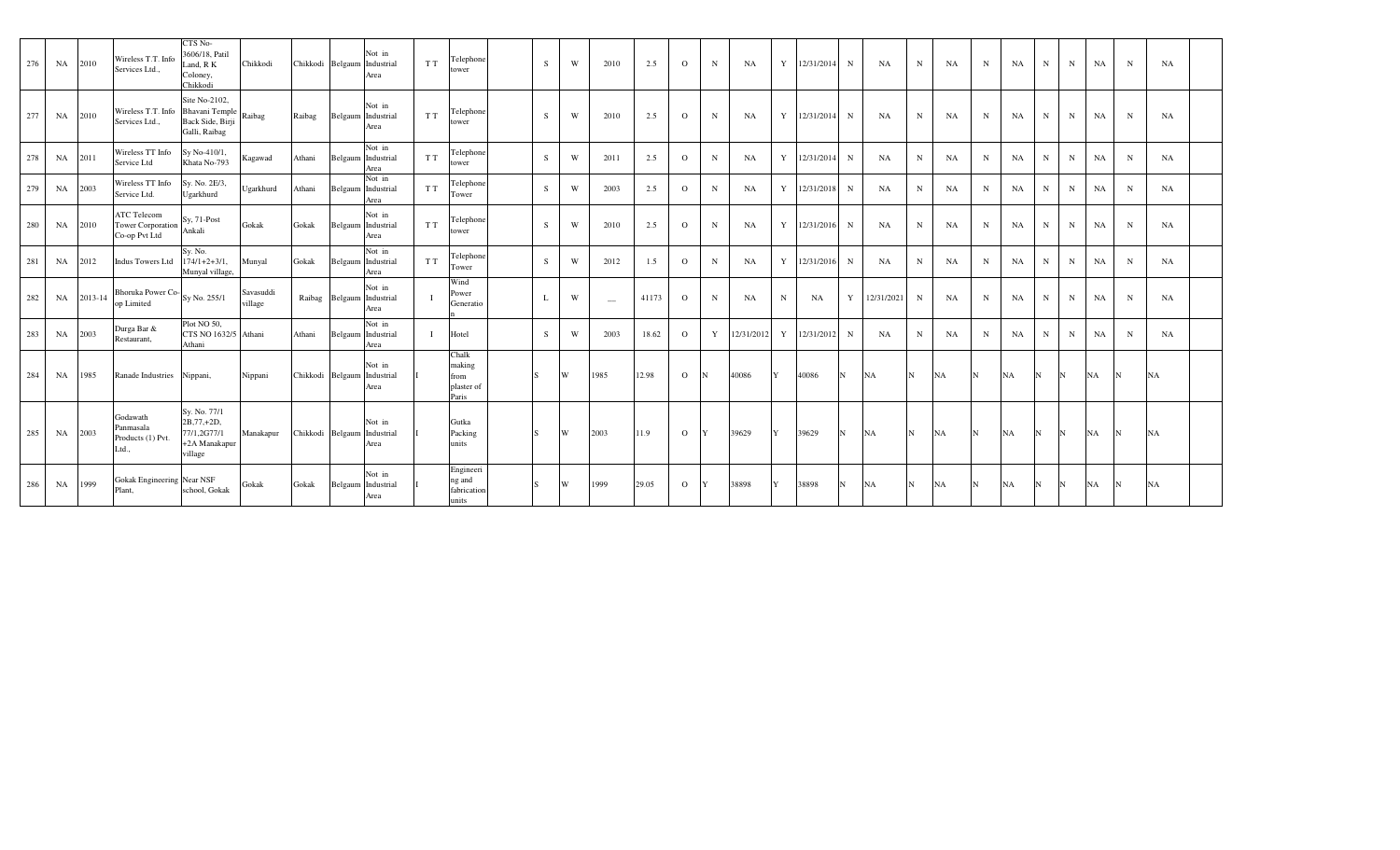| | | | | | | | | | | | | | | | | | | | | | | | | | | | | | | | | | | | |
|---|---|---|---|---|---|---|---|---|---|---|---|---|---|---|---|---|---|---|---|---|---|---|---|---|---|---|---|---|---|---|---|---|---|---|---|
| 276 | NA | 2010 | Wireless T.T. Info Services Ltd., | CTS No-3606/18, Patil Land, R K Coloney, Chikkodi | Chikkodi | Chikkodi | Belgaum | Not in Industrial Area | T T | Telephone tower | | S | W | 2010 | 2.5 | O | N | NA | Y | 12/31/2014 | N | NA | N | NA | N | NA | N | N | NA | N | NA | |
| 277 | NA | 2010 | Wireless T.T. Info Services Ltd., | Site No-2102, Bhavani Temple Back Side, Birji Galli, Raibag | Raibag | Raibag | Belgaum | Not in Industrial Area | T T | Telephone tower | | S | W | 2010 | 2.5 | O | N | NA | Y | 12/31/2014 | N | NA | N | NA | N | NA | N | N | NA | N | NA | |
| 278 | NA | 2011 | Wireless TT Info Service Ltd | Sy No-410/1, Khata No-793 | Kagawad | Athani | Belgaum | Not in Industrial Area | T T | Telephone tower | | S | W | 2011 | 2.5 | O | N | NA | Y | 12/31/2014 | N | NA | N | NA | N | NA | N | N | NA | N | NA | |
| 279 | NA | 2003 | Wireless TT Info Service Ltd. | Sy. No. 2E/3, Ugarkhurd | Ugarkhurd | Athani | Belgaum | Not in Industrial Area | T T | Telephone Tower | | S | W | 2003 | 2.5 | O | N | NA | Y | 12/31/2018 | N | NA | N | NA | N | NA | N | N | NA | N | NA | |
| 280 | NA | 2010 | ATC Telecom Tower Corporation Co-op Pvt Ltd | Sy, 71-Post Ankali | Gokak | Gokak | Belgaum | Not in Industrial Area | T T | Telephone tower | | S | W | 2010 | 2.5 | O | N | NA | Y | 12/31/2016 | N | NA | N | NA | N | NA | N | N | NA | N | NA | |
| 281 | NA | 2012 | Indus Towers Ltd | Sy. No. 174/1+2+3/1, Munyal village, | Munyal | Gokak | Belgaum | Not in Industrial Area | T T | Telephone Tower | | S | W | 2012 | 1.5 | O | N | NA | Y | 12/31/2016 | N | NA | N | NA | N | NA | N | N | NA | N | NA | |
| 282 | NA | 2013-14 | Bhoruka Power Co-op Limited | Sy No. 255/1 | Savasuddi village | Raibag | Belgaum | Not in Industrial Area | I | Wind Power Generation | | L | W | __ | 41173 | O | N | NA | N | NA | Y | 12/31/2021 | N | NA | N | NA | N | N | NA | N | NA | |
| 283 | NA | 2003 | Durga Bar & Restaurant, | Plot NO 50, CTS NO 1632/5 Athani | Athani | Athani | Belgaum | Not in Industrial Area | I | Hotel | | S | W | 2003 | 18.62 | O | Y | 12/31/2012 | Y | 12/31/2012 | N | NA | N | NA | N | NA | N | N | NA | N | NA | |
| 284 | NA | 1985 | Ranade Industries | Nippani, | Nippani | Chikkodi | Belgaum | Not in Industrial Area | I | Chalk making from plaster of Paris | | S | W | 1985 | 12.98 | O | N | 40086 | Y | 40086 | N | NA | N | NA | N | NA | N | N | NA | N | NA | |
| 285 | NA | 2003 | Godawath Panmasala Products (1) Pvt. Ltd., | Sy. No. 77/1 2B,77,+2D, 77/1,2G77/1 +2A Manakapur village | Manakapur | Chikkodi | Belgaum | Not in Industrial Area | I | Gutka Packing units | | S | W | 2003 | 11.9 | O | Y | 39629 | Y | 39629 | N | NA | N | NA | N | NA | N | N | NA | N | NA | |
| 286 | NA | 1999 | Gokak Engineering Plant, | Near NSF school, Gokak | Gokak | Gokak | Belgaum | Not in Industrial Area | I | Engineering and fabrication units | | S | W | 1999 | 29.05 | O | Y | 38898 | Y | 38898 | N | NA | N | NA | N | NA | N | N | NA | N | NA | |